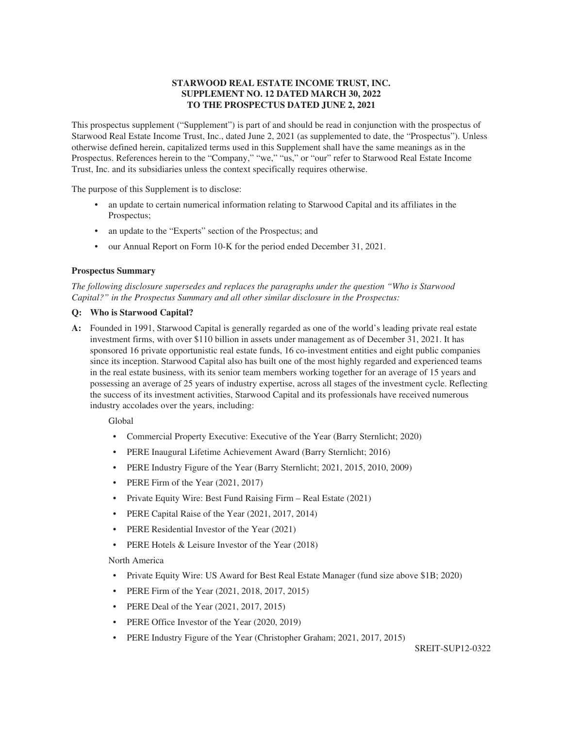# STARWOOD REAL ESTATE INCOME TRUST, INC.
## SUPPLEMENT NO. 12 DATED MARCH 30, 2022
## TO THE PROSPECTUS DATED JUNE 2, 2021

This prospectus supplement ("Supplement") is part of and should be read in conjunction with the prospectus of Starwood Real Estate Income Trust, Inc., dated June 2, 2021 (as supplemented to date, the "Prospectus"). Unless otherwise defined herein, capitalized terms used in this Supplement shall have the same meanings as in the Prospectus. References herein to the "Company," "we," "us," or "our" refer to Starwood Real Estate Income Trust, Inc. and its subsidiaries unless the context specifically requires otherwise.

The purpose of this Supplement is to disclose:

- an update to certain numerical information relating to Starwood Capital and its affiliates in the Prospectus;
- an update to the "Experts" section of the Prospectus; and
- our Annual Report on Form 10-K for the period ended December 31, 2021.

**Prospectus Summary**

*The following disclosure supersedes and replaces the paragraphs under the question "Who is Starwood Capital?" in the Prospectus Summary and all other similar disclosure in the Prospectus:*

**Q: Who is Starwood Capital?**

**A:** Founded in 1991, Starwood Capital is generally regarded as one of the world's leading private real estate investment firms, with over $110 billion in assets under management as of December 31, 2021. It has sponsored 16 private opportunistic real estate funds, 16 co-investment entities and eight public companies since its inception. Starwood Capital also has built one of the most highly regarded and experienced teams in the real estate business, with its senior team members working together for an average of 15 years and possessing an average of 25 years of industry expertise, across all stages of the investment cycle. Reflecting the success of its investment activities, Starwood Capital and its professionals have received numerous industry accolades over the years, including:

Global

- Commercial Property Executive: Executive of the Year (Barry Sternlicht; 2020)
- PERE Inaugural Lifetime Achievement Award (Barry Sternlicht; 2016)
- PERE Industry Figure of the Year (Barry Sternlicht; 2021, 2015, 2010, 2009)
- PERE Firm of the Year (2021, 2017)
- Private Equity Wire: Best Fund Raising Firm – Real Estate (2021)
- PERE Capital Raise of the Year (2021, 2017, 2014)
- PERE Residential Investor of the Year (2021)
- PERE Hotels & Leisure Investor of the Year (2018)

North America

- Private Equity Wire: US Award for Best Real Estate Manager (fund size above $1B; 2020)
- PERE Firm of the Year (2021, 2018, 2017, 2015)
- PERE Deal of the Year (2021, 2017, 2015)
- PERE Office Investor of the Year (2020, 2019)
- PERE Industry Figure of the Year (Christopher Graham; 2021, 2017, 2015)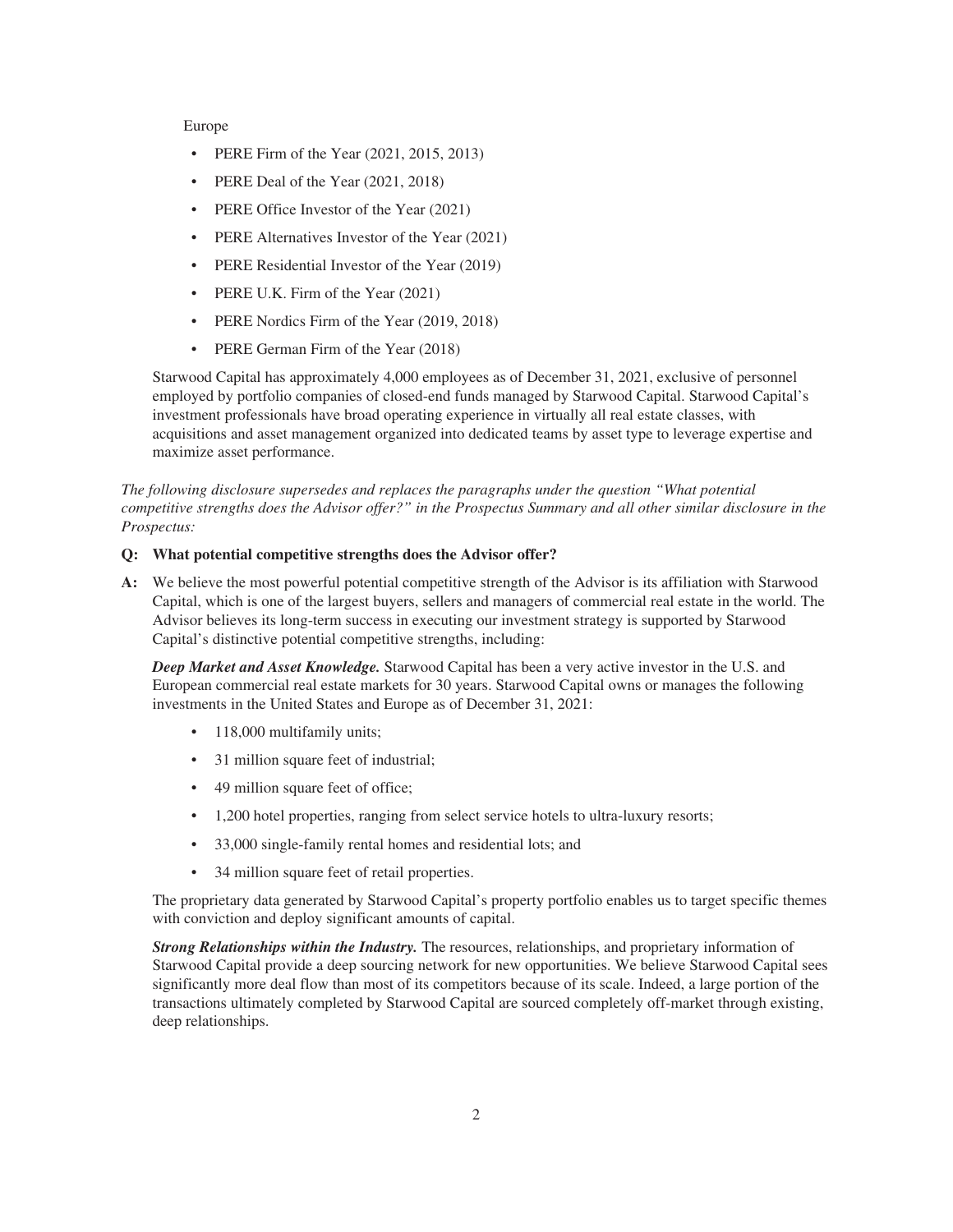Europe

- PERE Firm of the Year (2021, 2015, 2013)
- PERE Deal of the Year (2021, 2018)
- PERE Office Investor of the Year (2021)
- PERE Alternatives Investor of the Year (2021)
- PERE Residential Investor of the Year (2019)
- PERE U.K. Firm of the Year (2021)
- PERE Nordics Firm of the Year (2019, 2018)
- PERE German Firm of the Year (2018)

Starwood Capital has approximately 4,000 employees as of December 31, 2021, exclusive of personnel employed by portfolio companies of closed-end funds managed by Starwood Capital. Starwood Capital's investment professionals have broad operating experience in virtually all real estate classes, with acquisitions and asset management organized into dedicated teams by asset type to leverage expertise and maximize asset performance.

*The following disclosure supersedes and replaces the paragraphs under the question "What potential competitive strengths does the Advisor offer?" in the Prospectus Summary and all other similar disclosure in the Prospectus:*

**Q: What potential competitive strengths does the Advisor offer?**

**A:** We believe the most powerful potential competitive strength of the Advisor is its affiliation with Starwood Capital, which is one of the largest buyers, sellers and managers of commercial real estate in the world. The Advisor believes its long-term success in executing our investment strategy is supported by Starwood Capital's distinctive potential competitive strengths, including:

***Deep Market and Asset Knowledge.*** Starwood Capital has been a very active investor in the U.S. and European commercial real estate markets for 30 years. Starwood Capital owns or manages the following investments in the United States and Europe as of December 31, 2021:

- 118,000 multifamily units;
- 31 million square feet of industrial;
- 49 million square feet of office;
- 1,200 hotel properties, ranging from select service hotels to ultra-luxury resorts;
- 33,000 single-family rental homes and residential lots; and
- 34 million square feet of retail properties.

The proprietary data generated by Starwood Capital's property portfolio enables us to target specific themes with conviction and deploy significant amounts of capital.

***Strong Relationships within the Industry.*** The resources, relationships, and proprietary information of Starwood Capital provide a deep sourcing network for new opportunities. We believe Starwood Capital sees significantly more deal flow than most of its competitors because of its scale. Indeed, a large portion of the transactions ultimately completed by Starwood Capital are sourced completely off-market through existing, deep relationships.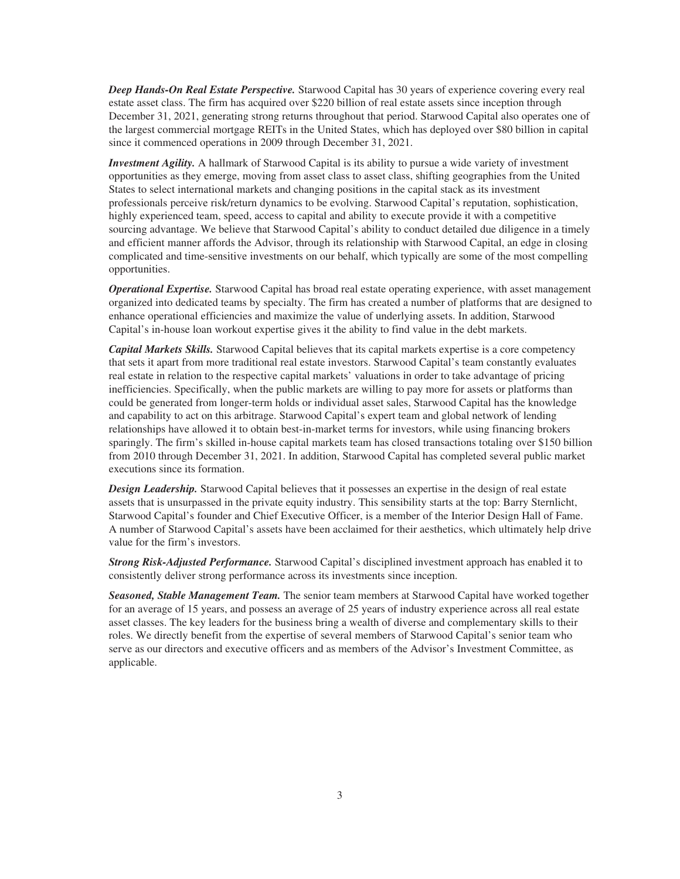***Deep Hands-On Real Estate Perspective.*** Starwood Capital has 30 years of experience covering every real estate asset class. The firm has acquired over $220 billion of real estate assets since inception through December 31, 2021, generating strong returns throughout that period. Starwood Capital also operates one of the largest commercial mortgage REITs in the United States, which has deployed over $80 billion in capital since it commenced operations in 2009 through December 31, 2021.

***Investment Agility.*** A hallmark of Starwood Capital is its ability to pursue a wide variety of investment opportunities as they emerge, moving from asset class to asset class, shifting geographies from the United States to select international markets and changing positions in the capital stack as its investment professionals perceive risk/return dynamics to be evolving. Starwood Capital's reputation, sophistication, highly experienced team, speed, access to capital and ability to execute provide it with a competitive sourcing advantage. We believe that Starwood Capital's ability to conduct detailed due diligence in a timely and efficient manner affords the Advisor, through its relationship with Starwood Capital, an edge in closing complicated and time-sensitive investments on our behalf, which typically are some of the most compelling opportunities.

***Operational Expertise.*** Starwood Capital has broad real estate operating experience, with asset management organized into dedicated teams by specialty. The firm has created a number of platforms that are designed to enhance operational efficiencies and maximize the value of underlying assets. In addition, Starwood Capital's in-house loan workout expertise gives it the ability to find value in the debt markets.

***Capital Markets Skills.*** Starwood Capital believes that its capital markets expertise is a core competency that sets it apart from more traditional real estate investors. Starwood Capital's team constantly evaluates real estate in relation to the respective capital markets' valuations in order to take advantage of pricing inefficiencies. Specifically, when the public markets are willing to pay more for assets or platforms than could be generated from longer-term holds or individual asset sales, Starwood Capital has the knowledge and capability to act on this arbitrage. Starwood Capital's expert team and global network of lending relationships have allowed it to obtain best-in-market terms for investors, while using financing brokers sparingly. The firm's skilled in-house capital markets team has closed transactions totaling over $150 billion from 2010 through December 31, 2021. In addition, Starwood Capital has completed several public market executions since its formation.

***Design Leadership.*** Starwood Capital believes that it possesses an expertise in the design of real estate assets that is unsurpassed in the private equity industry. This sensibility starts at the top: Barry Sternlicht, Starwood Capital's founder and Chief Executive Officer, is a member of the Interior Design Hall of Fame. A number of Starwood Capital's assets have been acclaimed for their aesthetics, which ultimately help drive value for the firm's investors.

***Strong Risk-Adjusted Performance.*** Starwood Capital's disciplined investment approach has enabled it to consistently deliver strong performance across its investments since inception.

***Seasoned, Stable Management Team.*** The senior team members at Starwood Capital have worked together for an average of 15 years, and possess an average of 25 years of industry experience across all real estate asset classes. The key leaders for the business bring a wealth of diverse and complementary skills to their roles. We directly benefit from the expertise of several members of Starwood Capital's senior team who serve as our directors and executive officers and as members of the Advisor's Investment Committee, as applicable.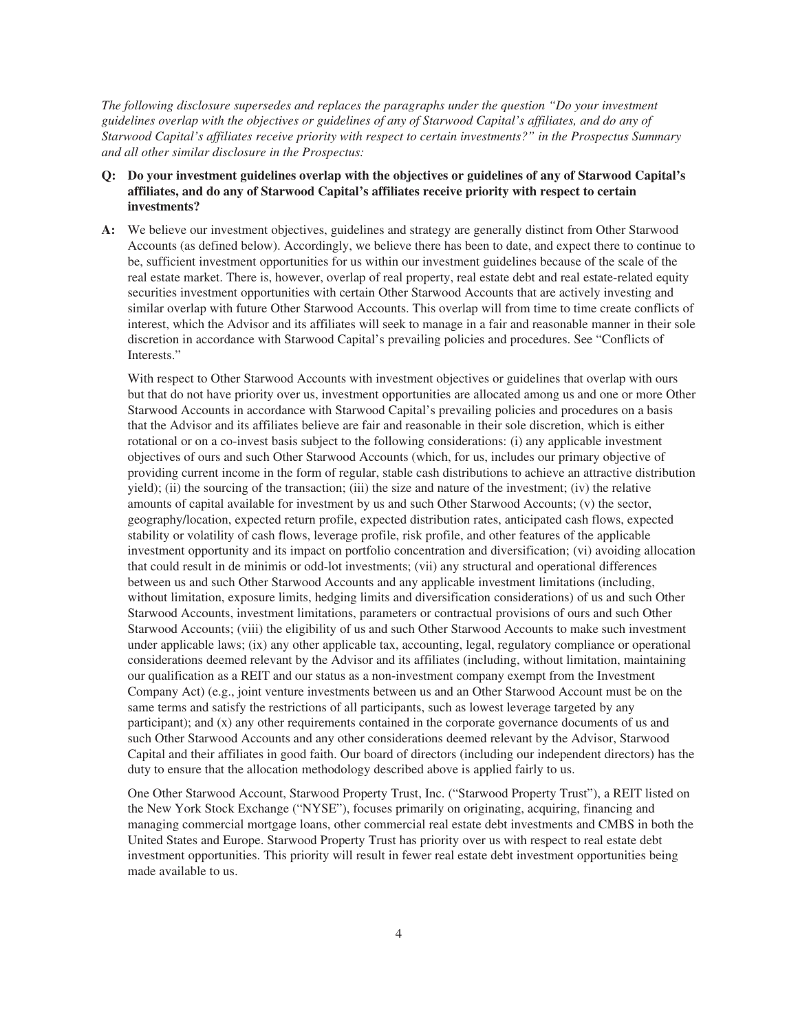*The following disclosure supersedes and replaces the paragraphs under the question "Do your investment guidelines overlap with the objectives or guidelines of any of Starwood Capital's affiliates, and do any of Starwood Capital's affiliates receive priority with respect to certain investments?" in the Prospectus Summary and all other similar disclosure in the Prospectus:*

**Q: Do your investment guidelines overlap with the objectives or guidelines of any of Starwood Capital's affiliates, and do any of Starwood Capital's affiliates receive priority with respect to certain investments?**

**A:** We believe our investment objectives, guidelines and strategy are generally distinct from Other Starwood Accounts (as defined below). Accordingly, we believe there has been to date, and expect there to continue to be, sufficient investment opportunities for us within our investment guidelines because of the scale of the real estate market. There is, however, overlap of real property, real estate debt and real estate-related equity securities investment opportunities with certain Other Starwood Accounts that are actively investing and similar overlap with future Other Starwood Accounts. This overlap will from time to time create conflicts of interest, which the Advisor and its affiliates will seek to manage in a fair and reasonable manner in their sole discretion in accordance with Starwood Capital's prevailing policies and procedures. See "Conflicts of Interests."

With respect to Other Starwood Accounts with investment objectives or guidelines that overlap with ours but that do not have priority over us, investment opportunities are allocated among us and one or more Other Starwood Accounts in accordance with Starwood Capital's prevailing policies and procedures on a basis that the Advisor and its affiliates believe are fair and reasonable in their sole discretion, which is either rotational or on a co-invest basis subject to the following considerations: (i) any applicable investment objectives of ours and such Other Starwood Accounts (which, for us, includes our primary objective of providing current income in the form of regular, stable cash distributions to achieve an attractive distribution yield); (ii) the sourcing of the transaction; (iii) the size and nature of the investment; (iv) the relative amounts of capital available for investment by us and such Other Starwood Accounts; (v) the sector, geography/location, expected return profile, expected distribution rates, anticipated cash flows, expected stability or volatility of cash flows, leverage profile, risk profile, and other features of the applicable investment opportunity and its impact on portfolio concentration and diversification; (vi) avoiding allocation that could result in de minimis or odd-lot investments; (vii) any structural and operational differences between us and such Other Starwood Accounts and any applicable investment limitations (including, without limitation, exposure limits, hedging limits and diversification considerations) of us and such Other Starwood Accounts, investment limitations, parameters or contractual provisions of ours and such Other Starwood Accounts; (viii) the eligibility of us and such Other Starwood Accounts to make such investment under applicable laws; (ix) any other applicable tax, accounting, legal, regulatory compliance or operational considerations deemed relevant by the Advisor and its affiliates (including, without limitation, maintaining our qualification as a REIT and our status as a non-investment company exempt from the Investment Company Act) (e.g., joint venture investments between us and an Other Starwood Account must be on the same terms and satisfy the restrictions of all participants, such as lowest leverage targeted by any participant); and (x) any other requirements contained in the corporate governance documents of us and such Other Starwood Accounts and any other considerations deemed relevant by the Advisor, Starwood Capital and their affiliates in good faith. Our board of directors (including our independent directors) has the duty to ensure that the allocation methodology described above is applied fairly to us.

One Other Starwood Account, Starwood Property Trust, Inc. ("Starwood Property Trust"), a REIT listed on the New York Stock Exchange ("NYSE"), focuses primarily on originating, acquiring, financing and managing commercial mortgage loans, other commercial real estate debt investments and CMBS in both the United States and Europe. Starwood Property Trust has priority over us with respect to real estate debt investment opportunities. This priority will result in fewer real estate debt investment opportunities being made available to us.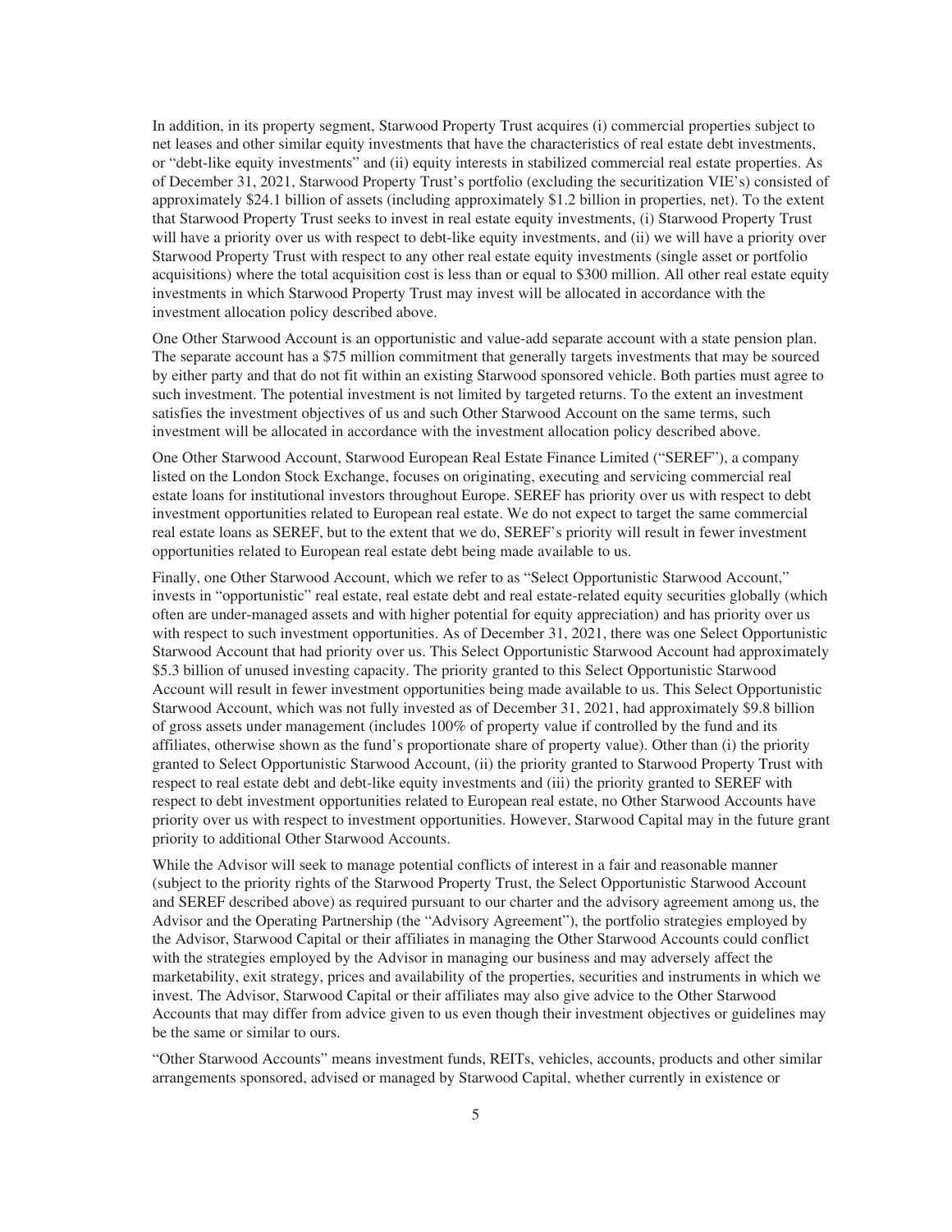In addition, in its property segment, Starwood Property Trust acquires (i) commercial properties subject to net leases and other similar equity investments that have the characteristics of real estate debt investments, or "debt-like equity investments" and (ii) equity interests in stabilized commercial real estate properties. As of December 31, 2021, Starwood Property Trust's portfolio (excluding the securitization VIE's) consisted of approximately \$24.1 billion of assets (including approximately \$1.2 billion in properties, net). To the extent that Starwood Property Trust seeks to invest in real estate equity investments, (i) Starwood Property Trust will have a priority over us with respect to debt-like equity investments, and (ii) we will have a priority over Starwood Property Trust with respect to any other real estate equity investments (single asset or portfolio acquisitions) where the total acquisition cost is less than or equal to \$300 million. All other real estate equity investments in which Starwood Property Trust may invest will be allocated in accordance with the investment allocation policy described above.

One Other Starwood Account is an opportunistic and value-add separate account with a state pension plan. The separate account has a \$75 million commitment that generally targets investments that may be sourced by either party and that do not fit within an existing Starwood sponsored vehicle. Both parties must agree to such investment. The potential investment is not limited by targeted returns. To the extent an investment satisfies the investment objectives of us and such Other Starwood Account on the same terms, such investment will be allocated in accordance with the investment allocation policy described above.

One Other Starwood Account, Starwood European Real Estate Finance Limited ("SEREF"), a company listed on the London Stock Exchange, focuses on originating, executing and servicing commercial real estate loans for institutional investors throughout Europe. SEREF has priority over us with respect to debt investment opportunities related to European real estate. We do not expect to target the same commercial real estate loans as SEREF, but to the extent that we do, SEREF's priority will result in fewer investment opportunities related to European real estate debt being made available to us.

Finally, one Other Starwood Account, which we refer to as "Select Opportunistic Starwood Account," invests in "opportunistic" real estate, real estate debt and real estate-related equity securities globally (which often are under-managed assets and with higher potential for equity appreciation) and has priority over us with respect to such investment opportunities. As of December 31, 2021, there was one Select Opportunistic Starwood Account that had priority over us. This Select Opportunistic Starwood Account had approximately \$5.3 billion of unused investing capacity. The priority granted to this Select Opportunistic Starwood Account will result in fewer investment opportunities being made available to us. This Select Opportunistic Starwood Account, which was not fully invested as of December 31, 2021, had approximately \$9.8 billion of gross assets under management (includes 100% of property value if controlled by the fund and its affiliates, otherwise shown as the fund's proportionate share of property value). Other than (i) the priority granted to Select Opportunistic Starwood Account, (ii) the priority granted to Starwood Property Trust with respect to real estate debt and debt-like equity investments and (iii) the priority granted to SEREF with respect to debt investment opportunities related to European real estate, no Other Starwood Accounts have priority over us with respect to investment opportunities. However, Starwood Capital may in the future grant priority to additional Other Starwood Accounts.

While the Advisor will seek to manage potential conflicts of interest in a fair and reasonable manner (subject to the priority rights of the Starwood Property Trust, the Select Opportunistic Starwood Account and SEREF described above) as required pursuant to our charter and the advisory agreement among us, the Advisor and the Operating Partnership (the "Advisory Agreement"), the portfolio strategies employed by the Advisor, Starwood Capital or their affiliates in managing the Other Starwood Accounts could conflict with the strategies employed by the Advisor in managing our business and may adversely affect the marketability, exit strategy, prices and availability of the properties, securities and instruments in which we invest. The Advisor, Starwood Capital or their affiliates may also give advice to the Other Starwood Accounts that may differ from advice given to us even though their investment objectives or guidelines may be the same or similar to ours.

"Other Starwood Accounts" means investment funds, REITs, vehicles, accounts, products and other similar arrangements sponsored, advised or managed by Starwood Capital, whether currently in existence or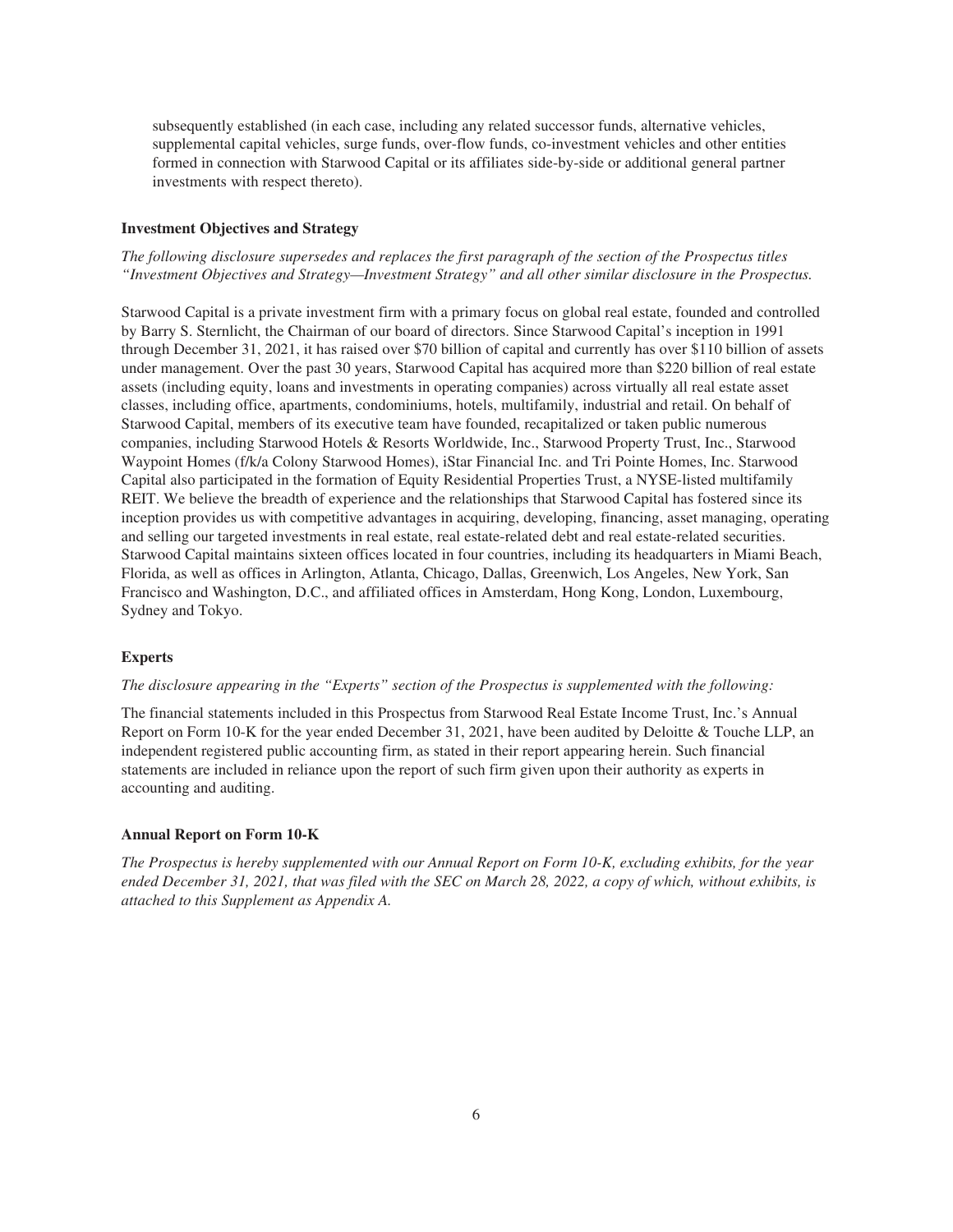subsequently established (in each case, including any related successor funds, alternative vehicles, supplemental capital vehicles, surge funds, over-flow funds, co-investment vehicles and other entities formed in connection with Starwood Capital or its affiliates side-by-side or additional general partner investments with respect thereto).

### Investment Objectives and Strategy

*The following disclosure supersedes and replaces the first paragraph of the section of the Prospectus titles "Investment Objectives and Strategy—Investment Strategy" and all other similar disclosure in the Prospectus.*

Starwood Capital is a private investment firm with a primary focus on global real estate, founded and controlled by Barry S. Sternlicht, the Chairman of our board of directors. Since Starwood Capital's inception in 1991 through December 31, 2021, it has raised over $70 billion of capital and currently has over $110 billion of assets under management. Over the past 30 years, Starwood Capital has acquired more than $220 billion of real estate assets (including equity, loans and investments in operating companies) across virtually all real estate asset classes, including office, apartments, condominiums, hotels, multifamily, industrial and retail. On behalf of Starwood Capital, members of its executive team have founded, recapitalized or taken public numerous companies, including Starwood Hotels & Resorts Worldwide, Inc., Starwood Property Trust, Inc., Starwood Waypoint Homes (f/k/a Colony Starwood Homes), iStar Financial Inc. and Tri Pointe Homes, Inc. Starwood Capital also participated in the formation of Equity Residential Properties Trust, a NYSE-listed multifamily REIT. We believe the breadth of experience and the relationships that Starwood Capital has fostered since its inception provides us with competitive advantages in acquiring, developing, financing, asset managing, operating and selling our targeted investments in real estate, real estate-related debt and real estate-related securities. Starwood Capital maintains sixteen offices located in four countries, including its headquarters in Miami Beach, Florida, as well as offices in Arlington, Atlanta, Chicago, Dallas, Greenwich, Los Angeles, New York, San Francisco and Washington, D.C., and affiliated offices in Amsterdam, Hong Kong, London, Luxembourg, Sydney and Tokyo.

### Experts

*The disclosure appearing in the "Experts" section of the Prospectus is supplemented with the following:*

The financial statements included in this Prospectus from Starwood Real Estate Income Trust, Inc.'s Annual Report on Form 10-K for the year ended December 31, 2021, have been audited by Deloitte & Touche LLP, an independent registered public accounting firm, as stated in their report appearing herein. Such financial statements are included in reliance upon the report of such firm given upon their authority as experts in accounting and auditing.

### Annual Report on Form 10-K

*The Prospectus is hereby supplemented with our Annual Report on Form 10-K, excluding exhibits, for the year ended December 31, 2021, that was filed with the SEC on March 28, 2022, a copy of which, without exhibits, is attached to this Supplement as Appendix A.*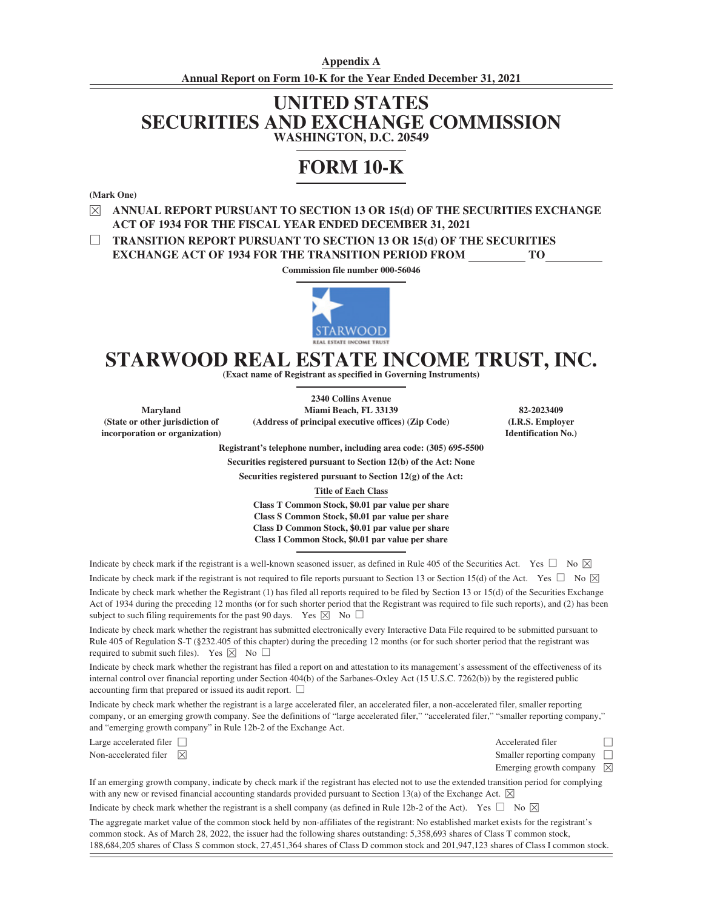**Appendix A**

**Annual Report on Form 10-K for the Year Ended December 31, 2021**

# UNITED STATES SECURITIES AND EXCHANGE COMMISSION

**WASHINGTON, D.C. 20549**

# FORM 10-K

**(Mark One)**

☒ **ANNUAL REPORT PURSUANT TO SECTION 13 OR 15(d) OF THE SECURITIES EXCHANGE ACT OF 1934 FOR THE FISCAL YEAR ENDED DECEMBER 31, 2021**

☐ **TRANSITION REPORT PURSUANT TO SECTION 13 OR 15(d) OF THE SECURITIES EXCHANGE ACT OF 1934 FOR THE TRANSITION PERIOD FROM \_\_\_\_\_\_\_\_\_\_ TO \_\_\_\_\_\_\_\_\_\_**

**Commission file number 000-56046**

STARWOOD REAL ESTATE INCOME TRUST

# STARWOOD REAL ESTATE INCOME TRUST, INC.

**(Exact name of Registrant as specified in Governing Instruments)**

| **Maryland** (State or other jurisdiction of incorporation or organization) | **2340 Collins Avenue Miami Beach, FL 33139** (Address of principal executive offices) (Zip Code) | **82-2023409** (I.R.S. Employer Identification No.) |
|---|---|---|

**Registrant's telephone number, including area code: (305) 695-5500**

**Securities registered pursuant to Section 12(b) of the Act: None**

**Securities registered pursuant to Section 12(g) of the Act:**

**Title of Each Class**

**Class T Common Stock, $0.01 par value per share**
**Class S Common Stock, $0.01 par value per share**
**Class D Common Stock, $0.01 par value per share**
**Class I Common Stock, $0.01 par value per share**

Indicate by check mark if the registrant is a well-known seasoned issuer, as defined in Rule 405 of the Securities Act. Yes ☐ No ☒

Indicate by check mark if the registrant is not required to file reports pursuant to Section 13 or Section 15(d) of the Act. Yes ☐ No ☒

Indicate by check mark whether the Registrant (1) has filed all reports required to be filed by Section 13 or 15(d) of the Securities Exchange Act of 1934 during the preceding 12 months (or for such shorter period that the Registrant was required to file such reports), and (2) has been subject to such filing requirements for the past 90 days. Yes ☒ No ☐

Indicate by check mark whether the registrant has submitted electronically every Interactive Data File required to be submitted pursuant to Rule 405 of Regulation S-T (§232.405 of this chapter) during the preceding 12 months (or for such shorter period that the registrant was required to submit such files). Yes ☒ No ☐

Indicate by check mark whether the registrant has filed a report on and attestation to its management's assessment of the effectiveness of its internal control over financial reporting under Section 404(b) of the Sarbanes-Oxley Act (15 U.S.C. 7262(b)) by the registered public accounting firm that prepared or issued its audit report. ☐

Indicate by check mark whether the registrant is a large accelerated filer, an accelerated filer, a non-accelerated filer, smaller reporting company, or an emerging growth company. See the definitions of "large accelerated filer," "accelerated filer," "smaller reporting company," and "emerging growth company" in Rule 12b-2 of the Exchange Act.

| | | | |
|---|---|---|---|
| Large accelerated filer | ☐ | Accelerated filer | ☐ |
| Non-accelerated filer | ☒ | Smaller reporting company | ☐ |
| | | Emerging growth company | ☒ |

If an emerging growth company, indicate by check mark if the registrant has elected not to use the extended transition period for complying with any new or revised financial accounting standards provided pursuant to Section 13(a) of the Exchange Act. ☒

Indicate by check mark whether the registrant is a shell company (as defined in Rule 12b-2 of the Act). Yes ☐ No ☒

The aggregate market value of the common stock held by non-affiliates of the registrant: No established market exists for the registrant's common stock. As of March 28, 2022, the issuer had the following shares outstanding: 5,358,693 shares of Class T common stock, 188,684,205 shares of Class S common stock, 27,451,364 shares of Class D common stock and 201,947,123 shares of Class I common stock.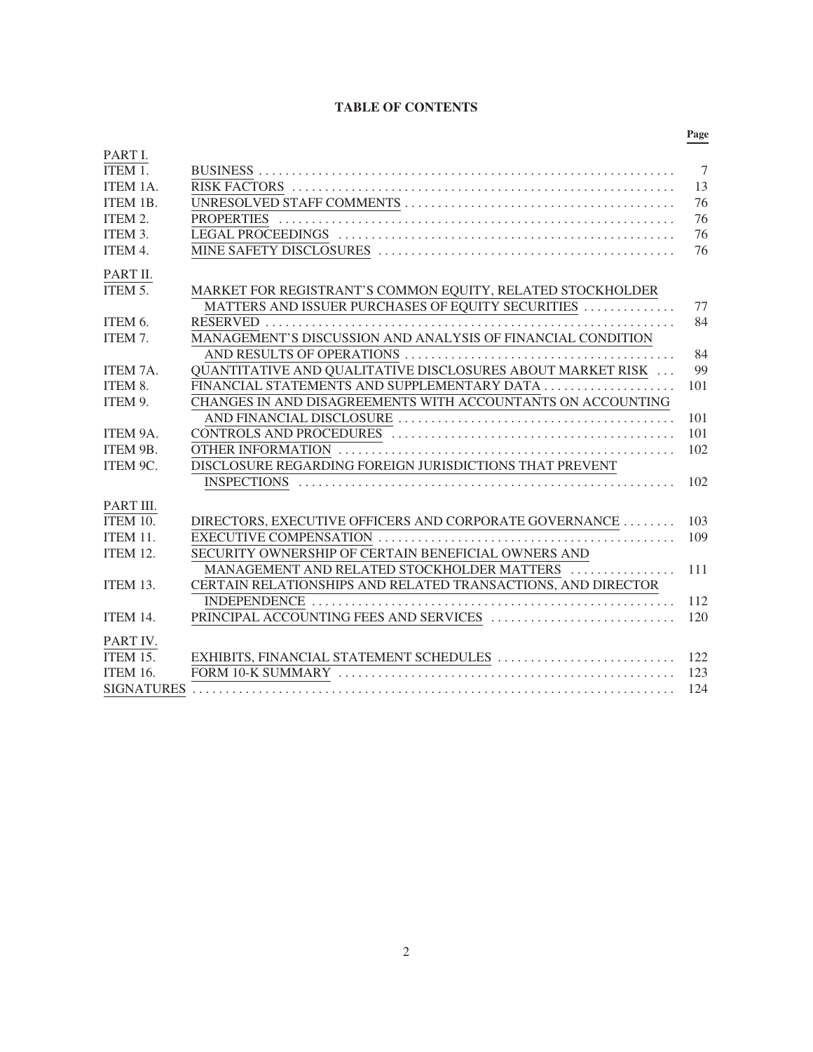# TABLE OF CONTENTS

| | | Page |
|---|---|---|
| PART I. | | |
| ITEM 1. | BUSINESS | 7 |
| ITEM 1A. | RISK FACTORS | 13 |
| ITEM 1B. | UNRESOLVED STAFF COMMENTS | 76 |
| ITEM 2. | PROPERTIES | 76 |
| ITEM 3. | LEGAL PROCEEDINGS | 76 |
| ITEM 4. | MINE SAFETY DISCLOSURES | 76 |
| PART II. | | |
| ITEM 5. | MARKET FOR REGISTRANT'S COMMON EQUITY, RELATED STOCKHOLDER MATTERS AND ISSUER PURCHASES OF EQUITY SECURITIES | 77 |
| ITEM 6. | RESERVED | 84 |
| ITEM 7. | MANAGEMENT'S DISCUSSION AND ANALYSIS OF FINANCIAL CONDITION AND RESULTS OF OPERATIONS | 84 |
| ITEM 7A. | QUANTITATIVE AND QUALITATIVE DISCLOSURES ABOUT MARKET RISK | 99 |
| ITEM 8. | FINANCIAL STATEMENTS AND SUPPLEMENTARY DATA | 101 |
| ITEM 9. | CHANGES IN AND DISAGREEMENTS WITH ACCOUNTANTS ON ACCOUNTING AND FINANCIAL DISCLOSURE | 101 |
| ITEM 9A. | CONTROLS AND PROCEDURES | 101 |
| ITEM 9B. | OTHER INFORMATION | 102 |
| ITEM 9C. | DISCLOSURE REGARDING FOREIGN JURISDICTIONS THAT PREVENT INSPECTIONS | 102 |
| PART III. | | |
| ITEM 10. | DIRECTORS, EXECUTIVE OFFICERS AND CORPORATE GOVERNANCE | 103 |
| ITEM 11. | EXECUTIVE COMPENSATION | 109 |
| ITEM 12. | SECURITY OWNERSHIP OF CERTAIN BENEFICIAL OWNERS AND MANAGEMENT AND RELATED STOCKHOLDER MATTERS | 111 |
| ITEM 13. | CERTAIN RELATIONSHIPS AND RELATED TRANSACTIONS, AND DIRECTOR INDEPENDENCE | 112 |
| ITEM 14. | PRINCIPAL ACCOUNTING FEES AND SERVICES | 120 |
| PART IV. | | |
| ITEM 15. | EXHIBITS, FINANCIAL STATEMENT SCHEDULES | 122 |
| ITEM 16. | FORM 10-K SUMMARY | 123 |
| SIGNATURES | | 124 |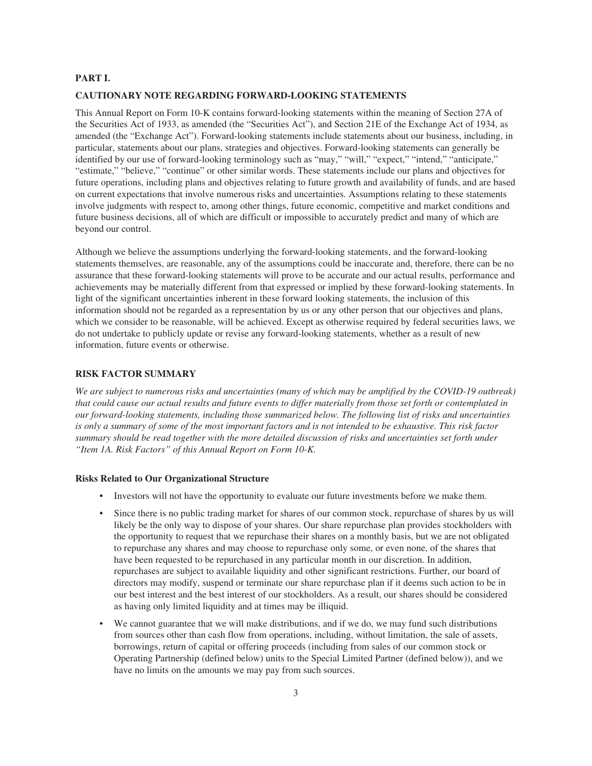## PART I.

### CAUTIONARY NOTE REGARDING FORWARD-LOOKING STATEMENTS

This Annual Report on Form 10-K contains forward-looking statements within the meaning of Section 27A of the Securities Act of 1933, as amended (the "Securities Act"), and Section 21E of the Exchange Act of 1934, as amended (the "Exchange Act"). Forward-looking statements include statements about our business, including, in particular, statements about our plans, strategies and objectives. Forward-looking statements can generally be identified by our use of forward-looking terminology such as "may," "will," "expect," "intend," "anticipate," "estimate," "believe," "continue" or other similar words. These statements include our plans and objectives for future operations, including plans and objectives relating to future growth and availability of funds, and are based on current expectations that involve numerous risks and uncertainties. Assumptions relating to these statements involve judgments with respect to, among other things, future economic, competitive and market conditions and future business decisions, all of which are difficult or impossible to accurately predict and many of which are beyond our control.

Although we believe the assumptions underlying the forward-looking statements, and the forward-looking statements themselves, are reasonable, any of the assumptions could be inaccurate and, therefore, there can be no assurance that these forward-looking statements will prove to be accurate and our actual results, performance and achievements may be materially different from that expressed or implied by these forward-looking statements. In light of the significant uncertainties inherent in these forward looking statements, the inclusion of this information should not be regarded as a representation by us or any other person that our objectives and plans, which we consider to be reasonable, will be achieved. Except as otherwise required by federal securities laws, we do not undertake to publicly update or revise any forward-looking statements, whether as a result of new information, future events or otherwise.

### RISK FACTOR SUMMARY

*We are subject to numerous risks and uncertainties (many of which may be amplified by the COVID-19 outbreak) that could cause our actual results and future events to differ materially from those set forth or contemplated in our forward-looking statements, including those summarized below. The following list of risks and uncertainties is only a summary of some of the most important factors and is not intended to be exhaustive. This risk factor summary should be read together with the more detailed discussion of risks and uncertainties set forth under "Item 1A. Risk Factors" of this Annual Report on Form 10-K.*

#### Risks Related to Our Organizational Structure

- Investors will not have the opportunity to evaluate our future investments before we make them.
- Since there is no public trading market for shares of our common stock, repurchase of shares by us will likely be the only way to dispose of your shares. Our share repurchase plan provides stockholders with the opportunity to request that we repurchase their shares on a monthly basis, but we are not obligated to repurchase any shares and may choose to repurchase only some, or even none, of the shares that have been requested to be repurchased in any particular month in our discretion. In addition, repurchases are subject to available liquidity and other significant restrictions. Further, our board of directors may modify, suspend or terminate our share repurchase plan if it deems such action to be in our best interest and the best interest of our stockholders. As a result, our shares should be considered as having only limited liquidity and at times may be illiquid.
- We cannot guarantee that we will make distributions, and if we do, we may fund such distributions from sources other than cash flow from operations, including, without limitation, the sale of assets, borrowings, return of capital or offering proceeds (including from sales of our common stock or Operating Partnership (defined below) units to the Special Limited Partner (defined below)), and we have no limits on the amounts we may pay from such sources.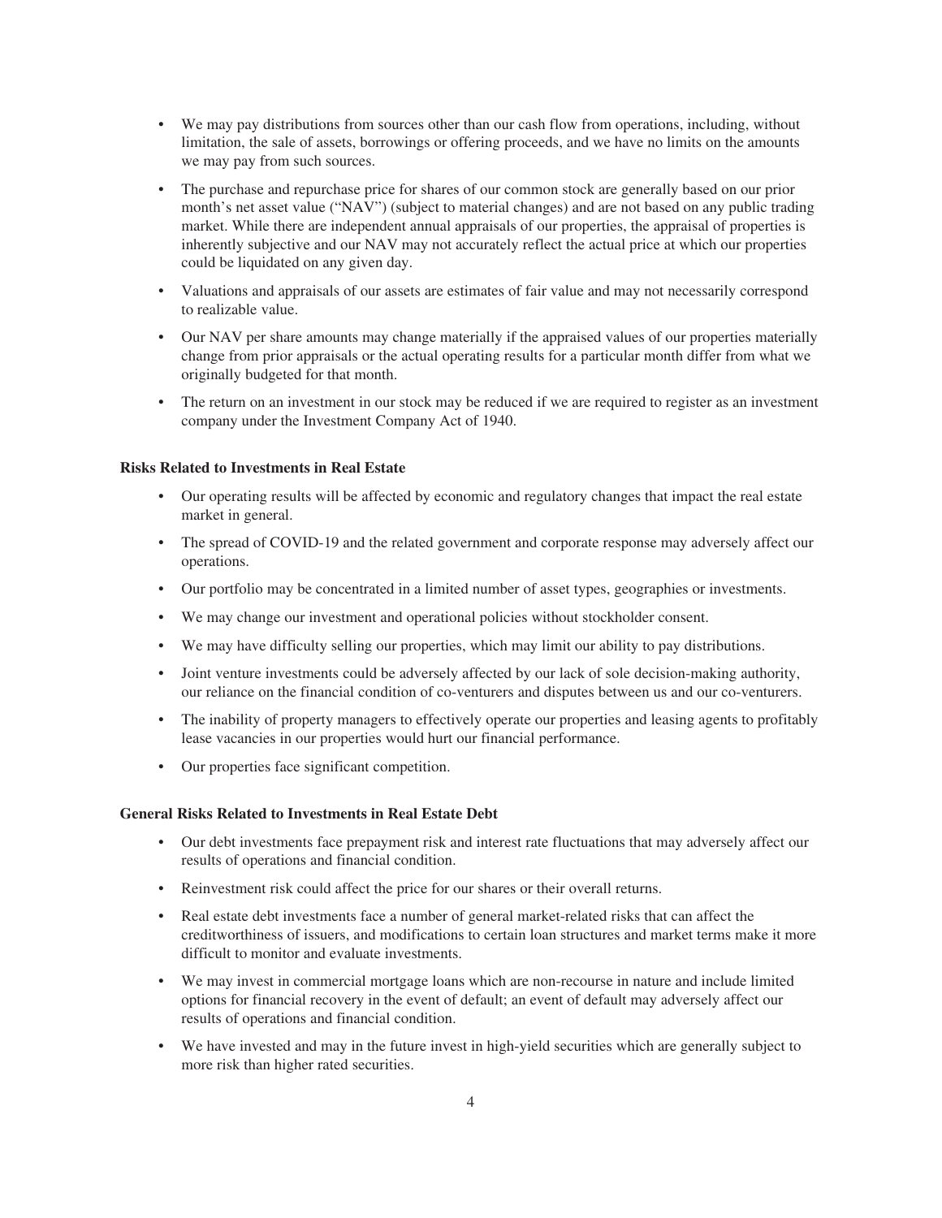- We may pay distributions from sources other than our cash flow from operations, including, without limitation, the sale of assets, borrowings or offering proceeds, and we have no limits on the amounts we may pay from such sources.
- The purchase and repurchase price for shares of our common stock are generally based on our prior month's net asset value ("NAV") (subject to material changes) and are not based on any public trading market. While there are independent annual appraisals of our properties, the appraisal of properties is inherently subjective and our NAV may not accurately reflect the actual price at which our properties could be liquidated on any given day.
- Valuations and appraisals of our assets are estimates of fair value and may not necessarily correspond to realizable value.
- Our NAV per share amounts may change materially if the appraised values of our properties materially change from prior appraisals or the actual operating results for a particular month differ from what we originally budgeted for that month.
- The return on an investment in our stock may be reduced if we are required to register as an investment company under the Investment Company Act of 1940.

**Risks Related to Investments in Real Estate**

- Our operating results will be affected by economic and regulatory changes that impact the real estate market in general.
- The spread of COVID-19 and the related government and corporate response may adversely affect our operations.
- Our portfolio may be concentrated in a limited number of asset types, geographies or investments.
- We may change our investment and operational policies without stockholder consent.
- We may have difficulty selling our properties, which may limit our ability to pay distributions.
- Joint venture investments could be adversely affected by our lack of sole decision-making authority, our reliance on the financial condition of co-venturers and disputes between us and our co-venturers.
- The inability of property managers to effectively operate our properties and leasing agents to profitably lease vacancies in our properties would hurt our financial performance.
- Our properties face significant competition.

**General Risks Related to Investments in Real Estate Debt**

- Our debt investments face prepayment risk and interest rate fluctuations that may adversely affect our results of operations and financial condition.
- Reinvestment risk could affect the price for our shares or their overall returns.
- Real estate debt investments face a number of general market-related risks that can affect the creditworthiness of issuers, and modifications to certain loan structures and market terms make it more difficult to monitor and evaluate investments.
- We may invest in commercial mortgage loans which are non-recourse in nature and include limited options for financial recovery in the event of default; an event of default may adversely affect our results of operations and financial condition.
- We have invested and may in the future invest in high-yield securities which are generally subject to more risk than higher rated securities.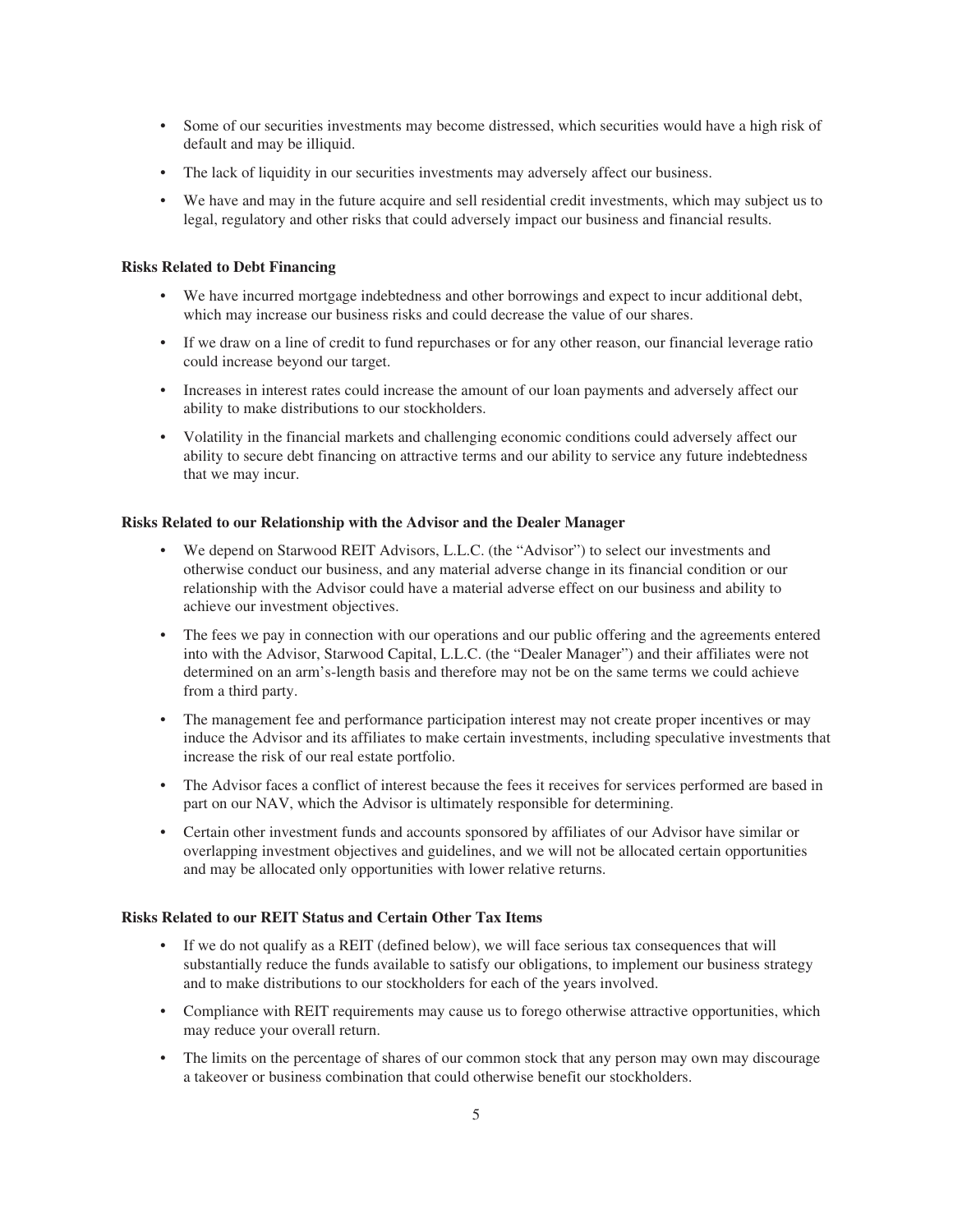- Some of our securities investments may become distressed, which securities would have a high risk of default and may be illiquid.
- The lack of liquidity in our securities investments may adversely affect our business.
- We have and may in the future acquire and sell residential credit investments, which may subject us to legal, regulatory and other risks that could adversely impact our business and financial results.

**Risks Related to Debt Financing**

- We have incurred mortgage indebtedness and other borrowings and expect to incur additional debt, which may increase our business risks and could decrease the value of our shares.
- If we draw on a line of credit to fund repurchases or for any other reason, our financial leverage ratio could increase beyond our target.
- Increases in interest rates could increase the amount of our loan payments and adversely affect our ability to make distributions to our stockholders.
- Volatility in the financial markets and challenging economic conditions could adversely affect our ability to secure debt financing on attractive terms and our ability to service any future indebtedness that we may incur.

**Risks Related to our Relationship with the Advisor and the Dealer Manager**

- We depend on Starwood REIT Advisors, L.L.C. (the "Advisor") to select our investments and otherwise conduct our business, and any material adverse change in its financial condition or our relationship with the Advisor could have a material adverse effect on our business and ability to achieve our investment objectives.
- The fees we pay in connection with our operations and our public offering and the agreements entered into with the Advisor, Starwood Capital, L.L.C. (the "Dealer Manager") and their affiliates were not determined on an arm's-length basis and therefore may not be on the same terms we could achieve from a third party.
- The management fee and performance participation interest may not create proper incentives or may induce the Advisor and its affiliates to make certain investments, including speculative investments that increase the risk of our real estate portfolio.
- The Advisor faces a conflict of interest because the fees it receives for services performed are based in part on our NAV, which the Advisor is ultimately responsible for determining.
- Certain other investment funds and accounts sponsored by affiliates of our Advisor have similar or overlapping investment objectives and guidelines, and we will not be allocated certain opportunities and may be allocated only opportunities with lower relative returns.

**Risks Related to our REIT Status and Certain Other Tax Items**

- If we do not qualify as a REIT (defined below), we will face serious tax consequences that will substantially reduce the funds available to satisfy our obligations, to implement our business strategy and to make distributions to our stockholders for each of the years involved.
- Compliance with REIT requirements may cause us to forego otherwise attractive opportunities, which may reduce your overall return.
- The limits on the percentage of shares of our common stock that any person may own may discourage a takeover or business combination that could otherwise benefit our stockholders.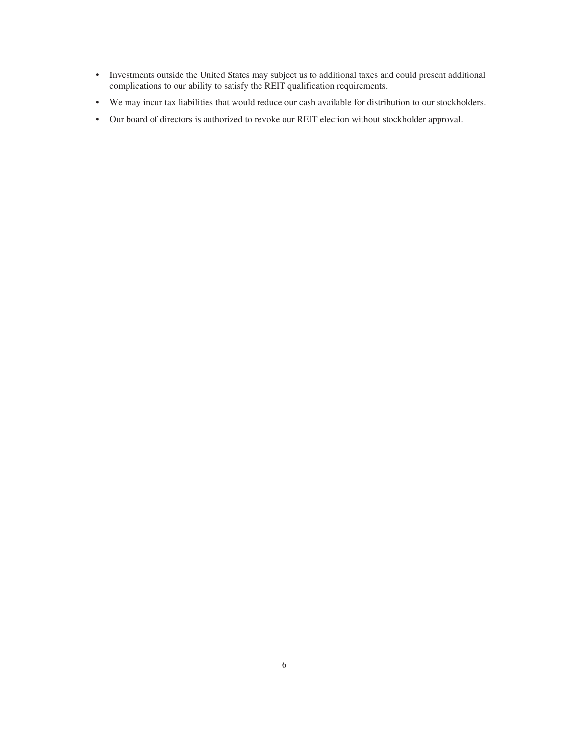- Investments outside the United States may subject us to additional taxes and could present additional complications to our ability to satisfy the REIT qualification requirements.
- We may incur tax liabilities that would reduce our cash available for distribution to our stockholders.
- Our board of directors is authorized to revoke our REIT election without stockholder approval.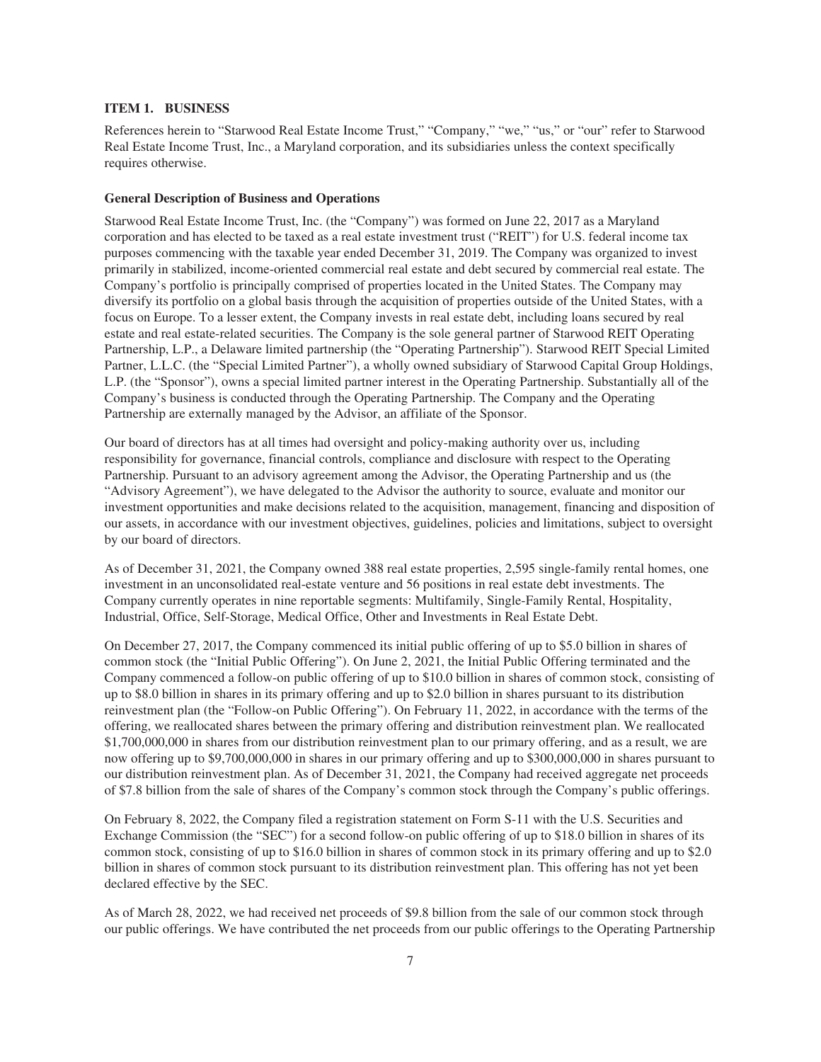## ITEM 1. BUSINESS

References herein to "Starwood Real Estate Income Trust," "Company," "we," "us," or "our" refer to Starwood Real Estate Income Trust, Inc., a Maryland corporation, and its subsidiaries unless the context specifically requires otherwise.

### General Description of Business and Operations

Starwood Real Estate Income Trust, Inc. (the "Company") was formed on June 22, 2017 as a Maryland corporation and has elected to be taxed as a real estate investment trust ("REIT") for U.S. federal income tax purposes commencing with the taxable year ended December 31, 2019. The Company was organized to invest primarily in stabilized, income-oriented commercial real estate and debt secured by commercial real estate. The Company's portfolio is principally comprised of properties located in the United States. The Company may diversify its portfolio on a global basis through the acquisition of properties outside of the United States, with a focus on Europe. To a lesser extent, the Company invests in real estate debt, including loans secured by real estate and real estate-related securities. The Company is the sole general partner of Starwood REIT Operating Partnership, L.P., a Delaware limited partnership (the "Operating Partnership"). Starwood REIT Special Limited Partner, L.L.C. (the "Special Limited Partner"), a wholly owned subsidiary of Starwood Capital Group Holdings, L.P. (the "Sponsor"), owns a special limited partner interest in the Operating Partnership. Substantially all of the Company's business is conducted through the Operating Partnership. The Company and the Operating Partnership are externally managed by the Advisor, an affiliate of the Sponsor.

Our board of directors has at all times had oversight and policy-making authority over us, including responsibility for governance, financial controls, compliance and disclosure with respect to the Operating Partnership. Pursuant to an advisory agreement among the Advisor, the Operating Partnership and us (the "Advisory Agreement"), we have delegated to the Advisor the authority to source, evaluate and monitor our investment opportunities and make decisions related to the acquisition, management, financing and disposition of our assets, in accordance with our investment objectives, guidelines, policies and limitations, subject to oversight by our board of directors.

As of December 31, 2021, the Company owned 388 real estate properties, 2,595 single-family rental homes, one investment in an unconsolidated real-estate venture and 56 positions in real estate debt investments. The Company currently operates in nine reportable segments: Multifamily, Single-Family Rental, Hospitality, Industrial, Office, Self-Storage, Medical Office, Other and Investments in Real Estate Debt.

On December 27, 2017, the Company commenced its initial public offering of up to $5.0 billion in shares of common stock (the "Initial Public Offering"). On June 2, 2021, the Initial Public Offering terminated and the Company commenced a follow-on public offering of up to $10.0 billion in shares of common stock, consisting of up to $8.0 billion in shares in its primary offering and up to $2.0 billion in shares pursuant to its distribution reinvestment plan (the "Follow-on Public Offering"). On February 11, 2022, in accordance with the terms of the offering, we reallocated shares between the primary offering and distribution reinvestment plan. We reallocated $1,700,000,000 in shares from our distribution reinvestment plan to our primary offering, and as a result, we are now offering up to $9,700,000,000 in shares in our primary offering and up to $300,000,000 in shares pursuant to our distribution reinvestment plan. As of December 31, 2021, the Company had received aggregate net proceeds of $7.8 billion from the sale of shares of the Company's common stock through the Company's public offerings.

On February 8, 2022, the Company filed a registration statement on Form S-11 with the U.S. Securities and Exchange Commission (the "SEC") for a second follow-on public offering of up to $18.0 billion in shares of its common stock, consisting of up to $16.0 billion in shares of common stock in its primary offering and up to $2.0 billion in shares of common stock pursuant to its distribution reinvestment plan. This offering has not yet been declared effective by the SEC.

As of March 28, 2022, we had received net proceeds of $9.8 billion from the sale of our common stock through our public offerings. We have contributed the net proceeds from our public offerings to the Operating Partnership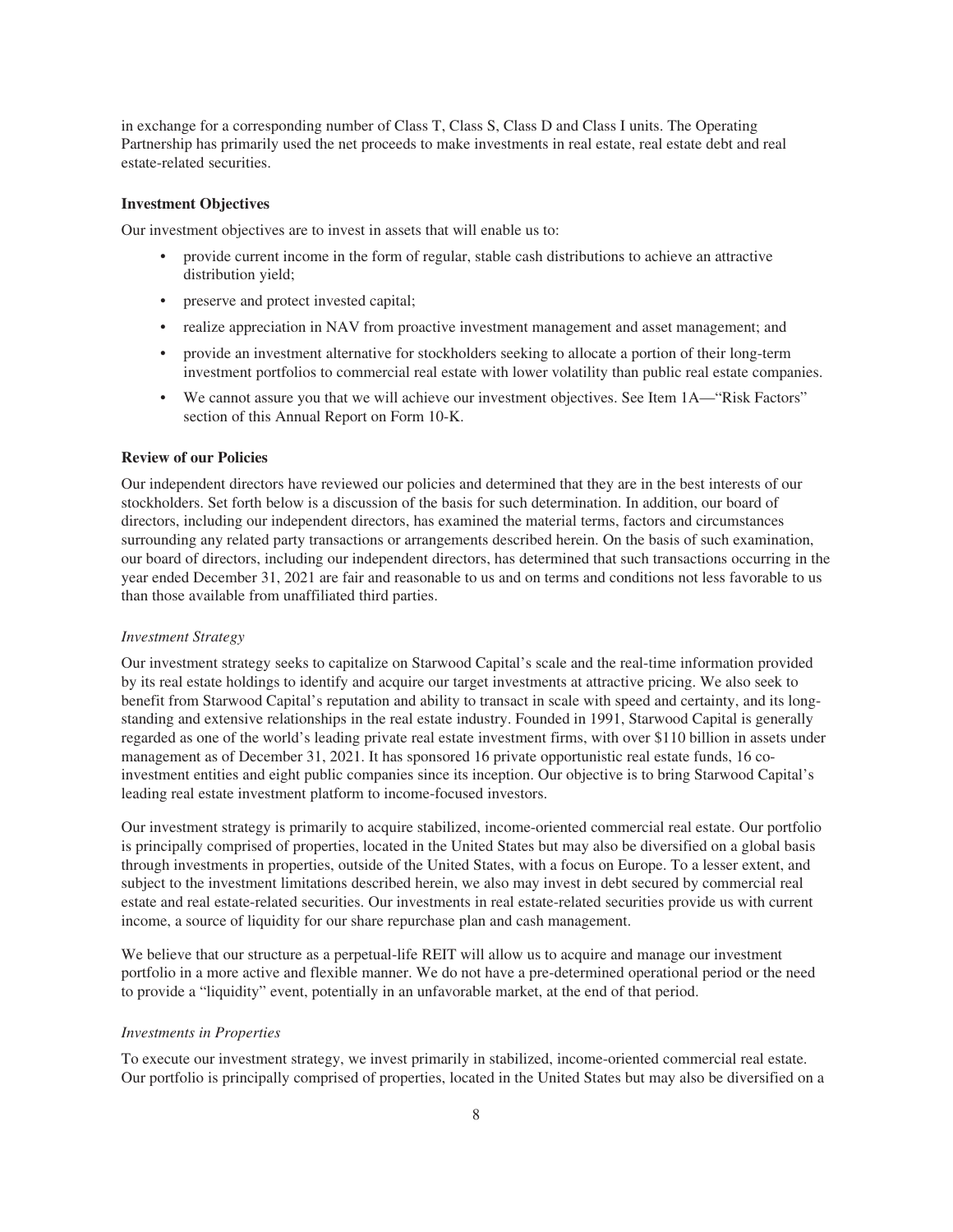in exchange for a corresponding number of Class T, Class S, Class D and Class I units. The Operating Partnership has primarily used the net proceeds to make investments in real estate, real estate debt and real estate-related securities.

### Investment Objectives

Our investment objectives are to invest in assets that will enable us to:

- provide current income in the form of regular, stable cash distributions to achieve an attractive distribution yield;
- preserve and protect invested capital;
- realize appreciation in NAV from proactive investment management and asset management; and
- provide an investment alternative for stockholders seeking to allocate a portion of their long-term investment portfolios to commercial real estate with lower volatility than public real estate companies.
- We cannot assure you that we will achieve our investment objectives. See Item 1A—"Risk Factors" section of this Annual Report on Form 10-K.

### Review of our Policies

Our independent directors have reviewed our policies and determined that they are in the best interests of our stockholders. Set forth below is a discussion of the basis for such determination. In addition, our board of directors, including our independent directors, has examined the material terms, factors and circumstances surrounding any related party transactions or arrangements described herein. On the basis of such examination, our board of directors, including our independent directors, has determined that such transactions occurring in the year ended December 31, 2021 are fair and reasonable to us and on terms and conditions not less favorable to us than those available from unaffiliated third parties.

*Investment Strategy*

Our investment strategy seeks to capitalize on Starwood Capital's scale and the real-time information provided by its real estate holdings to identify and acquire our target investments at attractive pricing. We also seek to benefit from Starwood Capital's reputation and ability to transact in scale with speed and certainty, and its long-standing and extensive relationships in the real estate industry. Founded in 1991, Starwood Capital is generally regarded as one of the world's leading private real estate investment firms, with over $110 billion in assets under management as of December 31, 2021. It has sponsored 16 private opportunistic real estate funds, 16 co-investment entities and eight public companies since its inception. Our objective is to bring Starwood Capital's leading real estate investment platform to income-focused investors.

Our investment strategy is primarily to acquire stabilized, income-oriented commercial real estate. Our portfolio is principally comprised of properties, located in the United States but may also be diversified on a global basis through investments in properties, outside of the United States, with a focus on Europe. To a lesser extent, and subject to the investment limitations described herein, we also may invest in debt secured by commercial real estate and real estate-related securities. Our investments in real estate-related securities provide us with current income, a source of liquidity for our share repurchase plan and cash management.

We believe that our structure as a perpetual-life REIT will allow us to acquire and manage our investment portfolio in a more active and flexible manner. We do not have a pre-determined operational period or the need to provide a "liquidity" event, potentially in an unfavorable market, at the end of that period.

*Investments in Properties*

To execute our investment strategy, we invest primarily in stabilized, income-oriented commercial real estate. Our portfolio is principally comprised of properties, located in the United States but may also be diversified on a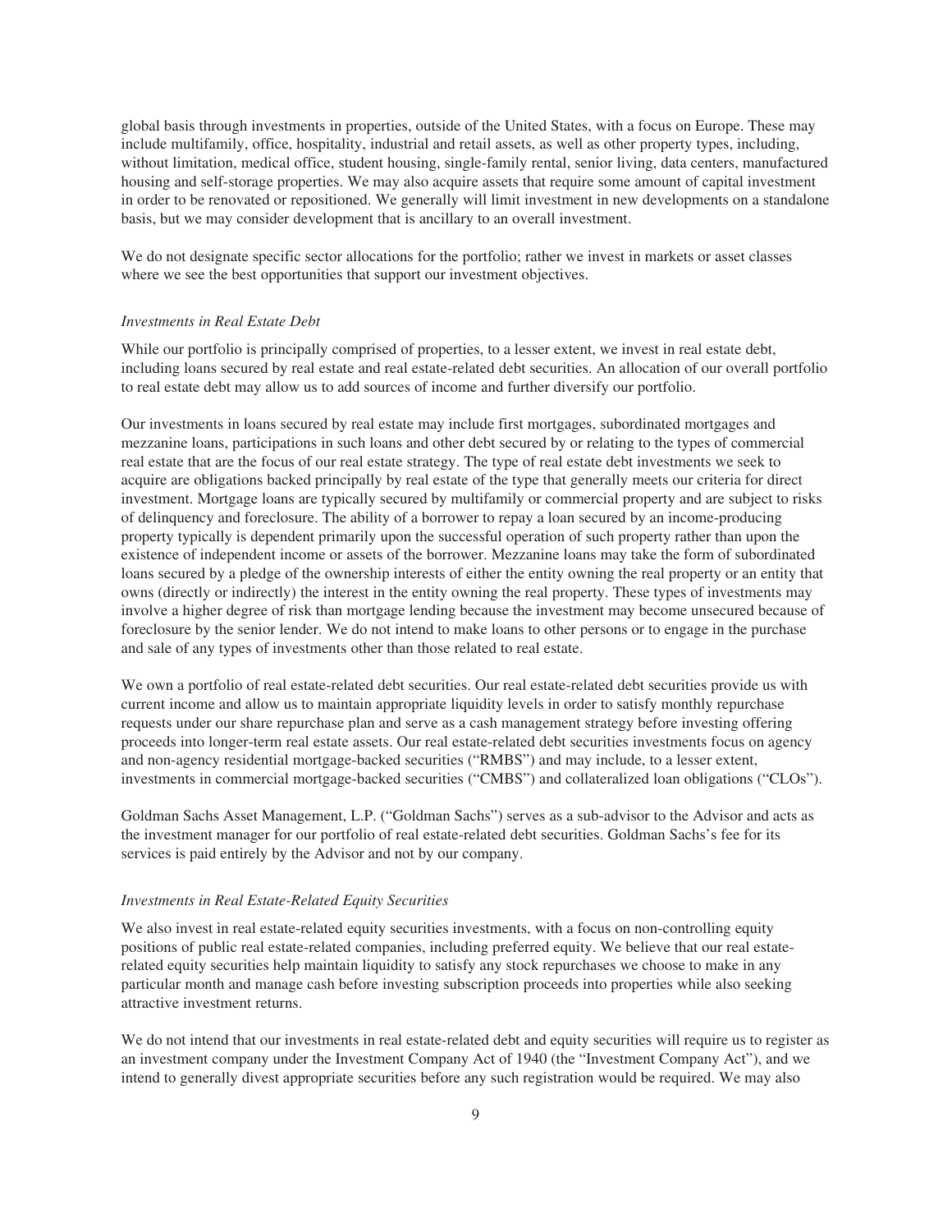global basis through investments in properties, outside of the United States, with a focus on Europe. These may include multifamily, office, hospitality, industrial and retail assets, as well as other property types, including, without limitation, medical office, student housing, single-family rental, senior living, data centers, manufactured housing and self-storage properties. We may also acquire assets that require some amount of capital investment in order to be renovated or repositioned. We generally will limit investment in new developments on a standalone basis, but we may consider development that is ancillary to an overall investment.

We do not designate specific sector allocations for the portfolio; rather we invest in markets or asset classes where we see the best opportunities that support our investment objectives.

*Investments in Real Estate Debt*

While our portfolio is principally comprised of properties, to a lesser extent, we invest in real estate debt, including loans secured by real estate and real estate-related debt securities. An allocation of our overall portfolio to real estate debt may allow us to add sources of income and further diversify our portfolio.

Our investments in loans secured by real estate may include first mortgages, subordinated mortgages and mezzanine loans, participations in such loans and other debt secured by or relating to the types of commercial real estate that are the focus of our real estate strategy. The type of real estate debt investments we seek to acquire are obligations backed principally by real estate of the type that generally meets our criteria for direct investment. Mortgage loans are typically secured by multifamily or commercial property and are subject to risks of delinquency and foreclosure. The ability of a borrower to repay a loan secured by an income-producing property typically is dependent primarily upon the successful operation of such property rather than upon the existence of independent income or assets of the borrower. Mezzanine loans may take the form of subordinated loans secured by a pledge of the ownership interests of either the entity owning the real property or an entity that owns (directly or indirectly) the interest in the entity owning the real property. These types of investments may involve a higher degree of risk than mortgage lending because the investment may become unsecured because of foreclosure by the senior lender. We do not intend to make loans to other persons or to engage in the purchase and sale of any types of investments other than those related to real estate.

We own a portfolio of real estate-related debt securities. Our real estate-related debt securities provide us with current income and allow us to maintain appropriate liquidity levels in order to satisfy monthly repurchase requests under our share repurchase plan and serve as a cash management strategy before investing offering proceeds into longer-term real estate assets. Our real estate-related debt securities investments focus on agency and non-agency residential mortgage-backed securities ("RMBS") and may include, to a lesser extent, investments in commercial mortgage-backed securities ("CMBS") and collateralized loan obligations ("CLOs").

Goldman Sachs Asset Management, L.P. ("Goldman Sachs") serves as a sub-advisor to the Advisor and acts as the investment manager for our portfolio of real estate-related debt securities. Goldman Sachs's fee for its services is paid entirely by the Advisor and not by our company.

*Investments in Real Estate-Related Equity Securities*

We also invest in real estate-related equity securities investments, with a focus on non-controlling equity positions of public real estate-related companies, including preferred equity. We believe that our real estate-related equity securities help maintain liquidity to satisfy any stock repurchases we choose to make in any particular month and manage cash before investing subscription proceeds into properties while also seeking attractive investment returns.

We do not intend that our investments in real estate-related debt and equity securities will require us to register as an investment company under the Investment Company Act of 1940 (the "Investment Company Act"), and we intend to generally divest appropriate securities before any such registration would be required. We may also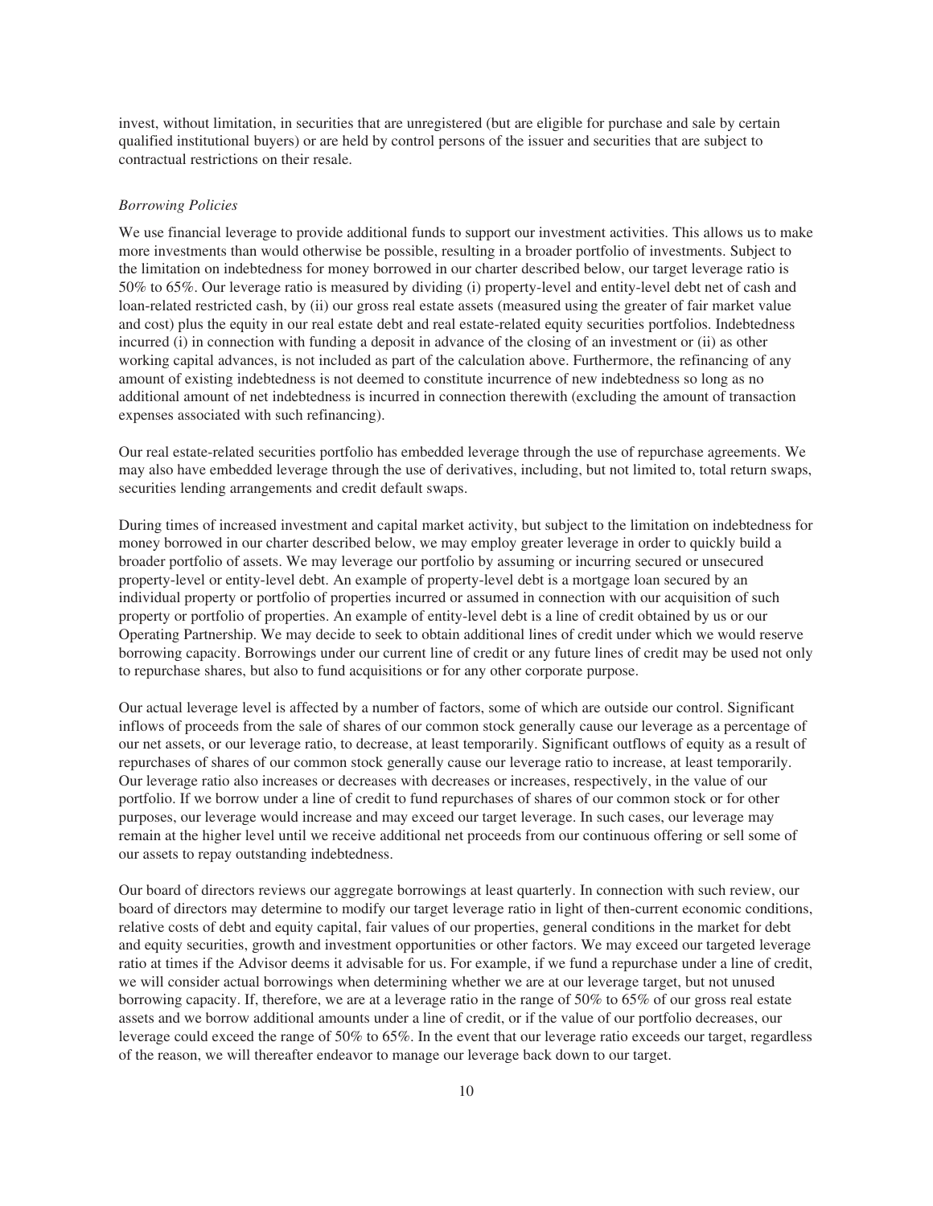invest, without limitation, in securities that are unregistered (but are eligible for purchase and sale by certain qualified institutional buyers) or are held by control persons of the issuer and securities that are subject to contractual restrictions on their resale.

*Borrowing Policies*

We use financial leverage to provide additional funds to support our investment activities. This allows us to make more investments than would otherwise be possible, resulting in a broader portfolio of investments. Subject to the limitation on indebtedness for money borrowed in our charter described below, our target leverage ratio is 50% to 65%. Our leverage ratio is measured by dividing (i) property-level and entity-level debt net of cash and loan-related restricted cash, by (ii) our gross real estate assets (measured using the greater of fair market value and cost) plus the equity in our real estate debt and real estate-related equity securities portfolios. Indebtedness incurred (i) in connection with funding a deposit in advance of the closing of an investment or (ii) as other working capital advances, is not included as part of the calculation above. Furthermore, the refinancing of any amount of existing indebtedness is not deemed to constitute incurrence of new indebtedness so long as no additional amount of net indebtedness is incurred in connection therewith (excluding the amount of transaction expenses associated with such refinancing).

Our real estate-related securities portfolio has embedded leverage through the use of repurchase agreements. We may also have embedded leverage through the use of derivatives, including, but not limited to, total return swaps, securities lending arrangements and credit default swaps.

During times of increased investment and capital market activity, but subject to the limitation on indebtedness for money borrowed in our charter described below, we may employ greater leverage in order to quickly build a broader portfolio of assets. We may leverage our portfolio by assuming or incurring secured or unsecured property-level or entity-level debt. An example of property-level debt is a mortgage loan secured by an individual property or portfolio of properties incurred or assumed in connection with our acquisition of such property or portfolio of properties. An example of entity-level debt is a line of credit obtained by us or our Operating Partnership. We may decide to seek to obtain additional lines of credit under which we would reserve borrowing capacity. Borrowings under our current line of credit or any future lines of credit may be used not only to repurchase shares, but also to fund acquisitions or for any other corporate purpose.

Our actual leverage level is affected by a number of factors, some of which are outside our control. Significant inflows of proceeds from the sale of shares of our common stock generally cause our leverage as a percentage of our net assets, or our leverage ratio, to decrease, at least temporarily. Significant outflows of equity as a result of repurchases of shares of our common stock generally cause our leverage ratio to increase, at least temporarily. Our leverage ratio also increases or decreases with decreases or increases, respectively, in the value of our portfolio. If we borrow under a line of credit to fund repurchases of shares of our common stock or for other purposes, our leverage would increase and may exceed our target leverage. In such cases, our leverage may remain at the higher level until we receive additional net proceeds from our continuous offering or sell some of our assets to repay outstanding indebtedness.

Our board of directors reviews our aggregate borrowings at least quarterly. In connection with such review, our board of directors may determine to modify our target leverage ratio in light of then-current economic conditions, relative costs of debt and equity capital, fair values of our properties, general conditions in the market for debt and equity securities, growth and investment opportunities or other factors. We may exceed our targeted leverage ratio at times if the Advisor deems it advisable for us. For example, if we fund a repurchase under a line of credit, we will consider actual borrowings when determining whether we are at our leverage target, but not unused borrowing capacity. If, therefore, we are at a leverage ratio in the range of 50% to 65% of our gross real estate assets and we borrow additional amounts under a line of credit, or if the value of our portfolio decreases, our leverage could exceed the range of 50% to 65%. In the event that our leverage ratio exceeds our target, regardless of the reason, we will thereafter endeavor to manage our leverage back down to our target.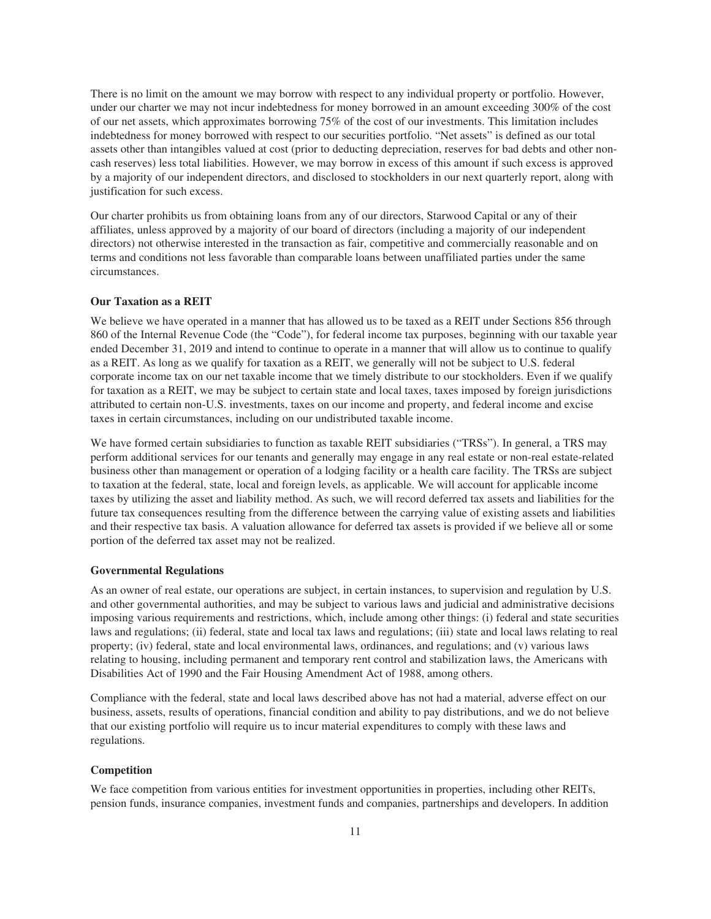There is no limit on the amount we may borrow with respect to any individual property or portfolio. However, under our charter we may not incur indebtedness for money borrowed in an amount exceeding 300% of the cost of our net assets, which approximates borrowing 75% of the cost of our investments. This limitation includes indebtedness for money borrowed with respect to our securities portfolio. "Net assets" is defined as our total assets other than intangibles valued at cost (prior to deducting depreciation, reserves for bad debts and other non-cash reserves) less total liabilities. However, we may borrow in excess of this amount if such excess is approved by a majority of our independent directors, and disclosed to stockholders in our next quarterly report, along with justification for such excess.

Our charter prohibits us from obtaining loans from any of our directors, Starwood Capital or any of their affiliates, unless approved by a majority of our board of directors (including a majority of our independent directors) not otherwise interested in the transaction as fair, competitive and commercially reasonable and on terms and conditions not less favorable than comparable loans between unaffiliated parties under the same circumstances.

**Our Taxation as a REIT**

We believe we have operated in a manner that has allowed us to be taxed as a REIT under Sections 856 through 860 of the Internal Revenue Code (the "Code"), for federal income tax purposes, beginning with our taxable year ended December 31, 2019 and intend to continue to operate in a manner that will allow us to continue to qualify as a REIT. As long as we qualify for taxation as a REIT, we generally will not be subject to U.S. federal corporate income tax on our net taxable income that we timely distribute to our stockholders. Even if we qualify for taxation as a REIT, we may be subject to certain state and local taxes, taxes imposed by foreign jurisdictions attributed to certain non-U.S. investments, taxes on our income and property, and federal income and excise taxes in certain circumstances, including on our undistributed taxable income.

We have formed certain subsidiaries to function as taxable REIT subsidiaries ("TRSs"). In general, a TRS may perform additional services for our tenants and generally may engage in any real estate or non-real estate-related business other than management or operation of a lodging facility or a health care facility. The TRSs are subject to taxation at the federal, state, local and foreign levels, as applicable. We will account for applicable income taxes by utilizing the asset and liability method. As such, we will record deferred tax assets and liabilities for the future tax consequences resulting from the difference between the carrying value of existing assets and liabilities and their respective tax basis. A valuation allowance for deferred tax assets is provided if we believe all or some portion of the deferred tax asset may not be realized.

**Governmental Regulations**

As an owner of real estate, our operations are subject, in certain instances, to supervision and regulation by U.S. and other governmental authorities, and may be subject to various laws and judicial and administrative decisions imposing various requirements and restrictions, which, include among other things: (i) federal and state securities laws and regulations; (ii) federal, state and local tax laws and regulations; (iii) state and local laws relating to real property; (iv) federal, state and local environmental laws, ordinances, and regulations; and (v) various laws relating to housing, including permanent and temporary rent control and stabilization laws, the Americans with Disabilities Act of 1990 and the Fair Housing Amendment Act of 1988, among others.

Compliance with the federal, state and local laws described above has not had a material, adverse effect on our business, assets, results of operations, financial condition and ability to pay distributions, and we do not believe that our existing portfolio will require us to incur material expenditures to comply with these laws and regulations.

**Competition**

We face competition from various entities for investment opportunities in properties, including other REITs, pension funds, insurance companies, investment funds and companies, partnerships and developers. In addition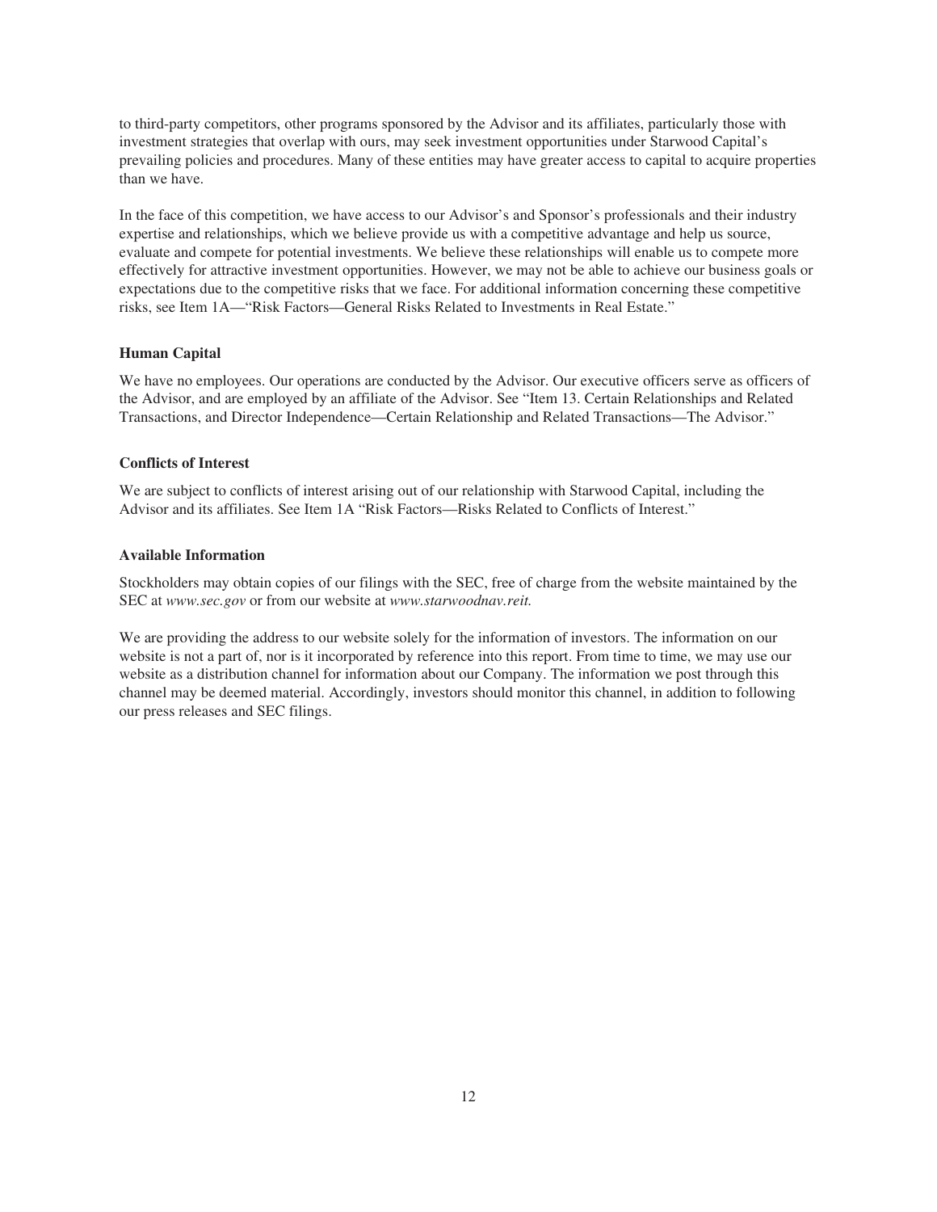to third-party competitors, other programs sponsored by the Advisor and its affiliates, particularly those with investment strategies that overlap with ours, may seek investment opportunities under Starwood Capital's prevailing policies and procedures. Many of these entities may have greater access to capital to acquire properties than we have.

In the face of this competition, we have access to our Advisor's and Sponsor's professionals and their industry expertise and relationships, which we believe provide us with a competitive advantage and help us source, evaluate and compete for potential investments. We believe these relationships will enable us to compete more effectively for attractive investment opportunities. However, we may not be able to achieve our business goals or expectations due to the competitive risks that we face. For additional information concerning these competitive risks, see Item 1A—"Risk Factors—General Risks Related to Investments in Real Estate."

### Human Capital

We have no employees. Our operations are conducted by the Advisor. Our executive officers serve as officers of the Advisor, and are employed by an affiliate of the Advisor. See "Item 13. Certain Relationships and Related Transactions, and Director Independence—Certain Relationship and Related Transactions—The Advisor."

### Conflicts of Interest

We are subject to conflicts of interest arising out of our relationship with Starwood Capital, including the Advisor and its affiliates. See Item 1A "Risk Factors—Risks Related to Conflicts of Interest."

### Available Information

Stockholders may obtain copies of our filings with the SEC, free of charge from the website maintained by the SEC at *www.sec.gov* or from our website at *www.starwoodnav.reit.*

We are providing the address to our website solely for the information of investors. The information on our website is not a part of, nor is it incorporated by reference into this report. From time to time, we may use our website as a distribution channel for information about our Company. The information we post through this channel may be deemed material. Accordingly, investors should monitor this channel, in addition to following our press releases and SEC filings.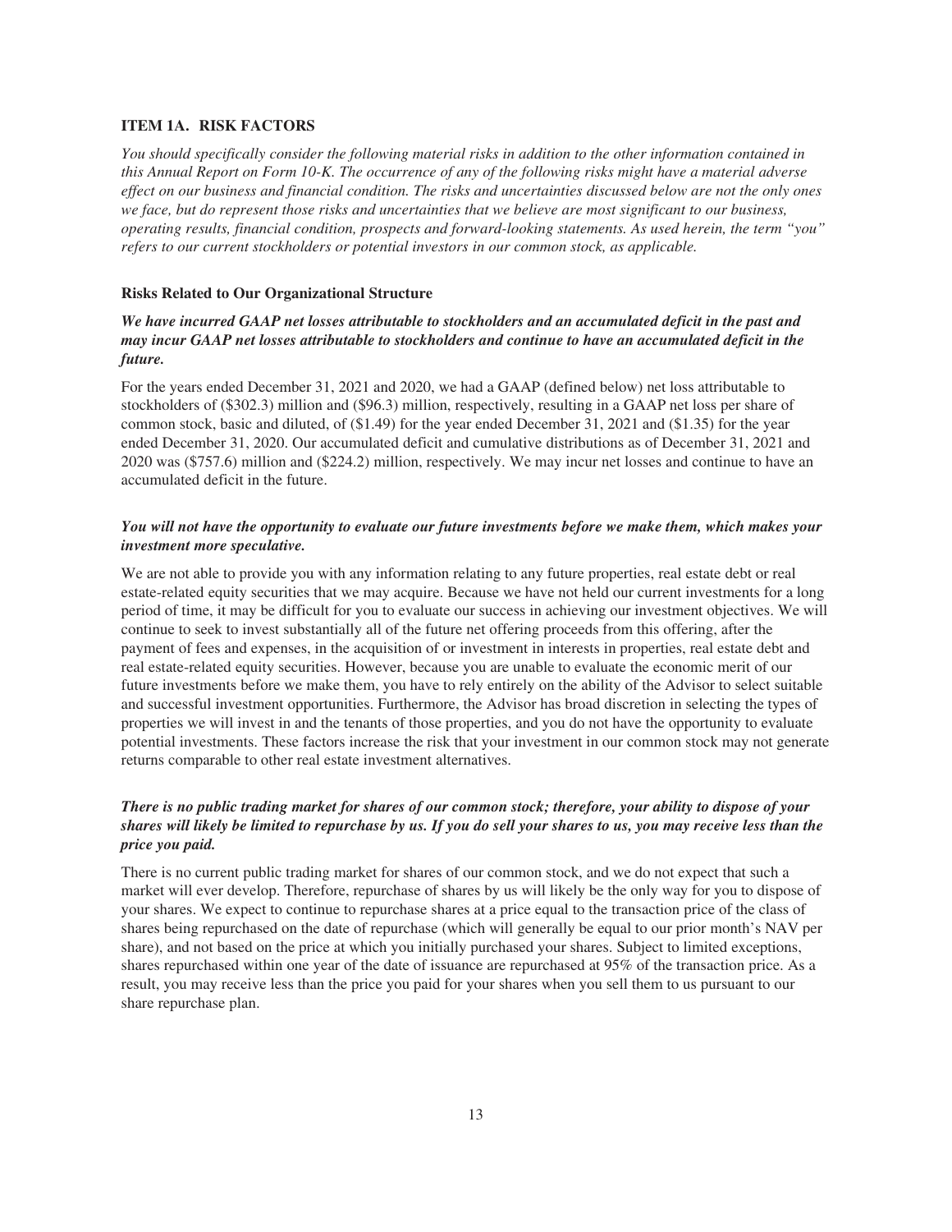## ITEM 1A. RISK FACTORS

*You should specifically consider the following material risks in addition to the other information contained in this Annual Report on Form 10-K. The occurrence of any of the following risks might have a material adverse effect on our business and financial condition. The risks and uncertainties discussed below are not the only ones we face, but do represent those risks and uncertainties that we believe are most significant to our business, operating results, financial condition, prospects and forward-looking statements. As used herein, the term "you" refers to our current stockholders or potential investors in our common stock, as applicable.*

### Risks Related to Our Organizational Structure

***We have incurred GAAP net losses attributable to stockholders and an accumulated deficit in the past and may incur GAAP net losses attributable to stockholders and continue to have an accumulated deficit in the future.***

For the years ended December 31, 2021 and 2020, we had a GAAP (defined below) net loss attributable to stockholders of ($302.3) million and ($96.3) million, respectively, resulting in a GAAP net loss per share of common stock, basic and diluted, of ($1.49) for the year ended December 31, 2021 and ($1.35) for the year ended December 31, 2020. Our accumulated deficit and cumulative distributions as of December 31, 2021 and 2020 was ($757.6) million and ($224.2) million, respectively. We may incur net losses and continue to have an accumulated deficit in the future.

***You will not have the opportunity to evaluate our future investments before we make them, which makes your investment more speculative.***

We are not able to provide you with any information relating to any future properties, real estate debt or real estate-related equity securities that we may acquire. Because we have not held our current investments for a long period of time, it may be difficult for you to evaluate our success in achieving our investment objectives. We will continue to seek to invest substantially all of the future net offering proceeds from this offering, after the payment of fees and expenses, in the acquisition of or investment in interests in properties, real estate debt and real estate-related equity securities. However, because you are unable to evaluate the economic merit of our future investments before we make them, you have to rely entirely on the ability of the Advisor to select suitable and successful investment opportunities. Furthermore, the Advisor has broad discretion in selecting the types of properties we will invest in and the tenants of those properties, and you do not have the opportunity to evaluate potential investments. These factors increase the risk that your investment in our common stock may not generate returns comparable to other real estate investment alternatives.

***There is no public trading market for shares of our common stock; therefore, your ability to dispose of your shares will likely be limited to repurchase by us. If you do sell your shares to us, you may receive less than the price you paid.***

There is no current public trading market for shares of our common stock, and we do not expect that such a market will ever develop. Therefore, repurchase of shares by us will likely be the only way for you to dispose of your shares. We expect to continue to repurchase shares at a price equal to the transaction price of the class of shares being repurchased on the date of repurchase (which will generally be equal to our prior month's NAV per share), and not based on the price at which you initially purchased your shares. Subject to limited exceptions, shares repurchased within one year of the date of issuance are repurchased at 95% of the transaction price. As a result, you may receive less than the price you paid for your shares when you sell them to us pursuant to our share repurchase plan.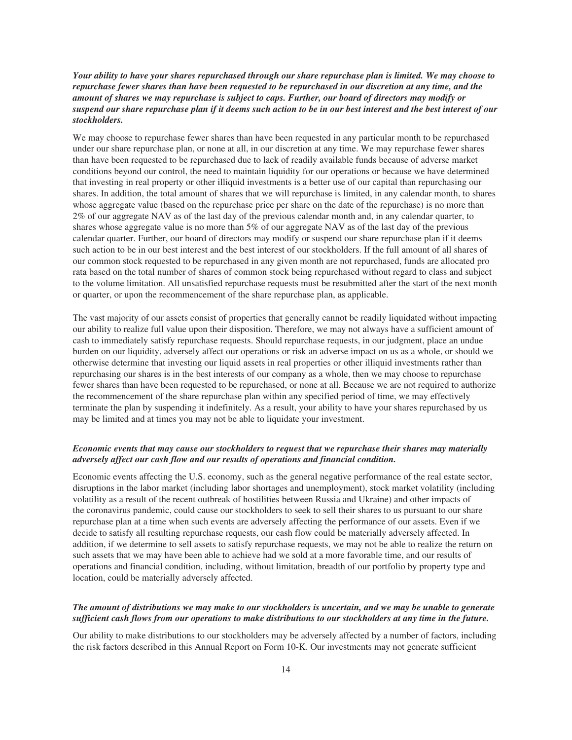***Your ability to have your shares repurchased through our share repurchase plan is limited. We may choose to repurchase fewer shares than have been requested to be repurchased in our discretion at any time, and the amount of shares we may repurchase is subject to caps. Further, our board of directors may modify or suspend our share repurchase plan if it deems such action to be in our best interest and the best interest of our stockholders.***

We may choose to repurchase fewer shares than have been requested in any particular month to be repurchased under our share repurchase plan, or none at all, in our discretion at any time. We may repurchase fewer shares than have been requested to be repurchased due to lack of readily available funds because of adverse market conditions beyond our control, the need to maintain liquidity for our operations or because we have determined that investing in real property or other illiquid investments is a better use of our capital than repurchasing our shares. In addition, the total amount of shares that we will repurchase is limited, in any calendar month, to shares whose aggregate value (based on the repurchase price per share on the date of the repurchase) is no more than 2% of our aggregate NAV as of the last day of the previous calendar month and, in any calendar quarter, to shares whose aggregate value is no more than 5% of our aggregate NAV as of the last day of the previous calendar quarter. Further, our board of directors may modify or suspend our share repurchase plan if it deems such action to be in our best interest and the best interest of our stockholders. If the full amount of all shares of our common stock requested to be repurchased in any given month are not repurchased, funds are allocated pro rata based on the total number of shares of common stock being repurchased without regard to class and subject to the volume limitation. All unsatisfied repurchase requests must be resubmitted after the start of the next month or quarter, or upon the recommencement of the share repurchase plan, as applicable.

The vast majority of our assets consist of properties that generally cannot be readily liquidated without impacting our ability to realize full value upon their disposition. Therefore, we may not always have a sufficient amount of cash to immediately satisfy repurchase requests. Should repurchase requests, in our judgment, place an undue burden on our liquidity, adversely affect our operations or risk an adverse impact on us as a whole, or should we otherwise determine that investing our liquid assets in real properties or other illiquid investments rather than repurchasing our shares is in the best interests of our company as a whole, then we may choose to repurchase fewer shares than have been requested to be repurchased, or none at all. Because we are not required to authorize the recommencement of the share repurchase plan within any specified period of time, we may effectively terminate the plan by suspending it indefinitely. As a result, your ability to have your shares repurchased by us may be limited and at times you may not be able to liquidate your investment.

***Economic events that may cause our stockholders to request that we repurchase their shares may materially adversely affect our cash flow and our results of operations and financial condition.***

Economic events affecting the U.S. economy, such as the general negative performance of the real estate sector, disruptions in the labor market (including labor shortages and unemployment), stock market volatility (including volatility as a result of the recent outbreak of hostilities between Russia and Ukraine) and other impacts of the coronavirus pandemic, could cause our stockholders to seek to sell their shares to us pursuant to our share repurchase plan at a time when such events are adversely affecting the performance of our assets. Even if we decide to satisfy all resulting repurchase requests, our cash flow could be materially adversely affected. In addition, if we determine to sell assets to satisfy repurchase requests, we may not be able to realize the return on such assets that we may have been able to achieve had we sold at a more favorable time, and our results of operations and financial condition, including, without limitation, breadth of our portfolio by property type and location, could be materially adversely affected.

***The amount of distributions we may make to our stockholders is uncertain, and we may be unable to generate sufficient cash flows from our operations to make distributions to our stockholders at any time in the future.***

Our ability to make distributions to our stockholders may be adversely affected by a number of factors, including the risk factors described in this Annual Report on Form 10-K. Our investments may not generate sufficient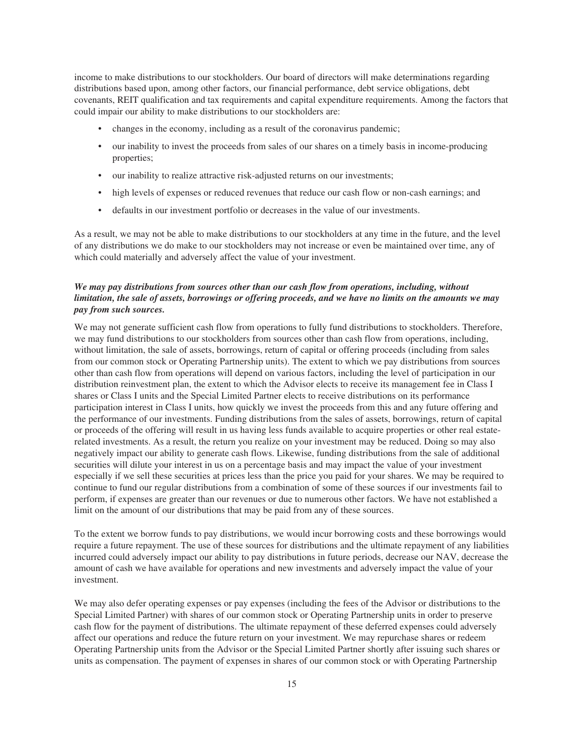income to make distributions to our stockholders. Our board of directors will make determinations regarding distributions based upon, among other factors, our financial performance, debt service obligations, debt covenants, REIT qualification and tax requirements and capital expenditure requirements. Among the factors that could impair our ability to make distributions to our stockholders are:

- changes in the economy, including as a result of the coronavirus pandemic;
- our inability to invest the proceeds from sales of our shares on a timely basis in income-producing properties;
- our inability to realize attractive risk-adjusted returns on our investments;
- high levels of expenses or reduced revenues that reduce our cash flow or non-cash earnings; and
- defaults in our investment portfolio or decreases in the value of our investments.

As a result, we may not be able to make distributions to our stockholders at any time in the future, and the level of any distributions we do make to our stockholders may not increase or even be maintained over time, any of which could materially and adversely affect the value of your investment.

***We may pay distributions from sources other than our cash flow from operations, including, without limitation, the sale of assets, borrowings or offering proceeds, and we have no limits on the amounts we may pay from such sources.***

We may not generate sufficient cash flow from operations to fully fund distributions to stockholders. Therefore, we may fund distributions to our stockholders from sources other than cash flow from operations, including, without limitation, the sale of assets, borrowings, return of capital or offering proceeds (including from sales from our common stock or Operating Partnership units). The extent to which we pay distributions from sources other than cash flow from operations will depend on various factors, including the level of participation in our distribution reinvestment plan, the extent to which the Advisor elects to receive its management fee in Class I shares or Class I units and the Special Limited Partner elects to receive distributions on its performance participation interest in Class I units, how quickly we invest the proceeds from this and any future offering and the performance of our investments. Funding distributions from the sales of assets, borrowings, return of capital or proceeds of the offering will result in us having less funds available to acquire properties or other real estate-related investments. As a result, the return you realize on your investment may be reduced. Doing so may also negatively impact our ability to generate cash flows. Likewise, funding distributions from the sale of additional securities will dilute your interest in us on a percentage basis and may impact the value of your investment especially if we sell these securities at prices less than the price you paid for your shares. We may be required to continue to fund our regular distributions from a combination of some of these sources if our investments fail to perform, if expenses are greater than our revenues or due to numerous other factors. We have not established a limit on the amount of our distributions that may be paid from any of these sources.

To the extent we borrow funds to pay distributions, we would incur borrowing costs and these borrowings would require a future repayment. The use of these sources for distributions and the ultimate repayment of any liabilities incurred could adversely impact our ability to pay distributions in future periods, decrease our NAV, decrease the amount of cash we have available for operations and new investments and adversely impact the value of your investment.

We may also defer operating expenses or pay expenses (including the fees of the Advisor or distributions to the Special Limited Partner) with shares of our common stock or Operating Partnership units in order to preserve cash flow for the payment of distributions. The ultimate repayment of these deferred expenses could adversely affect our operations and reduce the future return on your investment. We may repurchase shares or redeem Operating Partnership units from the Advisor or the Special Limited Partner shortly after issuing such shares or units as compensation. The payment of expenses in shares of our common stock or with Operating Partnership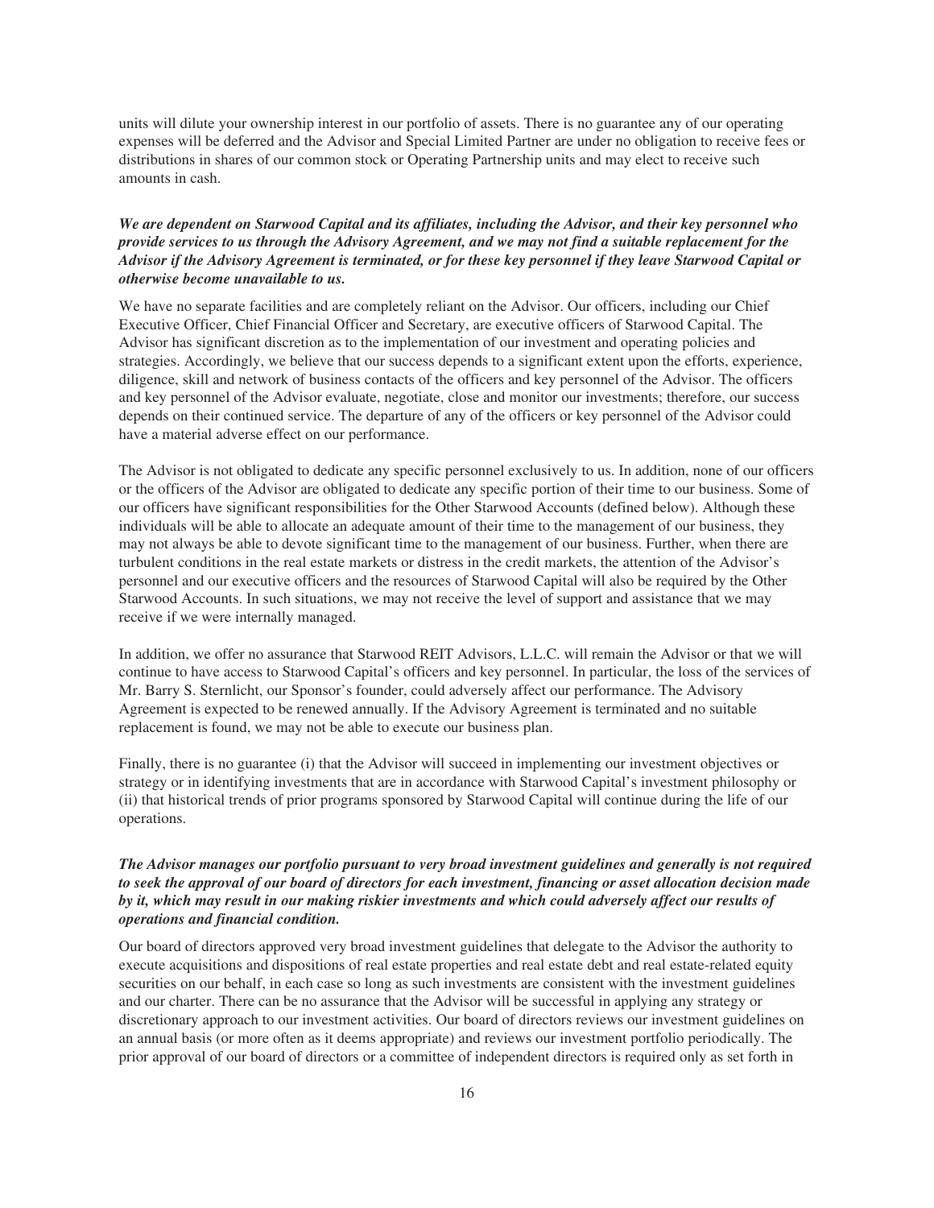units will dilute your ownership interest in our portfolio of assets. There is no guarantee any of our operating expenses will be deferred and the Advisor and Special Limited Partner are under no obligation to receive fees or distributions in shares of our common stock or Operating Partnership units and may elect to receive such amounts in cash.

***We are dependent on Starwood Capital and its affiliates, including the Advisor, and their key personnel who provide services to us through the Advisory Agreement, and we may not find a suitable replacement for the Advisor if the Advisory Agreement is terminated, or for these key personnel if they leave Starwood Capital or otherwise become unavailable to us.***

We have no separate facilities and are completely reliant on the Advisor. Our officers, including our Chief Executive Officer, Chief Financial Officer and Secretary, are executive officers of Starwood Capital. The Advisor has significant discretion as to the implementation of our investment and operating policies and strategies. Accordingly, we believe that our success depends to a significant extent upon the efforts, experience, diligence, skill and network of business contacts of the officers and key personnel of the Advisor. The officers and key personnel of the Advisor evaluate, negotiate, close and monitor our investments; therefore, our success depends on their continued service. The departure of any of the officers or key personnel of the Advisor could have a material adverse effect on our performance.

The Advisor is not obligated to dedicate any specific personnel exclusively to us. In addition, none of our officers or the officers of the Advisor are obligated to dedicate any specific portion of their time to our business. Some of our officers have significant responsibilities for the Other Starwood Accounts (defined below). Although these individuals will be able to allocate an adequate amount of their time to the management of our business, they may not always be able to devote significant time to the management of our business. Further, when there are turbulent conditions in the real estate markets or distress in the credit markets, the attention of the Advisor's personnel and our executive officers and the resources of Starwood Capital will also be required by the Other Starwood Accounts. In such situations, we may not receive the level of support and assistance that we may receive if we were internally managed.

In addition, we offer no assurance that Starwood REIT Advisors, L.L.C. will remain the Advisor or that we will continue to have access to Starwood Capital's officers and key personnel. In particular, the loss of the services of Mr. Barry S. Sternlicht, our Sponsor's founder, could adversely affect our performance. The Advisory Agreement is expected to be renewed annually. If the Advisory Agreement is terminated and no suitable replacement is found, we may not be able to execute our business plan.

Finally, there is no guarantee (i) that the Advisor will succeed in implementing our investment objectives or strategy or in identifying investments that are in accordance with Starwood Capital's investment philosophy or (ii) that historical trends of prior programs sponsored by Starwood Capital will continue during the life of our operations.

***The Advisor manages our portfolio pursuant to very broad investment guidelines and generally is not required to seek the approval of our board of directors for each investment, financing or asset allocation decision made by it, which may result in our making riskier investments and which could adversely affect our results of operations and financial condition.***

Our board of directors approved very broad investment guidelines that delegate to the Advisor the authority to execute acquisitions and dispositions of real estate properties and real estate debt and real estate-related equity securities on our behalf, in each case so long as such investments are consistent with the investment guidelines and our charter. There can be no assurance that the Advisor will be successful in applying any strategy or discretionary approach to our investment activities. Our board of directors reviews our investment guidelines on an annual basis (or more often as it deems appropriate) and reviews our investment portfolio periodically. The prior approval of our board of directors or a committee of independent directors is required only as set forth in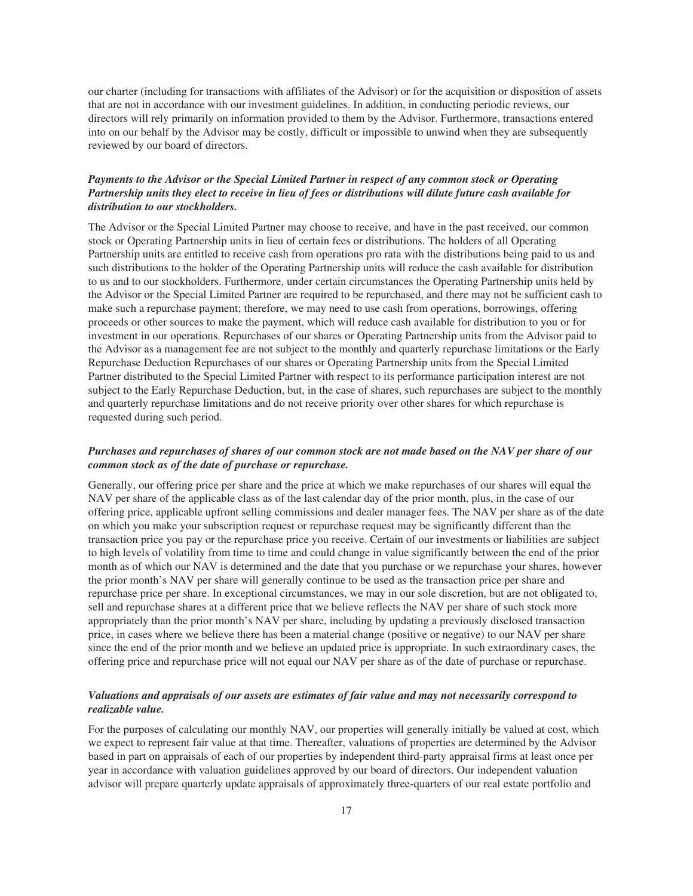our charter (including for transactions with affiliates of the Advisor) or for the acquisition or disposition of assets that are not in accordance with our investment guidelines. In addition, in conducting periodic reviews, our directors will rely primarily on information provided to them by the Advisor. Furthermore, transactions entered into on our behalf by the Advisor may be costly, difficult or impossible to unwind when they are subsequently reviewed by our board of directors.

***Payments to the Advisor or the Special Limited Partner in respect of any common stock or Operating Partnership units they elect to receive in lieu of fees or distributions will dilute future cash available for distribution to our stockholders.***

The Advisor or the Special Limited Partner may choose to receive, and have in the past received, our common stock or Operating Partnership units in lieu of certain fees or distributions. The holders of all Operating Partnership units are entitled to receive cash from operations pro rata with the distributions being paid to us and such distributions to the holder of the Operating Partnership units will reduce the cash available for distribution to us and to our stockholders. Furthermore, under certain circumstances the Operating Partnership units held by the Advisor or the Special Limited Partner are required to be repurchased, and there may not be sufficient cash to make such a repurchase payment; therefore, we may need to use cash from operations, borrowings, offering proceeds or other sources to make the payment, which will reduce cash available for distribution to you or for investment in our operations. Repurchases of our shares or Operating Partnership units from the Advisor paid to the Advisor as a management fee are not subject to the monthly and quarterly repurchase limitations or the Early Repurchase Deduction Repurchases of our shares or Operating Partnership units from the Special Limited Partner distributed to the Special Limited Partner with respect to its performance participation interest are not subject to the Early Repurchase Deduction, but, in the case of shares, such repurchases are subject to the monthly and quarterly repurchase limitations and do not receive priority over other shares for which repurchase is requested during such period.

***Purchases and repurchases of shares of our common stock are not made based on the NAV per share of our common stock as of the date of purchase or repurchase.***

Generally, our offering price per share and the price at which we make repurchases of our shares will equal the NAV per share of the applicable class as of the last calendar day of the prior month, plus, in the case of our offering price, applicable upfront selling commissions and dealer manager fees. The NAV per share as of the date on which you make your subscription request or repurchase request may be significantly different than the transaction price you pay or the repurchase price you receive. Certain of our investments or liabilities are subject to high levels of volatility from time to time and could change in value significantly between the end of the prior month as of which our NAV is determined and the date that you purchase or we repurchase your shares, however the prior month's NAV per share will generally continue to be used as the transaction price per share and repurchase price per share. In exceptional circumstances, we may in our sole discretion, but are not obligated to, sell and repurchase shares at a different price that we believe reflects the NAV per share of such stock more appropriately than the prior month's NAV per share, including by updating a previously disclosed transaction price, in cases where we believe there has been a material change (positive or negative) to our NAV per share since the end of the prior month and we believe an updated price is appropriate. In such extraordinary cases, the offering price and repurchase price will not equal our NAV per share as of the date of purchase or repurchase.

***Valuations and appraisals of our assets are estimates of fair value and may not necessarily correspond to realizable value.***

For the purposes of calculating our monthly NAV, our properties will generally initially be valued at cost, which we expect to represent fair value at that time. Thereafter, valuations of properties are determined by the Advisor based in part on appraisals of each of our properties by independent third-party appraisal firms at least once per year in accordance with valuation guidelines approved by our board of directors. Our independent valuation advisor will prepare quarterly update appraisals of approximately three-quarters of our real estate portfolio and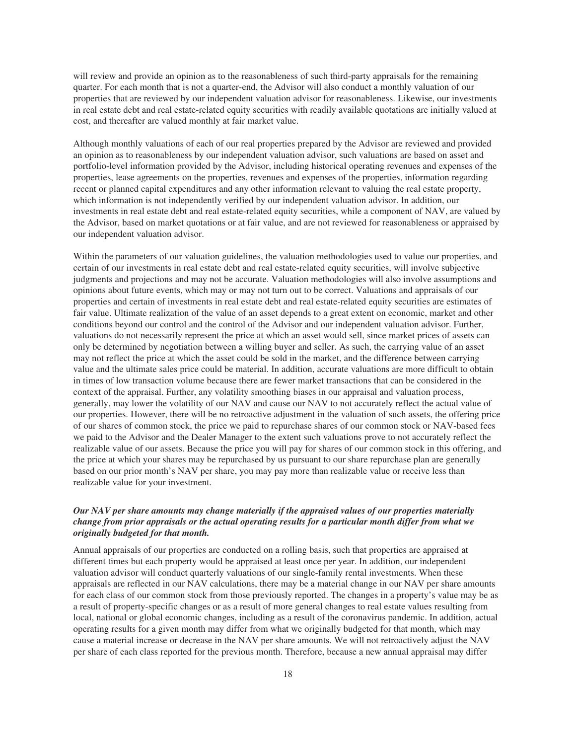will review and provide an opinion as to the reasonableness of such third-party appraisals for the remaining quarter. For each month that is not a quarter-end, the Advisor will also conduct a monthly valuation of our properties that are reviewed by our independent valuation advisor for reasonableness. Likewise, our investments in real estate debt and real estate-related equity securities with readily available quotations are initially valued at cost, and thereafter are valued monthly at fair market value.

Although monthly valuations of each of our real properties prepared by the Advisor are reviewed and provided an opinion as to reasonableness by our independent valuation advisor, such valuations are based on asset and portfolio-level information provided by the Advisor, including historical operating revenues and expenses of the properties, lease agreements on the properties, revenues and expenses of the properties, information regarding recent or planned capital expenditures and any other information relevant to valuing the real estate property, which information is not independently verified by our independent valuation advisor. In addition, our investments in real estate debt and real estate-related equity securities, while a component of NAV, are valued by the Advisor, based on market quotations or at fair value, and are not reviewed for reasonableness or appraised by our independent valuation advisor.

Within the parameters of our valuation guidelines, the valuation methodologies used to value our properties, and certain of our investments in real estate debt and real estate-related equity securities, will involve subjective judgments and projections and may not be accurate. Valuation methodologies will also involve assumptions and opinions about future events, which may or may not turn out to be correct. Valuations and appraisals of our properties and certain of investments in real estate debt and real estate-related equity securities are estimates of fair value. Ultimate realization of the value of an asset depends to a great extent on economic, market and other conditions beyond our control and the control of the Advisor and our independent valuation advisor. Further, valuations do not necessarily represent the price at which an asset would sell, since market prices of assets can only be determined by negotiation between a willing buyer and seller. As such, the carrying value of an asset may not reflect the price at which the asset could be sold in the market, and the difference between carrying value and the ultimate sales price could be material. In addition, accurate valuations are more difficult to obtain in times of low transaction volume because there are fewer market transactions that can be considered in the context of the appraisal. Further, any volatility smoothing biases in our appraisal and valuation process, generally, may lower the volatility of our NAV and cause our NAV to not accurately reflect the actual value of our properties. However, there will be no retroactive adjustment in the valuation of such assets, the offering price of our shares of common stock, the price we paid to repurchase shares of our common stock or NAV-based fees we paid to the Advisor and the Dealer Manager to the extent such valuations prove to not accurately reflect the realizable value of our assets. Because the price you will pay for shares of our common stock in this offering, and the price at which your shares may be repurchased by us pursuant to our share repurchase plan are generally based on our prior month's NAV per share, you may pay more than realizable value or receive less than realizable value for your investment.

***Our NAV per share amounts may change materially if the appraised values of our properties materially change from prior appraisals or the actual operating results for a particular month differ from what we originally budgeted for that month.***

Annual appraisals of our properties are conducted on a rolling basis, such that properties are appraised at different times but each property would be appraised at least once per year. In addition, our independent valuation advisor will conduct quarterly valuations of our single-family rental investments. When these appraisals are reflected in our NAV calculations, there may be a material change in our NAV per share amounts for each class of our common stock from those previously reported. The changes in a property's value may be as a result of property-specific changes or as a result of more general changes to real estate values resulting from local, national or global economic changes, including as a result of the coronavirus pandemic. In addition, actual operating results for a given month may differ from what we originally budgeted for that month, which may cause a material increase or decrease in the NAV per share amounts. We will not retroactively adjust the NAV per share of each class reported for the previous month. Therefore, because a new annual appraisal may differ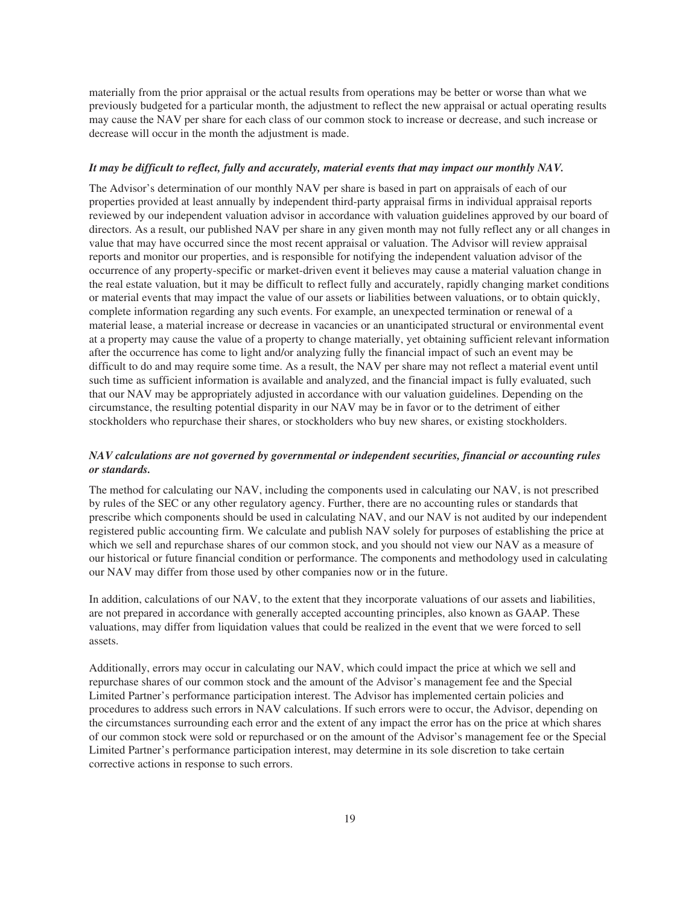materially from the prior appraisal or the actual results from operations may be better or worse than what we previously budgeted for a particular month, the adjustment to reflect the new appraisal or actual operating results may cause the NAV per share for each class of our common stock to increase or decrease, and such increase or decrease will occur in the month the adjustment is made.

***It may be difficult to reflect, fully and accurately, material events that may impact our monthly NAV.***

The Advisor's determination of our monthly NAV per share is based in part on appraisals of each of our properties provided at least annually by independent third-party appraisal firms in individual appraisal reports reviewed by our independent valuation advisor in accordance with valuation guidelines approved by our board of directors. As a result, our published NAV per share in any given month may not fully reflect any or all changes in value that may have occurred since the most recent appraisal or valuation. The Advisor will review appraisal reports and monitor our properties, and is responsible for notifying the independent valuation advisor of the occurrence of any property-specific or market-driven event it believes may cause a material valuation change in the real estate valuation, but it may be difficult to reflect fully and accurately, rapidly changing market conditions or material events that may impact the value of our assets or liabilities between valuations, or to obtain quickly, complete information regarding any such events. For example, an unexpected termination or renewal of a material lease, a material increase or decrease in vacancies or an unanticipated structural or environmental event at a property may cause the value of a property to change materially, yet obtaining sufficient relevant information after the occurrence has come to light and/or analyzing fully the financial impact of such an event may be difficult to do and may require some time. As a result, the NAV per share may not reflect a material event until such time as sufficient information is available and analyzed, and the financial impact is fully evaluated, such that our NAV may be appropriately adjusted in accordance with our valuation guidelines. Depending on the circumstance, the resulting potential disparity in our NAV may be in favor or to the detriment of either stockholders who repurchase their shares, or stockholders who buy new shares, or existing stockholders.

***NAV calculations are not governed by governmental or independent securities, financial or accounting rules or standards.***

The method for calculating our NAV, including the components used in calculating our NAV, is not prescribed by rules of the SEC or any other regulatory agency. Further, there are no accounting rules or standards that prescribe which components should be used in calculating NAV, and our NAV is not audited by our independent registered public accounting firm. We calculate and publish NAV solely for purposes of establishing the price at which we sell and repurchase shares of our common stock, and you should not view our NAV as a measure of our historical or future financial condition or performance. The components and methodology used in calculating our NAV may differ from those used by other companies now or in the future.

In addition, calculations of our NAV, to the extent that they incorporate valuations of our assets and liabilities, are not prepared in accordance with generally accepted accounting principles, also known as GAAP. These valuations, may differ from liquidation values that could be realized in the event that we were forced to sell assets.

Additionally, errors may occur in calculating our NAV, which could impact the price at which we sell and repurchase shares of our common stock and the amount of the Advisor's management fee and the Special Limited Partner's performance participation interest. The Advisor has implemented certain policies and procedures to address such errors in NAV calculations. If such errors were to occur, the Advisor, depending on the circumstances surrounding each error and the extent of any impact the error has on the price at which shares of our common stock were sold or repurchased or on the amount of the Advisor's management fee or the Special Limited Partner's performance participation interest, may determine in its sole discretion to take certain corrective actions in response to such errors.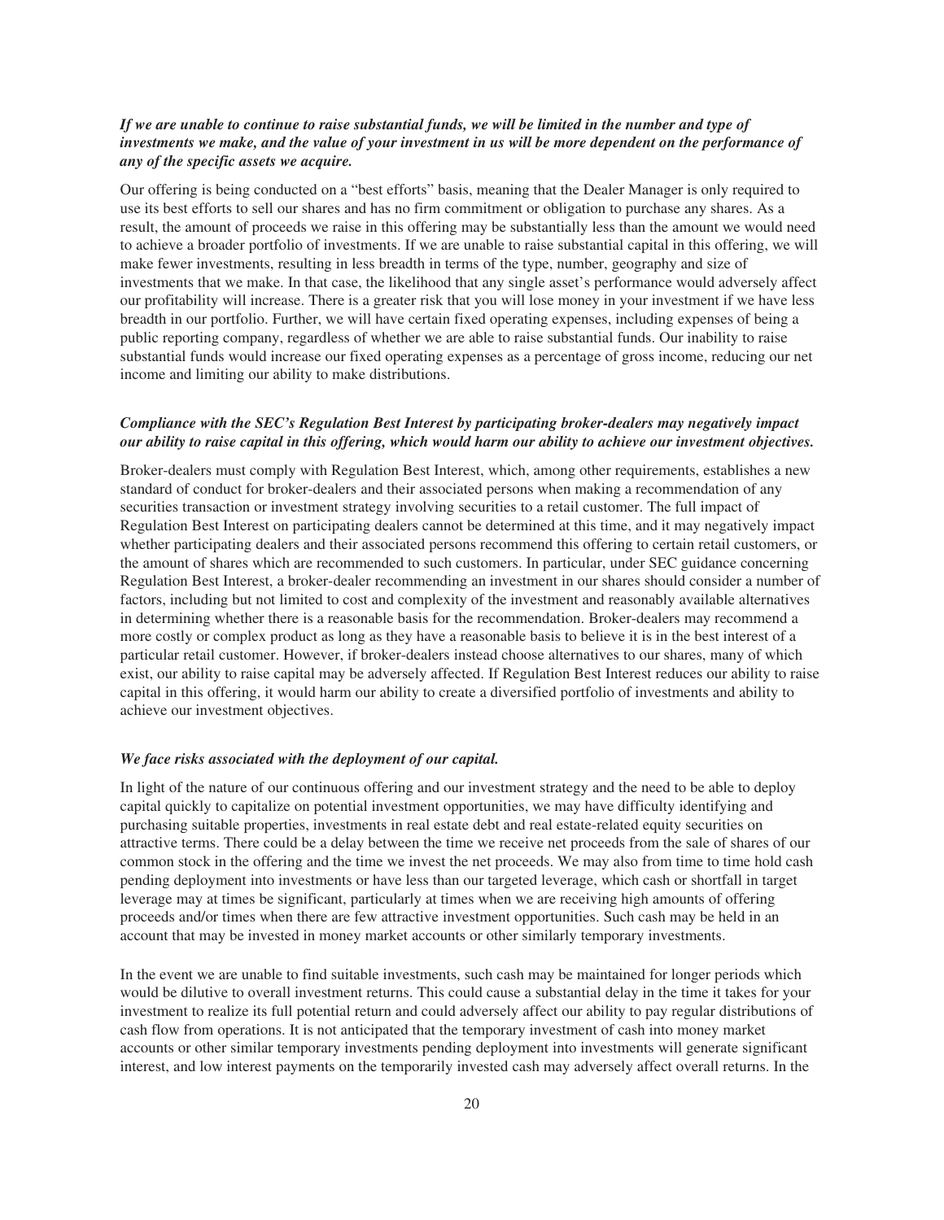***If we are unable to continue to raise substantial funds, we will be limited in the number and type of investments we make, and the value of your investment in us will be more dependent on the performance of any of the specific assets we acquire.***

Our offering is being conducted on a "best efforts" basis, meaning that the Dealer Manager is only required to use its best efforts to sell our shares and has no firm commitment or obligation to purchase any shares. As a result, the amount of proceeds we raise in this offering may be substantially less than the amount we would need to achieve a broader portfolio of investments. If we are unable to raise substantial capital in this offering, we will make fewer investments, resulting in less breadth in terms of the type, number, geography and size of investments that we make. In that case, the likelihood that any single asset's performance would adversely affect our profitability will increase. There is a greater risk that you will lose money in your investment if we have less breadth in our portfolio. Further, we will have certain fixed operating expenses, including expenses of being a public reporting company, regardless of whether we are able to raise substantial funds. Our inability to raise substantial funds would increase our fixed operating expenses as a percentage of gross income, reducing our net income and limiting our ability to make distributions.

***Compliance with the SEC's Regulation Best Interest by participating broker-dealers may negatively impact our ability to raise capital in this offering, which would harm our ability to achieve our investment objectives.***

Broker-dealers must comply with Regulation Best Interest, which, among other requirements, establishes a new standard of conduct for broker-dealers and their associated persons when making a recommendation of any securities transaction or investment strategy involving securities to a retail customer. The full impact of Regulation Best Interest on participating dealers cannot be determined at this time, and it may negatively impact whether participating dealers and their associated persons recommend this offering to certain retail customers, or the amount of shares which are recommended to such customers. In particular, under SEC guidance concerning Regulation Best Interest, a broker-dealer recommending an investment in our shares should consider a number of factors, including but not limited to cost and complexity of the investment and reasonably available alternatives in determining whether there is a reasonable basis for the recommendation. Broker-dealers may recommend a more costly or complex product as long as they have a reasonable basis to believe it is in the best interest of a particular retail customer. However, if broker-dealers instead choose alternatives to our shares, many of which exist, our ability to raise capital may be adversely affected. If Regulation Best Interest reduces our ability to raise capital in this offering, it would harm our ability to create a diversified portfolio of investments and ability to achieve our investment objectives.

***We face risks associated with the deployment of our capital.***

In light of the nature of our continuous offering and our investment strategy and the need to be able to deploy capital quickly to capitalize on potential investment opportunities, we may have difficulty identifying and purchasing suitable properties, investments in real estate debt and real estate-related equity securities on attractive terms. There could be a delay between the time we receive net proceeds from the sale of shares of our common stock in the offering and the time we invest the net proceeds. We may also from time to time hold cash pending deployment into investments or have less than our targeted leverage, which cash or shortfall in target leverage may at times be significant, particularly at times when we are receiving high amounts of offering proceeds and/or times when there are few attractive investment opportunities. Such cash may be held in an account that may be invested in money market accounts or other similarly temporary investments.

In the event we are unable to find suitable investments, such cash may be maintained for longer periods which would be dilutive to overall investment returns. This could cause a substantial delay in the time it takes for your investment to realize its full potential return and could adversely affect our ability to pay regular distributions of cash flow from operations. It is not anticipated that the temporary investment of cash into money market accounts or other similar temporary investments pending deployment into investments will generate significant interest, and low interest payments on the temporarily invested cash may adversely affect overall returns. In the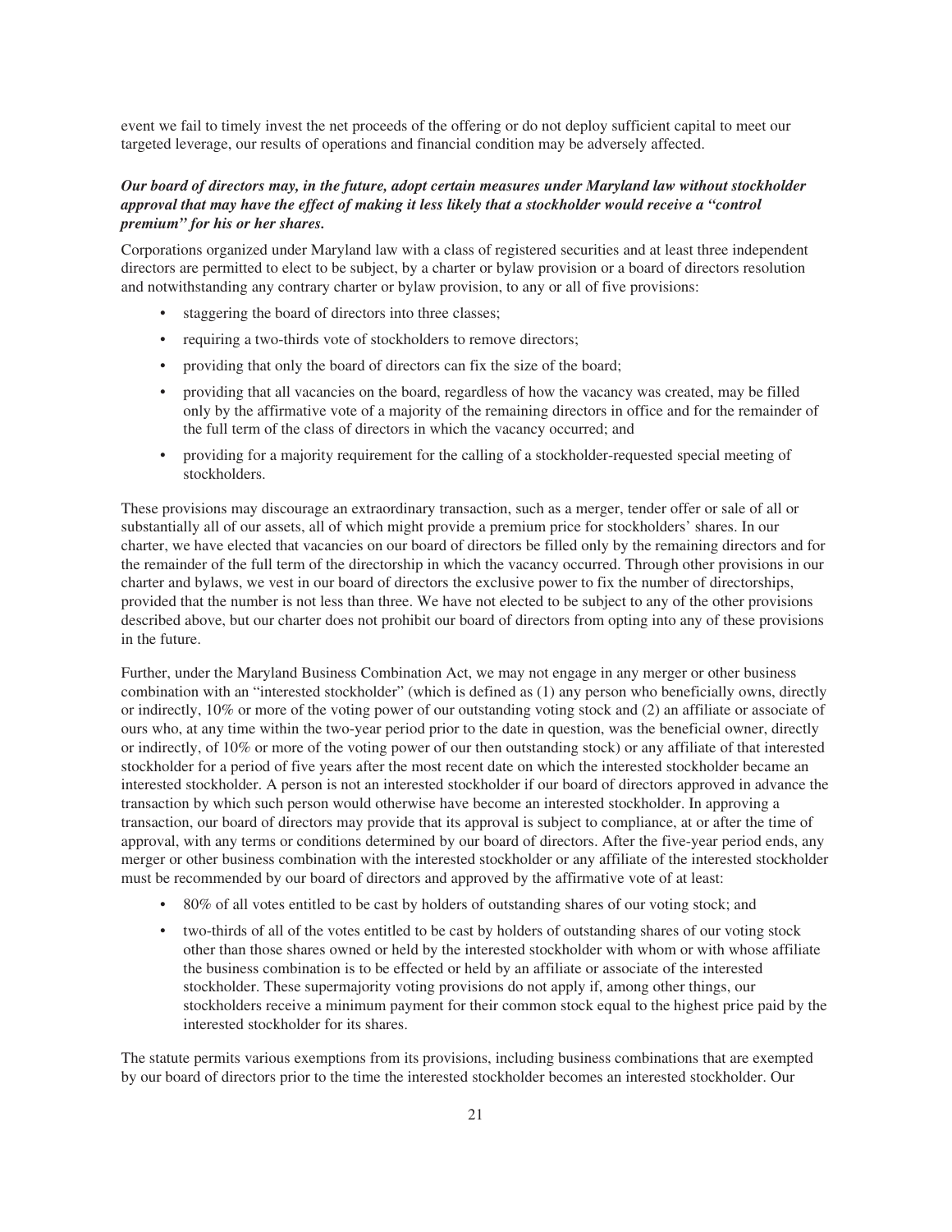event we fail to timely invest the net proceeds of the offering or do not deploy sufficient capital to meet our targeted leverage, our results of operations and financial condition may be adversely affected.

***Our board of directors may, in the future, adopt certain measures under Maryland law without stockholder approval that may have the effect of making it less likely that a stockholder would receive a "control premium" for his or her shares.***

Corporations organized under Maryland law with a class of registered securities and at least three independent directors are permitted to elect to be subject, by a charter or bylaw provision or a board of directors resolution and notwithstanding any contrary charter or bylaw provision, to any or all of five provisions:

- staggering the board of directors into three classes;
- requiring a two-thirds vote of stockholders to remove directors;
- providing that only the board of directors can fix the size of the board;
- providing that all vacancies on the board, regardless of how the vacancy was created, may be filled only by the affirmative vote of a majority of the remaining directors in office and for the remainder of the full term of the class of directors in which the vacancy occurred; and
- providing for a majority requirement for the calling of a stockholder-requested special meeting of stockholders.

These provisions may discourage an extraordinary transaction, such as a merger, tender offer or sale of all or substantially all of our assets, all of which might provide a premium price for stockholders' shares. In our charter, we have elected that vacancies on our board of directors be filled only by the remaining directors and for the remainder of the full term of the directorship in which the vacancy occurred. Through other provisions in our charter and bylaws, we vest in our board of directors the exclusive power to fix the number of directorships, provided that the number is not less than three. We have not elected to be subject to any of the other provisions described above, but our charter does not prohibit our board of directors from opting into any of these provisions in the future.

Further, under the Maryland Business Combination Act, we may not engage in any merger or other business combination with an "interested stockholder" (which is defined as (1) any person who beneficially owns, directly or indirectly, 10% or more of the voting power of our outstanding voting stock and (2) an affiliate or associate of ours who, at any time within the two-year period prior to the date in question, was the beneficial owner, directly or indirectly, of 10% or more of the voting power of our then outstanding stock) or any affiliate of that interested stockholder for a period of five years after the most recent date on which the interested stockholder became an interested stockholder. A person is not an interested stockholder if our board of directors approved in advance the transaction by which such person would otherwise have become an interested stockholder. In approving a transaction, our board of directors may provide that its approval is subject to compliance, at or after the time of approval, with any terms or conditions determined by our board of directors. After the five-year period ends, any merger or other business combination with the interested stockholder or any affiliate of the interested stockholder must be recommended by our board of directors and approved by the affirmative vote of at least:

- 80% of all votes entitled to be cast by holders of outstanding shares of our voting stock; and
- two-thirds of all of the votes entitled to be cast by holders of outstanding shares of our voting stock other than those shares owned or held by the interested stockholder with whom or with whose affiliate the business combination is to be effected or held by an affiliate or associate of the interested stockholder. These supermajority voting provisions do not apply if, among other things, our stockholders receive a minimum payment for their common stock equal to the highest price paid by the interested stockholder for its shares.

The statute permits various exemptions from its provisions, including business combinations that are exempted by our board of directors prior to the time the interested stockholder becomes an interested stockholder. Our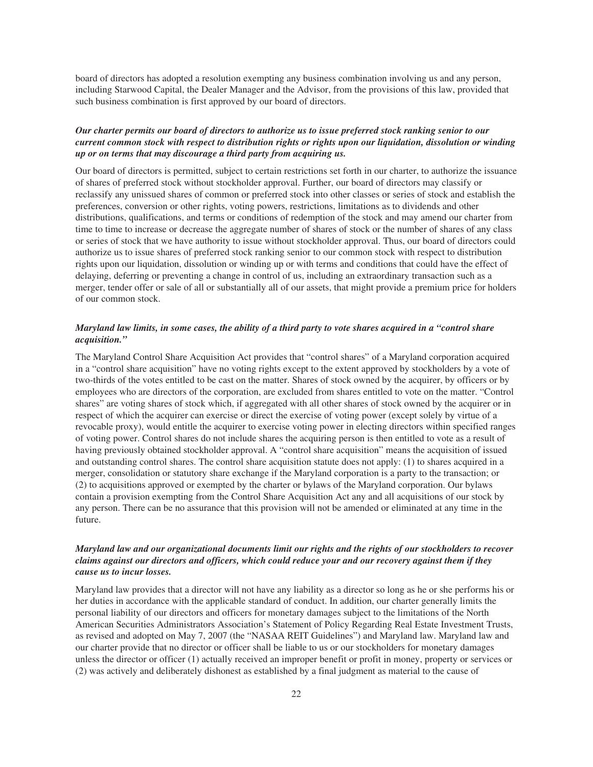board of directors has adopted a resolution exempting any business combination involving us and any person, including Starwood Capital, the Dealer Manager and the Advisor, from the provisions of this law, provided that such business combination is first approved by our board of directors.

***Our charter permits our board of directors to authorize us to issue preferred stock ranking senior to our current common stock with respect to distribution rights or rights upon our liquidation, dissolution or winding up or on terms that may discourage a third party from acquiring us.***

Our board of directors is permitted, subject to certain restrictions set forth in our charter, to authorize the issuance of shares of preferred stock without stockholder approval. Further, our board of directors may classify or reclassify any unissued shares of common or preferred stock into other classes or series of stock and establish the preferences, conversion or other rights, voting powers, restrictions, limitations as to dividends and other distributions, qualifications, and terms or conditions of redemption of the stock and may amend our charter from time to time to increase or decrease the aggregate number of shares of stock or the number of shares of any class or series of stock that we have authority to issue without stockholder approval. Thus, our board of directors could authorize us to issue shares of preferred stock ranking senior to our common stock with respect to distribution rights upon our liquidation, dissolution or winding up or with terms and conditions that could have the effect of delaying, deferring or preventing a change in control of us, including an extraordinary transaction such as a merger, tender offer or sale of all or substantially all of our assets, that might provide a premium price for holders of our common stock.

***Maryland law limits, in some cases, the ability of a third party to vote shares acquired in a "control share acquisition."***

The Maryland Control Share Acquisition Act provides that "control shares" of a Maryland corporation acquired in a "control share acquisition" have no voting rights except to the extent approved by stockholders by a vote of two-thirds of the votes entitled to be cast on the matter. Shares of stock owned by the acquirer, by officers or by employees who are directors of the corporation, are excluded from shares entitled to vote on the matter. "Control shares" are voting shares of stock which, if aggregated with all other shares of stock owned by the acquirer or in respect of which the acquirer can exercise or direct the exercise of voting power (except solely by virtue of a revocable proxy), would entitle the acquirer to exercise voting power in electing directors within specified ranges of voting power. Control shares do not include shares the acquiring person is then entitled to vote as a result of having previously obtained stockholder approval. A "control share acquisition" means the acquisition of issued and outstanding control shares. The control share acquisition statute does not apply: (1) to shares acquired in a merger, consolidation or statutory share exchange if the Maryland corporation is a party to the transaction; or (2) to acquisitions approved or exempted by the charter or bylaws of the Maryland corporation. Our bylaws contain a provision exempting from the Control Share Acquisition Act any and all acquisitions of our stock by any person. There can be no assurance that this provision will not be amended or eliminated at any time in the future.

***Maryland law and our organizational documents limit our rights and the rights of our stockholders to recover claims against our directors and officers, which could reduce your and our recovery against them if they cause us to incur losses.***

Maryland law provides that a director will not have any liability as a director so long as he or she performs his or her duties in accordance with the applicable standard of conduct. In addition, our charter generally limits the personal liability of our directors and officers for monetary damages subject to the limitations of the North American Securities Administrators Association's Statement of Policy Regarding Real Estate Investment Trusts, as revised and adopted on May 7, 2007 (the "NASAA REIT Guidelines") and Maryland law. Maryland law and our charter provide that no director or officer shall be liable to us or our stockholders for monetary damages unless the director or officer (1) actually received an improper benefit or profit in money, property or services or (2) was actively and deliberately dishonest as established by a final judgment as material to the cause of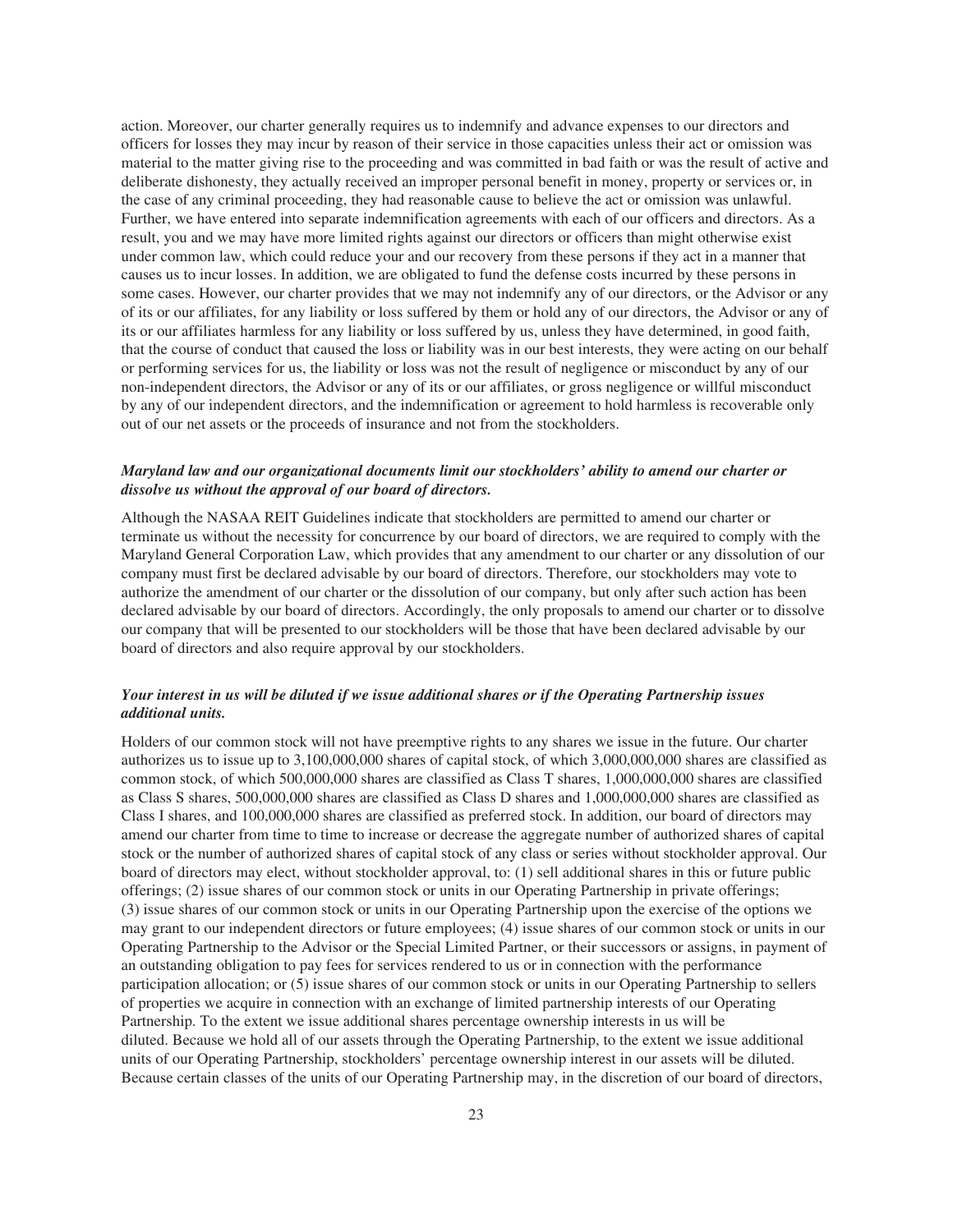action. Moreover, our charter generally requires us to indemnify and advance expenses to our directors and officers for losses they may incur by reason of their service in those capacities unless their act or omission was material to the matter giving rise to the proceeding and was committed in bad faith or was the result of active and deliberate dishonesty, they actually received an improper personal benefit in money, property or services or, in the case of any criminal proceeding, they had reasonable cause to believe the act or omission was unlawful. Further, we have entered into separate indemnification agreements with each of our officers and directors. As a result, you and we may have more limited rights against our directors or officers than might otherwise exist under common law, which could reduce your and our recovery from these persons if they act in a manner that causes us to incur losses. In addition, we are obligated to fund the defense costs incurred by these persons in some cases. However, our charter provides that we may not indemnify any of our directors, or the Advisor or any of its or our affiliates, for any liability or loss suffered by them or hold any of our directors, the Advisor or any of its or our affiliates harmless for any liability or loss suffered by us, unless they have determined, in good faith, that the course of conduct that caused the loss or liability was in our best interests, they were acting on our behalf or performing services for us, the liability or loss was not the result of negligence or misconduct by any of our non-independent directors, the Advisor or any of its or our affiliates, or gross negligence or willful misconduct by any of our independent directors, and the indemnification or agreement to hold harmless is recoverable only out of our net assets or the proceeds of insurance and not from the stockholders.

***Maryland law and our organizational documents limit our stockholders' ability to amend our charter or dissolve us without the approval of our board of directors.***

Although the NASAA REIT Guidelines indicate that stockholders are permitted to amend our charter or terminate us without the necessity for concurrence by our board of directors, we are required to comply with the Maryland General Corporation Law, which provides that any amendment to our charter or any dissolution of our company must first be declared advisable by our board of directors. Therefore, our stockholders may vote to authorize the amendment of our charter or the dissolution of our company, but only after such action has been declared advisable by our board of directors. Accordingly, the only proposals to amend our charter or to dissolve our company that will be presented to our stockholders will be those that have been declared advisable by our board of directors and also require approval by our stockholders.

***Your interest in us will be diluted if we issue additional shares or if the Operating Partnership issues additional units.***

Holders of our common stock will not have preemptive rights to any shares we issue in the future. Our charter authorizes us to issue up to 3,100,000,000 shares of capital stock, of which 3,000,000,000 shares are classified as common stock, of which 500,000,000 shares are classified as Class T shares, 1,000,000,000 shares are classified as Class S shares, 500,000,000 shares are classified as Class D shares and 1,000,000,000 shares are classified as Class I shares, and 100,000,000 shares are classified as preferred stock. In addition, our board of directors may amend our charter from time to time to increase or decrease the aggregate number of authorized shares of capital stock or the number of authorized shares of capital stock of any class or series without stockholder approval. Our board of directors may elect, without stockholder approval, to: (1) sell additional shares in this or future public offerings; (2) issue shares of our common stock or units in our Operating Partnership in private offerings; (3) issue shares of our common stock or units in our Operating Partnership upon the exercise of the options we may grant to our independent directors or future employees; (4) issue shares of our common stock or units in our Operating Partnership to the Advisor or the Special Limited Partner, or their successors or assigns, in payment of an outstanding obligation to pay fees for services rendered to us or in connection with the performance participation allocation; or (5) issue shares of our common stock or units in our Operating Partnership to sellers of properties we acquire in connection with an exchange of limited partnership interests of our Operating Partnership. To the extent we issue additional shares percentage ownership interests in us will be diluted. Because we hold all of our assets through the Operating Partnership, to the extent we issue additional units of our Operating Partnership, stockholders' percentage ownership interest in our assets will be diluted. Because certain classes of the units of our Operating Partnership may, in the discretion of our board of directors,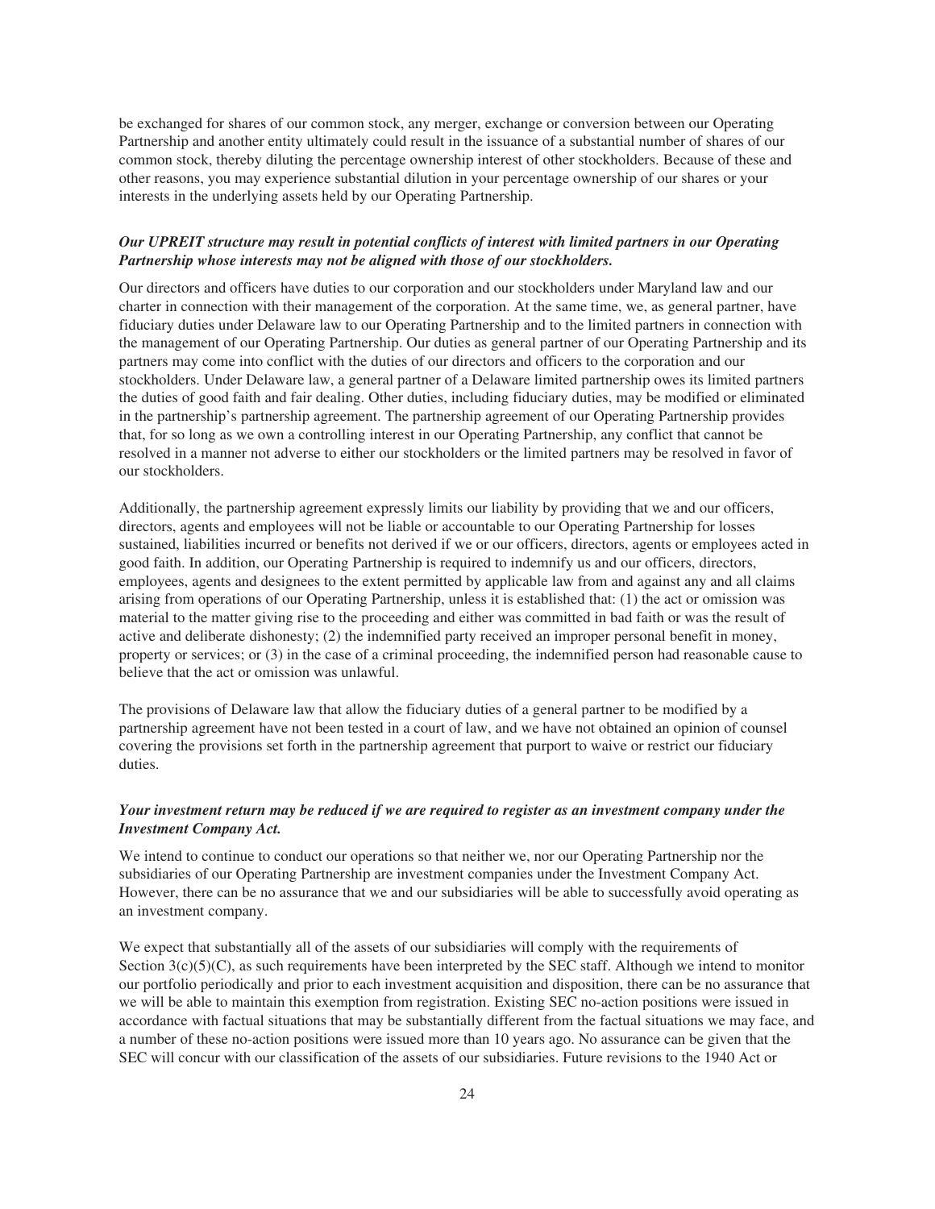be exchanged for shares of our common stock, any merger, exchange or conversion between our Operating Partnership and another entity ultimately could result in the issuance of a substantial number of shares of our common stock, thereby diluting the percentage ownership interest of other stockholders. Because of these and other reasons, you may experience substantial dilution in your percentage ownership of our shares or your interests in the underlying assets held by our Operating Partnership.

***Our UPREIT structure may result in potential conflicts of interest with limited partners in our Operating Partnership whose interests may not be aligned with those of our stockholders.***

Our directors and officers have duties to our corporation and our stockholders under Maryland law and our charter in connection with their management of the corporation. At the same time, we, as general partner, have fiduciary duties under Delaware law to our Operating Partnership and to the limited partners in connection with the management of our Operating Partnership. Our duties as general partner of our Operating Partnership and its partners may come into conflict with the duties of our directors and officers to the corporation and our stockholders. Under Delaware law, a general partner of a Delaware limited partnership owes its limited partners the duties of good faith and fair dealing. Other duties, including fiduciary duties, may be modified or eliminated in the partnership's partnership agreement. The partnership agreement of our Operating Partnership provides that, for so long as we own a controlling interest in our Operating Partnership, any conflict that cannot be resolved in a manner not adverse to either our stockholders or the limited partners may be resolved in favor of our stockholders.

Additionally, the partnership agreement expressly limits our liability by providing that we and our officers, directors, agents and employees will not be liable or accountable to our Operating Partnership for losses sustained, liabilities incurred or benefits not derived if we or our officers, directors, agents or employees acted in good faith. In addition, our Operating Partnership is required to indemnify us and our officers, directors, employees, agents and designees to the extent permitted by applicable law from and against any and all claims arising from operations of our Operating Partnership, unless it is established that: (1) the act or omission was material to the matter giving rise to the proceeding and either was committed in bad faith or was the result of active and deliberate dishonesty; (2) the indemnified party received an improper personal benefit in money, property or services; or (3) in the case of a criminal proceeding, the indemnified person had reasonable cause to believe that the act or omission was unlawful.

The provisions of Delaware law that allow the fiduciary duties of a general partner to be modified by a partnership agreement have not been tested in a court of law, and we have not obtained an opinion of counsel covering the provisions set forth in the partnership agreement that purport to waive or restrict our fiduciary duties.

***Your investment return may be reduced if we are required to register as an investment company under the Investment Company Act.***

We intend to continue to conduct our operations so that neither we, nor our Operating Partnership nor the subsidiaries of our Operating Partnership are investment companies under the Investment Company Act. However, there can be no assurance that we and our subsidiaries will be able to successfully avoid operating as an investment company.

We expect that substantially all of the assets of our subsidiaries will comply with the requirements of Section 3(c)(5)(C), as such requirements have been interpreted by the SEC staff. Although we intend to monitor our portfolio periodically and prior to each investment acquisition and disposition, there can be no assurance that we will be able to maintain this exemption from registration. Existing SEC no-action positions were issued in accordance with factual situations that may be substantially different from the factual situations we may face, and a number of these no-action positions were issued more than 10 years ago. No assurance can be given that the SEC will concur with our classification of the assets of our subsidiaries. Future revisions to the 1940 Act or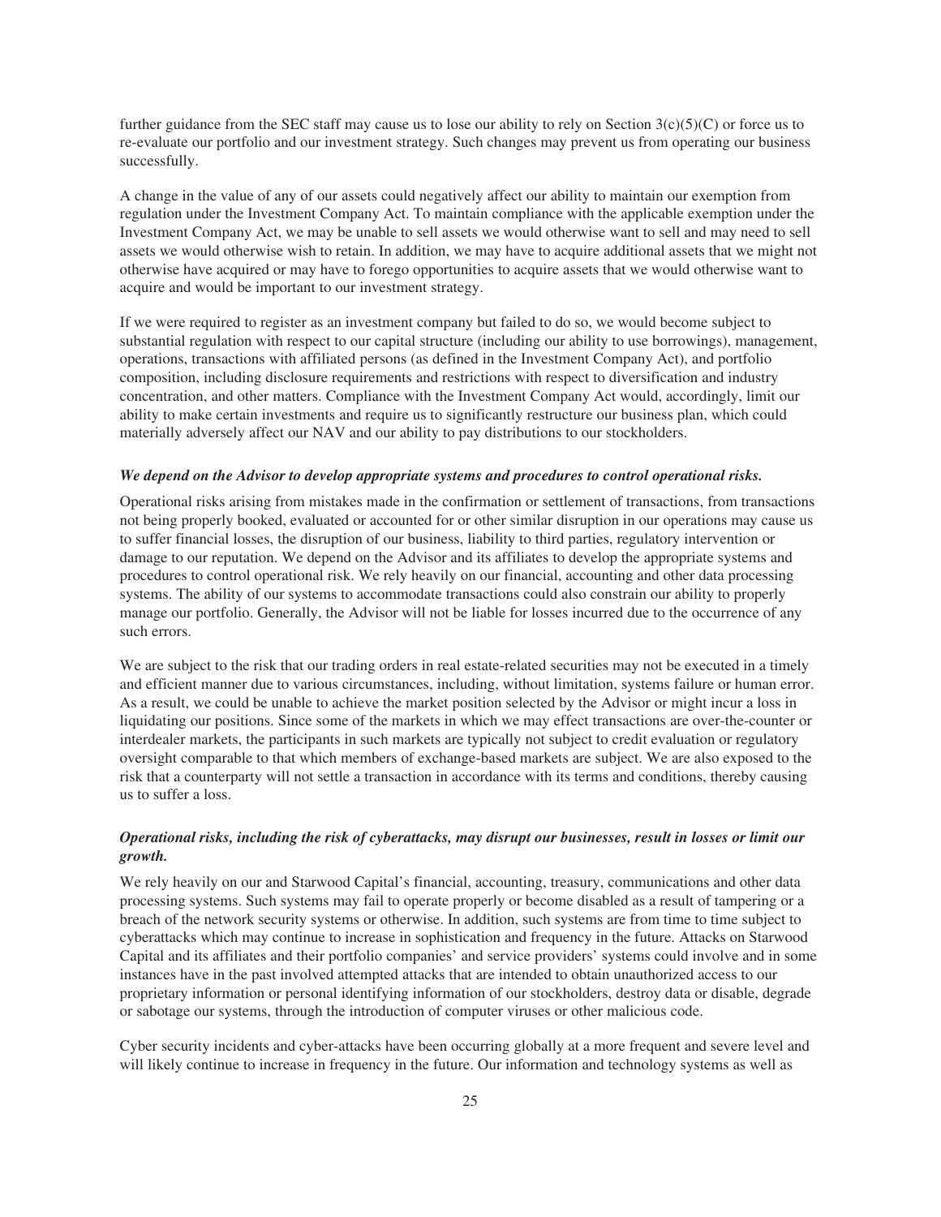further guidance from the SEC staff may cause us to lose our ability to rely on Section 3(c)(5)(C) or force us to re-evaluate our portfolio and our investment strategy. Such changes may prevent us from operating our business successfully.

A change in the value of any of our assets could negatively affect our ability to maintain our exemption from regulation under the Investment Company Act. To maintain compliance with the applicable exemption under the Investment Company Act, we may be unable to sell assets we would otherwise want to sell and may need to sell assets we would otherwise wish to retain. In addition, we may have to acquire additional assets that we might not otherwise have acquired or may have to forego opportunities to acquire assets that we would otherwise want to acquire and would be important to our investment strategy.

If we were required to register as an investment company but failed to do so, we would become subject to substantial regulation with respect to our capital structure (including our ability to use borrowings), management, operations, transactions with affiliated persons (as defined in the Investment Company Act), and portfolio composition, including disclosure requirements and restrictions with respect to diversification and industry concentration, and other matters. Compliance with the Investment Company Act would, accordingly, limit our ability to make certain investments and require us to significantly restructure our business plan, which could materially adversely affect our NAV and our ability to pay distributions to our stockholders.

***We depend on the Advisor to develop appropriate systems and procedures to control operational risks.***

Operational risks arising from mistakes made in the confirmation or settlement of transactions, from transactions not being properly booked, evaluated or accounted for or other similar disruption in our operations may cause us to suffer financial losses, the disruption of our business, liability to third parties, regulatory intervention or damage to our reputation. We depend on the Advisor and its affiliates to develop the appropriate systems and procedures to control operational risk. We rely heavily on our financial, accounting and other data processing systems. The ability of our systems to accommodate transactions could also constrain our ability to properly manage our portfolio. Generally, the Advisor will not be liable for losses incurred due to the occurrence of any such errors.

We are subject to the risk that our trading orders in real estate-related securities may not be executed in a timely and efficient manner due to various circumstances, including, without limitation, systems failure or human error. As a result, we could be unable to achieve the market position selected by the Advisor or might incur a loss in liquidating our positions. Since some of the markets in which we may effect transactions are over-the-counter or interdealer markets, the participants in such markets are typically not subject to credit evaluation or regulatory oversight comparable to that which members of exchange-based markets are subject. We are also exposed to the risk that a counterparty will not settle a transaction in accordance with its terms and conditions, thereby causing us to suffer a loss.

***Operational risks, including the risk of cyberattacks, may disrupt our businesses, result in losses or limit our growth.***

We rely heavily on our and Starwood Capital's financial, accounting, treasury, communications and other data processing systems. Such systems may fail to operate properly or become disabled as a result of tampering or a breach of the network security systems or otherwise. In addition, such systems are from time to time subject to cyberattacks which may continue to increase in sophistication and frequency in the future. Attacks on Starwood Capital and its affiliates and their portfolio companies' and service providers' systems could involve and in some instances have in the past involved attempted attacks that are intended to obtain unauthorized access to our proprietary information or personal identifying information of our stockholders, destroy data or disable, degrade or sabotage our systems, through the introduction of computer viruses or other malicious code.

Cyber security incidents and cyber-attacks have been occurring globally at a more frequent and severe level and will likely continue to increase in frequency in the future. Our information and technology systems as well as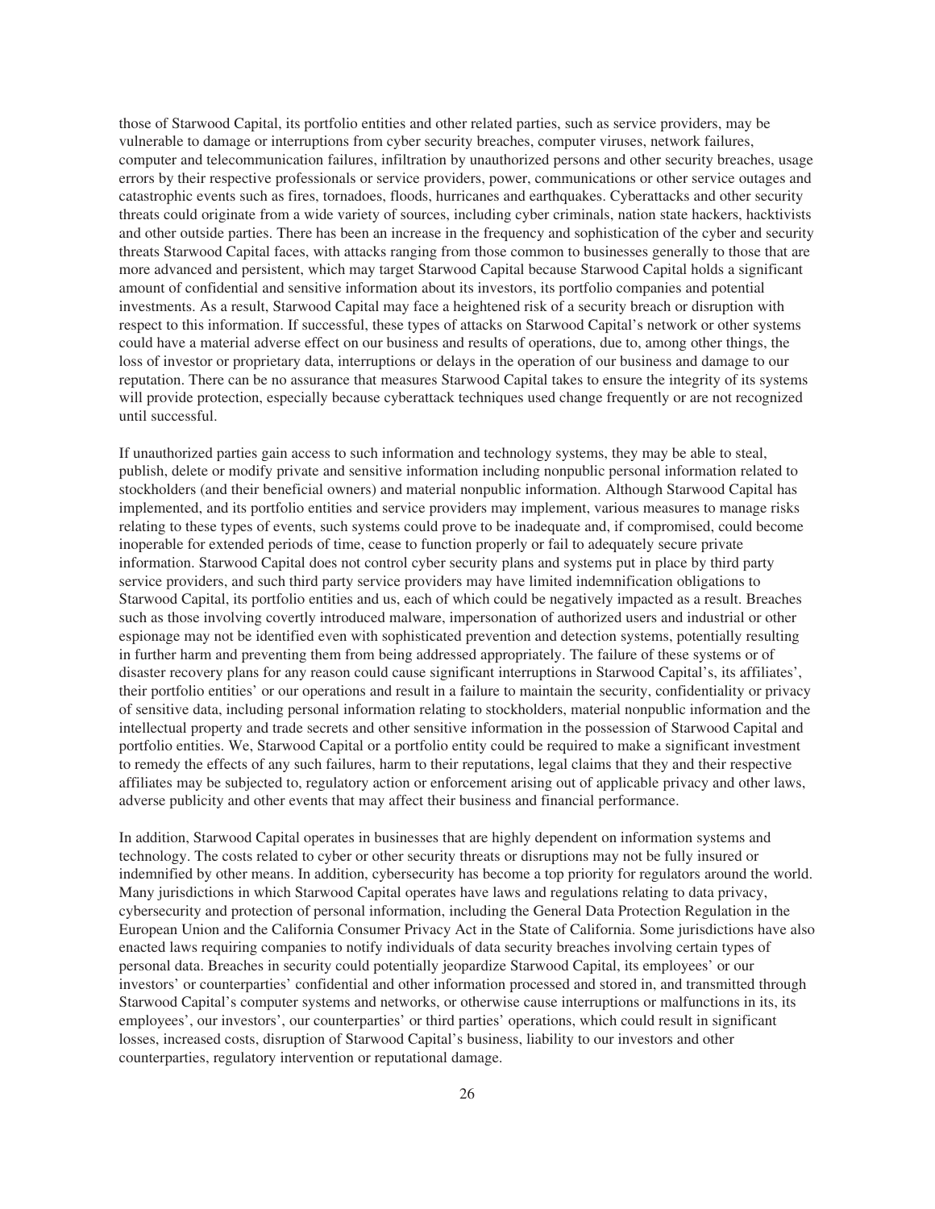those of Starwood Capital, its portfolio entities and other related parties, such as service providers, may be vulnerable to damage or interruptions from cyber security breaches, computer viruses, network failures, computer and telecommunication failures, infiltration by unauthorized persons and other security breaches, usage errors by their respective professionals or service providers, power, communications or other service outages and catastrophic events such as fires, tornadoes, floods, hurricanes and earthquakes. Cyberattacks and other security threats could originate from a wide variety of sources, including cyber criminals, nation state hackers, hacktivists and other outside parties. There has been an increase in the frequency and sophistication of the cyber and security threats Starwood Capital faces, with attacks ranging from those common to businesses generally to those that are more advanced and persistent, which may target Starwood Capital because Starwood Capital holds a significant amount of confidential and sensitive information about its investors, its portfolio companies and potential investments. As a result, Starwood Capital may face a heightened risk of a security breach or disruption with respect to this information. If successful, these types of attacks on Starwood Capital's network or other systems could have a material adverse effect on our business and results of operations, due to, among other things, the loss of investor or proprietary data, interruptions or delays in the operation of our business and damage to our reputation. There can be no assurance that measures Starwood Capital takes to ensure the integrity of its systems will provide protection, especially because cyberattack techniques used change frequently or are not recognized until successful.

If unauthorized parties gain access to such information and technology systems, they may be able to steal, publish, delete or modify private and sensitive information including nonpublic personal information related to stockholders (and their beneficial owners) and material nonpublic information. Although Starwood Capital has implemented, and its portfolio entities and service providers may implement, various measures to manage risks relating to these types of events, such systems could prove to be inadequate and, if compromised, could become inoperable for extended periods of time, cease to function properly or fail to adequately secure private information. Starwood Capital does not control cyber security plans and systems put in place by third party service providers, and such third party service providers may have limited indemnification obligations to Starwood Capital, its portfolio entities and us, each of which could be negatively impacted as a result. Breaches such as those involving covertly introduced malware, impersonation of authorized users and industrial or other espionage may not be identified even with sophisticated prevention and detection systems, potentially resulting in further harm and preventing them from being addressed appropriately. The failure of these systems or of disaster recovery plans for any reason could cause significant interruptions in Starwood Capital's, its affiliates', their portfolio entities' or our operations and result in a failure to maintain the security, confidentiality or privacy of sensitive data, including personal information relating to stockholders, material nonpublic information and the intellectual property and trade secrets and other sensitive information in the possession of Starwood Capital and portfolio entities. We, Starwood Capital or a portfolio entity could be required to make a significant investment to remedy the effects of any such failures, harm to their reputations, legal claims that they and their respective affiliates may be subjected to, regulatory action or enforcement arising out of applicable privacy and other laws, adverse publicity and other events that may affect their business and financial performance.

In addition, Starwood Capital operates in businesses that are highly dependent on information systems and technology. The costs related to cyber or other security threats or disruptions may not be fully insured or indemnified by other means. In addition, cybersecurity has become a top priority for regulators around the world. Many jurisdictions in which Starwood Capital operates have laws and regulations relating to data privacy, cybersecurity and protection of personal information, including the General Data Protection Regulation in the European Union and the California Consumer Privacy Act in the State of California. Some jurisdictions have also enacted laws requiring companies to notify individuals of data security breaches involving certain types of personal data. Breaches in security could potentially jeopardize Starwood Capital, its employees' or our investors' or counterparties' confidential and other information processed and stored in, and transmitted through Starwood Capital's computer systems and networks, or otherwise cause interruptions or malfunctions in its, its employees', our investors', our counterparties' or third parties' operations, which could result in significant losses, increased costs, disruption of Starwood Capital's business, liability to our investors and other counterparties, regulatory intervention or reputational damage.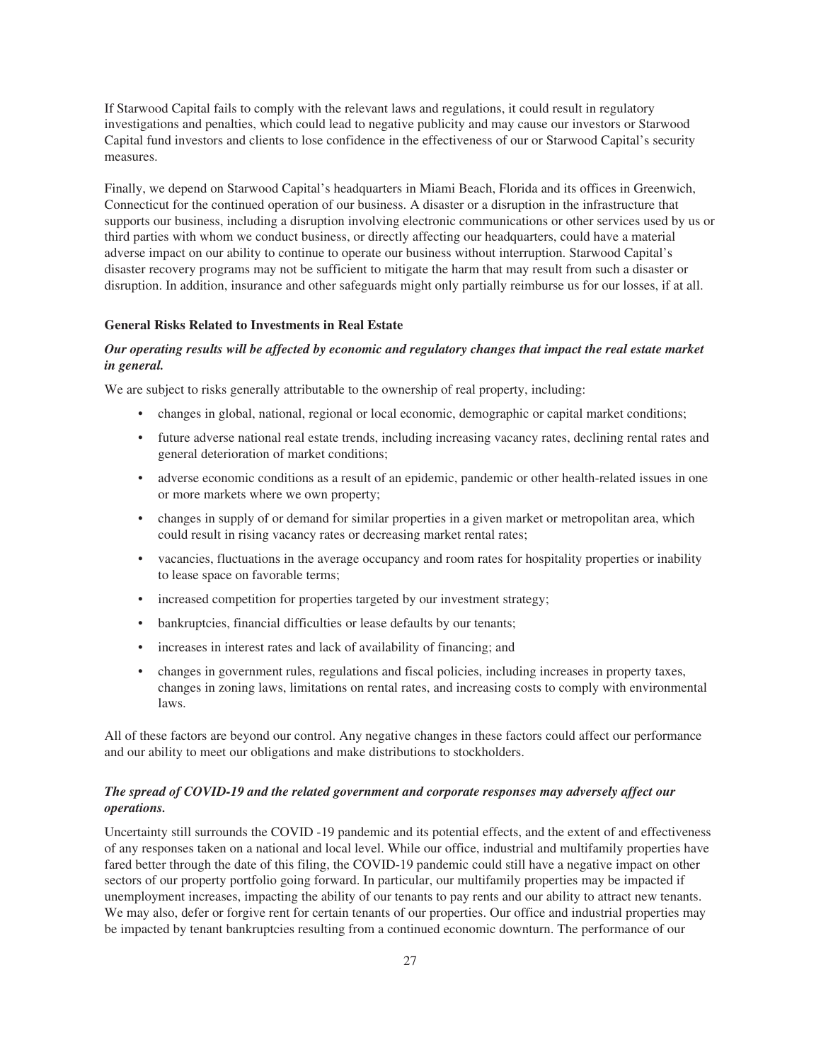If Starwood Capital fails to comply with the relevant laws and regulations, it could result in regulatory investigations and penalties, which could lead to negative publicity and may cause our investors or Starwood Capital fund investors and clients to lose confidence in the effectiveness of our or Starwood Capital's security measures.

Finally, we depend on Starwood Capital's headquarters in Miami Beach, Florida and its offices in Greenwich, Connecticut for the continued operation of our business. A disaster or a disruption in the infrastructure that supports our business, including a disruption involving electronic communications or other services used by us or third parties with whom we conduct business, or directly affecting our headquarters, could have a material adverse impact on our ability to continue to operate our business without interruption. Starwood Capital's disaster recovery programs may not be sufficient to mitigate the harm that may result from such a disaster or disruption. In addition, insurance and other safeguards might only partially reimburse us for our losses, if at all.

**General Risks Related to Investments in Real Estate**

***Our operating results will be affected by economic and regulatory changes that impact the real estate market in general.***

We are subject to risks generally attributable to the ownership of real property, including:

- changes in global, national, regional or local economic, demographic or capital market conditions;
- future adverse national real estate trends, including increasing vacancy rates, declining rental rates and general deterioration of market conditions;
- adverse economic conditions as a result of an epidemic, pandemic or other health-related issues in one or more markets where we own property;
- changes in supply of or demand for similar properties in a given market or metropolitan area, which could result in rising vacancy rates or decreasing market rental rates;
- vacancies, fluctuations in the average occupancy and room rates for hospitality properties or inability to lease space on favorable terms;
- increased competition for properties targeted by our investment strategy;
- bankruptcies, financial difficulties or lease defaults by our tenants;
- increases in interest rates and lack of availability of financing; and
- changes in government rules, regulations and fiscal policies, including increases in property taxes, changes in zoning laws, limitations on rental rates, and increasing costs to comply with environmental laws.

All of these factors are beyond our control. Any negative changes in these factors could affect our performance and our ability to meet our obligations and make distributions to stockholders.

***The spread of COVID-19 and the related government and corporate responses may adversely affect our operations.***

Uncertainty still surrounds the COVID -19 pandemic and its potential effects, and the extent of and effectiveness of any responses taken on a national and local level. While our office, industrial and multifamily properties have fared better through the date of this filing, the COVID-19 pandemic could still have a negative impact on other sectors of our property portfolio going forward. In particular, our multifamily properties may be impacted if unemployment increases, impacting the ability of our tenants to pay rents and our ability to attract new tenants. We may also, defer or forgive rent for certain tenants of our properties. Our office and industrial properties may be impacted by tenant bankruptcies resulting from a continued economic downturn. The performance of our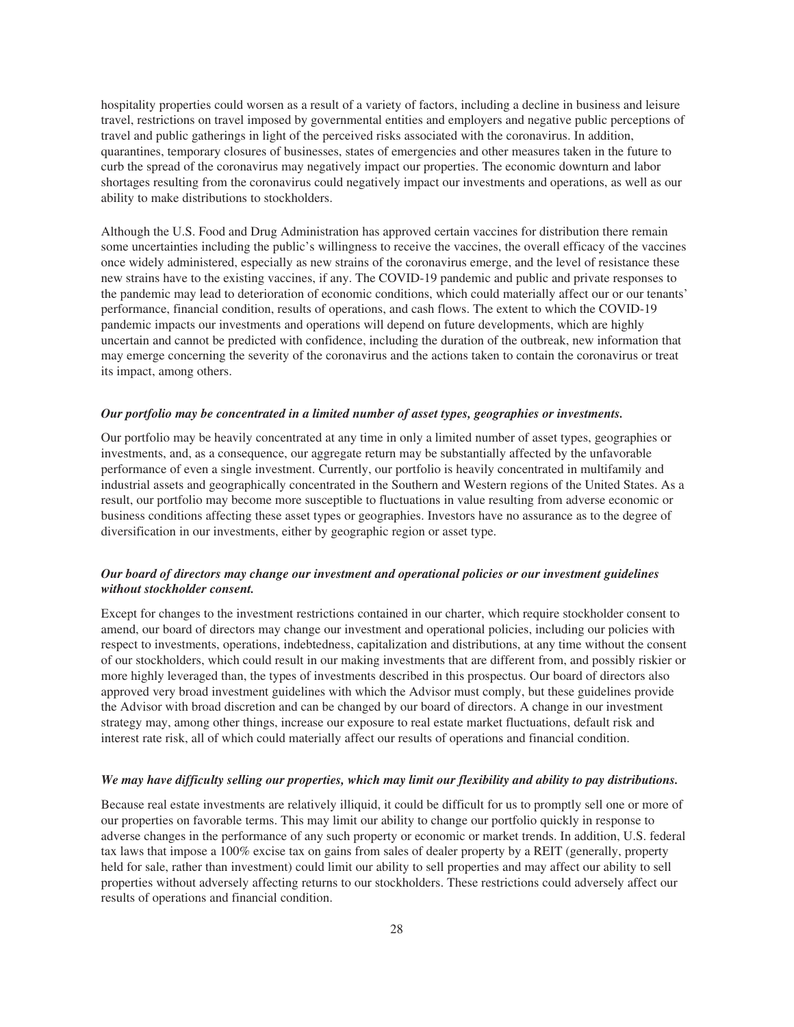hospitality properties could worsen as a result of a variety of factors, including a decline in business and leisure travel, restrictions on travel imposed by governmental entities and employers and negative public perceptions of travel and public gatherings in light of the perceived risks associated with the coronavirus. In addition, quarantines, temporary closures of businesses, states of emergencies and other measures taken in the future to curb the spread of the coronavirus may negatively impact our properties. The economic downturn and labor shortages resulting from the coronavirus could negatively impact our investments and operations, as well as our ability to make distributions to stockholders.

Although the U.S. Food and Drug Administration has approved certain vaccines for distribution there remain some uncertainties including the public's willingness to receive the vaccines, the overall efficacy of the vaccines once widely administered, especially as new strains of the coronavirus emerge, and the level of resistance these new strains have to the existing vaccines, if any. The COVID-19 pandemic and public and private responses to the pandemic may lead to deterioration of economic conditions, which could materially affect our or our tenants' performance, financial condition, results of operations, and cash flows. The extent to which the COVID-19 pandemic impacts our investments and operations will depend on future developments, which are highly uncertain and cannot be predicted with confidence, including the duration of the outbreak, new information that may emerge concerning the severity of the coronavirus and the actions taken to contain the coronavirus or treat its impact, among others.

***Our portfolio may be concentrated in a limited number of asset types, geographies or investments.***

Our portfolio may be heavily concentrated at any time in only a limited number of asset types, geographies or investments, and, as a consequence, our aggregate return may be substantially affected by the unfavorable performance of even a single investment. Currently, our portfolio is heavily concentrated in multifamily and industrial assets and geographically concentrated in the Southern and Western regions of the United States. As a result, our portfolio may become more susceptible to fluctuations in value resulting from adverse economic or business conditions affecting these asset types or geographies. Investors have no assurance as to the degree of diversification in our investments, either by geographic region or asset type.

***Our board of directors may change our investment and operational policies or our investment guidelines without stockholder consent.***

Except for changes to the investment restrictions contained in our charter, which require stockholder consent to amend, our board of directors may change our investment and operational policies, including our policies with respect to investments, operations, indebtedness, capitalization and distributions, at any time without the consent of our stockholders, which could result in our making investments that are different from, and possibly riskier or more highly leveraged than, the types of investments described in this prospectus. Our board of directors also approved very broad investment guidelines with which the Advisor must comply, but these guidelines provide the Advisor with broad discretion and can be changed by our board of directors. A change in our investment strategy may, among other things, increase our exposure to real estate market fluctuations, default risk and interest rate risk, all of which could materially affect our results of operations and financial condition.

***We may have difficulty selling our properties, which may limit our flexibility and ability to pay distributions.***

Because real estate investments are relatively illiquid, it could be difficult for us to promptly sell one or more of our properties on favorable terms. This may limit our ability to change our portfolio quickly in response to adverse changes in the performance of any such property or economic or market trends. In addition, U.S. federal tax laws that impose a 100% excise tax on gains from sales of dealer property by a REIT (generally, property held for sale, rather than investment) could limit our ability to sell properties and may affect our ability to sell properties without adversely affecting returns to our stockholders. These restrictions could adversely affect our results of operations and financial condition.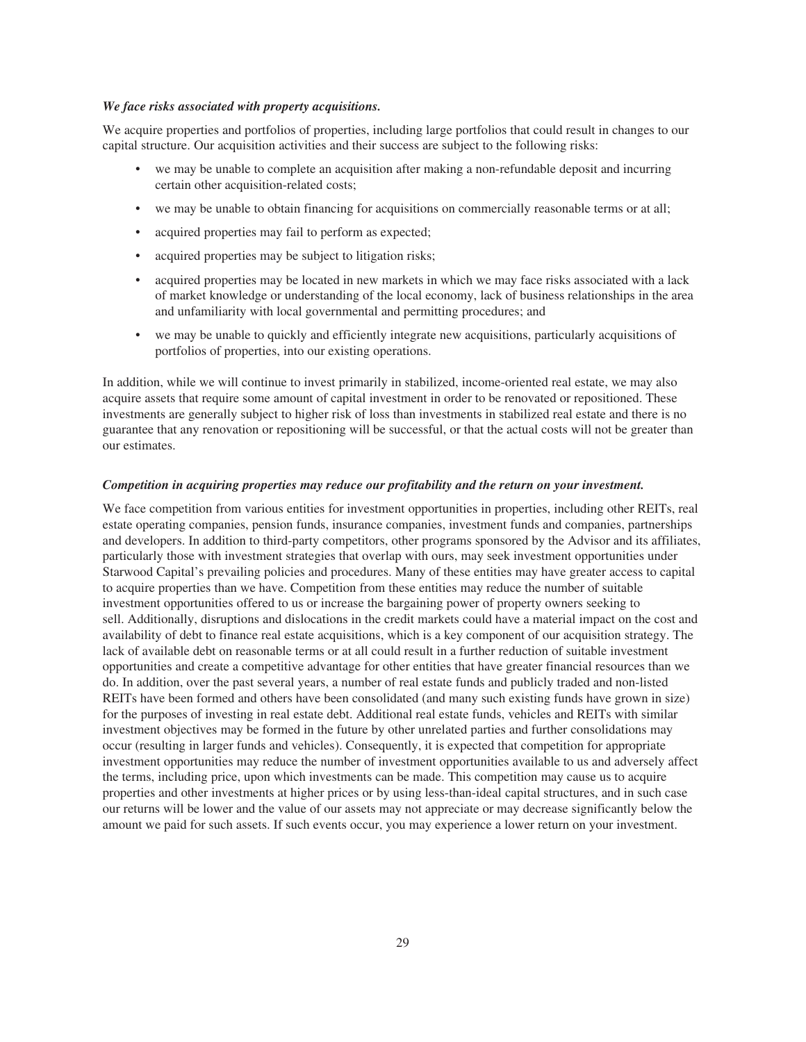***We face risks associated with property acquisitions.***

We acquire properties and portfolios of properties, including large portfolios that could result in changes to our capital structure. Our acquisition activities and their success are subject to the following risks:

- we may be unable to complete an acquisition after making a non-refundable deposit and incurring certain other acquisition-related costs;
- we may be unable to obtain financing for acquisitions on commercially reasonable terms or at all;
- acquired properties may fail to perform as expected;
- acquired properties may be subject to litigation risks;
- acquired properties may be located in new markets in which we may face risks associated with a lack of market knowledge or understanding of the local economy, lack of business relationships in the area and unfamiliarity with local governmental and permitting procedures; and
- we may be unable to quickly and efficiently integrate new acquisitions, particularly acquisitions of portfolios of properties, into our existing operations.

In addition, while we will continue to invest primarily in stabilized, income-oriented real estate, we may also acquire assets that require some amount of capital investment in order to be renovated or repositioned. These investments are generally subject to higher risk of loss than investments in stabilized real estate and there is no guarantee that any renovation or repositioning will be successful, or that the actual costs will not be greater than our estimates.

***Competition in acquiring properties may reduce our profitability and the return on your investment.***

We face competition from various entities for investment opportunities in properties, including other REITs, real estate operating companies, pension funds, insurance companies, investment funds and companies, partnerships and developers. In addition to third-party competitors, other programs sponsored by the Advisor and its affiliates, particularly those with investment strategies that overlap with ours, may seek investment opportunities under Starwood Capital's prevailing policies and procedures. Many of these entities may have greater access to capital to acquire properties than we have. Competition from these entities may reduce the number of suitable investment opportunities offered to us or increase the bargaining power of property owners seeking to sell. Additionally, disruptions and dislocations in the credit markets could have a material impact on the cost and availability of debt to finance real estate acquisitions, which is a key component of our acquisition strategy. The lack of available debt on reasonable terms or at all could result in a further reduction of suitable investment opportunities and create a competitive advantage for other entities that have greater financial resources than we do. In addition, over the past several years, a number of real estate funds and publicly traded and non-listed REITs have been formed and others have been consolidated (and many such existing funds have grown in size) for the purposes of investing in real estate debt. Additional real estate funds, vehicles and REITs with similar investment objectives may be formed in the future by other unrelated parties and further consolidations may occur (resulting in larger funds and vehicles). Consequently, it is expected that competition for appropriate investment opportunities may reduce the number of investment opportunities available to us and adversely affect the terms, including price, upon which investments can be made. This competition may cause us to acquire properties and other investments at higher prices or by using less-than-ideal capital structures, and in such case our returns will be lower and the value of our assets may not appreciate or may decrease significantly below the amount we paid for such assets. If such events occur, you may experience a lower return on your investment.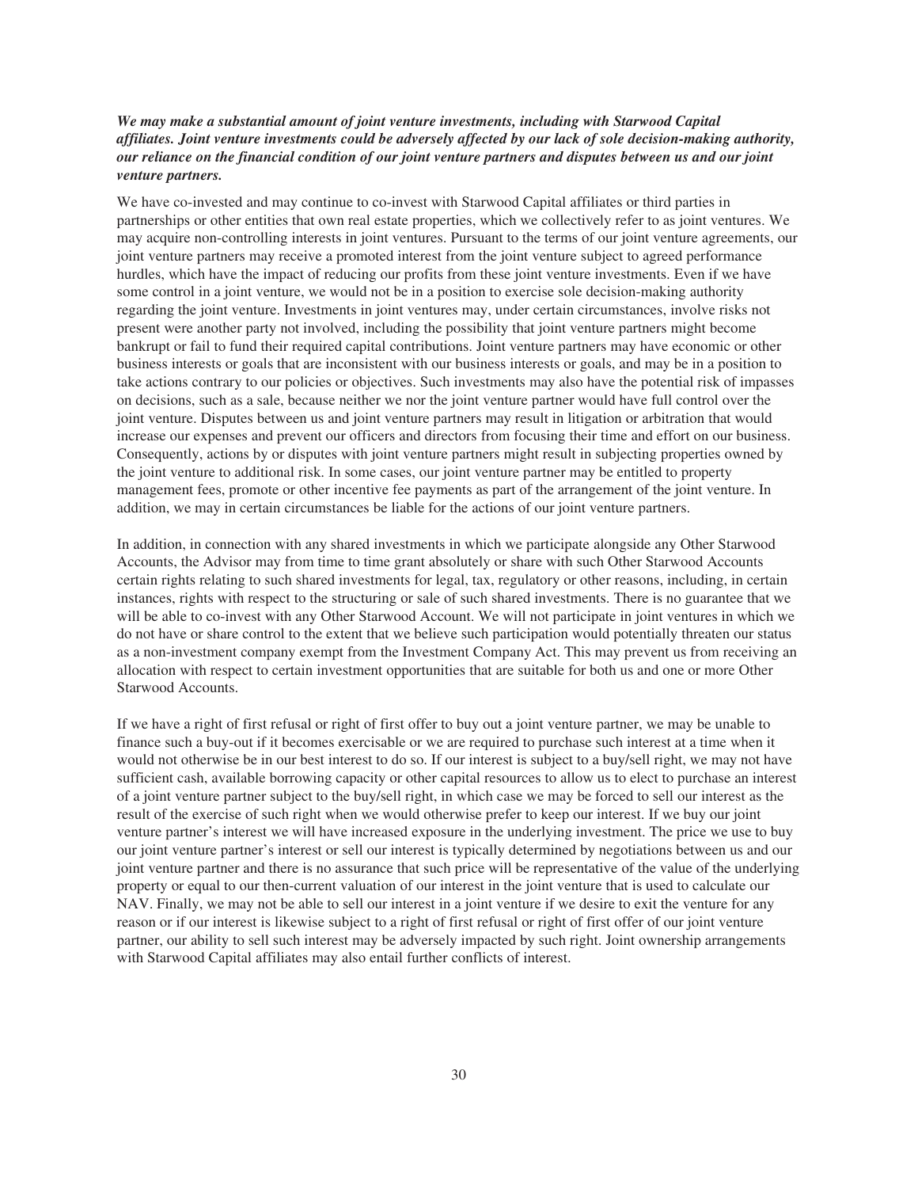***We may make a substantial amount of joint venture investments, including with Starwood Capital affiliates. Joint venture investments could be adversely affected by our lack of sole decision-making authority, our reliance on the financial condition of our joint venture partners and disputes between us and our joint venture partners.***

We have co-invested and may continue to co-invest with Starwood Capital affiliates or third parties in partnerships or other entities that own real estate properties, which we collectively refer to as joint ventures. We may acquire non-controlling interests in joint ventures. Pursuant to the terms of our joint venture agreements, our joint venture partners may receive a promoted interest from the joint venture subject to agreed performance hurdles, which have the impact of reducing our profits from these joint venture investments. Even if we have some control in a joint venture, we would not be in a position to exercise sole decision-making authority regarding the joint venture. Investments in joint ventures may, under certain circumstances, involve risks not present were another party not involved, including the possibility that joint venture partners might become bankrupt or fail to fund their required capital contributions. Joint venture partners may have economic or other business interests or goals that are inconsistent with our business interests or goals, and may be in a position to take actions contrary to our policies or objectives. Such investments may also have the potential risk of impasses on decisions, such as a sale, because neither we nor the joint venture partner would have full control over the joint venture. Disputes between us and joint venture partners may result in litigation or arbitration that would increase our expenses and prevent our officers and directors from focusing their time and effort on our business. Consequently, actions by or disputes with joint venture partners might result in subjecting properties owned by the joint venture to additional risk. In some cases, our joint venture partner may be entitled to property management fees, promote or other incentive fee payments as part of the arrangement of the joint venture. In addition, we may in certain circumstances be liable for the actions of our joint venture partners.

In addition, in connection with any shared investments in which we participate alongside any Other Starwood Accounts, the Advisor may from time to time grant absolutely or share with such Other Starwood Accounts certain rights relating to such shared investments for legal, tax, regulatory or other reasons, including, in certain instances, rights with respect to the structuring or sale of such shared investments. There is no guarantee that we will be able to co-invest with any Other Starwood Account. We will not participate in joint ventures in which we do not have or share control to the extent that we believe such participation would potentially threaten our status as a non-investment company exempt from the Investment Company Act. This may prevent us from receiving an allocation with respect to certain investment opportunities that are suitable for both us and one or more Other Starwood Accounts.

If we have a right of first refusal or right of first offer to buy out a joint venture partner, we may be unable to finance such a buy-out if it becomes exercisable or we are required to purchase such interest at a time when it would not otherwise be in our best interest to do so. If our interest is subject to a buy/sell right, we may not have sufficient cash, available borrowing capacity or other capital resources to allow us to elect to purchase an interest of a joint venture partner subject to the buy/sell right, in which case we may be forced to sell our interest as the result of the exercise of such right when we would otherwise prefer to keep our interest. If we buy our joint venture partner's interest we will have increased exposure in the underlying investment. The price we use to buy our joint venture partner's interest or sell our interest is typically determined by negotiations between us and our joint venture partner and there is no assurance that such price will be representative of the value of the underlying property or equal to our then-current valuation of our interest in the joint venture that is used to calculate our NAV. Finally, we may not be able to sell our interest in a joint venture if we desire to exit the venture for any reason or if our interest is likewise subject to a right of first refusal or right of first offer of our joint venture partner, our ability to sell such interest may be adversely impacted by such right. Joint ownership arrangements with Starwood Capital affiliates may also entail further conflicts of interest.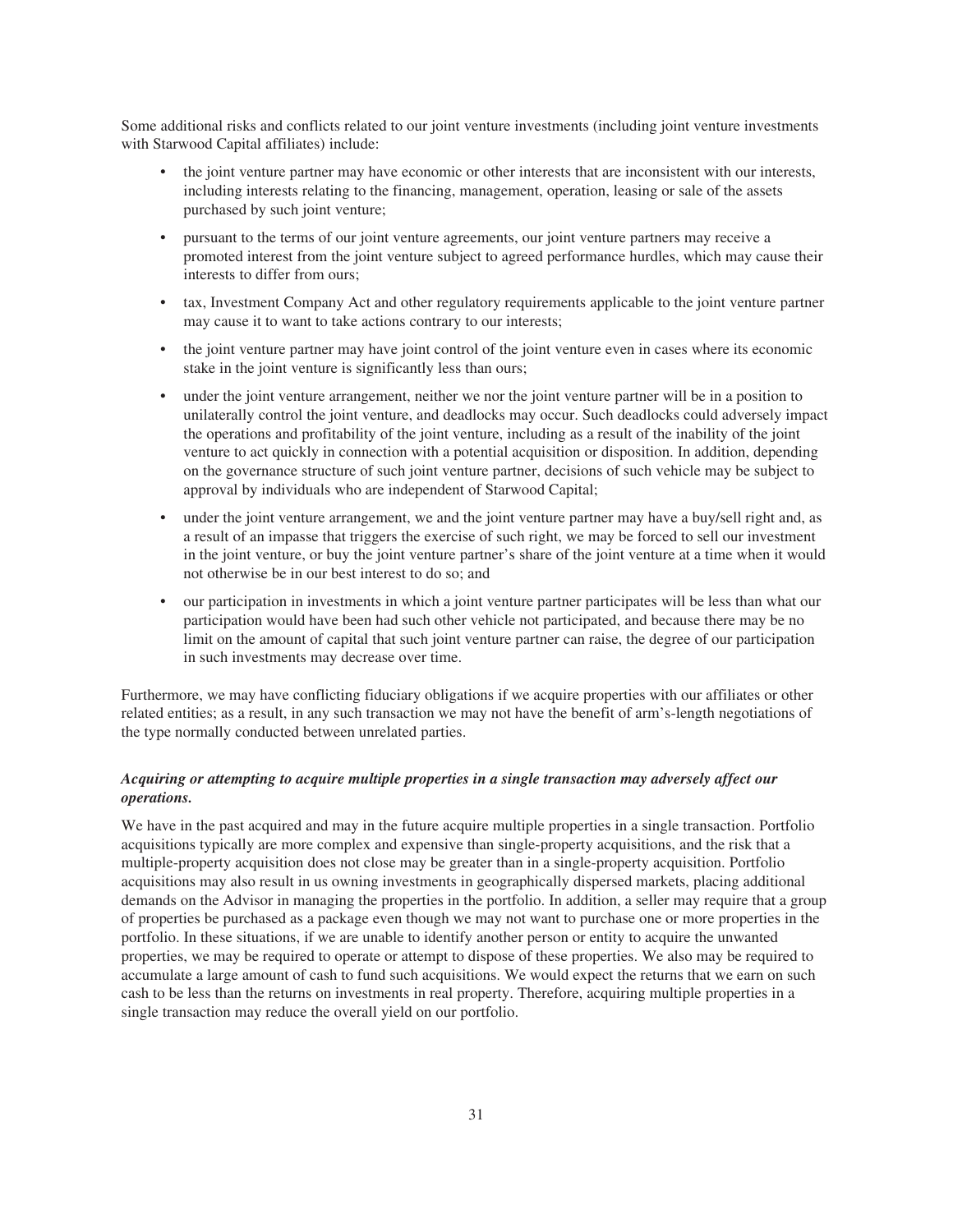Some additional risks and conflicts related to our joint venture investments (including joint venture investments with Starwood Capital affiliates) include:

- the joint venture partner may have economic or other interests that are inconsistent with our interests, including interests relating to the financing, management, operation, leasing or sale of the assets purchased by such joint venture;
- pursuant to the terms of our joint venture agreements, our joint venture partners may receive a promoted interest from the joint venture subject to agreed performance hurdles, which may cause their interests to differ from ours;
- tax, Investment Company Act and other regulatory requirements applicable to the joint venture partner may cause it to want to take actions contrary to our interests;
- the joint venture partner may have joint control of the joint venture even in cases where its economic stake in the joint venture is significantly less than ours;
- under the joint venture arrangement, neither we nor the joint venture partner will be in a position to unilaterally control the joint venture, and deadlocks may occur. Such deadlocks could adversely impact the operations and profitability of the joint venture, including as a result of the inability of the joint venture to act quickly in connection with a potential acquisition or disposition. In addition, depending on the governance structure of such joint venture partner, decisions of such vehicle may be subject to approval by individuals who are independent of Starwood Capital;
- under the joint venture arrangement, we and the joint venture partner may have a buy/sell right and, as a result of an impasse that triggers the exercise of such right, we may be forced to sell our investment in the joint venture, or buy the joint venture partner's share of the joint venture at a time when it would not otherwise be in our best interest to do so; and
- our participation in investments in which a joint venture partner participates will be less than what our participation would have been had such other vehicle not participated, and because there may be no limit on the amount of capital that such joint venture partner can raise, the degree of our participation in such investments may decrease over time.

Furthermore, we may have conflicting fiduciary obligations if we acquire properties with our affiliates or other related entities; as a result, in any such transaction we may not have the benefit of arm's-length negotiations of the type normally conducted between unrelated parties.

***Acquiring or attempting to acquire multiple properties in a single transaction may adversely affect our operations.***

We have in the past acquired and may in the future acquire multiple properties in a single transaction. Portfolio acquisitions typically are more complex and expensive than single-property acquisitions, and the risk that a multiple-property acquisition does not close may be greater than in a single-property acquisition. Portfolio acquisitions may also result in us owning investments in geographically dispersed markets, placing additional demands on the Advisor in managing the properties in the portfolio. In addition, a seller may require that a group of properties be purchased as a package even though we may not want to purchase one or more properties in the portfolio. In these situations, if we are unable to identify another person or entity to acquire the unwanted properties, we may be required to operate or attempt to dispose of these properties. We also may be required to accumulate a large amount of cash to fund such acquisitions. We would expect the returns that we earn on such cash to be less than the returns on investments in real property. Therefore, acquiring multiple properties in a single transaction may reduce the overall yield on our portfolio.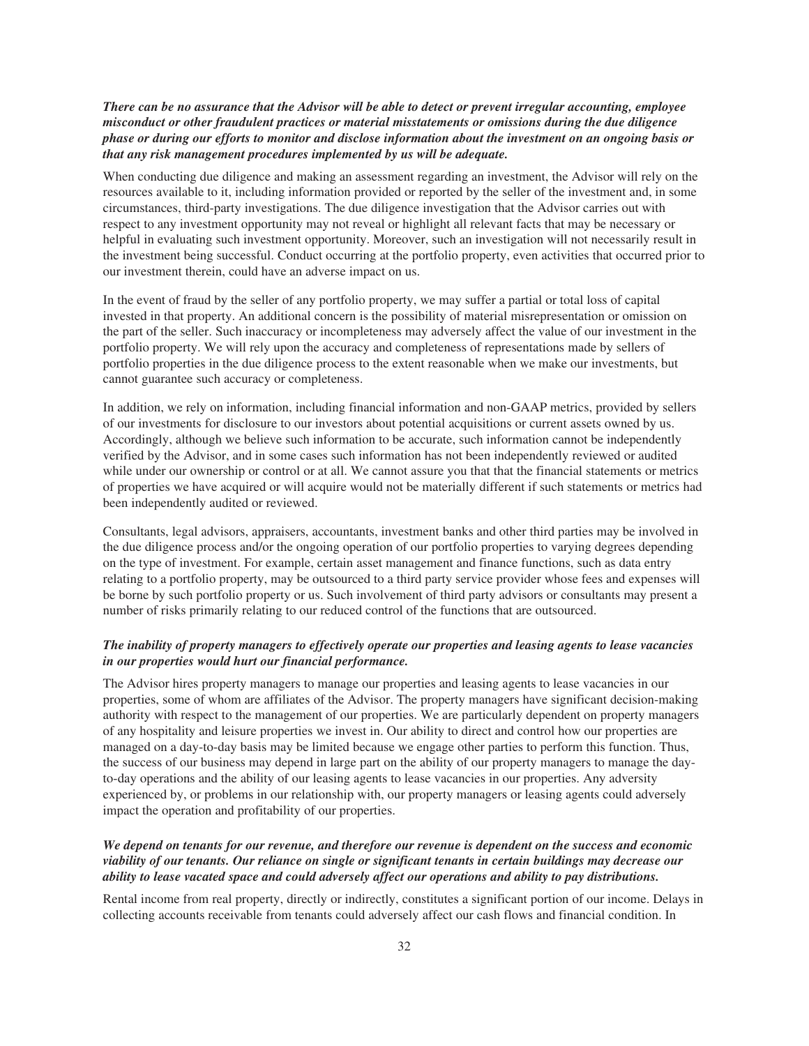***There can be no assurance that the Advisor will be able to detect or prevent irregular accounting, employee misconduct or other fraudulent practices or material misstatements or omissions during the due diligence phase or during our efforts to monitor and disclose information about the investment on an ongoing basis or that any risk management procedures implemented by us will be adequate.***

When conducting due diligence and making an assessment regarding an investment, the Advisor will rely on the resources available to it, including information provided or reported by the seller of the investment and, in some circumstances, third-party investigations. The due diligence investigation that the Advisor carries out with respect to any investment opportunity may not reveal or highlight all relevant facts that may be necessary or helpful in evaluating such investment opportunity. Moreover, such an investigation will not necessarily result in the investment being successful. Conduct occurring at the portfolio property, even activities that occurred prior to our investment therein, could have an adverse impact on us.

In the event of fraud by the seller of any portfolio property, we may suffer a partial or total loss of capital invested in that property. An additional concern is the possibility of material misrepresentation or omission on the part of the seller. Such inaccuracy or incompleteness may adversely affect the value of our investment in the portfolio property. We will rely upon the accuracy and completeness of representations made by sellers of portfolio properties in the due diligence process to the extent reasonable when we make our investments, but cannot guarantee such accuracy or completeness.

In addition, we rely on information, including financial information and non-GAAP metrics, provided by sellers of our investments for disclosure to our investors about potential acquisitions or current assets owned by us. Accordingly, although we believe such information to be accurate, such information cannot be independently verified by the Advisor, and in some cases such information has not been independently reviewed or audited while under our ownership or control or at all. We cannot assure you that that the financial statements or metrics of properties we have acquired or will acquire would not be materially different if such statements or metrics had been independently audited or reviewed.

Consultants, legal advisors, appraisers, accountants, investment banks and other third parties may be involved in the due diligence process and/or the ongoing operation of our portfolio properties to varying degrees depending on the type of investment. For example, certain asset management and finance functions, such as data entry relating to a portfolio property, may be outsourced to a third party service provider whose fees and expenses will be borne by such portfolio property or us. Such involvement of third party advisors or consultants may present a number of risks primarily relating to our reduced control of the functions that are outsourced.

***The inability of property managers to effectively operate our properties and leasing agents to lease vacancies in our properties would hurt our financial performance.***

The Advisor hires property managers to manage our properties and leasing agents to lease vacancies in our properties, some of whom are affiliates of the Advisor. The property managers have significant decision-making authority with respect to the management of our properties. We are particularly dependent on property managers of any hospitality and leisure properties we invest in. Our ability to direct and control how our properties are managed on a day-to-day basis may be limited because we engage other parties to perform this function. Thus, the success of our business may depend in large part on the ability of our property managers to manage the day-to-day operations and the ability of our leasing agents to lease vacancies in our properties. Any adversity experienced by, or problems in our relationship with, our property managers or leasing agents could adversely impact the operation and profitability of our properties.

***We depend on tenants for our revenue, and therefore our revenue is dependent on the success and economic viability of our tenants. Our reliance on single or significant tenants in certain buildings may decrease our ability to lease vacated space and could adversely affect our operations and ability to pay distributions.***

Rental income from real property, directly or indirectly, constitutes a significant portion of our income. Delays in collecting accounts receivable from tenants could adversely affect our cash flows and financial condition. In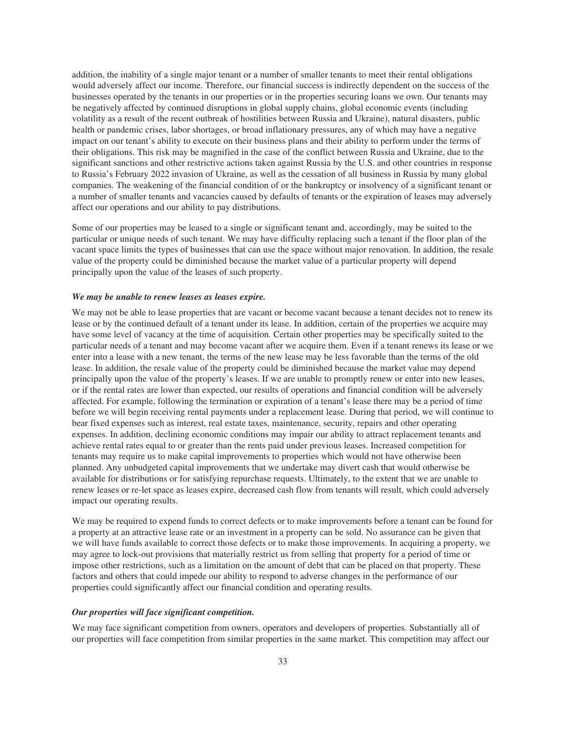addition, the inability of a single major tenant or a number of smaller tenants to meet their rental obligations would adversely affect our income. Therefore, our financial success is indirectly dependent on the success of the businesses operated by the tenants in our properties or in the properties securing loans we own. Our tenants may be negatively affected by continued disruptions in global supply chains, global economic events (including volatility as a result of the recent outbreak of hostilities between Russia and Ukraine), natural disasters, public health or pandemic crises, labor shortages, or broad inflationary pressures, any of which may have a negative impact on our tenant's ability to execute on their business plans and their ability to perform under the terms of their obligations. This risk may be magnified in the case of the conflict between Russia and Ukraine, due to the significant sanctions and other restrictive actions taken against Russia by the U.S. and other countries in response to Russia's February 2022 invasion of Ukraine, as well as the cessation of all business in Russia by many global companies. The weakening of the financial condition of or the bankruptcy or insolvency of a significant tenant or a number of smaller tenants and vacancies caused by defaults of tenants or the expiration of leases may adversely affect our operations and our ability to pay distributions.

Some of our properties may be leased to a single or significant tenant and, accordingly, may be suited to the particular or unique needs of such tenant. We may have difficulty replacing such a tenant if the floor plan of the vacant space limits the types of businesses that can use the space without major renovation. In addition, the resale value of the property could be diminished because the market value of a particular property will depend principally upon the value of the leases of such property.

***We may be unable to renew leases as leases expire.***

We may not be able to lease properties that are vacant or become vacant because a tenant decides not to renew its lease or by the continued default of a tenant under its lease. In addition, certain of the properties we acquire may have some level of vacancy at the time of acquisition. Certain other properties may be specifically suited to the particular needs of a tenant and may become vacant after we acquire them. Even if a tenant renews its lease or we enter into a lease with a new tenant, the terms of the new lease may be less favorable than the terms of the old lease. In addition, the resale value of the property could be diminished because the market value may depend principally upon the value of the property's leases. If we are unable to promptly renew or enter into new leases, or if the rental rates are lower than expected, our results of operations and financial condition will be adversely affected. For example, following the termination or expiration of a tenant's lease there may be a period of time before we will begin receiving rental payments under a replacement lease. During that period, we will continue to bear fixed expenses such as interest, real estate taxes, maintenance, security, repairs and other operating expenses. In addition, declining economic conditions may impair our ability to attract replacement tenants and achieve rental rates equal to or greater than the rents paid under previous leases. Increased competition for tenants may require us to make capital improvements to properties which would not have otherwise been planned. Any unbudgeted capital improvements that we undertake may divert cash that would otherwise be available for distributions or for satisfying repurchase requests. Ultimately, to the extent that we are unable to renew leases or re-let space as leases expire, decreased cash flow from tenants will result, which could adversely impact our operating results.

We may be required to expend funds to correct defects or to make improvements before a tenant can be found for a property at an attractive lease rate or an investment in a property can be sold. No assurance can be given that we will have funds available to correct those defects or to make those improvements. In acquiring a property, we may agree to lock-out provisions that materially restrict us from selling that property for a period of time or impose other restrictions, such as a limitation on the amount of debt that can be placed on that property. These factors and others that could impede our ability to respond to adverse changes in the performance of our properties could significantly affect our financial condition and operating results.

***Our properties will face significant competition.***

We may face significant competition from owners, operators and developers of properties. Substantially all of our properties will face competition from similar properties in the same market. This competition may affect our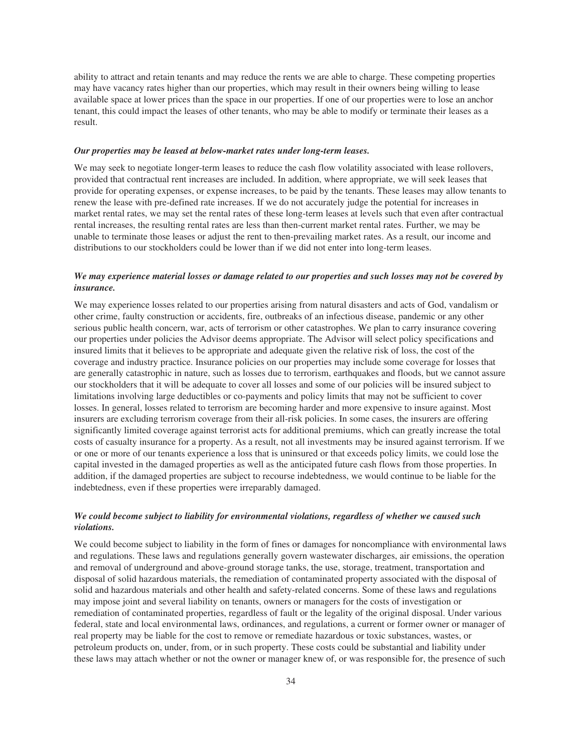ability to attract and retain tenants and may reduce the rents we are able to charge. These competing properties may have vacancy rates higher than our properties, which may result in their owners being willing to lease available space at lower prices than the space in our properties. If one of our properties were to lose an anchor tenant, this could impact the leases of other tenants, who may be able to modify or terminate their leases as a result.

***Our properties may be leased at below-market rates under long-term leases.***

We may seek to negotiate longer-term leases to reduce the cash flow volatility associated with lease rollovers, provided that contractual rent increases are included. In addition, where appropriate, we will seek leases that provide for operating expenses, or expense increases, to be paid by the tenants. These leases may allow tenants to renew the lease with pre-defined rate increases. If we do not accurately judge the potential for increases in market rental rates, we may set the rental rates of these long-term leases at levels such that even after contractual rental increases, the resulting rental rates are less than then-current market rental rates. Further, we may be unable to terminate those leases or adjust the rent to then-prevailing market rates. As a result, our income and distributions to our stockholders could be lower than if we did not enter into long-term leases.

***We may experience material losses or damage related to our properties and such losses may not be covered by insurance.***

We may experience losses related to our properties arising from natural disasters and acts of God, vandalism or other crime, faulty construction or accidents, fire, outbreaks of an infectious disease, pandemic or any other serious public health concern, war, acts of terrorism or other catastrophes. We plan to carry insurance covering our properties under policies the Advisor deems appropriate. The Advisor will select policy specifications and insured limits that it believes to be appropriate and adequate given the relative risk of loss, the cost of the coverage and industry practice. Insurance policies on our properties may include some coverage for losses that are generally catastrophic in nature, such as losses due to terrorism, earthquakes and floods, but we cannot assure our stockholders that it will be adequate to cover all losses and some of our policies will be insured subject to limitations involving large deductibles or co-payments and policy limits that may not be sufficient to cover losses. In general, losses related to terrorism are becoming harder and more expensive to insure against. Most insurers are excluding terrorism coverage from their all-risk policies. In some cases, the insurers are offering significantly limited coverage against terrorist acts for additional premiums, which can greatly increase the total costs of casualty insurance for a property. As a result, not all investments may be insured against terrorism. If we or one or more of our tenants experience a loss that is uninsured or that exceeds policy limits, we could lose the capital invested in the damaged properties as well as the anticipated future cash flows from those properties. In addition, if the damaged properties are subject to recourse indebtedness, we would continue to be liable for the indebtedness, even if these properties were irreparably damaged.

***We could become subject to liability for environmental violations, regardless of whether we caused such violations.***

We could become subject to liability in the form of fines or damages for noncompliance with environmental laws and regulations. These laws and regulations generally govern wastewater discharges, air emissions, the operation and removal of underground and above-ground storage tanks, the use, storage, treatment, transportation and disposal of solid hazardous materials, the remediation of contaminated property associated with the disposal of solid and hazardous materials and other health and safety-related concerns. Some of these laws and regulations may impose joint and several liability on tenants, owners or managers for the costs of investigation or remediation of contaminated properties, regardless of fault or the legality of the original disposal. Under various federal, state and local environmental laws, ordinances, and regulations, a current or former owner or manager of real property may be liable for the cost to remove or remediate hazardous or toxic substances, wastes, or petroleum products on, under, from, or in such property. These costs could be substantial and liability under these laws may attach whether or not the owner or manager knew of, or was responsible for, the presence of such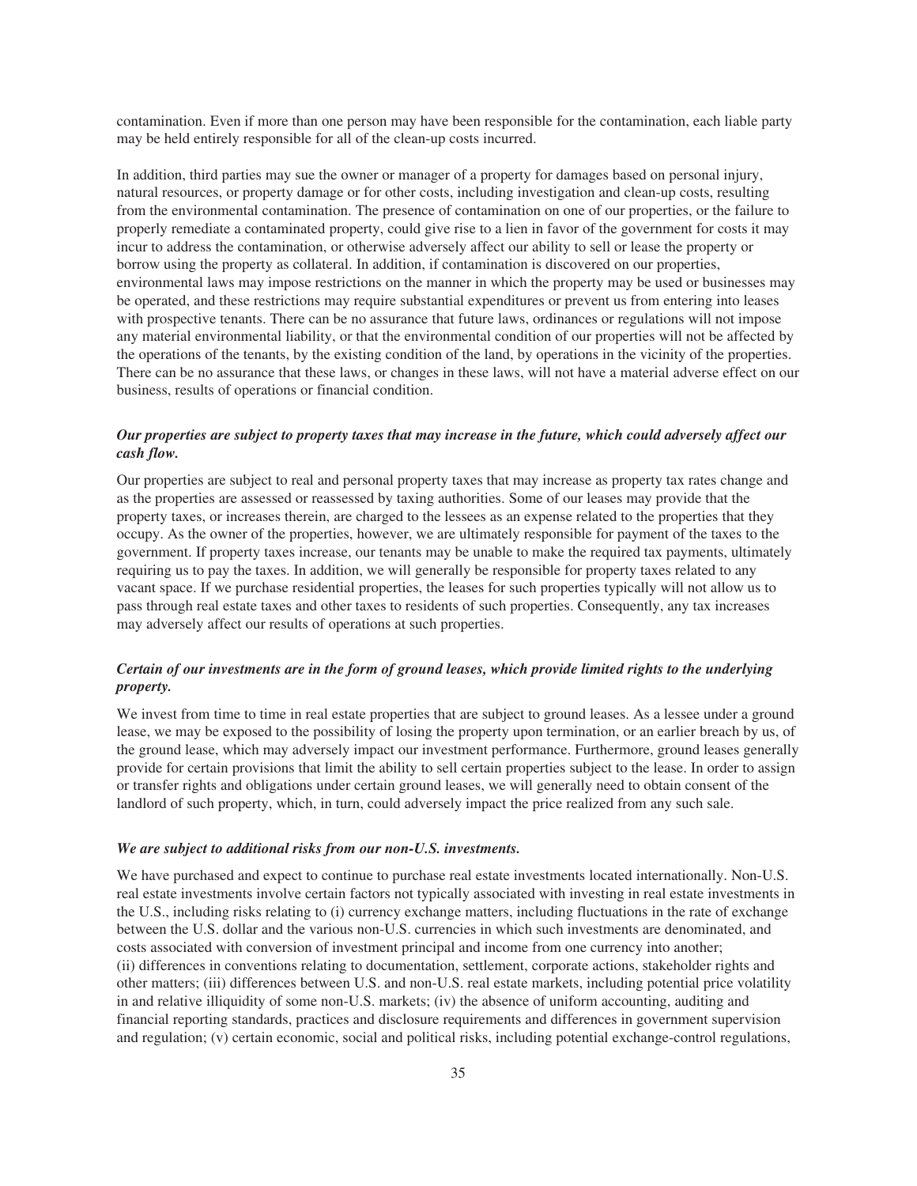contamination. Even if more than one person may have been responsible for the contamination, each liable party may be held entirely responsible for all of the clean-up costs incurred.

In addition, third parties may sue the owner or manager of a property for damages based on personal injury, natural resources, or property damage or for other costs, including investigation and clean-up costs, resulting from the environmental contamination. The presence of contamination on one of our properties, or the failure to properly remediate a contaminated property, could give rise to a lien in favor of the government for costs it may incur to address the contamination, or otherwise adversely affect our ability to sell or lease the property or borrow using the property as collateral. In addition, if contamination is discovered on our properties, environmental laws may impose restrictions on the manner in which the property may be used or businesses may be operated, and these restrictions may require substantial expenditures or prevent us from entering into leases with prospective tenants. There can be no assurance that future laws, ordinances or regulations will not impose any material environmental liability, or that the environmental condition of our properties will not be affected by the operations of the tenants, by the existing condition of the land, by operations in the vicinity of the properties. There can be no assurance that these laws, or changes in these laws, will not have a material adverse effect on our business, results of operations or financial condition.

***Our properties are subject to property taxes that may increase in the future, which could adversely affect our cash flow.***

Our properties are subject to real and personal property taxes that may increase as property tax rates change and as the properties are assessed or reassessed by taxing authorities. Some of our leases may provide that the property taxes, or increases therein, are charged to the lessees as an expense related to the properties that they occupy. As the owner of the properties, however, we are ultimately responsible for payment of the taxes to the government. If property taxes increase, our tenants may be unable to make the required tax payments, ultimately requiring us to pay the taxes. In addition, we will generally be responsible for property taxes related to any vacant space. If we purchase residential properties, the leases for such properties typically will not allow us to pass through real estate taxes and other taxes to residents of such properties. Consequently, any tax increases may adversely affect our results of operations at such properties.

***Certain of our investments are in the form of ground leases, which provide limited rights to the underlying property.***

We invest from time to time in real estate properties that are subject to ground leases. As a lessee under a ground lease, we may be exposed to the possibility of losing the property upon termination, or an earlier breach by us, of the ground lease, which may adversely impact our investment performance. Furthermore, ground leases generally provide for certain provisions that limit the ability to sell certain properties subject to the lease. In order to assign or transfer rights and obligations under certain ground leases, we will generally need to obtain consent of the landlord of such property, which, in turn, could adversely impact the price realized from any such sale.

***We are subject to additional risks from our non-U.S. investments.***

We have purchased and expect to continue to purchase real estate investments located internationally. Non-U.S. real estate investments involve certain factors not typically associated with investing in real estate investments in the U.S., including risks relating to (i) currency exchange matters, including fluctuations in the rate of exchange between the U.S. dollar and the various non-U.S. currencies in which such investments are denominated, and costs associated with conversion of investment principal and income from one currency into another; (ii) differences in conventions relating to documentation, settlement, corporate actions, stakeholder rights and other matters; (iii) differences between U.S. and non-U.S. real estate markets, including potential price volatility in and relative illiquidity of some non-U.S. markets; (iv) the absence of uniform accounting, auditing and financial reporting standards, practices and disclosure requirements and differences in government supervision and regulation; (v) certain economic, social and political risks, including potential exchange-control regulations,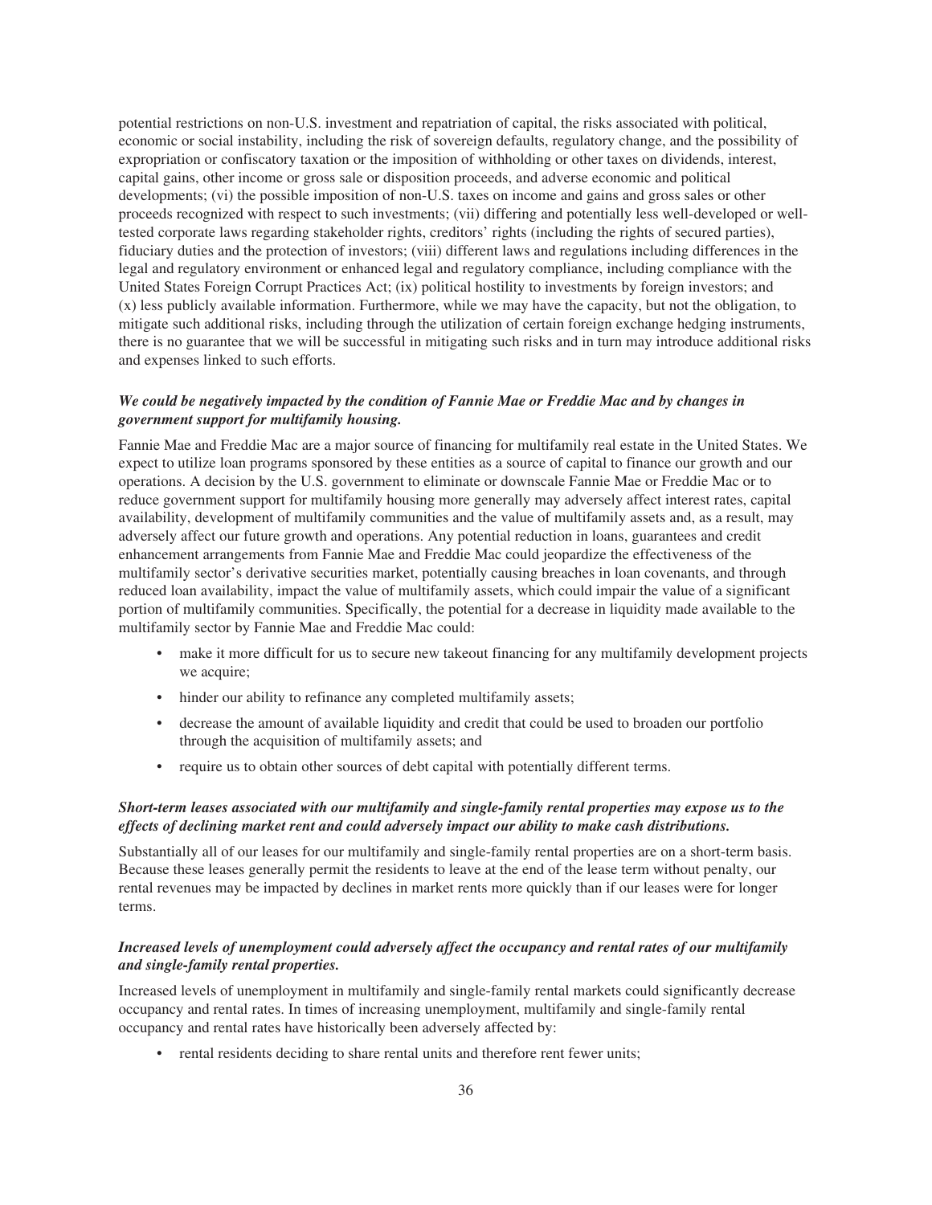potential restrictions on non-U.S. investment and repatriation of capital, the risks associated with political, economic or social instability, including the risk of sovereign defaults, regulatory change, and the possibility of expropriation or confiscatory taxation or the imposition of withholding or other taxes on dividends, interest, capital gains, other income or gross sale or disposition proceeds, and adverse economic and political developments; (vi) the possible imposition of non-U.S. taxes on income and gains and gross sales or other proceeds recognized with respect to such investments; (vii) differing and potentially less well-developed or well-tested corporate laws regarding stakeholder rights, creditors' rights (including the rights of secured parties), fiduciary duties and the protection of investors; (viii) different laws and regulations including differences in the legal and regulatory environment or enhanced legal and regulatory compliance, including compliance with the United States Foreign Corrupt Practices Act; (ix) political hostility to investments by foreign investors; and (x) less publicly available information. Furthermore, while we may have the capacity, but not the obligation, to mitigate such additional risks, including through the utilization of certain foreign exchange hedging instruments, there is no guarantee that we will be successful in mitigating such risks and in turn may introduce additional risks and expenses linked to such efforts.

***We could be negatively impacted by the condition of Fannie Mae or Freddie Mac and by changes in government support for multifamily housing.***

Fannie Mae and Freddie Mac are a major source of financing for multifamily real estate in the United States. We expect to utilize loan programs sponsored by these entities as a source of capital to finance our growth and our operations. A decision by the U.S. government to eliminate or downscale Fannie Mae or Freddie Mac or to reduce government support for multifamily housing more generally may adversely affect interest rates, capital availability, development of multifamily communities and the value of multifamily assets and, as a result, may adversely affect our future growth and operations. Any potential reduction in loans, guarantees and credit enhancement arrangements from Fannie Mae and Freddie Mac could jeopardize the effectiveness of the multifamily sector's derivative securities market, potentially causing breaches in loan covenants, and through reduced loan availability, impact the value of multifamily assets, which could impair the value of a significant portion of multifamily communities. Specifically, the potential for a decrease in liquidity made available to the multifamily sector by Fannie Mae and Freddie Mac could:

- make it more difficult for us to secure new takeout financing for any multifamily development projects we acquire;
- hinder our ability to refinance any completed multifamily assets;
- decrease the amount of available liquidity and credit that could be used to broaden our portfolio through the acquisition of multifamily assets; and
- require us to obtain other sources of debt capital with potentially different terms.

***Short-term leases associated with our multifamily and single-family rental properties may expose us to the effects of declining market rent and could adversely impact our ability to make cash distributions.***

Substantially all of our leases for our multifamily and single-family rental properties are on a short-term basis. Because these leases generally permit the residents to leave at the end of the lease term without penalty, our rental revenues may be impacted by declines in market rents more quickly than if our leases were for longer terms.

***Increased levels of unemployment could adversely affect the occupancy and rental rates of our multifamily and single-family rental properties.***

Increased levels of unemployment in multifamily and single-family rental markets could significantly decrease occupancy and rental rates. In times of increasing unemployment, multifamily and single-family rental occupancy and rental rates have historically been adversely affected by:

- rental residents deciding to share rental units and therefore rent fewer units;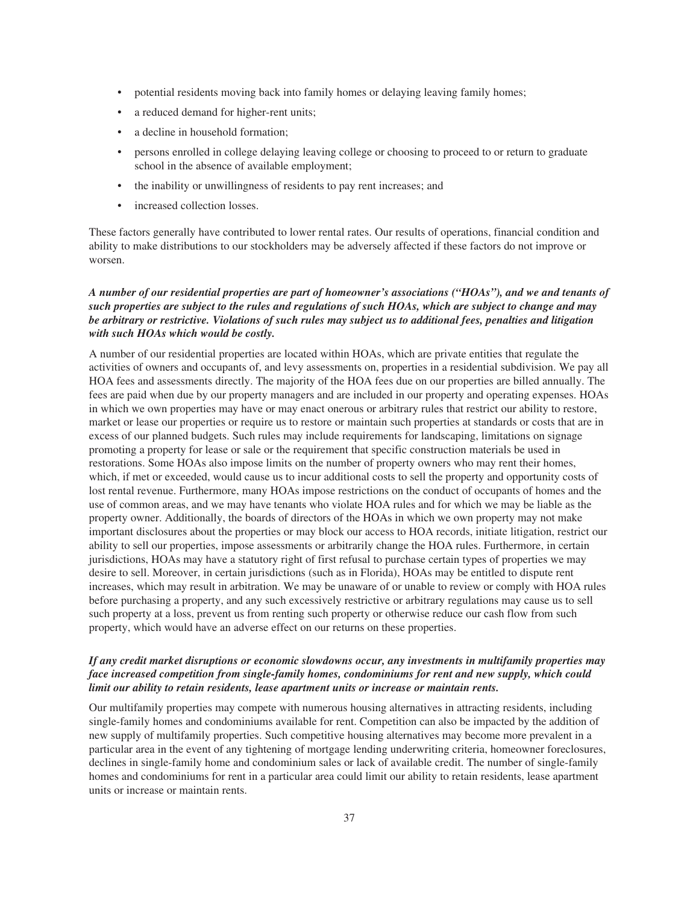- potential residents moving back into family homes or delaying leaving family homes;
- a reduced demand for higher-rent units;
- a decline in household formation;
- persons enrolled in college delaying leaving college or choosing to proceed to or return to graduate school in the absence of available employment;
- the inability or unwillingness of residents to pay rent increases; and
- increased collection losses.

These factors generally have contributed to lower rental rates. Our results of operations, financial condition and ability to make distributions to our stockholders may be adversely affected if these factors do not improve or worsen.

***A number of our residential properties are part of homeowner's associations ("HOAs"), and we and tenants of such properties are subject to the rules and regulations of such HOAs, which are subject to change and may be arbitrary or restrictive. Violations of such rules may subject us to additional fees, penalties and litigation with such HOAs which would be costly.***

A number of our residential properties are located within HOAs, which are private entities that regulate the activities of owners and occupants of, and levy assessments on, properties in a residential subdivision. We pay all HOA fees and assessments directly. The majority of the HOA fees due on our properties are billed annually. The fees are paid when due by our property managers and are included in our property and operating expenses. HOAs in which we own properties may have or may enact onerous or arbitrary rules that restrict our ability to restore, market or lease our properties or require us to restore or maintain such properties at standards or costs that are in excess of our planned budgets. Such rules may include requirements for landscaping, limitations on signage promoting a property for lease or sale or the requirement that specific construction materials be used in restorations. Some HOAs also impose limits on the number of property owners who may rent their homes, which, if met or exceeded, would cause us to incur additional costs to sell the property and opportunity costs of lost rental revenue. Furthermore, many HOAs impose restrictions on the conduct of occupants of homes and the use of common areas, and we may have tenants who violate HOA rules and for which we may be liable as the property owner. Additionally, the boards of directors of the HOAs in which we own property may not make important disclosures about the properties or may block our access to HOA records, initiate litigation, restrict our ability to sell our properties, impose assessments or arbitrarily change the HOA rules. Furthermore, in certain jurisdictions, HOAs may have a statutory right of first refusal to purchase certain types of properties we may desire to sell. Moreover, in certain jurisdictions (such as in Florida), HOAs may be entitled to dispute rent increases, which may result in arbitration. We may be unaware of or unable to review or comply with HOA rules before purchasing a property, and any such excessively restrictive or arbitrary regulations may cause us to sell such property at a loss, prevent us from renting such property or otherwise reduce our cash flow from such property, which would have an adverse effect on our returns on these properties.

***If any credit market disruptions or economic slowdowns occur, any investments in multifamily properties may face increased competition from single-family homes, condominiums for rent and new supply, which could limit our ability to retain residents, lease apartment units or increase or maintain rents.***

Our multifamily properties may compete with numerous housing alternatives in attracting residents, including single-family homes and condominiums available for rent. Competition can also be impacted by the addition of new supply of multifamily properties. Such competitive housing alternatives may become more prevalent in a particular area in the event of any tightening of mortgage lending underwriting criteria, homeowner foreclosures, declines in single-family home and condominium sales or lack of available credit. The number of single-family homes and condominiums for rent in a particular area could limit our ability to retain residents, lease apartment units or increase or maintain rents.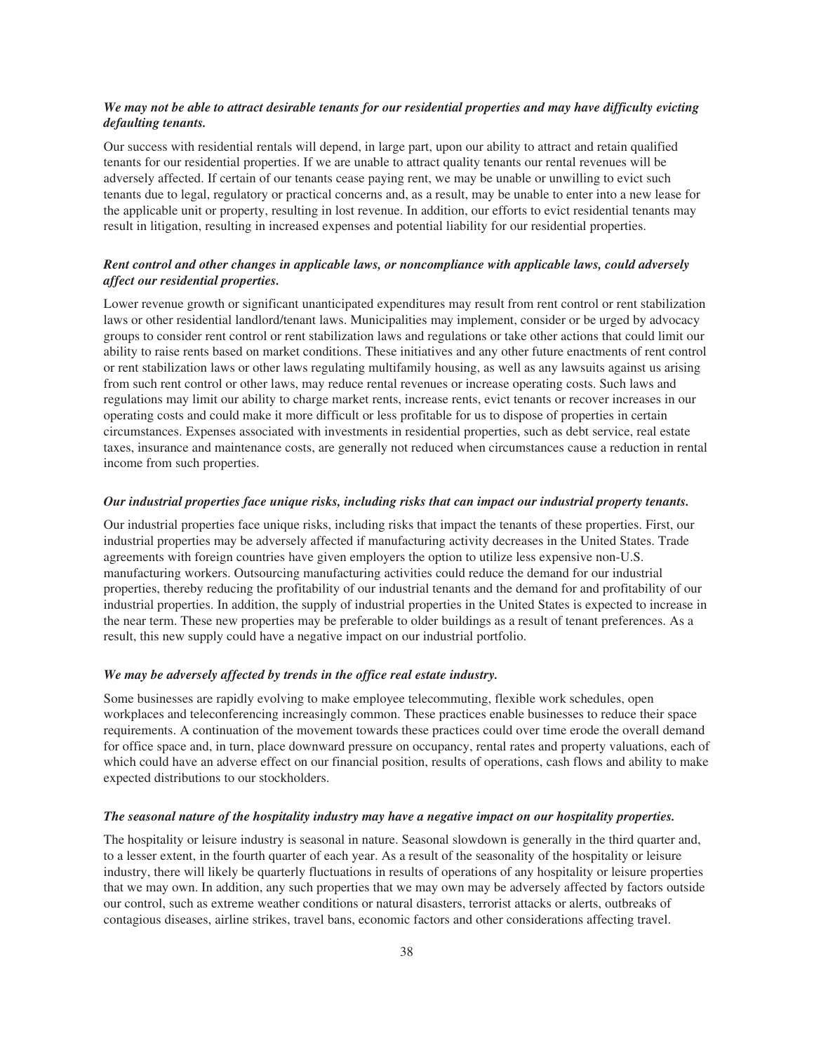***We may not be able to attract desirable tenants for our residential properties and may have difficulty evicting defaulting tenants.***

Our success with residential rentals will depend, in large part, upon our ability to attract and retain qualified tenants for our residential properties. If we are unable to attract quality tenants our rental revenues will be adversely affected. If certain of our tenants cease paying rent, we may be unable or unwilling to evict such tenants due to legal, regulatory or practical concerns and, as a result, may be unable to enter into a new lease for the applicable unit or property, resulting in lost revenue. In addition, our efforts to evict residential tenants may result in litigation, resulting in increased expenses and potential liability for our residential properties.

***Rent control and other changes in applicable laws, or noncompliance with applicable laws, could adversely affect our residential properties.***

Lower revenue growth or significant unanticipated expenditures may result from rent control or rent stabilization laws or other residential landlord/tenant laws. Municipalities may implement, consider or be urged by advocacy groups to consider rent control or rent stabilization laws and regulations or take other actions that could limit our ability to raise rents based on market conditions. These initiatives and any other future enactments of rent control or rent stabilization laws or other laws regulating multifamily housing, as well as any lawsuits against us arising from such rent control or other laws, may reduce rental revenues or increase operating costs. Such laws and regulations may limit our ability to charge market rents, increase rents, evict tenants or recover increases in our operating costs and could make it more difficult or less profitable for us to dispose of properties in certain circumstances. Expenses associated with investments in residential properties, such as debt service, real estate taxes, insurance and maintenance costs, are generally not reduced when circumstances cause a reduction in rental income from such properties.

***Our industrial properties face unique risks, including risks that can impact our industrial property tenants.***

Our industrial properties face unique risks, including risks that impact the tenants of these properties. First, our industrial properties may be adversely affected if manufacturing activity decreases in the United States. Trade agreements with foreign countries have given employers the option to utilize less expensive non-U.S. manufacturing workers. Outsourcing manufacturing activities could reduce the demand for our industrial properties, thereby reducing the profitability of our industrial tenants and the demand for and profitability of our industrial properties. In addition, the supply of industrial properties in the United States is expected to increase in the near term. These new properties may be preferable to older buildings as a result of tenant preferences. As a result, this new supply could have a negative impact on our industrial portfolio.

***We may be adversely affected by trends in the office real estate industry.***

Some businesses are rapidly evolving to make employee telecommuting, flexible work schedules, open workplaces and teleconferencing increasingly common. These practices enable businesses to reduce their space requirements. A continuation of the movement towards these practices could over time erode the overall demand for office space and, in turn, place downward pressure on occupancy, rental rates and property valuations, each of which could have an adverse effect on our financial position, results of operations, cash flows and ability to make expected distributions to our stockholders.

***The seasonal nature of the hospitality industry may have a negative impact on our hospitality properties.***

The hospitality or leisure industry is seasonal in nature. Seasonal slowdown is generally in the third quarter and, to a lesser extent, in the fourth quarter of each year. As a result of the seasonality of the hospitality or leisure industry, there will likely be quarterly fluctuations in results of operations of any hospitality or leisure properties that we may own. In addition, any such properties that we may own may be adversely affected by factors outside our control, such as extreme weather conditions or natural disasters, terrorist attacks or alerts, outbreaks of contagious diseases, airline strikes, travel bans, economic factors and other considerations affecting travel.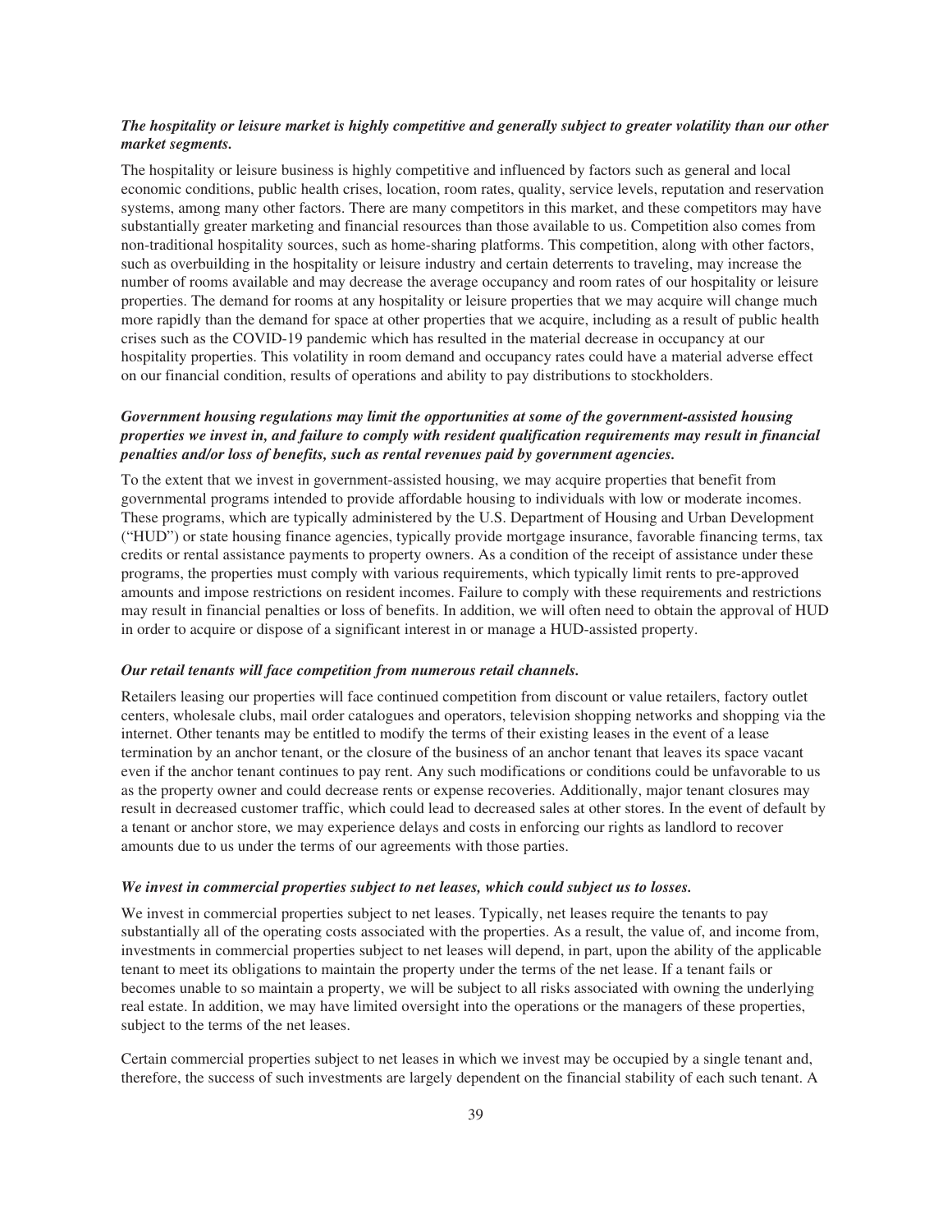***The hospitality or leisure market is highly competitive and generally subject to greater volatility than our other market segments.***

The hospitality or leisure business is highly competitive and influenced by factors such as general and local economic conditions, public health crises, location, room rates, quality, service levels, reputation and reservation systems, among many other factors. There are many competitors in this market, and these competitors may have substantially greater marketing and financial resources than those available to us. Competition also comes from non-traditional hospitality sources, such as home-sharing platforms. This competition, along with other factors, such as overbuilding in the hospitality or leisure industry and certain deterrents to traveling, may increase the number of rooms available and may decrease the average occupancy and room rates of our hospitality or leisure properties. The demand for rooms at any hospitality or leisure properties that we may acquire will change much more rapidly than the demand for space at other properties that we acquire, including as a result of public health crises such as the COVID-19 pandemic which has resulted in the material decrease in occupancy at our hospitality properties. This volatility in room demand and occupancy rates could have a material adverse effect on our financial condition, results of operations and ability to pay distributions to stockholders.

***Government housing regulations may limit the opportunities at some of the government-assisted housing properties we invest in, and failure to comply with resident qualification requirements may result in financial penalties and/or loss of benefits, such as rental revenues paid by government agencies.***

To the extent that we invest in government-assisted housing, we may acquire properties that benefit from governmental programs intended to provide affordable housing to individuals with low or moderate incomes. These programs, which are typically administered by the U.S. Department of Housing and Urban Development ("HUD") or state housing finance agencies, typically provide mortgage insurance, favorable financing terms, tax credits or rental assistance payments to property owners. As a condition of the receipt of assistance under these programs, the properties must comply with various requirements, which typically limit rents to pre-approved amounts and impose restrictions on resident incomes. Failure to comply with these requirements and restrictions may result in financial penalties or loss of benefits. In addition, we will often need to obtain the approval of HUD in order to acquire or dispose of a significant interest in or manage a HUD-assisted property.

***Our retail tenants will face competition from numerous retail channels.***

Retailers leasing our properties will face continued competition from discount or value retailers, factory outlet centers, wholesale clubs, mail order catalogues and operators, television shopping networks and shopping via the internet. Other tenants may be entitled to modify the terms of their existing leases in the event of a lease termination by an anchor tenant, or the closure of the business of an anchor tenant that leaves its space vacant even if the anchor tenant continues to pay rent. Any such modifications or conditions could be unfavorable to us as the property owner and could decrease rents or expense recoveries. Additionally, major tenant closures may result in decreased customer traffic, which could lead to decreased sales at other stores. In the event of default by a tenant or anchor store, we may experience delays and costs in enforcing our rights as landlord to recover amounts due to us under the terms of our agreements with those parties.

***We invest in commercial properties subject to net leases, which could subject us to losses.***

We invest in commercial properties subject to net leases. Typically, net leases require the tenants to pay substantially all of the operating costs associated with the properties. As a result, the value of, and income from, investments in commercial properties subject to net leases will depend, in part, upon the ability of the applicable tenant to meet its obligations to maintain the property under the terms of the net lease. If a tenant fails or becomes unable to so maintain a property, we will be subject to all risks associated with owning the underlying real estate. In addition, we may have limited oversight into the operations or the managers of these properties, subject to the terms of the net leases.

Certain commercial properties subject to net leases in which we invest may be occupied by a single tenant and, therefore, the success of such investments are largely dependent on the financial stability of each such tenant. A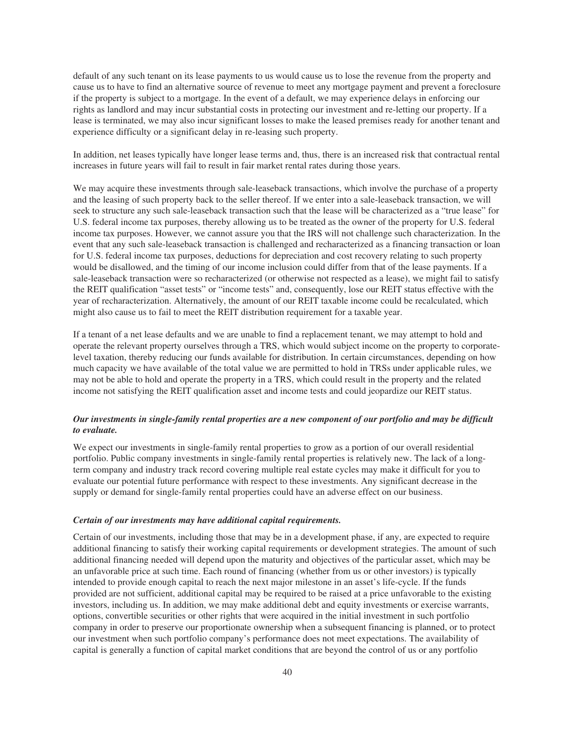default of any such tenant on its lease payments to us would cause us to lose the revenue from the property and cause us to have to find an alternative source of revenue to meet any mortgage payment and prevent a foreclosure if the property is subject to a mortgage. In the event of a default, we may experience delays in enforcing our rights as landlord and may incur substantial costs in protecting our investment and re-letting our property. If a lease is terminated, we may also incur significant losses to make the leased premises ready for another tenant and experience difficulty or a significant delay in re-leasing such property.

In addition, net leases typically have longer lease terms and, thus, there is an increased risk that contractual rental increases in future years will fail to result in fair market rental rates during those years.

We may acquire these investments through sale-leaseback transactions, which involve the purchase of a property and the leasing of such property back to the seller thereof. If we enter into a sale-leaseback transaction, we will seek to structure any such sale-leaseback transaction such that the lease will be characterized as a "true lease" for U.S. federal income tax purposes, thereby allowing us to be treated as the owner of the property for U.S. federal income tax purposes. However, we cannot assure you that the IRS will not challenge such characterization. In the event that any such sale-leaseback transaction is challenged and recharacterized as a financing transaction or loan for U.S. federal income tax purposes, deductions for depreciation and cost recovery relating to such property would be disallowed, and the timing of our income inclusion could differ from that of the lease payments. If a sale-leaseback transaction were so recharacterized (or otherwise not respected as a lease), we might fail to satisfy the REIT qualification "asset tests" or "income tests" and, consequently, lose our REIT status effective with the year of recharacterization. Alternatively, the amount of our REIT taxable income could be recalculated, which might also cause us to fail to meet the REIT distribution requirement for a taxable year.

If a tenant of a net lease defaults and we are unable to find a replacement tenant, we may attempt to hold and operate the relevant property ourselves through a TRS, which would subject income on the property to corporate-level taxation, thereby reducing our funds available for distribution. In certain circumstances, depending on how much capacity we have available of the total value we are permitted to hold in TRSs under applicable rules, we may not be able to hold and operate the property in a TRS, which could result in the property and the related income not satisfying the REIT qualification asset and income tests and could jeopardize our REIT status.

***Our investments in single-family rental properties are a new component of our portfolio and may be difficult to evaluate.***

We expect our investments in single-family rental properties to grow as a portion of our overall residential portfolio. Public company investments in single-family rental properties is relatively new. The lack of a long-term company and industry track record covering multiple real estate cycles may make it difficult for you to evaluate our potential future performance with respect to these investments. Any significant decrease in the supply or demand for single-family rental properties could have an adverse effect on our business.

***Certain of our investments may have additional capital requirements.***

Certain of our investments, including those that may be in a development phase, if any, are expected to require additional financing to satisfy their working capital requirements or development strategies. The amount of such additional financing needed will depend upon the maturity and objectives of the particular asset, which may be an unfavorable price at such time. Each round of financing (whether from us or other investors) is typically intended to provide enough capital to reach the next major milestone in an asset's life-cycle. If the funds provided are not sufficient, additional capital may be required to be raised at a price unfavorable to the existing investors, including us. In addition, we may make additional debt and equity investments or exercise warrants, options, convertible securities or other rights that were acquired in the initial investment in such portfolio company in order to preserve our proportionate ownership when a subsequent financing is planned, or to protect our investment when such portfolio company's performance does not meet expectations. The availability of capital is generally a function of capital market conditions that are beyond the control of us or any portfolio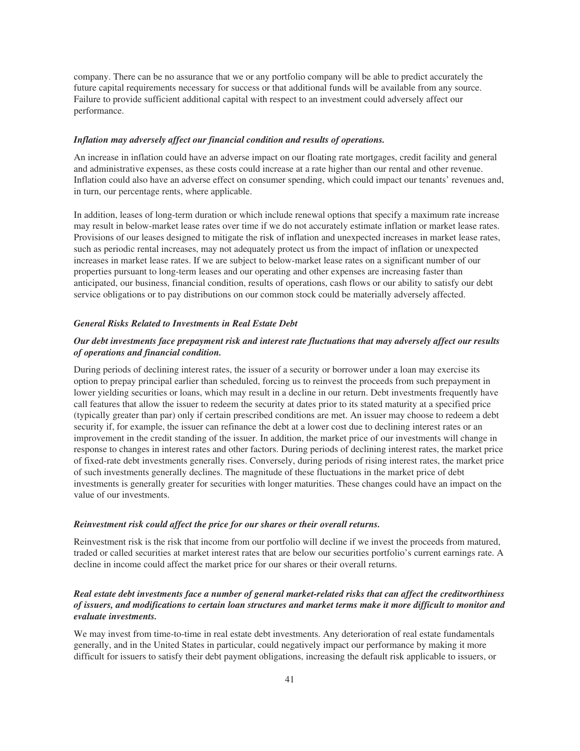company. There can be no assurance that we or any portfolio company will be able to predict accurately the future capital requirements necessary for success or that additional funds will be available from any source. Failure to provide sufficient additional capital with respect to an investment could adversely affect our performance.

***Inflation may adversely affect our financial condition and results of operations.***

An increase in inflation could have an adverse impact on our floating rate mortgages, credit facility and general and administrative expenses, as these costs could increase at a rate higher than our rental and other revenue. Inflation could also have an adverse effect on consumer spending, which could impact our tenants' revenues and, in turn, our percentage rents, where applicable.

In addition, leases of long-term duration or which include renewal options that specify a maximum rate increase may result in below-market lease rates over time if we do not accurately estimate inflation or market lease rates. Provisions of our leases designed to mitigate the risk of inflation and unexpected increases in market lease rates, such as periodic rental increases, may not adequately protect us from the impact of inflation or unexpected increases in market lease rates. If we are subject to below-market lease rates on a significant number of our properties pursuant to long-term leases and our operating and other expenses are increasing faster than anticipated, our business, financial condition, results of operations, cash flows or our ability to satisfy our debt service obligations or to pay distributions on our common stock could be materially adversely affected.

***General Risks Related to Investments in Real Estate Debt***

***Our debt investments face prepayment risk and interest rate fluctuations that may adversely affect our results of operations and financial condition.***

During periods of declining interest rates, the issuer of a security or borrower under a loan may exercise its option to prepay principal earlier than scheduled, forcing us to reinvest the proceeds from such prepayment in lower yielding securities or loans, which may result in a decline in our return. Debt investments frequently have call features that allow the issuer to redeem the security at dates prior to its stated maturity at a specified price (typically greater than par) only if certain prescribed conditions are met. An issuer may choose to redeem a debt security if, for example, the issuer can refinance the debt at a lower cost due to declining interest rates or an improvement in the credit standing of the issuer. In addition, the market price of our investments will change in response to changes in interest rates and other factors. During periods of declining interest rates, the market price of fixed-rate debt investments generally rises. Conversely, during periods of rising interest rates, the market price of such investments generally declines. The magnitude of these fluctuations in the market price of debt investments is generally greater for securities with longer maturities. These changes could have an impact on the value of our investments.

***Reinvestment risk could affect the price for our shares or their overall returns.***

Reinvestment risk is the risk that income from our portfolio will decline if we invest the proceeds from matured, traded or called securities at market interest rates that are below our securities portfolio's current earnings rate. A decline in income could affect the market price for our shares or their overall returns.

***Real estate debt investments face a number of general market-related risks that can affect the creditworthiness of issuers, and modifications to certain loan structures and market terms make it more difficult to monitor and evaluate investments.***

We may invest from time-to-time in real estate debt investments. Any deterioration of real estate fundamentals generally, and in the United States in particular, could negatively impact our performance by making it more difficult for issuers to satisfy their debt payment obligations, increasing the default risk applicable to issuers, or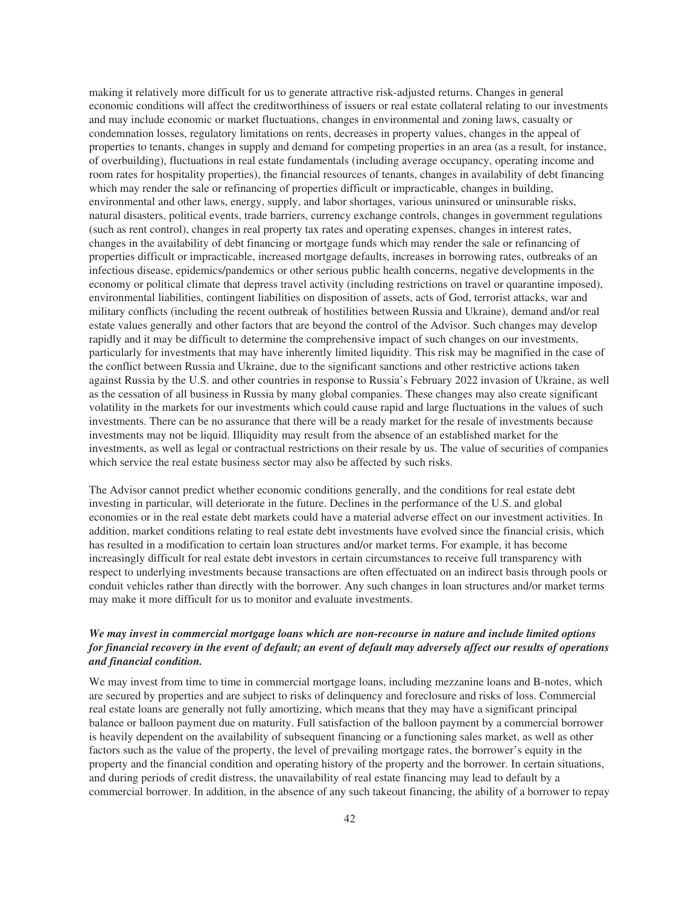making it relatively more difficult for us to generate attractive risk-adjusted returns. Changes in general economic conditions will affect the creditworthiness of issuers or real estate collateral relating to our investments and may include economic or market fluctuations, changes in environmental and zoning laws, casualty or condemnation losses, regulatory limitations on rents, decreases in property values, changes in the appeal of properties to tenants, changes in supply and demand for competing properties in an area (as a result, for instance, of overbuilding), fluctuations in real estate fundamentals (including average occupancy, operating income and room rates for hospitality properties), the financial resources of tenants, changes in availability of debt financing which may render the sale or refinancing of properties difficult or impracticable, changes in building, environmental and other laws, energy, supply, and labor shortages, various uninsured or uninsurable risks, natural disasters, political events, trade barriers, currency exchange controls, changes in government regulations (such as rent control), changes in real property tax rates and operating expenses, changes in interest rates, changes in the availability of debt financing or mortgage funds which may render the sale or refinancing of properties difficult or impracticable, increased mortgage defaults, increases in borrowing rates, outbreaks of an infectious disease, epidemics/pandemics or other serious public health concerns, negative developments in the economy or political climate that depress travel activity (including restrictions on travel or quarantine imposed), environmental liabilities, contingent liabilities on disposition of assets, acts of God, terrorist attacks, war and military conflicts (including the recent outbreak of hostilities between Russia and Ukraine), demand and/or real estate values generally and other factors that are beyond the control of the Advisor. Such changes may develop rapidly and it may be difficult to determine the comprehensive impact of such changes on our investments, particularly for investments that may have inherently limited liquidity. This risk may be magnified in the case of the conflict between Russia and Ukraine, due to the significant sanctions and other restrictive actions taken against Russia by the U.S. and other countries in response to Russia's February 2022 invasion of Ukraine, as well as the cessation of all business in Russia by many global companies. These changes may also create significant volatility in the markets for our investments which could cause rapid and large fluctuations in the values of such investments. There can be no assurance that there will be a ready market for the resale of investments because investments may not be liquid. Illiquidity may result from the absence of an established market for the investments, as well as legal or contractual restrictions on their resale by us. The value of securities of companies which service the real estate business sector may also be affected by such risks.

The Advisor cannot predict whether economic conditions generally, and the conditions for real estate debt investing in particular, will deteriorate in the future. Declines in the performance of the U.S. and global economies or in the real estate debt markets could have a material adverse effect on our investment activities. In addition, market conditions relating to real estate debt investments have evolved since the financial crisis, which has resulted in a modification to certain loan structures and/or market terms. For example, it has become increasingly difficult for real estate debt investors in certain circumstances to receive full transparency with respect to underlying investments because transactions are often effectuated on an indirect basis through pools or conduit vehicles rather than directly with the borrower. Any such changes in loan structures and/or market terms may make it more difficult for us to monitor and evaluate investments.

***We may invest in commercial mortgage loans which are non-recourse in nature and include limited options for financial recovery in the event of default; an event of default may adversely affect our results of operations and financial condition.***

We may invest from time to time in commercial mortgage loans, including mezzanine loans and B-notes, which are secured by properties and are subject to risks of delinquency and foreclosure and risks of loss. Commercial real estate loans are generally not fully amortizing, which means that they may have a significant principal balance or balloon payment due on maturity. Full satisfaction of the balloon payment by a commercial borrower is heavily dependent on the availability of subsequent financing or a functioning sales market, as well as other factors such as the value of the property, the level of prevailing mortgage rates, the borrower's equity in the property and the financial condition and operating history of the property and the borrower. In certain situations, and during periods of credit distress, the unavailability of real estate financing may lead to default by a commercial borrower. In addition, in the absence of any such takeout financing, the ability of a borrower to repay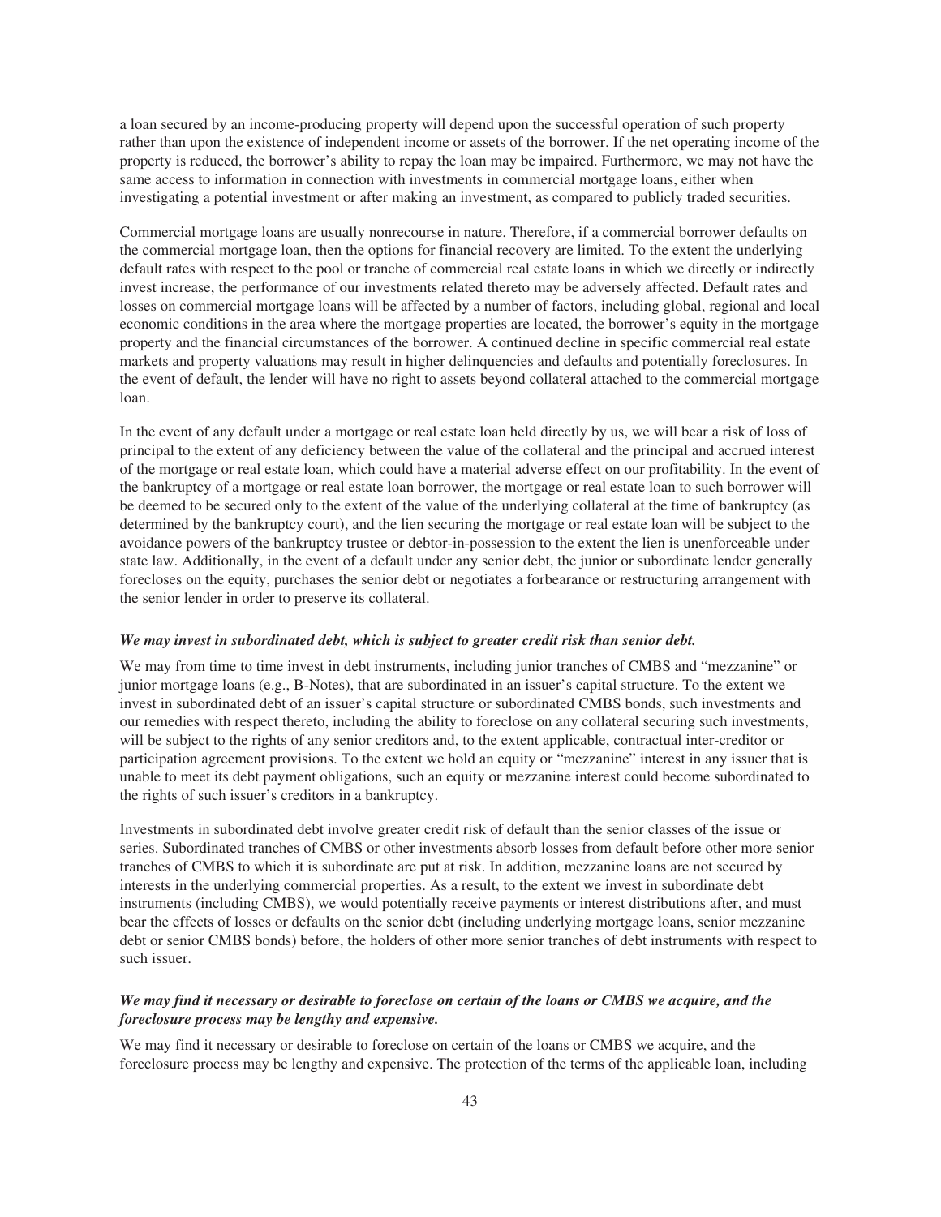a loan secured by an income-producing property will depend upon the successful operation of such property rather than upon the existence of independent income or assets of the borrower. If the net operating income of the property is reduced, the borrower's ability to repay the loan may be impaired. Furthermore, we may not have the same access to information in connection with investments in commercial mortgage loans, either when investigating a potential investment or after making an investment, as compared to publicly traded securities.

Commercial mortgage loans are usually nonrecourse in nature. Therefore, if a commercial borrower defaults on the commercial mortgage loan, then the options for financial recovery are limited. To the extent the underlying default rates with respect to the pool or tranche of commercial real estate loans in which we directly or indirectly invest increase, the performance of our investments related thereto may be adversely affected. Default rates and losses on commercial mortgage loans will be affected by a number of factors, including global, regional and local economic conditions in the area where the mortgage properties are located, the borrower's equity in the mortgage property and the financial circumstances of the borrower. A continued decline in specific commercial real estate markets and property valuations may result in higher delinquencies and defaults and potentially foreclosures. In the event of default, the lender will have no right to assets beyond collateral attached to the commercial mortgage loan.

In the event of any default under a mortgage or real estate loan held directly by us, we will bear a risk of loss of principal to the extent of any deficiency between the value of the collateral and the principal and accrued interest of the mortgage or real estate loan, which could have a material adverse effect on our profitability. In the event of the bankruptcy of a mortgage or real estate loan borrower, the mortgage or real estate loan to such borrower will be deemed to be secured only to the extent of the value of the underlying collateral at the time of bankruptcy (as determined by the bankruptcy court), and the lien securing the mortgage or real estate loan will be subject to the avoidance powers of the bankruptcy trustee or debtor-in-possession to the extent the lien is unenforceable under state law. Additionally, in the event of a default under any senior debt, the junior or subordinate lender generally forecloses on the equity, purchases the senior debt or negotiates a forbearance or restructuring arrangement with the senior lender in order to preserve its collateral.

***We may invest in subordinated debt, which is subject to greater credit risk than senior debt.***

We may from time to time invest in debt instruments, including junior tranches of CMBS and "mezzanine" or junior mortgage loans (e.g., B-Notes), that are subordinated in an issuer's capital structure. To the extent we invest in subordinated debt of an issuer's capital structure or subordinated CMBS bonds, such investments and our remedies with respect thereto, including the ability to foreclose on any collateral securing such investments, will be subject to the rights of any senior creditors and, to the extent applicable, contractual inter-creditor or participation agreement provisions. To the extent we hold an equity or "mezzanine" interest in any issuer that is unable to meet its debt payment obligations, such an equity or mezzanine interest could become subordinated to the rights of such issuer's creditors in a bankruptcy.

Investments in subordinated debt involve greater credit risk of default than the senior classes of the issue or series. Subordinated tranches of CMBS or other investments absorb losses from default before other more senior tranches of CMBS to which it is subordinate are put at risk. In addition, mezzanine loans are not secured by interests in the underlying commercial properties. As a result, to the extent we invest in subordinate debt instruments (including CMBS), we would potentially receive payments or interest distributions after, and must bear the effects of losses or defaults on the senior debt (including underlying mortgage loans, senior mezzanine debt or senior CMBS bonds) before, the holders of other more senior tranches of debt instruments with respect to such issuer.

***We may find it necessary or desirable to foreclose on certain of the loans or CMBS we acquire, and the foreclosure process may be lengthy and expensive.***

We may find it necessary or desirable to foreclose on certain of the loans or CMBS we acquire, and the foreclosure process may be lengthy and expensive. The protection of the terms of the applicable loan, including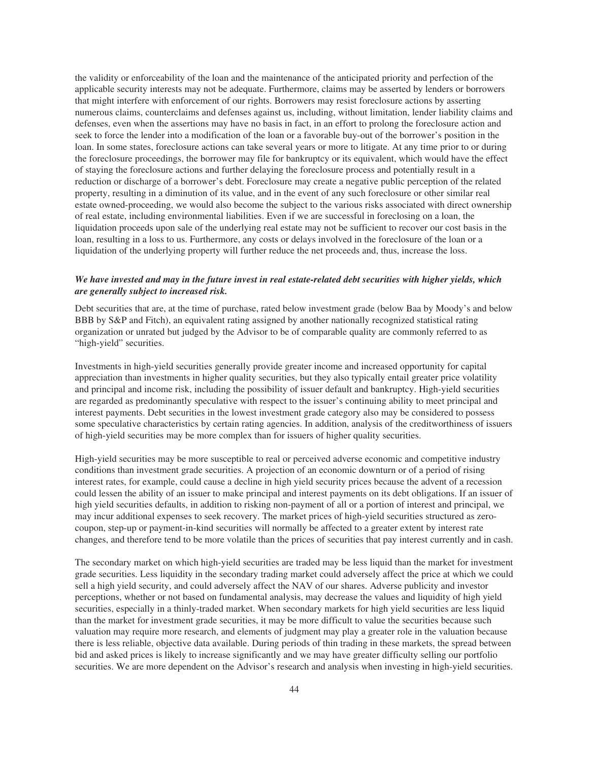the validity or enforceability of the loan and the maintenance of the anticipated priority and perfection of the applicable security interests may not be adequate. Furthermore, claims may be asserted by lenders or borrowers that might interfere with enforcement of our rights. Borrowers may resist foreclosure actions by asserting numerous claims, counterclaims and defenses against us, including, without limitation, lender liability claims and defenses, even when the assertions may have no basis in fact, in an effort to prolong the foreclosure action and seek to force the lender into a modification of the loan or a favorable buy-out of the borrower's position in the loan. In some states, foreclosure actions can take several years or more to litigate. At any time prior to or during the foreclosure proceedings, the borrower may file for bankruptcy or its equivalent, which would have the effect of staying the foreclosure actions and further delaying the foreclosure process and potentially result in a reduction or discharge of a borrower's debt. Foreclosure may create a negative public perception of the related property, resulting in a diminution of its value, and in the event of any such foreclosure or other similar real estate owned-proceeding, we would also become the subject to the various risks associated with direct ownership of real estate, including environmental liabilities. Even if we are successful in foreclosing on a loan, the liquidation proceeds upon sale of the underlying real estate may not be sufficient to recover our cost basis in the loan, resulting in a loss to us. Furthermore, any costs or delays involved in the foreclosure of the loan or a liquidation of the underlying property will further reduce the net proceeds and, thus, increase the loss.

***We have invested and may in the future invest in real estate-related debt securities with higher yields, which are generally subject to increased risk.***

Debt securities that are, at the time of purchase, rated below investment grade (below Baa by Moody's and below BBB by S&P and Fitch), an equivalent rating assigned by another nationally recognized statistical rating organization or unrated but judged by the Advisor to be of comparable quality are commonly referred to as "high-yield" securities.

Investments in high-yield securities generally provide greater income and increased opportunity for capital appreciation than investments in higher quality securities, but they also typically entail greater price volatility and principal and income risk, including the possibility of issuer default and bankruptcy. High-yield securities are regarded as predominantly speculative with respect to the issuer's continuing ability to meet principal and interest payments. Debt securities in the lowest investment grade category also may be considered to possess some speculative characteristics by certain rating agencies. In addition, analysis of the creditworthiness of issuers of high-yield securities may be more complex than for issuers of higher quality securities.

High-yield securities may be more susceptible to real or perceived adverse economic and competitive industry conditions than investment grade securities. A projection of an economic downturn or of a period of rising interest rates, for example, could cause a decline in high yield security prices because the advent of a recession could lessen the ability of an issuer to make principal and interest payments on its debt obligations. If an issuer of high yield securities defaults, in addition to risking non-payment of all or a portion of interest and principal, we may incur additional expenses to seek recovery. The market prices of high-yield securities structured as zero-coupon, step-up or payment-in-kind securities will normally be affected to a greater extent by interest rate changes, and therefore tend to be more volatile than the prices of securities that pay interest currently and in cash.

The secondary market on which high-yield securities are traded may be less liquid than the market for investment grade securities. Less liquidity in the secondary trading market could adversely affect the price at which we could sell a high yield security, and could adversely affect the NAV of our shares. Adverse publicity and investor perceptions, whether or not based on fundamental analysis, may decrease the values and liquidity of high yield securities, especially in a thinly-traded market. When secondary markets for high yield securities are less liquid than the market for investment grade securities, it may be more difficult to value the securities because such valuation may require more research, and elements of judgment may play a greater role in the valuation because there is less reliable, objective data available. During periods of thin trading in these markets, the spread between bid and asked prices is likely to increase significantly and we may have greater difficulty selling our portfolio securities. We are more dependent on the Advisor's research and analysis when investing in high-yield securities.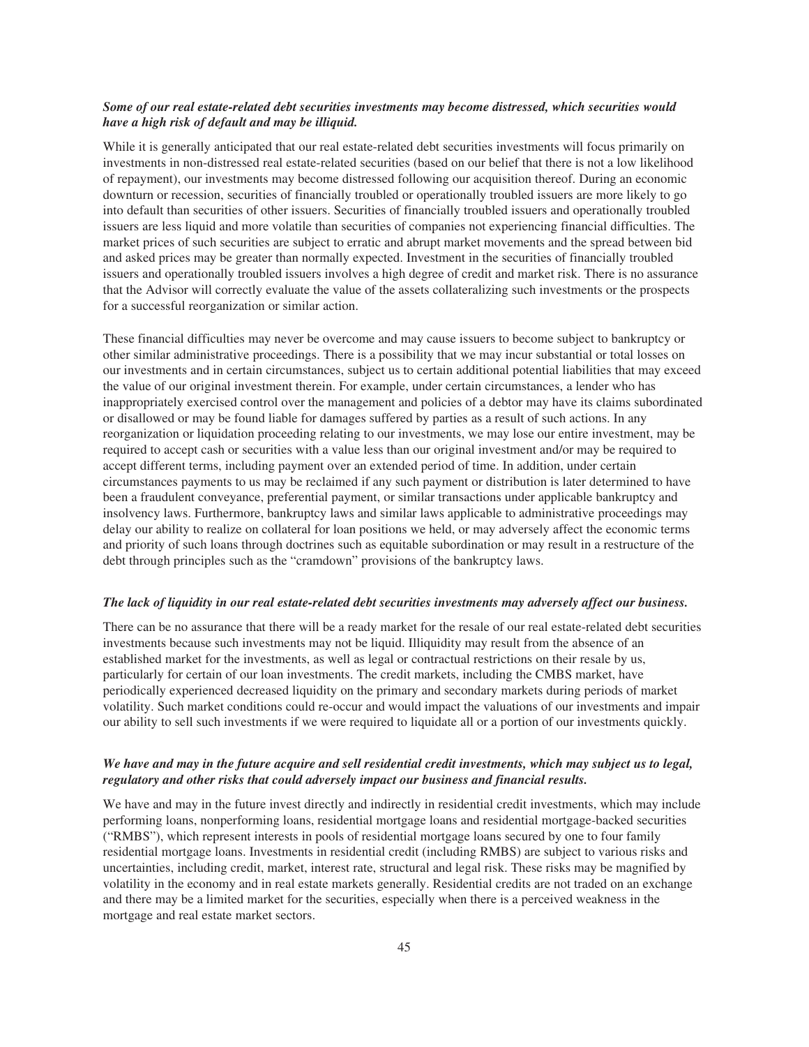***Some of our real estate-related debt securities investments may become distressed, which securities would have a high risk of default and may be illiquid.***

While it is generally anticipated that our real estate-related debt securities investments will focus primarily on investments in non-distressed real estate-related securities (based on our belief that there is not a low likelihood of repayment), our investments may become distressed following our acquisition thereof. During an economic downturn or recession, securities of financially troubled or operationally troubled issuers are more likely to go into default than securities of other issuers. Securities of financially troubled issuers and operationally troubled issuers are less liquid and more volatile than securities of companies not experiencing financial difficulties. The market prices of such securities are subject to erratic and abrupt market movements and the spread between bid and asked prices may be greater than normally expected. Investment in the securities of financially troubled issuers and operationally troubled issuers involves a high degree of credit and market risk. There is no assurance that the Advisor will correctly evaluate the value of the assets collateralizing such investments or the prospects for a successful reorganization or similar action.

These financial difficulties may never be overcome and may cause issuers to become subject to bankruptcy or other similar administrative proceedings. There is a possibility that we may incur substantial or total losses on our investments and in certain circumstances, subject us to certain additional potential liabilities that may exceed the value of our original investment therein. For example, under certain circumstances, a lender who has inappropriately exercised control over the management and policies of a debtor may have its claims subordinated or disallowed or may be found liable for damages suffered by parties as a result of such actions. In any reorganization or liquidation proceeding relating to our investments, we may lose our entire investment, may be required to accept cash or securities with a value less than our original investment and/or may be required to accept different terms, including payment over an extended period of time. In addition, under certain circumstances payments to us may be reclaimed if any such payment or distribution is later determined to have been a fraudulent conveyance, preferential payment, or similar transactions under applicable bankruptcy and insolvency laws. Furthermore, bankruptcy laws and similar laws applicable to administrative proceedings may delay our ability to realize on collateral for loan positions we held, or may adversely affect the economic terms and priority of such loans through doctrines such as equitable subordination or may result in a restructure of the debt through principles such as the "cramdown" provisions of the bankruptcy laws.

***The lack of liquidity in our real estate-related debt securities investments may adversely affect our business.***

There can be no assurance that there will be a ready market for the resale of our real estate-related debt securities investments because such investments may not be liquid. Illiquidity may result from the absence of an established market for the investments, as well as legal or contractual restrictions on their resale by us, particularly for certain of our loan investments. The credit markets, including the CMBS market, have periodically experienced decreased liquidity on the primary and secondary markets during periods of market volatility. Such market conditions could re-occur and would impact the valuations of our investments and impair our ability to sell such investments if we were required to liquidate all or a portion of our investments quickly.

***We have and may in the future acquire and sell residential credit investments, which may subject us to legal, regulatory and other risks that could adversely impact our business and financial results.***

We have and may in the future invest directly and indirectly in residential credit investments, which may include performing loans, nonperforming loans, residential mortgage loans and residential mortgage-backed securities ("RMBS"), which represent interests in pools of residential mortgage loans secured by one to four family residential mortgage loans. Investments in residential credit (including RMBS) are subject to various risks and uncertainties, including credit, market, interest rate, structural and legal risk. These risks may be magnified by volatility in the economy and in real estate markets generally. Residential credits are not traded on an exchange and there may be a limited market for the securities, especially when there is a perceived weakness in the mortgage and real estate market sectors.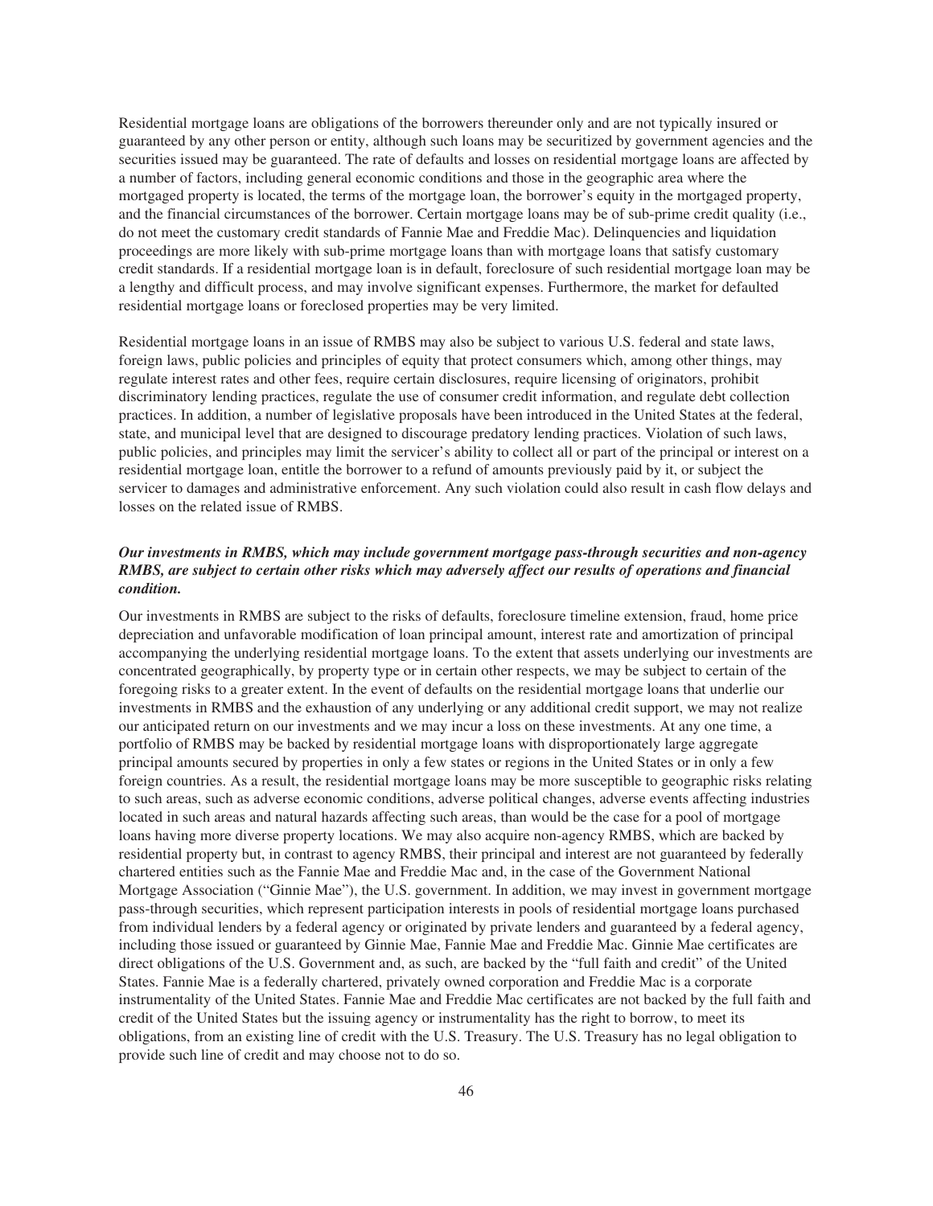Residential mortgage loans are obligations of the borrowers thereunder only and are not typically insured or guaranteed by any other person or entity, although such loans may be securitized by government agencies and the securities issued may be guaranteed. The rate of defaults and losses on residential mortgage loans are affected by a number of factors, including general economic conditions and those in the geographic area where the mortgaged property is located, the terms of the mortgage loan, the borrower's equity in the mortgaged property, and the financial circumstances of the borrower. Certain mortgage loans may be of sub-prime credit quality (i.e., do not meet the customary credit standards of Fannie Mae and Freddie Mac). Delinquencies and liquidation proceedings are more likely with sub-prime mortgage loans than with mortgage loans that satisfy customary credit standards. If a residential mortgage loan is in default, foreclosure of such residential mortgage loan may be a lengthy and difficult process, and may involve significant expenses. Furthermore, the market for defaulted residential mortgage loans or foreclosed properties may be very limited.

Residential mortgage loans in an issue of RMBS may also be subject to various U.S. federal and state laws, foreign laws, public policies and principles of equity that protect consumers which, among other things, may regulate interest rates and other fees, require certain disclosures, require licensing of originators, prohibit discriminatory lending practices, regulate the use of consumer credit information, and regulate debt collection practices. In addition, a number of legislative proposals have been introduced in the United States at the federal, state, and municipal level that are designed to discourage predatory lending practices. Violation of such laws, public policies, and principles may limit the servicer's ability to collect all or part of the principal or interest on a residential mortgage loan, entitle the borrower to a refund of amounts previously paid by it, or subject the servicer to damages and administrative enforcement. Any such violation could also result in cash flow delays and losses on the related issue of RMBS.

***Our investments in RMBS, which may include government mortgage pass-through securities and non-agency RMBS, are subject to certain other risks which may adversely affect our results of operations and financial condition.***

Our investments in RMBS are subject to the risks of defaults, foreclosure timeline extension, fraud, home price depreciation and unfavorable modification of loan principal amount, interest rate and amortization of principal accompanying the underlying residential mortgage loans. To the extent that assets underlying our investments are concentrated geographically, by property type or in certain other respects, we may be subject to certain of the foregoing risks to a greater extent. In the event of defaults on the residential mortgage loans that underlie our investments in RMBS and the exhaustion of any underlying or any additional credit support, we may not realize our anticipated return on our investments and we may incur a loss on these investments. At any one time, a portfolio of RMBS may be backed by residential mortgage loans with disproportionately large aggregate principal amounts secured by properties in only a few states or regions in the United States or in only a few foreign countries. As a result, the residential mortgage loans may be more susceptible to geographic risks relating to such areas, such as adverse economic conditions, adverse political changes, adverse events affecting industries located in such areas and natural hazards affecting such areas, than would be the case for a pool of mortgage loans having more diverse property locations. We may also acquire non-agency RMBS, which are backed by residential property but, in contrast to agency RMBS, their principal and interest are not guaranteed by federally chartered entities such as the Fannie Mae and Freddie Mac and, in the case of the Government National Mortgage Association ("Ginnie Mae"), the U.S. government. In addition, we may invest in government mortgage pass-through securities, which represent participation interests in pools of residential mortgage loans purchased from individual lenders by a federal agency or originated by private lenders and guaranteed by a federal agency, including those issued or guaranteed by Ginnie Mae, Fannie Mae and Freddie Mac. Ginnie Mae certificates are direct obligations of the U.S. Government and, as such, are backed by the "full faith and credit" of the United States. Fannie Mae is a federally chartered, privately owned corporation and Freddie Mac is a corporate instrumentality of the United States. Fannie Mae and Freddie Mac certificates are not backed by the full faith and credit of the United States but the issuing agency or instrumentality has the right to borrow, to meet its obligations, from an existing line of credit with the U.S. Treasury. The U.S. Treasury has no legal obligation to provide such line of credit and may choose not to do so.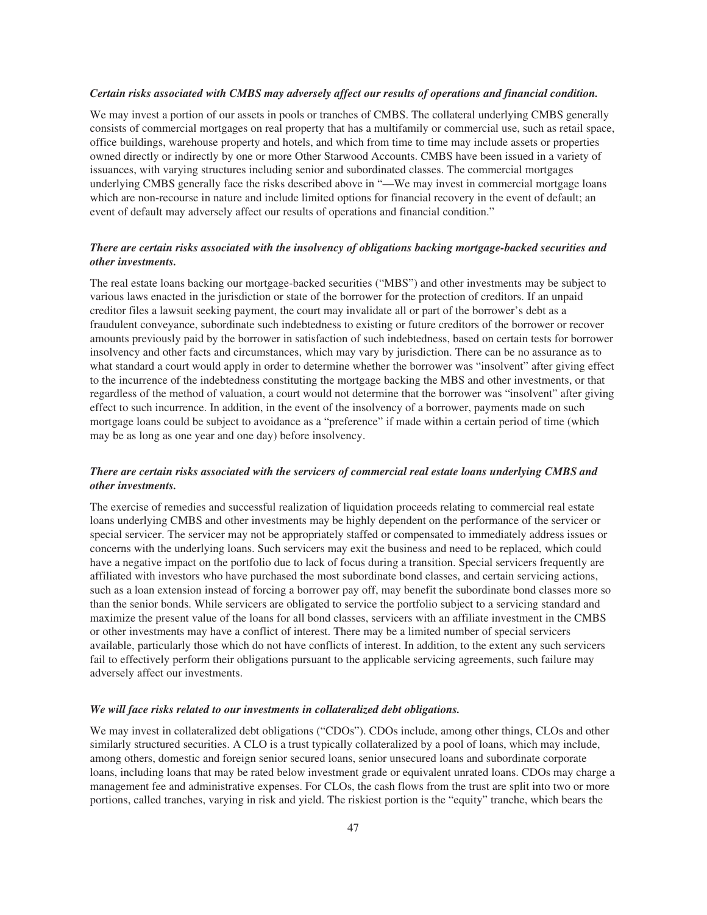***Certain risks associated with CMBS may adversely affect our results of operations and financial condition.***

We may invest a portion of our assets in pools or tranches of CMBS. The collateral underlying CMBS generally consists of commercial mortgages on real property that has a multifamily or commercial use, such as retail space, office buildings, warehouse property and hotels, and which from time to time may include assets or properties owned directly or indirectly by one or more Other Starwood Accounts. CMBS have been issued in a variety of issuances, with varying structures including senior and subordinated classes. The commercial mortgages underlying CMBS generally face the risks described above in "—We may invest in commercial mortgage loans which are non-recourse in nature and include limited options for financial recovery in the event of default; an event of default may adversely affect our results of operations and financial condition."

***There are certain risks associated with the insolvency of obligations backing mortgage-backed securities and other investments.***

The real estate loans backing our mortgage-backed securities ("MBS") and other investments may be subject to various laws enacted in the jurisdiction or state of the borrower for the protection of creditors. If an unpaid creditor files a lawsuit seeking payment, the court may invalidate all or part of the borrower's debt as a fraudulent conveyance, subordinate such indebtedness to existing or future creditors of the borrower or recover amounts previously paid by the borrower in satisfaction of such indebtedness, based on certain tests for borrower insolvency and other facts and circumstances, which may vary by jurisdiction. There can be no assurance as to what standard a court would apply in order to determine whether the borrower was "insolvent" after giving effect to the incurrence of the indebtedness constituting the mortgage backing the MBS and other investments, or that regardless of the method of valuation, a court would not determine that the borrower was "insolvent" after giving effect to such incurrence. In addition, in the event of the insolvency of a borrower, payments made on such mortgage loans could be subject to avoidance as a "preference" if made within a certain period of time (which may be as long as one year and one day) before insolvency.

***There are certain risks associated with the servicers of commercial real estate loans underlying CMBS and other investments.***

The exercise of remedies and successful realization of liquidation proceeds relating to commercial real estate loans underlying CMBS and other investments may be highly dependent on the performance of the servicer or special servicer. The servicer may not be appropriately staffed or compensated to immediately address issues or concerns with the underlying loans. Such servicers may exit the business and need to be replaced, which could have a negative impact on the portfolio due to lack of focus during a transition. Special servicers frequently are affiliated with investors who have purchased the most subordinate bond classes, and certain servicing actions, such as a loan extension instead of forcing a borrower pay off, may benefit the subordinate bond classes more so than the senior bonds. While servicers are obligated to service the portfolio subject to a servicing standard and maximize the present value of the loans for all bond classes, servicers with an affiliate investment in the CMBS or other investments may have a conflict of interest. There may be a limited number of special servicers available, particularly those which do not have conflicts of interest. In addition, to the extent any such servicers fail to effectively perform their obligations pursuant to the applicable servicing agreements, such failure may adversely affect our investments.

***We will face risks related to our investments in collateralized debt obligations.***

We may invest in collateralized debt obligations ("CDOs"). CDOs include, among other things, CLOs and other similarly structured securities. A CLO is a trust typically collateralized by a pool of loans, which may include, among others, domestic and foreign senior secured loans, senior unsecured loans and subordinate corporate loans, including loans that may be rated below investment grade or equivalent unrated loans. CDOs may charge a management fee and administrative expenses. For CLOs, the cash flows from the trust are split into two or more portions, called tranches, varying in risk and yield. The riskiest portion is the "equity" tranche, which bears the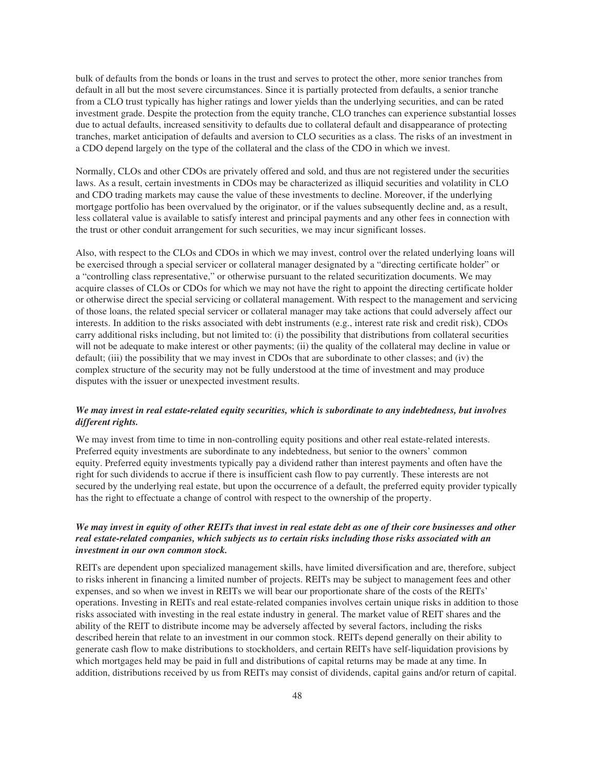bulk of defaults from the bonds or loans in the trust and serves to protect the other, more senior tranches from default in all but the most severe circumstances. Since it is partially protected from defaults, a senior tranche from a CLO trust typically has higher ratings and lower yields than the underlying securities, and can be rated investment grade. Despite the protection from the equity tranche, CLO tranches can experience substantial losses due to actual defaults, increased sensitivity to defaults due to collateral default and disappearance of protecting tranches, market anticipation of defaults and aversion to CLO securities as a class. The risks of an investment in a CDO depend largely on the type of the collateral and the class of the CDO in which we invest.

Normally, CLOs and other CDOs are privately offered and sold, and thus are not registered under the securities laws. As a result, certain investments in CDOs may be characterized as illiquid securities and volatility in CLO and CDO trading markets may cause the value of these investments to decline. Moreover, if the underlying mortgage portfolio has been overvalued by the originator, or if the values subsequently decline and, as a result, less collateral value is available to satisfy interest and principal payments and any other fees in connection with the trust or other conduit arrangement for such securities, we may incur significant losses.

Also, with respect to the CLOs and CDOs in which we may invest, control over the related underlying loans will be exercised through a special servicer or collateral manager designated by a "directing certificate holder" or a "controlling class representative," or otherwise pursuant to the related securitization documents. We may acquire classes of CLOs or CDOs for which we may not have the right to appoint the directing certificate holder or otherwise direct the special servicing or collateral management. With respect to the management and servicing of those loans, the related special servicer or collateral manager may take actions that could adversely affect our interests. In addition to the risks associated with debt instruments (e.g., interest rate risk and credit risk), CDOs carry additional risks including, but not limited to: (i) the possibility that distributions from collateral securities will not be adequate to make interest or other payments; (ii) the quality of the collateral may decline in value or default; (iii) the possibility that we may invest in CDOs that are subordinate to other classes; and (iv) the complex structure of the security may not be fully understood at the time of investment and may produce disputes with the issuer or unexpected investment results.

***We may invest in real estate-related equity securities, which is subordinate to any indebtedness, but involves different rights.***

We may invest from time to time in non-controlling equity positions and other real estate-related interests. Preferred equity investments are subordinate to any indebtedness, but senior to the owners' common equity. Preferred equity investments typically pay a dividend rather than interest payments and often have the right for such dividends to accrue if there is insufficient cash flow to pay currently. These interests are not secured by the underlying real estate, but upon the occurrence of a default, the preferred equity provider typically has the right to effectuate a change of control with respect to the ownership of the property.

***We may invest in equity of other REITs that invest in real estate debt as one of their core businesses and other real estate-related companies, which subjects us to certain risks including those risks associated with an investment in our own common stock.***

REITs are dependent upon specialized management skills, have limited diversification and are, therefore, subject to risks inherent in financing a limited number of projects. REITs may be subject to management fees and other expenses, and so when we invest in REITs we will bear our proportionate share of the costs of the REITs' operations. Investing in REITs and real estate-related companies involves certain unique risks in addition to those risks associated with investing in the real estate industry in general. The market value of REIT shares and the ability of the REIT to distribute income may be adversely affected by several factors, including the risks described herein that relate to an investment in our common stock. REITs depend generally on their ability to generate cash flow to make distributions to stockholders, and certain REITs have self-liquidation provisions by which mortgages held may be paid in full and distributions of capital returns may be made at any time. In addition, distributions received by us from REITs may consist of dividends, capital gains and/or return of capital.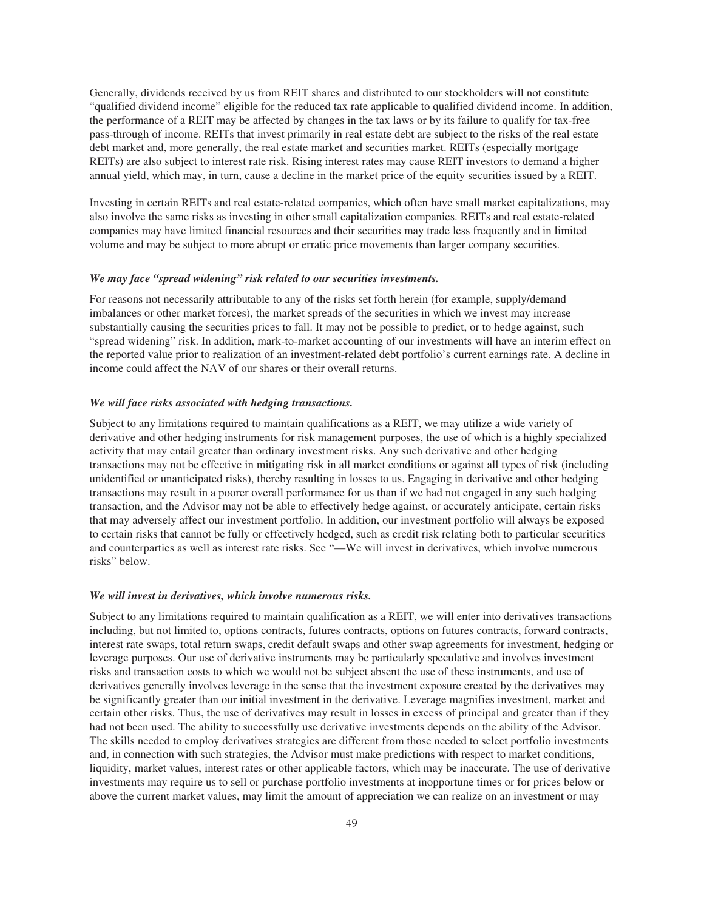Generally, dividends received by us from REIT shares and distributed to our stockholders will not constitute "qualified dividend income" eligible for the reduced tax rate applicable to qualified dividend income. In addition, the performance of a REIT may be affected by changes in the tax laws or by its failure to qualify for tax-free pass-through of income. REITs that invest primarily in real estate debt are subject to the risks of the real estate debt market and, more generally, the real estate market and securities market. REITs (especially mortgage REITs) are also subject to interest rate risk. Rising interest rates may cause REIT investors to demand a higher annual yield, which may, in turn, cause a decline in the market price of the equity securities issued by a REIT.

Investing in certain REITs and real estate-related companies, which often have small market capitalizations, may also involve the same risks as investing in other small capitalization companies. REITs and real estate-related companies may have limited financial resources and their securities may trade less frequently and in limited volume and may be subject to more abrupt or erratic price movements than larger company securities.

***We may face "spread widening" risk related to our securities investments.***

For reasons not necessarily attributable to any of the risks set forth herein (for example, supply/demand imbalances or other market forces), the market spreads of the securities in which we invest may increase substantially causing the securities prices to fall. It may not be possible to predict, or to hedge against, such "spread widening" risk. In addition, mark-to-market accounting of our investments will have an interim effect on the reported value prior to realization of an investment-related debt portfolio's current earnings rate. A decline in income could affect the NAV of our shares or their overall returns.

***We will face risks associated with hedging transactions.***

Subject to any limitations required to maintain qualifications as a REIT, we may utilize a wide variety of derivative and other hedging instruments for risk management purposes, the use of which is a highly specialized activity that may entail greater than ordinary investment risks. Any such derivative and other hedging transactions may not be effective in mitigating risk in all market conditions or against all types of risk (including unidentified or unanticipated risks), thereby resulting in losses to us. Engaging in derivative and other hedging transactions may result in a poorer overall performance for us than if we had not engaged in any such hedging transaction, and the Advisor may not be able to effectively hedge against, or accurately anticipate, certain risks that may adversely affect our investment portfolio. In addition, our investment portfolio will always be exposed to certain risks that cannot be fully or effectively hedged, such as credit risk relating both to particular securities and counterparties as well as interest rate risks. See "—We will invest in derivatives, which involve numerous risks" below.

***We will invest in derivatives, which involve numerous risks.***

Subject to any limitations required to maintain qualification as a REIT, we will enter into derivatives transactions including, but not limited to, options contracts, futures contracts, options on futures contracts, forward contracts, interest rate swaps, total return swaps, credit default swaps and other swap agreements for investment, hedging or leverage purposes. Our use of derivative instruments may be particularly speculative and involves investment risks and transaction costs to which we would not be subject absent the use of these instruments, and use of derivatives generally involves leverage in the sense that the investment exposure created by the derivatives may be significantly greater than our initial investment in the derivative. Leverage magnifies investment, market and certain other risks. Thus, the use of derivatives may result in losses in excess of principal and greater than if they had not been used. The ability to successfully use derivative investments depends on the ability of the Advisor. The skills needed to employ derivatives strategies are different from those needed to select portfolio investments and, in connection with such strategies, the Advisor must make predictions with respect to market conditions, liquidity, market values, interest rates or other applicable factors, which may be inaccurate. The use of derivative investments may require us to sell or purchase portfolio investments at inopportune times or for prices below or above the current market values, may limit the amount of appreciation we can realize on an investment or may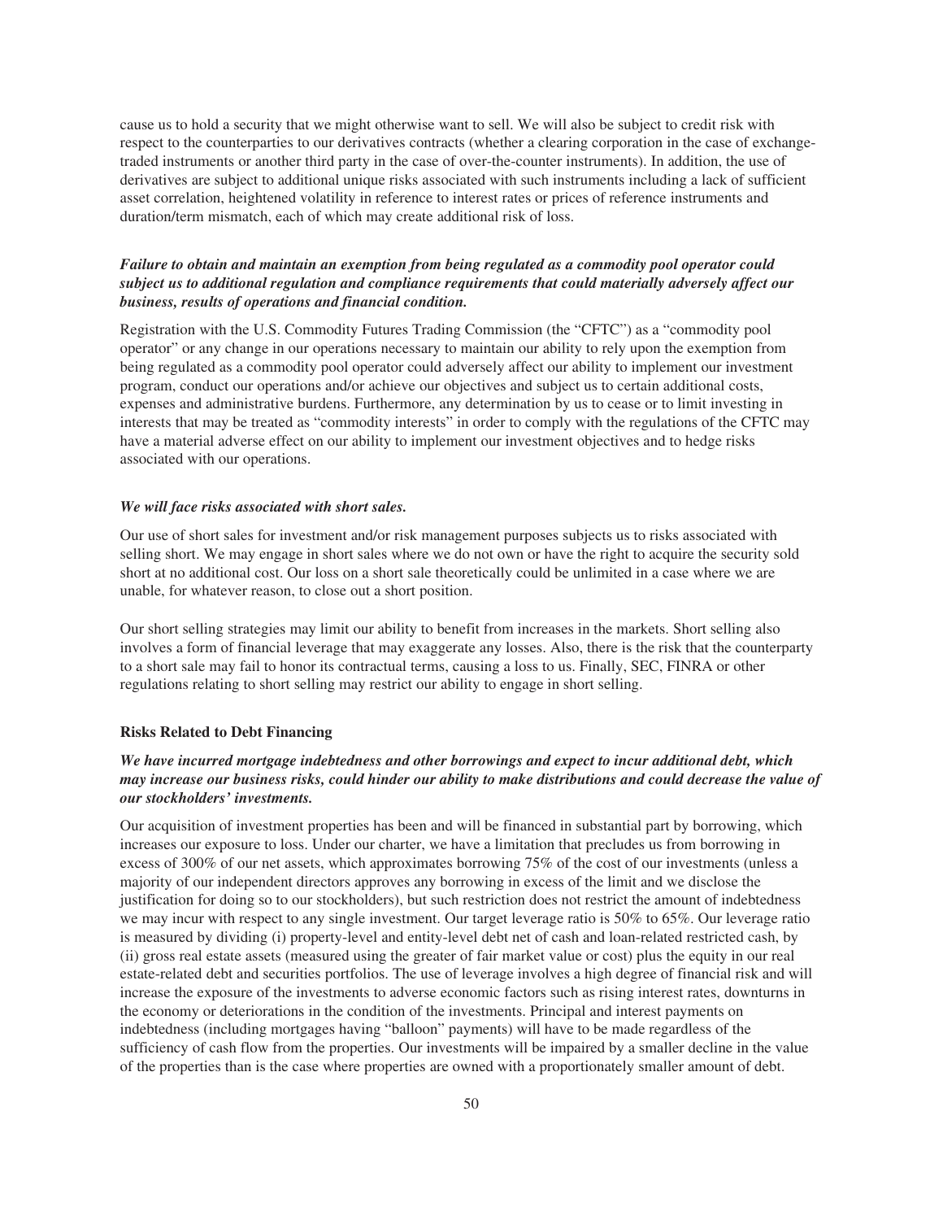cause us to hold a security that we might otherwise want to sell. We will also be subject to credit risk with respect to the counterparties to our derivatives contracts (whether a clearing corporation in the case of exchange-traded instruments or another third party in the case of over-the-counter instruments). In addition, the use of derivatives are subject to additional unique risks associated with such instruments including a lack of sufficient asset correlation, heightened volatility in reference to interest rates or prices of reference instruments and duration/term mismatch, each of which may create additional risk of loss.

***Failure to obtain and maintain an exemption from being regulated as a commodity pool operator could subject us to additional regulation and compliance requirements that could materially adversely affect our business, results of operations and financial condition.***

Registration with the U.S. Commodity Futures Trading Commission (the "CFTC") as a "commodity pool operator" or any change in our operations necessary to maintain our ability to rely upon the exemption from being regulated as a commodity pool operator could adversely affect our ability to implement our investment program, conduct our operations and/or achieve our objectives and subject us to certain additional costs, expenses and administrative burdens. Furthermore, any determination by us to cease or to limit investing in interests that may be treated as "commodity interests" in order to comply with the regulations of the CFTC may have a material adverse effect on our ability to implement our investment objectives and to hedge risks associated with our operations.

***We will face risks associated with short sales.***

Our use of short sales for investment and/or risk management purposes subjects us to risks associated with selling short. We may engage in short sales where we do not own or have the right to acquire the security sold short at no additional cost. Our loss on a short sale theoretically could be unlimited in a case where we are unable, for whatever reason, to close out a short position.

Our short selling strategies may limit our ability to benefit from increases in the markets. Short selling also involves a form of financial leverage that may exaggerate any losses. Also, there is the risk that the counterparty to a short sale may fail to honor its contractual terms, causing a loss to us. Finally, SEC, FINRA or other regulations relating to short selling may restrict our ability to engage in short selling.

**Risks Related to Debt Financing**

***We have incurred mortgage indebtedness and other borrowings and expect to incur additional debt, which may increase our business risks, could hinder our ability to make distributions and could decrease the value of our stockholders' investments.***

Our acquisition of investment properties has been and will be financed in substantial part by borrowing, which increases our exposure to loss. Under our charter, we have a limitation that precludes us from borrowing in excess of 300% of our net assets, which approximates borrowing 75% of the cost of our investments (unless a majority of our independent directors approves any borrowing in excess of the limit and we disclose the justification for doing so to our stockholders), but such restriction does not restrict the amount of indebtedness we may incur with respect to any single investment. Our target leverage ratio is 50% to 65%. Our leverage ratio is measured by dividing (i) property-level and entity-level debt net of cash and loan-related restricted cash, by (ii) gross real estate assets (measured using the greater of fair market value or cost) plus the equity in our real estate-related debt and securities portfolios. The use of leverage involves a high degree of financial risk and will increase the exposure of the investments to adverse economic factors such as rising interest rates, downturns in the economy or deteriorations in the condition of the investments. Principal and interest payments on indebtedness (including mortgages having "balloon" payments) will have to be made regardless of the sufficiency of cash flow from the properties. Our investments will be impaired by a smaller decline in the value of the properties than is the case where properties are owned with a proportionately smaller amount of debt.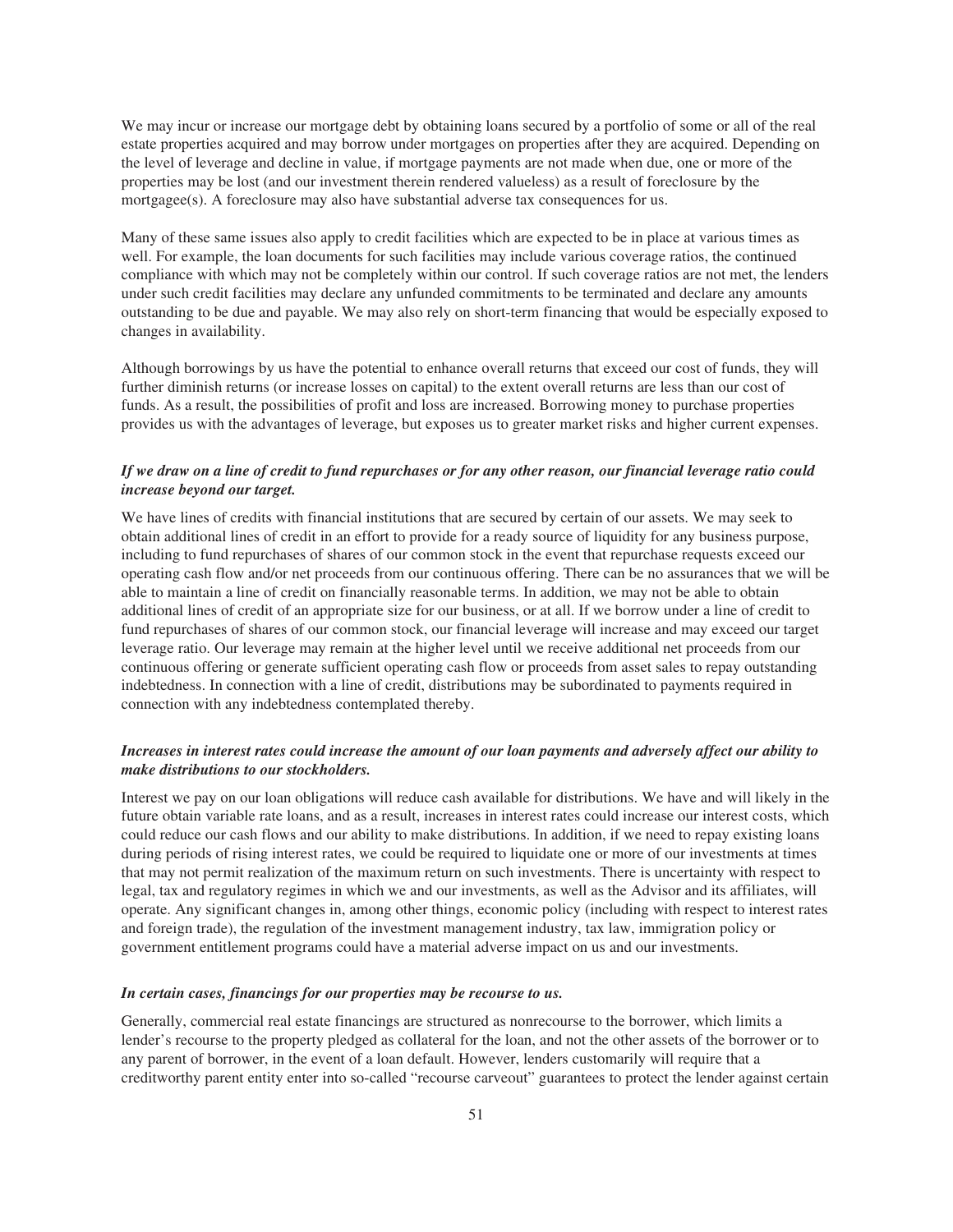We may incur or increase our mortgage debt by obtaining loans secured by a portfolio of some or all of the real estate properties acquired and may borrow under mortgages on properties after they are acquired. Depending on the level of leverage and decline in value, if mortgage payments are not made when due, one or more of the properties may be lost (and our investment therein rendered valueless) as a result of foreclosure by the mortgagee(s). A foreclosure may also have substantial adverse tax consequences for us.

Many of these same issues also apply to credit facilities which are expected to be in place at various times as well. For example, the loan documents for such facilities may include various coverage ratios, the continued compliance with which may not be completely within our control. If such coverage ratios are not met, the lenders under such credit facilities may declare any unfunded commitments to be terminated and declare any amounts outstanding to be due and payable. We may also rely on short-term financing that would be especially exposed to changes in availability.

Although borrowings by us have the potential to enhance overall returns that exceed our cost of funds, they will further diminish returns (or increase losses on capital) to the extent overall returns are less than our cost of funds. As a result, the possibilities of profit and loss are increased. Borrowing money to purchase properties provides us with the advantages of leverage, but exposes us to greater market risks and higher current expenses.

***If we draw on a line of credit to fund repurchases or for any other reason, our financial leverage ratio could increase beyond our target.***

We have lines of credits with financial institutions that are secured by certain of our assets. We may seek to obtain additional lines of credit in an effort to provide for a ready source of liquidity for any business purpose, including to fund repurchases of shares of our common stock in the event that repurchase requests exceed our operating cash flow and/or net proceeds from our continuous offering. There can be no assurances that we will be able to maintain a line of credit on financially reasonable terms. In addition, we may not be able to obtain additional lines of credit of an appropriate size for our business, or at all. If we borrow under a line of credit to fund repurchases of shares of our common stock, our financial leverage will increase and may exceed our target leverage ratio. Our leverage may remain at the higher level until we receive additional net proceeds from our continuous offering or generate sufficient operating cash flow or proceeds from asset sales to repay outstanding indebtedness. In connection with a line of credit, distributions may be subordinated to payments required in connection with any indebtedness contemplated thereby.

***Increases in interest rates could increase the amount of our loan payments and adversely affect our ability to make distributions to our stockholders.***

Interest we pay on our loan obligations will reduce cash available for distributions. We have and will likely in the future obtain variable rate loans, and as a result, increases in interest rates could increase our interest costs, which could reduce our cash flows and our ability to make distributions. In addition, if we need to repay existing loans during periods of rising interest rates, we could be required to liquidate one or more of our investments at times that may not permit realization of the maximum return on such investments. There is uncertainty with respect to legal, tax and regulatory regimes in which we and our investments, as well as the Advisor and its affiliates, will operate. Any significant changes in, among other things, economic policy (including with respect to interest rates and foreign trade), the regulation of the investment management industry, tax law, immigration policy or government entitlement programs could have a material adverse impact on us and our investments.

***In certain cases, financings for our properties may be recourse to us.***

Generally, commercial real estate financings are structured as nonrecourse to the borrower, which limits a lender's recourse to the property pledged as collateral for the loan, and not the other assets of the borrower or to any parent of borrower, in the event of a loan default. However, lenders customarily will require that a creditworthy parent entity enter into so-called "recourse carveout" guarantees to protect the lender against certain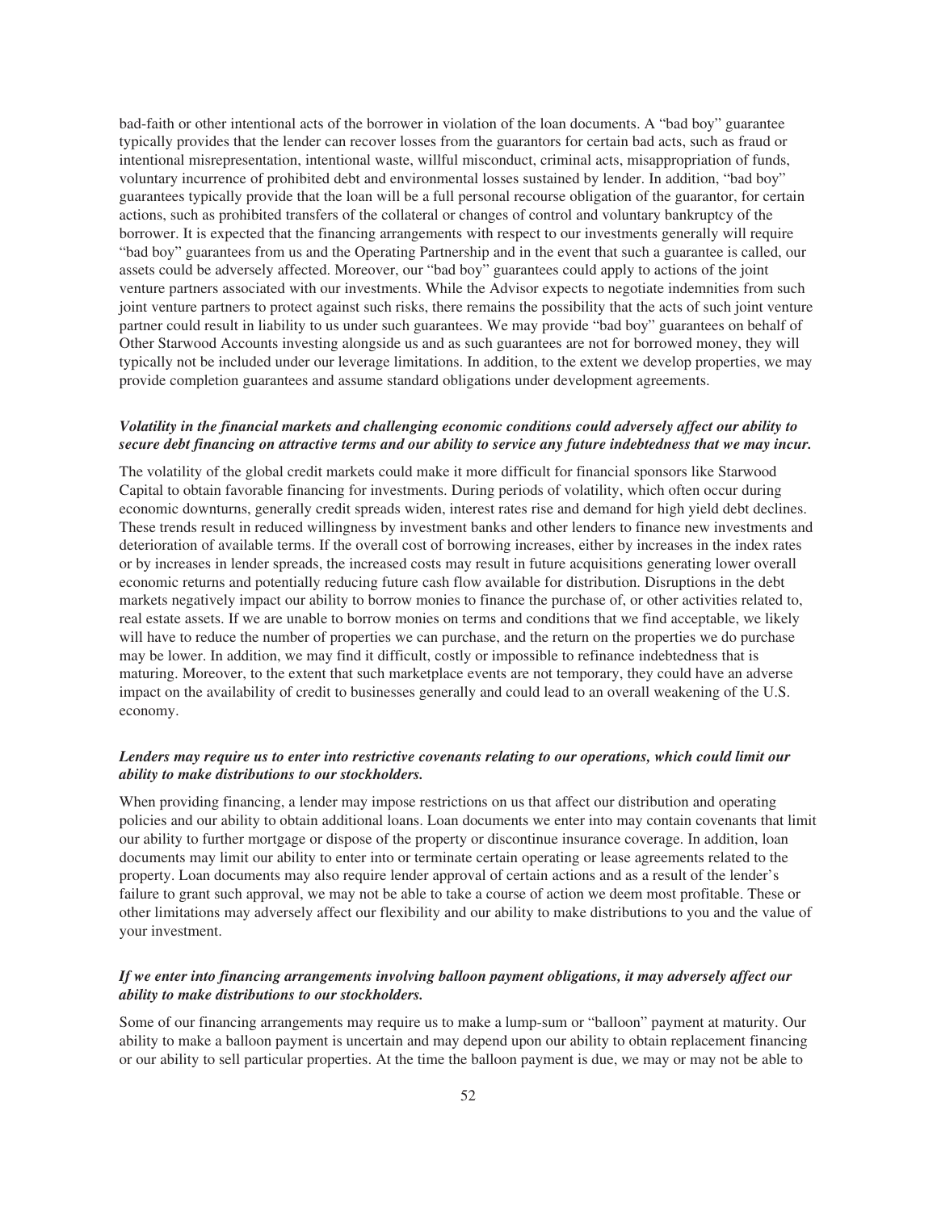bad-faith or other intentional acts of the borrower in violation of the loan documents. A "bad boy" guarantee typically provides that the lender can recover losses from the guarantors for certain bad acts, such as fraud or intentional misrepresentation, intentional waste, willful misconduct, criminal acts, misappropriation of funds, voluntary incurrence of prohibited debt and environmental losses sustained by lender. In addition, "bad boy" guarantees typically provide that the loan will be a full personal recourse obligation of the guarantor, for certain actions, such as prohibited transfers of the collateral or changes of control and voluntary bankruptcy of the borrower. It is expected that the financing arrangements with respect to our investments generally will require "bad boy" guarantees from us and the Operating Partnership and in the event that such a guarantee is called, our assets could be adversely affected. Moreover, our "bad boy" guarantees could apply to actions of the joint venture partners associated with our investments. While the Advisor expects to negotiate indemnities from such joint venture partners to protect against such risks, there remains the possibility that the acts of such joint venture partner could result in liability to us under such guarantees. We may provide "bad boy" guarantees on behalf of Other Starwood Accounts investing alongside us and as such guarantees are not for borrowed money, they will typically not be included under our leverage limitations. In addition, to the extent we develop properties, we may provide completion guarantees and assume standard obligations under development agreements.

***Volatility in the financial markets and challenging economic conditions could adversely affect our ability to secure debt financing on attractive terms and our ability to service any future indebtedness that we may incur.***

The volatility of the global credit markets could make it more difficult for financial sponsors like Starwood Capital to obtain favorable financing for investments. During periods of volatility, which often occur during economic downturns, generally credit spreads widen, interest rates rise and demand for high yield debt declines. These trends result in reduced willingness by investment banks and other lenders to finance new investments and deterioration of available terms. If the overall cost of borrowing increases, either by increases in the index rates or by increases in lender spreads, the increased costs may result in future acquisitions generating lower overall economic returns and potentially reducing future cash flow available for distribution. Disruptions in the debt markets negatively impact our ability to borrow monies to finance the purchase of, or other activities related to, real estate assets. If we are unable to borrow monies on terms and conditions that we find acceptable, we likely will have to reduce the number of properties we can purchase, and the return on the properties we do purchase may be lower. In addition, we may find it difficult, costly or impossible to refinance indebtedness that is maturing. Moreover, to the extent that such marketplace events are not temporary, they could have an adverse impact on the availability of credit to businesses generally and could lead to an overall weakening of the U.S. economy.

***Lenders may require us to enter into restrictive covenants relating to our operations, which could limit our ability to make distributions to our stockholders.***

When providing financing, a lender may impose restrictions on us that affect our distribution and operating policies and our ability to obtain additional loans. Loan documents we enter into may contain covenants that limit our ability to further mortgage or dispose of the property or discontinue insurance coverage. In addition, loan documents may limit our ability to enter into or terminate certain operating or lease agreements related to the property. Loan documents may also require lender approval of certain actions and as a result of the lender's failure to grant such approval, we may not be able to take a course of action we deem most profitable. These or other limitations may adversely affect our flexibility and our ability to make distributions to you and the value of your investment.

***If we enter into financing arrangements involving balloon payment obligations, it may adversely affect our ability to make distributions to our stockholders.***

Some of our financing arrangements may require us to make a lump-sum or "balloon" payment at maturity. Our ability to make a balloon payment is uncertain and may depend upon our ability to obtain replacement financing or our ability to sell particular properties. At the time the balloon payment is due, we may or may not be able to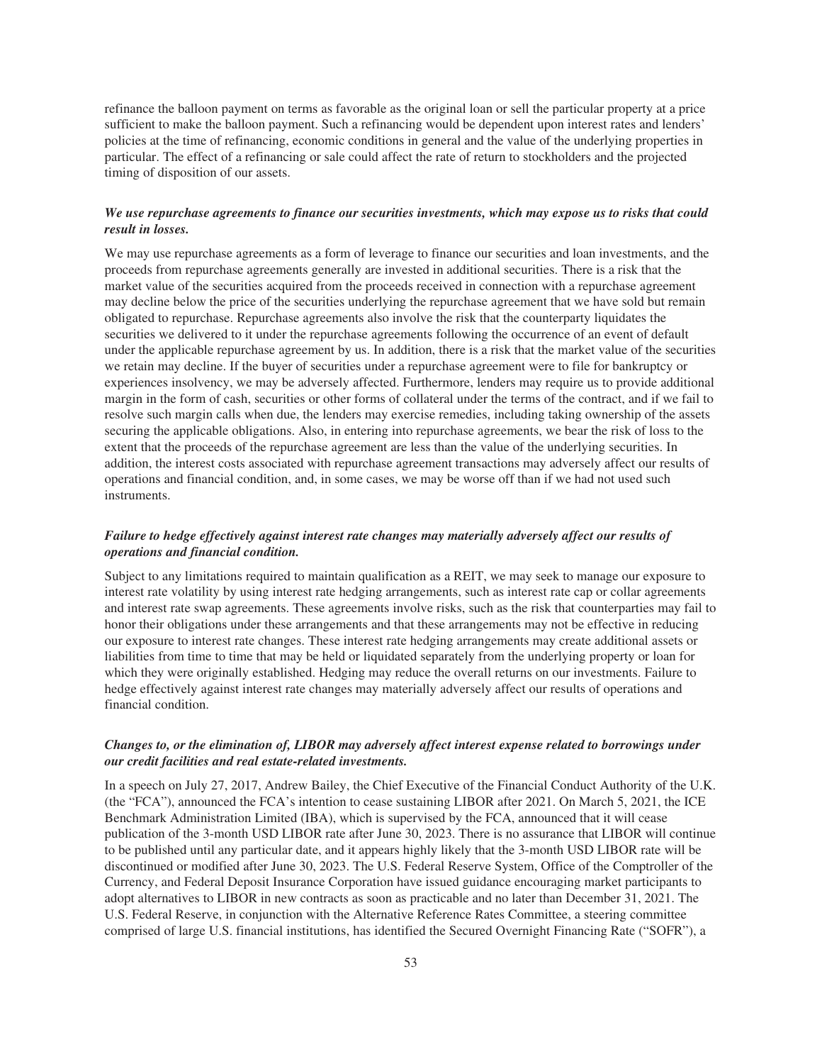refinance the balloon payment on terms as favorable as the original loan or sell the particular property at a price sufficient to make the balloon payment. Such a refinancing would be dependent upon interest rates and lenders' policies at the time of refinancing, economic conditions in general and the value of the underlying properties in particular. The effect of a refinancing or sale could affect the rate of return to stockholders and the projected timing of disposition of our assets.

***We use repurchase agreements to finance our securities investments, which may expose us to risks that could result in losses.***

We may use repurchase agreements as a form of leverage to finance our securities and loan investments, and the proceeds from repurchase agreements generally are invested in additional securities. There is a risk that the market value of the securities acquired from the proceeds received in connection with a repurchase agreement may decline below the price of the securities underlying the repurchase agreement that we have sold but remain obligated to repurchase. Repurchase agreements also involve the risk that the counterparty liquidates the securities we delivered to it under the repurchase agreements following the occurrence of an event of default under the applicable repurchase agreement by us. In addition, there is a risk that the market value of the securities we retain may decline. If the buyer of securities under a repurchase agreement were to file for bankruptcy or experiences insolvency, we may be adversely affected. Furthermore, lenders may require us to provide additional margin in the form of cash, securities or other forms of collateral under the terms of the contract, and if we fail to resolve such margin calls when due, the lenders may exercise remedies, including taking ownership of the assets securing the applicable obligations. Also, in entering into repurchase agreements, we bear the risk of loss to the extent that the proceeds of the repurchase agreement are less than the value of the underlying securities. In addition, the interest costs associated with repurchase agreement transactions may adversely affect our results of operations and financial condition, and, in some cases, we may be worse off than if we had not used such instruments.

***Failure to hedge effectively against interest rate changes may materially adversely affect our results of operations and financial condition.***

Subject to any limitations required to maintain qualification as a REIT, we may seek to manage our exposure to interest rate volatility by using interest rate hedging arrangements, such as interest rate cap or collar agreements and interest rate swap agreements. These agreements involve risks, such as the risk that counterparties may fail to honor their obligations under these arrangements and that these arrangements may not be effective in reducing our exposure to interest rate changes. These interest rate hedging arrangements may create additional assets or liabilities from time to time that may be held or liquidated separately from the underlying property or loan for which they were originally established. Hedging may reduce the overall returns on our investments. Failure to hedge effectively against interest rate changes may materially adversely affect our results of operations and financial condition.

***Changes to, or the elimination of, LIBOR may adversely affect interest expense related to borrowings under our credit facilities and real estate-related investments.***

In a speech on July 27, 2017, Andrew Bailey, the Chief Executive of the Financial Conduct Authority of the U.K. (the "FCA"), announced the FCA's intention to cease sustaining LIBOR after 2021. On March 5, 2021, the ICE Benchmark Administration Limited (IBA), which is supervised by the FCA, announced that it will cease publication of the 3-month USD LIBOR rate after June 30, 2023. There is no assurance that LIBOR will continue to be published until any particular date, and it appears highly likely that the 3-month USD LIBOR rate will be discontinued or modified after June 30, 2023. The U.S. Federal Reserve System, Office of the Comptroller of the Currency, and Federal Deposit Insurance Corporation have issued guidance encouraging market participants to adopt alternatives to LIBOR in new contracts as soon as practicable and no later than December 31, 2021. The U.S. Federal Reserve, in conjunction with the Alternative Reference Rates Committee, a steering committee comprised of large U.S. financial institutions, has identified the Secured Overnight Financing Rate ("SOFR"), a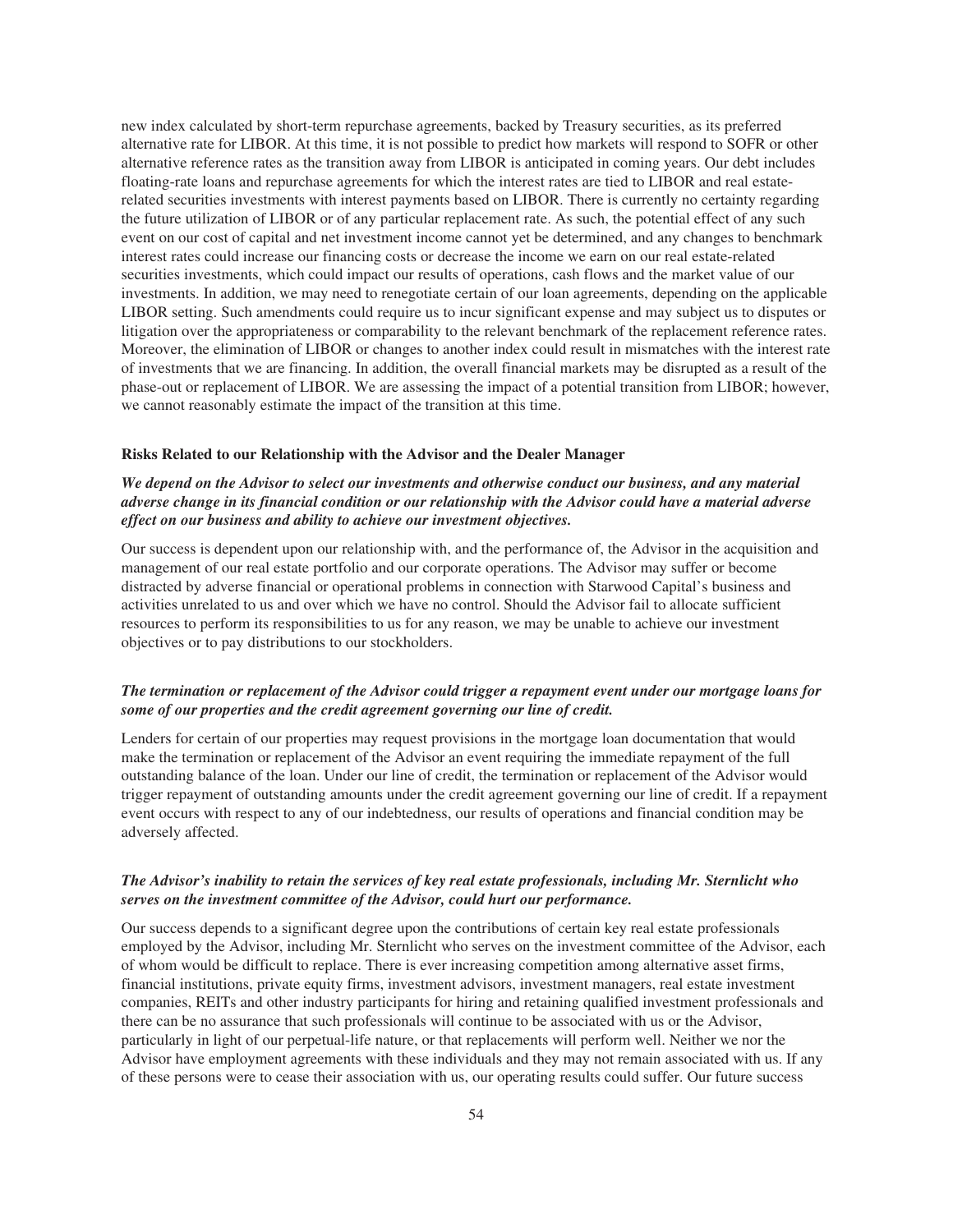new index calculated by short-term repurchase agreements, backed by Treasury securities, as its preferred alternative rate for LIBOR. At this time, it is not possible to predict how markets will respond to SOFR or other alternative reference rates as the transition away from LIBOR is anticipated in coming years. Our debt includes floating-rate loans and repurchase agreements for which the interest rates are tied to LIBOR and real estate-related securities investments with interest payments based on LIBOR. There is currently no certainty regarding the future utilization of LIBOR or of any particular replacement rate. As such, the potential effect of any such event on our cost of capital and net investment income cannot yet be determined, and any changes to benchmark interest rates could increase our financing costs or decrease the income we earn on our real estate-related securities investments, which could impact our results of operations, cash flows and the market value of our investments. In addition, we may need to renegotiate certain of our loan agreements, depending on the applicable LIBOR setting. Such amendments could require us to incur significant expense and may subject us to disputes or litigation over the appropriateness or comparability to the relevant benchmark of the replacement reference rates. Moreover, the elimination of LIBOR or changes to another index could result in mismatches with the interest rate of investments that we are financing. In addition, the overall financial markets may be disrupted as a result of the phase-out or replacement of LIBOR. We are assessing the impact of a potential transition from LIBOR; however, we cannot reasonably estimate the impact of the transition at this time.

### Risks Related to our Relationship with the Advisor and the Dealer Manager

***We depend on the Advisor to select our investments and otherwise conduct our business, and any material adverse change in its financial condition or our relationship with the Advisor could have a material adverse effect on our business and ability to achieve our investment objectives.***

Our success is dependent upon our relationship with, and the performance of, the Advisor in the acquisition and management of our real estate portfolio and our corporate operations. The Advisor may suffer or become distracted by adverse financial or operational problems in connection with Starwood Capital's business and activities unrelated to us and over which we have no control. Should the Advisor fail to allocate sufficient resources to perform its responsibilities to us for any reason, we may be unable to achieve our investment objectives or to pay distributions to our stockholders.

***The termination or replacement of the Advisor could trigger a repayment event under our mortgage loans for some of our properties and the credit agreement governing our line of credit.***

Lenders for certain of our properties may request provisions in the mortgage loan documentation that would make the termination or replacement of the Advisor an event requiring the immediate repayment of the full outstanding balance of the loan. Under our line of credit, the termination or replacement of the Advisor would trigger repayment of outstanding amounts under the credit agreement governing our line of credit. If a repayment event occurs with respect to any of our indebtedness, our results of operations and financial condition may be adversely affected.

***The Advisor's inability to retain the services of key real estate professionals, including Mr. Sternlicht who serves on the investment committee of the Advisor, could hurt our performance.***

Our success depends to a significant degree upon the contributions of certain key real estate professionals employed by the Advisor, including Mr. Sternlicht who serves on the investment committee of the Advisor, each of whom would be difficult to replace. There is ever increasing competition among alternative asset firms, financial institutions, private equity firms, investment advisors, investment managers, real estate investment companies, REITs and other industry participants for hiring and retaining qualified investment professionals and there can be no assurance that such professionals will continue to be associated with us or the Advisor, particularly in light of our perpetual-life nature, or that replacements will perform well. Neither we nor the Advisor have employment agreements with these individuals and they may not remain associated with us. If any of these persons were to cease their association with us, our operating results could suffer. Our future success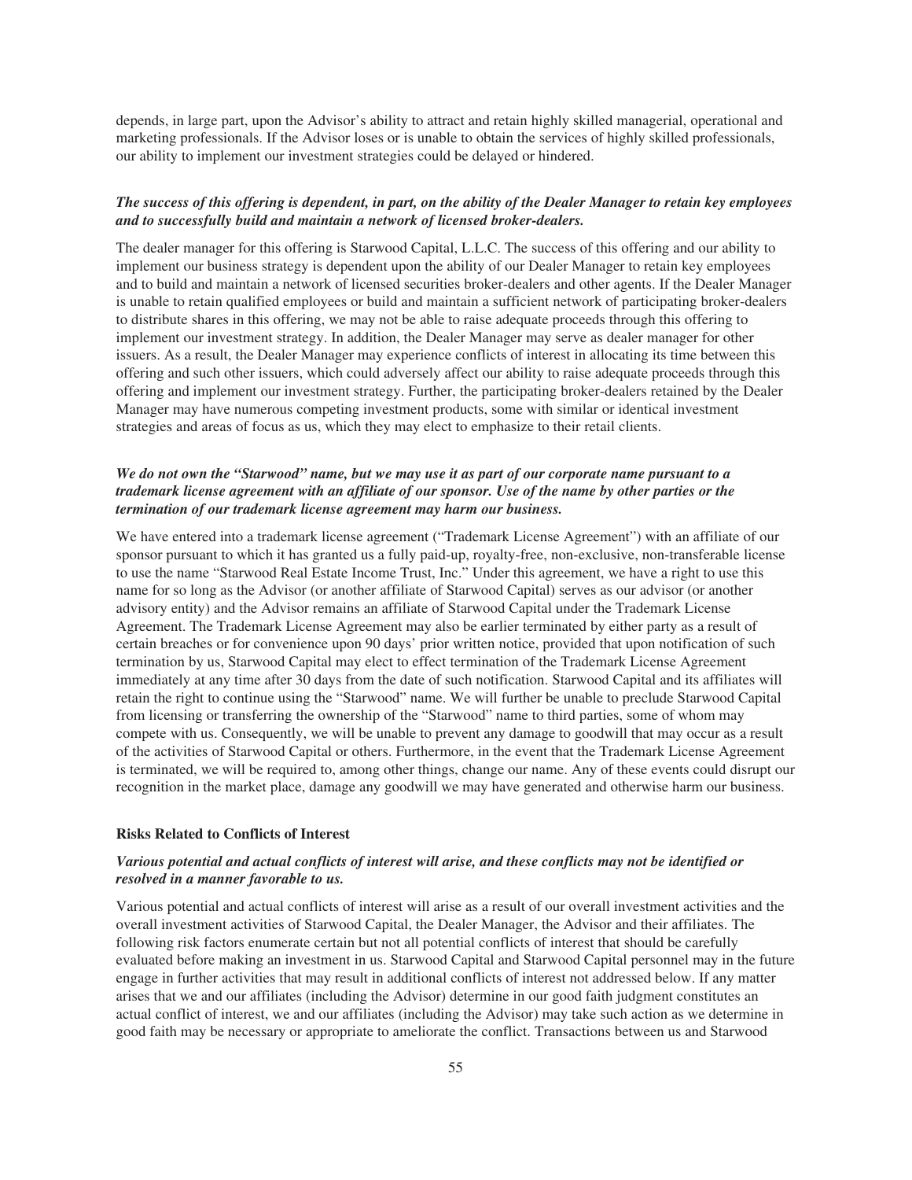depends, in large part, upon the Advisor's ability to attract and retain highly skilled managerial, operational and marketing professionals. If the Advisor loses or is unable to obtain the services of highly skilled professionals, our ability to implement our investment strategies could be delayed or hindered.

***The success of this offering is dependent, in part, on the ability of the Dealer Manager to retain key employees and to successfully build and maintain a network of licensed broker-dealers.***

The dealer manager for this offering is Starwood Capital, L.L.C. The success of this offering and our ability to implement our business strategy is dependent upon the ability of our Dealer Manager to retain key employees and to build and maintain a network of licensed securities broker-dealers and other agents. If the Dealer Manager is unable to retain qualified employees or build and maintain a sufficient network of participating broker-dealers to distribute shares in this offering, we may not be able to raise adequate proceeds through this offering to implement our investment strategy. In addition, the Dealer Manager may serve as dealer manager for other issuers. As a result, the Dealer Manager may experience conflicts of interest in allocating its time between this offering and such other issuers, which could adversely affect our ability to raise adequate proceeds through this offering and implement our investment strategy. Further, the participating broker-dealers retained by the Dealer Manager may have numerous competing investment products, some with similar or identical investment strategies and areas of focus as us, which they may elect to emphasize to their retail clients.

***We do not own the "Starwood" name, but we may use it as part of our corporate name pursuant to a trademark license agreement with an affiliate of our sponsor. Use of the name by other parties or the termination of our trademark license agreement may harm our business.***

We have entered into a trademark license agreement ("Trademark License Agreement") with an affiliate of our sponsor pursuant to which it has granted us a fully paid-up, royalty-free, non-exclusive, non-transferable license to use the name "Starwood Real Estate Income Trust, Inc." Under this agreement, we have a right to use this name for so long as the Advisor (or another affiliate of Starwood Capital) serves as our advisor (or another advisory entity) and the Advisor remains an affiliate of Starwood Capital under the Trademark License Agreement. The Trademark License Agreement may also be earlier terminated by either party as a result of certain breaches or for convenience upon 90 days' prior written notice, provided that upon notification of such termination by us, Starwood Capital may elect to effect termination of the Trademark License Agreement immediately at any time after 30 days from the date of such notification. Starwood Capital and its affiliates will retain the right to continue using the "Starwood" name. We will further be unable to preclude Starwood Capital from licensing or transferring the ownership of the "Starwood" name to third parties, some of whom may compete with us. Consequently, we will be unable to prevent any damage to goodwill that may occur as a result of the activities of Starwood Capital or others. Furthermore, in the event that the Trademark License Agreement is terminated, we will be required to, among other things, change our name. Any of these events could disrupt our recognition in the market place, damage any goodwill we may have generated and otherwise harm our business.

**Risks Related to Conflicts of Interest**

***Various potential and actual conflicts of interest will arise, and these conflicts may not be identified or resolved in a manner favorable to us.***

Various potential and actual conflicts of interest will arise as a result of our overall investment activities and the overall investment activities of Starwood Capital, the Dealer Manager, the Advisor and their affiliates. The following risk factors enumerate certain but not all potential conflicts of interest that should be carefully evaluated before making an investment in us. Starwood Capital and Starwood Capital personnel may in the future engage in further activities that may result in additional conflicts of interest not addressed below. If any matter arises that we and our affiliates (including the Advisor) determine in our good faith judgment constitutes an actual conflict of interest, we and our affiliates (including the Advisor) may take such action as we determine in good faith may be necessary or appropriate to ameliorate the conflict. Transactions between us and Starwood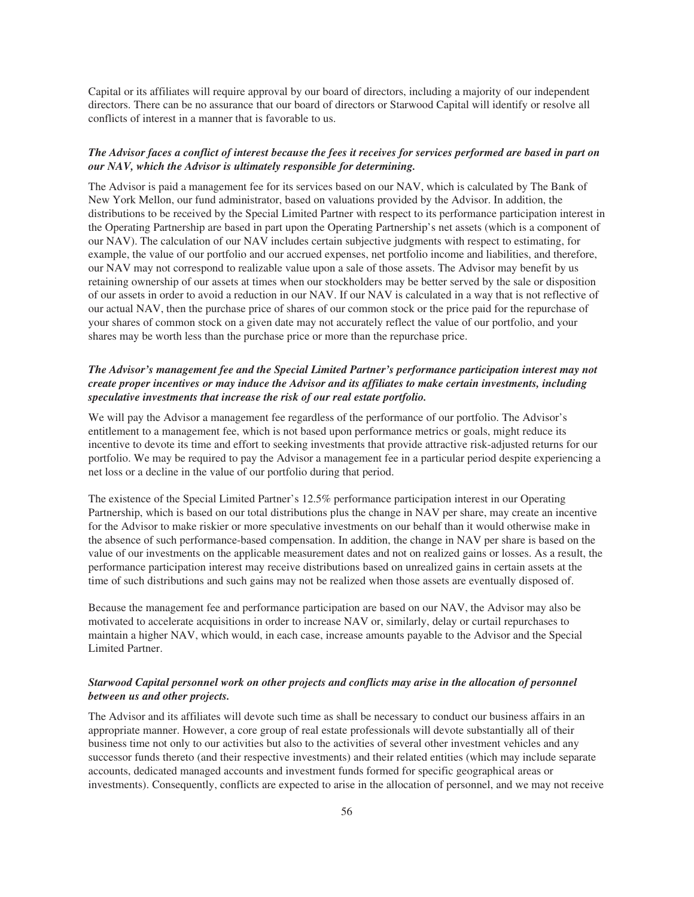Capital or its affiliates will require approval by our board of directors, including a majority of our independent directors. There can be no assurance that our board of directors or Starwood Capital will identify or resolve all conflicts of interest in a manner that is favorable to us.

***The Advisor faces a conflict of interest because the fees it receives for services performed are based in part on our NAV, which the Advisor is ultimately responsible for determining.***

The Advisor is paid a management fee for its services based on our NAV, which is calculated by The Bank of New York Mellon, our fund administrator, based on valuations provided by the Advisor. In addition, the distributions to be received by the Special Limited Partner with respect to its performance participation interest in the Operating Partnership are based in part upon the Operating Partnership's net assets (which is a component of our NAV). The calculation of our NAV includes certain subjective judgments with respect to estimating, for example, the value of our portfolio and our accrued expenses, net portfolio income and liabilities, and therefore, our NAV may not correspond to realizable value upon a sale of those assets. The Advisor may benefit by us retaining ownership of our assets at times when our stockholders may be better served by the sale or disposition of our assets in order to avoid a reduction in our NAV. If our NAV is calculated in a way that is not reflective of our actual NAV, then the purchase price of shares of our common stock or the price paid for the repurchase of your shares of common stock on a given date may not accurately reflect the value of our portfolio, and your shares may be worth less than the purchase price or more than the repurchase price.

***The Advisor's management fee and the Special Limited Partner's performance participation interest may not create proper incentives or may induce the Advisor and its affiliates to make certain investments, including speculative investments that increase the risk of our real estate portfolio.***

We will pay the Advisor a management fee regardless of the performance of our portfolio. The Advisor's entitlement to a management fee, which is not based upon performance metrics or goals, might reduce its incentive to devote its time and effort to seeking investments that provide attractive risk-adjusted returns for our portfolio. We may be required to pay the Advisor a management fee in a particular period despite experiencing a net loss or a decline in the value of our portfolio during that period.

The existence of the Special Limited Partner's 12.5% performance participation interest in our Operating Partnership, which is based on our total distributions plus the change in NAV per share, may create an incentive for the Advisor to make riskier or more speculative investments on our behalf than it would otherwise make in the absence of such performance-based compensation. In addition, the change in NAV per share is based on the value of our investments on the applicable measurement dates and not on realized gains or losses. As a result, the performance participation interest may receive distributions based on unrealized gains in certain assets at the time of such distributions and such gains may not be realized when those assets are eventually disposed of.

Because the management fee and performance participation are based on our NAV, the Advisor may also be motivated to accelerate acquisitions in order to increase NAV or, similarly, delay or curtail repurchases to maintain a higher NAV, which would, in each case, increase amounts payable to the Advisor and the Special Limited Partner.

***Starwood Capital personnel work on other projects and conflicts may arise in the allocation of personnel between us and other projects.***

The Advisor and its affiliates will devote such time as shall be necessary to conduct our business affairs in an appropriate manner. However, a core group of real estate professionals will devote substantially all of their business time not only to our activities but also to the activities of several other investment vehicles and any successor funds thereto (and their respective investments) and their related entities (which may include separate accounts, dedicated managed accounts and investment funds formed for specific geographical areas or investments). Consequently, conflicts are expected to arise in the allocation of personnel, and we may not receive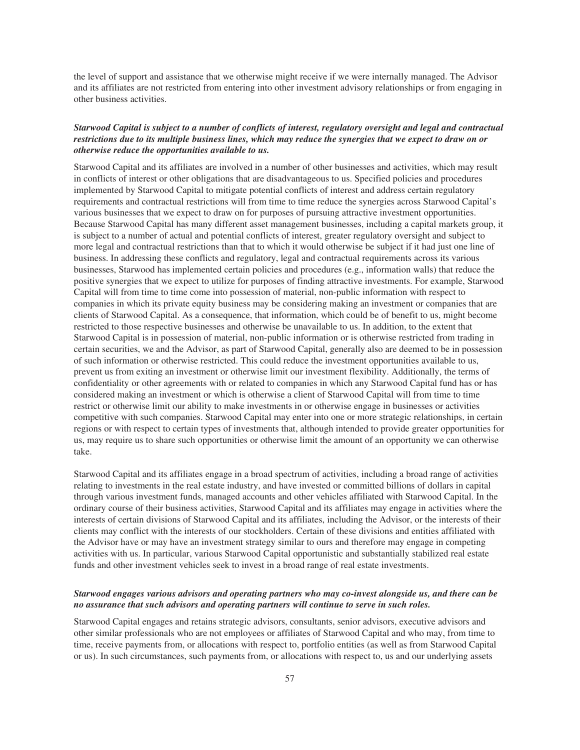the level of support and assistance that we otherwise might receive if we were internally managed. The Advisor and its affiliates are not restricted from entering into other investment advisory relationships or from engaging in other business activities.

***Starwood Capital is subject to a number of conflicts of interest, regulatory oversight and legal and contractual restrictions due to its multiple business lines, which may reduce the synergies that we expect to draw on or otherwise reduce the opportunities available to us.***

Starwood Capital and its affiliates are involved in a number of other businesses and activities, which may result in conflicts of interest or other obligations that are disadvantageous to us. Specified policies and procedures implemented by Starwood Capital to mitigate potential conflicts of interest and address certain regulatory requirements and contractual restrictions will from time to time reduce the synergies across Starwood Capital's various businesses that we expect to draw on for purposes of pursuing attractive investment opportunities. Because Starwood Capital has many different asset management businesses, including a capital markets group, it is subject to a number of actual and potential conflicts of interest, greater regulatory oversight and subject to more legal and contractual restrictions than that to which it would otherwise be subject if it had just one line of business. In addressing these conflicts and regulatory, legal and contractual requirements across its various businesses, Starwood has implemented certain policies and procedures (e.g., information walls) that reduce the positive synergies that we expect to utilize for purposes of finding attractive investments. For example, Starwood Capital will from time to time come into possession of material, non-public information with respect to companies in which its private equity business may be considering making an investment or companies that are clients of Starwood Capital. As a consequence, that information, which could be of benefit to us, might become restricted to those respective businesses and otherwise be unavailable to us. In addition, to the extent that Starwood Capital is in possession of material, non-public information or is otherwise restricted from trading in certain securities, we and the Advisor, as part of Starwood Capital, generally also are deemed to be in possession of such information or otherwise restricted. This could reduce the investment opportunities available to us, prevent us from exiting an investment or otherwise limit our investment flexibility. Additionally, the terms of confidentiality or other agreements with or related to companies in which any Starwood Capital fund has or has considered making an investment or which is otherwise a client of Starwood Capital will from time to time restrict or otherwise limit our ability to make investments in or otherwise engage in businesses or activities competitive with such companies. Starwood Capital may enter into one or more strategic relationships, in certain regions or with respect to certain types of investments that, although intended to provide greater opportunities for us, may require us to share such opportunities or otherwise limit the amount of an opportunity we can otherwise take.

Starwood Capital and its affiliates engage in a broad spectrum of activities, including a broad range of activities relating to investments in the real estate industry, and have invested or committed billions of dollars in capital through various investment funds, managed accounts and other vehicles affiliated with Starwood Capital. In the ordinary course of their business activities, Starwood Capital and its affiliates may engage in activities where the interests of certain divisions of Starwood Capital and its affiliates, including the Advisor, or the interests of their clients may conflict with the interests of our stockholders. Certain of these divisions and entities affiliated with the Advisor have or may have an investment strategy similar to ours and therefore may engage in competing activities with us. In particular, various Starwood Capital opportunistic and substantially stabilized real estate funds and other investment vehicles seek to invest in a broad range of real estate investments.

***Starwood engages various advisors and operating partners who may co-invest alongside us, and there can be no assurance that such advisors and operating partners will continue to serve in such roles.***

Starwood Capital engages and retains strategic advisors, consultants, senior advisors, executive advisors and other similar professionals who are not employees or affiliates of Starwood Capital and who may, from time to time, receive payments from, or allocations with respect to, portfolio entities (as well as from Starwood Capital or us). In such circumstances, such payments from, or allocations with respect to, us and our underlying assets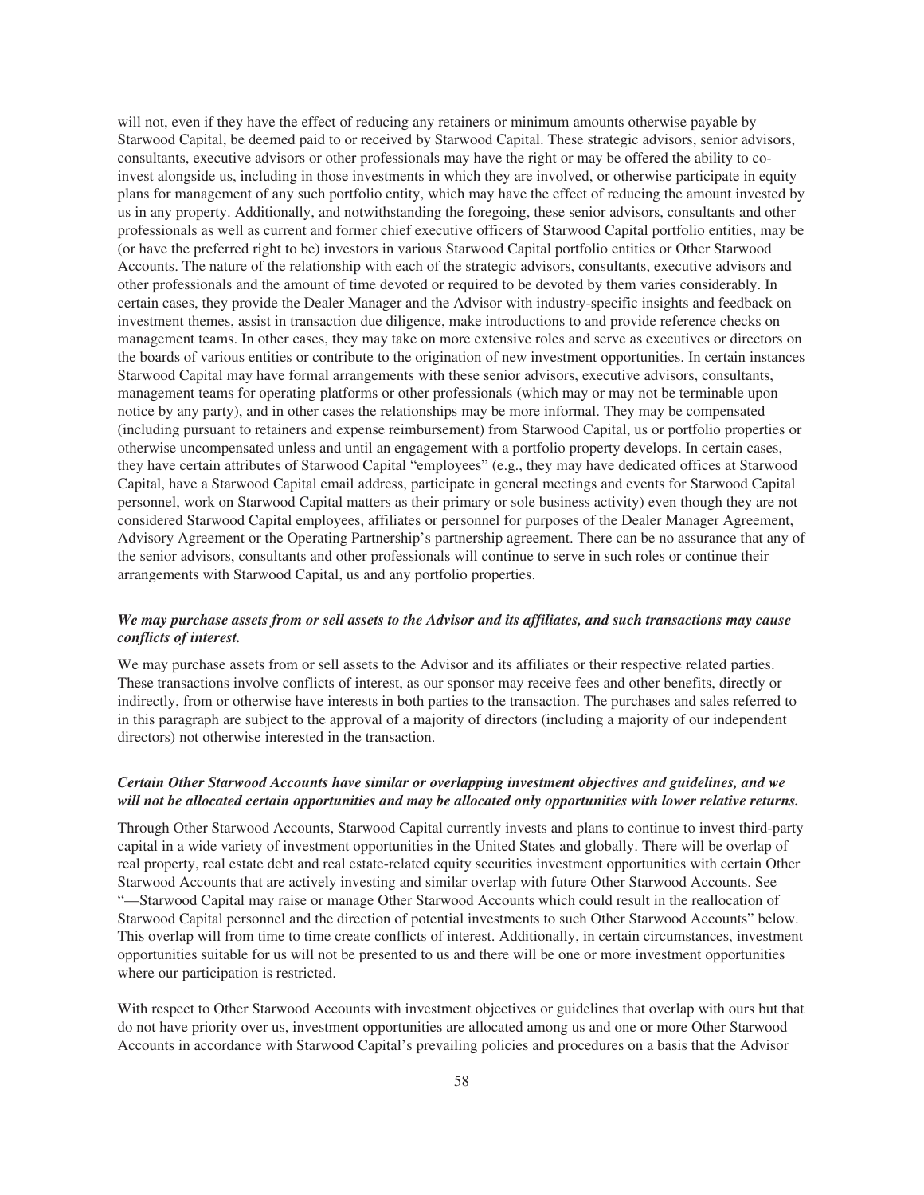will not, even if they have the effect of reducing any retainers or minimum amounts otherwise payable by Starwood Capital, be deemed paid to or received by Starwood Capital. These strategic advisors, senior advisors, consultants, executive advisors or other professionals may have the right or may be offered the ability to co-invest alongside us, including in those investments in which they are involved, or otherwise participate in equity plans for management of any such portfolio entity, which may have the effect of reducing the amount invested by us in any property. Additionally, and notwithstanding the foregoing, these senior advisors, consultants and other professionals as well as current and former chief executive officers of Starwood Capital portfolio entities, may be (or have the preferred right to be) investors in various Starwood Capital portfolio entities or Other Starwood Accounts. The nature of the relationship with each of the strategic advisors, consultants, executive advisors and other professionals and the amount of time devoted or required to be devoted by them varies considerably. In certain cases, they provide the Dealer Manager and the Advisor with industry-specific insights and feedback on investment themes, assist in transaction due diligence, make introductions to and provide reference checks on management teams. In other cases, they may take on more extensive roles and serve as executives or directors on the boards of various entities or contribute to the origination of new investment opportunities. In certain instances Starwood Capital may have formal arrangements with these senior advisors, executive advisors, consultants, management teams for operating platforms or other professionals (which may or may not be terminable upon notice by any party), and in other cases the relationships may be more informal. They may be compensated (including pursuant to retainers and expense reimbursement) from Starwood Capital, us or portfolio properties or otherwise uncompensated unless and until an engagement with a portfolio property develops. In certain cases, they have certain attributes of Starwood Capital "employees" (e.g., they may have dedicated offices at Starwood Capital, have a Starwood Capital email address, participate in general meetings and events for Starwood Capital personnel, work on Starwood Capital matters as their primary or sole business activity) even though they are not considered Starwood Capital employees, affiliates or personnel for purposes of the Dealer Manager Agreement, Advisory Agreement or the Operating Partnership's partnership agreement. There can be no assurance that any of the senior advisors, consultants and other professionals will continue to serve in such roles or continue their arrangements with Starwood Capital, us and any portfolio properties.

***We may purchase assets from or sell assets to the Advisor and its affiliates, and such transactions may cause conflicts of interest.***

We may purchase assets from or sell assets to the Advisor and its affiliates or their respective related parties. These transactions involve conflicts of interest, as our sponsor may receive fees and other benefits, directly or indirectly, from or otherwise have interests in both parties to the transaction. The purchases and sales referred to in this paragraph are subject to the approval of a majority of directors (including a majority of our independent directors) not otherwise interested in the transaction.

***Certain Other Starwood Accounts have similar or overlapping investment objectives and guidelines, and we will not be allocated certain opportunities and may be allocated only opportunities with lower relative returns.***

Through Other Starwood Accounts, Starwood Capital currently invests and plans to continue to invest third-party capital in a wide variety of investment opportunities in the United States and globally. There will be overlap of real property, real estate debt and real estate-related equity securities investment opportunities with certain Other Starwood Accounts that are actively investing and similar overlap with future Other Starwood Accounts. See "—Starwood Capital may raise or manage Other Starwood Accounts which could result in the reallocation of Starwood Capital personnel and the direction of potential investments to such Other Starwood Accounts" below. This overlap will from time to time create conflicts of interest. Additionally, in certain circumstances, investment opportunities suitable for us will not be presented to us and there will be one or more investment opportunities where our participation is restricted.

With respect to Other Starwood Accounts with investment objectives or guidelines that overlap with ours but that do not have priority over us, investment opportunities are allocated among us and one or more Other Starwood Accounts in accordance with Starwood Capital's prevailing policies and procedures on a basis that the Advisor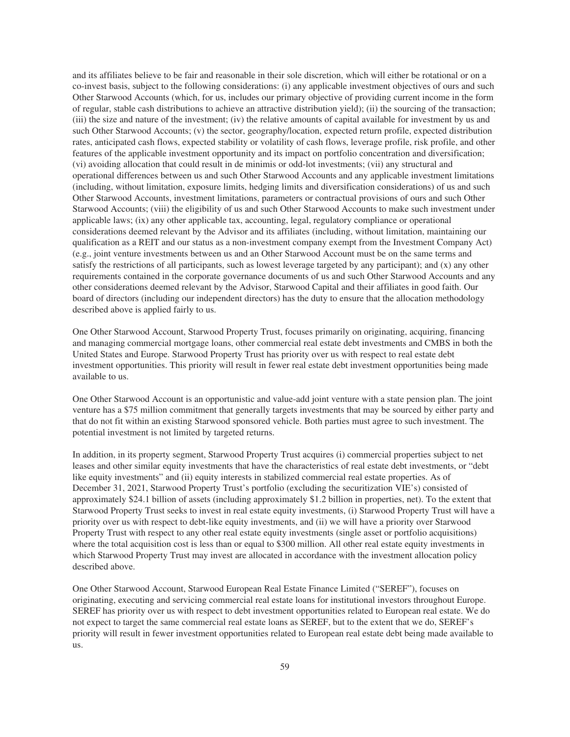and its affiliates believe to be fair and reasonable in their sole discretion, which will either be rotational or on a co-invest basis, subject to the following considerations: (i) any applicable investment objectives of ours and such Other Starwood Accounts (which, for us, includes our primary objective of providing current income in the form of regular, stable cash distributions to achieve an attractive distribution yield); (ii) the sourcing of the transaction; (iii) the size and nature of the investment; (iv) the relative amounts of capital available for investment by us and such Other Starwood Accounts; (v) the sector, geography/location, expected return profile, expected distribution rates, anticipated cash flows, expected stability or volatility of cash flows, leverage profile, risk profile, and other features of the applicable investment opportunity and its impact on portfolio concentration and diversification; (vi) avoiding allocation that could result in de minimis or odd-lot investments; (vii) any structural and operational differences between us and such Other Starwood Accounts and any applicable investment limitations (including, without limitation, exposure limits, hedging limits and diversification considerations) of us and such Other Starwood Accounts, investment limitations, parameters or contractual provisions of ours and such Other Starwood Accounts; (viii) the eligibility of us and such Other Starwood Accounts to make such investment under applicable laws; (ix) any other applicable tax, accounting, legal, regulatory compliance or operational considerations deemed relevant by the Advisor and its affiliates (including, without limitation, maintaining our qualification as a REIT and our status as a non-investment company exempt from the Investment Company Act) (e.g., joint venture investments between us and an Other Starwood Account must be on the same terms and satisfy the restrictions of all participants, such as lowest leverage targeted by any participant); and (x) any other requirements contained in the corporate governance documents of us and such Other Starwood Accounts and any other considerations deemed relevant by the Advisor, Starwood Capital and their affiliates in good faith. Our board of directors (including our independent directors) has the duty to ensure that the allocation methodology described above is applied fairly to us.

One Other Starwood Account, Starwood Property Trust, focuses primarily on originating, acquiring, financing and managing commercial mortgage loans, other commercial real estate debt investments and CMBS in both the United States and Europe. Starwood Property Trust has priority over us with respect to real estate debt investment opportunities. This priority will result in fewer real estate debt investment opportunities being made available to us.

One Other Starwood Account is an opportunistic and value-add joint venture with a state pension plan. The joint venture has a $75 million commitment that generally targets investments that may be sourced by either party and that do not fit within an existing Starwood sponsored vehicle. Both parties must agree to such investment. The potential investment is not limited by targeted returns.

In addition, in its property segment, Starwood Property Trust acquires (i) commercial properties subject to net leases and other similar equity investments that have the characteristics of real estate debt investments, or "debt like equity investments" and (ii) equity interests in stabilized commercial real estate properties. As of December 31, 2021, Starwood Property Trust's portfolio (excluding the securitization VIE's) consisted of approximately $24.1 billion of assets (including approximately $1.2 billion in properties, net). To the extent that Starwood Property Trust seeks to invest in real estate equity investments, (i) Starwood Property Trust will have a priority over us with respect to debt-like equity investments, and (ii) we will have a priority over Starwood Property Trust with respect to any other real estate equity investments (single asset or portfolio acquisitions) where the total acquisition cost is less than or equal to $300 million. All other real estate equity investments in which Starwood Property Trust may invest are allocated in accordance with the investment allocation policy described above.

One Other Starwood Account, Starwood European Real Estate Finance Limited ("SEREF"), focuses on originating, executing and servicing commercial real estate loans for institutional investors throughout Europe. SEREF has priority over us with respect to debt investment opportunities related to European real estate. We do not expect to target the same commercial real estate loans as SEREF, but to the extent that we do, SEREF's priority will result in fewer investment opportunities related to European real estate debt being made available to us.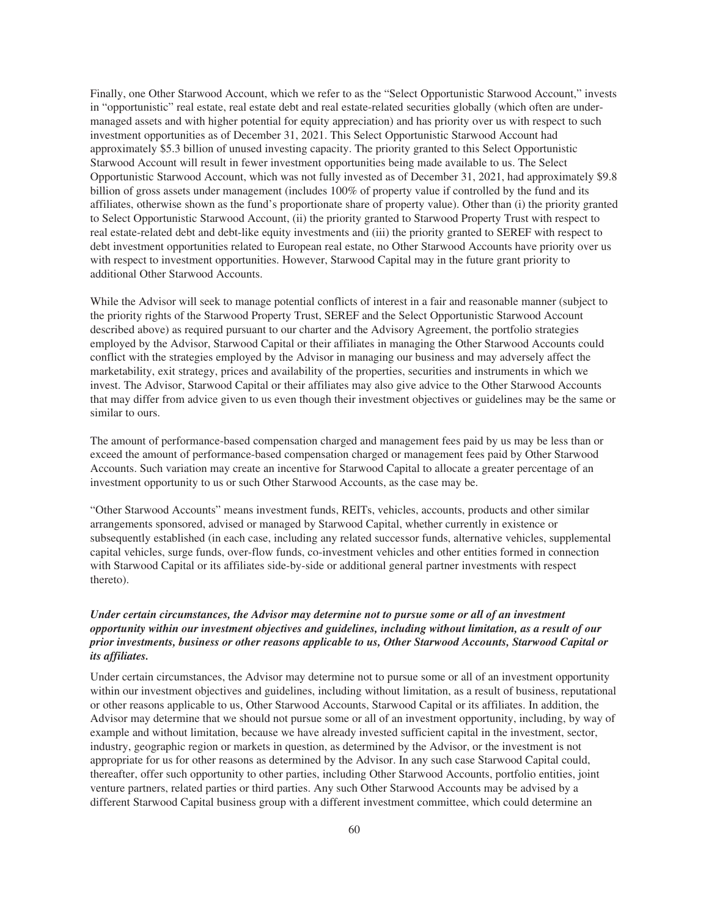Finally, one Other Starwood Account, which we refer to as the "Select Opportunistic Starwood Account," invests in "opportunistic" real estate, real estate debt and real estate-related securities globally (which often are under-managed assets and with higher potential for equity appreciation) and has priority over us with respect to such investment opportunities as of December 31, 2021. This Select Opportunistic Starwood Account had approximately $5.3 billion of unused investing capacity. The priority granted to this Select Opportunistic Starwood Account will result in fewer investment opportunities being made available to us. The Select Opportunistic Starwood Account, which was not fully invested as of December 31, 2021, had approximately $9.8 billion of gross assets under management (includes 100% of property value if controlled by the fund and its affiliates, otherwise shown as the fund's proportionate share of property value). Other than (i) the priority granted to Select Opportunistic Starwood Account, (ii) the priority granted to Starwood Property Trust with respect to real estate-related debt and debt-like equity investments and (iii) the priority granted to SEREF with respect to debt investment opportunities related to European real estate, no Other Starwood Accounts have priority over us with respect to investment opportunities. However, Starwood Capital may in the future grant priority to additional Other Starwood Accounts.

While the Advisor will seek to manage potential conflicts of interest in a fair and reasonable manner (subject to the priority rights of the Starwood Property Trust, SEREF and the Select Opportunistic Starwood Account described above) as required pursuant to our charter and the Advisory Agreement, the portfolio strategies employed by the Advisor, Starwood Capital or their affiliates in managing the Other Starwood Accounts could conflict with the strategies employed by the Advisor in managing our business and may adversely affect the marketability, exit strategy, prices and availability of the properties, securities and instruments in which we invest. The Advisor, Starwood Capital or their affiliates may also give advice to the Other Starwood Accounts that may differ from advice given to us even though their investment objectives or guidelines may be the same or similar to ours.

The amount of performance-based compensation charged and management fees paid by us may be less than or exceed the amount of performance-based compensation charged or management fees paid by Other Starwood Accounts. Such variation may create an incentive for Starwood Capital to allocate a greater percentage of an investment opportunity to us or such Other Starwood Accounts, as the case may be.

"Other Starwood Accounts" means investment funds, REITs, vehicles, accounts, products and other similar arrangements sponsored, advised or managed by Starwood Capital, whether currently in existence or subsequently established (in each case, including any related successor funds, alternative vehicles, supplemental capital vehicles, surge funds, over-flow funds, co-investment vehicles and other entities formed in connection with Starwood Capital or its affiliates side-by-side or additional general partner investments with respect thereto).

***Under certain circumstances, the Advisor may determine not to pursue some or all of an investment opportunity within our investment objectives and guidelines, including without limitation, as a result of our prior investments, business or other reasons applicable to us, Other Starwood Accounts, Starwood Capital or its affiliates.***

Under certain circumstances, the Advisor may determine not to pursue some or all of an investment opportunity within our investment objectives and guidelines, including without limitation, as a result of business, reputational or other reasons applicable to us, Other Starwood Accounts, Starwood Capital or its affiliates. In addition, the Advisor may determine that we should not pursue some or all of an investment opportunity, including, by way of example and without limitation, because we have already invested sufficient capital in the investment, sector, industry, geographic region or markets in question, as determined by the Advisor, or the investment is not appropriate for us for other reasons as determined by the Advisor. In any such case Starwood Capital could, thereafter, offer such opportunity to other parties, including Other Starwood Accounts, portfolio entities, joint venture partners, related parties or third parties. Any such Other Starwood Accounts may be advised by a different Starwood Capital business group with a different investment committee, which could determine an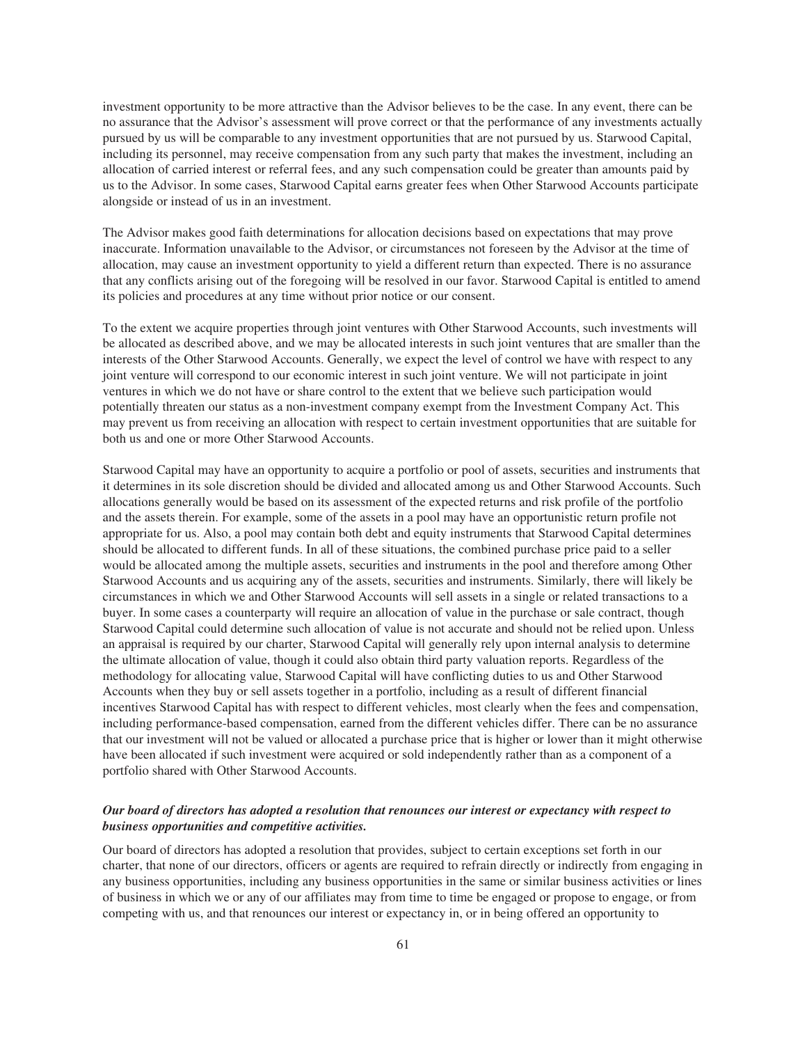investment opportunity to be more attractive than the Advisor believes to be the case. In any event, there can be no assurance that the Advisor's assessment will prove correct or that the performance of any investments actually pursued by us will be comparable to any investment opportunities that are not pursued by us. Starwood Capital, including its personnel, may receive compensation from any such party that makes the investment, including an allocation of carried interest or referral fees, and any such compensation could be greater than amounts paid by us to the Advisor. In some cases, Starwood Capital earns greater fees when Other Starwood Accounts participate alongside or instead of us in an investment.

The Advisor makes good faith determinations for allocation decisions based on expectations that may prove inaccurate. Information unavailable to the Advisor, or circumstances not foreseen by the Advisor at the time of allocation, may cause an investment opportunity to yield a different return than expected. There is no assurance that any conflicts arising out of the foregoing will be resolved in our favor. Starwood Capital is entitled to amend its policies and procedures at any time without prior notice or our consent.

To the extent we acquire properties through joint ventures with Other Starwood Accounts, such investments will be allocated as described above, and we may be allocated interests in such joint ventures that are smaller than the interests of the Other Starwood Accounts. Generally, we expect the level of control we have with respect to any joint venture will correspond to our economic interest in such joint venture. We will not participate in joint ventures in which we do not have or share control to the extent that we believe such participation would potentially threaten our status as a non-investment company exempt from the Investment Company Act. This may prevent us from receiving an allocation with respect to certain investment opportunities that are suitable for both us and one or more Other Starwood Accounts.

Starwood Capital may have an opportunity to acquire a portfolio or pool of assets, securities and instruments that it determines in its sole discretion should be divided and allocated among us and Other Starwood Accounts. Such allocations generally would be based on its assessment of the expected returns and risk profile of the portfolio and the assets therein. For example, some of the assets in a pool may have an opportunistic return profile not appropriate for us. Also, a pool may contain both debt and equity instruments that Starwood Capital determines should be allocated to different funds. In all of these situations, the combined purchase price paid to a seller would be allocated among the multiple assets, securities and instruments in the pool and therefore among Other Starwood Accounts and us acquiring any of the assets, securities and instruments. Similarly, there will likely be circumstances in which we and Other Starwood Accounts will sell assets in a single or related transactions to a buyer. In some cases a counterparty will require an allocation of value in the purchase or sale contract, though Starwood Capital could determine such allocation of value is not accurate and should not be relied upon. Unless an appraisal is required by our charter, Starwood Capital will generally rely upon internal analysis to determine the ultimate allocation of value, though it could also obtain third party valuation reports. Regardless of the methodology for allocating value, Starwood Capital will have conflicting duties to us and Other Starwood Accounts when they buy or sell assets together in a portfolio, including as a result of different financial incentives Starwood Capital has with respect to different vehicles, most clearly when the fees and compensation, including performance-based compensation, earned from the different vehicles differ. There can be no assurance that our investment will not be valued or allocated a purchase price that is higher or lower than it might otherwise have been allocated if such investment were acquired or sold independently rather than as a component of a portfolio shared with Other Starwood Accounts.

***Our board of directors has adopted a resolution that renounces our interest or expectancy with respect to business opportunities and competitive activities.***

Our board of directors has adopted a resolution that provides, subject to certain exceptions set forth in our charter, that none of our directors, officers or agents are required to refrain directly or indirectly from engaging in any business opportunities, including any business opportunities in the same or similar business activities or lines of business in which we or any of our affiliates may from time to time be engaged or propose to engage, or from competing with us, and that renounces our interest or expectancy in, or in being offered an opportunity to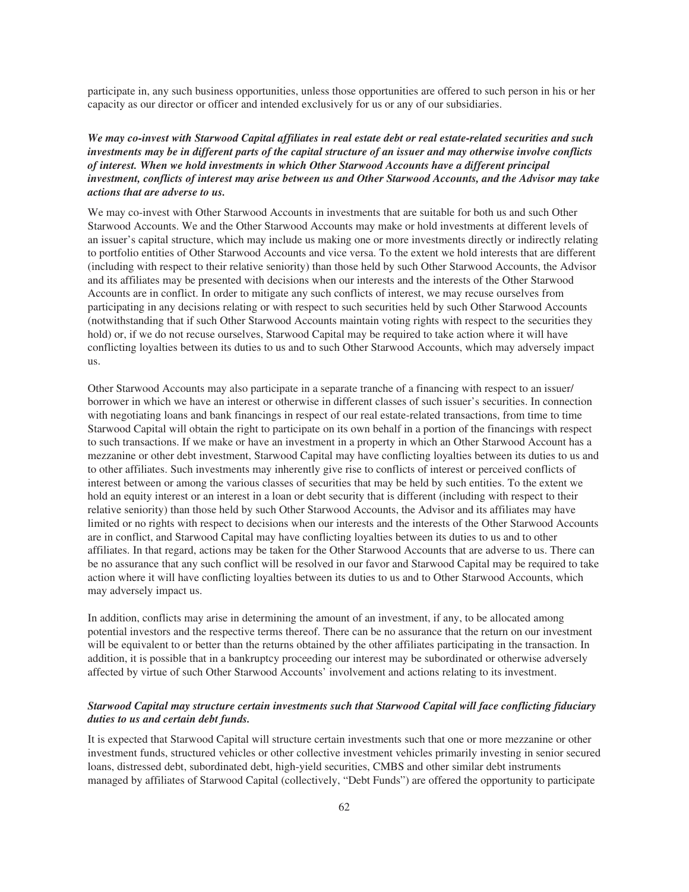participate in, any such business opportunities, unless those opportunities are offered to such person in his or her capacity as our director or officer and intended exclusively for us or any of our subsidiaries.

***We may co-invest with Starwood Capital affiliates in real estate debt or real estate-related securities and such investments may be in different parts of the capital structure of an issuer and may otherwise involve conflicts of interest. When we hold investments in which Other Starwood Accounts have a different principal investment, conflicts of interest may arise between us and Other Starwood Accounts, and the Advisor may take actions that are adverse to us.***

We may co-invest with Other Starwood Accounts in investments that are suitable for both us and such Other Starwood Accounts. We and the Other Starwood Accounts may make or hold investments at different levels of an issuer's capital structure, which may include us making one or more investments directly or indirectly relating to portfolio entities of Other Starwood Accounts and vice versa. To the extent we hold interests that are different (including with respect to their relative seniority) than those held by such Other Starwood Accounts, the Advisor and its affiliates may be presented with decisions when our interests and the interests of the Other Starwood Accounts are in conflict. In order to mitigate any such conflicts of interest, we may recuse ourselves from participating in any decisions relating or with respect to such securities held by such Other Starwood Accounts (notwithstanding that if such Other Starwood Accounts maintain voting rights with respect to the securities they hold) or, if we do not recuse ourselves, Starwood Capital may be required to take action where it will have conflicting loyalties between its duties to us and to such Other Starwood Accounts, which may adversely impact us.

Other Starwood Accounts may also participate in a separate tranche of a financing with respect to an issuer/borrower in which we have an interest or otherwise in different classes of such issuer's securities. In connection with negotiating loans and bank financings in respect of our real estate-related transactions, from time to time Starwood Capital will obtain the right to participate on its own behalf in a portion of the financings with respect to such transactions. If we make or have an investment in a property in which an Other Starwood Account has a mezzanine or other debt investment, Starwood Capital may have conflicting loyalties between its duties to us and to other affiliates. Such investments may inherently give rise to conflicts of interest or perceived conflicts of interest between or among the various classes of securities that may be held by such entities. To the extent we hold an equity interest or an interest in a loan or debt security that is different (including with respect to their relative seniority) than those held by such Other Starwood Accounts, the Advisor and its affiliates may have limited or no rights with respect to decisions when our interests and the interests of the Other Starwood Accounts are in conflict, and Starwood Capital may have conflicting loyalties between its duties to us and to other affiliates. In that regard, actions may be taken for the Other Starwood Accounts that are adverse to us. There can be no assurance that any such conflict will be resolved in our favor and Starwood Capital may be required to take action where it will have conflicting loyalties between its duties to us and to Other Starwood Accounts, which may adversely impact us.

In addition, conflicts may arise in determining the amount of an investment, if any, to be allocated among potential investors and the respective terms thereof. There can be no assurance that the return on our investment will be equivalent to or better than the returns obtained by the other affiliates participating in the transaction. In addition, it is possible that in a bankruptcy proceeding our interest may be subordinated or otherwise adversely affected by virtue of such Other Starwood Accounts' involvement and actions relating to its investment.

***Starwood Capital may structure certain investments such that Starwood Capital will face conflicting fiduciary duties to us and certain debt funds.***

It is expected that Starwood Capital will structure certain investments such that one or more mezzanine or other investment funds, structured vehicles or other collective investment vehicles primarily investing in senior secured loans, distressed debt, subordinated debt, high-yield securities, CMBS and other similar debt instruments managed by affiliates of Starwood Capital (collectively, "Debt Funds") are offered the opportunity to participate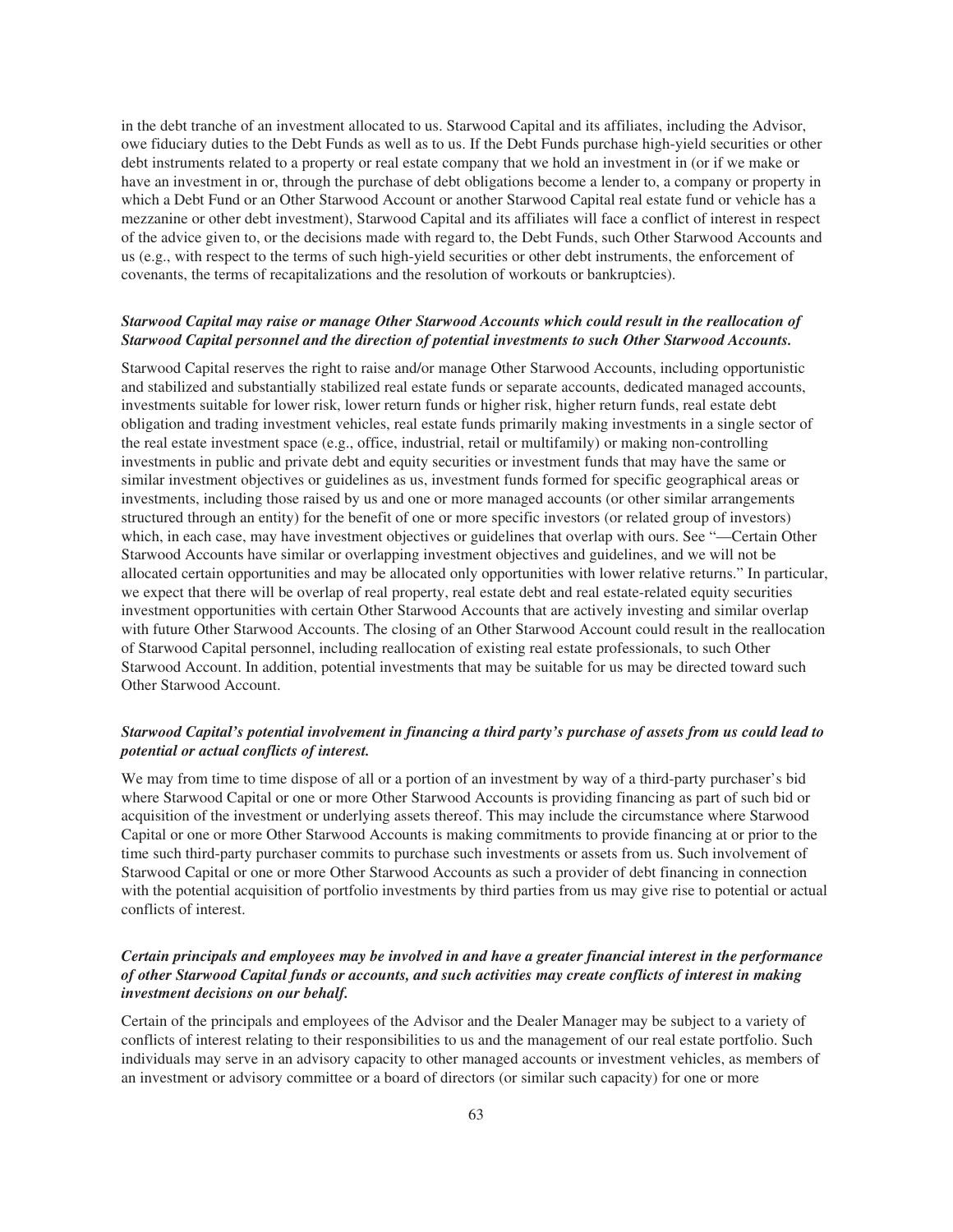in the debt tranche of an investment allocated to us. Starwood Capital and its affiliates, including the Advisor, owe fiduciary duties to the Debt Funds as well as to us. If the Debt Funds purchase high-yield securities or other debt instruments related to a property or real estate company that we hold an investment in (or if we make or have an investment in or, through the purchase of debt obligations become a lender to, a company or property in which a Debt Fund or an Other Starwood Account or another Starwood Capital real estate fund or vehicle has a mezzanine or other debt investment), Starwood Capital and its affiliates will face a conflict of interest in respect of the advice given to, or the decisions made with regard to, the Debt Funds, such Other Starwood Accounts and us (e.g., with respect to the terms of such high-yield securities or other debt instruments, the enforcement of covenants, the terms of recapitalizations and the resolution of workouts or bankruptcies).

***Starwood Capital may raise or manage Other Starwood Accounts which could result in the reallocation of Starwood Capital personnel and the direction of potential investments to such Other Starwood Accounts.***

Starwood Capital reserves the right to raise and/or manage Other Starwood Accounts, including opportunistic and stabilized and substantially stabilized real estate funds or separate accounts, dedicated managed accounts, investments suitable for lower risk, lower return funds or higher risk, higher return funds, real estate debt obligation and trading investment vehicles, real estate funds primarily making investments in a single sector of the real estate investment space (e.g., office, industrial, retail or multifamily) or making non-controlling investments in public and private debt and equity securities or investment funds that may have the same or similar investment objectives or guidelines as us, investment funds formed for specific geographical areas or investments, including those raised by us and one or more managed accounts (or other similar arrangements structured through an entity) for the benefit of one or more specific investors (or related group of investors) which, in each case, may have investment objectives or guidelines that overlap with ours. See "—Certain Other Starwood Accounts have similar or overlapping investment objectives and guidelines, and we will not be allocated certain opportunities and may be allocated only opportunities with lower relative returns." In particular, we expect that there will be overlap of real property, real estate debt and real estate-related equity securities investment opportunities with certain Other Starwood Accounts that are actively investing and similar overlap with future Other Starwood Accounts. The closing of an Other Starwood Account could result in the reallocation of Starwood Capital personnel, including reallocation of existing real estate professionals, to such Other Starwood Account. In addition, potential investments that may be suitable for us may be directed toward such Other Starwood Account.

***Starwood Capital's potential involvement in financing a third party's purchase of assets from us could lead to potential or actual conflicts of interest.***

We may from time to time dispose of all or a portion of an investment by way of a third-party purchaser's bid where Starwood Capital or one or more Other Starwood Accounts is providing financing as part of such bid or acquisition of the investment or underlying assets thereof. This may include the circumstance where Starwood Capital or one or more Other Starwood Accounts is making commitments to provide financing at or prior to the time such third-party purchaser commits to purchase such investments or assets from us. Such involvement of Starwood Capital or one or more Other Starwood Accounts as such a provider of debt financing in connection with the potential acquisition of portfolio investments by third parties from us may give rise to potential or actual conflicts of interest.

***Certain principals and employees may be involved in and have a greater financial interest in the performance of other Starwood Capital funds or accounts, and such activities may create conflicts of interest in making investment decisions on our behalf.***

Certain of the principals and employees of the Advisor and the Dealer Manager may be subject to a variety of conflicts of interest relating to their responsibilities to us and the management of our real estate portfolio. Such individuals may serve in an advisory capacity to other managed accounts or investment vehicles, as members of an investment or advisory committee or a board of directors (or similar such capacity) for one or more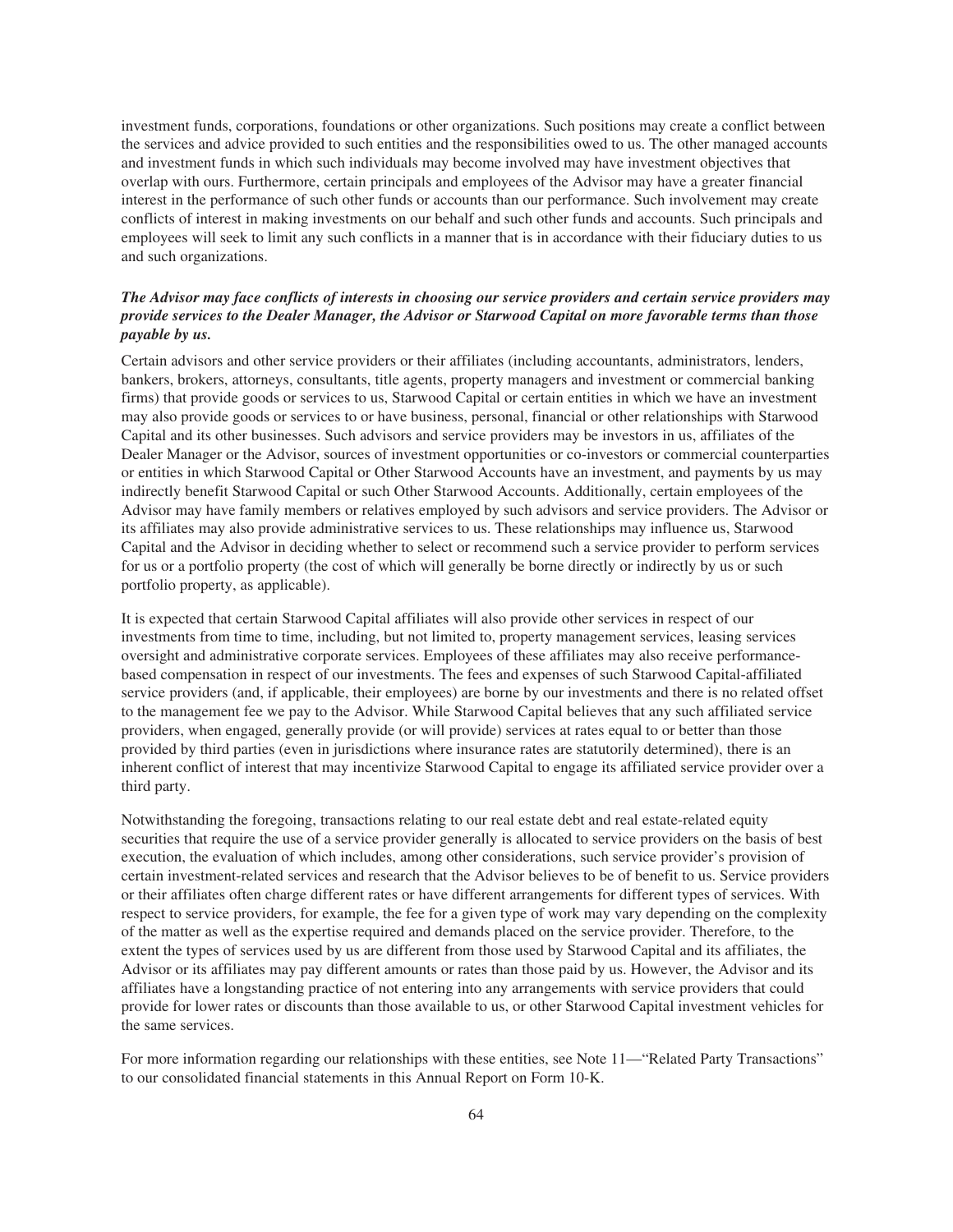investment funds, corporations, foundations or other organizations. Such positions may create a conflict between the services and advice provided to such entities and the responsibilities owed to us. The other managed accounts and investment funds in which such individuals may become involved may have investment objectives that overlap with ours. Furthermore, certain principals and employees of the Advisor may have a greater financial interest in the performance of such other funds or accounts than our performance. Such involvement may create conflicts of interest in making investments on our behalf and such other funds and accounts. Such principals and employees will seek to limit any such conflicts in a manner that is in accordance with their fiduciary duties to us and such organizations.

***The Advisor may face conflicts of interests in choosing our service providers and certain service providers may provide services to the Dealer Manager, the Advisor or Starwood Capital on more favorable terms than those payable by us.***

Certain advisors and other service providers or their affiliates (including accountants, administrators, lenders, bankers, brokers, attorneys, consultants, title agents, property managers and investment or commercial banking firms) that provide goods or services to us, Starwood Capital or certain entities in which we have an investment may also provide goods or services to or have business, personal, financial or other relationships with Starwood Capital and its other businesses. Such advisors and service providers may be investors in us, affiliates of the Dealer Manager or the Advisor, sources of investment opportunities or co-investors or commercial counterparties or entities in which Starwood Capital or Other Starwood Accounts have an investment, and payments by us may indirectly benefit Starwood Capital or such Other Starwood Accounts. Additionally, certain employees of the Advisor may have family members or relatives employed by such advisors and service providers. The Advisor or its affiliates may also provide administrative services to us. These relationships may influence us, Starwood Capital and the Advisor in deciding whether to select or recommend such a service provider to perform services for us or a portfolio property (the cost of which will generally be borne directly or indirectly by us or such portfolio property, as applicable).

It is expected that certain Starwood Capital affiliates will also provide other services in respect of our investments from time to time, including, but not limited to, property management services, leasing services oversight and administrative corporate services. Employees of these affiliates may also receive performance-based compensation in respect of our investments. The fees and expenses of such Starwood Capital-affiliated service providers (and, if applicable, their employees) are borne by our investments and there is no related offset to the management fee we pay to the Advisor. While Starwood Capital believes that any such affiliated service providers, when engaged, generally provide (or will provide) services at rates equal to or better than those provided by third parties (even in jurisdictions where insurance rates are statutorily determined), there is an inherent conflict of interest that may incentivize Starwood Capital to engage its affiliated service provider over a third party.

Notwithstanding the foregoing, transactions relating to our real estate debt and real estate-related equity securities that require the use of a service provider generally is allocated to service providers on the basis of best execution, the evaluation of which includes, among other considerations, such service provider's provision of certain investment-related services and research that the Advisor believes to be of benefit to us. Service providers or their affiliates often charge different rates or have different arrangements for different types of services. With respect to service providers, for example, the fee for a given type of work may vary depending on the complexity of the matter as well as the expertise required and demands placed on the service provider. Therefore, to the extent the types of services used by us are different from those used by Starwood Capital and its affiliates, the Advisor or its affiliates may pay different amounts or rates than those paid by us. However, the Advisor and its affiliates have a longstanding practice of not entering into any arrangements with service providers that could provide for lower rates or discounts than those available to us, or other Starwood Capital investment vehicles for the same services.

For more information regarding our relationships with these entities, see Note 11—"Related Party Transactions" to our consolidated financial statements in this Annual Report on Form 10-K.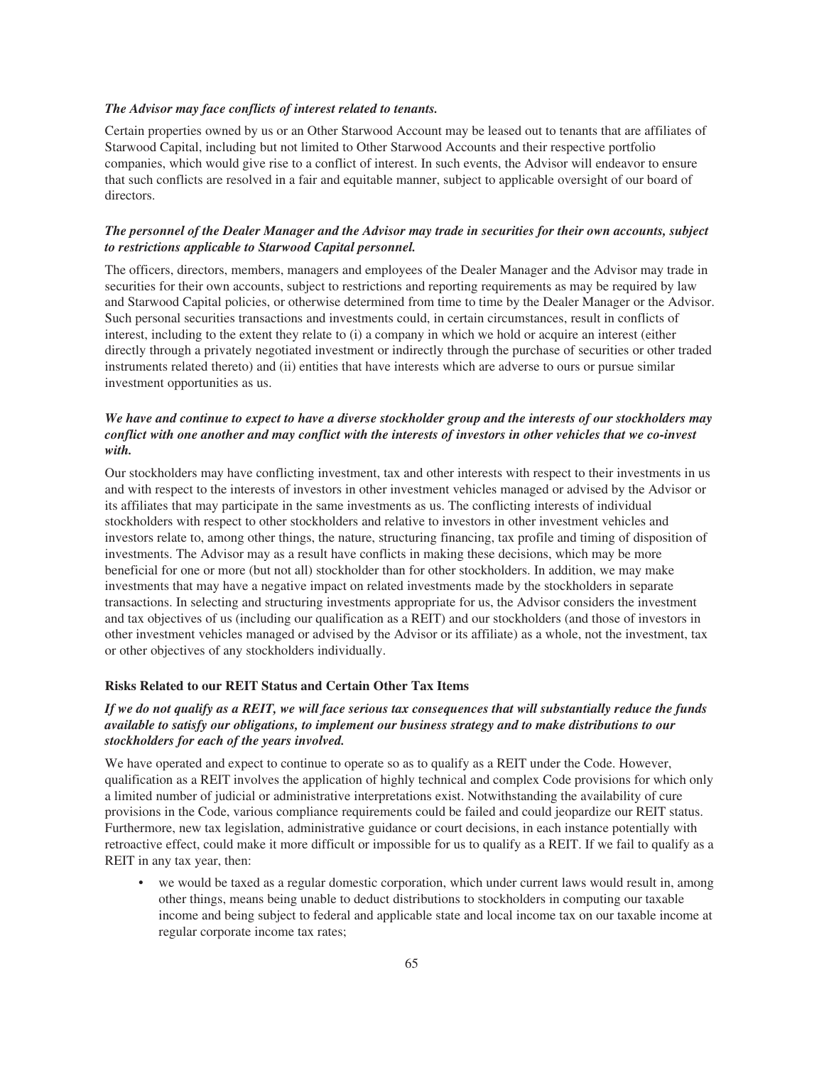*The Advisor may face conflicts of interest related to tenants.*

Certain properties owned by us or an Other Starwood Account may be leased out to tenants that are affiliates of Starwood Capital, including but not limited to Other Starwood Accounts and their respective portfolio companies, which would give rise to a conflict of interest. In such events, the Advisor will endeavor to ensure that such conflicts are resolved in a fair and equitable manner, subject to applicable oversight of our board of directors.

***The personnel of the Dealer Manager and the Advisor may trade in securities for their own accounts, subject to restrictions applicable to Starwood Capital personnel.***

The officers, directors, members, managers and employees of the Dealer Manager and the Advisor may trade in securities for their own accounts, subject to restrictions and reporting requirements as may be required by law and Starwood Capital policies, or otherwise determined from time to time by the Dealer Manager or the Advisor. Such personal securities transactions and investments could, in certain circumstances, result in conflicts of interest, including to the extent they relate to (i) a company in which we hold or acquire an interest (either directly through a privately negotiated investment or indirectly through the purchase of securities or other traded instruments related thereto) and (ii) entities that have interests which are adverse to ours or pursue similar investment opportunities as us.

***We have and continue to expect to have a diverse stockholder group and the interests of our stockholders may conflict with one another and may conflict with the interests of investors in other vehicles that we co-invest with.***

Our stockholders may have conflicting investment, tax and other interests with respect to their investments in us and with respect to the interests of investors in other investment vehicles managed or advised by the Advisor or its affiliates that may participate in the same investments as us. The conflicting interests of individual stockholders with respect to other stockholders and relative to investors in other investment vehicles and investors relate to, among other things, the nature, structuring financing, tax profile and timing of disposition of investments. The Advisor may as a result have conflicts in making these decisions, which may be more beneficial for one or more (but not all) stockholder than for other stockholders. In addition, we may make investments that may have a negative impact on related investments made by the stockholders in separate transactions. In selecting and structuring investments appropriate for us, the Advisor considers the investment and tax objectives of us (including our qualification as a REIT) and our stockholders (and those of investors in other investment vehicles managed or advised by the Advisor or its affiliate) as a whole, not the investment, tax or other objectives of any stockholders individually.

**Risks Related to our REIT Status and Certain Other Tax Items**

***If we do not qualify as a REIT, we will face serious tax consequences that will substantially reduce the funds available to satisfy our obligations, to implement our business strategy and to make distributions to our stockholders for each of the years involved.***

We have operated and expect to continue to operate so as to qualify as a REIT under the Code. However, qualification as a REIT involves the application of highly technical and complex Code provisions for which only a limited number of judicial or administrative interpretations exist. Notwithstanding the availability of cure provisions in the Code, various compliance requirements could be failed and could jeopardize our REIT status. Furthermore, new tax legislation, administrative guidance or court decisions, in each instance potentially with retroactive effect, could make it more difficult or impossible for us to qualify as a REIT. If we fail to qualify as a REIT in any tax year, then:

- we would be taxed as a regular domestic corporation, which under current laws would result in, among other things, means being unable to deduct distributions to stockholders in computing our taxable income and being subject to federal and applicable state and local income tax on our taxable income at regular corporate income tax rates;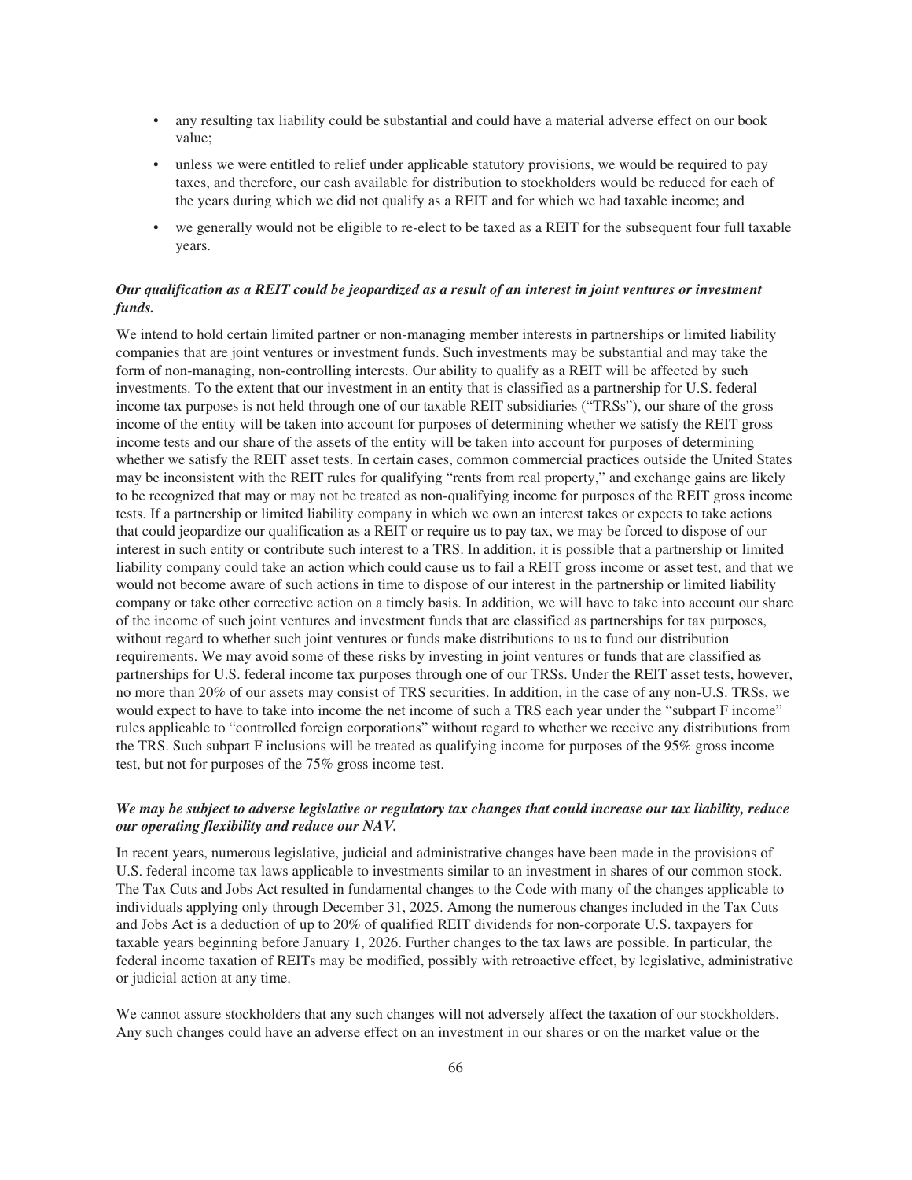- any resulting tax liability could be substantial and could have a material adverse effect on our book value;
- unless we were entitled to relief under applicable statutory provisions, we would be required to pay taxes, and therefore, our cash available for distribution to stockholders would be reduced for each of the years during which we did not qualify as a REIT and for which we had taxable income; and
- we generally would not be eligible to re-elect to be taxed as a REIT for the subsequent four full taxable years.

***Our qualification as a REIT could be jeopardized as a result of an interest in joint ventures or investment funds.***

We intend to hold certain limited partner or non-managing member interests in partnerships or limited liability companies that are joint ventures or investment funds. Such investments may be substantial and may take the form of non-managing, non-controlling interests. Our ability to qualify as a REIT will be affected by such investments. To the extent that our investment in an entity that is classified as a partnership for U.S. federal income tax purposes is not held through one of our taxable REIT subsidiaries ("TRSs"), our share of the gross income of the entity will be taken into account for purposes of determining whether we satisfy the REIT gross income tests and our share of the assets of the entity will be taken into account for purposes of determining whether we satisfy the REIT asset tests. In certain cases, common commercial practices outside the United States may be inconsistent with the REIT rules for qualifying "rents from real property," and exchange gains are likely to be recognized that may or may not be treated as non-qualifying income for purposes of the REIT gross income tests. If a partnership or limited liability company in which we own an interest takes or expects to take actions that could jeopardize our qualification as a REIT or require us to pay tax, we may be forced to dispose of our interest in such entity or contribute such interest to a TRS. In addition, it is possible that a partnership or limited liability company could take an action which could cause us to fail a REIT gross income or asset test, and that we would not become aware of such actions in time to dispose of our interest in the partnership or limited liability company or take other corrective action on a timely basis. In addition, we will have to take into account our share of the income of such joint ventures and investment funds that are classified as partnerships for tax purposes, without regard to whether such joint ventures or funds make distributions to us to fund our distribution requirements. We may avoid some of these risks by investing in joint ventures or funds that are classified as partnerships for U.S. federal income tax purposes through one of our TRSs. Under the REIT asset tests, however, no more than 20% of our assets may consist of TRS securities. In addition, in the case of any non-U.S. TRSs, we would expect to have to take into income the net income of such a TRS each year under the "subpart F income" rules applicable to "controlled foreign corporations" without regard to whether we receive any distributions from the TRS. Such subpart F inclusions will be treated as qualifying income for purposes of the 95% gross income test, but not for purposes of the 75% gross income test.

***We may be subject to adverse legislative or regulatory tax changes that could increase our tax liability, reduce our operating flexibility and reduce our NAV.***

In recent years, numerous legislative, judicial and administrative changes have been made in the provisions of U.S. federal income tax laws applicable to investments similar to an investment in shares of our common stock. The Tax Cuts and Jobs Act resulted in fundamental changes to the Code with many of the changes applicable to individuals applying only through December 31, 2025. Among the numerous changes included in the Tax Cuts and Jobs Act is a deduction of up to 20% of qualified REIT dividends for non-corporate U.S. taxpayers for taxable years beginning before January 1, 2026. Further changes to the tax laws are possible. In particular, the federal income taxation of REITs may be modified, possibly with retroactive effect, by legislative, administrative or judicial action at any time.

We cannot assure stockholders that any such changes will not adversely affect the taxation of our stockholders. Any such changes could have an adverse effect on an investment in our shares or on the market value or the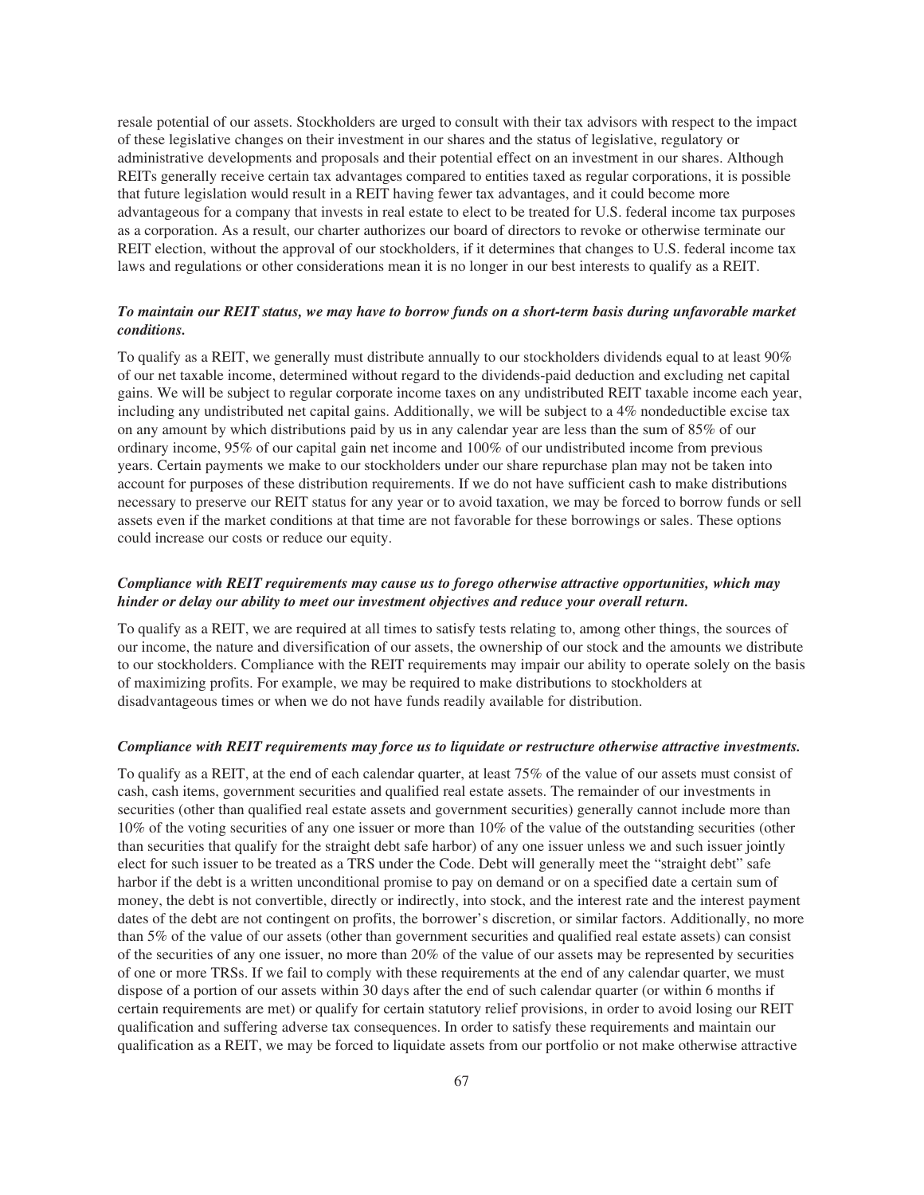resale potential of our assets. Stockholders are urged to consult with their tax advisors with respect to the impact of these legislative changes on their investment in our shares and the status of legislative, regulatory or administrative developments and proposals and their potential effect on an investment in our shares. Although REITs generally receive certain tax advantages compared to entities taxed as regular corporations, it is possible that future legislation would result in a REIT having fewer tax advantages, and it could become more advantageous for a company that invests in real estate to elect to be treated for U.S. federal income tax purposes as a corporation. As a result, our charter authorizes our board of directors to revoke or otherwise terminate our REIT election, without the approval of our stockholders, if it determines that changes to U.S. federal income tax laws and regulations or other considerations mean it is no longer in our best interests to qualify as a REIT.

***To maintain our REIT status, we may have to borrow funds on a short-term basis during unfavorable market conditions.***

To qualify as a REIT, we generally must distribute annually to our stockholders dividends equal to at least 90% of our net taxable income, determined without regard to the dividends-paid deduction and excluding net capital gains. We will be subject to regular corporate income taxes on any undistributed REIT taxable income each year, including any undistributed net capital gains. Additionally, we will be subject to a 4% nondeductible excise tax on any amount by which distributions paid by us in any calendar year are less than the sum of 85% of our ordinary income, 95% of our capital gain net income and 100% of our undistributed income from previous years. Certain payments we make to our stockholders under our share repurchase plan may not be taken into account for purposes of these distribution requirements. If we do not have sufficient cash to make distributions necessary to preserve our REIT status for any year or to avoid taxation, we may be forced to borrow funds or sell assets even if the market conditions at that time are not favorable for these borrowings or sales. These options could increase our costs or reduce our equity.

***Compliance with REIT requirements may cause us to forego otherwise attractive opportunities, which may hinder or delay our ability to meet our investment objectives and reduce your overall return.***

To qualify as a REIT, we are required at all times to satisfy tests relating to, among other things, the sources of our income, the nature and diversification of our assets, the ownership of our stock and the amounts we distribute to our stockholders. Compliance with the REIT requirements may impair our ability to operate solely on the basis of maximizing profits. For example, we may be required to make distributions to stockholders at disadvantageous times or when we do not have funds readily available for distribution.

***Compliance with REIT requirements may force us to liquidate or restructure otherwise attractive investments.***

To qualify as a REIT, at the end of each calendar quarter, at least 75% of the value of our assets must consist of cash, cash items, government securities and qualified real estate assets. The remainder of our investments in securities (other than qualified real estate assets and government securities) generally cannot include more than 10% of the voting securities of any one issuer or more than 10% of the value of the outstanding securities (other than securities that qualify for the straight debt safe harbor) of any one issuer unless we and such issuer jointly elect for such issuer to be treated as a TRS under the Code. Debt will generally meet the "straight debt" safe harbor if the debt is a written unconditional promise to pay on demand or on a specified date a certain sum of money, the debt is not convertible, directly or indirectly, into stock, and the interest rate and the interest payment dates of the debt are not contingent on profits, the borrower's discretion, or similar factors. Additionally, no more than 5% of the value of our assets (other than government securities and qualified real estate assets) can consist of the securities of any one issuer, no more than 20% of the value of our assets may be represented by securities of one or more TRSs. If we fail to comply with these requirements at the end of any calendar quarter, we must dispose of a portion of our assets within 30 days after the end of such calendar quarter (or within 6 months if certain requirements are met) or qualify for certain statutory relief provisions, in order to avoid losing our REIT qualification and suffering adverse tax consequences. In order to satisfy these requirements and maintain our qualification as a REIT, we may be forced to liquidate assets from our portfolio or not make otherwise attractive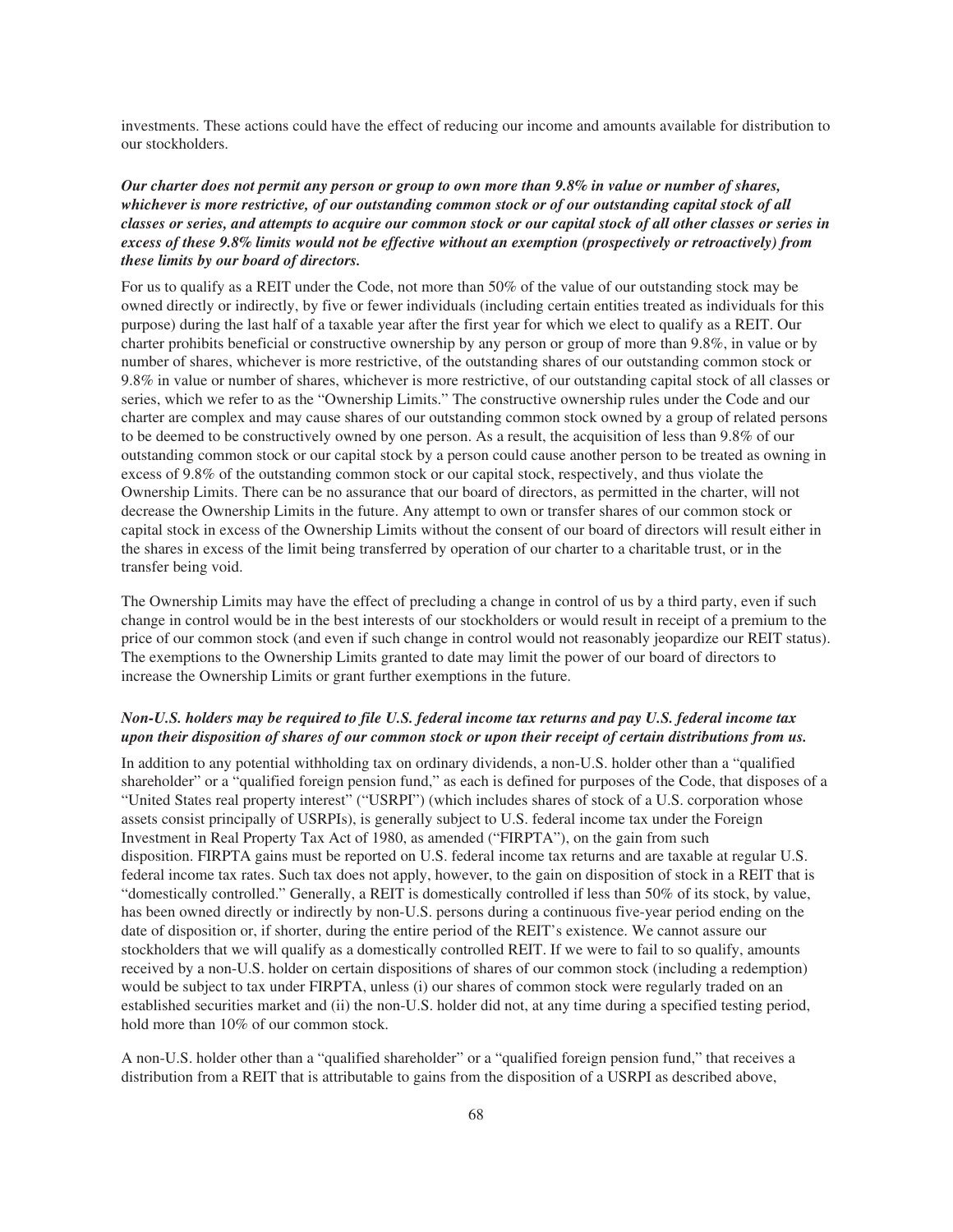investments. These actions could have the effect of reducing our income and amounts available for distribution to our stockholders.

***Our charter does not permit any person or group to own more than 9.8% in value or number of shares, whichever is more restrictive, of our outstanding common stock or of our outstanding capital stock of all classes or series, and attempts to acquire our common stock or our capital stock of all other classes or series in excess of these 9.8% limits would not be effective without an exemption (prospectively or retroactively) from these limits by our board of directors.***

For us to qualify as a REIT under the Code, not more than 50% of the value of our outstanding stock may be owned directly or indirectly, by five or fewer individuals (including certain entities treated as individuals for this purpose) during the last half of a taxable year after the first year for which we elect to qualify as a REIT. Our charter prohibits beneficial or constructive ownership by any person or group of more than 9.8%, in value or by number of shares, whichever is more restrictive, of the outstanding shares of our outstanding common stock or 9.8% in value or number of shares, whichever is more restrictive, of our outstanding capital stock of all classes or series, which we refer to as the "Ownership Limits." The constructive ownership rules under the Code and our charter are complex and may cause shares of our outstanding common stock owned by a group of related persons to be deemed to be constructively owned by one person. As a result, the acquisition of less than 9.8% of our outstanding common stock or our capital stock by a person could cause another person to be treated as owning in excess of 9.8% of the outstanding common stock or our capital stock, respectively, and thus violate the Ownership Limits. There can be no assurance that our board of directors, as permitted in the charter, will not decrease the Ownership Limits in the future. Any attempt to own or transfer shares of our common stock or capital stock in excess of the Ownership Limits without the consent of our board of directors will result either in the shares in excess of the limit being transferred by operation of our charter to a charitable trust, or in the transfer being void.

The Ownership Limits may have the effect of precluding a change in control of us by a third party, even if such change in control would be in the best interests of our stockholders or would result in receipt of a premium to the price of our common stock (and even if such change in control would not reasonably jeopardize our REIT status). The exemptions to the Ownership Limits granted to date may limit the power of our board of directors to increase the Ownership Limits or grant further exemptions in the future.

***Non-U.S. holders may be required to file U.S. federal income tax returns and pay U.S. federal income tax upon their disposition of shares of our common stock or upon their receipt of certain distributions from us.***

In addition to any potential withholding tax on ordinary dividends, a non-U.S. holder other than a "qualified shareholder" or a "qualified foreign pension fund," as each is defined for purposes of the Code, that disposes of a "United States real property interest" ("USRPI") (which includes shares of stock of a U.S. corporation whose assets consist principally of USRPIs), is generally subject to U.S. federal income tax under the Foreign Investment in Real Property Tax Act of 1980, as amended ("FIRPTA"), on the gain from such disposition. FIRPTA gains must be reported on U.S. federal income tax returns and are taxable at regular U.S. federal income tax rates. Such tax does not apply, however, to the gain on disposition of stock in a REIT that is "domestically controlled." Generally, a REIT is domestically controlled if less than 50% of its stock, by value, has been owned directly or indirectly by non-U.S. persons during a continuous five-year period ending on the date of disposition or, if shorter, during the entire period of the REIT's existence. We cannot assure our stockholders that we will qualify as a domestically controlled REIT. If we were to fail to so qualify, amounts received by a non-U.S. holder on certain dispositions of shares of our common stock (including a redemption) would be subject to tax under FIRPTA, unless (i) our shares of common stock were regularly traded on an established securities market and (ii) the non-U.S. holder did not, at any time during a specified testing period, hold more than 10% of our common stock.

A non-U.S. holder other than a "qualified shareholder" or a "qualified foreign pension fund," that receives a distribution from a REIT that is attributable to gains from the disposition of a USRPI as described above,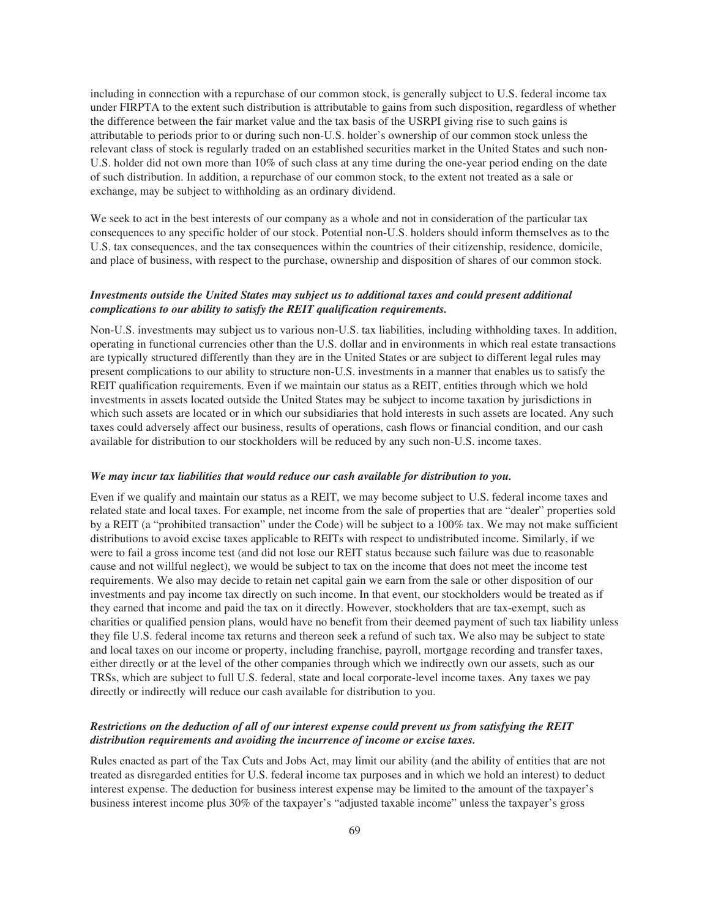including in connection with a repurchase of our common stock, is generally subject to U.S. federal income tax under FIRPTA to the extent such distribution is attributable to gains from such disposition, regardless of whether the difference between the fair market value and the tax basis of the USRPI giving rise to such gains is attributable to periods prior to or during such non-U.S. holder's ownership of our common stock unless the relevant class of stock is regularly traded on an established securities market in the United States and such non-U.S. holder did not own more than 10% of such class at any time during the one-year period ending on the date of such distribution. In addition, a repurchase of our common stock, to the extent not treated as a sale or exchange, may be subject to withholding as an ordinary dividend.

We seek to act in the best interests of our company as a whole and not in consideration of the particular tax consequences to any specific holder of our stock. Potential non-U.S. holders should inform themselves as to the U.S. tax consequences, and the tax consequences within the countries of their citizenship, residence, domicile, and place of business, with respect to the purchase, ownership and disposition of shares of our common stock.

***Investments outside the United States may subject us to additional taxes and could present additional complications to our ability to satisfy the REIT qualification requirements.***

Non-U.S. investments may subject us to various non-U.S. tax liabilities, including withholding taxes. In addition, operating in functional currencies other than the U.S. dollar and in environments in which real estate transactions are typically structured differently than they are in the United States or are subject to different legal rules may present complications to our ability to structure non-U.S. investments in a manner that enables us to satisfy the REIT qualification requirements. Even if we maintain our status as a REIT, entities through which we hold investments in assets located outside the United States may be subject to income taxation by jurisdictions in which such assets are located or in which our subsidiaries that hold interests in such assets are located. Any such taxes could adversely affect our business, results of operations, cash flows or financial condition, and our cash available for distribution to our stockholders will be reduced by any such non-U.S. income taxes.

***We may incur tax liabilities that would reduce our cash available for distribution to you.***

Even if we qualify and maintain our status as a REIT, we may become subject to U.S. federal income taxes and related state and local taxes. For example, net income from the sale of properties that are "dealer" properties sold by a REIT (a "prohibited transaction" under the Code) will be subject to a 100% tax. We may not make sufficient distributions to avoid excise taxes applicable to REITs with respect to undistributed income. Similarly, if we were to fail a gross income test (and did not lose our REIT status because such failure was due to reasonable cause and not willful neglect), we would be subject to tax on the income that does not meet the income test requirements. We also may decide to retain net capital gain we earn from the sale or other disposition of our investments and pay income tax directly on such income. In that event, our stockholders would be treated as if they earned that income and paid the tax on it directly. However, stockholders that are tax-exempt, such as charities or qualified pension plans, would have no benefit from their deemed payment of such tax liability unless they file U.S. federal income tax returns and thereon seek a refund of such tax. We also may be subject to state and local taxes on our income or property, including franchise, payroll, mortgage recording and transfer taxes, either directly or at the level of the other companies through which we indirectly own our assets, such as our TRSs, which are subject to full U.S. federal, state and local corporate-level income taxes. Any taxes we pay directly or indirectly will reduce our cash available for distribution to you.

***Restrictions on the deduction of all of our interest expense could prevent us from satisfying the REIT distribution requirements and avoiding the incurrence of income or excise taxes.***

Rules enacted as part of the Tax Cuts and Jobs Act, may limit our ability (and the ability of entities that are not treated as disregarded entities for U.S. federal income tax purposes and in which we hold an interest) to deduct interest expense. The deduction for business interest expense may be limited to the amount of the taxpayer's business interest income plus 30% of the taxpayer's "adjusted taxable income" unless the taxpayer's gross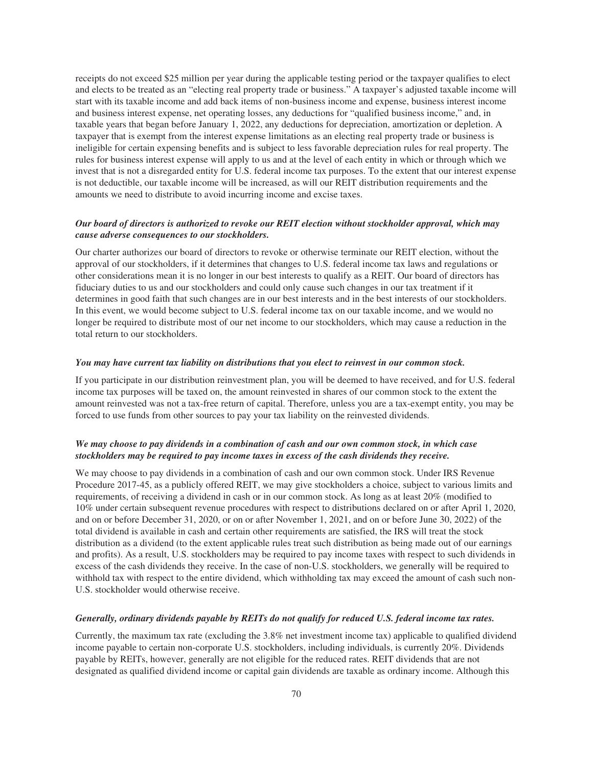receipts do not exceed $25 million per year during the applicable testing period or the taxpayer qualifies to elect and elects to be treated as an "electing real property trade or business." A taxpayer's adjusted taxable income will start with its taxable income and add back items of non-business income and expense, business interest income and business interest expense, net operating losses, any deductions for "qualified business income," and, in taxable years that began before January 1, 2022, any deductions for depreciation, amortization or depletion. A taxpayer that is exempt from the interest expense limitations as an electing real property trade or business is ineligible for certain expensing benefits and is subject to less favorable depreciation rules for real property. The rules for business interest expense will apply to us and at the level of each entity in which or through which we invest that is not a disregarded entity for U.S. federal income tax purposes. To the extent that our interest expense is not deductible, our taxable income will be increased, as will our REIT distribution requirements and the amounts we need to distribute to avoid incurring income and excise taxes.

***Our board of directors is authorized to revoke our REIT election without stockholder approval, which may cause adverse consequences to our stockholders.***

Our charter authorizes our board of directors to revoke or otherwise terminate our REIT election, without the approval of our stockholders, if it determines that changes to U.S. federal income tax laws and regulations or other considerations mean it is no longer in our best interests to qualify as a REIT. Our board of directors has fiduciary duties to us and our stockholders and could only cause such changes in our tax treatment if it determines in good faith that such changes are in our best interests and in the best interests of our stockholders. In this event, we would become subject to U.S. federal income tax on our taxable income, and we would no longer be required to distribute most of our net income to our stockholders, which may cause a reduction in the total return to our stockholders.

***You may have current tax liability on distributions that you elect to reinvest in our common stock.***

If you participate in our distribution reinvestment plan, you will be deemed to have received, and for U.S. federal income tax purposes will be taxed on, the amount reinvested in shares of our common stock to the extent the amount reinvested was not a tax-free return of capital. Therefore, unless you are a tax-exempt entity, you may be forced to use funds from other sources to pay your tax liability on the reinvested dividends.

***We may choose to pay dividends in a combination of cash and our own common stock, in which case stockholders may be required to pay income taxes in excess of the cash dividends they receive.***

We may choose to pay dividends in a combination of cash and our own common stock. Under IRS Revenue Procedure 2017-45, as a publicly offered REIT, we may give stockholders a choice, subject to various limits and requirements, of receiving a dividend in cash or in our common stock. As long as at least 20% (modified to 10% under certain subsequent revenue procedures with respect to distributions declared on or after April 1, 2020, and on or before December 31, 2020, or on or after November 1, 2021, and on or before June 30, 2022) of the total dividend is available in cash and certain other requirements are satisfied, the IRS will treat the stock distribution as a dividend (to the extent applicable rules treat such distribution as being made out of our earnings and profits). As a result, U.S. stockholders may be required to pay income taxes with respect to such dividends in excess of the cash dividends they receive. In the case of non-U.S. stockholders, we generally will be required to withhold tax with respect to the entire dividend, which withholding tax may exceed the amount of cash such non-U.S. stockholder would otherwise receive.

***Generally, ordinary dividends payable by REITs do not qualify for reduced U.S. federal income tax rates.***

Currently, the maximum tax rate (excluding the 3.8% net investment income tax) applicable to qualified dividend income payable to certain non-corporate U.S. stockholders, including individuals, is currently 20%. Dividends payable by REITs, however, generally are not eligible for the reduced rates. REIT dividends that are not designated as qualified dividend income or capital gain dividends are taxable as ordinary income. Although this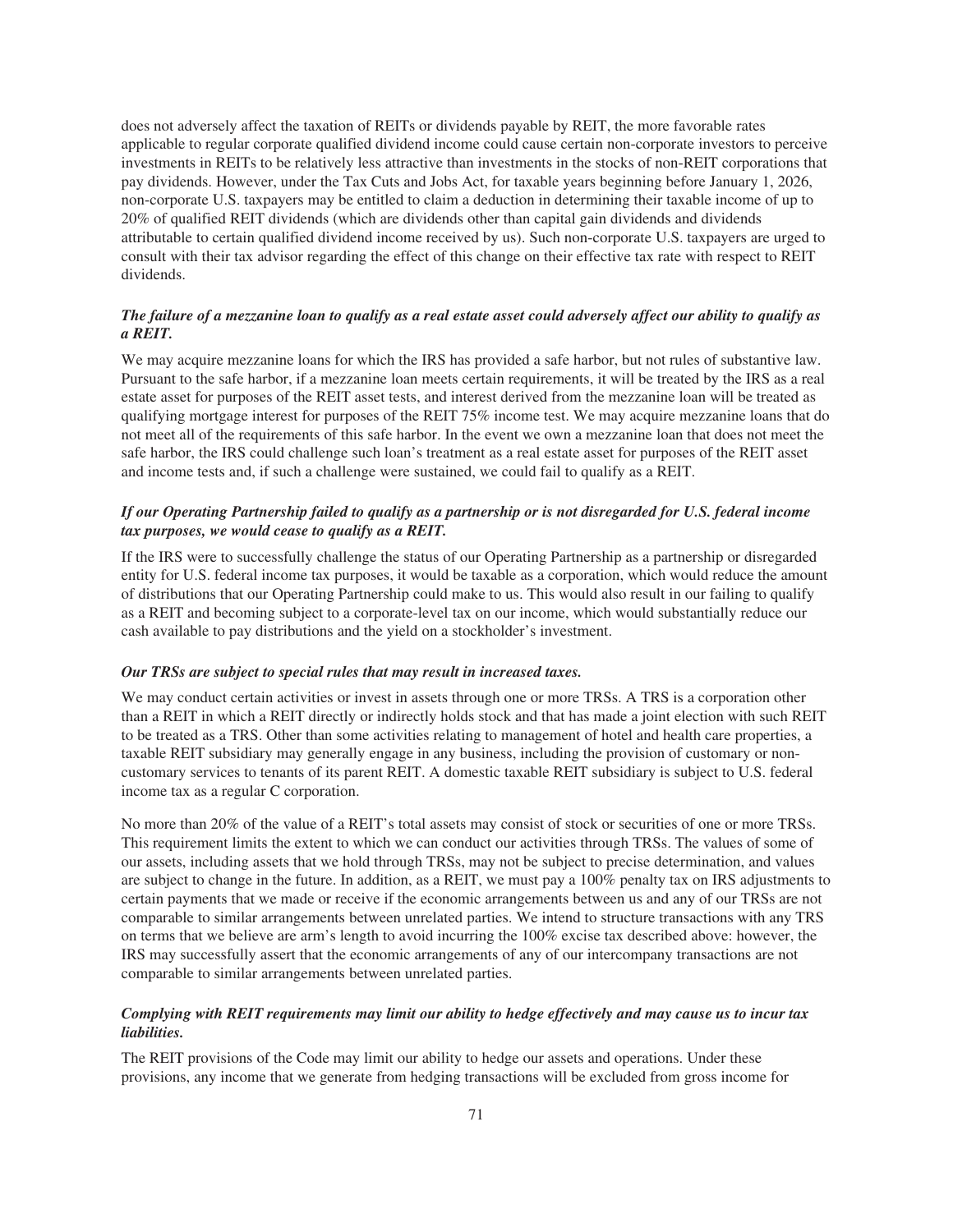does not adversely affect the taxation of REITs or dividends payable by REIT, the more favorable rates applicable to regular corporate qualified dividend income could cause certain non-corporate investors to perceive investments in REITs to be relatively less attractive than investments in the stocks of non-REIT corporations that pay dividends. However, under the Tax Cuts and Jobs Act, for taxable years beginning before January 1, 2026, non-corporate U.S. taxpayers may be entitled to claim a deduction in determining their taxable income of up to 20% of qualified REIT dividends (which are dividends other than capital gain dividends and dividends attributable to certain qualified dividend income received by us). Such non-corporate U.S. taxpayers are urged to consult with their tax advisor regarding the effect of this change on their effective tax rate with respect to REIT dividends.

***The failure of a mezzanine loan to qualify as a real estate asset could adversely affect our ability to qualify as a REIT.***

We may acquire mezzanine loans for which the IRS has provided a safe harbor, but not rules of substantive law. Pursuant to the safe harbor, if a mezzanine loan meets certain requirements, it will be treated by the IRS as a real estate asset for purposes of the REIT asset tests, and interest derived from the mezzanine loan will be treated as qualifying mortgage interest for purposes of the REIT 75% income test. We may acquire mezzanine loans that do not meet all of the requirements of this safe harbor. In the event we own a mezzanine loan that does not meet the safe harbor, the IRS could challenge such loan's treatment as a real estate asset for purposes of the REIT asset and income tests and, if such a challenge were sustained, we could fail to qualify as a REIT.

***If our Operating Partnership failed to qualify as a partnership or is not disregarded for U.S. federal income tax purposes, we would cease to qualify as a REIT.***

If the IRS were to successfully challenge the status of our Operating Partnership as a partnership or disregarded entity for U.S. federal income tax purposes, it would be taxable as a corporation, which would reduce the amount of distributions that our Operating Partnership could make to us. This would also result in our failing to qualify as a REIT and becoming subject to a corporate-level tax on our income, which would substantially reduce our cash available to pay distributions and the yield on a stockholder's investment.

***Our TRSs are subject to special rules that may result in increased taxes.***

We may conduct certain activities or invest in assets through one or more TRSs. A TRS is a corporation other than a REIT in which a REIT directly or indirectly holds stock and that has made a joint election with such REIT to be treated as a TRS. Other than some activities relating to management of hotel and health care properties, a taxable REIT subsidiary may generally engage in any business, including the provision of customary or non-customary services to tenants of its parent REIT. A domestic taxable REIT subsidiary is subject to U.S. federal income tax as a regular C corporation.

No more than 20% of the value of a REIT's total assets may consist of stock or securities of one or more TRSs. This requirement limits the extent to which we can conduct our activities through TRSs. The values of some of our assets, including assets that we hold through TRSs, may not be subject to precise determination, and values are subject to change in the future. In addition, as a REIT, we must pay a 100% penalty tax on IRS adjustments to certain payments that we made or receive if the economic arrangements between us and any of our TRSs are not comparable to similar arrangements between unrelated parties. We intend to structure transactions with any TRS on terms that we believe are arm's length to avoid incurring the 100% excise tax described above: however, the IRS may successfully assert that the economic arrangements of any of our intercompany transactions are not comparable to similar arrangements between unrelated parties.

***Complying with REIT requirements may limit our ability to hedge effectively and may cause us to incur tax liabilities.***

The REIT provisions of the Code may limit our ability to hedge our assets and operations. Under these provisions, any income that we generate from hedging transactions will be excluded from gross income for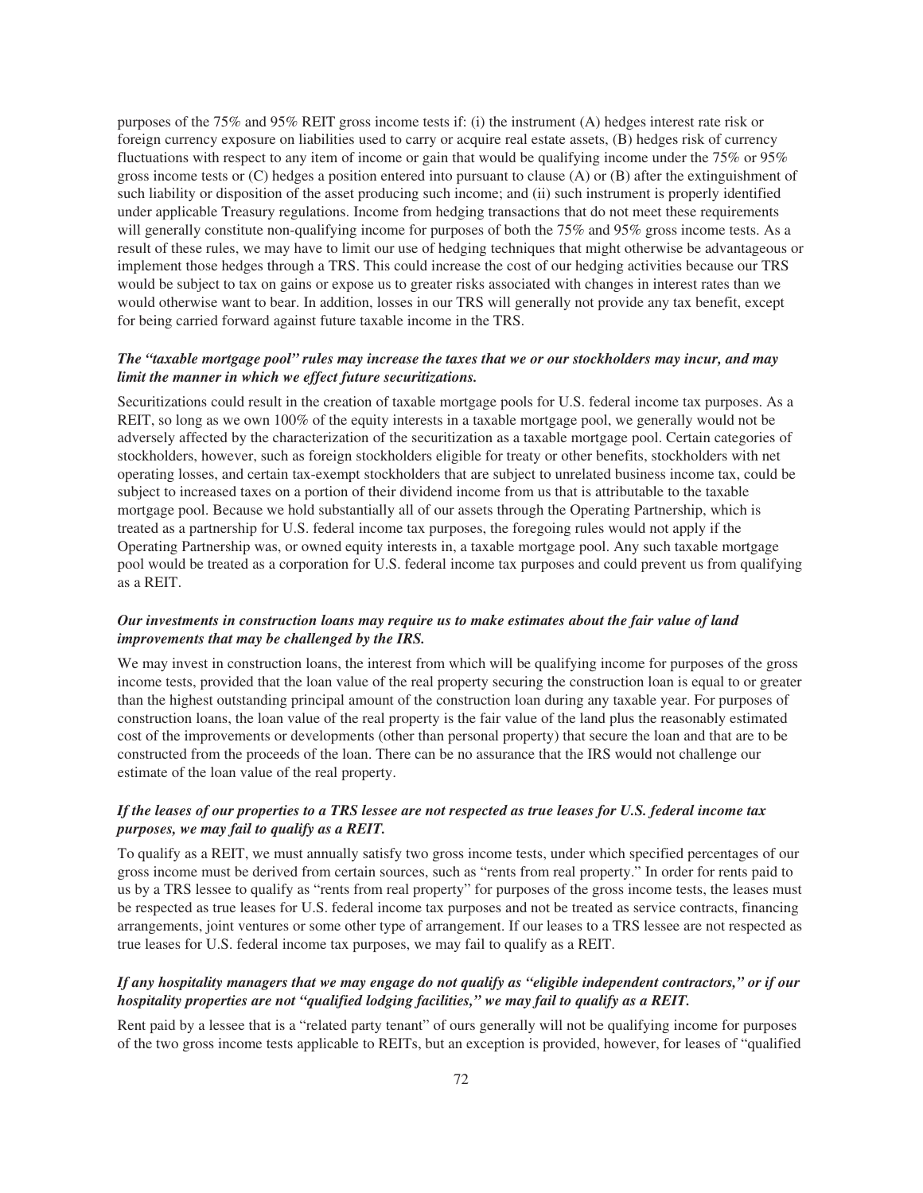purposes of the 75% and 95% REIT gross income tests if: (i) the instrument (A) hedges interest rate risk or foreign currency exposure on liabilities used to carry or acquire real estate assets, (B) hedges risk of currency fluctuations with respect to any item of income or gain that would be qualifying income under the 75% or 95% gross income tests or (C) hedges a position entered into pursuant to clause (A) or (B) after the extinguishment of such liability or disposition of the asset producing such income; and (ii) such instrument is properly identified under applicable Treasury regulations. Income from hedging transactions that do not meet these requirements will generally constitute non-qualifying income for purposes of both the 75% and 95% gross income tests. As a result of these rules, we may have to limit our use of hedging techniques that might otherwise be advantageous or implement those hedges through a TRS. This could increase the cost of our hedging activities because our TRS would be subject to tax on gains or expose us to greater risks associated with changes in interest rates than we would otherwise want to bear. In addition, losses in our TRS will generally not provide any tax benefit, except for being carried forward against future taxable income in the TRS.

***The "taxable mortgage pool" rules may increase the taxes that we or our stockholders may incur, and may limit the manner in which we effect future securitizations.***

Securitizations could result in the creation of taxable mortgage pools for U.S. federal income tax purposes. As a REIT, so long as we own 100% of the equity interests in a taxable mortgage pool, we generally would not be adversely affected by the characterization of the securitization as a taxable mortgage pool. Certain categories of stockholders, however, such as foreign stockholders eligible for treaty or other benefits, stockholders with net operating losses, and certain tax-exempt stockholders that are subject to unrelated business income tax, could be subject to increased taxes on a portion of their dividend income from us that is attributable to the taxable mortgage pool. Because we hold substantially all of our assets through the Operating Partnership, which is treated as a partnership for U.S. federal income tax purposes, the foregoing rules would not apply if the Operating Partnership was, or owned equity interests in, a taxable mortgage pool. Any such taxable mortgage pool would be treated as a corporation for U.S. federal income tax purposes and could prevent us from qualifying as a REIT.

***Our investments in construction loans may require us to make estimates about the fair value of land improvements that may be challenged by the IRS.***

We may invest in construction loans, the interest from which will be qualifying income for purposes of the gross income tests, provided that the loan value of the real property securing the construction loan is equal to or greater than the highest outstanding principal amount of the construction loan during any taxable year. For purposes of construction loans, the loan value of the real property is the fair value of the land plus the reasonably estimated cost of the improvements or developments (other than personal property) that secure the loan and that are to be constructed from the proceeds of the loan. There can be no assurance that the IRS would not challenge our estimate of the loan value of the real property.

***If the leases of our properties to a TRS lessee are not respected as true leases for U.S. federal income tax purposes, we may fail to qualify as a REIT.***

To qualify as a REIT, we must annually satisfy two gross income tests, under which specified percentages of our gross income must be derived from certain sources, such as "rents from real property." In order for rents paid to us by a TRS lessee to qualify as "rents from real property" for purposes of the gross income tests, the leases must be respected as true leases for U.S. federal income tax purposes and not be treated as service contracts, financing arrangements, joint ventures or some other type of arrangement. If our leases to a TRS lessee are not respected as true leases for U.S. federal income tax purposes, we may fail to qualify as a REIT.

***If any hospitality managers that we may engage do not qualify as "eligible independent contractors," or if our hospitality properties are not "qualified lodging facilities," we may fail to qualify as a REIT.***

Rent paid by a lessee that is a "related party tenant" of ours generally will not be qualifying income for purposes of the two gross income tests applicable to REITs, but an exception is provided, however, for leases of "qualified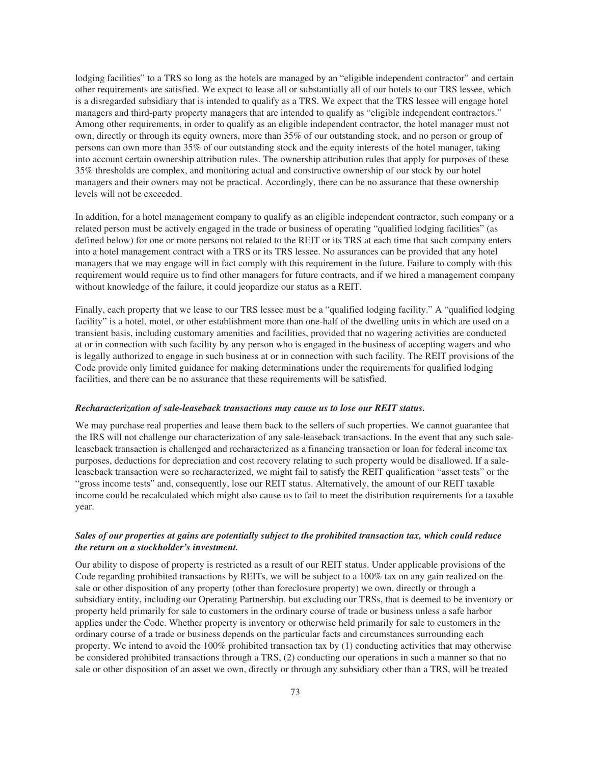lodging facilities" to a TRS so long as the hotels are managed by an "eligible independent contractor" and certain other requirements are satisfied. We expect to lease all or substantially all of our hotels to our TRS lessee, which is a disregarded subsidiary that is intended to qualify as a TRS. We expect that the TRS lessee will engage hotel managers and third-party property managers that are intended to qualify as "eligible independent contractors." Among other requirements, in order to qualify as an eligible independent contractor, the hotel manager must not own, directly or through its equity owners, more than 35% of our outstanding stock, and no person or group of persons can own more than 35% of our outstanding stock and the equity interests of the hotel manager, taking into account certain ownership attribution rules. The ownership attribution rules that apply for purposes of these 35% thresholds are complex, and monitoring actual and constructive ownership of our stock by our hotel managers and their owners may not be practical. Accordingly, there can be no assurance that these ownership levels will not be exceeded.

In addition, for a hotel management company to qualify as an eligible independent contractor, such company or a related person must be actively engaged in the trade or business of operating "qualified lodging facilities" (as defined below) for one or more persons not related to the REIT or its TRS at each time that such company enters into a hotel management contract with a TRS or its TRS lessee. No assurances can be provided that any hotel managers that we may engage will in fact comply with this requirement in the future. Failure to comply with this requirement would require us to find other managers for future contracts, and if we hired a management company without knowledge of the failure, it could jeopardize our status as a REIT.

Finally, each property that we lease to our TRS lessee must be a "qualified lodging facility." A "qualified lodging facility" is a hotel, motel, or other establishment more than one-half of the dwelling units in which are used on a transient basis, including customary amenities and facilities, provided that no wagering activities are conducted at or in connection with such facility by any person who is engaged in the business of accepting wagers and who is legally authorized to engage in such business at or in connection with such facility. The REIT provisions of the Code provide only limited guidance for making determinations under the requirements for qualified lodging facilities, and there can be no assurance that these requirements will be satisfied.

***Recharacterization of sale-leaseback transactions may cause us to lose our REIT status.***

We may purchase real properties and lease them back to the sellers of such properties. We cannot guarantee that the IRS will not challenge our characterization of any sale-leaseback transactions. In the event that any such sale-leaseback transaction is challenged and recharacterized as a financing transaction or loan for federal income tax purposes, deductions for depreciation and cost recovery relating to such property would be disallowed. If a sale-leaseback transaction were so recharacterized, we might fail to satisfy the REIT qualification "asset tests" or the "gross income tests" and, consequently, lose our REIT status. Alternatively, the amount of our REIT taxable income could be recalculated which might also cause us to fail to meet the distribution requirements for a taxable year.

***Sales of our properties at gains are potentially subject to the prohibited transaction tax, which could reduce the return on a stockholder's investment.***

Our ability to dispose of property is restricted as a result of our REIT status. Under applicable provisions of the Code regarding prohibited transactions by REITs, we will be subject to a 100% tax on any gain realized on the sale or other disposition of any property (other than foreclosure property) we own, directly or through a subsidiary entity, including our Operating Partnership, but excluding our TRSs, that is deemed to be inventory or property held primarily for sale to customers in the ordinary course of trade or business unless a safe harbor applies under the Code. Whether property is inventory or otherwise held primarily for sale to customers in the ordinary course of a trade or business depends on the particular facts and circumstances surrounding each property. We intend to avoid the 100% prohibited transaction tax by (1) conducting activities that may otherwise be considered prohibited transactions through a TRS, (2) conducting our operations in such a manner so that no sale or other disposition of an asset we own, directly or through any subsidiary other than a TRS, will be treated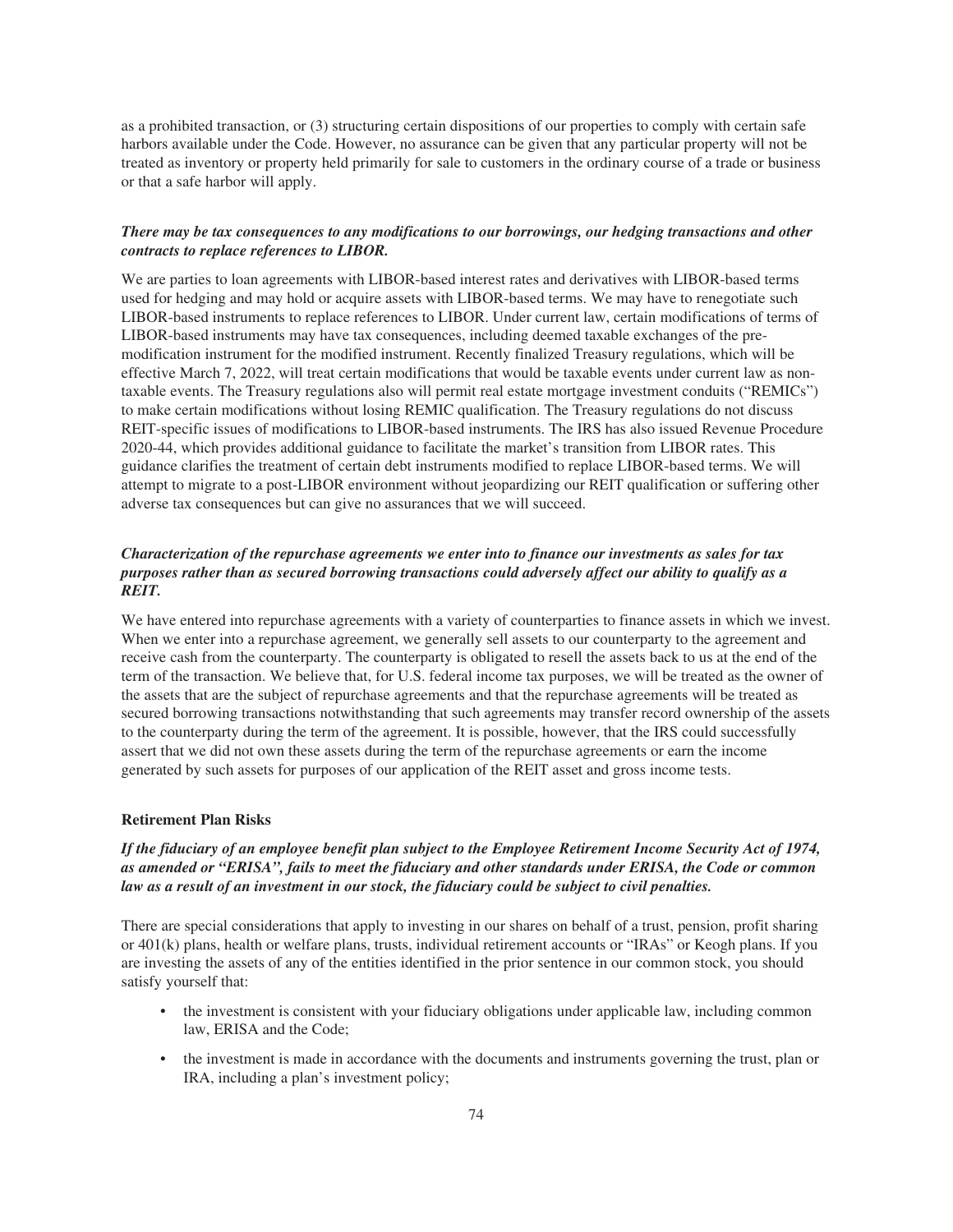as a prohibited transaction, or (3) structuring certain dispositions of our properties to comply with certain safe harbors available under the Code. However, no assurance can be given that any particular property will not be treated as inventory or property held primarily for sale to customers in the ordinary course of a trade or business or that a safe harbor will apply.

***There may be tax consequences to any modifications to our borrowings, our hedging transactions and other contracts to replace references to LIBOR.***

We are parties to loan agreements with LIBOR-based interest rates and derivatives with LIBOR-based terms used for hedging and may hold or acquire assets with LIBOR-based terms. We may have to renegotiate such LIBOR-based instruments to replace references to LIBOR. Under current law, certain modifications of terms of LIBOR-based instruments may have tax consequences, including deemed taxable exchanges of the pre-modification instrument for the modified instrument. Recently finalized Treasury regulations, which will be effective March 7, 2022, will treat certain modifications that would be taxable events under current law as non-taxable events. The Treasury regulations also will permit real estate mortgage investment conduits ("REMICs") to make certain modifications without losing REMIC qualification. The Treasury regulations do not discuss REIT-specific issues of modifications to LIBOR-based instruments. The IRS has also issued Revenue Procedure 2020-44, which provides additional guidance to facilitate the market's transition from LIBOR rates. This guidance clarifies the treatment of certain debt instruments modified to replace LIBOR-based terms. We will attempt to migrate to a post-LIBOR environment without jeopardizing our REIT qualification or suffering other adverse tax consequences but can give no assurances that we will succeed.

***Characterization of the repurchase agreements we enter into to finance our investments as sales for tax purposes rather than as secured borrowing transactions could adversely affect our ability to qualify as a REIT.***

We have entered into repurchase agreements with a variety of counterparties to finance assets in which we invest. When we enter into a repurchase agreement, we generally sell assets to our counterparty to the agreement and receive cash from the counterparty. The counterparty is obligated to resell the assets back to us at the end of the term of the transaction. We believe that, for U.S. federal income tax purposes, we will be treated as the owner of the assets that are the subject of repurchase agreements and that the repurchase agreements will be treated as secured borrowing transactions notwithstanding that such agreements may transfer record ownership of the assets to the counterparty during the term of the agreement. It is possible, however, that the IRS could successfully assert that we did not own these assets during the term of the repurchase agreements or earn the income generated by such assets for purposes of our application of the REIT asset and gross income tests.

**Retirement Plan Risks**

***If the fiduciary of an employee benefit plan subject to the Employee Retirement Income Security Act of 1974, as amended or "ERISA", fails to meet the fiduciary and other standards under ERISA, the Code or common law as a result of an investment in our stock, the fiduciary could be subject to civil penalties.***

There are special considerations that apply to investing in our shares on behalf of a trust, pension, profit sharing or 401(k) plans, health or welfare plans, trusts, individual retirement accounts or "IRAs" or Keogh plans. If you are investing the assets of any of the entities identified in the prior sentence in our common stock, you should satisfy yourself that:

- the investment is consistent with your fiduciary obligations under applicable law, including common law, ERISA and the Code;
- the investment is made in accordance with the documents and instruments governing the trust, plan or IRA, including a plan's investment policy;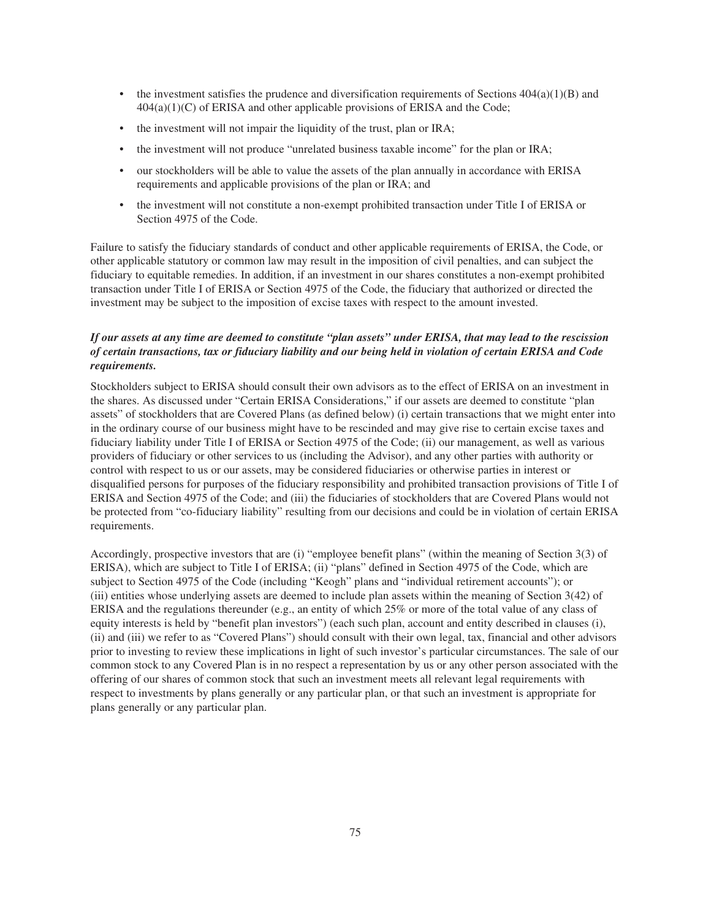- the investment satisfies the prudence and diversification requirements of Sections 404(a)(1)(B) and 404(a)(1)(C) of ERISA and other applicable provisions of ERISA and the Code;
- the investment will not impair the liquidity of the trust, plan or IRA;
- the investment will not produce "unrelated business taxable income" for the plan or IRA;
- our stockholders will be able to value the assets of the plan annually in accordance with ERISA requirements and applicable provisions of the plan or IRA; and
- the investment will not constitute a non-exempt prohibited transaction under Title I of ERISA or Section 4975 of the Code.

Failure to satisfy the fiduciary standards of conduct and other applicable requirements of ERISA, the Code, or other applicable statutory or common law may result in the imposition of civil penalties, and can subject the fiduciary to equitable remedies. In addition, if an investment in our shares constitutes a non-exempt prohibited transaction under Title I of ERISA or Section 4975 of the Code, the fiduciary that authorized or directed the investment may be subject to the imposition of excise taxes with respect to the amount invested.

***If our assets at any time are deemed to constitute "plan assets" under ERISA, that may lead to the rescission of certain transactions, tax or fiduciary liability and our being held in violation of certain ERISA and Code requirements.***

Stockholders subject to ERISA should consult their own advisors as to the effect of ERISA on an investment in the shares. As discussed under "Certain ERISA Considerations," if our assets are deemed to constitute "plan assets" of stockholders that are Covered Plans (as defined below) (i) certain transactions that we might enter into in the ordinary course of our business might have to be rescinded and may give rise to certain excise taxes and fiduciary liability under Title I of ERISA or Section 4975 of the Code; (ii) our management, as well as various providers of fiduciary or other services to us (including the Advisor), and any other parties with authority or control with respect to us or our assets, may be considered fiduciaries or otherwise parties in interest or disqualified persons for purposes of the fiduciary responsibility and prohibited transaction provisions of Title I of ERISA and Section 4975 of the Code; and (iii) the fiduciaries of stockholders that are Covered Plans would not be protected from "co-fiduciary liability" resulting from our decisions and could be in violation of certain ERISA requirements.

Accordingly, prospective investors that are (i) "employee benefit plans" (within the meaning of Section 3(3) of ERISA), which are subject to Title I of ERISA; (ii) "plans" defined in Section 4975 of the Code, which are subject to Section 4975 of the Code (including "Keogh" plans and "individual retirement accounts"); or (iii) entities whose underlying assets are deemed to include plan assets within the meaning of Section 3(42) of ERISA and the regulations thereunder (e.g., an entity of which 25% or more of the total value of any class of equity interests is held by "benefit plan investors") (each such plan, account and entity described in clauses (i), (ii) and (iii) we refer to as "Covered Plans") should consult with their own legal, tax, financial and other advisors prior to investing to review these implications in light of such investor's particular circumstances. The sale of our common stock to any Covered Plan is in no respect a representation by us or any other person associated with the offering of our shares of common stock that such an investment meets all relevant legal requirements with respect to investments by plans generally or any particular plan, or that such an investment is appropriate for plans generally or any particular plan.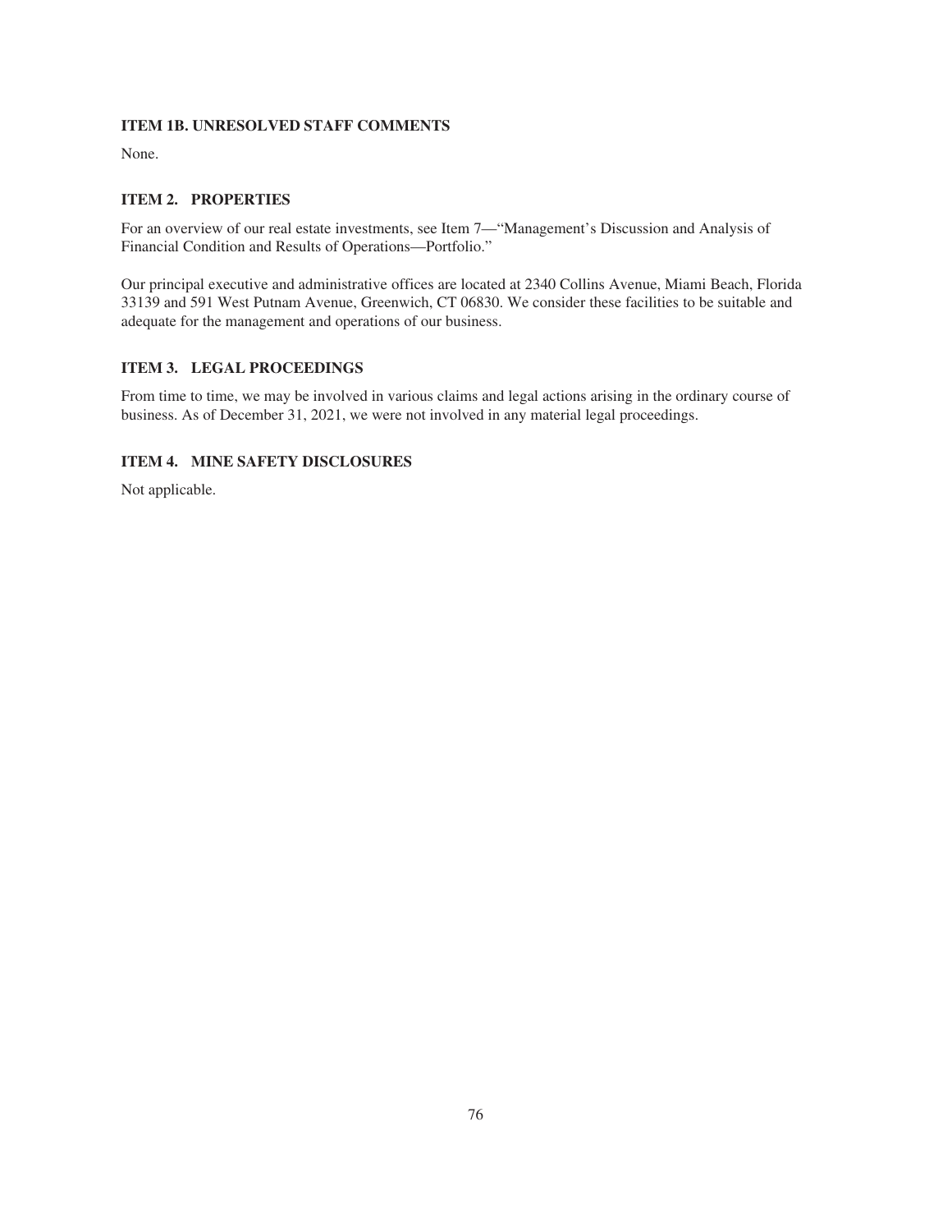## ITEM 1B. UNRESOLVED STAFF COMMENTS

None.

## ITEM 2. PROPERTIES

For an overview of our real estate investments, see Item 7—"Management's Discussion and Analysis of Financial Condition and Results of Operations—Portfolio."

Our principal executive and administrative offices are located at 2340 Collins Avenue, Miami Beach, Florida 33139 and 591 West Putnam Avenue, Greenwich, CT 06830. We consider these facilities to be suitable and adequate for the management and operations of our business.

## ITEM 3. LEGAL PROCEEDINGS

From time to time, we may be involved in various claims and legal actions arising in the ordinary course of business. As of December 31, 2021, we were not involved in any material legal proceedings.

## ITEM 4. MINE SAFETY DISCLOSURES

Not applicable.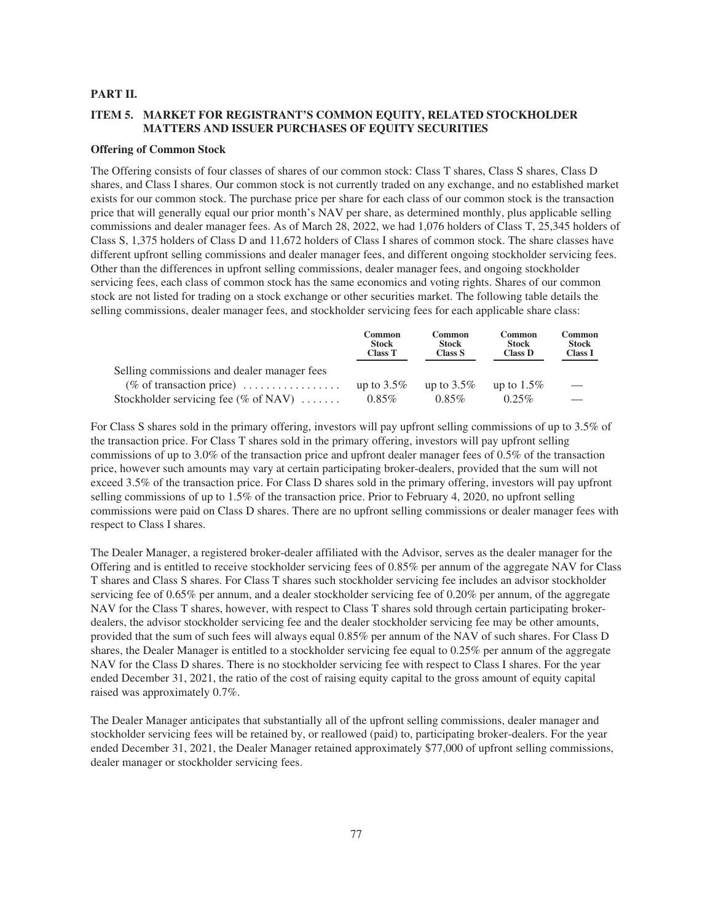## PART II.

### ITEM 5. MARKET FOR REGISTRANT'S COMMON EQUITY, RELATED STOCKHOLDER MATTERS AND ISSUER PURCHASES OF EQUITY SECURITIES

**Offering of Common Stock**

The Offering consists of four classes of shares of our common stock: Class T shares, Class S shares, Class D shares, and Class I shares. Our common stock is not currently traded on any exchange, and no established market exists for our common stock. The purchase price per share for each class of our common stock is the transaction price that will generally equal our prior month's NAV per share, as determined monthly, plus applicable selling commissions and dealer manager fees. As of March 28, 2022, we had 1,076 holders of Class T, 25,345 holders of Class S, 1,375 holders of Class D and 11,672 holders of Class I shares of common stock. The share classes have different upfront selling commissions and dealer manager fees, and different ongoing stockholder servicing fees. Other than the differences in upfront selling commissions, dealer manager fees, and ongoing stockholder servicing fees, each class of common stock has the same economics and voting rights. Shares of our common stock are not listed for trading on a stock exchange or other securities market. The following table details the selling commissions, dealer manager fees, and stockholder servicing fees for each applicable share class:

| | Common Stock Class T | Common Stock Class S | Common Stock Class D | Common Stock Class I |
|---|---|---|---|---|
| Selling commissions and dealer manager fees (% of transaction price) | up to 3.5% | up to 3.5% | up to 1.5% | — |
| Stockholder servicing fee (% of NAV) | 0.85% | 0.85% | 0.25% | — |

For Class S shares sold in the primary offering, investors will pay upfront selling commissions of up to 3.5% of the transaction price. For Class T shares sold in the primary offering, investors will pay upfront selling commissions of up to 3.0% of the transaction price and upfront dealer manager fees of 0.5% of the transaction price, however such amounts may vary at certain participating broker-dealers, provided that the sum will not exceed 3.5% of the transaction price. For Class D shares sold in the primary offering, investors will pay upfront selling commissions of up to 1.5% of the transaction price. Prior to February 4, 2020, no upfront selling commissions were paid on Class D shares. There are no upfront selling commissions or dealer manager fees with respect to Class I shares.

The Dealer Manager, a registered broker-dealer affiliated with the Advisor, serves as the dealer manager for the Offering and is entitled to receive stockholder servicing fees of 0.85% per annum of the aggregate NAV for Class T shares and Class S shares. For Class T shares such stockholder servicing fee includes an advisor stockholder servicing fee of 0.65% per annum, and a dealer stockholder servicing fee of 0.20% per annum, of the aggregate NAV for the Class T shares, however, with respect to Class T shares sold through certain participating broker-dealers, the advisor stockholder servicing fee and the dealer stockholder servicing fee may be other amounts, provided that the sum of such fees will always equal 0.85% per annum of the NAV of such shares. For Class D shares, the Dealer Manager is entitled to a stockholder servicing fee equal to 0.25% per annum of the aggregate NAV for the Class D shares. There is no stockholder servicing fee with respect to Class I shares. For the year ended December 31, 2021, the ratio of the cost of raising equity capital to the gross amount of equity capital raised was approximately 0.7%.

The Dealer Manager anticipates that substantially all of the upfront selling commissions, dealer manager and stockholder servicing fees will be retained by, or reallowed (paid) to, participating broker-dealers. For the year ended December 31, 2021, the Dealer Manager retained approximately $77,000 of upfront selling commissions, dealer manager or stockholder servicing fees.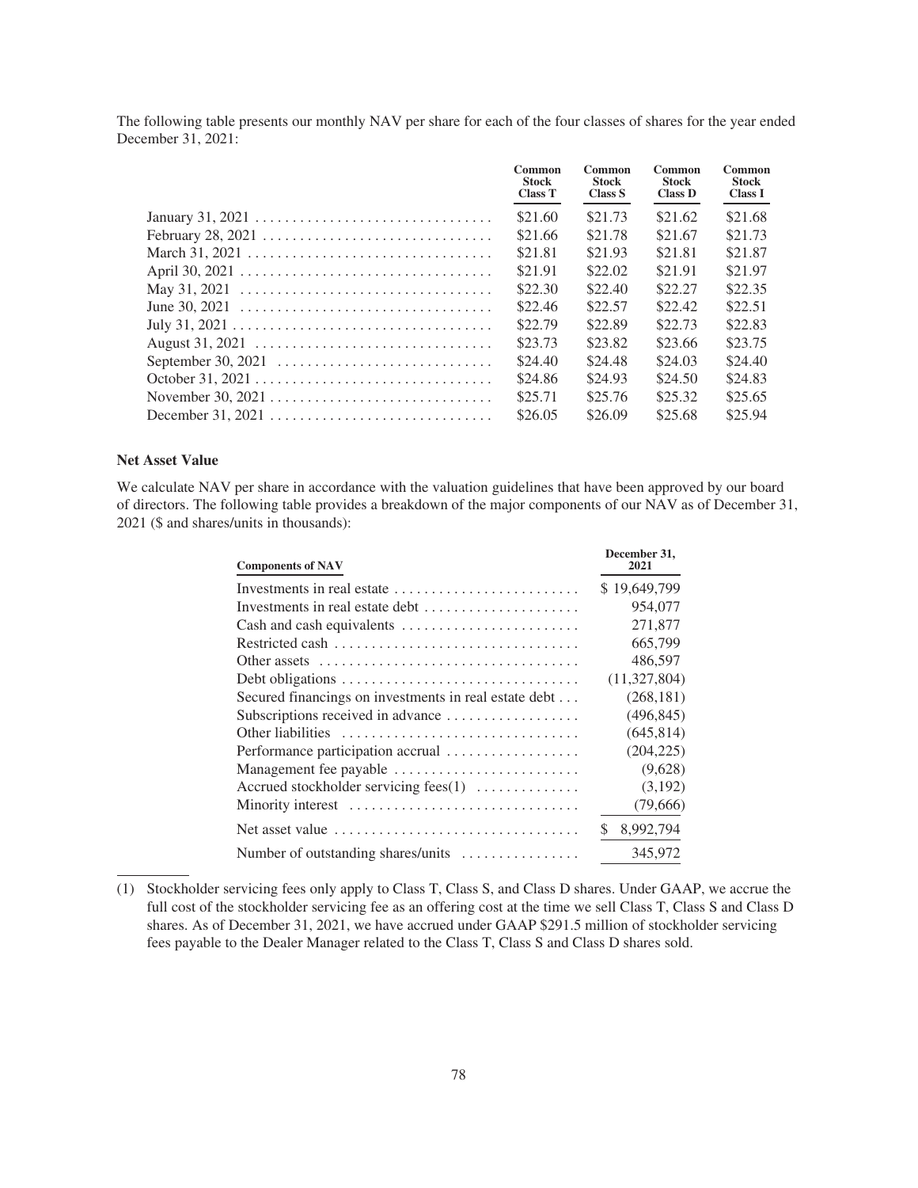The following table presents our monthly NAV per share for each of the four classes of shares for the year ended December 31, 2021:

| | Common Stock Class T | Common Stock Class S | Common Stock Class D | Common Stock Class I |
|---|---|---|---|---|
| January 31, 2021 | $21.60 | $21.73 | $21.62 | $21.68 |
| February 28, 2021 | $21.66 | $21.78 | $21.67 | $21.73 |
| March 31, 2021 | $21.81 | $21.93 | $21.81 | $21.87 |
| April 30, 2021 | $21.91 | $22.02 | $21.91 | $21.97 |
| May 31, 2021 | $22.30 | $22.40 | $22.27 | $22.35 |
| June 30, 2021 | $22.46 | $22.57 | $22.42 | $22.51 |
| July 31, 2021 | $22.79 | $22.89 | $22.73 | $22.83 |
| August 31, 2021 | $23.73 | $23.82 | $23.66 | $23.75 |
| September 30, 2021 | $24.40 | $24.48 | $24.03 | $24.40 |
| October 31, 2021 | $24.86 | $24.93 | $24.50 | $24.83 |
| November 30, 2021 | $25.71 | $25.76 | $25.32 | $25.65 |
| December 31, 2021 | $26.05 | $26.09 | $25.68 | $25.94 |

### Net Asset Value

We calculate NAV per share in accordance with the valuation guidelines that have been approved by our board of directors. The following table provides a breakdown of the major components of our NAV as of December 31, 2021 ($ and shares/units in thousands):

| Components of NAV | December 31, 2021 |
|---|---|
| Investments in real estate | $ 19,649,799 |
| Investments in real estate debt | 954,077 |
| Cash and cash equivalents | 271,877 |
| Restricted cash | 665,799 |
| Other assets | 486,597 |
| Debt obligations | (11,327,804) |
| Secured financings on investments in real estate debt | (268,181) |
| Subscriptions received in advance | (496,845) |
| Other liabilities | (645,814) |
| Performance participation accrual | (204,225) |
| Management fee payable | (9,628) |
| Accrued stockholder servicing fees(1) | (3,192) |
| Minority interest | (79,666) |
| Net asset value | $ 8,992,794 |
| Number of outstanding shares/units | 345,972 |

(1) Stockholder servicing fees only apply to Class T, Class S, and Class D shares. Under GAAP, we accrue the full cost of the stockholder servicing fee as an offering cost at the time we sell Class T, Class S and Class D shares. As of December 31, 2021, we have accrued under GAAP $291.5 million of stockholder servicing fees payable to the Dealer Manager related to the Class T, Class S and Class D shares sold.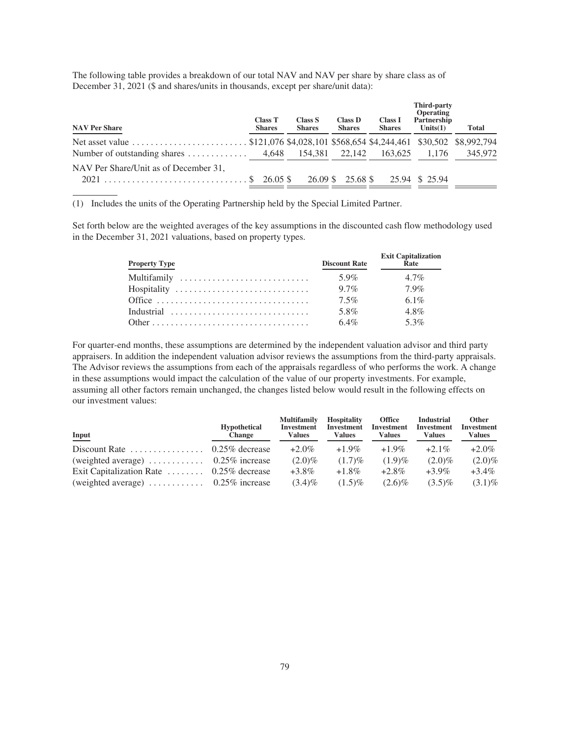The following table provides a breakdown of our total NAV and NAV per share by share class as of December 31, 2021 ($ and shares/units in thousands, except per share/unit data):

| NAV Per Share | Class T Shares | Class S Shares | Class D Shares | Class I Shares | Third-party Operating Partnership Units(1) | Total |
|---|---|---|---|---|---|---|
| Net asset value | $121,076 | $4,028,101 | $568,654 | $4,244,461 | $30,502 | $8,992,794 |
| Number of outstanding shares | 4,648 | 154,381 | 22,142 | 163,625 | 1,176 | 345,972 |
| NAV Per Share/Unit as of December 31, 2021 | $ 26.05 | $ 26.09 | $ 25.68 | $ 25.94 | $ 25.94 | |

(1) Includes the units of the Operating Partnership held by the Special Limited Partner.

Set forth below are the weighted averages of the key assumptions in the discounted cash flow methodology used in the December 31, 2021 valuations, based on property types.

| Property Type | Discount Rate | Exit Capitalization Rate |
|---|---|---|
| Multifamily | 5.9% | 4.7% |
| Hospitality | 9.7% | 7.9% |
| Office | 7.5% | 6.1% |
| Industrial | 5.8% | 4.8% |
| Other | 6.4% | 5.3% |

For quarter-end months, these assumptions are determined by the independent valuation advisor and third party appraisers. In addition the independent valuation advisor reviews the assumptions from the third-party appraisals. The Advisor reviews the assumptions from each of the appraisals regardless of who performs the work. A change in these assumptions would impact the calculation of the value of our property investments. For example, assuming all other factors remain unchanged, the changes listed below would result in the following effects on our investment values:

| Input | Hypothetical Change | Multifamily Investment Values | Hospitality Investment Values | Office Investment Values | Industrial Investment Values | Other Investment Values |
|---|---|---|---|---|---|---|
| Discount Rate | 0.25% decrease | +2.0% | +1.9% | +1.9% | +2.1% | +2.0% |
| (weighted average) | 0.25% increase | (2.0)% | (1.7)% | (1.9)% | (2.0)% | (2.0)% |
| Exit Capitalization Rate | 0.25% decrease | +3.8% | +1.8% | +2.8% | +3.9% | +3.4% |
| (weighted average) | 0.25% increase | (3.4)% | (1.5)% | (2.6)% | (3.5)% | (3.1)% |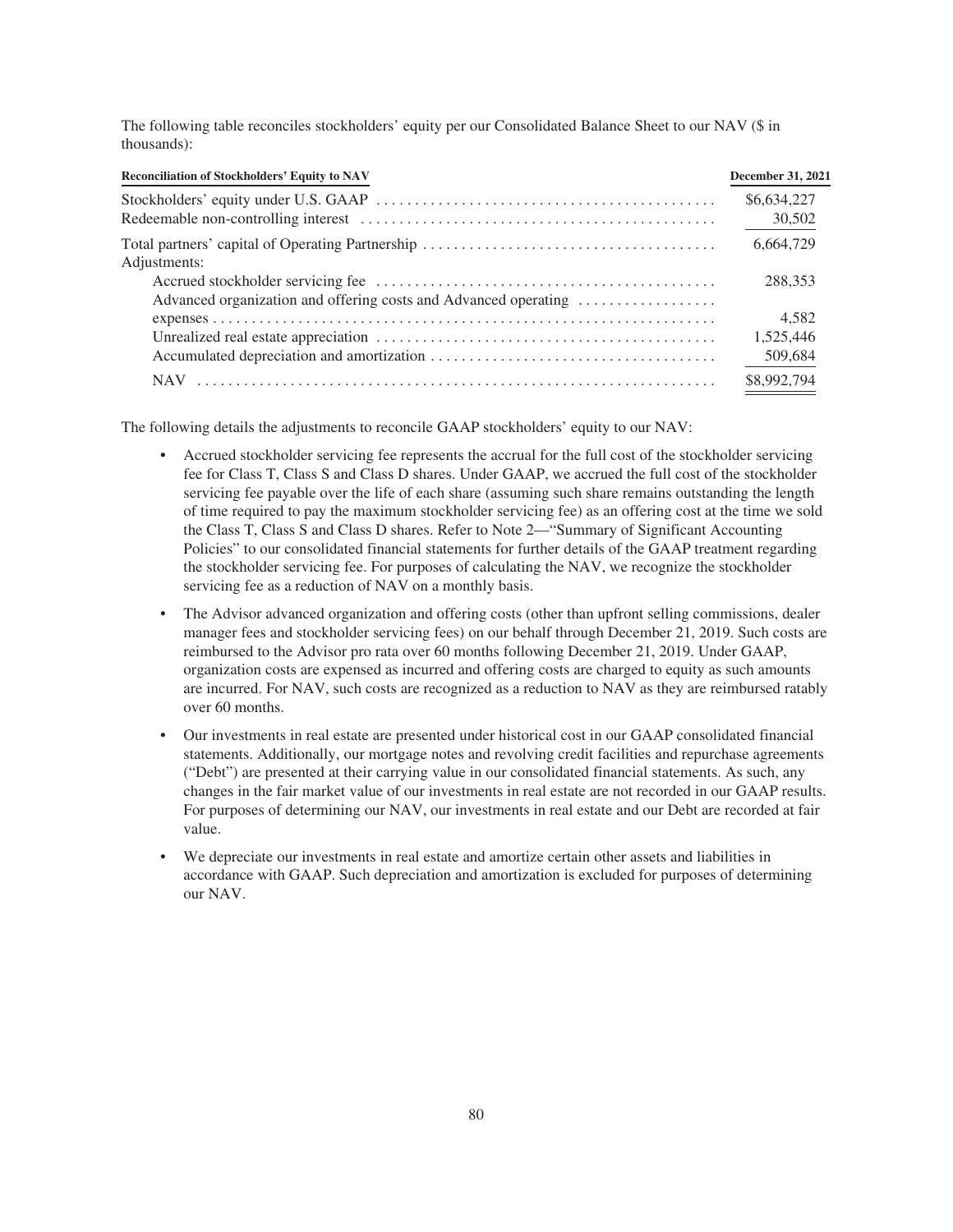The following table reconciles stockholders' equity per our Consolidated Balance Sheet to our NAV ($ in thousands):

| Reconciliation of Stockholders' Equity to NAV | December 31, 2021 |
|---|---|
| Stockholders' equity under U.S. GAAP | $6,634,227 |
| Redeemable non-controlling interest | 30,502 |
| Total partners' capital of Operating Partnership | 6,664,729 |
| Adjustments: | |
| Accrued stockholder servicing fee | 288,353 |
| Advanced organization and offering costs and Advanced operating expenses | 4,582 |
| Unrealized real estate appreciation | 1,525,446 |
| Accumulated depreciation and amortization | 509,684 |
| NAV | $8,992,794 |

The following details the adjustments to reconcile GAAP stockholders' equity to our NAV:

- Accrued stockholder servicing fee represents the accrual for the full cost of the stockholder servicing fee for Class T, Class S and Class D shares. Under GAAP, we accrued the full cost of the stockholder servicing fee payable over the life of each share (assuming such share remains outstanding the length of time required to pay the maximum stockholder servicing fee) as an offering cost at the time we sold the Class T, Class S and Class D shares. Refer to Note 2—"Summary of Significant Accounting Policies" to our consolidated financial statements for further details of the GAAP treatment regarding the stockholder servicing fee. For purposes of calculating the NAV, we recognize the stockholder servicing fee as a reduction of NAV on a monthly basis.
- The Advisor advanced organization and offering costs (other than upfront selling commissions, dealer manager fees and stockholder servicing fees) on our behalf through December 21, 2019. Such costs are reimbursed to the Advisor pro rata over 60 months following December 21, 2019. Under GAAP, organization costs are expensed as incurred and offering costs are charged to equity as such amounts are incurred. For NAV, such costs are recognized as a reduction to NAV as they are reimbursed ratably over 60 months.
- Our investments in real estate are presented under historical cost in our GAAP consolidated financial statements. Additionally, our mortgage notes and revolving credit facilities and repurchase agreements ("Debt") are presented at their carrying value in our consolidated financial statements. As such, any changes in the fair market value of our investments in real estate are not recorded in our GAAP results. For purposes of determining our NAV, our investments in real estate and our Debt are recorded at fair value.
- We depreciate our investments in real estate and amortize certain other assets and liabilities in accordance with GAAP. Such depreciation and amortization is excluded for purposes of determining our NAV.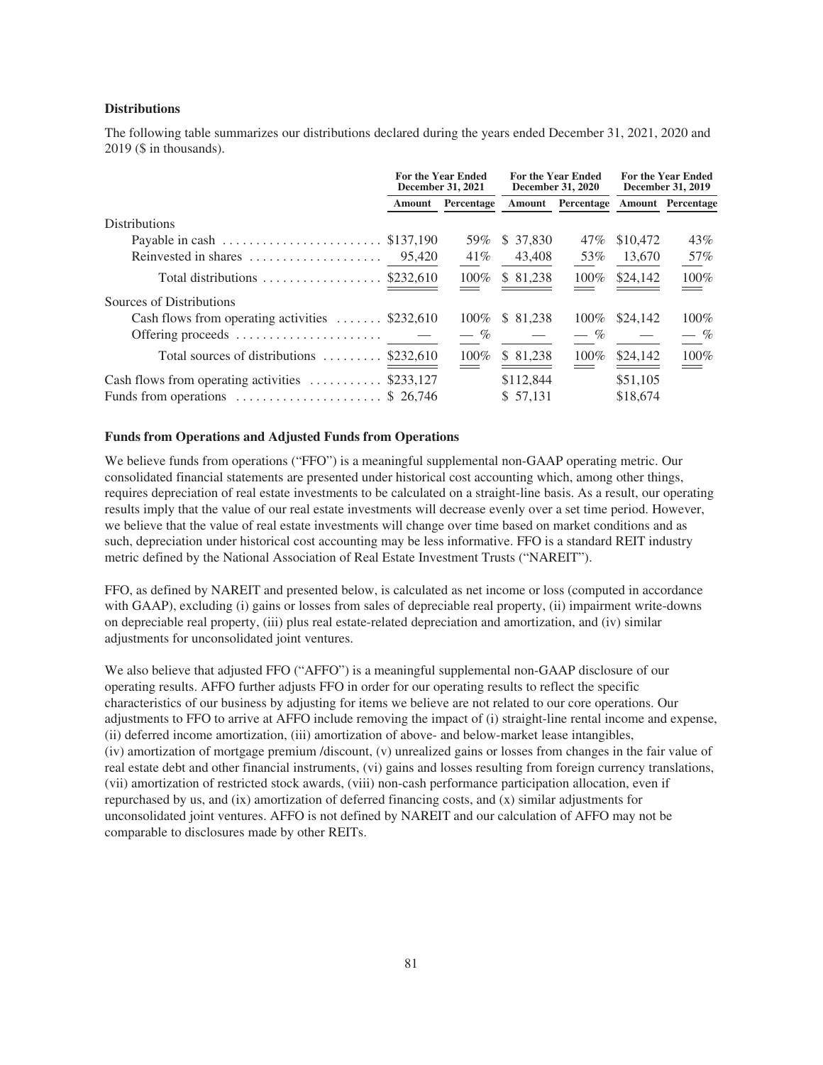### Distributions

The following table summarizes our distributions declared during the years ended December 31, 2021, 2020 and 2019 ($ in thousands).

| | For the Year Ended December 31, 2021 | | For the Year Ended December 31, 2020 | | For the Year Ended December 31, 2019 | |
|---|---|---|---|---|---|---|
| | Amount | Percentage | Amount | Percentage | Amount | Percentage |
| Distributions | | | | | | |
| Payable in cash | $137,190 | 59% | $ 37,830 | 47% | $10,472 | 43% |
| Reinvested in shares | 95,420 | 41% | 43,408 | 53% | 13,670 | 57% |
| Total distributions | $232,610 | 100% | $ 81,238 | 100% | $24,142 | 100% |
| Sources of Distributions | | | | | | |
| Cash flows from operating activities | $232,610 | 100% | $ 81,238 | 100% | $24,142 | 100% |
| Offering proceeds | — | — % | — | — % | — | — % |
| Total sources of distributions | $232,610 | 100% | $ 81,238 | 100% | $24,142 | 100% |
| Cash flows from operating activities | $233,127 | | $112,844 | | $51,105 | |
| Funds from operations | $ 26,746 | | $ 57,131 | | $18,674 | |

### Funds from Operations and Adjusted Funds from Operations

We believe funds from operations ("FFO") is a meaningful supplemental non-GAAP operating metric. Our consolidated financial statements are presented under historical cost accounting which, among other things, requires depreciation of real estate investments to be calculated on a straight-line basis. As a result, our operating results imply that the value of our real estate investments will decrease evenly over a set time period. However, we believe that the value of real estate investments will change over time based on market conditions and as such, depreciation under historical cost accounting may be less informative. FFO is a standard REIT industry metric defined by the National Association of Real Estate Investment Trusts ("NAREIT").

FFO, as defined by NAREIT and presented below, is calculated as net income or loss (computed in accordance with GAAP), excluding (i) gains or losses from sales of depreciable real property, (ii) impairment write-downs on depreciable real property, (iii) plus real estate-related depreciation and amortization, and (iv) similar adjustments for unconsolidated joint ventures.

We also believe that adjusted FFO ("AFFO") is a meaningful supplemental non-GAAP disclosure of our operating results. AFFO further adjusts FFO in order for our operating results to reflect the specific characteristics of our business by adjusting for items we believe are not related to our core operations. Our adjustments to FFO to arrive at AFFO include removing the impact of (i) straight-line rental income and expense, (ii) deferred income amortization, (iii) amortization of above- and below-market lease intangibles, (iv) amortization of mortgage premium /discount, (v) unrealized gains or losses from changes in the fair value of real estate debt and other financial instruments, (vi) gains and losses resulting from foreign currency translations, (vii) amortization of restricted stock awards, (viii) non-cash performance participation allocation, even if repurchased by us, and (ix) amortization of deferred financing costs, and (x) similar adjustments for unconsolidated joint ventures. AFFO is not defined by NAREIT and our calculation of AFFO may not be comparable to disclosures made by other REITs.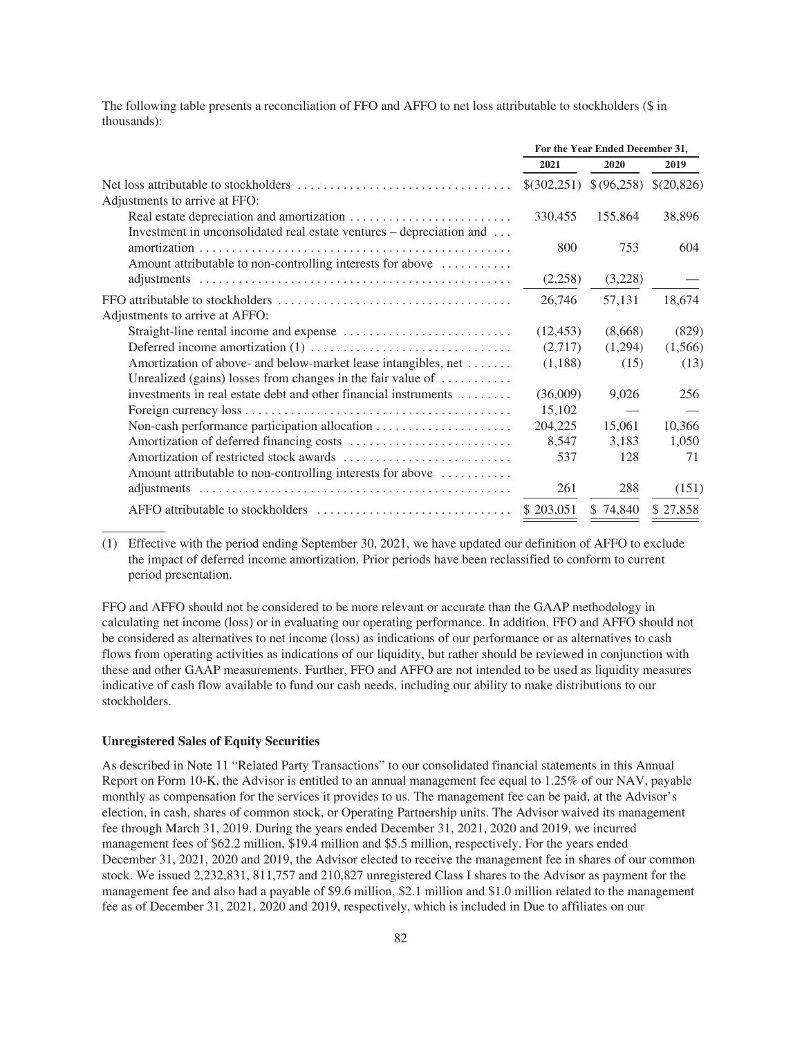The following table presents a reconciliation of FFO and AFFO to net loss attributable to stockholders ($ in thousands):

| | For the Year Ended December 31, | | |
|---|---|---|---|
| | 2021 | 2020 | 2019 |
| Net loss attributable to stockholders | $(302,251) | $ (96,258) | $(20,826) |
| Adjustments to arrive at FFO: | | | |
| Real estate depreciation and amortization | 330,455 | 155,864 | 38,896 |
| Investment in unconsolidated real estate ventures – depreciation and amortization | 800 | 753 | 604 |
| Amount attributable to non-controlling interests for above adjustments | (2,258) | (3,228) | — |
| FFO attributable to stockholders | 26,746 | 57,131 | 18,674 |
| Adjustments to arrive at AFFO: | | | |
| Straight-line rental income and expense | (12,453) | (8,668) | (829) |
| Deferred income amortization (1) | (2,717) | (1,294) | (1,566) |
| Amortization of above- and below-market lease intangibles, net | (1,188) | (15) | (13) |
| Unrealized (gains) losses from changes in the fair value of investments in real estate debt and other financial instruments | (36,009) | 9,026 | 256 |
| Foreign currency loss | 15,102 | — | — |
| Non-cash performance participation allocation | 204,225 | 15,061 | 10,366 |
| Amortization of deferred financing costs | 8,547 | 3,183 | 1,050 |
| Amortization of restricted stock awards | 537 | 128 | 71 |
| Amount attributable to non-controlling interests for above adjustments | 261 | 288 | (151) |
| AFFO attributable to stockholders | $ 203,051 | $ 74,840 | $ 27,858 |

(1) Effective with the period ending September 30, 2021, we have updated our definition of AFFO to exclude the impact of deferred income amortization. Prior periods have been reclassified to conform to current period presentation.

FFO and AFFO should not be considered to be more relevant or accurate than the GAAP methodology in calculating net income (loss) or in evaluating our operating performance. In addition, FFO and AFFO should not be considered as alternatives to net income (loss) as indications of our performance or as alternatives to cash flows from operating activities as indications of our liquidity, but rather should be reviewed in conjunction with these and other GAAP measurements. Further, FFO and AFFO are not intended to be used as liquidity measures indicative of cash flow available to fund our cash needs, including our ability to make distributions to our stockholders.

### Unregistered Sales of Equity Securities

As described in Note 11 "Related Party Transactions" to our consolidated financial statements in this Annual Report on Form 10-K, the Advisor is entitled to an annual management fee equal to 1.25% of our NAV, payable monthly as compensation for the services it provides to us. The management fee can be paid, at the Advisor's election, in cash, shares of common stock, or Operating Partnership units. The Advisor waived its management fee through March 31, 2019. During the years ended December 31, 2021, 2020 and 2019, we incurred management fees of $62.2 million, $19.4 million and $5.5 million, respectively. For the years ended December 31, 2021, 2020 and 2019, the Advisor elected to receive the management fee in shares of our common stock. We issued 2,232,831, 811,757 and 210,827 unregistered Class I shares to the Advisor as payment for the management fee and also had a payable of $9.6 million, $2.1 million and $1.0 million related to the management fee as of December 31, 2021, 2020 and 2019, respectively, which is included in Due to affiliates on our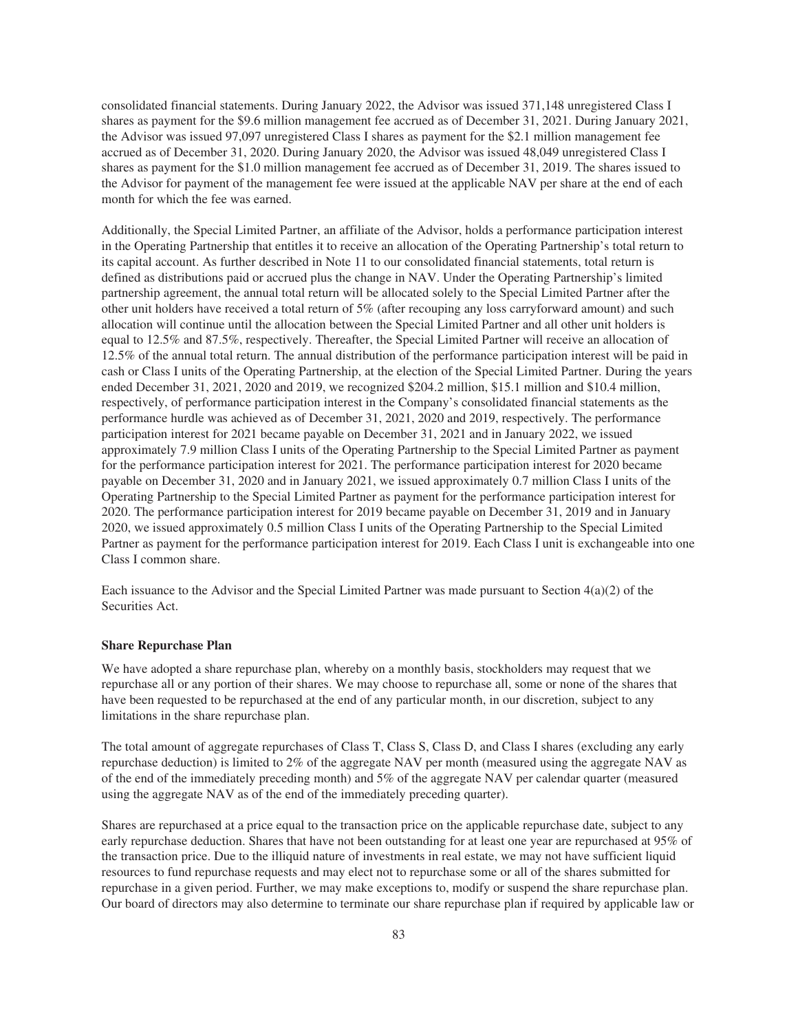consolidated financial statements. During January 2022, the Advisor was issued 371,148 unregistered Class I shares as payment for the $9.6 million management fee accrued as of December 31, 2021. During January 2021, the Advisor was issued 97,097 unregistered Class I shares as payment for the $2.1 million management fee accrued as of December 31, 2020. During January 2020, the Advisor was issued 48,049 unregistered Class I shares as payment for the $1.0 million management fee accrued as of December 31, 2019. The shares issued to the Advisor for payment of the management fee were issued at the applicable NAV per share at the end of each month for which the fee was earned.

Additionally, the Special Limited Partner, an affiliate of the Advisor, holds a performance participation interest in the Operating Partnership that entitles it to receive an allocation of the Operating Partnership's total return to its capital account. As further described in Note 11 to our consolidated financial statements, total return is defined as distributions paid or accrued plus the change in NAV. Under the Operating Partnership's limited partnership agreement, the annual total return will be allocated solely to the Special Limited Partner after the other unit holders have received a total return of 5% (after recouping any loss carryforward amount) and such allocation will continue until the allocation between the Special Limited Partner and all other unit holders is equal to 12.5% and 87.5%, respectively. Thereafter, the Special Limited Partner will receive an allocation of 12.5% of the annual total return. The annual distribution of the performance participation interest will be paid in cash or Class I units of the Operating Partnership, at the election of the Special Limited Partner. During the years ended December 31, 2021, 2020 and 2019, we recognized $204.2 million, $15.1 million and $10.4 million, respectively, of performance participation interest in the Company's consolidated financial statements as the performance hurdle was achieved as of December 31, 2021, 2020 and 2019, respectively. The performance participation interest for 2021 became payable on December 31, 2021 and in January 2022, we issued approximately 7.9 million Class I units of the Operating Partnership to the Special Limited Partner as payment for the performance participation interest for 2021. The performance participation interest for 2020 became payable on December 31, 2020 and in January 2021, we issued approximately 0.7 million Class I units of the Operating Partnership to the Special Limited Partner as payment for the performance participation interest for 2020. The performance participation interest for 2019 became payable on December 31, 2019 and in January 2020, we issued approximately 0.5 million Class I units of the Operating Partnership to the Special Limited Partner as payment for the performance participation interest for 2019. Each Class I unit is exchangeable into one Class I common share.

Each issuance to the Advisor and the Special Limited Partner was made pursuant to Section 4(a)(2) of the Securities Act.

**Share Repurchase Plan**

We have adopted a share repurchase plan, whereby on a monthly basis, stockholders may request that we repurchase all or any portion of their shares. We may choose to repurchase all, some or none of the shares that have been requested to be repurchased at the end of any particular month, in our discretion, subject to any limitations in the share repurchase plan.

The total amount of aggregate repurchases of Class T, Class S, Class D, and Class I shares (excluding any early repurchase deduction) is limited to 2% of the aggregate NAV per month (measured using the aggregate NAV as of the end of the immediately preceding month) and 5% of the aggregate NAV per calendar quarter (measured using the aggregate NAV as of the end of the immediately preceding quarter).

Shares are repurchased at a price equal to the transaction price on the applicable repurchase date, subject to any early repurchase deduction. Shares that have not been outstanding for at least one year are repurchased at 95% of the transaction price. Due to the illiquid nature of investments in real estate, we may not have sufficient liquid resources to fund repurchase requests and may elect not to repurchase some or all of the shares submitted for repurchase in a given period. Further, we may make exceptions to, modify or suspend the share repurchase plan. Our board of directors may also determine to terminate our share repurchase plan if required by applicable law or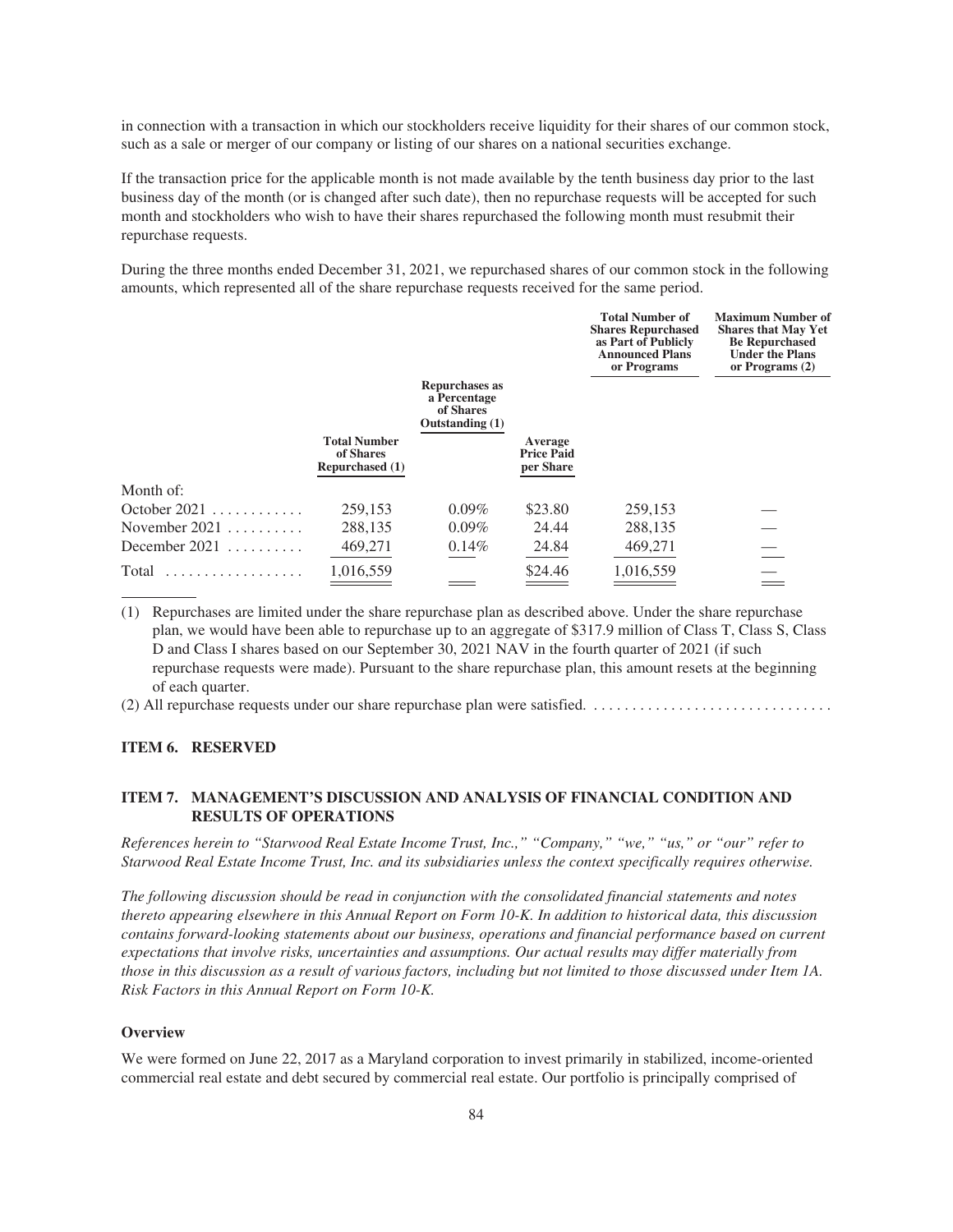in connection with a transaction in which our stockholders receive liquidity for their shares of our common stock, such as a sale or merger of our company or listing of our shares on a national securities exchange.

If the transaction price for the applicable month is not made available by the tenth business day prior to the last business day of the month (or is changed after such date), then no repurchase requests will be accepted for such month and stockholders who wish to have their shares repurchased the following month must resubmit their repurchase requests.

During the three months ended December 31, 2021, we repurchased shares of our common stock in the following amounts, which represented all of the share repurchase requests received for the same period.

| | Total Number of Shares Repurchased (1) | Repurchases as a Percentage of Shares Outstanding (1) | Average Price Paid per Share | Total Number of Shares Repurchased as Part of Publicly Announced Plans or Programs | Maximum Number of Shares that May Yet Be Repurchased Under the Plans or Programs (2) |
|---|---|---|---|---|---|
| Month of: | | | | | |
| October 2021 | 259,153 | 0.09% | $23.80 | 259,153 | — |
| November 2021 | 288,135 | 0.09% | 24.44 | 288,135 | — |
| December 2021 | 469,271 | 0.14% | 24.84 | 469,271 | — |
| Total | 1,016,559 | | $24.46 | 1,016,559 | — |

(1) Repurchases are limited under the share repurchase plan as described above. Under the share repurchase plan, we would have been able to repurchase up to an aggregate of $317.9 million of Class T, Class S, Class D and Class I shares based on our September 30, 2021 NAV in the fourth quarter of 2021 (if such repurchase requests were made). Pursuant to the share repurchase plan, this amount resets at the beginning of each quarter.

(2) All repurchase requests under our share repurchase plan were satisfied.

## ITEM 6. RESERVED

## ITEM 7. MANAGEMENT'S DISCUSSION AND ANALYSIS OF FINANCIAL CONDITION AND RESULTS OF OPERATIONS

*References herein to "Starwood Real Estate Income Trust, Inc.," "Company," "we," "us," or "our" refer to Starwood Real Estate Income Trust, Inc. and its subsidiaries unless the context specifically requires otherwise.*

*The following discussion should be read in conjunction with the consolidated financial statements and notes thereto appearing elsewhere in this Annual Report on Form 10-K. In addition to historical data, this discussion contains forward-looking statements about our business, operations and financial performance based on current expectations that involve risks, uncertainties and assumptions. Our actual results may differ materially from those in this discussion as a result of various factors, including but not limited to those discussed under Item 1A. Risk Factors in this Annual Report on Form 10-K.*

### Overview

We were formed on June 22, 2017 as a Maryland corporation to invest primarily in stabilized, income-oriented commercial real estate and debt secured by commercial real estate. Our portfolio is principally comprised of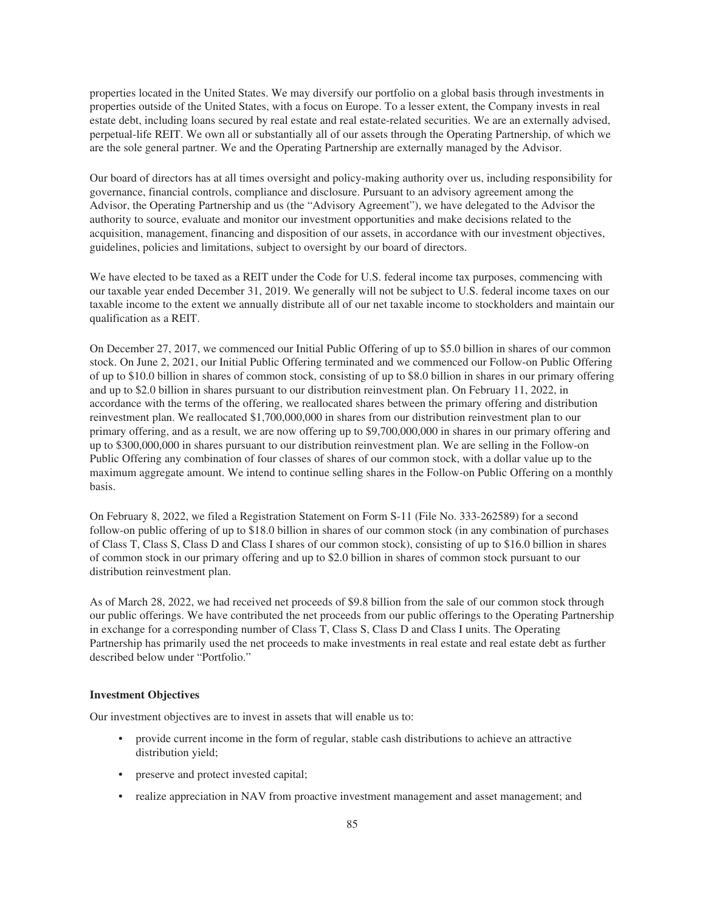properties located in the United States. We may diversify our portfolio on a global basis through investments in properties outside of the United States, with a focus on Europe. To a lesser extent, the Company invests in real estate debt, including loans secured by real estate and real estate-related securities. We are an externally advised, perpetual-life REIT. We own all or substantially all of our assets through the Operating Partnership, of which we are the sole general partner. We and the Operating Partnership are externally managed by the Advisor.

Our board of directors has at all times oversight and policy-making authority over us, including responsibility for governance, financial controls, compliance and disclosure. Pursuant to an advisory agreement among the Advisor, the Operating Partnership and us (the "Advisory Agreement"), we have delegated to the Advisor the authority to source, evaluate and monitor our investment opportunities and make decisions related to the acquisition, management, financing and disposition of our assets, in accordance with our investment objectives, guidelines, policies and limitations, subject to oversight by our board of directors.

We have elected to be taxed as a REIT under the Code for U.S. federal income tax purposes, commencing with our taxable year ended December 31, 2019. We generally will not be subject to U.S. federal income taxes on our taxable income to the extent we annually distribute all of our net taxable income to stockholders and maintain our qualification as a REIT.

On December 27, 2017, we commenced our Initial Public Offering of up to $5.0 billion in shares of our common stock. On June 2, 2021, our Initial Public Offering terminated and we commenced our Follow-on Public Offering of up to $10.0 billion in shares of common stock, consisting of up to $8.0 billion in shares in our primary offering and up to $2.0 billion in shares pursuant to our distribution reinvestment plan. On February 11, 2022, in accordance with the terms of the offering, we reallocated shares between the primary offering and distribution reinvestment plan. We reallocated $1,700,000,000 in shares from our distribution reinvestment plan to our primary offering, and as a result, we are now offering up to $9,700,000,000 in shares in our primary offering and up to $300,000,000 in shares pursuant to our distribution reinvestment plan. We are selling in the Follow-on Public Offering any combination of four classes of shares of our common stock, with a dollar value up to the maximum aggregate amount. We intend to continue selling shares in the Follow-on Public Offering on a monthly basis.

On February 8, 2022, we filed a Registration Statement on Form S-11 (File No. 333-262589) for a second follow-on public offering of up to $18.0 billion in shares of our common stock (in any combination of purchases of Class T, Class S, Class D and Class I shares of our common stock), consisting of up to $16.0 billion in shares of common stock in our primary offering and up to $2.0 billion in shares of common stock pursuant to our distribution reinvestment plan.

As of March 28, 2022, we had received net proceeds of $9.8 billion from the sale of our common stock through our public offerings. We have contributed the net proceeds from our public offerings to the Operating Partnership in exchange for a corresponding number of Class T, Class S, Class D and Class I units. The Operating Partnership has primarily used the net proceeds to make investments in real estate and real estate debt as further described below under "Portfolio."

**Investment Objectives**

Our investment objectives are to invest in assets that will enable us to:

- provide current income in the form of regular, stable cash distributions to achieve an attractive distribution yield;
- preserve and protect invested capital;
- realize appreciation in NAV from proactive investment management and asset management; and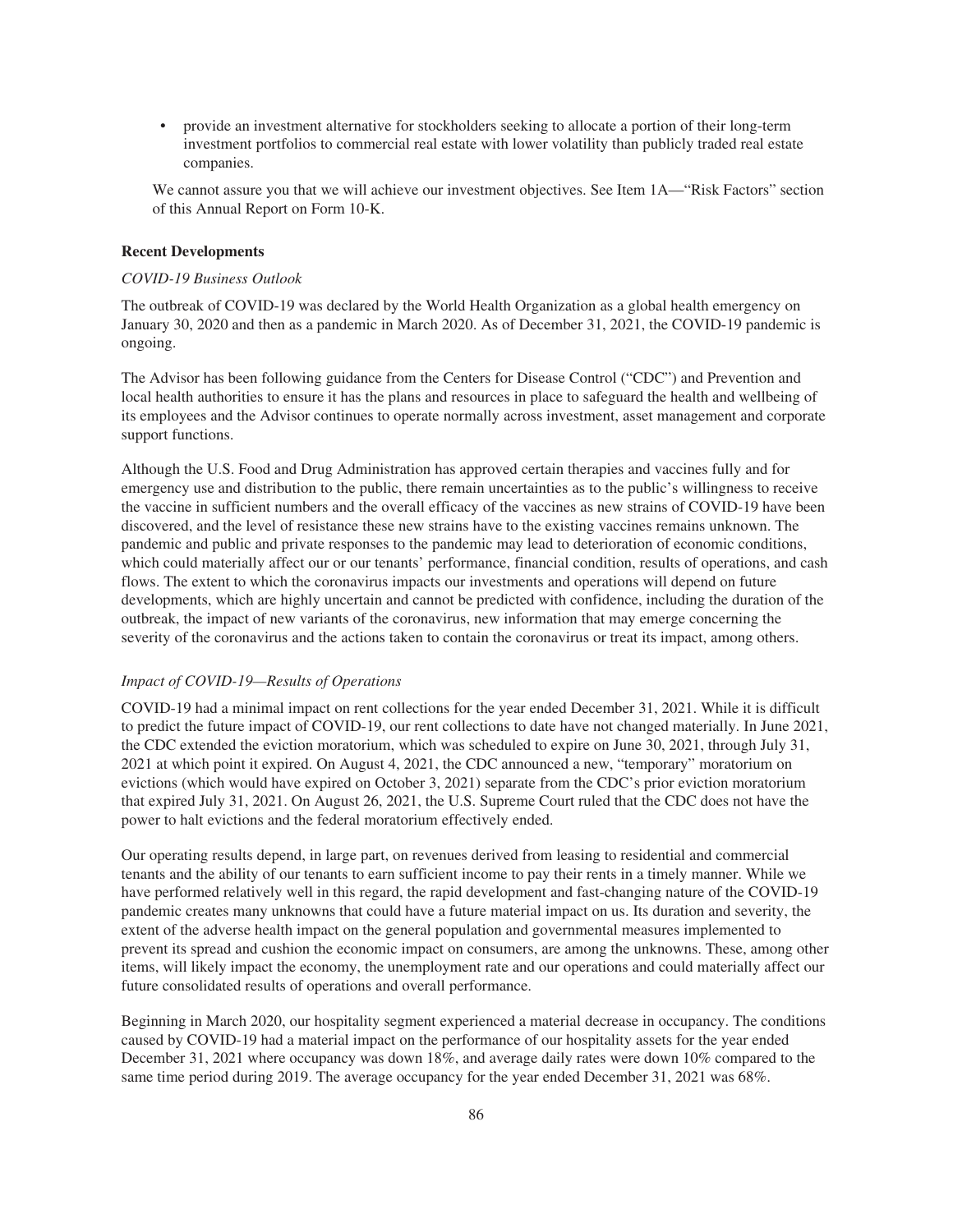- provide an investment alternative for stockholders seeking to allocate a portion of their long-term investment portfolios to commercial real estate with lower volatility than publicly traded real estate companies.

We cannot assure you that we will achieve our investment objectives. See Item 1A—"Risk Factors" section of this Annual Report on Form 10-K.

**Recent Developments**

*COVID-19 Business Outlook*

The outbreak of COVID-19 was declared by the World Health Organization as a global health emergency on January 30, 2020 and then as a pandemic in March 2020. As of December 31, 2021, the COVID-19 pandemic is ongoing.

The Advisor has been following guidance from the Centers for Disease Control ("CDC") and Prevention and local health authorities to ensure it has the plans and resources in place to safeguard the health and wellbeing of its employees and the Advisor continues to operate normally across investment, asset management and corporate support functions.

Although the U.S. Food and Drug Administration has approved certain therapies and vaccines fully and for emergency use and distribution to the public, there remain uncertainties as to the public's willingness to receive the vaccine in sufficient numbers and the overall efficacy of the vaccines as new strains of COVID-19 have been discovered, and the level of resistance these new strains have to the existing vaccines remains unknown. The pandemic and public and private responses to the pandemic may lead to deterioration of economic conditions, which could materially affect our or our tenants' performance, financial condition, results of operations, and cash flows. The extent to which the coronavirus impacts our investments and operations will depend on future developments, which are highly uncertain and cannot be predicted with confidence, including the duration of the outbreak, the impact of new variants of the coronavirus, new information that may emerge concerning the severity of the coronavirus and the actions taken to contain the coronavirus or treat its impact, among others.

*Impact of COVID-19—Results of Operations*

COVID-19 had a minimal impact on rent collections for the year ended December 31, 2021. While it is difficult to predict the future impact of COVID-19, our rent collections to date have not changed materially. In June 2021, the CDC extended the eviction moratorium, which was scheduled to expire on June 30, 2021, through July 31, 2021 at which point it expired. On August 4, 2021, the CDC announced a new, "temporary" moratorium on evictions (which would have expired on October 3, 2021) separate from the CDC's prior eviction moratorium that expired July 31, 2021. On August 26, 2021, the U.S. Supreme Court ruled that the CDC does not have the power to halt evictions and the federal moratorium effectively ended.

Our operating results depend, in large part, on revenues derived from leasing to residential and commercial tenants and the ability of our tenants to earn sufficient income to pay their rents in a timely manner. While we have performed relatively well in this regard, the rapid development and fast-changing nature of the COVID-19 pandemic creates many unknowns that could have a future material impact on us. Its duration and severity, the extent of the adverse health impact on the general population and governmental measures implemented to prevent its spread and cushion the economic impact on consumers, are among the unknowns. These, among other items, will likely impact the economy, the unemployment rate and our operations and could materially affect our future consolidated results of operations and overall performance.

Beginning in March 2020, our hospitality segment experienced a material decrease in occupancy. The conditions caused by COVID-19 had a material impact on the performance of our hospitality assets for the year ended December 31, 2021 where occupancy was down 18%, and average daily rates were down 10% compared to the same time period during 2019. The average occupancy for the year ended December 31, 2021 was 68%.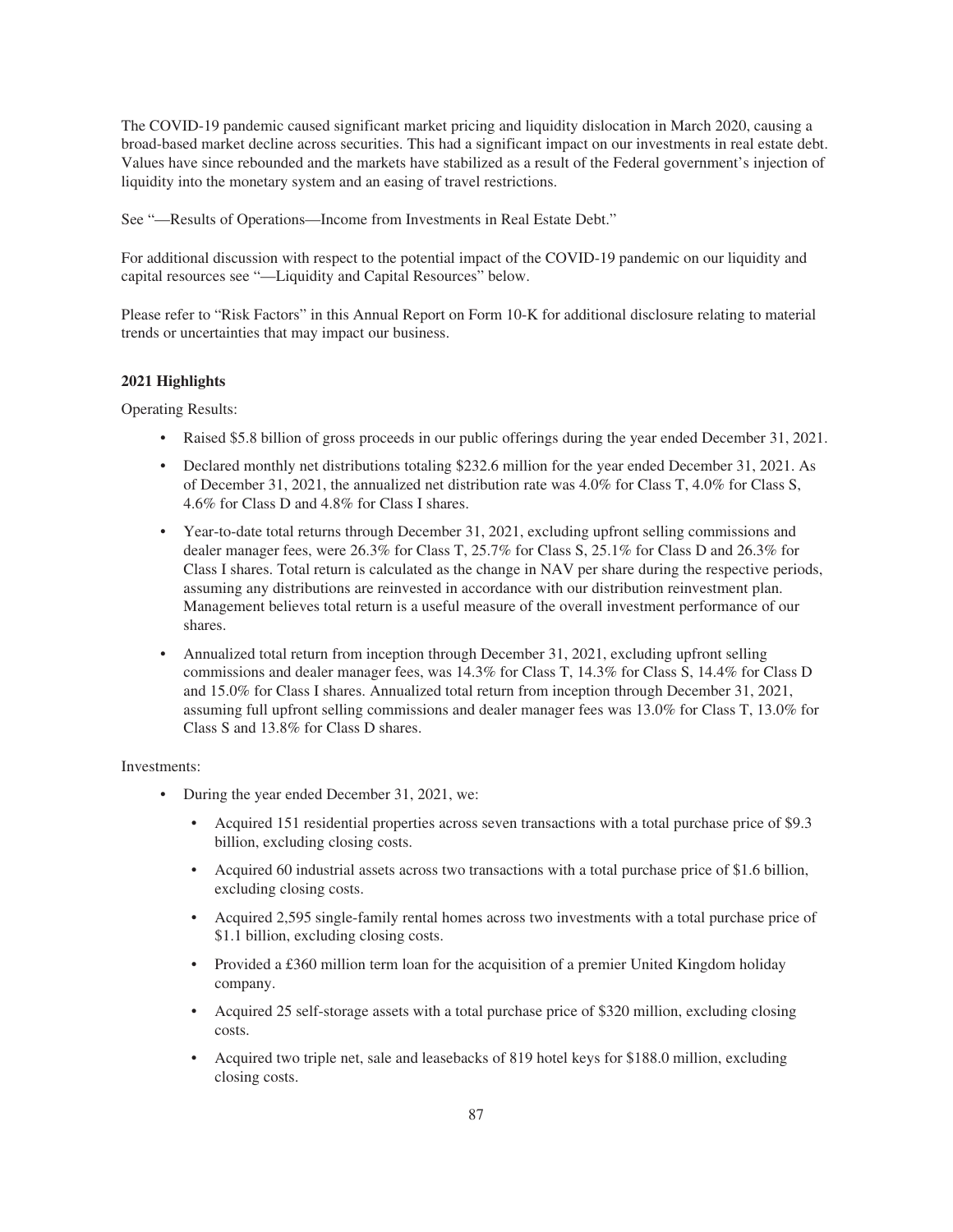The COVID-19 pandemic caused significant market pricing and liquidity dislocation in March 2020, causing a broad-based market decline across securities. This had a significant impact on our investments in real estate debt. Values have since rebounded and the markets have stabilized as a result of the Federal government's injection of liquidity into the monetary system and an easing of travel restrictions.

See "—Results of Operations—Income from Investments in Real Estate Debt."

For additional discussion with respect to the potential impact of the COVID-19 pandemic on our liquidity and capital resources see "—Liquidity and Capital Resources" below.

Please refer to "Risk Factors" in this Annual Report on Form 10-K for additional disclosure relating to material trends or uncertainties that may impact our business.

**2021 Highlights**

Operating Results:

- Raised $5.8 billion of gross proceeds in our public offerings during the year ended December 31, 2021.
- Declared monthly net distributions totaling $232.6 million for the year ended December 31, 2021. As of December 31, 2021, the annualized net distribution rate was 4.0% for Class T, 4.0% for Class S, 4.6% for Class D and 4.8% for Class I shares.
- Year-to-date total returns through December 31, 2021, excluding upfront selling commissions and dealer manager fees, were 26.3% for Class T, 25.7% for Class S, 25.1% for Class D and 26.3% for Class I shares. Total return is calculated as the change in NAV per share during the respective periods, assuming any distributions are reinvested in accordance with our distribution reinvestment plan. Management believes total return is a useful measure of the overall investment performance of our shares.
- Annualized total return from inception through December 31, 2021, excluding upfront selling commissions and dealer manager fees, was 14.3% for Class T, 14.3% for Class S, 14.4% for Class D and 15.0% for Class I shares. Annualized total return from inception through December 31, 2021, assuming full upfront selling commissions and dealer manager fees was 13.0% for Class T, 13.0% for Class S and 13.8% for Class D shares.

Investments:

- During the year ended December 31, 2021, we:
  - Acquired 151 residential properties across seven transactions with a total purchase price of $9.3 billion, excluding closing costs.
  - Acquired 60 industrial assets across two transactions with a total purchase price of $1.6 billion, excluding closing costs.
  - Acquired 2,595 single-family rental homes across two investments with a total purchase price of $1.1 billion, excluding closing costs.
  - Provided a £360 million term loan for the acquisition of a premier United Kingdom holiday company.
  - Acquired 25 self-storage assets with a total purchase price of $320 million, excluding closing costs.
  - Acquired two triple net, sale and leasebacks of 819 hotel keys for $188.0 million, excluding closing costs.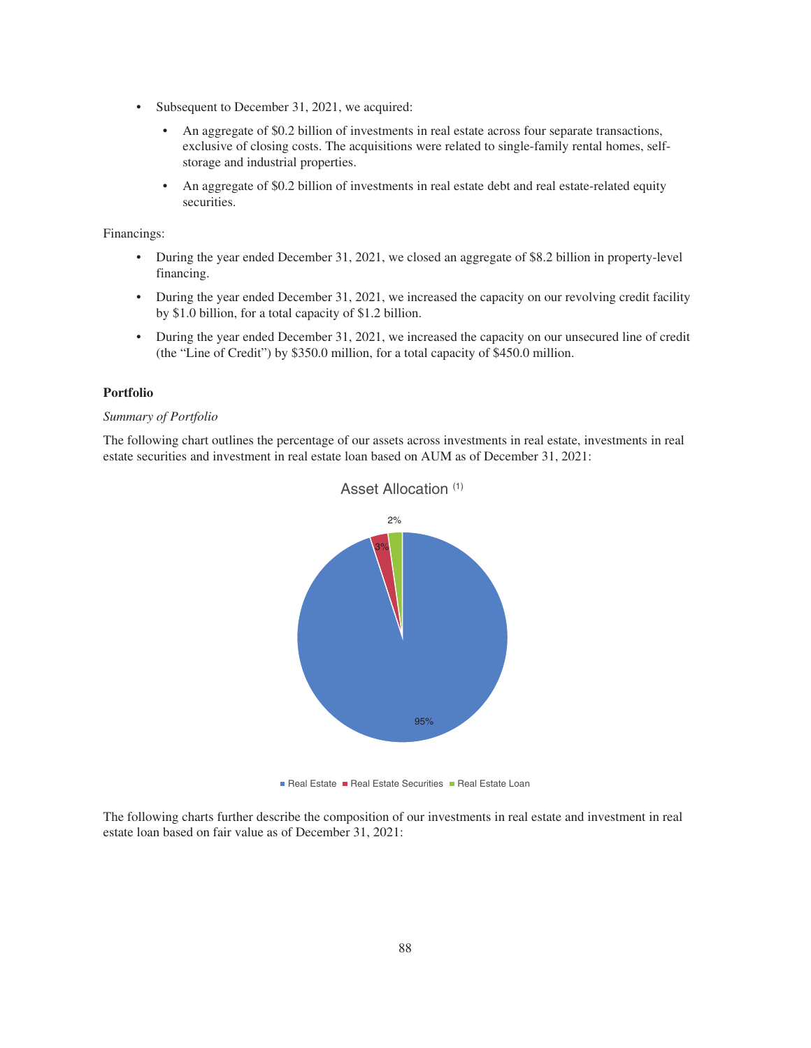- Subsequent to December 31, 2021, we acquired:
  - An aggregate of $0.2 billion of investments in real estate across four separate transactions, exclusive of closing costs. The acquisitions were related to single-family rental homes, self-storage and industrial properties.
  - An aggregate of $0.2 billion of investments in real estate debt and real estate-related equity securities.

Financings:

- During the year ended December 31, 2021, we closed an aggregate of $8.2 billion in property-level financing.
- During the year ended December 31, 2021, we increased the capacity on our revolving credit facility by $1.0 billion, for a total capacity of $1.2 billion.
- During the year ended December 31, 2021, we increased the capacity on our unsecured line of credit (the "Line of Credit") by $350.0 million, for a total capacity of $450.0 million.

**Portfolio**

*Summary of Portfolio*

The following chart outlines the percentage of our assets across investments in real estate, investments in real estate securities and investment in real estate loan based on AUM as of December 31, 2021:

Asset Allocation (1)

| Category | Percentage |
|---|---|
| Real Estate | 95% |
| Real Estate Securities | 3% |
| Real Estate Loan | 2% |

The following charts further describe the composition of our investments in real estate and investment in real estate loan based on fair value as of December 31, 2021: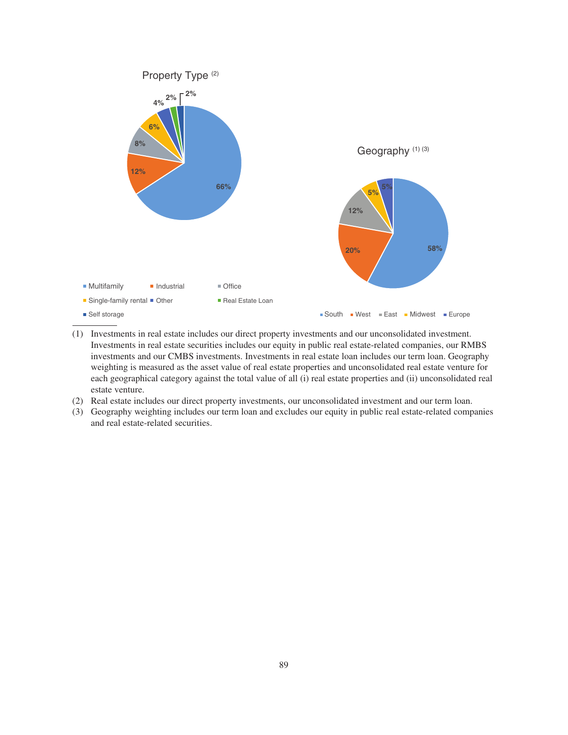Property Type (2)

| Property Type | % |
| --- | --- |
| Multifamily | 66% |
| Industrial | 12% |
| Office | 8% |
| Single-family rental | 6% |
| Other | 4% |
| Real Estate Loan | 2% |
| Self storage | 2% |

Geography (1) (3)

| Geography | % |
| --- | --- |
| South | 58% |
| West | 20% |
| East | 12% |
| Midwest | 5% |
| Europe | 5% |

---

(1) Investments in real estate includes our direct property investments and our unconsolidated investment. Investments in real estate securities includes our equity in public real estate-related companies, our RMBS investments and our CMBS investments. Investments in real estate loan includes our term loan. Geography weighting is measured as the asset value of real estate properties and unconsolidated real estate venture for each geographical category against the total value of all (i) real estate properties and (ii) unconsolidated real estate venture.

(2) Real estate includes our direct property investments, our unconsolidated investment and our term loan.

(3) Geography weighting includes our term loan and excludes our equity in public real estate-related companies and real estate-related securities.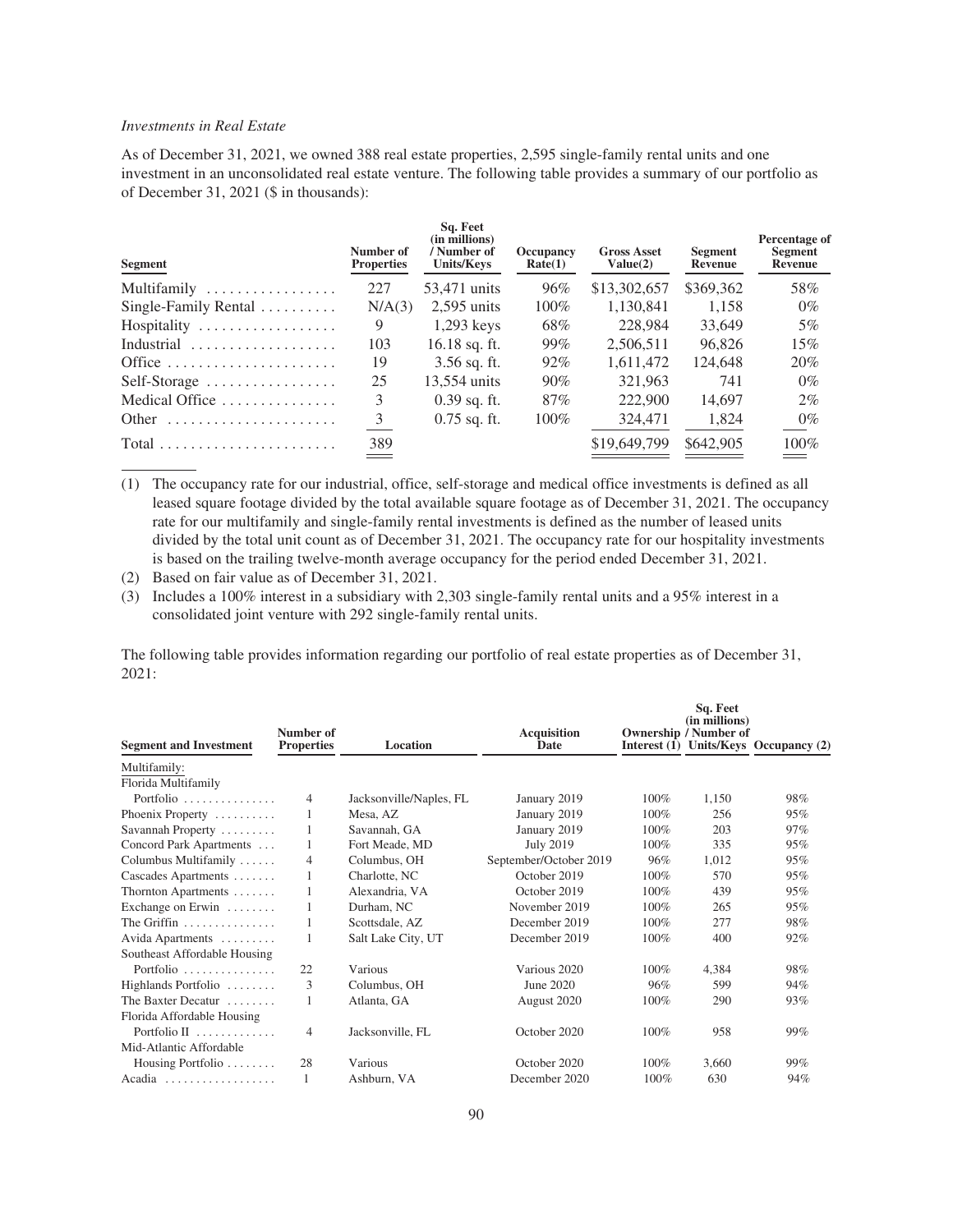*Investments in Real Estate*

As of December 31, 2021, we owned 388 real estate properties, 2,595 single-family rental units and one investment in an unconsolidated real estate venture. The following table provides a summary of our portfolio as of December 31, 2021 ($ in thousands):

| Segment | Number of Properties | Sq. Feet (in millions) / Number of Units/Keys | Occupancy Rate(1) | Gross Asset Value(2) | Segment Revenue | Percentage of Segment Revenue |
|---|---|---|---|---|---|---|
| Multifamily | 227 | 53,471 units | 96% | $13,302,657 | $369,362 | 58% |
| Single-Family Rental | N/A(3) | 2,595 units | 100% | 1,130,841 | 1,158 | 0% |
| Hospitality | 9 | 1,293 keys | 68% | 228,984 | 33,649 | 5% |
| Industrial | 103 | 16.18 sq. ft. | 99% | 2,506,511 | 96,826 | 15% |
| Office | 19 | 3.56 sq. ft. | 92% | 1,611,472 | 124,648 | 20% |
| Self-Storage | 25 | 13,554 units | 90% | 321,963 | 741 | 0% |
| Medical Office | 3 | 0.39 sq. ft. | 87% | 222,900 | 14,697 | 2% |
| Other | 3 | 0.75 sq. ft. | 100% | 324,471 | 1,824 | 0% |
| Total | 389 | | | $19,649,799 | $642,905 | 100% |

(1) The occupancy rate for our industrial, office, self-storage and medical office investments is defined as all leased square footage divided by the total available square footage as of December 31, 2021. The occupancy rate for our multifamily and single-family rental investments is defined as the number of leased units divided by the total unit count as of December 31, 2021. The occupancy rate for our hospitality investments is based on the trailing twelve-month average occupancy for the period ended December 31, 2021.

(2) Based on fair value as of December 31, 2021.

(3) Includes a 100% interest in a subsidiary with 2,303 single-family rental units and a 95% interest in a consolidated joint venture with 292 single-family rental units.

The following table provides information regarding our portfolio of real estate properties as of December 31, 2021:

| Segment and Investment | Number of Properties | Location | Acquisition Date | Ownership Interest (1) | Sq. Feet (in millions) / Number of Units/Keys | Occupancy (2) |
|---|---|---|---|---|---|---|
| Multifamily: | | | | | | |
| Florida Multifamily Portfolio | 4 | Jacksonville/Naples, FL | January 2019 | 100% | 1,150 | 98% |
| Phoenix Property | 1 | Mesa, AZ | January 2019 | 100% | 256 | 95% |
| Savannah Property | 1 | Savannah, GA | January 2019 | 100% | 203 | 97% |
| Concord Park Apartments | 1 | Fort Meade, MD | July 2019 | 100% | 335 | 95% |
| Columbus Multifamily | 4 | Columbus, OH | September/October 2019 | 96% | 1,012 | 95% |
| Cascades Apartments | 1 | Charlotte, NC | October 2019 | 100% | 570 | 95% |
| Thornton Apartments | 1 | Alexandria, VA | October 2019 | 100% | 439 | 95% |
| Exchange on Erwin | 1 | Durham, NC | November 2019 | 100% | 265 | 95% |
| The Griffin | 1 | Scottsdale, AZ | December 2019 | 100% | 277 | 98% |
| Avida Apartments | 1 | Salt Lake City, UT | December 2019 | 100% | 400 | 92% |
| Southeast Affordable Housing Portfolio | 22 | Various | Various 2020 | 100% | 4,384 | 98% |
| Highlands Portfolio | 3 | Columbus, OH | June 2020 | 96% | 599 | 94% |
| The Baxter Decatur | 1 | Atlanta, GA | August 2020 | 100% | 290 | 93% |
| Florida Affordable Housing Portfolio II | 4 | Jacksonville, FL | October 2020 | 100% | 958 | 99% |
| Mid-Atlantic Affordable Housing Portfolio | 28 | Various | October 2020 | 100% | 3,660 | 99% |
| Acadia | 1 | Ashburn, VA | December 2020 | 100% | 630 | 94% |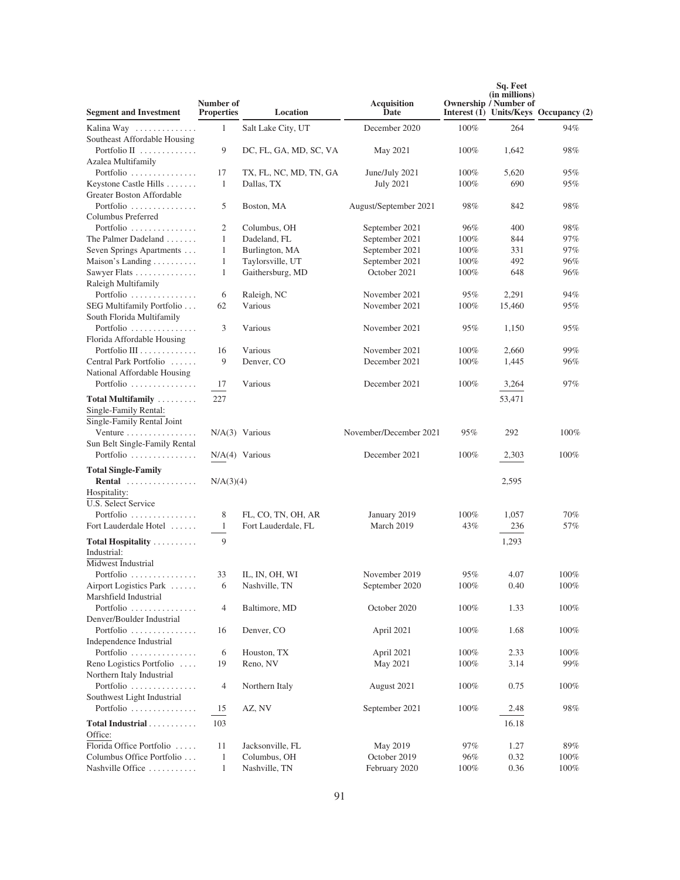| Segment and Investment | Number of Properties | Location | Acquisition Date | Ownership Interest (1) | Sq. Feet (in millions) / Number of Units/Keys | Occupancy (2) |
|---|---|---|---|---|---|---|
| Kalina Way | 1 | Salt Lake City, UT | December 2020 | 100% | 264 | 94% |
| Southeast Affordable Housing Portfolio II | 9 | DC, FL, GA, MD, SC, VA | May 2021 | 100% | 1,642 | 98% |
| Azalea Multifamily Portfolio | 17 | TX, FL, NC, MD, TN, GA | June/July 2021 | 100% | 5,620 | 95% |
| Keystone Castle Hills | 1 | Dallas, TX | July 2021 | 100% | 690 | 95% |
| Greater Boston Affordable Portfolio | 5 | Boston, MA | August/September 2021 | 98% | 842 | 98% |
| Columbus Preferred Portfolio | 2 | Columbus, OH | September 2021 | 96% | 400 | 98% |
| The Palmer Dadeland | 1 | Dadeland, FL | September 2021 | 100% | 844 | 97% |
| Seven Springs Apartments | 1 | Burlington, MA | September 2021 | 100% | 331 | 97% |
| Maison's Landing | 1 | Taylorsville, UT | September 2021 | 100% | 492 | 96% |
| Sawyer Flats | 1 | Gaithersburg, MD | October 2021 | 100% | 648 | 96% |
| Raleigh Multifamily Portfolio | 6 | Raleigh, NC | November 2021 | 95% | 2,291 | 94% |
| SEG Multifamily Portfolio | 62 | Various | November 2021 | 100% | 15,460 | 95% |
| South Florida Multifamily Portfolio | 3 | Various | November 2021 | 95% | 1,150 | 95% |
| Florida Affordable Housing Portfolio III | 16 | Various | November 2021 | 100% | 2,660 | 99% |
| Central Park Portfolio | 9 | Denver, CO | December 2021 | 100% | 1,445 | 96% |
| National Affordable Housing Portfolio | 17 | Various | December 2021 | 100% | 3,264 | 97% |
| **Total Multifamily** | 227 | | | | 53,471 | |
| Single-Family Rental: | | | | | | |
| Single-Family Rental Joint Venture | N/A(3) | Various | November/December 2021 | 95% | 292 | 100% |
| Sun Belt Single-Family Rental Portfolio | N/A(4) | Various | December 2021 | 100% | 2,303 | 100% |
| **Total Single-Family Rental** | N/A(3)(4) | | | | 2,595 | |
| Hospitality: | | | | | | |
| U.S. Select Service Portfolio | 8 | FL, CO, TN, OH, AR | January 2019 | 100% | 1,057 | 70% |
| Fort Lauderdale Hotel | 1 | Fort Lauderdale, FL | March 2019 | 43% | 236 | 57% |
| **Total Hospitality** | 9 | | | | 1,293 | |
| Industrial: | | | | | | |
| Midwest Industrial Portfolio | 33 | IL, IN, OH, WI | November 2019 | 95% | 4.07 | 100% |
| Airport Logistics Park | 6 | Nashville, TN | September 2020 | 100% | 0.40 | 100% |
| Marshfield Industrial Portfolio | 4 | Baltimore, MD | October 2020 | 100% | 1.33 | 100% |
| Denver/Boulder Industrial Portfolio | 16 | Denver, CO | April 2021 | 100% | 1.68 | 100% |
| Independence Industrial Portfolio | 6 | Houston, TX | April 2021 | 100% | 2.33 | 100% |
| Reno Logistics Portfolio | 19 | Reno, NV | May 2021 | 100% | 3.14 | 99% |
| Northern Italy Industrial Portfolio | 4 | Northern Italy | August 2021 | 100% | 0.75 | 100% |
| Southwest Light Industrial Portfolio | 15 | AZ, NV | September 2021 | 100% | 2.48 | 98% |
| **Total Industrial** | 103 | | | | 16.18 | |
| Office: | | | | | | |
| Florida Office Portfolio | 11 | Jacksonville, FL | May 2019 | 97% | 1.27 | 89% |
| Columbus Office Portfolio | 1 | Columbus, OH | October 2019 | 96% | 0.32 | 100% |
| Nashville Office | 1 | Nashville, TN | February 2020 | 100% | 0.36 | 100% |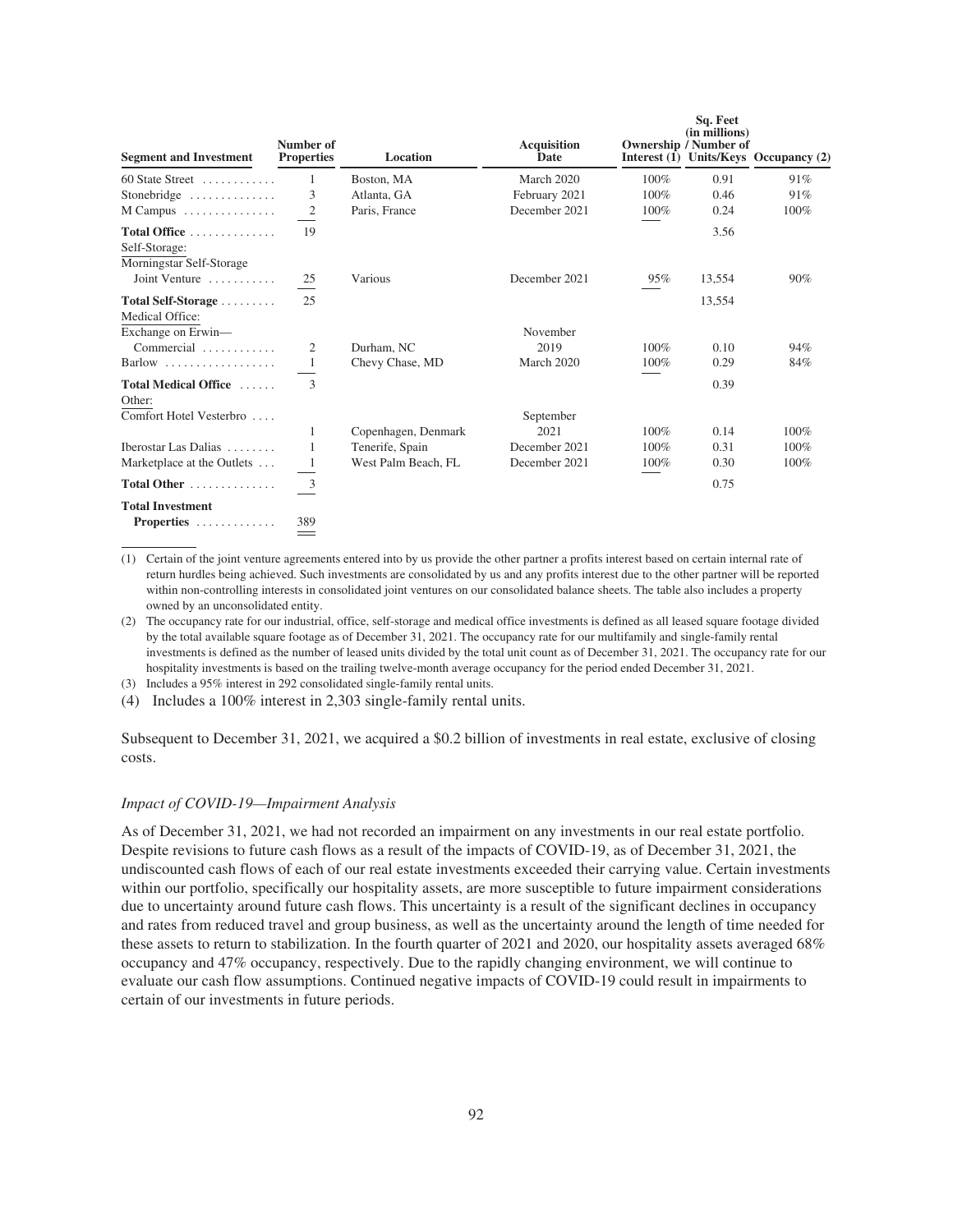| Segment and Investment | Number of Properties | Location | Acquisition Date | Ownership Interest (1) | Sq. Feet (in millions) / Number of Units/Keys | Occupancy (2) |
|---|---|---|---|---|---|---|
| 60 State Street | 1 | Boston, MA | March 2020 | 100% | 0.91 | 91% |
| Stonebridge | 3 | Atlanta, GA | February 2021 | 100% | 0.46 | 91% |
| M Campus | 2 | Paris, France | December 2021 | 100% | 0.24 | 100% |
| **Total Office** | 19 | | | | 3.56 | |
| Self-Storage: | | | | | | |
| Morningstar Self-Storage Joint Venture | 25 | Various | December 2021 | 95% | 13,554 | 90% |
| **Total Self-Storage** | 25 | | | | 13,554 | |
| Medical Office: | | | | | | |
| Exchange on Erwin—Commercial | 2 | Durham, NC | November 2019 | 100% | 0.10 | 94% |
| Barlow | 1 | Chevy Chase, MD | March 2020 | 100% | 0.29 | 84% |
| **Total Medical Office** | 3 | | | | 0.39 | |
| Other: | | | | | | |
| Comfort Hotel Vesterbro | 1 | Copenhagen, Denmark | September 2021 | 100% | 0.14 | 100% |
| Iberostar Las Dalias | 1 | Tenerife, Spain | December 2021 | 100% | 0.31 | 100% |
| Marketplace at the Outlets | 1 | West Palm Beach, FL | December 2021 | 100% | 0.30 | 100% |
| **Total Other** | 3 | | | | 0.75 | |
| **Total Investment Properties** | 389 | | | | | |

(1) Certain of the joint venture agreements entered into by us provide the other partner a profits interest based on certain internal rate of return hurdles being achieved. Such investments are consolidated by us and any profits interest due to the other partner will be reported within non-controlling interests in consolidated joint ventures on our consolidated balance sheets. The table also includes a property owned by an unconsolidated entity.

(2) The occupancy rate for our industrial, office, self-storage and medical office investments is defined as all leased square footage divided by the total available square footage as of December 31, 2021. The occupancy rate for our multifamily and single-family rental investments is defined as the number of leased units divided by the total unit count as of December 31, 2021. The occupancy rate for our hospitality investments is based on the trailing twelve-month average occupancy for the period ended December 31, 2021.

(3) Includes a 95% interest in 292 consolidated single-family rental units.

(4) Includes a 100% interest in 2,303 single-family rental units.

Subsequent to December 31, 2021, we acquired a $0.2 billion of investments in real estate, exclusive of closing costs.

*Impact of COVID-19—Impairment Analysis*

As of December 31, 2021, we had not recorded an impairment on any investments in our real estate portfolio. Despite revisions to future cash flows as a result of the impacts of COVID-19, as of December 31, 2021, the undiscounted cash flows of each of our real estate investments exceeded their carrying value. Certain investments within our portfolio, specifically our hospitality assets, are more susceptible to future impairment considerations due to uncertainty around future cash flows. This uncertainty is a result of the significant declines in occupancy and rates from reduced travel and group business, as well as the uncertainty around the length of time needed for these assets to return to stabilization. In the fourth quarter of 2021 and 2020, our hospitality assets averaged 68% occupancy and 47% occupancy, respectively. Due to the rapidly changing environment, we will continue to evaluate our cash flow assumptions. Continued negative impacts of COVID-19 could result in impairments to certain of our investments in future periods.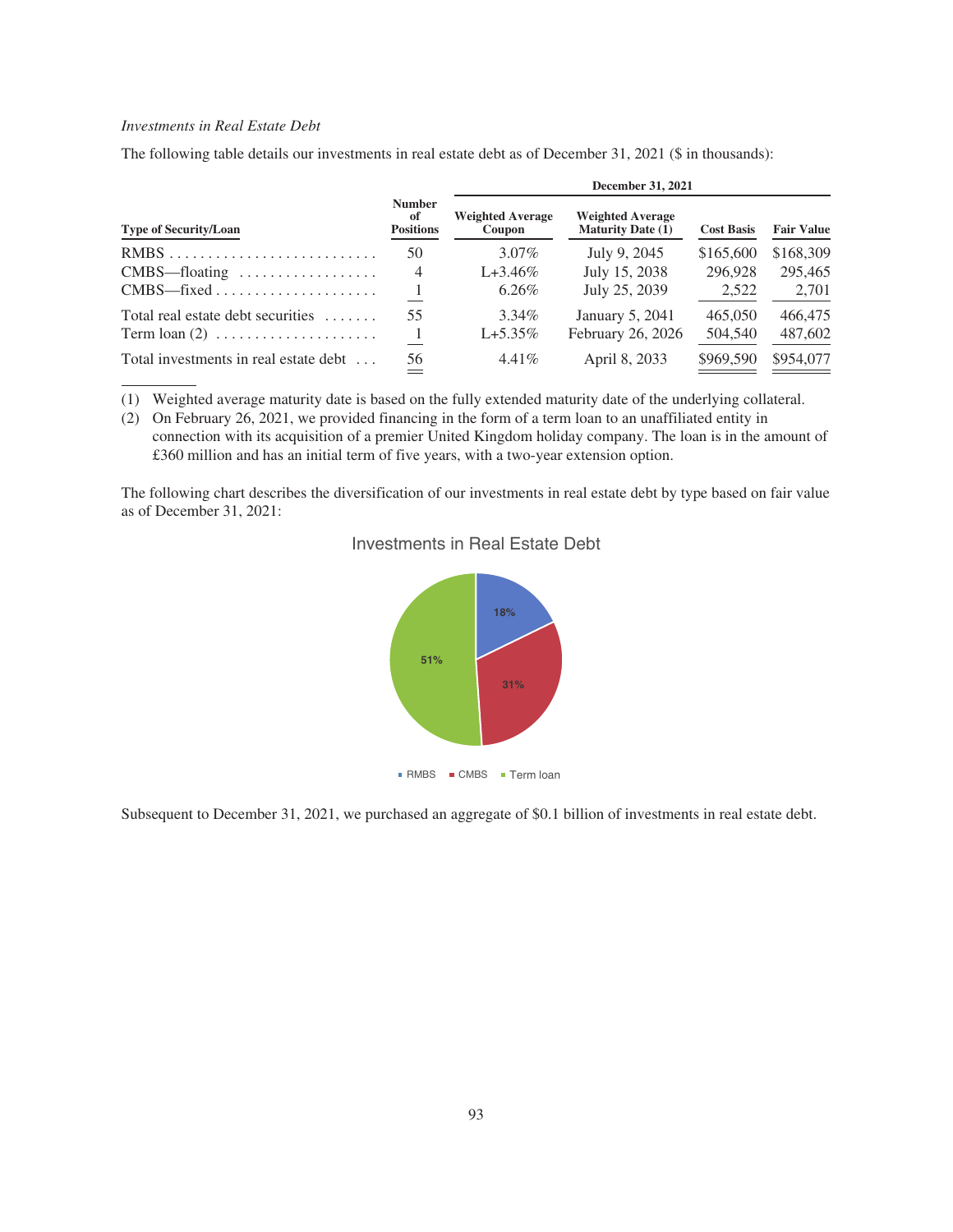*Investments in Real Estate Debt*

The following table details our investments in real estate debt as of December 31, 2021 ($ in thousands):

| | | December 31, 2021 | | | |
|---|---|---|---|---|---|
| **Type of Security/Loan** | **Number of Positions** | **Weighted Average Coupon** | **Weighted Average Maturity Date (1)** | **Cost Basis** | **Fair Value** |
| RMBS | 50 | 3.07% | July 9, 2045 | $165,600 | $168,309 |
| CMBS—floating | 4 | L+3.46% | July 15, 2038 | 296,928 | 295,465 |
| CMBS—fixed | 1 | 6.26% | July 25, 2039 | 2,522 | 2,701 |
| Total real estate debt securities | 55 | 3.34% | January 5, 2041 | 465,050 | 466,475 |
| Term loan (2) | 1 | L+5.35% | February 26, 2026 | 504,540 | 487,602 |
| Total investments in real estate debt | 56 | 4.41% | April 8, 2033 | $969,590 | $954,077 |

(1) Weighted average maturity date is based on the fully extended maturity date of the underlying collateral.

(2) On February 26, 2021, we provided financing in the form of a term loan to an unaffiliated entity in connection with its acquisition of a premier United Kingdom holiday company. The loan is in the amount of £360 million and has an initial term of five years, with a two-year extension option.

The following chart describes the diversification of our investments in real estate debt by type based on fair value as of December 31, 2021:

Investments in Real Estate Debt

- RMBS: 18%
- CMBS: 31%
- Term loan: 51%

Subsequent to December 31, 2021, we purchased an aggregate of $0.1 billion of investments in real estate debt.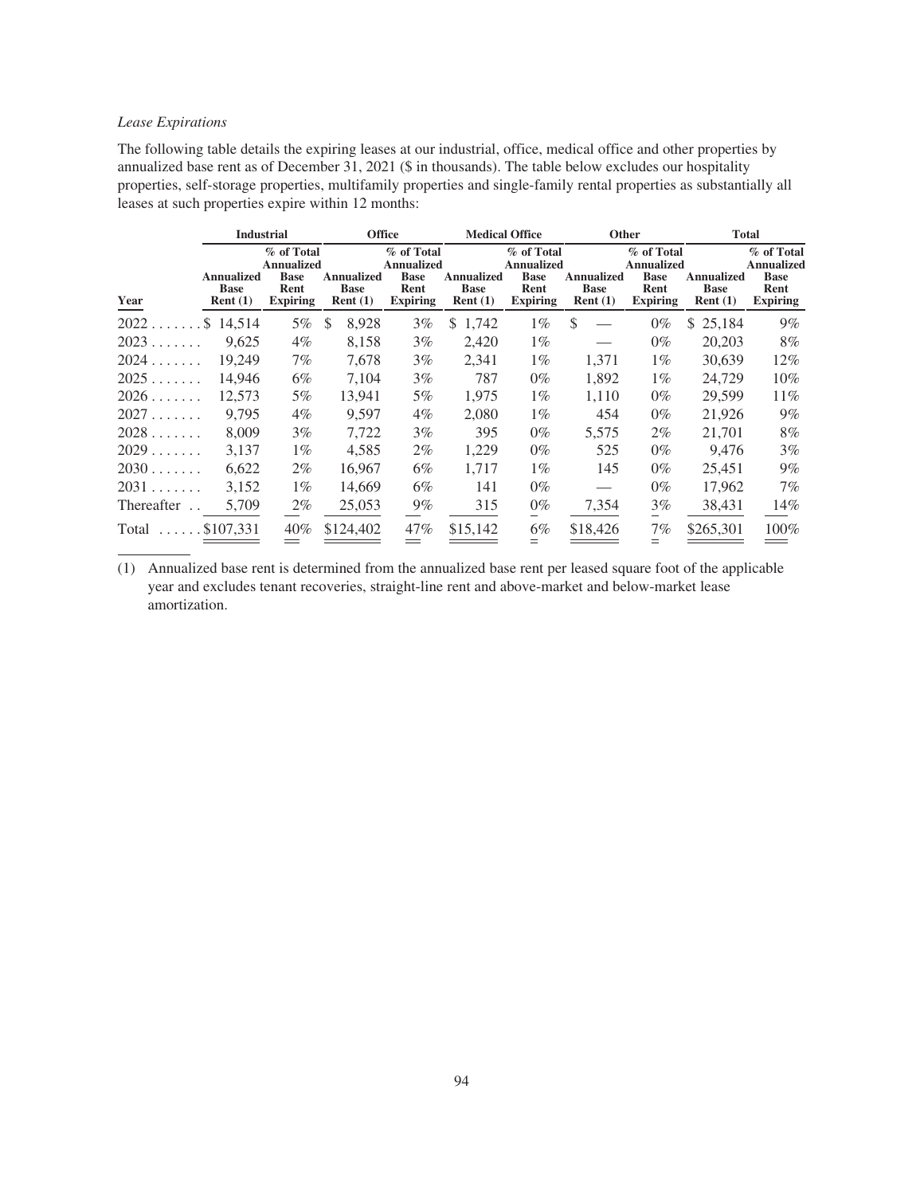*Lease Expirations*

The following table details the expiring leases at our industrial, office, medical office and other properties by annualized base rent as of December 31, 2021 ($ in thousands). The table below excludes our hospitality properties, self-storage properties, multifamily properties and single-family rental properties as substantially all leases at such properties expire within 12 months:

| | Industrial | | Office | | Medical Office | | Other | | Total | |
|---|---|---|---|---|---|---|---|---|---|---|
| Year | Annualized Base Rent (1) | % of Total Annualized Base Rent Expiring | Annualized Base Rent (1) | % of Total Annualized Base Rent Expiring | Annualized Base Rent (1) | % of Total Annualized Base Rent Expiring | Annualized Base Rent (1) | % of Total Annualized Base Rent Expiring | Annualized Base Rent (1) | % of Total Annualized Base Rent Expiring |
| 2022 | $ 14,514 | 5% | $ 8,928 | 3% | $ 1,742 | 1% | $ — | 0% | $ 25,184 | 9% |
| 2023 | 9,625 | 4% | 8,158 | 3% | 2,420 | 1% | — | 0% | 20,203 | 8% |
| 2024 | 19,249 | 7% | 7,678 | 3% | 2,341 | 1% | 1,371 | 1% | 30,639 | 12% |
| 2025 | 14,946 | 6% | 7,104 | 3% | 787 | 0% | 1,892 | 1% | 24,729 | 10% |
| 2026 | 12,573 | 5% | 13,941 | 5% | 1,975 | 1% | 1,110 | 0% | 29,599 | 11% |
| 2027 | 9,795 | 4% | 9,597 | 4% | 2,080 | 1% | 454 | 0% | 21,926 | 9% |
| 2028 | 8,009 | 3% | 7,722 | 3% | 395 | 0% | 5,575 | 2% | 21,701 | 8% |
| 2029 | 3,137 | 1% | 4,585 | 2% | 1,229 | 0% | 525 | 0% | 9,476 | 3% |
| 2030 | 6,622 | 2% | 16,967 | 6% | 1,717 | 1% | 145 | 0% | 25,451 | 9% |
| 2031 | 3,152 | 1% | 14,669 | 6% | 141 | 0% | — | 0% | 17,962 | 7% |
| Thereafter | 5,709 | 2% | 25,053 | 9% | 315 | 0% | 7,354 | 3% | 38,431 | 14% |
| Total | $107,331 | 40% | $124,402 | 47% | $15,142 | 6% | $18,426 | 7% | $265,301 | 100% |

(1) Annualized base rent is determined from the annualized base rent per leased square foot of the applicable year and excludes tenant recoveries, straight-line rent and above-market and below-market lease amortization.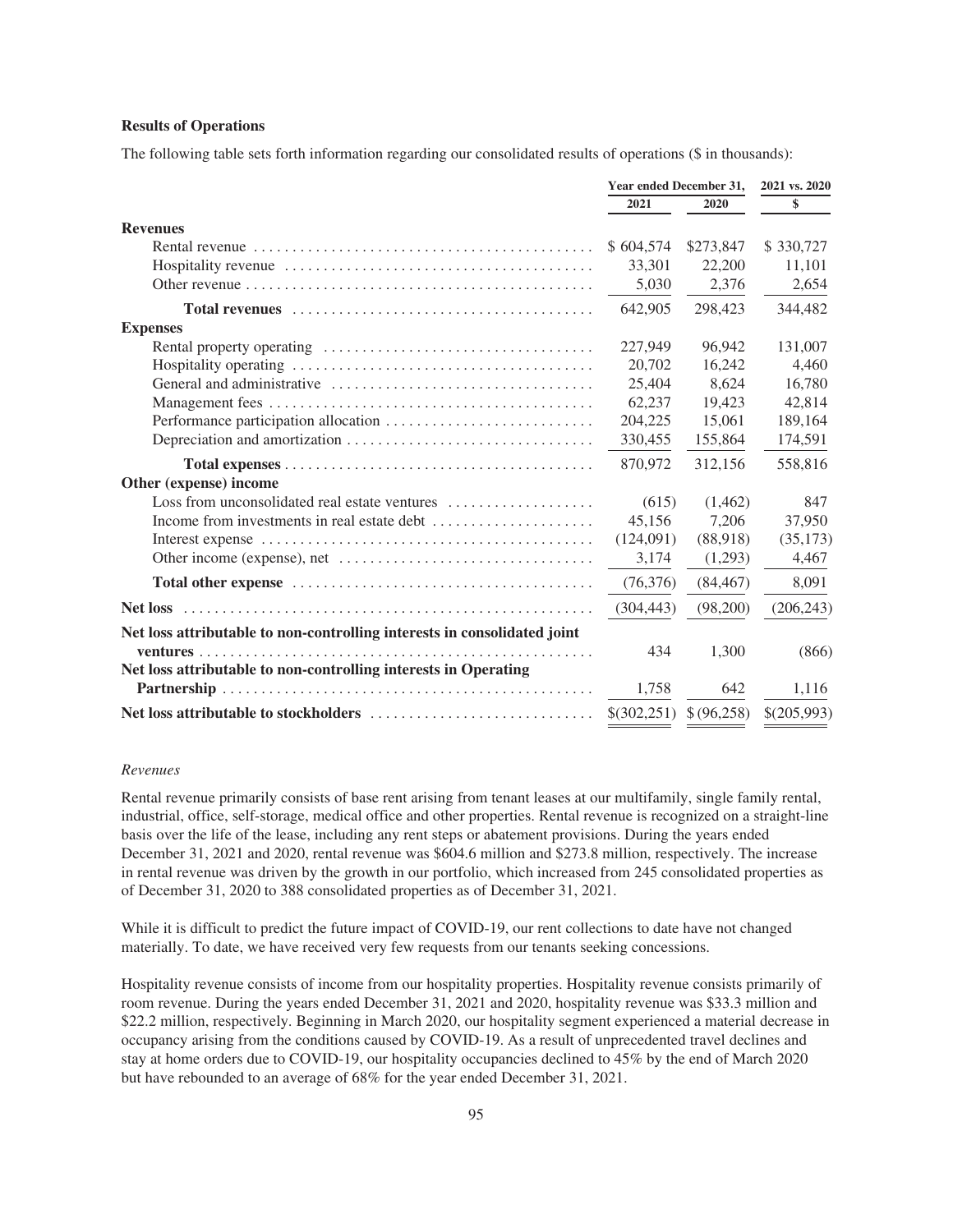### Results of Operations

The following table sets forth information regarding our consolidated results of operations ($ in thousands):

| | Year ended December 31, | | 2021 vs. 2020 |
|---|---|---|---|
| | 2021 | 2020 | $ |
| **Revenues** | | | |
| Rental revenue | $ 604,574 | $273,847 | $ 330,727 |
| Hospitality revenue | 33,301 | 22,200 | 11,101 |
| Other revenue | 5,030 | 2,376 | 2,654 |
| **Total revenues** | 642,905 | 298,423 | 344,482 |
| **Expenses** | | | |
| Rental property operating | 227,949 | 96,942 | 131,007 |
| Hospitality operating | 20,702 | 16,242 | 4,460 |
| General and administrative | 25,404 | 8,624 | 16,780 |
| Management fees | 62,237 | 19,423 | 42,814 |
| Performance participation allocation | 204,225 | 15,061 | 189,164 |
| Depreciation and amortization | 330,455 | 155,864 | 174,591 |
| **Total expenses** | 870,972 | 312,156 | 558,816 |
| **Other (expense) income** | | | |
| Loss from unconsolidated real estate ventures | (615) | (1,462) | 847 |
| Income from investments in real estate debt | 45,156 | 7,206 | 37,950 |
| Interest expense | (124,091) | (88,918) | (35,173) |
| Other income (expense), net | 3,174 | (1,293) | 4,467 |
| **Total other expense** | (76,376) | (84,467) | 8,091 |
| **Net loss** | (304,443) | (98,200) | (206,243) |
| **Net loss attributable to non-controlling interests in consolidated joint ventures** | 434 | 1,300 | (866) |
| **Net loss attributable to non-controlling interests in Operating Partnership** | 1,758 | 642 | 1,116 |
| **Net loss attributable to stockholders** | $(302,251) | $ (96,258) | $(205,993) |

*Revenues*

Rental revenue primarily consists of base rent arising from tenant leases at our multifamily, single family rental, industrial, office, self-storage, medical office and other properties. Rental revenue is recognized on a straight-line basis over the life of the lease, including any rent steps or abatement provisions. During the years ended December 31, 2021 and 2020, rental revenue was $604.6 million and $273.8 million, respectively. The increase in rental revenue was driven by the growth in our portfolio, which increased from 245 consolidated properties as of December 31, 2020 to 388 consolidated properties as of December 31, 2021.

While it is difficult to predict the future impact of COVID-19, our rent collections to date have not changed materially. To date, we have received very few requests from our tenants seeking concessions.

Hospitality revenue consists of income from our hospitality properties. Hospitality revenue consists primarily of room revenue. During the years ended December 31, 2021 and 2020, hospitality revenue was $33.3 million and $22.2 million, respectively. Beginning in March 2020, our hospitality segment experienced a material decrease in occupancy arising from the conditions caused by COVID-19. As a result of unprecedented travel declines and stay at home orders due to COVID-19, our hospitality occupancies declined to 45% by the end of March 2020 but have rebounded to an average of 68% for the year ended December 31, 2021.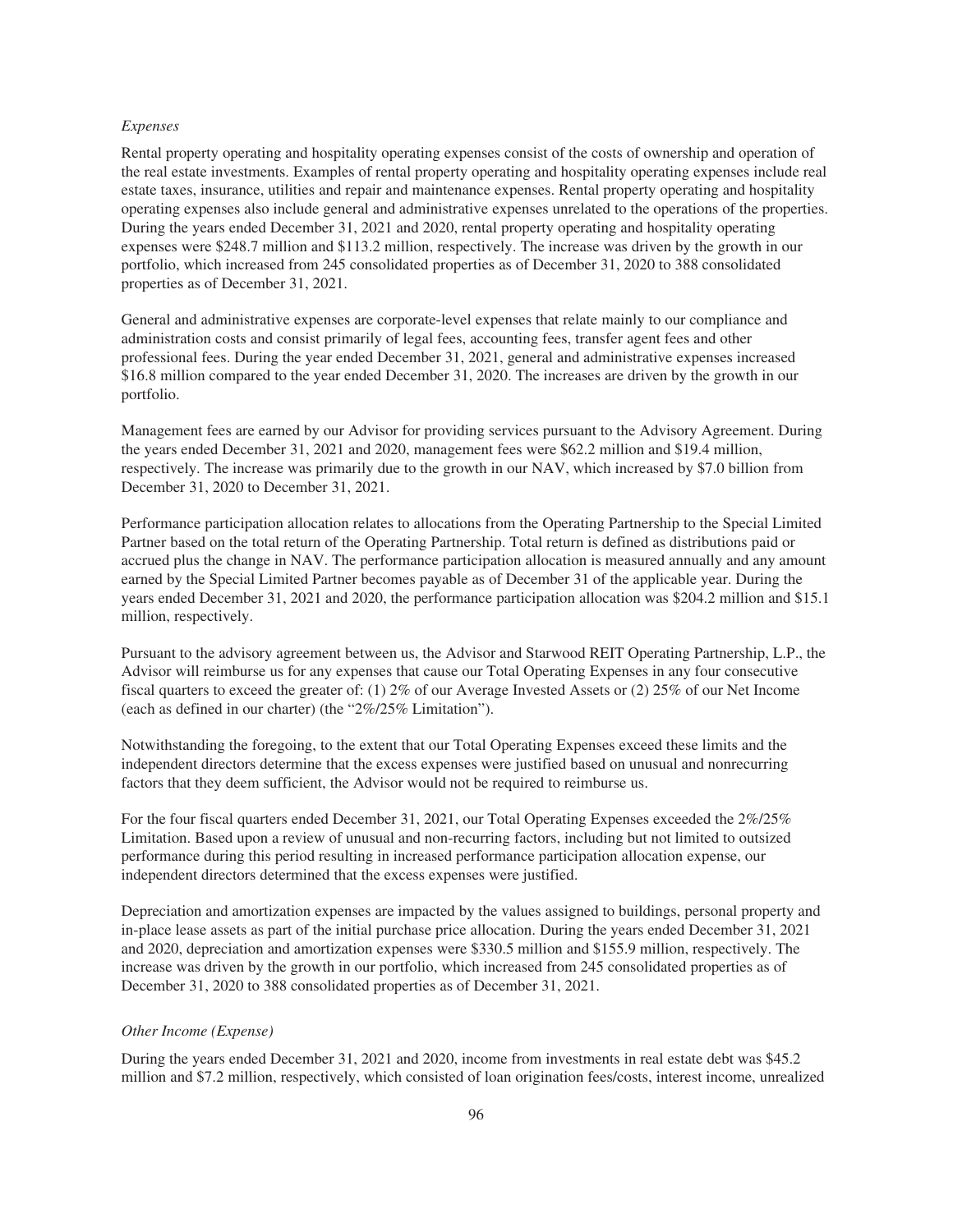*Expenses*

Rental property operating and hospitality operating expenses consist of the costs of ownership and operation of the real estate investments. Examples of rental property operating and hospitality operating expenses include real estate taxes, insurance, utilities and repair and maintenance expenses. Rental property operating and hospitality operating expenses also include general and administrative expenses unrelated to the operations of the properties. During the years ended December 31, 2021 and 2020, rental property operating and hospitality operating expenses were $248.7 million and $113.2 million, respectively. The increase was driven by the growth in our portfolio, which increased from 245 consolidated properties as of December 31, 2020 to 388 consolidated properties as of December 31, 2021.

General and administrative expenses are corporate-level expenses that relate mainly to our compliance and administration costs and consist primarily of legal fees, accounting fees, transfer agent fees and other professional fees. During the year ended December 31, 2021, general and administrative expenses increased $16.8 million compared to the year ended December 31, 2020. The increases are driven by the growth in our portfolio.

Management fees are earned by our Advisor for providing services pursuant to the Advisory Agreement. During the years ended December 31, 2021 and 2020, management fees were $62.2 million and $19.4 million, respectively. The increase was primarily due to the growth in our NAV, which increased by $7.0 billion from December 31, 2020 to December 31, 2021.

Performance participation allocation relates to allocations from the Operating Partnership to the Special Limited Partner based on the total return of the Operating Partnership. Total return is defined as distributions paid or accrued plus the change in NAV. The performance participation allocation is measured annually and any amount earned by the Special Limited Partner becomes payable as of December 31 of the applicable year. During the years ended December 31, 2021 and 2020, the performance participation allocation was $204.2 million and $15.1 million, respectively.

Pursuant to the advisory agreement between us, the Advisor and Starwood REIT Operating Partnership, L.P., the Advisor will reimburse us for any expenses that cause our Total Operating Expenses in any four consecutive fiscal quarters to exceed the greater of: (1) 2% of our Average Invested Assets or (2) 25% of our Net Income (each as defined in our charter) (the "2%/25% Limitation").

Notwithstanding the foregoing, to the extent that our Total Operating Expenses exceed these limits and the independent directors determine that the excess expenses were justified based on unusual and nonrecurring factors that they deem sufficient, the Advisor would not be required to reimburse us.

For the four fiscal quarters ended December 31, 2021, our Total Operating Expenses exceeded the 2%/25% Limitation. Based upon a review of unusual and non-recurring factors, including but not limited to outsized performance during this period resulting in increased performance participation allocation expense, our independent directors determined that the excess expenses were justified.

Depreciation and amortization expenses are impacted by the values assigned to buildings, personal property and in-place lease assets as part of the initial purchase price allocation. During the years ended December 31, 2021 and 2020, depreciation and amortization expenses were $330.5 million and $155.9 million, respectively. The increase was driven by the growth in our portfolio, which increased from 245 consolidated properties as of December 31, 2020 to 388 consolidated properties as of December 31, 2021.

*Other Income (Expense)*

During the years ended December 31, 2021 and 2020, income from investments in real estate debt was $45.2 million and $7.2 million, respectively, which consisted of loan origination fees/costs, interest income, unrealized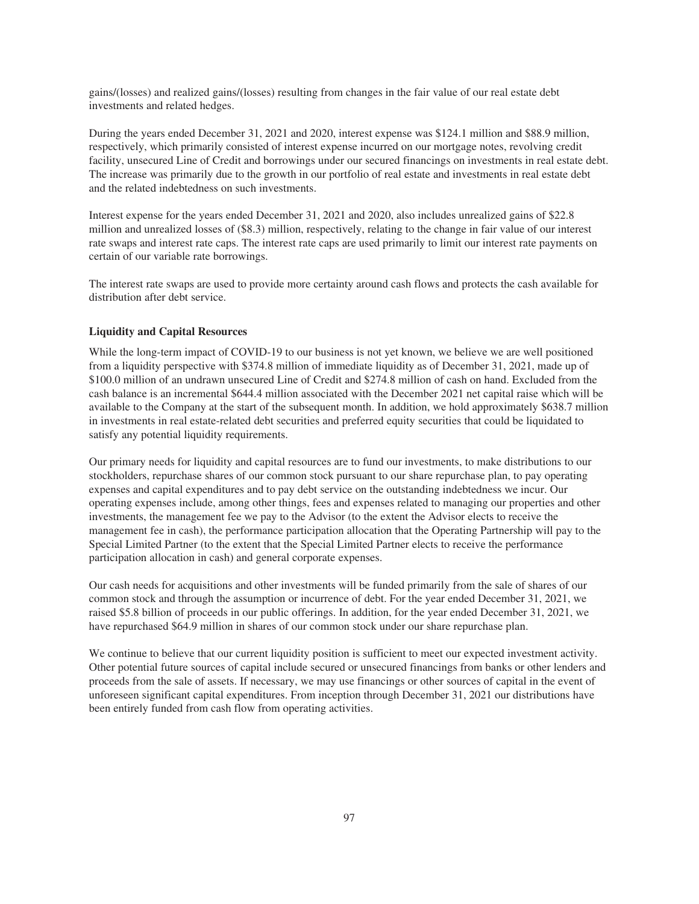gains/(losses) and realized gains/(losses) resulting from changes in the fair value of our real estate debt investments and related hedges.

During the years ended December 31, 2021 and 2020, interest expense was $124.1 million and $88.9 million, respectively, which primarily consisted of interest expense incurred on our mortgage notes, revolving credit facility, unsecured Line of Credit and borrowings under our secured financings on investments in real estate debt. The increase was primarily due to the growth in our portfolio of real estate and investments in real estate debt and the related indebtedness on such investments.

Interest expense for the years ended December 31, 2021 and 2020, also includes unrealized gains of $22.8 million and unrealized losses of ($8.3) million, respectively, relating to the change in fair value of our interest rate swaps and interest rate caps. The interest rate caps are used primarily to limit our interest rate payments on certain of our variable rate borrowings.

The interest rate swaps are used to provide more certainty around cash flows and protects the cash available for distribution after debt service.

**Liquidity and Capital Resources**

While the long-term impact of COVID-19 to our business is not yet known, we believe we are well positioned from a liquidity perspective with $374.8 million of immediate liquidity as of December 31, 2021, made up of $100.0 million of an undrawn unsecured Line of Credit and $274.8 million of cash on hand. Excluded from the cash balance is an incremental $644.4 million associated with the December 2021 net capital raise which will be available to the Company at the start of the subsequent month. In addition, we hold approximately $638.7 million in investments in real estate-related debt securities and preferred equity securities that could be liquidated to satisfy any potential liquidity requirements.

Our primary needs for liquidity and capital resources are to fund our investments, to make distributions to our stockholders, repurchase shares of our common stock pursuant to our share repurchase plan, to pay operating expenses and capital expenditures and to pay debt service on the outstanding indebtedness we incur. Our operating expenses include, among other things, fees and expenses related to managing our properties and other investments, the management fee we pay to the Advisor (to the extent the Advisor elects to receive the management fee in cash), the performance participation allocation that the Operating Partnership will pay to the Special Limited Partner (to the extent that the Special Limited Partner elects to receive the performance participation allocation in cash) and general corporate expenses.

Our cash needs for acquisitions and other investments will be funded primarily from the sale of shares of our common stock and through the assumption or incurrence of debt. For the year ended December 31, 2021, we raised $5.8 billion of proceeds in our public offerings. In addition, for the year ended December 31, 2021, we have repurchased $64.9 million in shares of our common stock under our share repurchase plan.

We continue to believe that our current liquidity position is sufficient to meet our expected investment activity. Other potential future sources of capital include secured or unsecured financings from banks or other lenders and proceeds from the sale of assets. If necessary, we may use financings or other sources of capital in the event of unforeseen significant capital expenditures. From inception through December 31, 2021 our distributions have been entirely funded from cash flow from operating activities.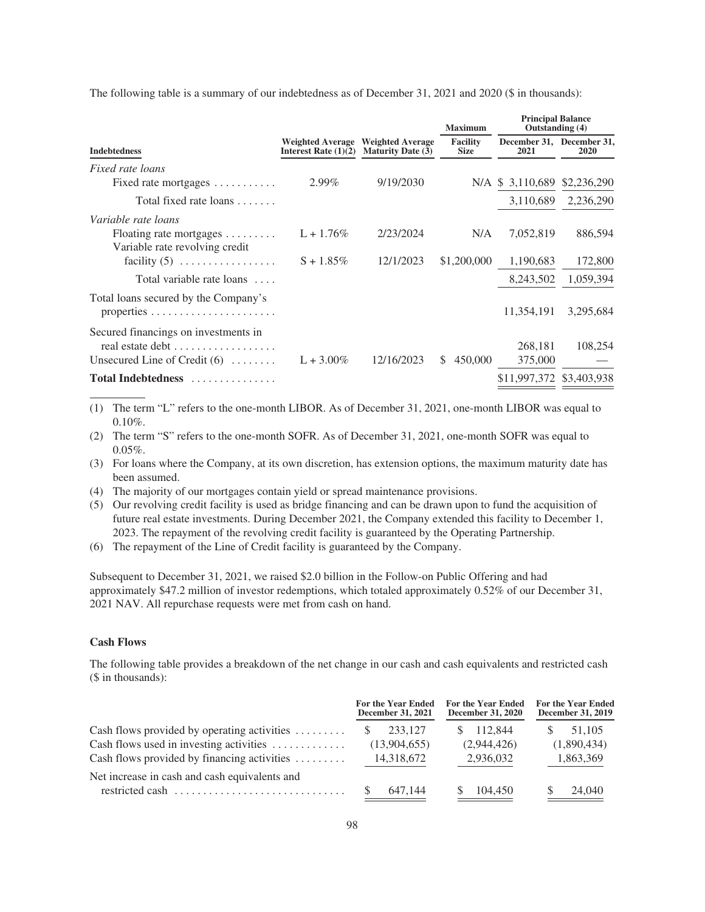The following table is a summary of our indebtedness as of December 31, 2021 and 2020 ($ in thousands):

| Indebtedness | Weighted Average Interest Rate (1)(2) | Weighted Average Maturity Date (3) | Maximum Facility Size | Principal Balance Outstanding (4) December 31, 2021 | December 31, 2020 |
|---|---|---|---|---|---|
| *Fixed rate loans* | | | | | |
| Fixed rate mortgages | 2.99% | 9/19/2030 | N/A | $ 3,110,689 | $2,236,290 |
| Total fixed rate loans | | | | 3,110,689 | 2,236,290 |
| *Variable rate loans* | | | | | |
| Floating rate mortgages | L + 1.76% | 2/23/2024 | N/A | 7,052,819 | 886,594 |
| Variable rate revolving credit facility (5) | S + 1.85% | 12/1/2023 | $1,200,000 | 1,190,683 | 172,800 |
| Total variable rate loans | | | | 8,243,502 | 1,059,394 |
| Total loans secured by the Company's properties | | | | 11,354,191 | 3,295,684 |
| Secured financings on investments in real estate debt | | | | 268,181 | 108,254 |
| Unsecured Line of Credit (6) | L + 3.00% | 12/16/2023 | $ 450,000 | 375,000 | — |
| **Total Indebtedness** | | | | $11,997,372 | $3,403,938 |

(1) The term "L" refers to the one-month LIBOR. As of December 31, 2021, one-month LIBOR was equal to 0.10%.

(2) The term "S" refers to the one-month SOFR. As of December 31, 2021, one-month SOFR was equal to 0.05%.

(3) For loans where the Company, at its own discretion, has extension options, the maximum maturity date has been assumed.

(4) The majority of our mortgages contain yield or spread maintenance provisions.

(5) Our revolving credit facility is used as bridge financing and can be drawn upon to fund the acquisition of future real estate investments. During December 2021, the Company extended this facility to December 1, 2023. The repayment of the revolving credit facility is guaranteed by the Operating Partnership.

(6) The repayment of the Line of Credit facility is guaranteed by the Company.

Subsequent to December 31, 2021, we raised $2.0 billion in the Follow-on Public Offering and had approximately $47.2 million of investor redemptions, which totaled approximately 0.52% of our December 31, 2021 NAV. All repurchase requests were met from cash on hand.

### Cash Flows

The following table provides a breakdown of the net change in our cash and cash equivalents and restricted cash ($ in thousands):

| | For the Year Ended December 31, 2021 | For the Year Ended December 31, 2020 | For the Year Ended December 31, 2019 |
|---|---|---|---|
| Cash flows provided by operating activities | $ 233,127 | $ 112,844 | $ 51,105 |
| Cash flows used in investing activities | (13,904,655) | (2,944,426) | (1,890,434) |
| Cash flows provided by financing activities | 14,318,672 | 2,936,032 | 1,863,369 |
| Net increase in cash and cash equivalents and restricted cash | $ 647,144 | $ 104,450 | $ 24,040 |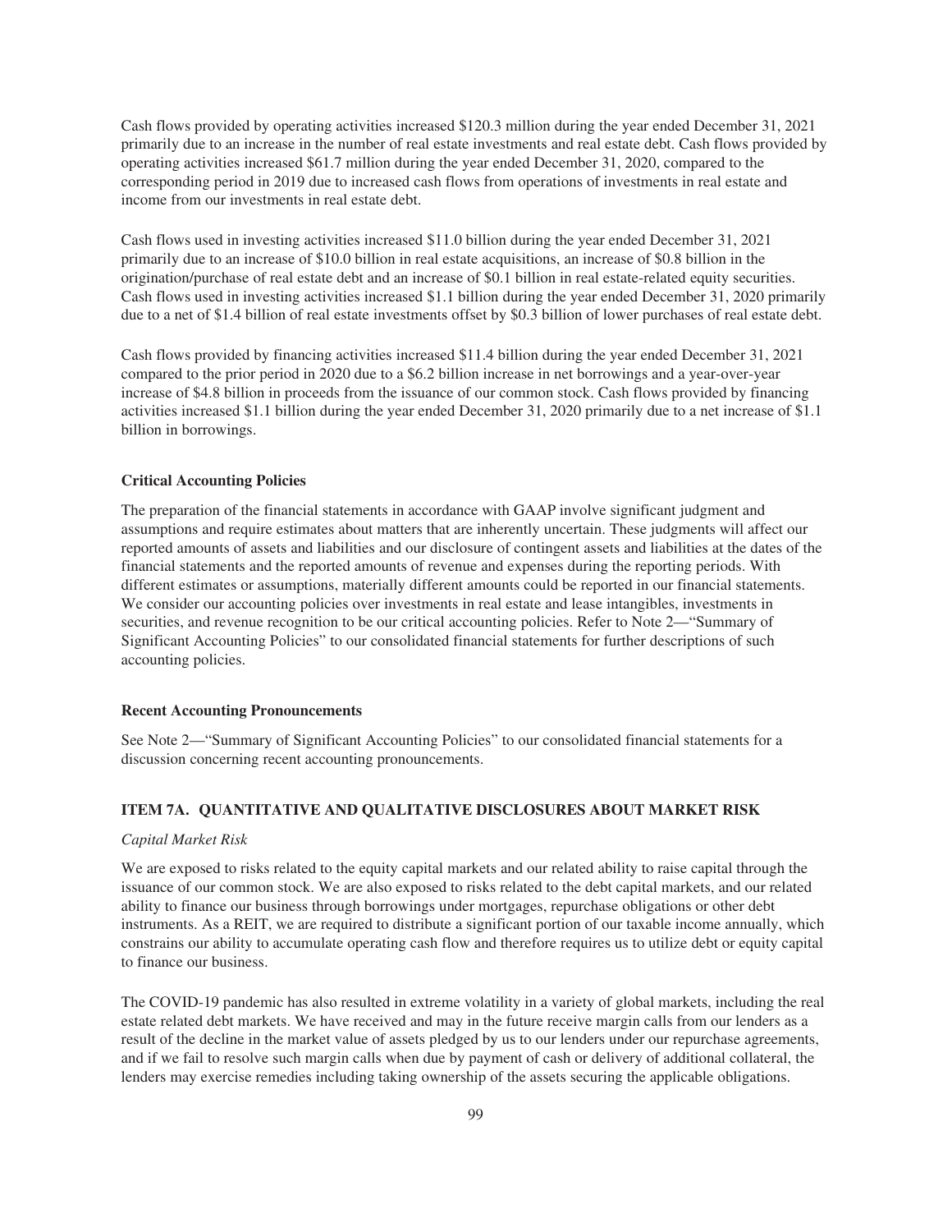Cash flows provided by operating activities increased $120.3 million during the year ended December 31, 2021 primarily due to an increase in the number of real estate investments and real estate debt. Cash flows provided by operating activities increased $61.7 million during the year ended December 31, 2020, compared to the corresponding period in 2019 due to increased cash flows from operations of investments in real estate and income from our investments in real estate debt.

Cash flows used in investing activities increased $11.0 billion during the year ended December 31, 2021 primarily due to an increase of $10.0 billion in real estate acquisitions, an increase of $0.8 billion in the origination/purchase of real estate debt and an increase of $0.1 billion in real estate-related equity securities. Cash flows used in investing activities increased $1.1 billion during the year ended December 31, 2020 primarily due to a net of $1.4 billion of real estate investments offset by $0.3 billion of lower purchases of real estate debt.

Cash flows provided by financing activities increased $11.4 billion during the year ended December 31, 2021 compared to the prior period in 2020 due to a $6.2 billion increase in net borrowings and a year-over-year increase of $4.8 billion in proceeds from the issuance of our common stock. Cash flows provided by financing activities increased $1.1 billion during the year ended December 31, 2020 primarily due to a net increase of $1.1 billion in borrowings.

### Critical Accounting Policies

The preparation of the financial statements in accordance with GAAP involve significant judgment and assumptions and require estimates about matters that are inherently uncertain. These judgments will affect our reported amounts of assets and liabilities and our disclosure of contingent assets and liabilities at the dates of the financial statements and the reported amounts of revenue and expenses during the reporting periods. With different estimates or assumptions, materially different amounts could be reported in our financial statements. We consider our accounting policies over investments in real estate and lease intangibles, investments in securities, and revenue recognition to be our critical accounting policies. Refer to Note 2—"Summary of Significant Accounting Policies" to our consolidated financial statements for further descriptions of such accounting policies.

### Recent Accounting Pronouncements

See Note 2—"Summary of Significant Accounting Policies" to our consolidated financial statements for a discussion concerning recent accounting pronouncements.

## ITEM 7A. QUANTITATIVE AND QUALITATIVE DISCLOSURES ABOUT MARKET RISK

*Capital Market Risk*

We are exposed to risks related to the equity capital markets and our related ability to raise capital through the issuance of our common stock. We are also exposed to risks related to the debt capital markets, and our related ability to finance our business through borrowings under mortgages, repurchase obligations or other debt instruments. As a REIT, we are required to distribute a significant portion of our taxable income annually, which constrains our ability to accumulate operating cash flow and therefore requires us to utilize debt or equity capital to finance our business.

The COVID-19 pandemic has also resulted in extreme volatility in a variety of global markets, including the real estate related debt markets. We have received and may in the future receive margin calls from our lenders as a result of the decline in the market value of assets pledged by us to our lenders under our repurchase agreements, and if we fail to resolve such margin calls when due by payment of cash or delivery of additional collateral, the lenders may exercise remedies including taking ownership of the assets securing the applicable obligations.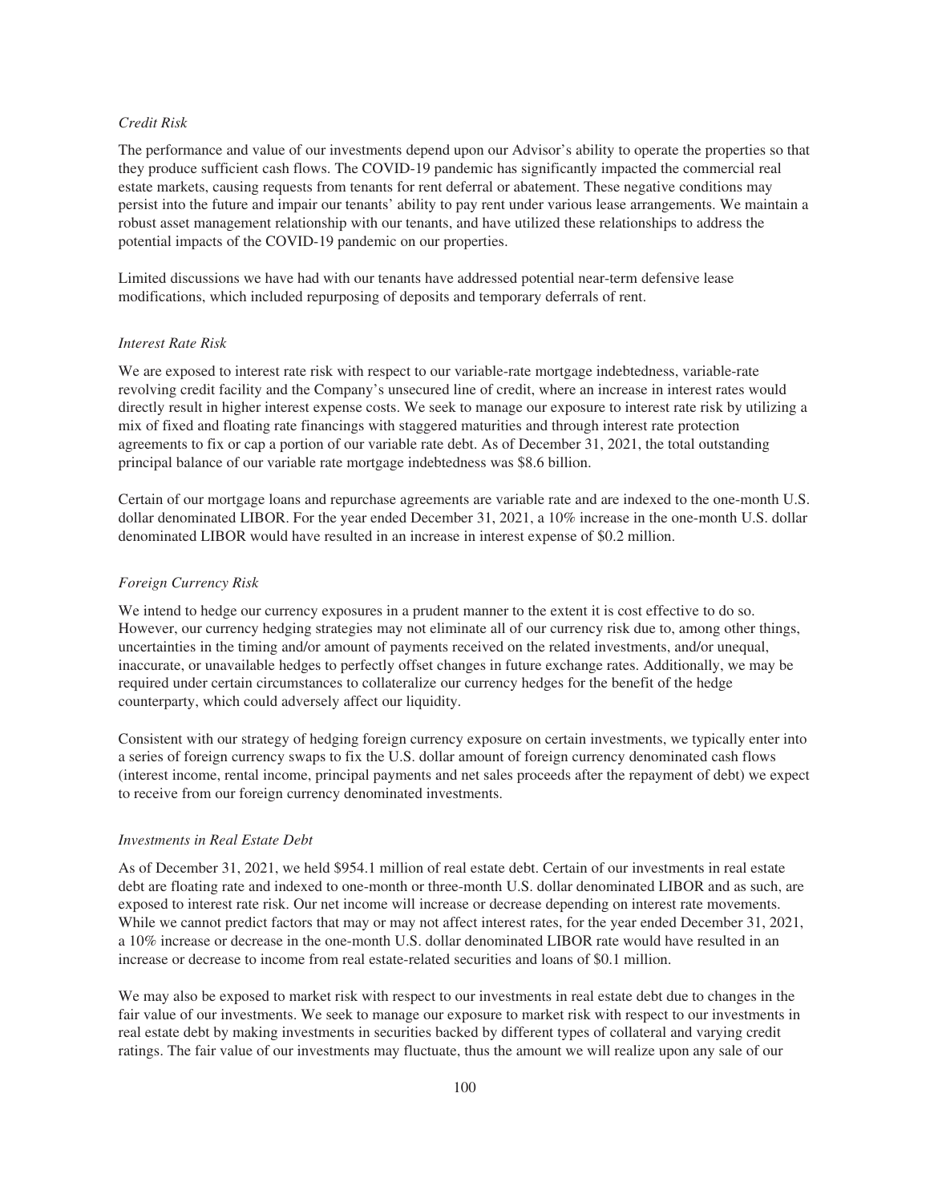*Credit Risk*

The performance and value of our investments depend upon our Advisor's ability to operate the properties so that they produce sufficient cash flows. The COVID-19 pandemic has significantly impacted the commercial real estate markets, causing requests from tenants for rent deferral or abatement. These negative conditions may persist into the future and impair our tenants' ability to pay rent under various lease arrangements. We maintain a robust asset management relationship with our tenants, and have utilized these relationships to address the potential impacts of the COVID-19 pandemic on our properties.

Limited discussions we have had with our tenants have addressed potential near-term defensive lease modifications, which included repurposing of deposits and temporary deferrals of rent.

*Interest Rate Risk*

We are exposed to interest rate risk with respect to our variable-rate mortgage indebtedness, variable-rate revolving credit facility and the Company's unsecured line of credit, where an increase in interest rates would directly result in higher interest expense costs. We seek to manage our exposure to interest rate risk by utilizing a mix of fixed and floating rate financings with staggered maturities and through interest rate protection agreements to fix or cap a portion of our variable rate debt. As of December 31, 2021, the total outstanding principal balance of our variable rate mortgage indebtedness was $8.6 billion.

Certain of our mortgage loans and repurchase agreements are variable rate and are indexed to the one-month U.S. dollar denominated LIBOR. For the year ended December 31, 2021, a 10% increase in the one-month U.S. dollar denominated LIBOR would have resulted in an increase in interest expense of $0.2 million.

*Foreign Currency Risk*

We intend to hedge our currency exposures in a prudent manner to the extent it is cost effective to do so. However, our currency hedging strategies may not eliminate all of our currency risk due to, among other things, uncertainties in the timing and/or amount of payments received on the related investments, and/or unequal, inaccurate, or unavailable hedges to perfectly offset changes in future exchange rates. Additionally, we may be required under certain circumstances to collateralize our currency hedges for the benefit of the hedge counterparty, which could adversely affect our liquidity.

Consistent with our strategy of hedging foreign currency exposure on certain investments, we typically enter into a series of foreign currency swaps to fix the U.S. dollar amount of foreign currency denominated cash flows (interest income, rental income, principal payments and net sales proceeds after the repayment of debt) we expect to receive from our foreign currency denominated investments.

*Investments in Real Estate Debt*

As of December 31, 2021, we held $954.1 million of real estate debt. Certain of our investments in real estate debt are floating rate and indexed to one-month or three-month U.S. dollar denominated LIBOR and as such, are exposed to interest rate risk. Our net income will increase or decrease depending on interest rate movements. While we cannot predict factors that may or may not affect interest rates, for the year ended December 31, 2021, a 10% increase or decrease in the one-month U.S. dollar denominated LIBOR rate would have resulted in an increase or decrease to income from real estate-related securities and loans of $0.1 million.

We may also be exposed to market risk with respect to our investments in real estate debt due to changes in the fair value of our investments. We seek to manage our exposure to market risk with respect to our investments in real estate debt by making investments in securities backed by different types of collateral and varying credit ratings. The fair value of our investments may fluctuate, thus the amount we will realize upon any sale of our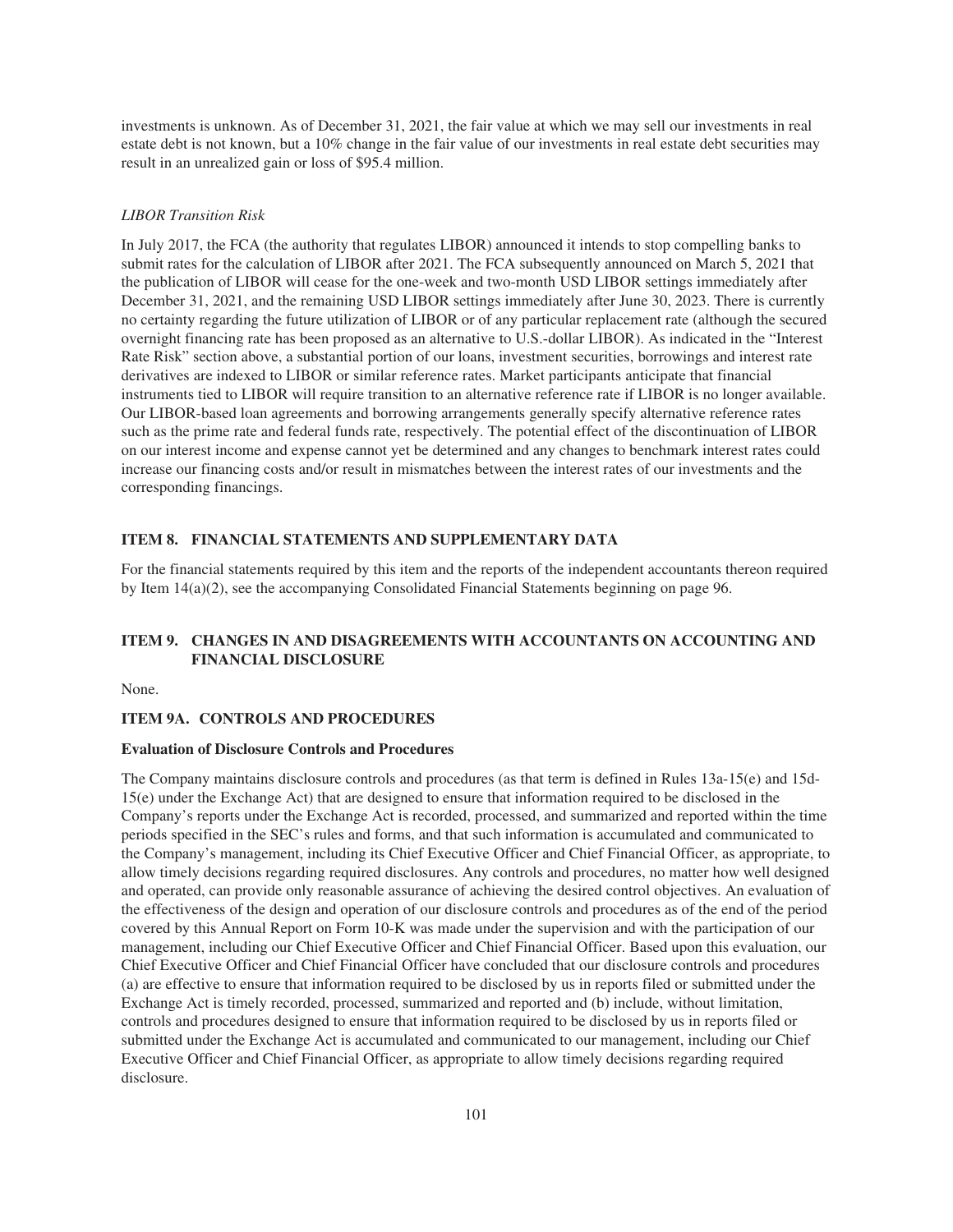investments is unknown. As of December 31, 2021, the fair value at which we may sell our investments in real estate debt is not known, but a 10% change in the fair value of our investments in real estate debt securities may result in an unrealized gain or loss of $95.4 million.

*LIBOR Transition Risk*

In July 2017, the FCA (the authority that regulates LIBOR) announced it intends to stop compelling banks to submit rates for the calculation of LIBOR after 2021. The FCA subsequently announced on March 5, 2021 that the publication of LIBOR will cease for the one-week and two-month USD LIBOR settings immediately after December 31, 2021, and the remaining USD LIBOR settings immediately after June 30, 2023. There is currently no certainty regarding the future utilization of LIBOR or of any particular replacement rate (although the secured overnight financing rate has been proposed as an alternative to U.S.-dollar LIBOR). As indicated in the "Interest Rate Risk" section above, a substantial portion of our loans, investment securities, borrowings and interest rate derivatives are indexed to LIBOR or similar reference rates. Market participants anticipate that financial instruments tied to LIBOR will require transition to an alternative reference rate if LIBOR is no longer available. Our LIBOR-based loan agreements and borrowing arrangements generally specify alternative reference rates such as the prime rate and federal funds rate, respectively. The potential effect of the discontinuation of LIBOR on our interest income and expense cannot yet be determined and any changes to benchmark interest rates could increase our financing costs and/or result in mismatches between the interest rates of our investments and the corresponding financings.

## ITEM 8. FINANCIAL STATEMENTS AND SUPPLEMENTARY DATA

For the financial statements required by this item and the reports of the independent accountants thereon required by Item 14(a)(2), see the accompanying Consolidated Financial Statements beginning on page 96.

## ITEM 9. CHANGES IN AND DISAGREEMENTS WITH ACCOUNTANTS ON ACCOUNTING AND FINANCIAL DISCLOSURE

None.

## ITEM 9A. CONTROLS AND PROCEDURES

**Evaluation of Disclosure Controls and Procedures**

The Company maintains disclosure controls and procedures (as that term is defined in Rules 13a-15(e) and 15d-15(e) under the Exchange Act) that are designed to ensure that information required to be disclosed in the Company's reports under the Exchange Act is recorded, processed, and summarized and reported within the time periods specified in the SEC's rules and forms, and that such information is accumulated and communicated to the Company's management, including its Chief Executive Officer and Chief Financial Officer, as appropriate, to allow timely decisions regarding required disclosures. Any controls and procedures, no matter how well designed and operated, can provide only reasonable assurance of achieving the desired control objectives. An evaluation of the effectiveness of the design and operation of our disclosure controls and procedures as of the end of the period covered by this Annual Report on Form 10-K was made under the supervision and with the participation of our management, including our Chief Executive Officer and Chief Financial Officer. Based upon this evaluation, our Chief Executive Officer and Chief Financial Officer have concluded that our disclosure controls and procedures (a) are effective to ensure that information required to be disclosed by us in reports filed or submitted under the Exchange Act is timely recorded, processed, summarized and reported and (b) include, without limitation, controls and procedures designed to ensure that information required to be disclosed by us in reports filed or submitted under the Exchange Act is accumulated and communicated to our management, including our Chief Executive Officer and Chief Financial Officer, as appropriate to allow timely decisions regarding required disclosure.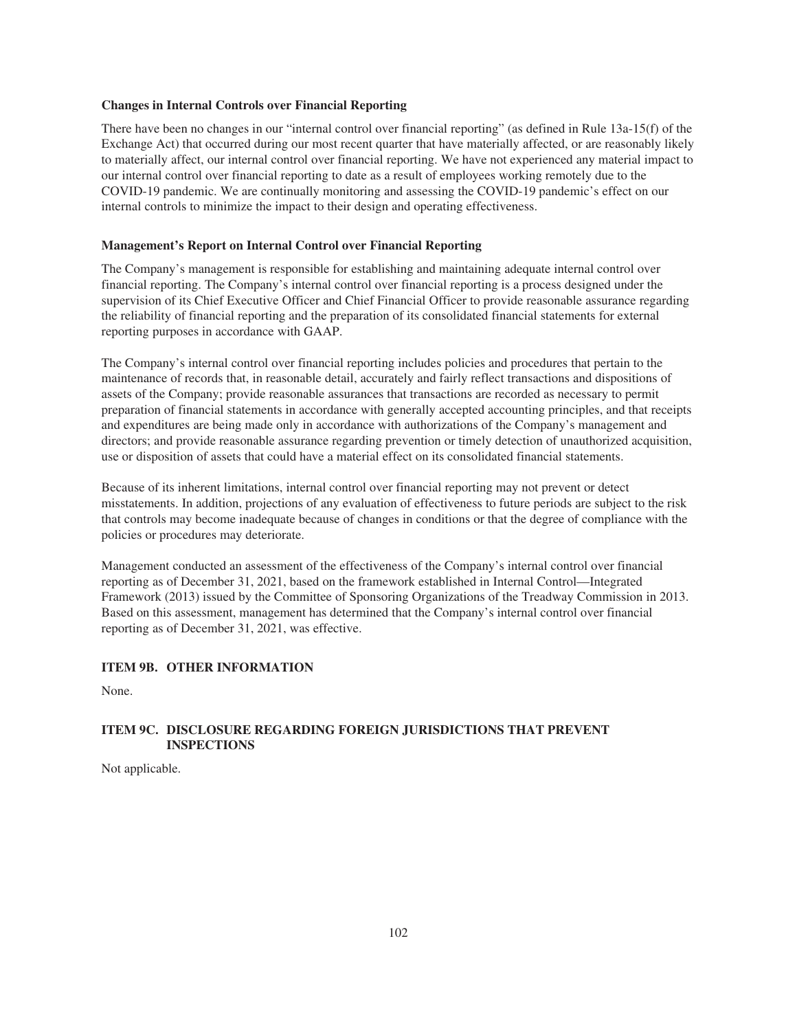**Changes in Internal Controls over Financial Reporting**

There have been no changes in our "internal control over financial reporting" (as defined in Rule 13a-15(f) of the Exchange Act) that occurred during our most recent quarter that have materially affected, or are reasonably likely to materially affect, our internal control over financial reporting. We have not experienced any material impact to our internal control over financial reporting to date as a result of employees working remotely due to the COVID-19 pandemic. We are continually monitoring and assessing the COVID-19 pandemic's effect on our internal controls to minimize the impact to their design and operating effectiveness.

**Management's Report on Internal Control over Financial Reporting**

The Company's management is responsible for establishing and maintaining adequate internal control over financial reporting. The Company's internal control over financial reporting is a process designed under the supervision of its Chief Executive Officer and Chief Financial Officer to provide reasonable assurance regarding the reliability of financial reporting and the preparation of its consolidated financial statements for external reporting purposes in accordance with GAAP.

The Company's internal control over financial reporting includes policies and procedures that pertain to the maintenance of records that, in reasonable detail, accurately and fairly reflect transactions and dispositions of assets of the Company; provide reasonable assurances that transactions are recorded as necessary to permit preparation of financial statements in accordance with generally accepted accounting principles, and that receipts and expenditures are being made only in accordance with authorizations of the Company's management and directors; and provide reasonable assurance regarding prevention or timely detection of unauthorized acquisition, use or disposition of assets that could have a material effect on its consolidated financial statements.

Because of its inherent limitations, internal control over financial reporting may not prevent or detect misstatements. In addition, projections of any evaluation of effectiveness to future periods are subject to the risk that controls may become inadequate because of changes in conditions or that the degree of compliance with the policies or procedures may deteriorate.

Management conducted an assessment of the effectiveness of the Company's internal control over financial reporting as of December 31, 2021, based on the framework established in Internal Control—Integrated Framework (2013) issued by the Committee of Sponsoring Organizations of the Treadway Commission in 2013. Based on this assessment, management has determined that the Company's internal control over financial reporting as of December 31, 2021, was effective.

## ITEM 9B. OTHER INFORMATION

None.

## ITEM 9C. DISCLOSURE REGARDING FOREIGN JURISDICTIONS THAT PREVENT INSPECTIONS

Not applicable.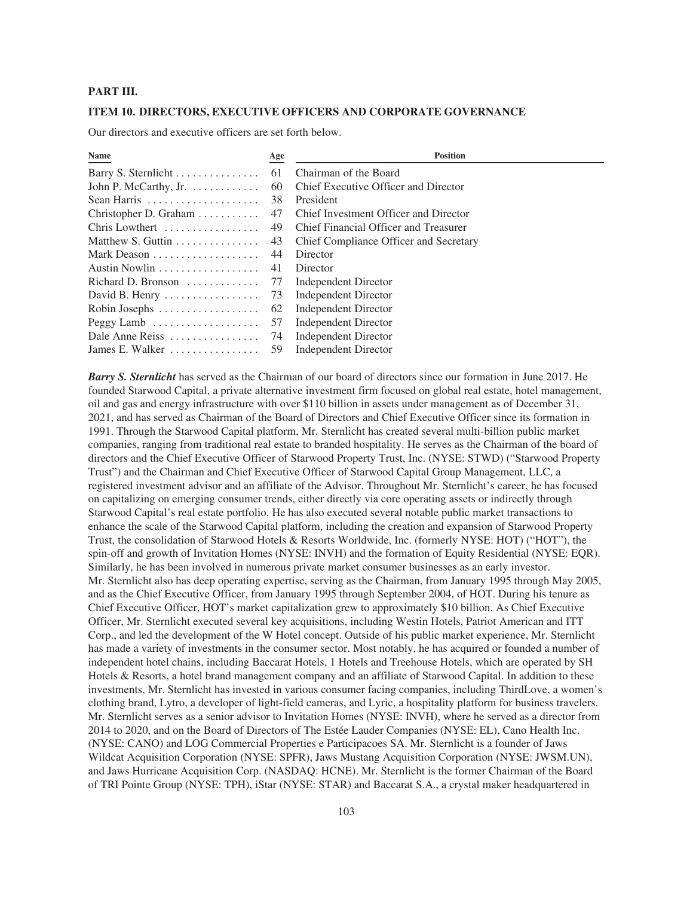## PART III.

### ITEM 10. DIRECTORS, EXECUTIVE OFFICERS AND CORPORATE GOVERNANCE

Our directors and executive officers are set forth below.

| Name | Age | Position |
|---|---|---|
| Barry S. Sternlicht | 61 | Chairman of the Board |
| John P. McCarthy, Jr. | 60 | Chief Executive Officer and Director |
| Sean Harris | 38 | President |
| Christopher D. Graham | 47 | Chief Investment Officer and Director |
| Chris Lowthert | 49 | Chief Financial Officer and Treasurer |
| Matthew S. Guttin | 43 | Chief Compliance Officer and Secretary |
| Mark Deason | 44 | Director |
| Austin Nowlin | 41 | Director |
| Richard D. Bronson | 77 | Independent Director |
| David B. Henry | 73 | Independent Director |
| Robin Josephs | 62 | Independent Director |
| Peggy Lamb | 57 | Independent Director |
| Dale Anne Reiss | 74 | Independent Director |
| James E. Walker | 59 | Independent Director |

***Barry S. Sternlicht*** has served as the Chairman of our board of directors since our formation in June 2017. He founded Starwood Capital, a private alternative investment firm focused on global real estate, hotel management, oil and gas and energy infrastructure with over $110 billion in assets under management as of December 31, 2021, and has served as Chairman of the Board of Directors and Chief Executive Officer since its formation in 1991. Through the Starwood Capital platform, Mr. Sternlicht has created several multi-billion public market companies, ranging from traditional real estate to branded hospitality. He serves as the Chairman of the board of directors and the Chief Executive Officer of Starwood Property Trust, Inc. (NYSE: STWD) ("Starwood Property Trust") and the Chairman and Chief Executive Officer of Starwood Capital Group Management, LLC, a registered investment advisor and an affiliate of the Advisor. Throughout Mr. Sternlicht's career, he has focused on capitalizing on emerging consumer trends, either directly via core operating assets or indirectly through Starwood Capital's real estate portfolio. He has also executed several notable public market transactions to enhance the scale of the Starwood Capital platform, including the creation and expansion of Starwood Property Trust, the consolidation of Starwood Hotels & Resorts Worldwide, Inc. (formerly NYSE: HOT) ("HOT"), the spin-off and growth of Invitation Homes (NYSE: INVH) and the formation of Equity Residential (NYSE: EQR). Similarly, he has been involved in numerous private market consumer businesses as an early investor. Mr. Sternlicht also has deep operating expertise, serving as the Chairman, from January 1995 through May 2005, and as the Chief Executive Officer, from January 1995 through September 2004, of HOT. During his tenure as Chief Executive Officer, HOT's market capitalization grew to approximately $10 billion. As Chief Executive Officer, Mr. Sternlicht executed several key acquisitions, including Westin Hotels, Patriot American and ITT Corp., and led the development of the W Hotel concept. Outside of his public market experience, Mr. Sternlicht has made a variety of investments in the consumer sector. Most notably, he has acquired or founded a number of independent hotel chains, including Baccarat Hotels, 1 Hotels and Treehouse Hotels, which are operated by SH Hotels & Resorts, a hotel brand management company and an affiliate of Starwood Capital. In addition to these investments, Mr. Sternlicht has invested in various consumer facing companies, including ThirdLove, a women's clothing brand, Lytro, a developer of light-field cameras, and Lyric, a hospitality platform for business travelers. Mr. Sternlicht serves as a senior advisor to Invitation Homes (NYSE: INVH), where he served as a director from 2014 to 2020, and on the Board of Directors of The Estée Lauder Companies (NYSE: EL), Cano Health Inc. (NYSE: CANO) and LOG Commercial Properties e Participacoes SA. Mr. Sternlicht is a founder of Jaws Wildcat Acquisition Corporation (NYSE: SPFR), Jaws Mustang Acquisition Corporation (NYSE: JWSM.UN), and Jaws Hurricane Acquisition Corp. (NASDAQ: HCNE). Mr. Sternlicht is the former Chairman of the Board of TRI Pointe Group (NYSE: TPH), iStar (NYSE: STAR) and Baccarat S.A., a crystal maker headquartered in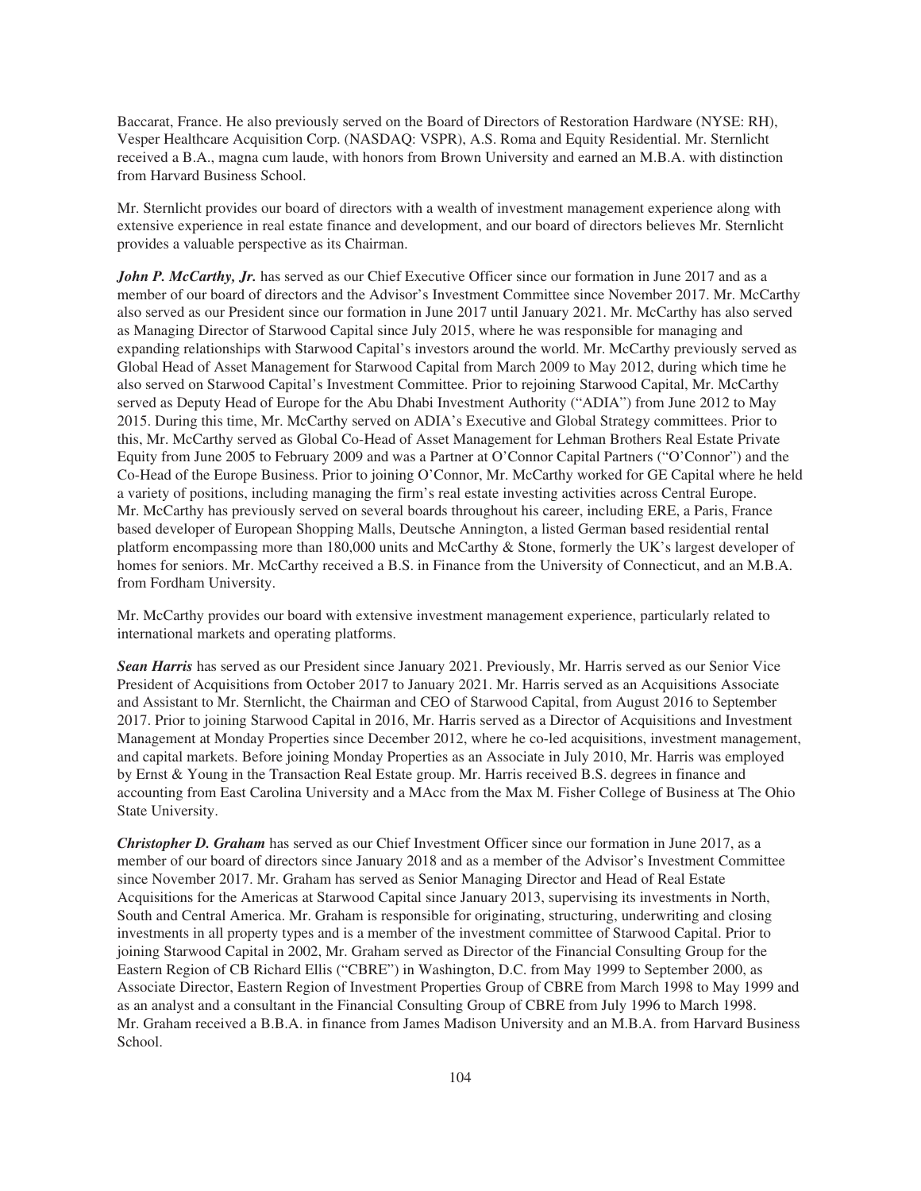Baccarat, France. He also previously served on the Board of Directors of Restoration Hardware (NYSE: RH), Vesper Healthcare Acquisition Corp. (NASDAQ: VSPR), A.S. Roma and Equity Residential. Mr. Sternlicht received a B.A., magna cum laude, with honors from Brown University and earned an M.B.A. with distinction from Harvard Business School.

Mr. Sternlicht provides our board of directors with a wealth of investment management experience along with extensive experience in real estate finance and development, and our board of directors believes Mr. Sternlicht provides a valuable perspective as its Chairman.

***John P. McCarthy, Jr.*** has served as our Chief Executive Officer since our formation in June 2017 and as a member of our board of directors and the Advisor's Investment Committee since November 2017. Mr. McCarthy also served as our President since our formation in June 2017 until January 2021. Mr. McCarthy has also served as Managing Director of Starwood Capital since July 2015, where he was responsible for managing and expanding relationships with Starwood Capital's investors around the world. Mr. McCarthy previously served as Global Head of Asset Management for Starwood Capital from March 2009 to May 2012, during which time he also served on Starwood Capital's Investment Committee. Prior to rejoining Starwood Capital, Mr. McCarthy served as Deputy Head of Europe for the Abu Dhabi Investment Authority ("ADIA") from June 2012 to May 2015. During this time, Mr. McCarthy served on ADIA's Executive and Global Strategy committees. Prior to this, Mr. McCarthy served as Global Co-Head of Asset Management for Lehman Brothers Real Estate Private Equity from June 2005 to February 2009 and was a Partner at O'Connor Capital Partners ("O'Connor") and the Co-Head of the Europe Business. Prior to joining O'Connor, Mr. McCarthy worked for GE Capital where he held a variety of positions, including managing the firm's real estate investing activities across Central Europe. Mr. McCarthy has previously served on several boards throughout his career, including ERE, a Paris, France based developer of European Shopping Malls, Deutsche Annington, a listed German based residential rental platform encompassing more than 180,000 units and McCarthy & Stone, formerly the UK's largest developer of homes for seniors. Mr. McCarthy received a B.S. in Finance from the University of Connecticut, and an M.B.A. from Fordham University.

Mr. McCarthy provides our board with extensive investment management experience, particularly related to international markets and operating platforms.

***Sean Harris*** has served as our President since January 2021. Previously, Mr. Harris served as our Senior Vice President of Acquisitions from October 2017 to January 2021. Mr. Harris served as an Acquisitions Associate and Assistant to Mr. Sternlicht, the Chairman and CEO of Starwood Capital, from August 2016 to September 2017. Prior to joining Starwood Capital in 2016, Mr. Harris served as a Director of Acquisitions and Investment Management at Monday Properties since December 2012, where he co-led acquisitions, investment management, and capital markets. Before joining Monday Properties as an Associate in July 2010, Mr. Harris was employed by Ernst & Young in the Transaction Real Estate group. Mr. Harris received B.S. degrees in finance and accounting from East Carolina University and a MAcc from the Max M. Fisher College of Business at The Ohio State University.

***Christopher D. Graham*** has served as our Chief Investment Officer since our formation in June 2017, as a member of our board of directors since January 2018 and as a member of the Advisor's Investment Committee since November 2017. Mr. Graham has served as Senior Managing Director and Head of Real Estate Acquisitions for the Americas at Starwood Capital since January 2013, supervising its investments in North, South and Central America. Mr. Graham is responsible for originating, structuring, underwriting and closing investments in all property types and is a member of the investment committee of Starwood Capital. Prior to joining Starwood Capital in 2002, Mr. Graham served as Director of the Financial Consulting Group for the Eastern Region of CB Richard Ellis ("CBRE") in Washington, D.C. from May 1999 to September 2000, as Associate Director, Eastern Region of Investment Properties Group of CBRE from March 1998 to May 1999 and as an analyst and a consultant in the Financial Consulting Group of CBRE from July 1996 to March 1998. Mr. Graham received a B.B.A. in finance from James Madison University and an M.B.A. from Harvard Business School.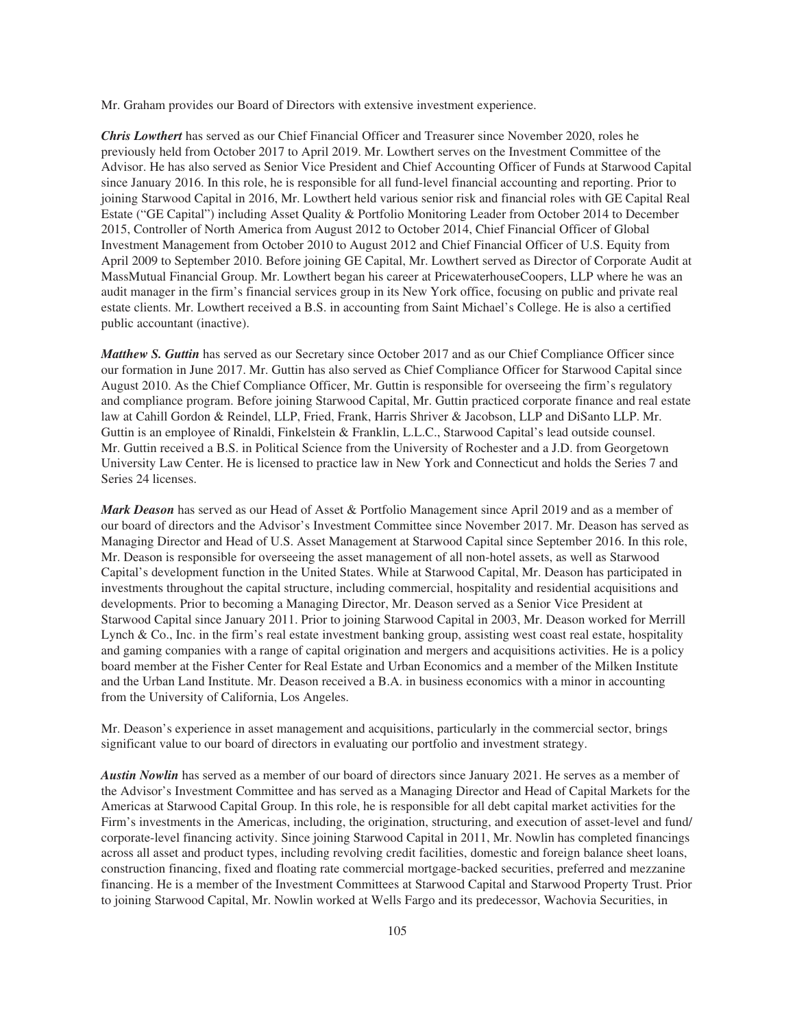Mr. Graham provides our Board of Directors with extensive investment experience.

***Chris Lowthert*** has served as our Chief Financial Officer and Treasurer since November 2020, roles he previously held from October 2017 to April 2019. Mr. Lowthert serves on the Investment Committee of the Advisor. He has also served as Senior Vice President and Chief Accounting Officer of Funds at Starwood Capital since January 2016. In this role, he is responsible for all fund-level financial accounting and reporting. Prior to joining Starwood Capital in 2016, Mr. Lowthert held various senior risk and financial roles with GE Capital Real Estate ("GE Capital") including Asset Quality & Portfolio Monitoring Leader from October 2014 to December 2015, Controller of North America from August 2012 to October 2014, Chief Financial Officer of Global Investment Management from October 2010 to August 2012 and Chief Financial Officer of U.S. Equity from April 2009 to September 2010. Before joining GE Capital, Mr. Lowthert served as Director of Corporate Audit at MassMutual Financial Group. Mr. Lowthert began his career at PricewaterhouseCoopers, LLP where he was an audit manager in the firm's financial services group in its New York office, focusing on public and private real estate clients. Mr. Lowthert received a B.S. in accounting from Saint Michael's College. He is also a certified public accountant (inactive).

***Matthew S. Guttin*** has served as our Secretary since October 2017 and as our Chief Compliance Officer since our formation in June 2017. Mr. Guttin has also served as Chief Compliance Officer for Starwood Capital since August 2010. As the Chief Compliance Officer, Mr. Guttin is responsible for overseeing the firm's regulatory and compliance program. Before joining Starwood Capital, Mr. Guttin practiced corporate finance and real estate law at Cahill Gordon & Reindel, LLP, Fried, Frank, Harris Shriver & Jacobson, LLP and DiSanto LLP. Mr. Guttin is an employee of Rinaldi, Finkelstein & Franklin, L.L.C., Starwood Capital's lead outside counsel. Mr. Guttin received a B.S. in Political Science from the University of Rochester and a J.D. from Georgetown University Law Center. He is licensed to practice law in New York and Connecticut and holds the Series 7 and Series 24 licenses.

***Mark Deason*** has served as our Head of Asset & Portfolio Management since April 2019 and as a member of our board of directors and the Advisor's Investment Committee since November 2017. Mr. Deason has served as Managing Director and Head of U.S. Asset Management at Starwood Capital since September 2016. In this role, Mr. Deason is responsible for overseeing the asset management of all non-hotel assets, as well as Starwood Capital's development function in the United States. While at Starwood Capital, Mr. Deason has participated in investments throughout the capital structure, including commercial, hospitality and residential acquisitions and developments. Prior to becoming a Managing Director, Mr. Deason served as a Senior Vice President at Starwood Capital since January 2011. Prior to joining Starwood Capital in 2003, Mr. Deason worked for Merrill Lynch & Co., Inc. in the firm's real estate investment banking group, assisting west coast real estate, hospitality and gaming companies with a range of capital origination and mergers and acquisitions activities. He is a policy board member at the Fisher Center for Real Estate and Urban Economics and a member of the Milken Institute and the Urban Land Institute. Mr. Deason received a B.A. in business economics with a minor in accounting from the University of California, Los Angeles.

Mr. Deason's experience in asset management and acquisitions, particularly in the commercial sector, brings significant value to our board of directors in evaluating our portfolio and investment strategy.

***Austin Nowlin*** has served as a member of our board of directors since January 2021. He serves as a member of the Advisor's Investment Committee and has served as a Managing Director and Head of Capital Markets for the Americas at Starwood Capital Group. In this role, he is responsible for all debt capital market activities for the Firm's investments in the Americas, including, the origination, structuring, and execution of asset-level and fund/corporate-level financing activity. Since joining Starwood Capital in 2011, Mr. Nowlin has completed financings across all asset and product types, including revolving credit facilities, domestic and foreign balance sheet loans, construction financing, fixed and floating rate commercial mortgage-backed securities, preferred and mezzanine financing. He is a member of the Investment Committees at Starwood Capital and Starwood Property Trust. Prior to joining Starwood Capital, Mr. Nowlin worked at Wells Fargo and its predecessor, Wachovia Securities, in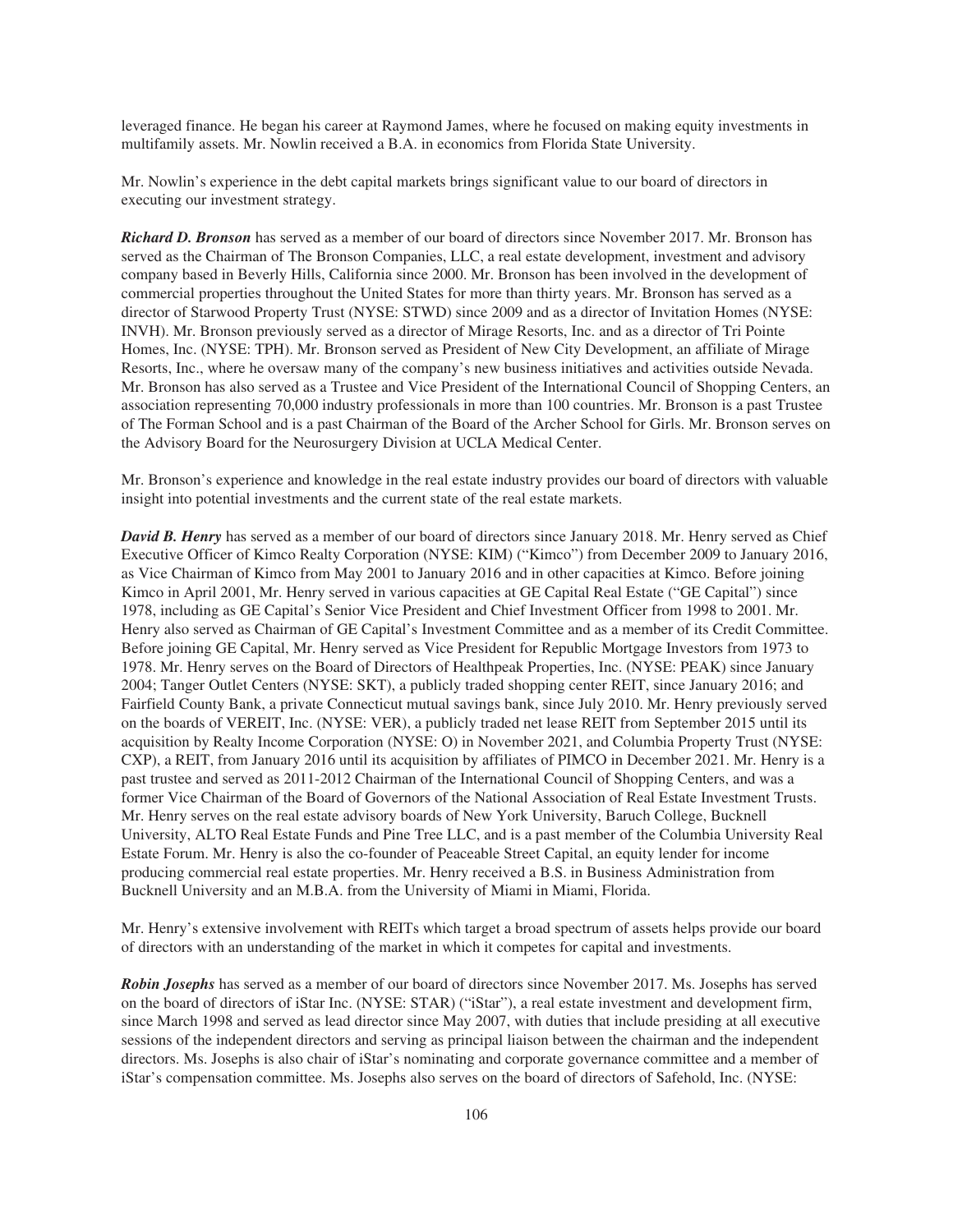leveraged finance. He began his career at Raymond James, where he focused on making equity investments in multifamily assets. Mr. Nowlin received a B.A. in economics from Florida State University.

Mr. Nowlin's experience in the debt capital markets brings significant value to our board of directors in executing our investment strategy.

***Richard D. Bronson*** has served as a member of our board of directors since November 2017. Mr. Bronson has served as the Chairman of The Bronson Companies, LLC, a real estate development, investment and advisory company based in Beverly Hills, California since 2000. Mr. Bronson has been involved in the development of commercial properties throughout the United States for more than thirty years. Mr. Bronson has served as a director of Starwood Property Trust (NYSE: STWD) since 2009 and as a director of Invitation Homes (NYSE: INVH). Mr. Bronson previously served as a director of Mirage Resorts, Inc. and as a director of Tri Pointe Homes, Inc. (NYSE: TPH). Mr. Bronson served as President of New City Development, an affiliate of Mirage Resorts, Inc., where he oversaw many of the company's new business initiatives and activities outside Nevada. Mr. Bronson has also served as a Trustee and Vice President of the International Council of Shopping Centers, an association representing 70,000 industry professionals in more than 100 countries. Mr. Bronson is a past Trustee of The Forman School and is a past Chairman of the Board of the Archer School for Girls. Mr. Bronson serves on the Advisory Board for the Neurosurgery Division at UCLA Medical Center.

Mr. Bronson's experience and knowledge in the real estate industry provides our board of directors with valuable insight into potential investments and the current state of the real estate markets.

***David B. Henry*** has served as a member of our board of directors since January 2018. Mr. Henry served as Chief Executive Officer of Kimco Realty Corporation (NYSE: KIM) ("Kimco") from December 2009 to January 2016, as Vice Chairman of Kimco from May 2001 to January 2016 and in other capacities at Kimco. Before joining Kimco in April 2001, Mr. Henry served in various capacities at GE Capital Real Estate ("GE Capital") since 1978, including as GE Capital's Senior Vice President and Chief Investment Officer from 1998 to 2001. Mr. Henry also served as Chairman of GE Capital's Investment Committee and as a member of its Credit Committee. Before joining GE Capital, Mr. Henry served as Vice President for Republic Mortgage Investors from 1973 to 1978. Mr. Henry serves on the Board of Directors of Healthpeak Properties, Inc. (NYSE: PEAK) since January 2004; Tanger Outlet Centers (NYSE: SKT), a publicly traded shopping center REIT, since January 2016; and Fairfield County Bank, a private Connecticut mutual savings bank, since July 2010. Mr. Henry previously served on the boards of VEREIT, Inc. (NYSE: VER), a publicly traded net lease REIT from September 2015 until its acquisition by Realty Income Corporation (NYSE: O) in November 2021, and Columbia Property Trust (NYSE: CXP), a REIT, from January 2016 until its acquisition by affiliates of PIMCO in December 2021. Mr. Henry is a past trustee and served as 2011-2012 Chairman of the International Council of Shopping Centers, and was a former Vice Chairman of the Board of Governors of the National Association of Real Estate Investment Trusts. Mr. Henry serves on the real estate advisory boards of New York University, Baruch College, Bucknell University, ALTO Real Estate Funds and Pine Tree LLC, and is a past member of the Columbia University Real Estate Forum. Mr. Henry is also the co-founder of Peaceable Street Capital, an equity lender for income producing commercial real estate properties. Mr. Henry received a B.S. in Business Administration from Bucknell University and an M.B.A. from the University of Miami in Miami, Florida.

Mr. Henry's extensive involvement with REITs which target a broad spectrum of assets helps provide our board of directors with an understanding of the market in which it competes for capital and investments.

***Robin Josephs*** has served as a member of our board of directors since November 2017. Ms. Josephs has served on the board of directors of iStar Inc. (NYSE: STAR) ("iStar"), a real estate investment and development firm, since March 1998 and served as lead director since May 2007, with duties that include presiding at all executive sessions of the independent directors and serving as principal liaison between the chairman and the independent directors. Ms. Josephs is also chair of iStar's nominating and corporate governance committee and a member of iStar's compensation committee. Ms. Josephs also serves on the board of directors of Safehold, Inc. (NYSE: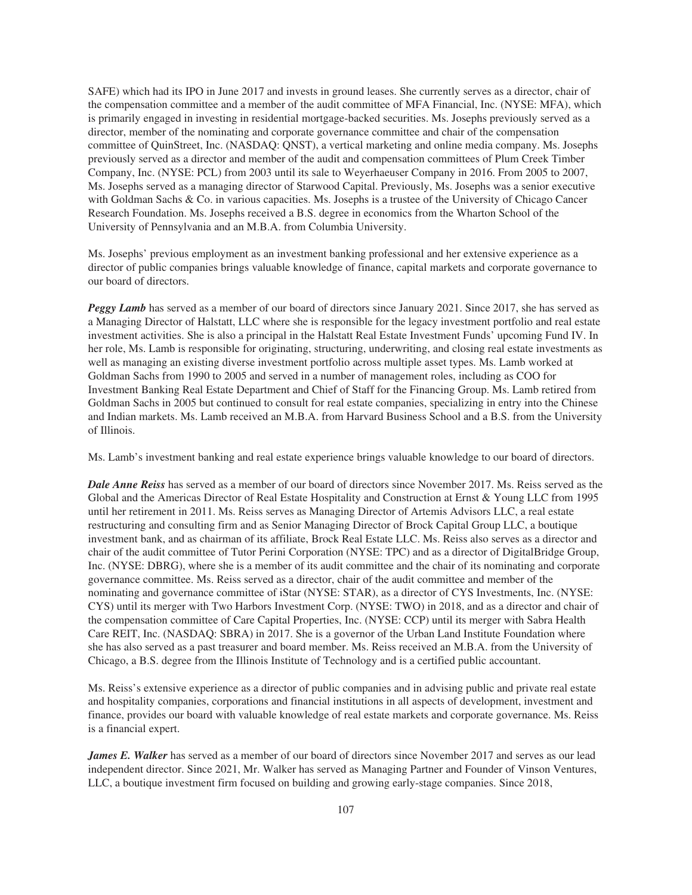SAFE) which had its IPO in June 2017 and invests in ground leases. She currently serves as a director, chair of the compensation committee and a member of the audit committee of MFA Financial, Inc. (NYSE: MFA), which is primarily engaged in investing in residential mortgage-backed securities. Ms. Josephs previously served as a director, member of the nominating and corporate governance committee and chair of the compensation committee of QuinStreet, Inc. (NASDAQ: QNST), a vertical marketing and online media company. Ms. Josephs previously served as a director and member of the audit and compensation committees of Plum Creek Timber Company, Inc. (NYSE: PCL) from 2003 until its sale to Weyerhaeuser Company in 2016. From 2005 to 2007, Ms. Josephs served as a managing director of Starwood Capital. Previously, Ms. Josephs was a senior executive with Goldman Sachs & Co. in various capacities. Ms. Josephs is a trustee of the University of Chicago Cancer Research Foundation. Ms. Josephs received a B.S. degree in economics from the Wharton School of the University of Pennsylvania and an M.B.A. from Columbia University.

Ms. Josephs' previous employment as an investment banking professional and her extensive experience as a director of public companies brings valuable knowledge of finance, capital markets and corporate governance to our board of directors.

***Peggy Lamb*** has served as a member of our board of directors since January 2021. Since 2017, she has served as a Managing Director of Halstatt, LLC where she is responsible for the legacy investment portfolio and real estate investment activities. She is also a principal in the Halstatt Real Estate Investment Funds' upcoming Fund IV. In her role, Ms. Lamb is responsible for originating, structuring, underwriting, and closing real estate investments as well as managing an existing diverse investment portfolio across multiple asset types. Ms. Lamb worked at Goldman Sachs from 1990 to 2005 and served in a number of management roles, including as COO for Investment Banking Real Estate Department and Chief of Staff for the Financing Group. Ms. Lamb retired from Goldman Sachs in 2005 but continued to consult for real estate companies, specializing in entry into the Chinese and Indian markets. Ms. Lamb received an M.B.A. from Harvard Business School and a B.S. from the University of Illinois.

Ms. Lamb's investment banking and real estate experience brings valuable knowledge to our board of directors.

***Dale Anne Reiss*** has served as a member of our board of directors since November 2017. Ms. Reiss served as the Global and the Americas Director of Real Estate Hospitality and Construction at Ernst & Young LLC from 1995 until her retirement in 2011. Ms. Reiss serves as Managing Director of Artemis Advisors LLC, a real estate restructuring and consulting firm and as Senior Managing Director of Brock Capital Group LLC, a boutique investment bank, and as chairman of its affiliate, Brock Real Estate LLC. Ms. Reiss also serves as a director and chair of the audit committee of Tutor Perini Corporation (NYSE: TPC) and as a director of DigitalBridge Group, Inc. (NYSE: DBRG), where she is a member of its audit committee and the chair of its nominating and corporate governance committee. Ms. Reiss served as a director, chair of the audit committee and member of the nominating and governance committee of iStar (NYSE: STAR), as a director of CYS Investments, Inc. (NYSE: CYS) until its merger with Two Harbors Investment Corp. (NYSE: TWO) in 2018, and as a director and chair of the compensation committee of Care Capital Properties, Inc. (NYSE: CCP) until its merger with Sabra Health Care REIT, Inc. (NASDAQ: SBRA) in 2017. She is a governor of the Urban Land Institute Foundation where she has also served as a past treasurer and board member. Ms. Reiss received an M.B.A. from the University of Chicago, a B.S. degree from the Illinois Institute of Technology and is a certified public accountant.

Ms. Reiss's extensive experience as a director of public companies and in advising public and private real estate and hospitality companies, corporations and financial institutions in all aspects of development, investment and finance, provides our board with valuable knowledge of real estate markets and corporate governance. Ms. Reiss is a financial expert.

***James E. Walker*** has served as a member of our board of directors since November 2017 and serves as our lead independent director. Since 2021, Mr. Walker has served as Managing Partner and Founder of Vinson Ventures, LLC, a boutique investment firm focused on building and growing early-stage companies. Since 2018,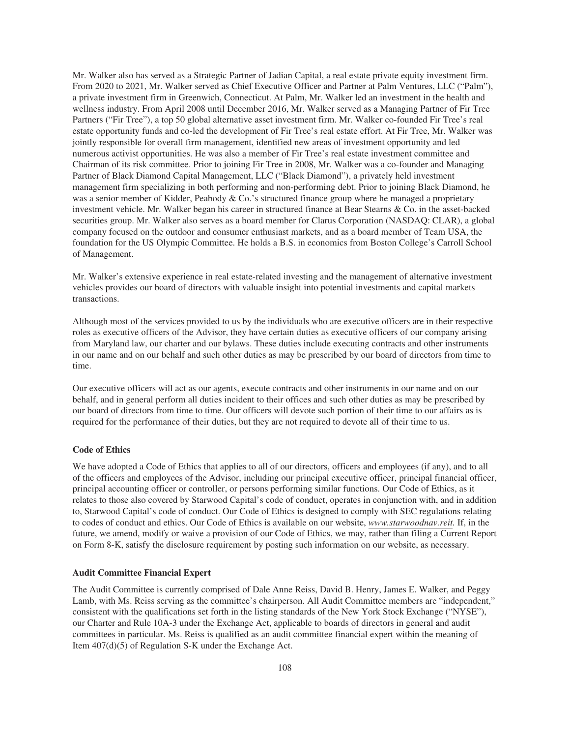Mr. Walker also has served as a Strategic Partner of Jadian Capital, a real estate private equity investment firm. From 2020 to 2021, Mr. Walker served as Chief Executive Officer and Partner at Palm Ventures, LLC ("Palm"), a private investment firm in Greenwich, Connecticut. At Palm, Mr. Walker led an investment in the health and wellness industry. From April 2008 until December 2016, Mr. Walker served as a Managing Partner of Fir Tree Partners ("Fir Tree"), a top 50 global alternative asset investment firm. Mr. Walker co-founded Fir Tree's real estate opportunity funds and co-led the development of Fir Tree's real estate effort. At Fir Tree, Mr. Walker was jointly responsible for overall firm management, identified new areas of investment opportunity and led numerous activist opportunities. He was also a member of Fir Tree's real estate investment committee and Chairman of its risk committee. Prior to joining Fir Tree in 2008, Mr. Walker was a co-founder and Managing Partner of Black Diamond Capital Management, LLC ("Black Diamond"), a privately held investment management firm specializing in both performing and non-performing debt. Prior to joining Black Diamond, he was a senior member of Kidder, Peabody & Co.'s structured finance group where he managed a proprietary investment vehicle. Mr. Walker began his career in structured finance at Bear Stearns & Co. in the asset-backed securities group. Mr. Walker also serves as a board member for Clarus Corporation (NASDAQ: CLAR), a global company focused on the outdoor and consumer enthusiast markets, and as a board member of Team USA, the foundation for the US Olympic Committee. He holds a B.S. in economics from Boston College's Carroll School of Management.

Mr. Walker's extensive experience in real estate-related investing and the management of alternative investment vehicles provides our board of directors with valuable insight into potential investments and capital markets transactions.

Although most of the services provided to us by the individuals who are executive officers are in their respective roles as executive officers of the Advisor, they have certain duties as executive officers of our company arising from Maryland law, our charter and our bylaws. These duties include executing contracts and other instruments in our name and on our behalf and such other duties as may be prescribed by our board of directors from time to time.

Our executive officers will act as our agents, execute contracts and other instruments in our name and on our behalf, and in general perform all duties incident to their offices and such other duties as may be prescribed by our board of directors from time to time. Our officers will devote such portion of their time to our affairs as is required for the performance of their duties, but they are not required to devote all of their time to us.

**Code of Ethics**

We have adopted a Code of Ethics that applies to all of our directors, officers and employees (if any), and to all of the officers and employees of the Advisor, including our principal executive officer, principal financial officer, principal accounting officer or controller, or persons performing similar functions. Our Code of Ethics, as it relates to those also covered by Starwood Capital's code of conduct, operates in conjunction with, and in addition to, Starwood Capital's code of conduct. Our Code of Ethics is designed to comply with SEC regulations relating to codes of conduct and ethics. Our Code of Ethics is available on our website, *www.starwoodnav.reit.* If, in the future, we amend, modify or waive a provision of our Code of Ethics, we may, rather than filing a Current Report on Form 8-K, satisfy the disclosure requirement by posting such information on our website, as necessary.

**Audit Committee Financial Expert**

The Audit Committee is currently comprised of Dale Anne Reiss, David B. Henry, James E. Walker, and Peggy Lamb, with Ms. Reiss serving as the committee's chairperson. All Audit Committee members are "independent," consistent with the qualifications set forth in the listing standards of the New York Stock Exchange ("NYSE"), our Charter and Rule 10A-3 under the Exchange Act, applicable to boards of directors in general and audit committees in particular. Ms. Reiss is qualified as an audit committee financial expert within the meaning of Item 407(d)(5) of Regulation S-K under the Exchange Act.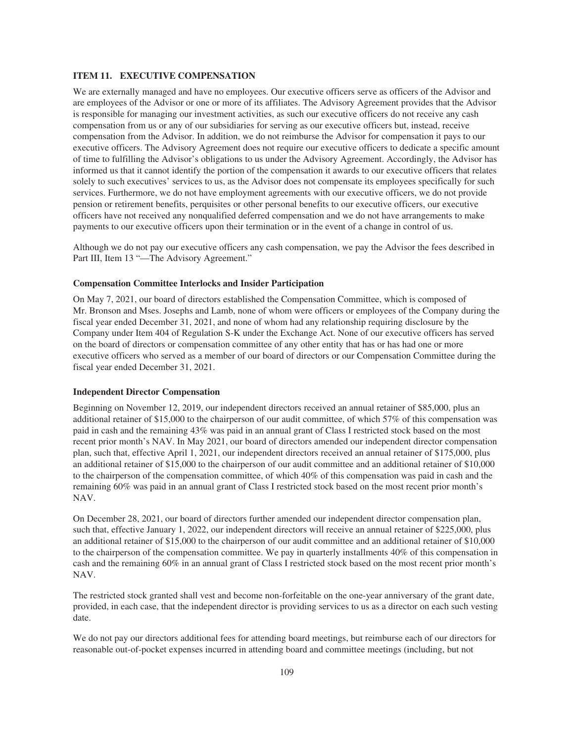## ITEM 11. EXECUTIVE COMPENSATION

We are externally managed and have no employees. Our executive officers serve as officers of the Advisor and are employees of the Advisor or one or more of its affiliates. The Advisory Agreement provides that the Advisor is responsible for managing our investment activities, as such our executive officers do not receive any cash compensation from us or any of our subsidiaries for serving as our executive officers but, instead, receive compensation from the Advisor. In addition, we do not reimburse the Advisor for compensation it pays to our executive officers. The Advisory Agreement does not require our executive officers to dedicate a specific amount of time to fulfilling the Advisor's obligations to us under the Advisory Agreement. Accordingly, the Advisor has informed us that it cannot identify the portion of the compensation it awards to our executive officers that relates solely to such executives' services to us, as the Advisor does not compensate its employees specifically for such services. Furthermore, we do not have employment agreements with our executive officers, we do not provide pension or retirement benefits, perquisites or other personal benefits to our executive officers, our executive officers have not received any nonqualified deferred compensation and we do not have arrangements to make payments to our executive officers upon their termination or in the event of a change in control of us.

Although we do not pay our executive officers any cash compensation, we pay the Advisor the fees described in Part III, Item 13 "—The Advisory Agreement."

### Compensation Committee Interlocks and Insider Participation

On May 7, 2021, our board of directors established the Compensation Committee, which is composed of Mr. Bronson and Mses. Josephs and Lamb, none of whom were officers or employees of the Company during the fiscal year ended December 31, 2021, and none of whom had any relationship requiring disclosure by the Company under Item 404 of Regulation S-K under the Exchange Act. None of our executive officers has served on the board of directors or compensation committee of any other entity that has or has had one or more executive officers who served as a member of our board of directors or our Compensation Committee during the fiscal year ended December 31, 2021.

### Independent Director Compensation

Beginning on November 12, 2019, our independent directors received an annual retainer of $85,000, plus an additional retainer of $15,000 to the chairperson of our audit committee, of which 57% of this compensation was paid in cash and the remaining 43% was paid in an annual grant of Class I restricted stock based on the most recent prior month's NAV. In May 2021, our board of directors amended our independent director compensation plan, such that, effective April 1, 2021, our independent directors received an annual retainer of $175,000, plus an additional retainer of $15,000 to the chairperson of our audit committee and an additional retainer of $10,000 to the chairperson of the compensation committee, of which 40% of this compensation was paid in cash and the remaining 60% was paid in an annual grant of Class I restricted stock based on the most recent prior month's NAV.

On December 28, 2021, our board of directors further amended our independent director compensation plan, such that, effective January 1, 2022, our independent directors will receive an annual retainer of $225,000, plus an additional retainer of $15,000 to the chairperson of our audit committee and an additional retainer of $10,000 to the chairperson of the compensation committee. We pay in quarterly installments 40% of this compensation in cash and the remaining 60% in an annual grant of Class I restricted stock based on the most recent prior month's NAV.

The restricted stock granted shall vest and become non-forfeitable on the one-year anniversary of the grant date, provided, in each case, that the independent director is providing services to us as a director on each such vesting date.

We do not pay our directors additional fees for attending board meetings, but reimburse each of our directors for reasonable out-of-pocket expenses incurred in attending board and committee meetings (including, but not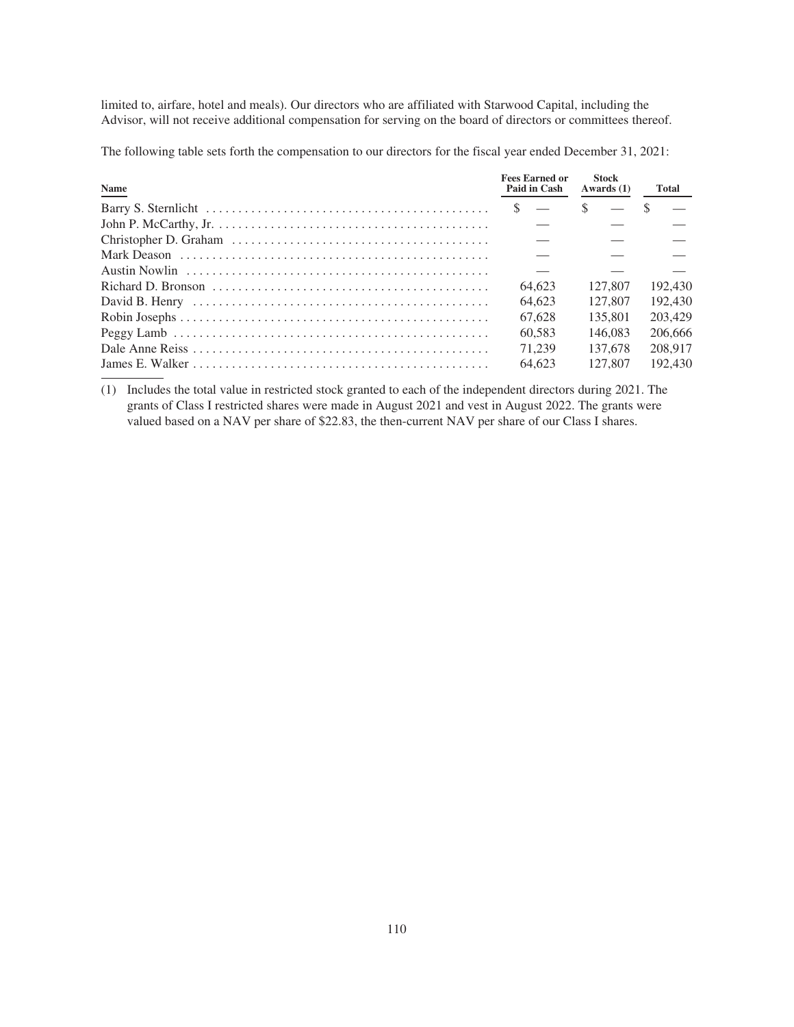limited to, airfare, hotel and meals). Our directors who are affiliated with Starwood Capital, including the Advisor, will not receive additional compensation for serving on the board of directors or committees thereof.

The following table sets forth the compensation to our directors for the fiscal year ended December 31, 2021:

| Name | Fees Earned or Paid in Cash | Stock Awards (1) | Total |
|---|---|---|---|
| Barry S. Sternlicht | $ — | $ — | $ — |
| John P. McCarthy, Jr. | — | — | — |
| Christopher D. Graham | — | — | — |
| Mark Deason | — | — | — |
| Austin Nowlin | — | — | — |
| Richard D. Bronson | 64,623 | 127,807 | 192,430 |
| David B. Henry | 64,623 | 127,807 | 192,430 |
| Robin Josephs | 67,628 | 135,801 | 203,429 |
| Peggy Lamb | 60,583 | 146,083 | 206,666 |
| Dale Anne Reiss | 71,239 | 137,678 | 208,917 |
| James E. Walker | 64,623 | 127,807 | 192,430 |

(1) Includes the total value in restricted stock granted to each of the independent directors during 2021. The grants of Class I restricted shares were made in August 2021 and vest in August 2022. The grants were valued based on a NAV per share of $22.83, the then-current NAV per share of our Class I shares.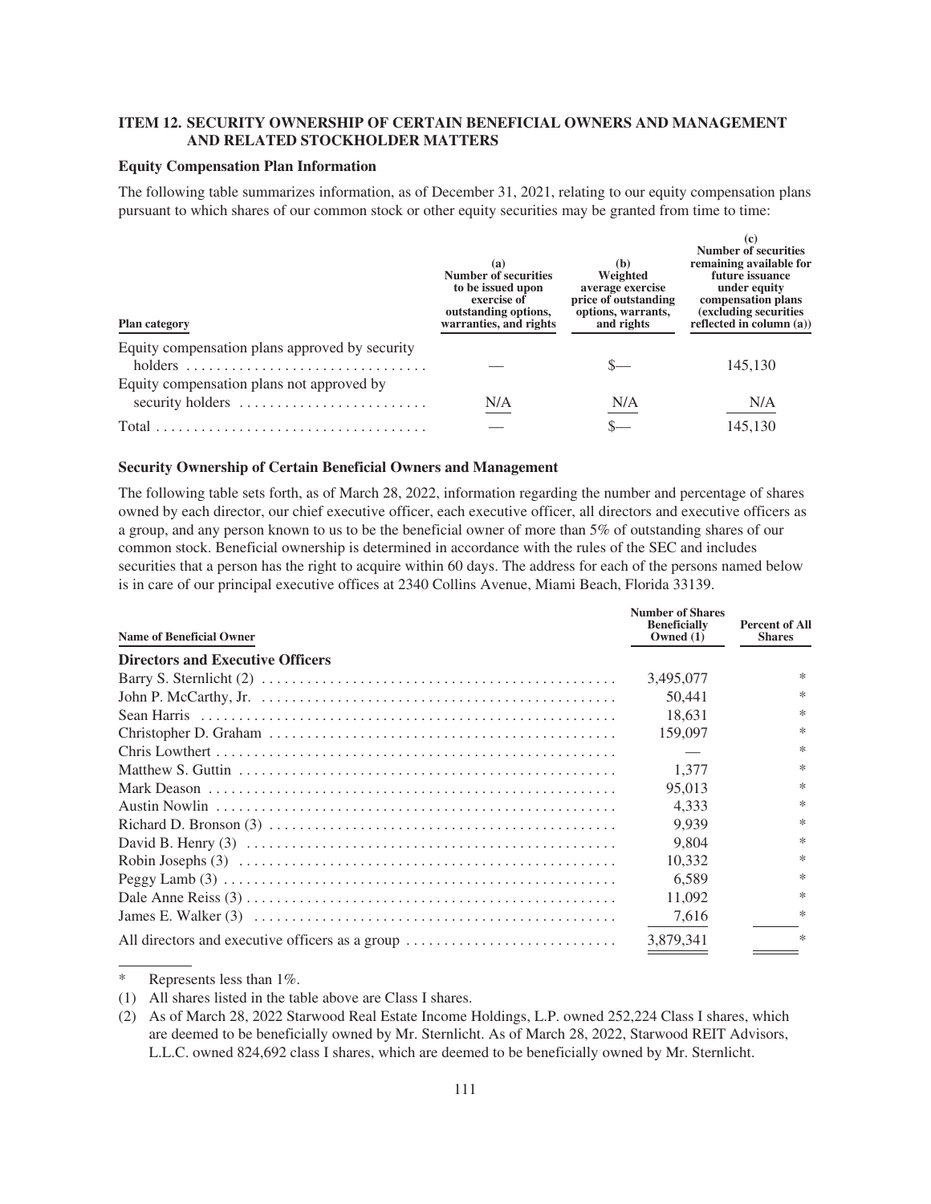## ITEM 12. SECURITY OWNERSHIP OF CERTAIN BENEFICIAL OWNERS AND MANAGEMENT AND RELATED STOCKHOLDER MATTERS

### Equity Compensation Plan Information

The following table summarizes information, as of December 31, 2021, relating to our equity compensation plans pursuant to which shares of our common stock or other equity securities may be granted from time to time:

| Plan category | (a) Number of securities to be issued upon exercise of outstanding options, warranties, and rights | (b) Weighted average exercise price of outstanding options, warrants, and rights | (c) Number of securities remaining available for future issuance under equity compensation plans (excluding securities reflected in column (a)) |
|---|---|---|---|
| Equity compensation plans approved by security holders | — | $— | 145,130 |
| Equity compensation plans not approved by security holders | N/A | N/A | N/A |
| Total | — | $— | 145,130 |

### Security Ownership of Certain Beneficial Owners and Management

The following table sets forth, as of March 28, 2022, information regarding the number and percentage of shares owned by each director, our chief executive officer, each executive officer, all directors and executive officers as a group, and any person known to us to be the beneficial owner of more than 5% of outstanding shares of our common stock. Beneficial ownership is determined in accordance with the rules of the SEC and includes securities that a person has the right to acquire within 60 days. The address for each of the persons named below is in care of our principal executive offices at 2340 Collins Avenue, Miami Beach, Florida 33139.

| Name of Beneficial Owner | Number of Shares Beneficially Owned (1) | Percent of All Shares |
|---|---|---|
| **Directors and Executive Officers** | | |
| Barry S. Sternlicht (2) | 3,495,077 | * |
| John P. McCarthy, Jr. | 50,441 | * |
| Sean Harris | 18,631 | * |
| Christopher D. Graham | 159,097 | * |
| Chris Lowthert | — | * |
| Matthew S. Guttin | 1,377 | * |
| Mark Deason | 95,013 | * |
| Austin Nowlin | 4,333 | * |
| Richard D. Bronson (3) | 9,939 | * |
| David B. Henry (3) | 9,804 | * |
| Robin Josephs (3) | 10,332 | * |
| Peggy Lamb (3) | 6,589 | * |
| Dale Anne Reiss (3) | 11,092 | * |
| James E. Walker (3) | 7,616 | * |
| All directors and executive officers as a group | 3,879,341 | * |

\* Represents less than 1%.

(1) All shares listed in the table above are Class I shares.

(2) As of March 28, 2022 Starwood Real Estate Income Holdings, L.P. owned 252,224 Class I shares, which are deemed to be beneficially owned by Mr. Sternlicht. As of March 28, 2022, Starwood REIT Advisors, L.L.C. owned 824,692 class I shares, which are deemed to be beneficially owned by Mr. Sternlicht.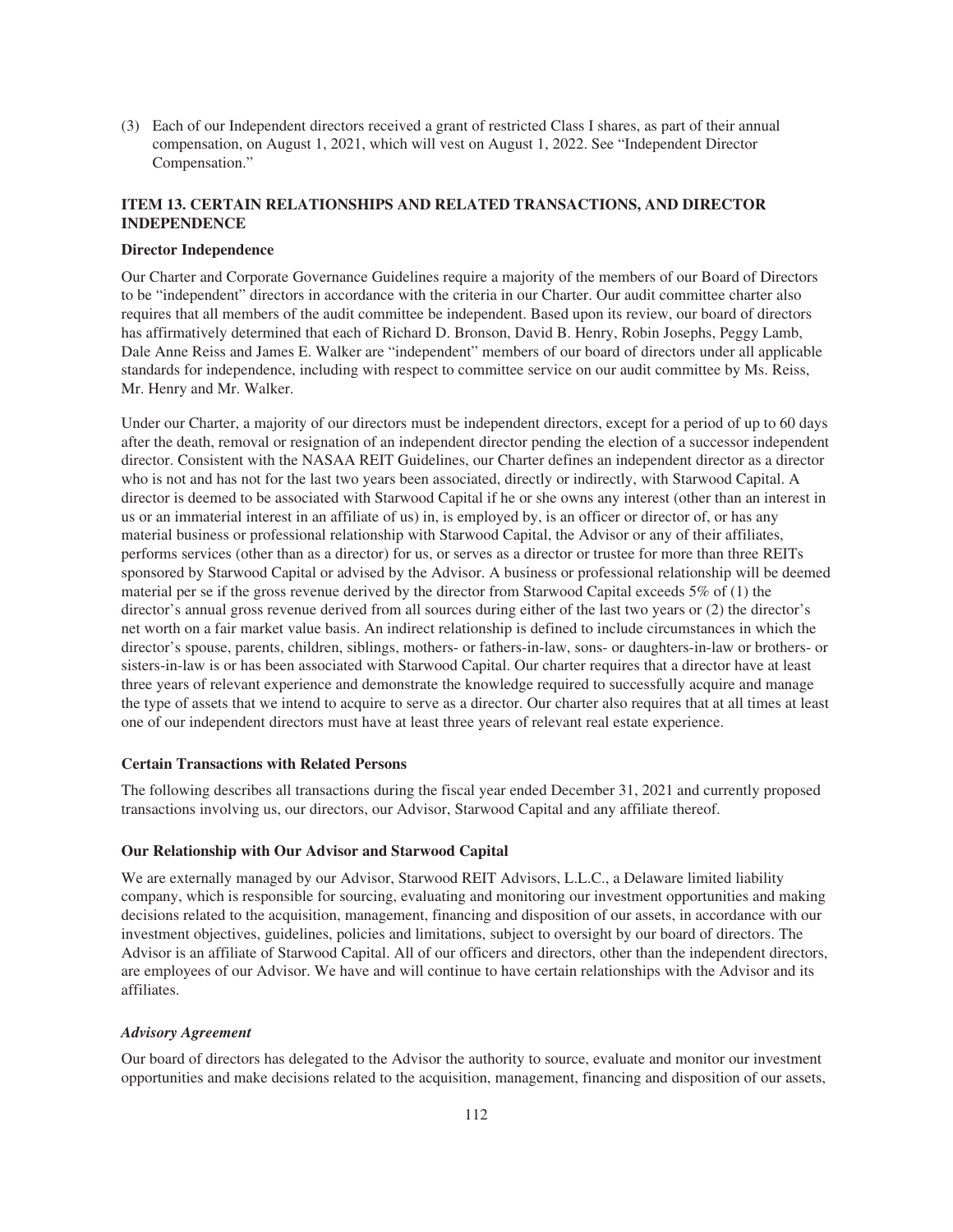(3) Each of our Independent directors received a grant of restricted Class I shares, as part of their annual compensation, on August 1, 2021, which will vest on August 1, 2022. See "Independent Director Compensation."

## ITEM 13. CERTAIN RELATIONSHIPS AND RELATED TRANSACTIONS, AND DIRECTOR INDEPENDENCE

### Director Independence

Our Charter and Corporate Governance Guidelines require a majority of the members of our Board of Directors to be "independent" directors in accordance with the criteria in our Charter. Our audit committee charter also requires that all members of the audit committee be independent. Based upon its review, our board of directors has affirmatively determined that each of Richard D. Bronson, David B. Henry, Robin Josephs, Peggy Lamb, Dale Anne Reiss and James E. Walker are "independent" members of our board of directors under all applicable standards for independence, including with respect to committee service on our audit committee by Ms. Reiss, Mr. Henry and Mr. Walker.

Under our Charter, a majority of our directors must be independent directors, except for a period of up to 60 days after the death, removal or resignation of an independent director pending the election of a successor independent director. Consistent with the NASAA REIT Guidelines, our Charter defines an independent director as a director who is not and has not for the last two years been associated, directly or indirectly, with Starwood Capital. A director is deemed to be associated with Starwood Capital if he or she owns any interest (other than an interest in us or an immaterial interest in an affiliate of us) in, is employed by, is an officer or director of, or has any material business or professional relationship with Starwood Capital, the Advisor or any of their affiliates, performs services (other than as a director) for us, or serves as a director or trustee for more than three REITs sponsored by Starwood Capital or advised by the Advisor. A business or professional relationship will be deemed material per se if the gross revenue derived by the director from Starwood Capital exceeds 5% of (1) the director's annual gross revenue derived from all sources during either of the last two years or (2) the director's net worth on a fair market value basis. An indirect relationship is defined to include circumstances in which the director's spouse, parents, children, siblings, mothers- or fathers-in-law, sons- or daughters-in-law or brothers- or sisters-in-law is or has been associated with Starwood Capital. Our charter requires that a director have at least three years of relevant experience and demonstrate the knowledge required to successfully acquire and manage the type of assets that we intend to acquire to serve as a director. Our charter also requires that at all times at least one of our independent directors must have at least three years of relevant real estate experience.

### Certain Transactions with Related Persons

The following describes all transactions during the fiscal year ended December 31, 2021 and currently proposed transactions involving us, our directors, our Advisor, Starwood Capital and any affiliate thereof.

### Our Relationship with Our Advisor and Starwood Capital

We are externally managed by our Advisor, Starwood REIT Advisors, L.L.C., a Delaware limited liability company, which is responsible for sourcing, evaluating and monitoring our investment opportunities and making decisions related to the acquisition, management, financing and disposition of our assets, in accordance with our investment objectives, guidelines, policies and limitations, subject to oversight by our board of directors. The Advisor is an affiliate of Starwood Capital. All of our officers and directors, other than the independent directors, are employees of our Advisor. We have and will continue to have certain relationships with the Advisor and its affiliates.

#### *Advisory Agreement*

Our board of directors has delegated to the Advisor the authority to source, evaluate and monitor our investment opportunities and make decisions related to the acquisition, management, financing and disposition of our assets,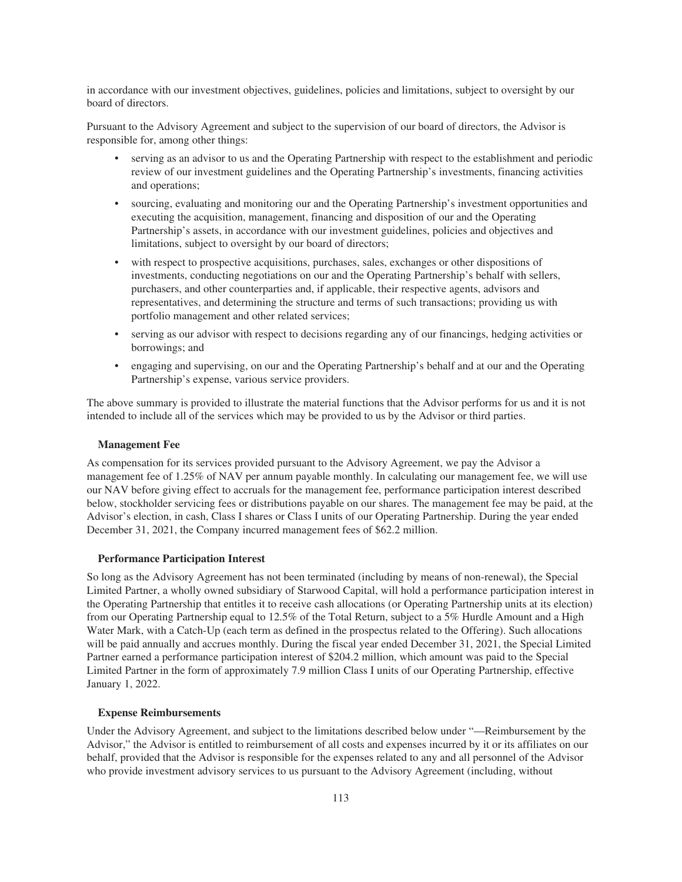in accordance with our investment objectives, guidelines, policies and limitations, subject to oversight by our board of directors.

Pursuant to the Advisory Agreement and subject to the supervision of our board of directors, the Advisor is responsible for, among other things:

- serving as an advisor to us and the Operating Partnership with respect to the establishment and periodic review of our investment guidelines and the Operating Partnership's investments, financing activities and operations;
- sourcing, evaluating and monitoring our and the Operating Partnership's investment opportunities and executing the acquisition, management, financing and disposition of our and the Operating Partnership's assets, in accordance with our investment guidelines, policies and objectives and limitations, subject to oversight by our board of directors;
- with respect to prospective acquisitions, purchases, sales, exchanges or other dispositions of investments, conducting negotiations on our and the Operating Partnership's behalf with sellers, purchasers, and other counterparties and, if applicable, their respective agents, advisors and representatives, and determining the structure and terms of such transactions; providing us with portfolio management and other related services;
- serving as our advisor with respect to decisions regarding any of our financings, hedging activities or borrowings; and
- engaging and supervising, on our and the Operating Partnership's behalf and at our and the Operating Partnership's expense, various service providers.

The above summary is provided to illustrate the material functions that the Advisor performs for us and it is not intended to include all of the services which may be provided to us by the Advisor or third parties.

**Management Fee**

As compensation for its services provided pursuant to the Advisory Agreement, we pay the Advisor a management fee of 1.25% of NAV per annum payable monthly. In calculating our management fee, we will use our NAV before giving effect to accruals for the management fee, performance participation interest described below, stockholder servicing fees or distributions payable on our shares. The management fee may be paid, at the Advisor's election, in cash, Class I shares or Class I units of our Operating Partnership. During the year ended December 31, 2021, the Company incurred management fees of $62.2 million.

**Performance Participation Interest**

So long as the Advisory Agreement has not been terminated (including by means of non-renewal), the Special Limited Partner, a wholly owned subsidiary of Starwood Capital, will hold a performance participation interest in the Operating Partnership that entitles it to receive cash allocations (or Operating Partnership units at its election) from our Operating Partnership equal to 12.5% of the Total Return, subject to a 5% Hurdle Amount and a High Water Mark, with a Catch-Up (each term as defined in the prospectus related to the Offering). Such allocations will be paid annually and accrues monthly. During the fiscal year ended December 31, 2021, the Special Limited Partner earned a performance participation interest of $204.2 million, which amount was paid to the Special Limited Partner in the form of approximately 7.9 million Class I units of our Operating Partnership, effective January 1, 2022.

**Expense Reimbursements**

Under the Advisory Agreement, and subject to the limitations described below under "—Reimbursement by the Advisor," the Advisor is entitled to reimbursement of all costs and expenses incurred by it or its affiliates on our behalf, provided that the Advisor is responsible for the expenses related to any and all personnel of the Advisor who provide investment advisory services to us pursuant to the Advisory Agreement (including, without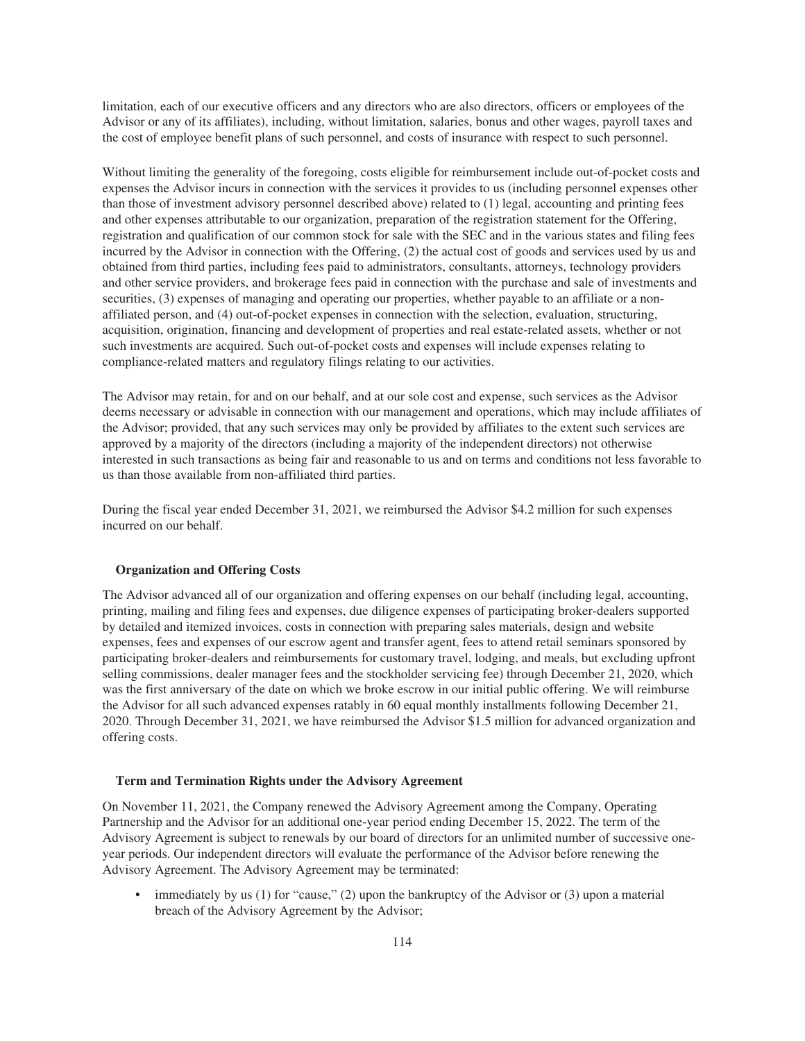limitation, each of our executive officers and any directors who are also directors, officers or employees of the Advisor or any of its affiliates), including, without limitation, salaries, bonus and other wages, payroll taxes and the cost of employee benefit plans of such personnel, and costs of insurance with respect to such personnel.

Without limiting the generality of the foregoing, costs eligible for reimbursement include out-of-pocket costs and expenses the Advisor incurs in connection with the services it provides to us (including personnel expenses other than those of investment advisory personnel described above) related to (1) legal, accounting and printing fees and other expenses attributable to our organization, preparation of the registration statement for the Offering, registration and qualification of our common stock for sale with the SEC and in the various states and filing fees incurred by the Advisor in connection with the Offering, (2) the actual cost of goods and services used by us and obtained from third parties, including fees paid to administrators, consultants, attorneys, technology providers and other service providers, and brokerage fees paid in connection with the purchase and sale of investments and securities, (3) expenses of managing and operating our properties, whether payable to an affiliate or a non-affiliated person, and (4) out-of-pocket expenses in connection with the selection, evaluation, structuring, acquisition, origination, financing and development of properties and real estate-related assets, whether or not such investments are acquired. Such out-of-pocket costs and expenses will include expenses relating to compliance-related matters and regulatory filings relating to our activities.

The Advisor may retain, for and on our behalf, and at our sole cost and expense, such services as the Advisor deems necessary or advisable in connection with our management and operations, which may include affiliates of the Advisor; provided, that any such services may only be provided by affiliates to the extent such services are approved by a majority of the directors (including a majority of the independent directors) not otherwise interested in such transactions as being fair and reasonable to us and on terms and conditions not less favorable to us than those available from non-affiliated third parties.

During the fiscal year ended December 31, 2021, we reimbursed the Advisor $4.2 million for such expenses incurred on our behalf.

**Organization and Offering Costs**

The Advisor advanced all of our organization and offering expenses on our behalf (including legal, accounting, printing, mailing and filing fees and expenses, due diligence expenses of participating broker-dealers supported by detailed and itemized invoices, costs in connection with preparing sales materials, design and website expenses, fees and expenses of our escrow agent and transfer agent, fees to attend retail seminars sponsored by participating broker-dealers and reimbursements for customary travel, lodging, and meals, but excluding upfront selling commissions, dealer manager fees and the stockholder servicing fee) through December 21, 2020, which was the first anniversary of the date on which we broke escrow in our initial public offering. We will reimburse the Advisor for all such advanced expenses ratably in 60 equal monthly installments following December 21, 2020. Through December 31, 2021, we have reimbursed the Advisor $1.5 million for advanced organization and offering costs.

**Term and Termination Rights under the Advisory Agreement**

On November 11, 2021, the Company renewed the Advisory Agreement among the Company, Operating Partnership and the Advisor for an additional one-year period ending December 15, 2022. The term of the Advisory Agreement is subject to renewals by our board of directors for an unlimited number of successive one-year periods. Our independent directors will evaluate the performance of the Advisor before renewing the Advisory Agreement. The Advisory Agreement may be terminated:

- immediately by us (1) for "cause," (2) upon the bankruptcy of the Advisor or (3) upon a material breach of the Advisory Agreement by the Advisor;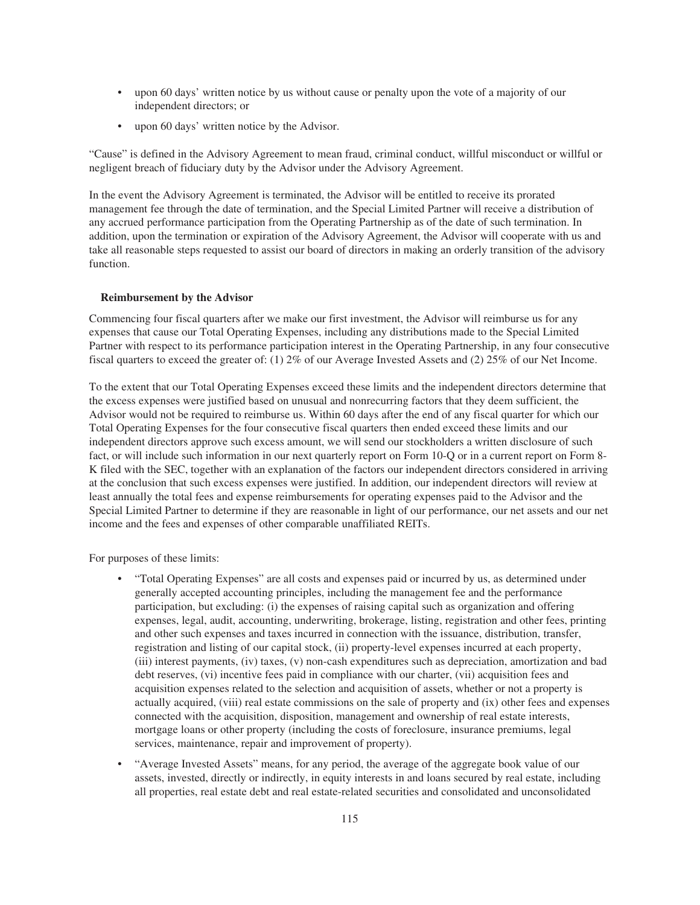- upon 60 days' written notice by us without cause or penalty upon the vote of a majority of our independent directors; or
- upon 60 days' written notice by the Advisor.

"Cause" is defined in the Advisory Agreement to mean fraud, criminal conduct, willful misconduct or willful or negligent breach of fiduciary duty by the Advisor under the Advisory Agreement.

In the event the Advisory Agreement is terminated, the Advisor will be entitled to receive its prorated management fee through the date of termination, and the Special Limited Partner will receive a distribution of any accrued performance participation from the Operating Partnership as of the date of such termination. In addition, upon the termination or expiration of the Advisory Agreement, the Advisor will cooperate with us and take all reasonable steps requested to assist our board of directors in making an orderly transition of the advisory function.

### Reimbursement by the Advisor

Commencing four fiscal quarters after we make our first investment, the Advisor will reimburse us for any expenses that cause our Total Operating Expenses, including any distributions made to the Special Limited Partner with respect to its performance participation interest in the Operating Partnership, in any four consecutive fiscal quarters to exceed the greater of: (1) 2% of our Average Invested Assets and (2) 25% of our Net Income.

To the extent that our Total Operating Expenses exceed these limits and the independent directors determine that the excess expenses were justified based on unusual and nonrecurring factors that they deem sufficient, the Advisor would not be required to reimburse us. Within 60 days after the end of any fiscal quarter for which our Total Operating Expenses for the four consecutive fiscal quarters then ended exceed these limits and our independent directors approve such excess amount, we will send our stockholders a written disclosure of such fact, or will include such information in our next quarterly report on Form 10-Q or in a current report on Form 8-K filed with the SEC, together with an explanation of the factors our independent directors considered in arriving at the conclusion that such excess expenses were justified. In addition, our independent directors will review at least annually the total fees and expense reimbursements for operating expenses paid to the Advisor and the Special Limited Partner to determine if they are reasonable in light of our performance, our net assets and our net income and the fees and expenses of other comparable unaffiliated REITs.

For purposes of these limits:

- "Total Operating Expenses" are all costs and expenses paid or incurred by us, as determined under generally accepted accounting principles, including the management fee and the performance participation, but excluding: (i) the expenses of raising capital such as organization and offering expenses, legal, audit, accounting, underwriting, brokerage, listing, registration and other fees, printing and other such expenses and taxes incurred in connection with the issuance, distribution, transfer, registration and listing of our capital stock, (ii) property-level expenses incurred at each property, (iii) interest payments, (iv) taxes, (v) non-cash expenditures such as depreciation, amortization and bad debt reserves, (vi) incentive fees paid in compliance with our charter, (vii) acquisition fees and acquisition expenses related to the selection and acquisition of assets, whether or not a property is actually acquired, (viii) real estate commissions on the sale of property and (ix) other fees and expenses connected with the acquisition, disposition, management and ownership of real estate interests, mortgage loans or other property (including the costs of foreclosure, insurance premiums, legal services, maintenance, repair and improvement of property).
- "Average Invested Assets" means, for any period, the average of the aggregate book value of our assets, invested, directly or indirectly, in equity interests in and loans secured by real estate, including all properties, real estate debt and real estate-related securities and consolidated and unconsolidated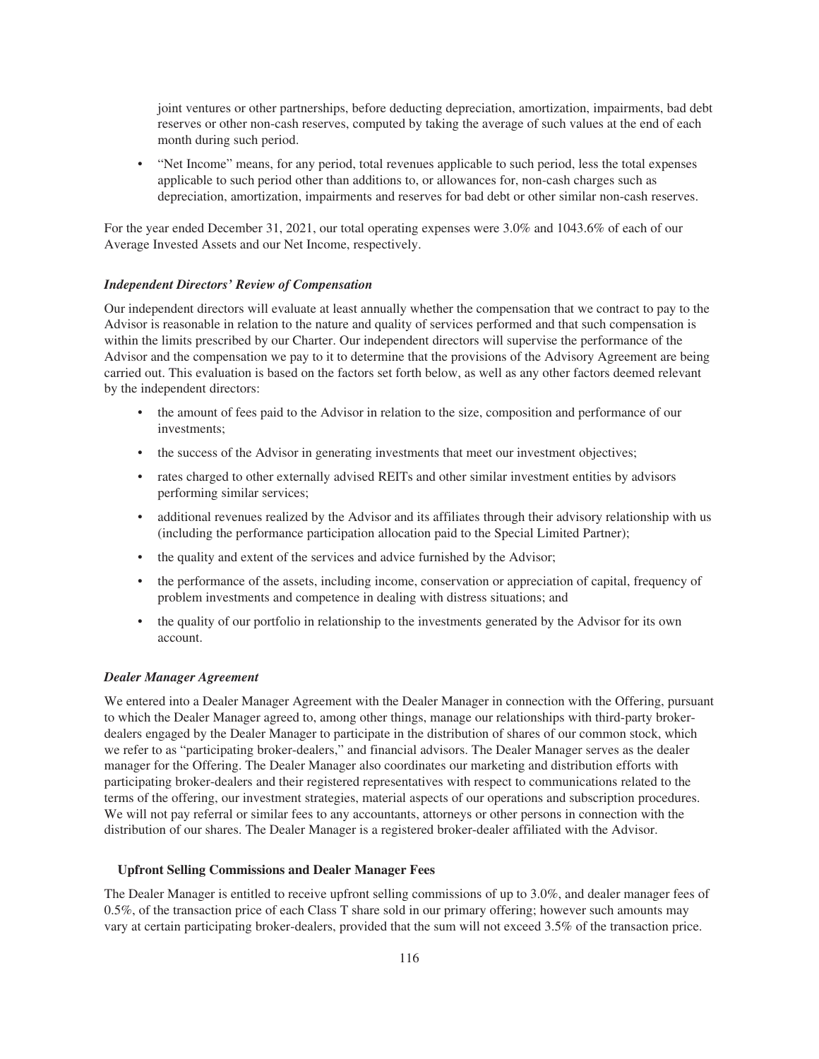joint ventures or other partnerships, before deducting depreciation, amortization, impairments, bad debt reserves or other non-cash reserves, computed by taking the average of such values at the end of each month during such period.

- "Net Income" means, for any period, total revenues applicable to such period, less the total expenses applicable to such period other than additions to, or allowances for, non-cash charges such as depreciation, amortization, impairments and reserves for bad debt or other similar non-cash reserves.

For the year ended December 31, 2021, our total operating expenses were 3.0% and 1043.6% of each of our Average Invested Assets and our Net Income, respectively.

***Independent Directors' Review of Compensation***

Our independent directors will evaluate at least annually whether the compensation that we contract to pay to the Advisor is reasonable in relation to the nature and quality of services performed and that such compensation is within the limits prescribed by our Charter. Our independent directors will supervise the performance of the Advisor and the compensation we pay to it to determine that the provisions of the Advisory Agreement are being carried out. This evaluation is based on the factors set forth below, as well as any other factors deemed relevant by the independent directors:

- the amount of fees paid to the Advisor in relation to the size, composition and performance of our investments;
- the success of the Advisor in generating investments that meet our investment objectives;
- rates charged to other externally advised REITs and other similar investment entities by advisors performing similar services;
- additional revenues realized by the Advisor and its affiliates through their advisory relationship with us (including the performance participation allocation paid to the Special Limited Partner);
- the quality and extent of the services and advice furnished by the Advisor;
- the performance of the assets, including income, conservation or appreciation of capital, frequency of problem investments and competence in dealing with distress situations; and
- the quality of our portfolio in relationship to the investments generated by the Advisor for its own account.

***Dealer Manager Agreement***

We entered into a Dealer Manager Agreement with the Dealer Manager in connection with the Offering, pursuant to which the Dealer Manager agreed to, among other things, manage our relationships with third-party broker-dealers engaged by the Dealer Manager to participate in the distribution of shares of our common stock, which we refer to as "participating broker-dealers," and financial advisors. The Dealer Manager serves as the dealer manager for the Offering. The Dealer Manager also coordinates our marketing and distribution efforts with participating broker-dealers and their registered representatives with respect to communications related to the terms of the offering, our investment strategies, material aspects of our operations and subscription procedures. We will not pay referral or similar fees to any accountants, attorneys or other persons in connection with the distribution of our shares. The Dealer Manager is a registered broker-dealer affiliated with the Advisor.

**Upfront Selling Commissions and Dealer Manager Fees**

The Dealer Manager is entitled to receive upfront selling commissions of up to 3.0%, and dealer manager fees of 0.5%, of the transaction price of each Class T share sold in our primary offering; however such amounts may vary at certain participating broker-dealers, provided that the sum will not exceed 3.5% of the transaction price.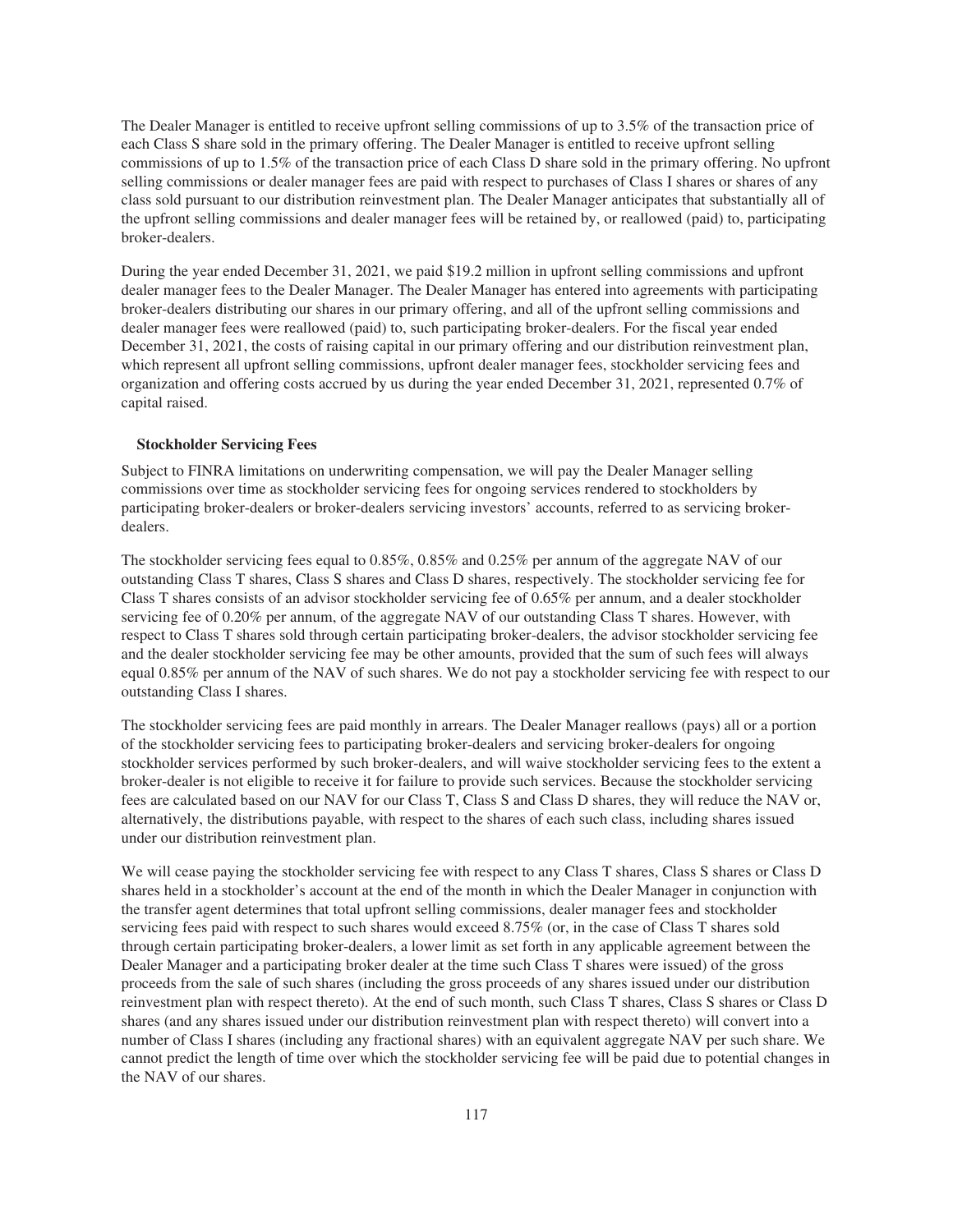The Dealer Manager is entitled to receive upfront selling commissions of up to 3.5% of the transaction price of each Class S share sold in the primary offering. The Dealer Manager is entitled to receive upfront selling commissions of up to 1.5% of the transaction price of each Class D share sold in the primary offering. No upfront selling commissions or dealer manager fees are paid with respect to purchases of Class I shares or shares of any class sold pursuant to our distribution reinvestment plan. The Dealer Manager anticipates that substantially all of the upfront selling commissions and dealer manager fees will be retained by, or reallowed (paid) to, participating broker-dealers.

During the year ended December 31, 2021, we paid $19.2 million in upfront selling commissions and upfront dealer manager fees to the Dealer Manager. The Dealer Manager has entered into agreements with participating broker-dealers distributing our shares in our primary offering, and all of the upfront selling commissions and dealer manager fees were reallowed (paid) to, such participating broker-dealers. For the fiscal year ended December 31, 2021, the costs of raising capital in our primary offering and our distribution reinvestment plan, which represent all upfront selling commissions, upfront dealer manager fees, stockholder servicing fees and organization and offering costs accrued by us during the year ended December 31, 2021, represented 0.7% of capital raised.

**Stockholder Servicing Fees**

Subject to FINRA limitations on underwriting compensation, we will pay the Dealer Manager selling commissions over time as stockholder servicing fees for ongoing services rendered to stockholders by participating broker-dealers or broker-dealers servicing investors' accounts, referred to as servicing broker-dealers.

The stockholder servicing fees equal to 0.85%, 0.85% and 0.25% per annum of the aggregate NAV of our outstanding Class T shares, Class S shares and Class D shares, respectively. The stockholder servicing fee for Class T shares consists of an advisor stockholder servicing fee of 0.65% per annum, and a dealer stockholder servicing fee of 0.20% per annum, of the aggregate NAV of our outstanding Class T shares. However, with respect to Class T shares sold through certain participating broker-dealers, the advisor stockholder servicing fee and the dealer stockholder servicing fee may be other amounts, provided that the sum of such fees will always equal 0.85% per annum of the NAV of such shares. We do not pay a stockholder servicing fee with respect to our outstanding Class I shares.

The stockholder servicing fees are paid monthly in arrears. The Dealer Manager reallows (pays) all or a portion of the stockholder servicing fees to participating broker-dealers and servicing broker-dealers for ongoing stockholder services performed by such broker-dealers, and will waive stockholder servicing fees to the extent a broker-dealer is not eligible to receive it for failure to provide such services. Because the stockholder servicing fees are calculated based on our NAV for our Class T, Class S and Class D shares, they will reduce the NAV or, alternatively, the distributions payable, with respect to the shares of each such class, including shares issued under our distribution reinvestment plan.

We will cease paying the stockholder servicing fee with respect to any Class T shares, Class S shares or Class D shares held in a stockholder's account at the end of the month in which the Dealer Manager in conjunction with the transfer agent determines that total upfront selling commissions, dealer manager fees and stockholder servicing fees paid with respect to such shares would exceed 8.75% (or, in the case of Class T shares sold through certain participating broker-dealers, a lower limit as set forth in any applicable agreement between the Dealer Manager and a participating broker dealer at the time such Class T shares were issued) of the gross proceeds from the sale of such shares (including the gross proceeds of any shares issued under our distribution reinvestment plan with respect thereto). At the end of such month, such Class T shares, Class S shares or Class D shares (and any shares issued under our distribution reinvestment plan with respect thereto) will convert into a number of Class I shares (including any fractional shares) with an equivalent aggregate NAV per such share. We cannot predict the length of time over which the stockholder servicing fee will be paid due to potential changes in the NAV of our shares.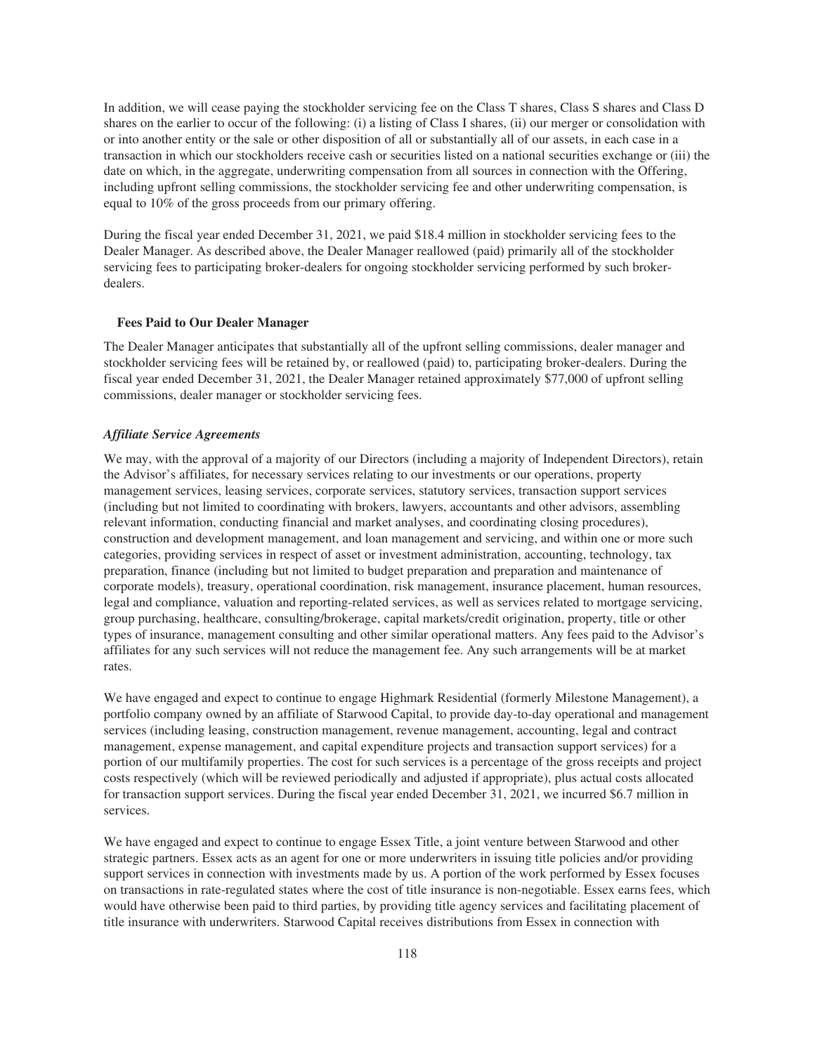In addition, we will cease paying the stockholder servicing fee on the Class T shares, Class S shares and Class D shares on the earlier to occur of the following: (i) a listing of Class I shares, (ii) our merger or consolidation with or into another entity or the sale or other disposition of all or substantially all of our assets, in each case in a transaction in which our stockholders receive cash or securities listed on a national securities exchange or (iii) the date on which, in the aggregate, underwriting compensation from all sources in connection with the Offering, including upfront selling commissions, the stockholder servicing fee and other underwriting compensation, is equal to 10% of the gross proceeds from our primary offering.

During the fiscal year ended December 31, 2021, we paid \$18.4 million in stockholder servicing fees to the Dealer Manager. As described above, the Dealer Manager reallowed (paid) primarily all of the stockholder servicing fees to participating broker-dealers for ongoing stockholder servicing performed by such broker-dealers.

**Fees Paid to Our Dealer Manager**

The Dealer Manager anticipates that substantially all of the upfront selling commissions, dealer manager and stockholder servicing fees will be retained by, or reallowed (paid) to, participating broker-dealers. During the fiscal year ended December 31, 2021, the Dealer Manager retained approximately \$77,000 of upfront selling commissions, dealer manager or stockholder servicing fees.

***Affiliate Service Agreements***

We may, with the approval of a majority of our Directors (including a majority of Independent Directors), retain the Advisor's affiliates, for necessary services relating to our investments or our operations, property management services, leasing services, corporate services, statutory services, transaction support services (including but not limited to coordinating with brokers, lawyers, accountants and other advisors, assembling relevant information, conducting financial and market analyses, and coordinating closing procedures), construction and development management, and loan management and servicing, and within one or more such categories, providing services in respect of asset or investment administration, accounting, technology, tax preparation, finance (including but not limited to budget preparation and preparation and maintenance of corporate models), treasury, operational coordination, risk management, insurance placement, human resources, legal and compliance, valuation and reporting-related services, as well as services related to mortgage servicing, group purchasing, healthcare, consulting/brokerage, capital markets/credit origination, property, title or other types of insurance, management consulting and other similar operational matters. Any fees paid to the Advisor's affiliates for any such services will not reduce the management fee. Any such arrangements will be at market rates.

We have engaged and expect to continue to engage Highmark Residential (formerly Milestone Management), a portfolio company owned by an affiliate of Starwood Capital, to provide day-to-day operational and management services (including leasing, construction management, revenue management, accounting, legal and contract management, expense management, and capital expenditure projects and transaction support services) for a portion of our multifamily properties. The cost for such services is a percentage of the gross receipts and project costs respectively (which will be reviewed periodically and adjusted if appropriate), plus actual costs allocated for transaction support services. During the fiscal year ended December 31, 2021, we incurred \$6.7 million in services.

We have engaged and expect to continue to engage Essex Title, a joint venture between Starwood and other strategic partners. Essex acts as an agent for one or more underwriters in issuing title policies and/or providing support services in connection with investments made by us. A portion of the work performed by Essex focuses on transactions in rate-regulated states where the cost of title insurance is non-negotiable. Essex earns fees, which would have otherwise been paid to third parties, by providing title agency services and facilitating placement of title insurance with underwriters. Starwood Capital receives distributions from Essex in connection with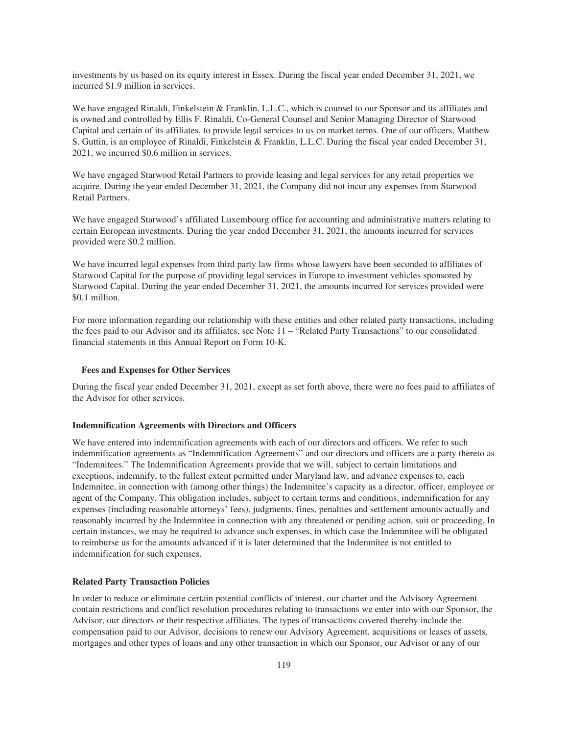investments by us based on its equity interest in Essex. During the fiscal year ended December 31, 2021, we incurred $1.9 million in services.

We have engaged Rinaldi, Finkelstein & Franklin, L.L.C., which is counsel to our Sponsor and its affiliates and is owned and controlled by Ellis F. Rinaldi, Co-General Counsel and Senior Managing Director of Starwood Capital and certain of its affiliates, to provide legal services to us on market terms. One of our officers, Matthew S. Guttin, is an employee of Rinaldi, Finkelstein & Franklin, L.L.C. During the fiscal year ended December 31, 2021, we incurred $0.6 million in services.

We have engaged Starwood Retail Partners to provide leasing and legal services for any retail properties we acquire. During the year ended December 31, 2021, the Company did not incur any expenses from Starwood Retail Partners.

We have engaged Starwood's affiliated Luxembourg office for accounting and administrative matters relating to certain European investments. During the year ended December 31, 2021, the amounts incurred for services provided were $0.2 million.

We have incurred legal expenses from third party law firms whose lawyers have been seconded to affiliates of Starwood Capital for the purpose of providing legal services in Europe to investment vehicles sponsored by Starwood Capital. During the year ended December 31, 2021, the amounts incurred for services provided were $0.1 million.

For more information regarding our relationship with these entities and other related party transactions, including the fees paid to our Advisor and its affiliates, see Note 11 – "Related Party Transactions" to our consolidated financial statements in this Annual Report on Form 10-K.

**Fees and Expenses for Other Services**

During the fiscal year ended December 31, 2021, except as set forth above, there were no fees paid to affiliates of the Advisor for other services.

### Indemnification Agreements with Directors and Officers

We have entered into indemnification agreements with each of our directors and officers. We refer to such indemnification agreements as "Indemnification Agreements" and our directors and officers are a party thereto as "Indemnitees." The Indemnification Agreements provide that we will, subject to certain limitations and exceptions, indemnify, to the fullest extent permitted under Maryland law, and advance expenses to, each Indemnitee, in connection with (among other things) the Indemnitee's capacity as a director, officer, employee or agent of the Company. This obligation includes, subject to certain terms and conditions, indemnification for any expenses (including reasonable attorneys' fees), judgments, fines, penalties and settlement amounts actually and reasonably incurred by the Indemnitee in connection with any threatened or pending action, suit or proceeding. In certain instances, we may be required to advance such expenses, in which case the Indemnitee will be obligated to reimburse us for the amounts advanced if it is later determined that the Indemnitee is not entitled to indemnification for such expenses.

### Related Party Transaction Policies

In order to reduce or eliminate certain potential conflicts of interest, our charter and the Advisory Agreement contain restrictions and conflict resolution procedures relating to transactions we enter into with our Sponsor, the Advisor, our directors or their respective affiliates. The types of transactions covered thereby include the compensation paid to our Advisor, decisions to renew our Advisory Agreement, acquisitions or leases of assets, mortgages and other types of loans and any other transaction in which our Sponsor, our Advisor or any of our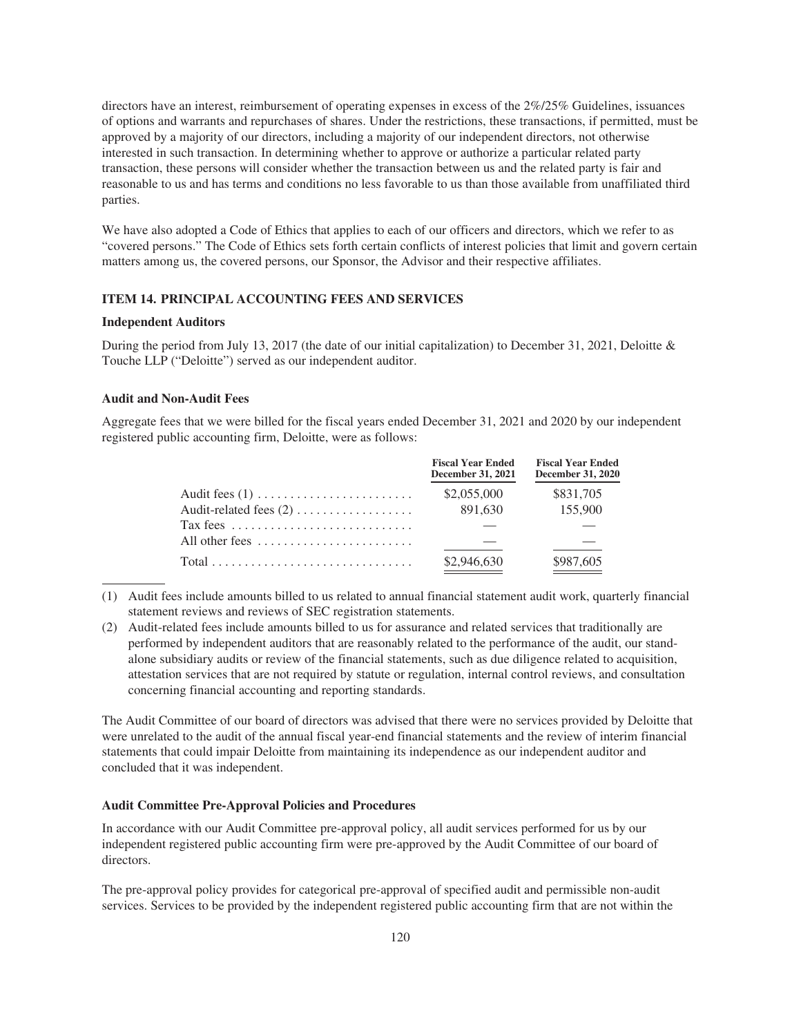directors have an interest, reimbursement of operating expenses in excess of the 2%/25% Guidelines, issuances of options and warrants and repurchases of shares. Under the restrictions, these transactions, if permitted, must be approved by a majority of our directors, including a majority of our independent directors, not otherwise interested in such transaction. In determining whether to approve or authorize a particular related party transaction, these persons will consider whether the transaction between us and the related party is fair and reasonable to us and has terms and conditions no less favorable to us than those available from unaffiliated third parties.

We have also adopted a Code of Ethics that applies to each of our officers and directors, which we refer to as "covered persons." The Code of Ethics sets forth certain conflicts of interest policies that limit and govern certain matters among us, the covered persons, our Sponsor, the Advisor and their respective affiliates.

## ITEM 14. PRINCIPAL ACCOUNTING FEES AND SERVICES

### Independent Auditors

During the period from July 13, 2017 (the date of our initial capitalization) to December 31, 2021, Deloitte & Touche LLP ("Deloitte") served as our independent auditor.

### Audit and Non-Audit Fees

Aggregate fees that we were billed for the fiscal years ended December 31, 2021 and 2020 by our independent registered public accounting firm, Deloitte, were as follows:

| | Fiscal Year Ended December 31, 2021 | Fiscal Year Ended December 31, 2020 |
|---|---|---|
| Audit fees (1) | $2,055,000 | $831,705 |
| Audit-related fees (2) | 891,630 | 155,900 |
| Tax fees | — | — |
| All other fees | — | — |
| Total | $2,946,630 | $987,605 |

(1) Audit fees include amounts billed to us related to annual financial statement audit work, quarterly financial statement reviews and reviews of SEC registration statements.

(2) Audit-related fees include amounts billed to us for assurance and related services that traditionally are performed by independent auditors that are reasonably related to the performance of the audit, our stand-alone subsidiary audits or review of the financial statements, such as due diligence related to acquisition, attestation services that are not required by statute or regulation, internal control reviews, and consultation concerning financial accounting and reporting standards.

The Audit Committee of our board of directors was advised that there were no services provided by Deloitte that were unrelated to the audit of the annual fiscal year-end financial statements and the review of interim financial statements that could impair Deloitte from maintaining its independence as our independent auditor and concluded that it was independent.

### Audit Committee Pre-Approval Policies and Procedures

In accordance with our Audit Committee pre-approval policy, all audit services performed for us by our independent registered public accounting firm were pre-approved by the Audit Committee of our board of directors.

The pre-approval policy provides for categorical pre-approval of specified audit and permissible non-audit services. Services to be provided by the independent registered public accounting firm that are not within the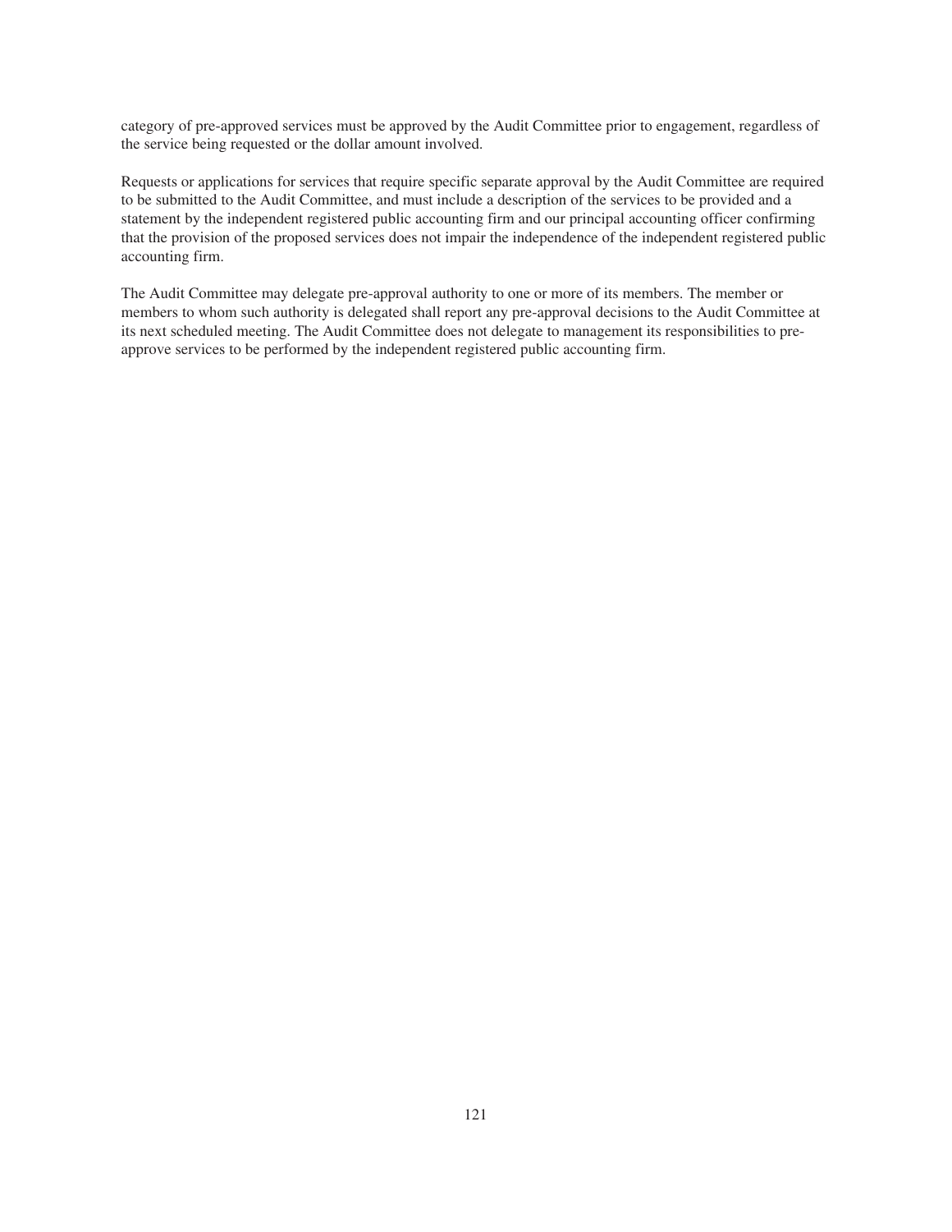category of pre-approved services must be approved by the Audit Committee prior to engagement, regardless of the service being requested or the dollar amount involved.

Requests or applications for services that require specific separate approval by the Audit Committee are required to be submitted to the Audit Committee, and must include a description of the services to be provided and a statement by the independent registered public accounting firm and our principal accounting officer confirming that the provision of the proposed services does not impair the independence of the independent registered public accounting firm.

The Audit Committee may delegate pre-approval authority to one or more of its members. The member or members to whom such authority is delegated shall report any pre-approval decisions to the Audit Committee at its next scheduled meeting. The Audit Committee does not delegate to management its responsibilities to pre-approve services to be performed by the independent registered public accounting firm.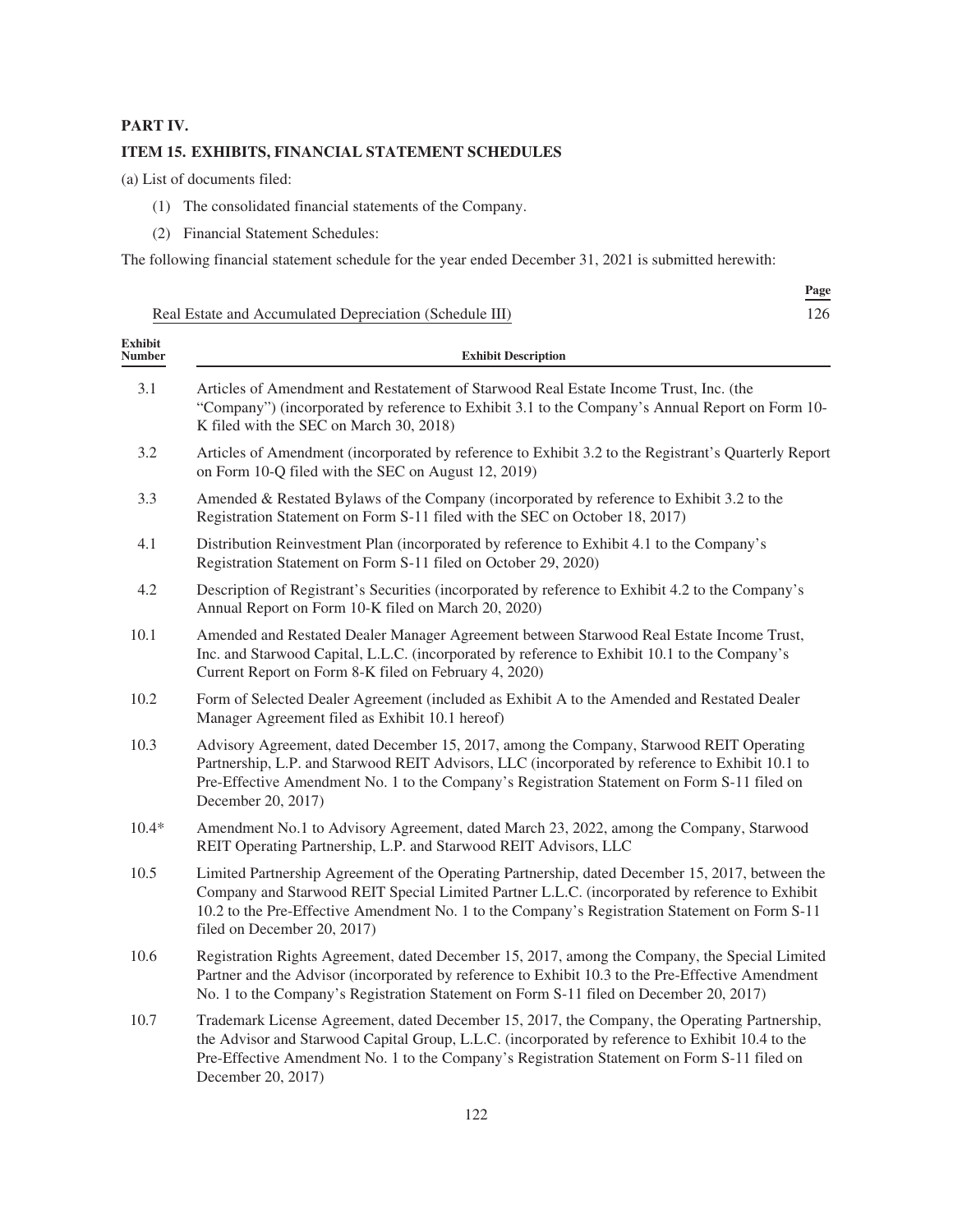## PART IV.

### ITEM 15. EXHIBITS, FINANCIAL STATEMENT SCHEDULES

(a) List of documents filed:

(1) The consolidated financial statements of the Company.

(2) Financial Statement Schedules:

The following financial statement schedule for the year ended December 31, 2021 is submitted herewith:

| | Page |
|---|---|
| Real Estate and Accumulated Depreciation (Schedule III) | 126 |

| Exhibit Number | Exhibit Description |
|---|---|
| 3.1 | Articles of Amendment and Restatement of Starwood Real Estate Income Trust, Inc. (the "Company") (incorporated by reference to Exhibit 3.1 to the Company's Annual Report on Form 10-K filed with the SEC on March 30, 2018) |
| 3.2 | Articles of Amendment (incorporated by reference to Exhibit 3.2 to the Registrant's Quarterly Report on Form 10-Q filed with the SEC on August 12, 2019) |
| 3.3 | Amended & Restated Bylaws of the Company (incorporated by reference to Exhibit 3.2 to the Registration Statement on Form S-11 filed with the SEC on October 18, 2017) |
| 4.1 | Distribution Reinvestment Plan (incorporated by reference to Exhibit 4.1 to the Company's Registration Statement on Form S-11 filed on October 29, 2020) |
| 4.2 | Description of Registrant's Securities (incorporated by reference to Exhibit 4.2 to the Company's Annual Report on Form 10-K filed on March 20, 2020) |
| 10.1 | Amended and Restated Dealer Manager Agreement between Starwood Real Estate Income Trust, Inc. and Starwood Capital, L.L.C. (incorporated by reference to Exhibit 10.1 to the Company's Current Report on Form 8-K filed on February 4, 2020) |
| 10.2 | Form of Selected Dealer Agreement (included as Exhibit A to the Amended and Restated Dealer Manager Agreement filed as Exhibit 10.1 hereof) |
| 10.3 | Advisory Agreement, dated December 15, 2017, among the Company, Starwood REIT Operating Partnership, L.P. and Starwood REIT Advisors, LLC (incorporated by reference to Exhibit 10.1 to Pre-Effective Amendment No. 1 to the Company's Registration Statement on Form S-11 filed on December 20, 2017) |
| 10.4* | Amendment No.1 to Advisory Agreement, dated March 23, 2022, among the Company, Starwood REIT Operating Partnership, L.P. and Starwood REIT Advisors, LLC |
| 10.5 | Limited Partnership Agreement of the Operating Partnership, dated December 15, 2017, between the Company and Starwood REIT Special Limited Partner L.L.C. (incorporated by reference to Exhibit 10.2 to the Pre-Effective Amendment No. 1 to the Company's Registration Statement on Form S-11 filed on December 20, 2017) |
| 10.6 | Registration Rights Agreement, dated December 15, 2017, among the Company, the Special Limited Partner and the Advisor (incorporated by reference to Exhibit 10.3 to the Pre-Effective Amendment No. 1 to the Company's Registration Statement on Form S-11 filed on December 20, 2017) |
| 10.7 | Trademark License Agreement, dated December 15, 2017, the Company, the Operating Partnership, the Advisor and Starwood Capital Group, L.L.C. (incorporated by reference to Exhibit 10.4 to the Pre-Effective Amendment No. 1 to the Company's Registration Statement on Form S-11 filed on December 20, 2017) |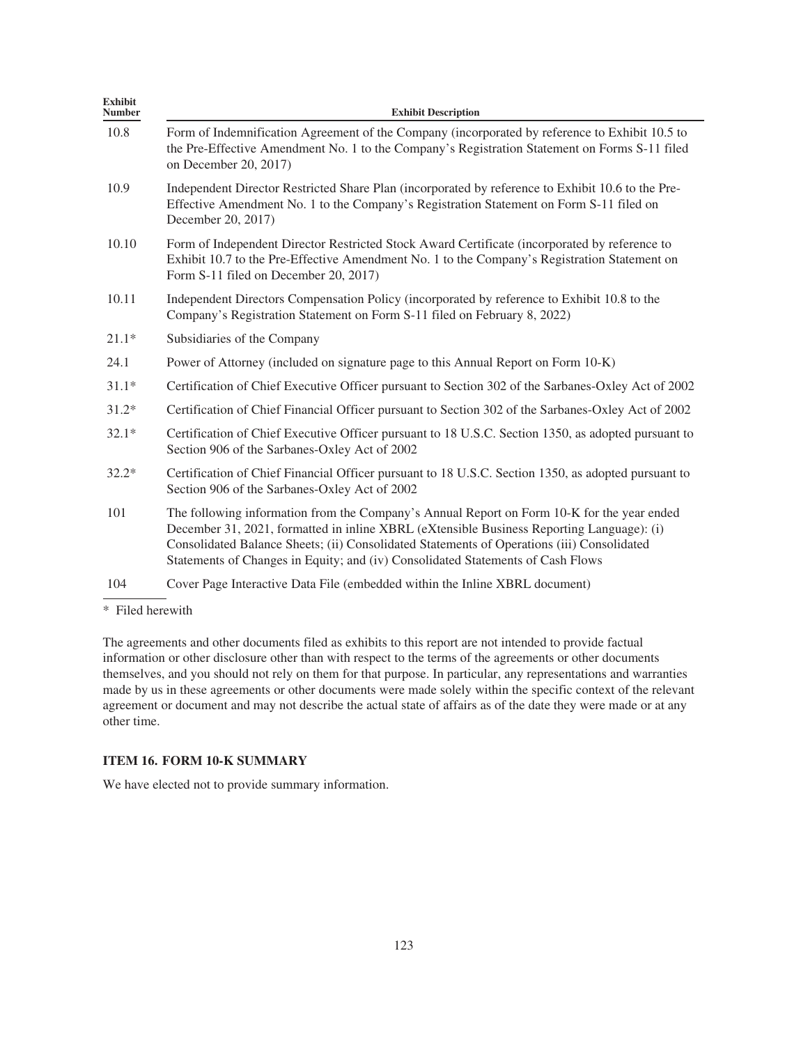| Exhibit Number | Exhibit Description |
|---|---|
| 10.8 | Form of Indemnification Agreement of the Company (incorporated by reference to Exhibit 10.5 to the Pre-Effective Amendment No. 1 to the Company's Registration Statement on Forms S-11 filed on December 20, 2017) |
| 10.9 | Independent Director Restricted Share Plan (incorporated by reference to Exhibit 10.6 to the Pre-Effective Amendment No. 1 to the Company's Registration Statement on Form S-11 filed on December 20, 2017) |
| 10.10 | Form of Independent Director Restricted Stock Award Certificate (incorporated by reference to Exhibit 10.7 to the Pre-Effective Amendment No. 1 to the Company's Registration Statement on Form S-11 filed on December 20, 2017) |
| 10.11 | Independent Directors Compensation Policy (incorporated by reference to Exhibit 10.8 to the Company's Registration Statement on Form S-11 filed on February 8, 2022) |
| 21.1* | Subsidiaries of the Company |
| 24.1 | Power of Attorney (included on signature page to this Annual Report on Form 10-K) |
| 31.1* | Certification of Chief Executive Officer pursuant to Section 302 of the Sarbanes-Oxley Act of 2002 |
| 31.2* | Certification of Chief Financial Officer pursuant to Section 302 of the Sarbanes-Oxley Act of 2002 |
| 32.1* | Certification of Chief Executive Officer pursuant to 18 U.S.C. Section 1350, as adopted pursuant to Section 906 of the Sarbanes-Oxley Act of 2002 |
| 32.2* | Certification of Chief Financial Officer pursuant to 18 U.S.C. Section 1350, as adopted pursuant to Section 906 of the Sarbanes-Oxley Act of 2002 |
| 101 | The following information from the Company's Annual Report on Form 10-K for the year ended December 31, 2021, formatted in inline XBRL (eXtensible Business Reporting Language): (i) Consolidated Balance Sheets; (ii) Consolidated Statements of Operations (iii) Consolidated Statements of Changes in Equity; and (iv) Consolidated Statements of Cash Flows |
| 104 | Cover Page Interactive Data File (embedded within the Inline XBRL document) |

\* Filed herewith

The agreements and other documents filed as exhibits to this report are not intended to provide factual information or other disclosure other than with respect to the terms of the agreements or other documents themselves, and you should not rely on them for that purpose. In particular, any representations and warranties made by us in these agreements or other documents were made solely within the specific context of the relevant agreement or document and may not describe the actual state of affairs as of the date they were made or at any other time.

## ITEM 16. FORM 10-K SUMMARY

We have elected not to provide summary information.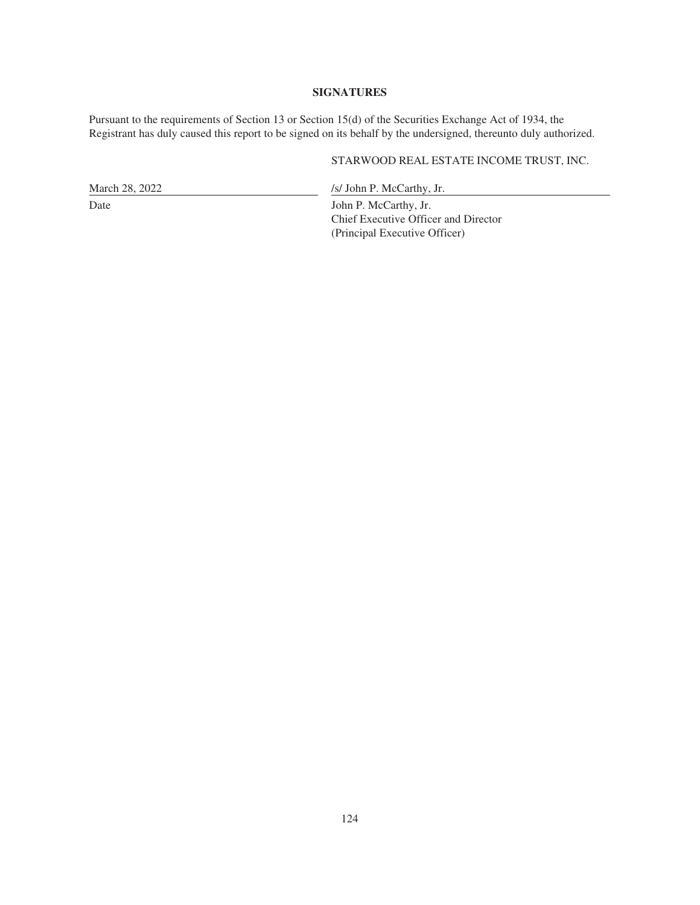## SIGNATURES

Pursuant to the requirements of Section 13 or Section 15(d) of the Securities Exchange Act of 1934, the Registrant has duly caused this report to be signed on its behalf by the undersigned, thereunto duly authorized.

STARWOOD REAL ESTATE INCOME TRUST, INC.

| | |
|---|---|
| March 28, 2022 | /s/ John P. McCarthy, Jr. |
| Date | John P. McCarthy, Jr.<br>Chief Executive Officer and Director<br>(Principal Executive Officer) |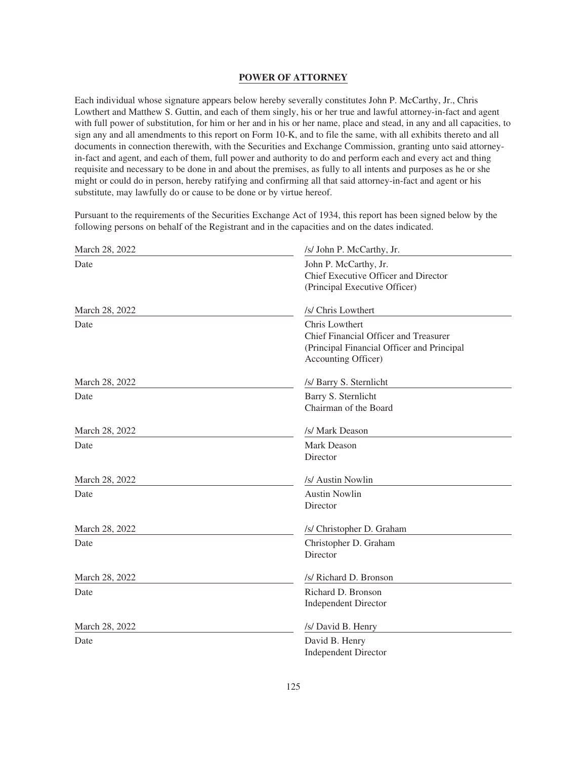## POWER OF ATTORNEY

Each individual whose signature appears below hereby severally constitutes John P. McCarthy, Jr., Chris Lowthert and Matthew S. Guttin, and each of them singly, his or her true and lawful attorney-in-fact and agent with full power of substitution, for him or her and in his or her name, place and stead, in any and all capacities, to sign any and all amendments to this report on Form 10-K, and to file the same, with all exhibits thereto and all documents in connection therewith, with the Securities and Exchange Commission, granting unto said attorney-in-fact and agent, and each of them, full power and authority to do and perform each and every act and thing requisite and necessary to be done in and about the premises, as fully to all intents and purposes as he or she might or could do in person, hereby ratifying and confirming all that said attorney-in-fact and agent or his substitute, may lawfully do or cause to be done or by virtue hereof.

Pursuant to the requirements of the Securities Exchange Act of 1934, this report has been signed below by the following persons on behalf of the Registrant and in the capacities and on the dates indicated.

| | |
|---|---|
| March 28, 2022 | /s/ John P. McCarthy, Jr. |
| Date | John P. McCarthy, Jr.<br>Chief Executive Officer and Director<br>(Principal Executive Officer) |
| March 28, 2022 | /s/ Chris Lowthert |
| Date | Chris Lowthert<br>Chief Financial Officer and Treasurer<br>(Principal Financial Officer and Principal Accounting Officer) |
| March 28, 2022 | /s/ Barry S. Sternlicht |
| Date | Barry S. Sternlicht<br>Chairman of the Board |
| March 28, 2022 | /s/ Mark Deason |
| Date | Mark Deason<br>Director |
| March 28, 2022 | /s/ Austin Nowlin |
| Date | Austin Nowlin<br>Director |
| March 28, 2022 | /s/ Christopher D. Graham |
| Date | Christopher D. Graham<br>Director |
| March 28, 2022 | /s/ Richard D. Bronson |
| Date | Richard D. Bronson<br>Independent Director |
| March 28, 2022 | /s/ David B. Henry |
| Date | David B. Henry<br>Independent Director |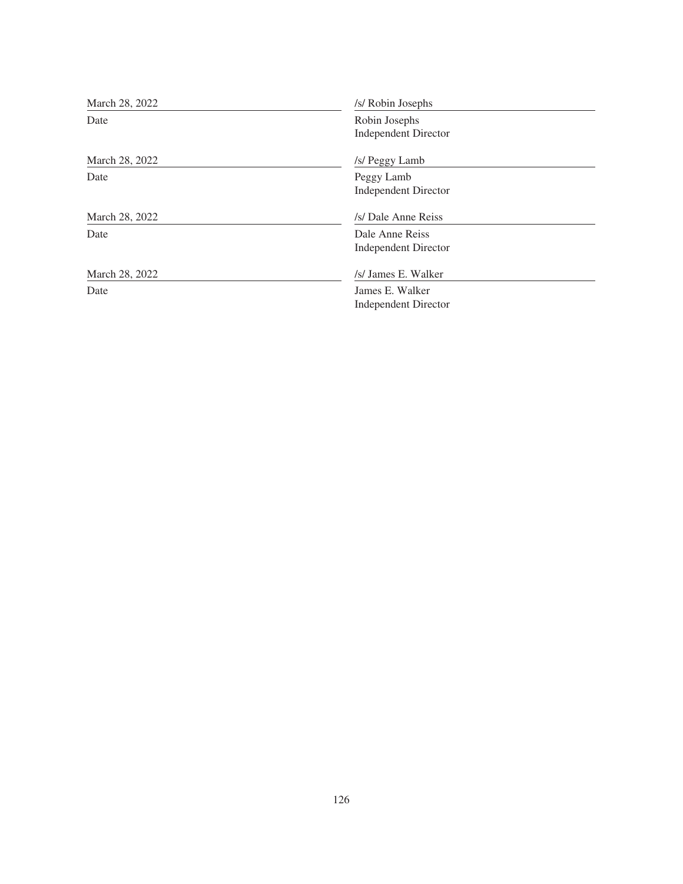| | |
|---|---|
| March 28, 2022 | /s/ Robin Josephs |
| Date | Robin Josephs<br>Independent Director |
| March 28, 2022 | /s/ Peggy Lamb |
| Date | Peggy Lamb<br>Independent Director |
| March 28, 2022 | /s/ Dale Anne Reiss |
| Date | Dale Anne Reiss<br>Independent Director |
| March 28, 2022 | /s/ James E. Walker |
| Date | James E. Walker<br>Independent Director |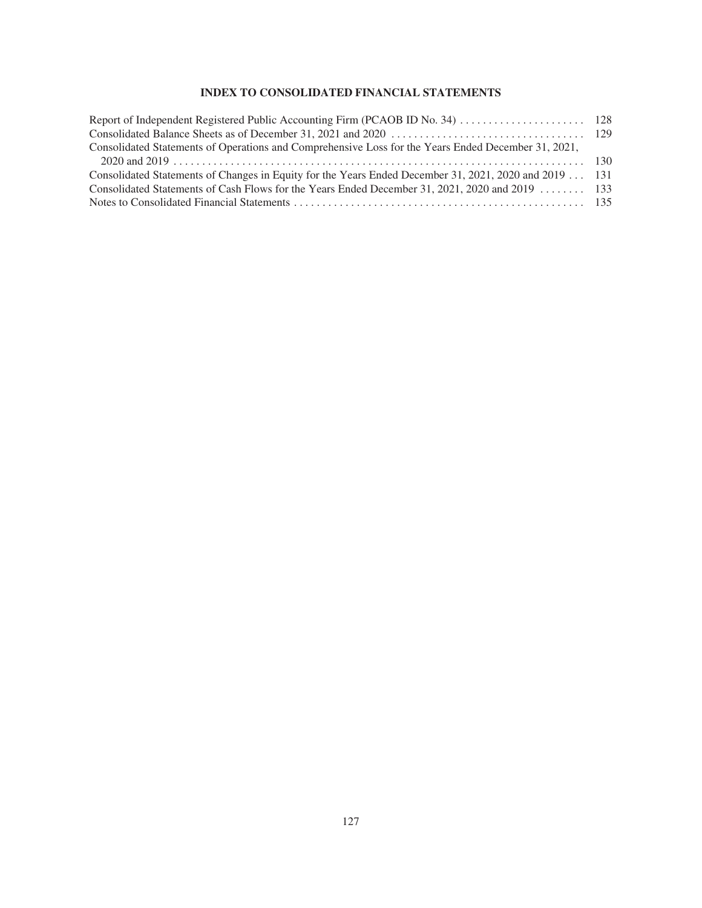## INDEX TO CONSOLIDATED FINANCIAL STATEMENTS

| | |
|---|---|
| Report of Independent Registered Public Accounting Firm (PCAOB ID No. 34) | 128 |
| Consolidated Balance Sheets as of December 31, 2021 and 2020 | 129 |
| Consolidated Statements of Operations and Comprehensive Loss for the Years Ended December 31, 2021, 2020 and 2019 | 130 |
| Consolidated Statements of Changes in Equity for the Years Ended December 31, 2021, 2020 and 2019 | 131 |
| Consolidated Statements of Cash Flows for the Years Ended December 31, 2021, 2020 and 2019 | 133 |
| Notes to Consolidated Financial Statements | 135 |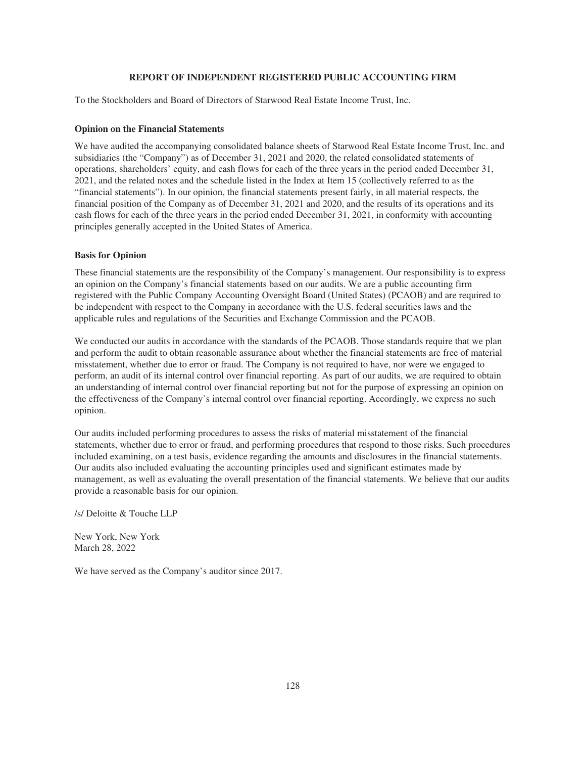# REPORT OF INDEPENDENT REGISTERED PUBLIC ACCOUNTING FIRM

To the Stockholders and Board of Directors of Starwood Real Estate Income Trust, Inc.

### Opinion on the Financial Statements

We have audited the accompanying consolidated balance sheets of Starwood Real Estate Income Trust, Inc. and subsidiaries (the "Company") as of December 31, 2021 and 2020, the related consolidated statements of operations, shareholders' equity, and cash flows for each of the three years in the period ended December 31, 2021, and the related notes and the schedule listed in the Index at Item 15 (collectively referred to as the "financial statements"). In our opinion, the financial statements present fairly, in all material respects, the financial position of the Company as of December 31, 2021 and 2020, and the results of its operations and its cash flows for each of the three years in the period ended December 31, 2021, in conformity with accounting principles generally accepted in the United States of America.

### Basis for Opinion

These financial statements are the responsibility of the Company's management. Our responsibility is to express an opinion on the Company's financial statements based on our audits. We are a public accounting firm registered with the Public Company Accounting Oversight Board (United States) (PCAOB) and are required to be independent with respect to the Company in accordance with the U.S. federal securities laws and the applicable rules and regulations of the Securities and Exchange Commission and the PCAOB.

We conducted our audits in accordance with the standards of the PCAOB. Those standards require that we plan and perform the audit to obtain reasonable assurance about whether the financial statements are free of material misstatement, whether due to error or fraud. The Company is not required to have, nor were we engaged to perform, an audit of its internal control over financial reporting. As part of our audits, we are required to obtain an understanding of internal control over financial reporting but not for the purpose of expressing an opinion on the effectiveness of the Company's internal control over financial reporting. Accordingly, we express no such opinion.

Our audits included performing procedures to assess the risks of material misstatement of the financial statements, whether due to error or fraud, and performing procedures that respond to those risks. Such procedures included examining, on a test basis, evidence regarding the amounts and disclosures in the financial statements. Our audits also included evaluating the accounting principles used and significant estimates made by management, as well as evaluating the overall presentation of the financial statements. We believe that our audits provide a reasonable basis for our opinion.

/s/ Deloitte & Touche LLP

New York, New York
March 28, 2022

We have served as the Company's auditor since 2017.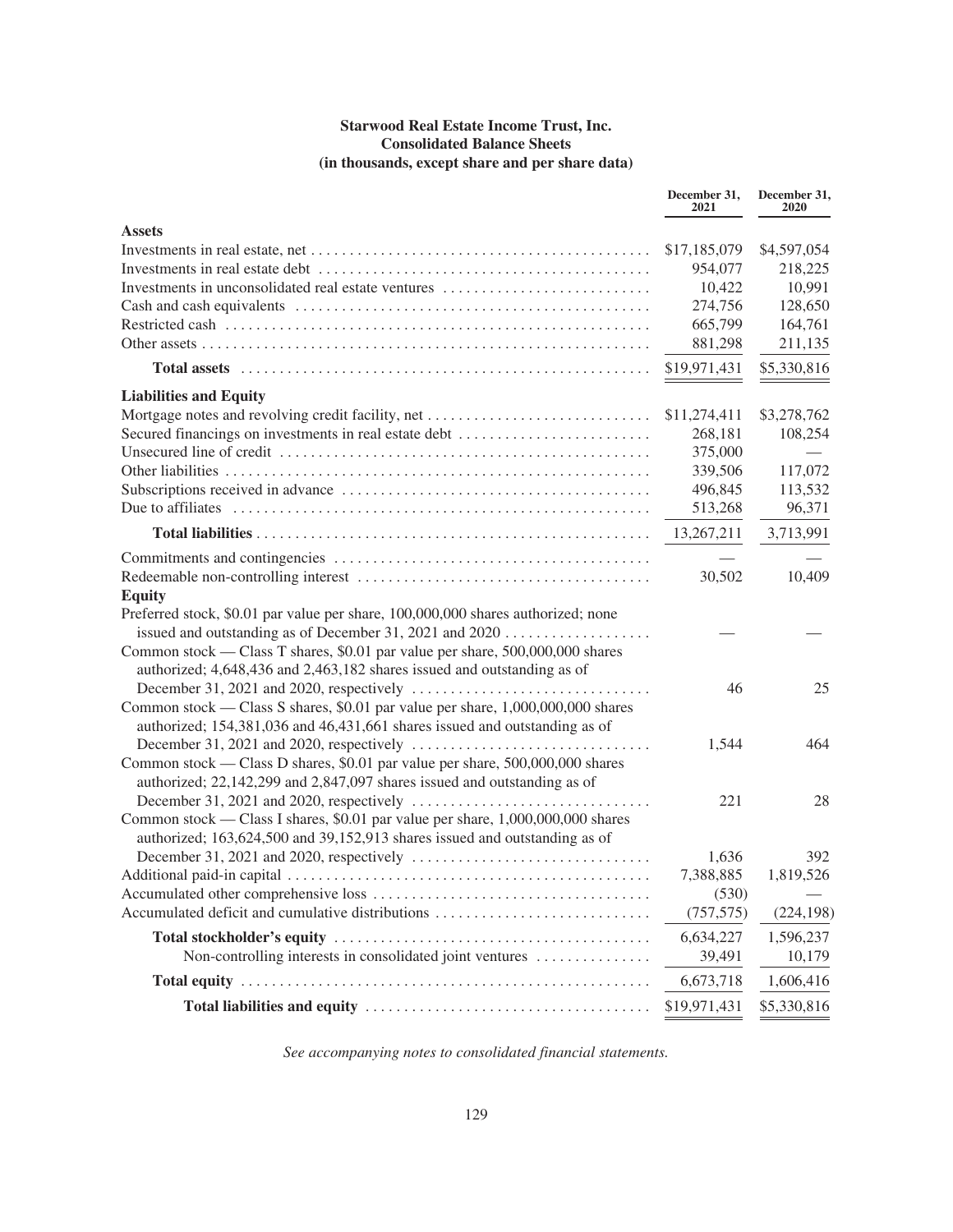**Starwood Real Estate Income Trust, Inc.**
**Consolidated Balance Sheets**
**(in thousands, except share and per share data)**

| | December 31, 2021 | December 31, 2020 |
|---|---|---|
| **Assets** | | |
| Investments in real estate, net | $17,185,079 | $4,597,054 |
| Investments in real estate debt | 954,077 | 218,225 |
| Investments in unconsolidated real estate ventures | 10,422 | 10,991 |
| Cash and cash equivalents | 274,756 | 128,650 |
| Restricted cash | 665,799 | 164,761 |
| Other assets | 881,298 | 211,135 |
| **Total assets** | $19,971,431 | $5,330,816 |
| **Liabilities and Equity** | | |
| Mortgage notes and revolving credit facility, net | $11,274,411 | $3,278,762 |
| Secured financings on investments in real estate debt | 268,181 | 108,254 |
| Unsecured line of credit | 375,000 | — |
| Other liabilities | 339,506 | 117,072 |
| Subscriptions received in advance | 496,845 | 113,532 |
| Due to affiliates | 513,268 | 96,371 |
| **Total liabilities** | 13,267,211 | 3,713,991 |
| Commitments and contingencies | — | — |
| Redeemable non-controlling interest | 30,502 | 10,409 |
| **Equity** | | |
| Preferred stock, $0.01 par value per share, 100,000,000 shares authorized; none issued and outstanding as of December 31, 2021 and 2020 | — | — |
| Common stock — Class T shares, $0.01 par value per share, 500,000,000 shares authorized; 4,648,436 and 2,463,182 shares issued and outstanding as of December 31, 2021 and 2020, respectively | 46 | 25 |
| Common stock — Class S shares, $0.01 par value per share, 1,000,000,000 shares authorized; 154,381,036 and 46,431,661 shares issued and outstanding as of December 31, 2021 and 2020, respectively | 1,544 | 464 |
| Common stock — Class D shares, $0.01 par value per share, 500,000,000 shares authorized; 22,142,299 and 2,847,097 shares issued and outstanding as of December 31, 2021 and 2020, respectively | 221 | 28 |
| Common stock — Class I shares, $0.01 par value per share, 1,000,000,000 shares authorized; 163,624,500 and 39,152,913 shares issued and outstanding as of December 31, 2021 and 2020, respectively | 1,636 | 392 |
| Additional paid-in capital | 7,388,885 | 1,819,526 |
| Accumulated other comprehensive loss | (530) | — |
| Accumulated deficit and cumulative distributions | (757,575) | (224,198) |
| **Total stockholder's equity** | 6,634,227 | 1,596,237 |
| Non-controlling interests in consolidated joint ventures | 39,491 | 10,179 |
| **Total equity** | 6,673,718 | 1,606,416 |
| **Total liabilities and equity** | $19,971,431 | $5,330,816 |

*See accompanying notes to consolidated financial statements.*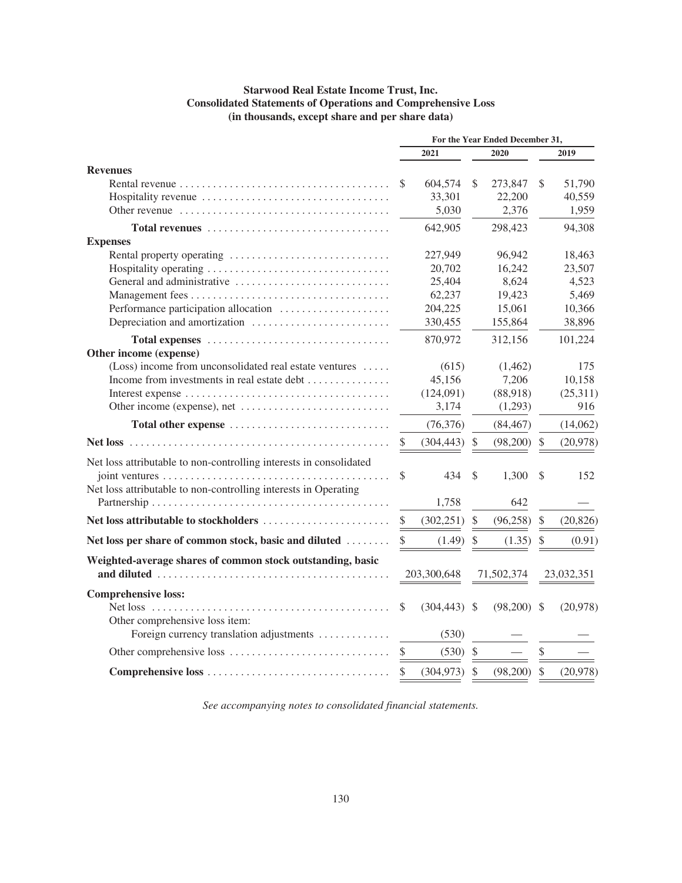**Starwood Real Estate Income Trust, Inc.**
**Consolidated Statements of Operations and Comprehensive Loss**
**(in thousands, except share and per share data)**

| | For the Year Ended December 31, | | |
|---|---|---|---|
| | 2021 | 2020 | 2019 |
| **Revenues** | | | |
| Rental revenue | $ 604,574 | $ 273,847 | $ 51,790 |
| Hospitality revenue | 33,301 | 22,200 | 40,559 |
| Other revenue | 5,030 | 2,376 | 1,959 |
| **Total revenues** | 642,905 | 298,423 | 94,308 |
| **Expenses** | | | |
| Rental property operating | 227,949 | 96,942 | 18,463 |
| Hospitality operating | 20,702 | 16,242 | 23,507 |
| General and administrative | 25,404 | 8,624 | 4,523 |
| Management fees | 62,237 | 19,423 | 5,469 |
| Performance participation allocation | 204,225 | 15,061 | 10,366 |
| Depreciation and amortization | 330,455 | 155,864 | 38,896 |
| **Total expenses** | 870,972 | 312,156 | 101,224 |
| **Other income (expense)** | | | |
| (Loss) income from unconsolidated real estate ventures | (615) | (1,462) | 175 |
| Income from investments in real estate debt | 45,156 | 7,206 | 10,158 |
| Interest expense | (124,091) | (88,918) | (25,311) |
| Other income (expense), net | 3,174 | (1,293) | 916 |
| **Total other expense** | (76,376) | (84,467) | (14,062) |
| **Net loss** | $ (304,443) | $ (98,200) | $ (20,978) |
| Net loss attributable to non-controlling interests in consolidated joint ventures | $ 434 | $ 1,300 | $ 152 |
| Net loss attributable to non-controlling interests in Operating Partnership | 1,758 | 642 | — |
| **Net loss attributable to stockholders** | $ (302,251) | $ (96,258) | $ (20,826) |
| **Net loss per share of common stock, basic and diluted** | $ (1.49) | $ (1.35) | $ (0.91) |
| **Weighted-average shares of common stock outstanding, basic and diluted** | 203,300,648 | 71,502,374 | 23,032,351 |
| **Comprehensive loss:** | | | |
| Net loss | $ (304,443) | $ (98,200) | $ (20,978) |
| Other comprehensive loss item: | | | |
| Foreign currency translation adjustments | (530) | — | — |
| Other comprehensive loss | $ (530) | $ — | $ — |
| **Comprehensive loss** | $ (304,973) | $ (98,200) | $ (20,978) |

*See accompanying notes to consolidated financial statements.*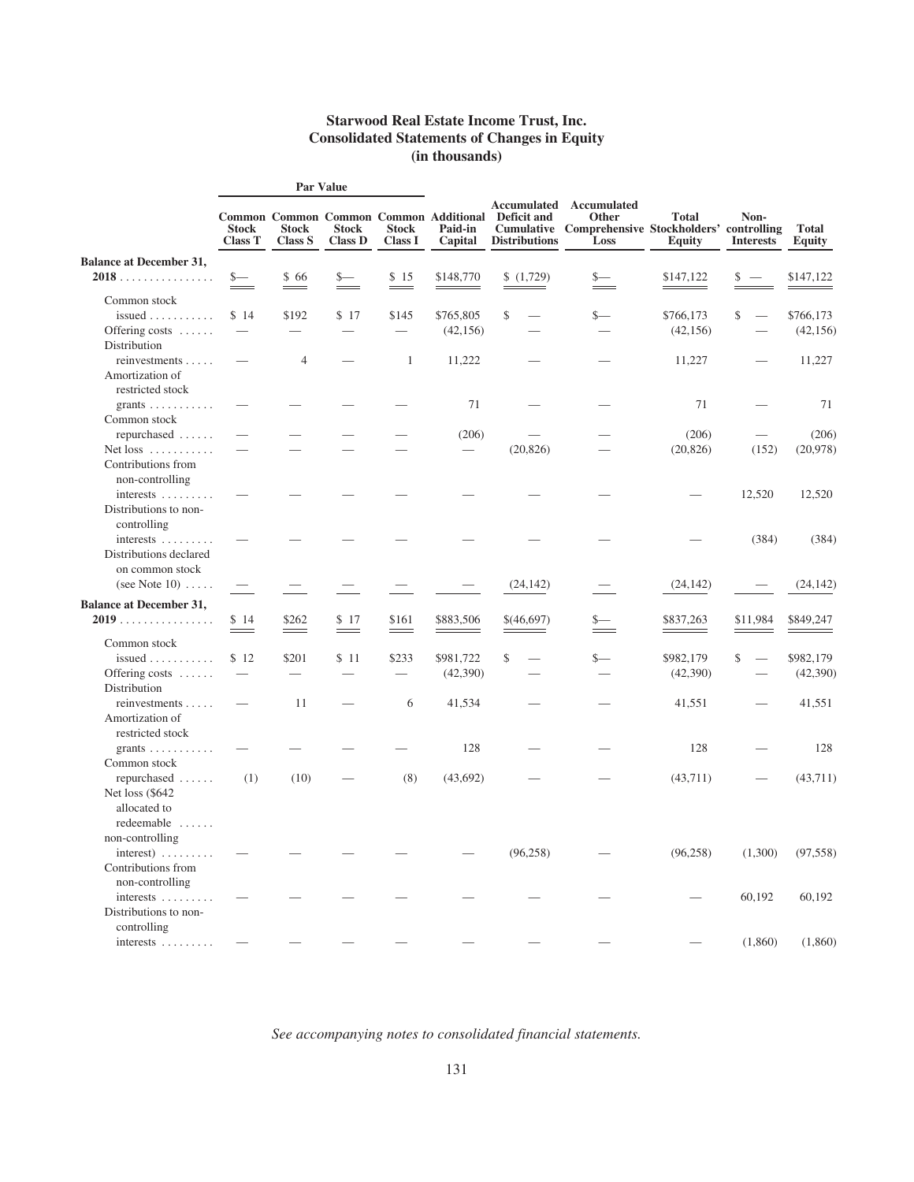# Starwood Real Estate Income Trust, Inc.
## Consolidated Statements of Changes in Equity
### (in thousands)

| | Par Value | | | | | | | | | |
|---|---|---|---|---|---|---|---|---|---|---|
| | Common Stock Class T | Common Stock Class S | Common Stock Class D | Common Stock Class I | Additional Paid-in Capital | Accumulated Deficit and Cumulative Distributions | Accumulated Other Comprehensive Loss | Total Stockholders' Equity | Non-controlling Interests | Total Equity |
| **Balance at December 31, 2018** | $— | $ 66 | $— | $ 15 | $148,770 | $ (1,729) | $— | $147,122 | $ — | $147,122 |
| Common stock issued | $ 14 | $192 | $ 17 | $145 | $765,805 | $ — | $— | $766,173 | $ — | $766,173 |
| Offering costs | — | — | — | — | (42,156) | — | — | (42,156) | — | (42,156) |
| Distribution reinvestments | — | 4 | — | 1 | 11,222 | — | — | 11,227 | — | 11,227 |
| Amortization of restricted stock grants | — | — | — | — | 71 | — | — | 71 | — | 71 |
| Common stock repurchased | — | — | — | — | (206) | — | — | (206) | — | (206) |
| Net loss | — | — | — | — | — | (20,826) | — | (20,826) | (152) | (20,978) |
| Contributions from non-controlling interests | — | — | — | — | — | — | — | — | 12,520 | 12,520 |
| Distributions to non-controlling interests | — | — | — | — | — | — | — | — | (384) | (384) |
| Distributions declared on common stock (see Note 10) | — | — | — | — | — | (24,142) | — | (24,142) | — | (24,142) |
| **Balance at December 31, 2019** | $ 14 | $262 | $ 17 | $161 | $883,506 | $(46,697) | $— | $837,263 | $11,984 | $849,247 |
| Common stock issued | $ 12 | $201 | $ 11 | $233 | $981,722 | $ — | $— | $982,179 | $ — | $982,179 |
| Offering costs | — | — | — | — | (42,390) | — | — | (42,390) | — | (42,390) |
| Distribution reinvestments | — | 11 | — | 6 | 41,534 | — | — | 41,551 | — | 41,551 |
| Amortization of restricted stock grants | — | — | — | — | 128 | — | — | 128 | — | 128 |
| Common stock repurchased | (1) | (10) | — | (8) | (43,692) | — | — | (43,711) | — | (43,711) |
| Net loss ($642 allocated to redeemable non-controlling interest) | — | — | — | — | — | (96,258) | — | (96,258) | (1,300) | (97,558) |
| Contributions from non-controlling interests | — | — | — | — | — | — | — | — | 60,192 | 60,192 |
| Distributions to non-controlling interests | — | — | — | — | — | — | — | — | (1,860) | (1,860) |

*See accompanying notes to consolidated financial statements.*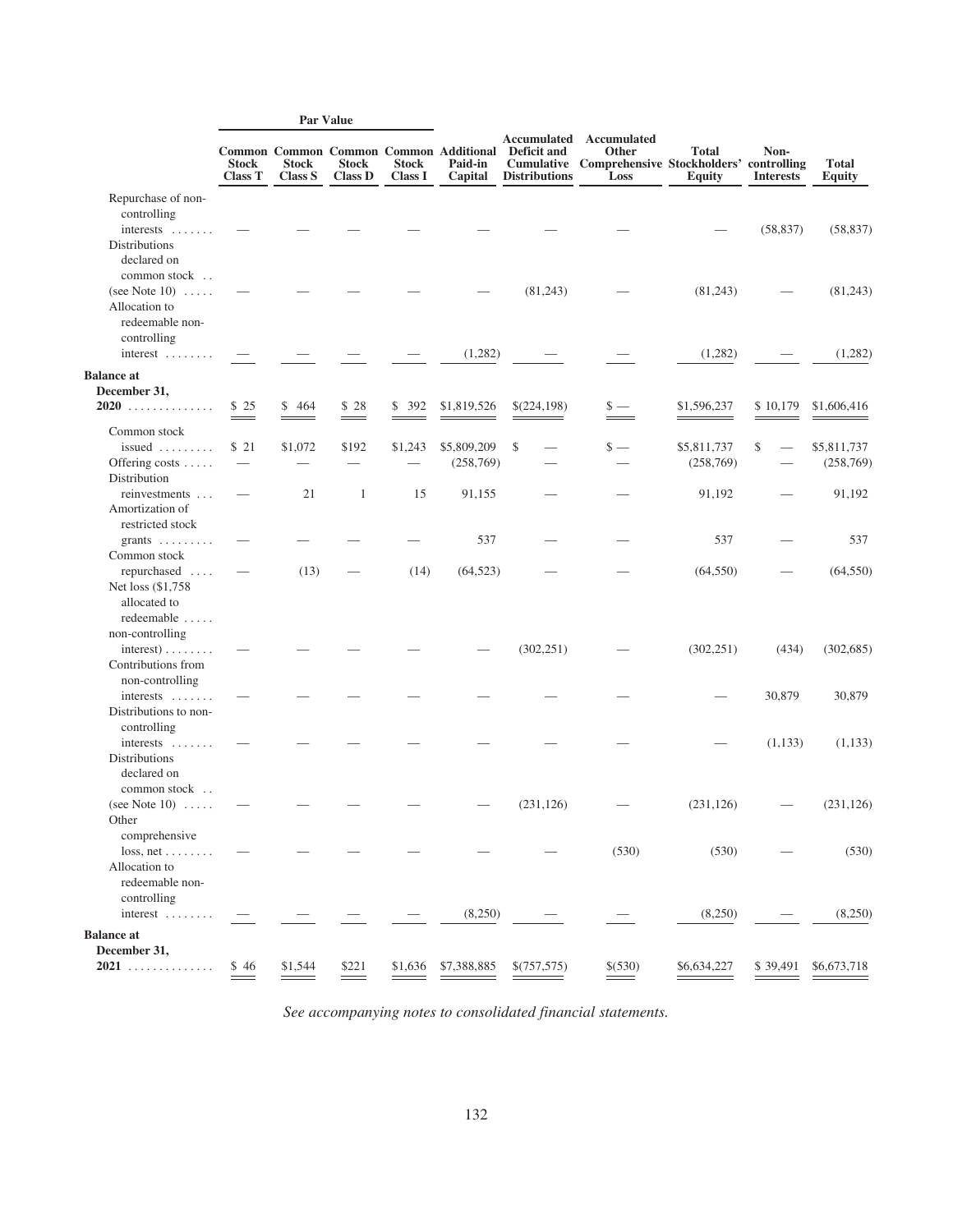| | Par Value | | | | | | | | | |
|---|---|---|---|---|---|---|---|---|---|---|
| | Common Stock Class T | Common Stock Class S | Common Stock Class D | Common Stock Class I | Additional Paid-in Capital | Accumulated Deficit and Cumulative Distributions | Accumulated Other Comprehensive Loss | Total Stockholders' Equity | Non-controlling Interests | Total Equity |
| Repurchase of non-controlling interests | — | — | — | — | — | — | — | — | (58,837) | (58,837) |
| Distributions declared on common stock (see Note 10) | — | — | — | — | — | (81,243) | — | (81,243) | — | (81,243) |
| Allocation to redeemable non-controlling interest | — | — | — | — | (1,282) | — | — | (1,282) | — | (1,282) |
| **Balance at December 31, 2020** | $ 25 | $ 464 | $ 28 | $ 392 | $1,819,526 | $(224,198) | $ — | $1,596,237 | $ 10,179 | $1,606,416 |
| Common stock issued | $ 21 | $1,072 | $192 | $1,243 | $5,809,209 | $ — | $ — | $5,811,737 | $ — | $5,811,737 |
| Offering costs | — | — | — | — | (258,769) | — | — | (258,769) | — | (258,769) |
| Distribution reinvestments | — | 21 | 1 | 15 | 91,155 | — | — | 91,192 | — | 91,192 |
| Amortization of restricted stock grants | — | — | — | — | 537 | — | — | 537 | — | 537 |
| Common stock repurchased | — | (13) | — | (14) | (64,523) | — | — | (64,550) | — | (64,550) |
| Net loss ($1,758 allocated to redeemable non-controlling interest) | — | — | — | — | — | (302,251) | — | (302,251) | (434) | (302,685) |
| Contributions from non-controlling interests | — | — | — | — | — | — | — | — | 30,879 | 30,879 |
| Distributions to non-controlling interests | — | — | — | — | — | — | — | — | (1,133) | (1,133) |
| Distributions declared on common stock (see Note 10) | — | — | — | — | — | (231,126) | — | (231,126) | — | (231,126) |
| Other comprehensive loss, net | — | — | — | — | — | — | (530) | (530) | — | (530) |
| Allocation to redeemable non-controlling interest | — | — | — | — | (8,250) | — | — | (8,250) | — | (8,250) |
| **Balance at December 31, 2021** | $ 46 | $1,544 | $221 | $1,636 | $7,388,885 | $(757,575) | $(530) | $6,634,227 | $ 39,491 | $6,673,718 |

*See accompanying notes to consolidated financial statements.*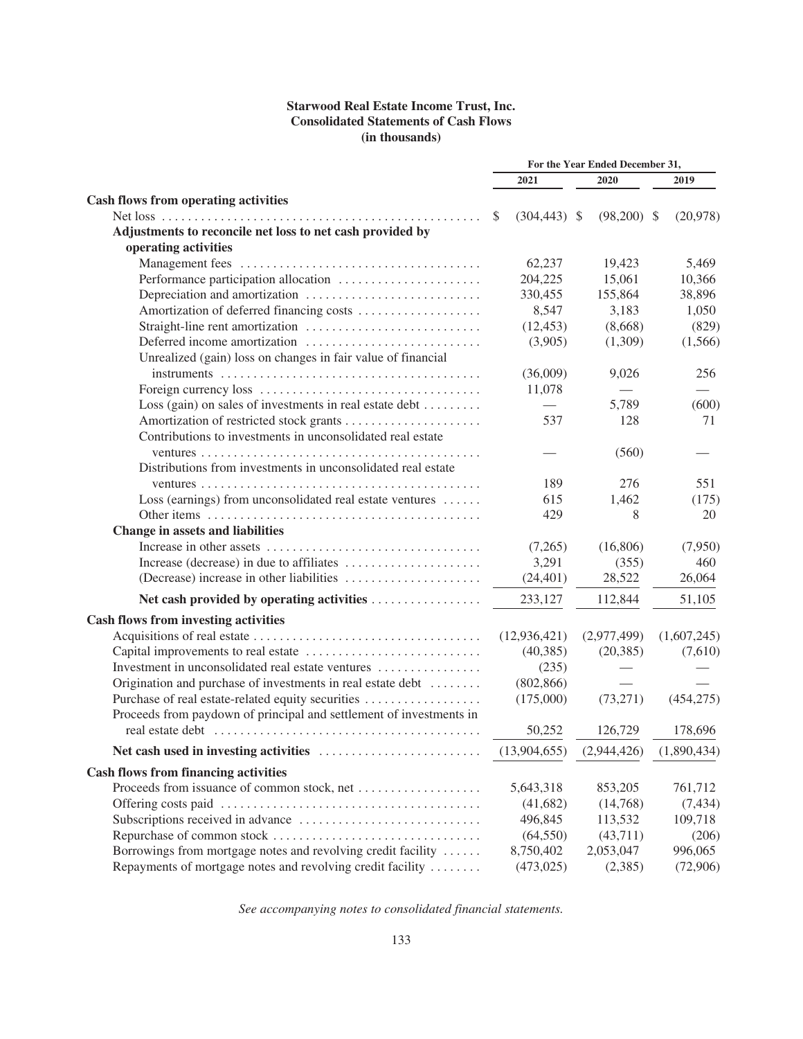**Starwood Real Estate Income Trust, Inc.**
**Consolidated Statements of Cash Flows**
**(in thousands)**

| | For the Year Ended December 31, | | |
|---|---|---|---|
| | 2021 | 2020 | 2019 |
| **Cash flows from operating activities** | | | |
| Net loss | $ (304,443) | $ (98,200) | $ (20,978) |
| **Adjustments to reconcile net loss to net cash provided by operating activities** | | | |
| Management fees | 62,237 | 19,423 | 5,469 |
| Performance participation allocation | 204,225 | 15,061 | 10,366 |
| Depreciation and amortization | 330,455 | 155,864 | 38,896 |
| Amortization of deferred financing costs | 8,547 | 3,183 | 1,050 |
| Straight-line rent amortization | (12,453) | (8,668) | (829) |
| Deferred income amortization | (3,905) | (1,309) | (1,566) |
| Unrealized (gain) loss on changes in fair value of financial instruments | (36,009) | 9,026 | 256 |
| Foreign currency loss | 11,078 | — | — |
| Loss (gain) on sales of investments in real estate debt | — | 5,789 | (600) |
| Amortization of restricted stock grants | 537 | 128 | 71 |
| Contributions to investments in unconsolidated real estate ventures | — | (560) | — |
| Distributions from investments in unconsolidated real estate ventures | 189 | 276 | 551 |
| Loss (earnings) from unconsolidated real estate ventures | 615 | 1,462 | (175) |
| Other items | 429 | 8 | 20 |
| **Change in assets and liabilities** | | | |
| Increase in other assets | (7,265) | (16,806) | (7,950) |
| Increase (decrease) in due to affiliates | 3,291 | (355) | 460 |
| (Decrease) increase in other liabilities | (24,401) | 28,522 | 26,064 |
| **Net cash provided by operating activities** | 233,127 | 112,844 | 51,105 |
| **Cash flows from investing activities** | | | |
| Acquisitions of real estate | (12,936,421) | (2,977,499) | (1,607,245) |
| Capital improvements to real estate | (40,385) | (20,385) | (7,610) |
| Investment in unconsolidated real estate ventures | (235) | — | — |
| Origination and purchase of investments in real estate debt | (802,866) | — | — |
| Purchase of real estate-related equity securities | (175,000) | (73,271) | (454,275) |
| Proceeds from paydown of principal and settlement of investments in real estate debt | 50,252 | 126,729 | 178,696 |
| **Net cash used in investing activities** | (13,904,655) | (2,944,426) | (1,890,434) |
| **Cash flows from financing activities** | | | |
| Proceeds from issuance of common stock, net | 5,643,318 | 853,205 | 761,712 |
| Offering costs paid | (41,682) | (14,768) | (7,434) |
| Subscriptions received in advance | 496,845 | 113,532 | 109,718 |
| Repurchase of common stock | (64,550) | (43,711) | (206) |
| Borrowings from mortgage notes and revolving credit facility | 8,750,402 | 2,053,047 | 996,065 |
| Repayments of mortgage notes and revolving credit facility | (473,025) | (2,385) | (72,906) |

*See accompanying notes to consolidated financial statements.*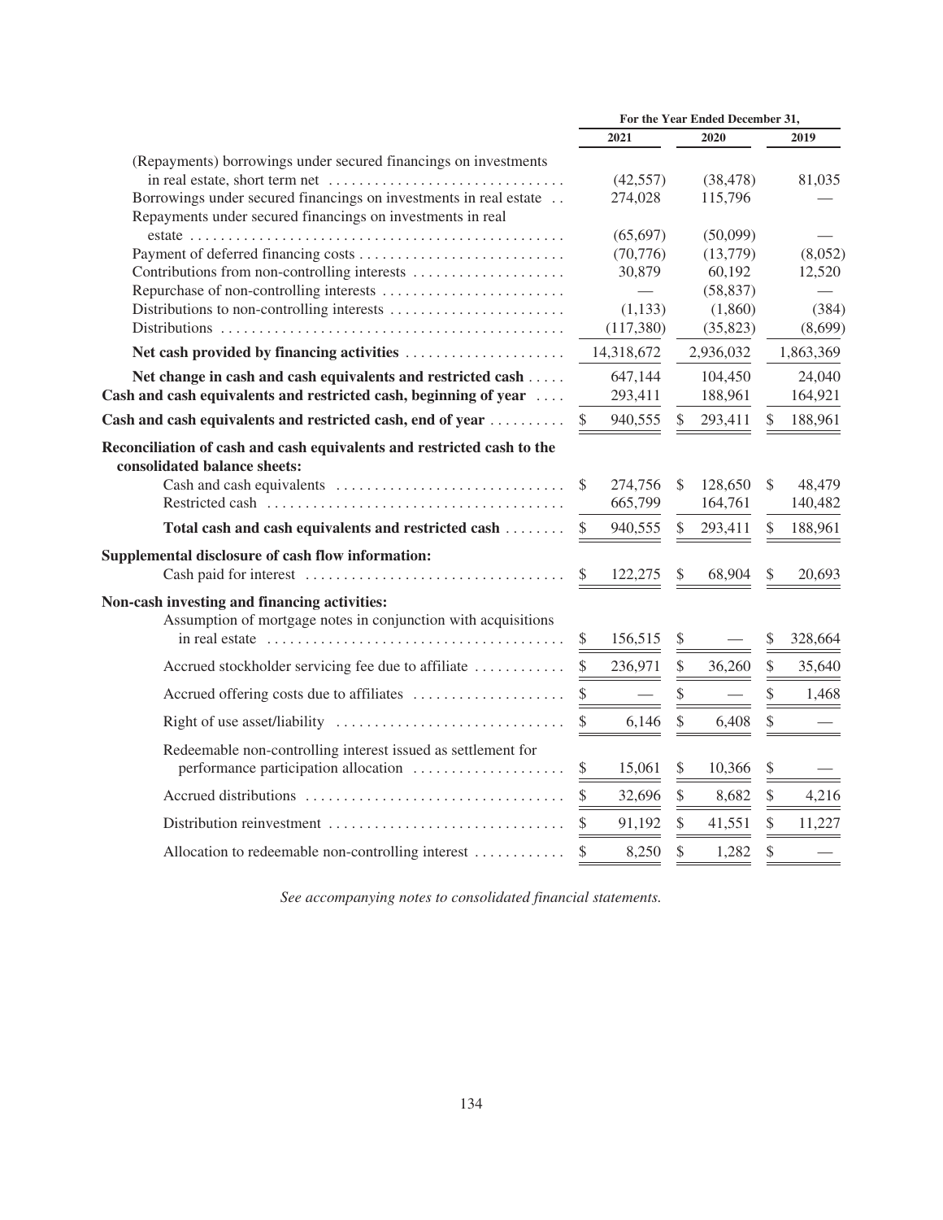| | For the Year Ended December 31, | | |
|---|---|---|---|
| | 2021 | 2020 | 2019 |
| (Repayments) borrowings under secured financings on investments in real estate, short term net | (42,557) | (38,478) | 81,035 |
| Borrowings under secured financings on investments in real estate | 274,028 | 115,796 | — |
| Repayments under secured financings on investments in real estate | (65,697) | (50,099) | — |
| Payment of deferred financing costs | (70,776) | (13,779) | (8,052) |
| Contributions from non-controlling interests | 30,879 | 60,192 | 12,520 |
| Repurchase of non-controlling interests | — | (58,837) | — |
| Distributions to non-controlling interests | (1,133) | (1,860) | (384) |
| Distributions | (117,380) | (35,823) | (8,699) |
| **Net cash provided by financing activities** | 14,318,672 | 2,936,032 | 1,863,369 |
| **Net change in cash and cash equivalents and restricted cash** | 647,144 | 104,450 | 24,040 |
| **Cash and cash equivalents and restricted cash, beginning of year** | 293,411 | 188,961 | 164,921 |
| **Cash and cash equivalents and restricted cash, end of year** | $ 940,555 | $ 293,411 | $ 188,961 |
| **Reconciliation of cash and cash equivalents and restricted cash to the consolidated balance sheets:** | | | |
| Cash and cash equivalents | $ 274,756 | $ 128,650 | $ 48,479 |
| Restricted cash | 665,799 | 164,761 | 140,482 |
| **Total cash and cash equivalents and restricted cash** | $ 940,555 | $ 293,411 | $ 188,961 |
| **Supplemental disclosure of cash flow information:** | | | |
| Cash paid for interest | $ 122,275 | $ 68,904 | $ 20,693 |
| **Non-cash investing and financing activities:** | | | |
| Assumption of mortgage notes in conjunction with acquisitions in real estate | $ 156,515 | $ — | $ 328,664 |
| Accrued stockholder servicing fee due to affiliate | $ 236,971 | $ 36,260 | $ 35,640 |
| Accrued offering costs due to affiliates | $ — | $ — | $ 1,468 |
| Right of use asset/liability | $ 6,146 | $ 6,408 | $ — |
| Redeemable non-controlling interest issued as settlement for performance participation allocation | $ 15,061 | $ 10,366 | $ — |
| Accrued distributions | $ 32,696 | $ 8,682 | $ 4,216 |
| Distribution reinvestment | $ 91,192 | $ 41,551 | $ 11,227 |
| Allocation to redeemable non-controlling interest | $ 8,250 | $ 1,282 | $ — |

*See accompanying notes to consolidated financial statements.*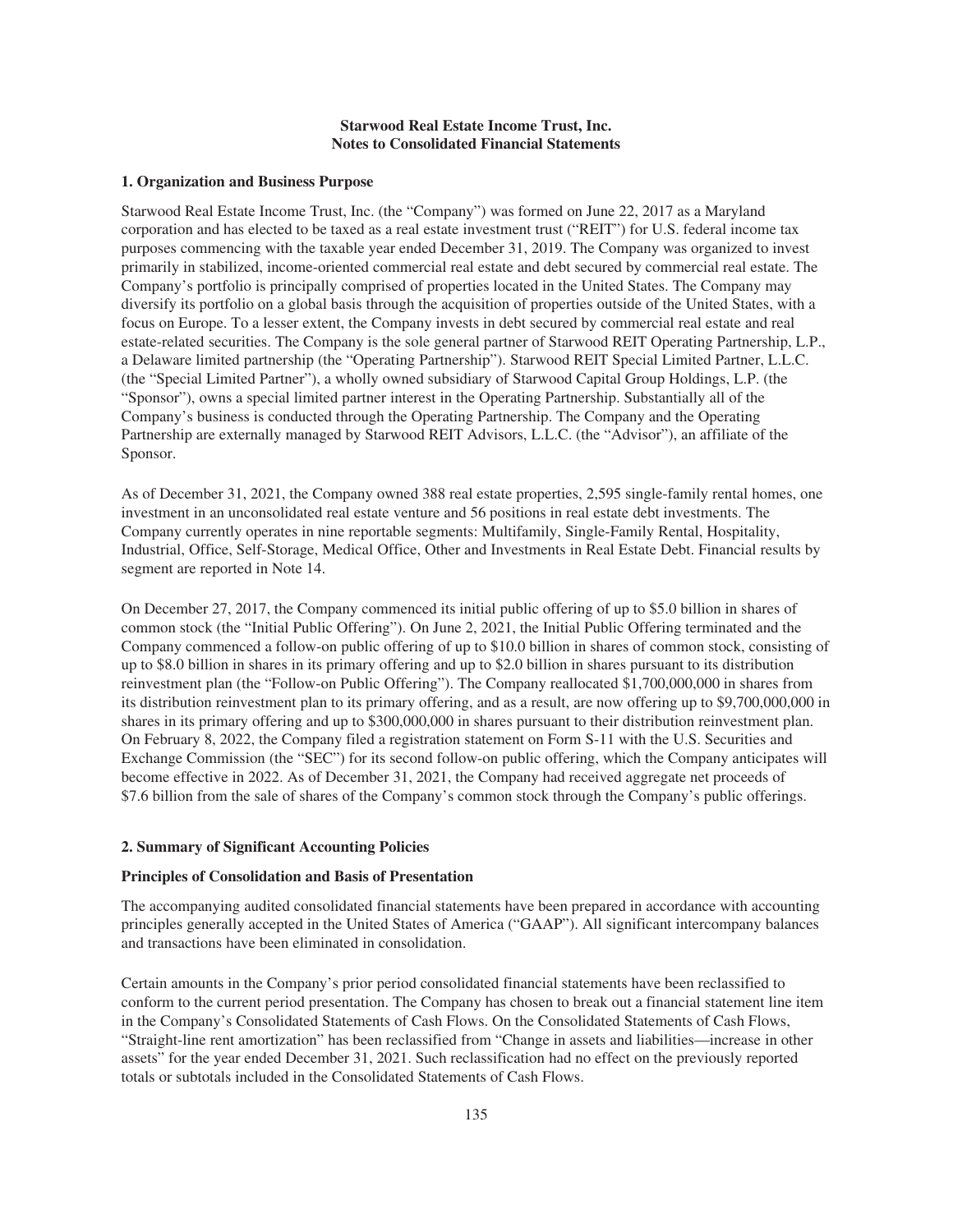**Starwood Real Estate Income Trust, Inc.**
**Notes to Consolidated Financial Statements**

## 1. Organization and Business Purpose

Starwood Real Estate Income Trust, Inc. (the "Company") was formed on June 22, 2017 as a Maryland corporation and has elected to be taxed as a real estate investment trust ("REIT") for U.S. federal income tax purposes commencing with the taxable year ended December 31, 2019. The Company was organized to invest primarily in stabilized, income-oriented commercial real estate and debt secured by commercial real estate. The Company's portfolio is principally comprised of properties located in the United States. The Company may diversify its portfolio on a global basis through the acquisition of properties outside of the United States, with a focus on Europe. To a lesser extent, the Company invests in debt secured by commercial real estate and real estate-related securities. The Company is the sole general partner of Starwood REIT Operating Partnership, L.P., a Delaware limited partnership (the "Operating Partnership"). Starwood REIT Special Limited Partner, L.L.C. (the "Special Limited Partner"), a wholly owned subsidiary of Starwood Capital Group Holdings, L.P. (the "Sponsor"), owns a special limited partner interest in the Operating Partnership. Substantially all of the Company's business is conducted through the Operating Partnership. The Company and the Operating Partnership are externally managed by Starwood REIT Advisors, L.L.C. (the "Advisor"), an affiliate of the Sponsor.

As of December 31, 2021, the Company owned 388 real estate properties, 2,595 single-family rental homes, one investment in an unconsolidated real estate venture and 56 positions in real estate debt investments. The Company currently operates in nine reportable segments: Multifamily, Single-Family Rental, Hospitality, Industrial, Office, Self-Storage, Medical Office, Other and Investments in Real Estate Debt. Financial results by segment are reported in Note 14.

On December 27, 2017, the Company commenced its initial public offering of up to $5.0 billion in shares of common stock (the "Initial Public Offering"). On June 2, 2021, the Initial Public Offering terminated and the Company commenced a follow-on public offering of up to $10.0 billion in shares of common stock, consisting of up to $8.0 billion in shares in its primary offering and up to $2.0 billion in shares pursuant to its distribution reinvestment plan (the "Follow-on Public Offering"). The Company reallocated $1,700,000,000 in shares from its distribution reinvestment plan to its primary offering, and as a result, are now offering up to $9,700,000,000 in shares in its primary offering and up to $300,000,000 in shares pursuant to their distribution reinvestment plan. On February 8, 2022, the Company filed a registration statement on Form S-11 with the U.S. Securities and Exchange Commission (the "SEC") for its second follow-on public offering, which the Company anticipates will become effective in 2022. As of December 31, 2021, the Company had received aggregate net proceeds of $7.6 billion from the sale of shares of the Company's common stock through the Company's public offerings.

## 2. Summary of Significant Accounting Policies

### Principles of Consolidation and Basis of Presentation

The accompanying audited consolidated financial statements have been prepared in accordance with accounting principles generally accepted in the United States of America ("GAAP"). All significant intercompany balances and transactions have been eliminated in consolidation.

Certain amounts in the Company's prior period consolidated financial statements have been reclassified to conform to the current period presentation. The Company has chosen to break out a financial statement line item in the Company's Consolidated Statements of Cash Flows. On the Consolidated Statements of Cash Flows, "Straight-line rent amortization" has been reclassified from "Change in assets and liabilities—increase in other assets" for the year ended December 31, 2021. Such reclassification had no effect on the previously reported totals or subtotals included in the Consolidated Statements of Cash Flows.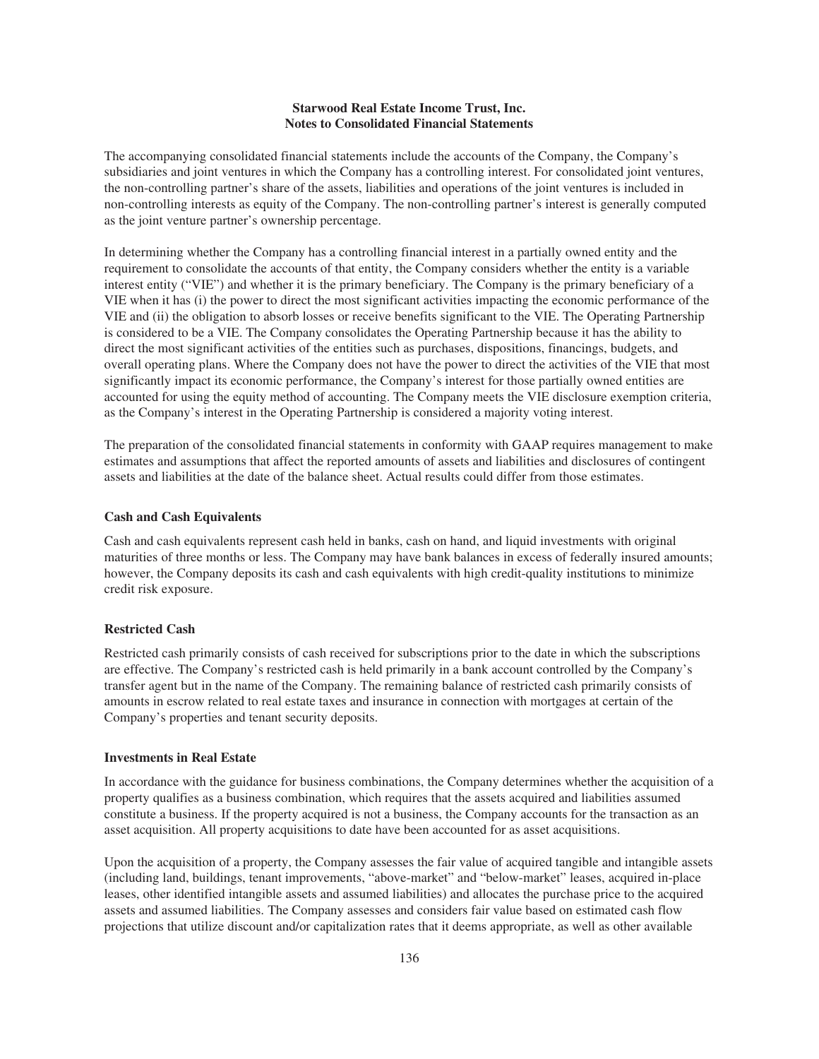**Starwood Real Estate Income Trust, Inc.**
**Notes to Consolidated Financial Statements**

The accompanying consolidated financial statements include the accounts of the Company, the Company's subsidiaries and joint ventures in which the Company has a controlling interest. For consolidated joint ventures, the non-controlling partner's share of the assets, liabilities and operations of the joint ventures is included in non-controlling interests as equity of the Company. The non-controlling partner's interest is generally computed as the joint venture partner's ownership percentage.

In determining whether the Company has a controlling financial interest in a partially owned entity and the requirement to consolidate the accounts of that entity, the Company considers whether the entity is a variable interest entity ("VIE") and whether it is the primary beneficiary. The Company is the primary beneficiary of a VIE when it has (i) the power to direct the most significant activities impacting the economic performance of the VIE and (ii) the obligation to absorb losses or receive benefits significant to the VIE. The Operating Partnership is considered to be a VIE. The Company consolidates the Operating Partnership because it has the ability to direct the most significant activities of the entities such as purchases, dispositions, financings, budgets, and overall operating plans. Where the Company does not have the power to direct the activities of the VIE that most significantly impact its economic performance, the Company's interest for those partially owned entities are accounted for using the equity method of accounting. The Company meets the VIE disclosure exemption criteria, as the Company's interest in the Operating Partnership is considered a majority voting interest.

The preparation of the consolidated financial statements in conformity with GAAP requires management to make estimates and assumptions that affect the reported amounts of assets and liabilities and disclosures of contingent assets and liabilities at the date of the balance sheet. Actual results could differ from those estimates.

### Cash and Cash Equivalents

Cash and cash equivalents represent cash held in banks, cash on hand, and liquid investments with original maturities of three months or less. The Company may have bank balances in excess of federally insured amounts; however, the Company deposits its cash and cash equivalents with high credit-quality institutions to minimize credit risk exposure.

### Restricted Cash

Restricted cash primarily consists of cash received for subscriptions prior to the date in which the subscriptions are effective. The Company's restricted cash is held primarily in a bank account controlled by the Company's transfer agent but in the name of the Company. The remaining balance of restricted cash primarily consists of amounts in escrow related to real estate taxes and insurance in connection with mortgages at certain of the Company's properties and tenant security deposits.

### Investments in Real Estate

In accordance with the guidance for business combinations, the Company determines whether the acquisition of a property qualifies as a business combination, which requires that the assets acquired and liabilities assumed constitute a business. If the property acquired is not a business, the Company accounts for the transaction as an asset acquisition. All property acquisitions to date have been accounted for as asset acquisitions.

Upon the acquisition of a property, the Company assesses the fair value of acquired tangible and intangible assets (including land, buildings, tenant improvements, "above-market" and "below-market" leases, acquired in-place leases, other identified intangible assets and assumed liabilities) and allocates the purchase price to the acquired assets and assumed liabilities. The Company assesses and considers fair value based on estimated cash flow projections that utilize discount and/or capitalization rates that it deems appropriate, as well as other available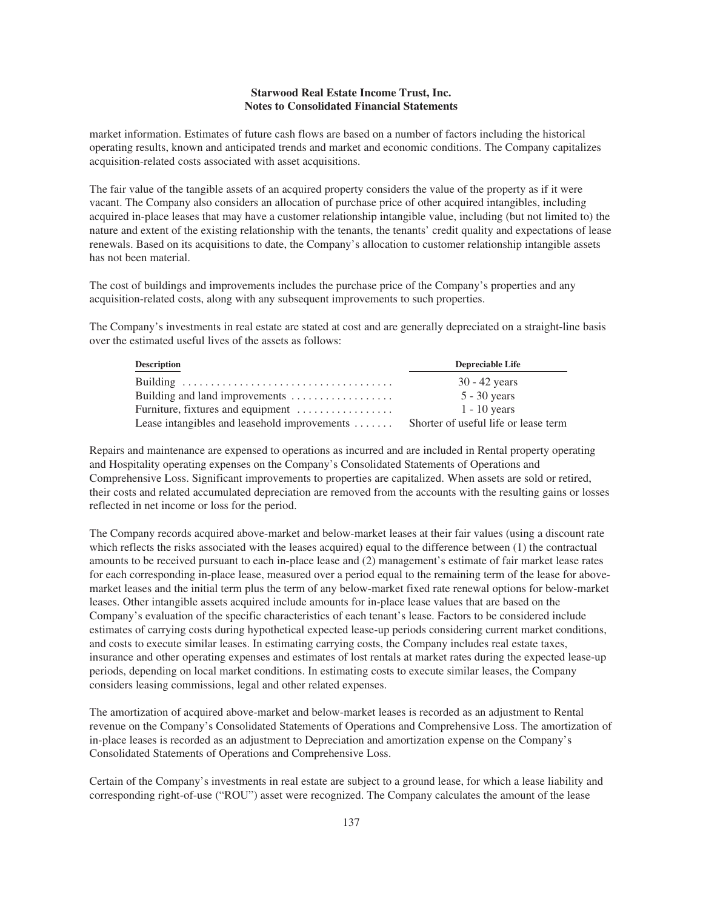market information. Estimates of future cash flows are based on a number of factors including the historical operating results, known and anticipated trends and market and economic conditions. The Company capitalizes acquisition-related costs associated with asset acquisitions.

The fair value of the tangible assets of an acquired property considers the value of the property as if it were vacant. The Company also considers an allocation of purchase price of other acquired intangibles, including acquired in-place leases that may have a customer relationship intangible value, including (but not limited to) the nature and extent of the existing relationship with the tenants, the tenants' credit quality and expectations of lease renewals. Based on its acquisitions to date, the Company's allocation to customer relationship intangible assets has not been material.

The cost of buildings and improvements includes the purchase price of the Company's properties and any acquisition-related costs, along with any subsequent improvements to such properties.

The Company's investments in real estate are stated at cost and are generally depreciated on a straight-line basis over the estimated useful lives of the assets as follows:

| Description | Depreciable Life |
|---|---|
| Building | 30 - 42 years |
| Building and land improvements | 5 - 30 years |
| Furniture, fixtures and equipment | 1 - 10 years |
| Lease intangibles and leasehold improvements | Shorter of useful life or lease term |

Repairs and maintenance are expensed to operations as incurred and are included in Rental property operating and Hospitality operating expenses on the Company's Consolidated Statements of Operations and Comprehensive Loss. Significant improvements to properties are capitalized. When assets are sold or retired, their costs and related accumulated depreciation are removed from the accounts with the resulting gains or losses reflected in net income or loss for the period.

The Company records acquired above-market and below-market leases at their fair values (using a discount rate which reflects the risks associated with the leases acquired) equal to the difference between (1) the contractual amounts to be received pursuant to each in-place lease and (2) management's estimate of fair market lease rates for each corresponding in-place lease, measured over a period equal to the remaining term of the lease for above-market leases and the initial term plus the term of any below-market fixed rate renewal options for below-market leases. Other intangible assets acquired include amounts for in-place lease values that are based on the Company's evaluation of the specific characteristics of each tenant's lease. Factors to be considered include estimates of carrying costs during hypothetical expected lease-up periods considering current market conditions, and costs to execute similar leases. In estimating carrying costs, the Company includes real estate taxes, insurance and other operating expenses and estimates of lost rentals at market rates during the expected lease-up periods, depending on local market conditions. In estimating costs to execute similar leases, the Company considers leasing commissions, legal and other related expenses.

The amortization of acquired above-market and below-market leases is recorded as an adjustment to Rental revenue on the Company's Consolidated Statements of Operations and Comprehensive Loss. The amortization of in-place leases is recorded as an adjustment to Depreciation and amortization expense on the Company's Consolidated Statements of Operations and Comprehensive Loss.

Certain of the Company's investments in real estate are subject to a ground lease, for which a lease liability and corresponding right-of-use ("ROU") asset were recognized. The Company calculates the amount of the lease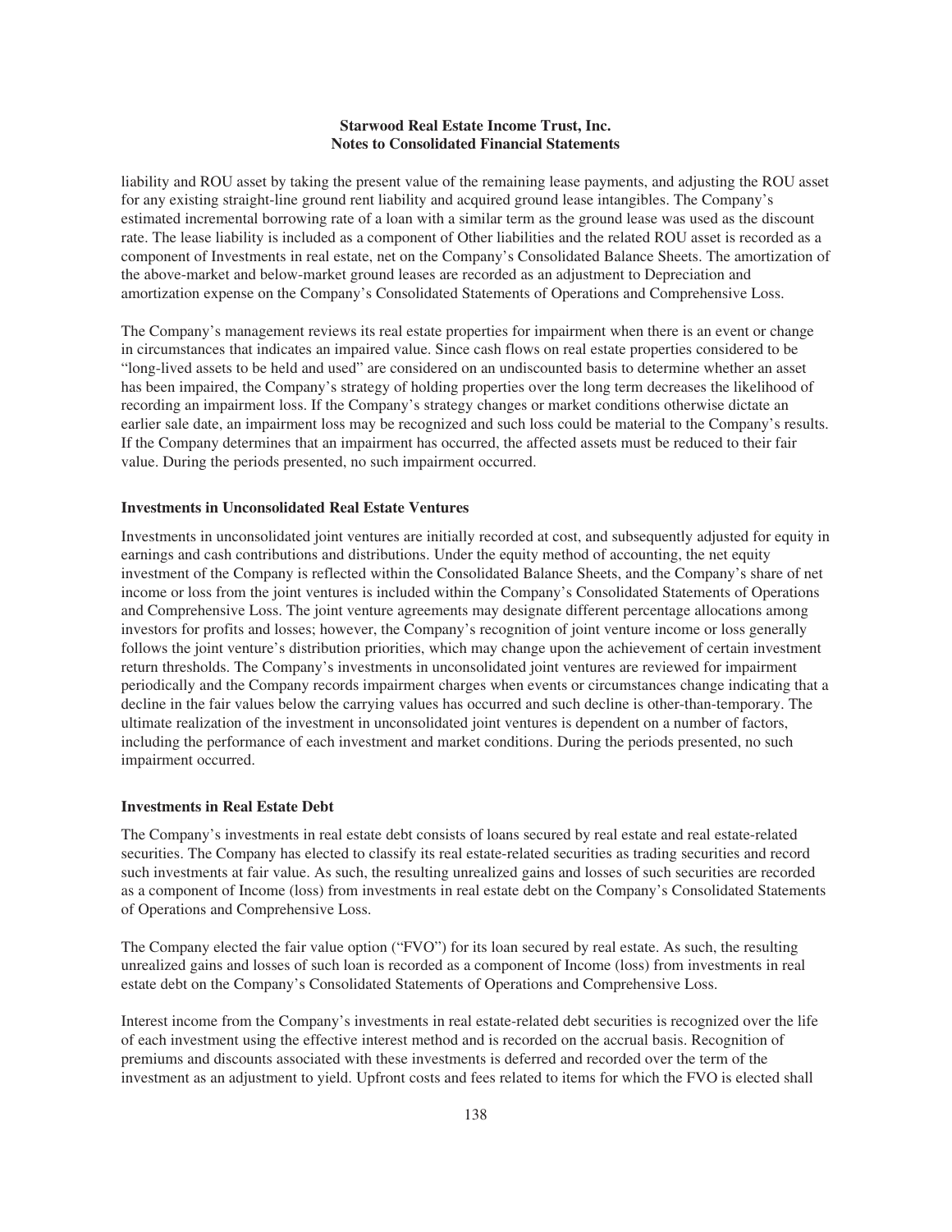liability and ROU asset by taking the present value of the remaining lease payments, and adjusting the ROU asset for any existing straight-line ground rent liability and acquired ground lease intangibles. The Company's estimated incremental borrowing rate of a loan with a similar term as the ground lease was used as the discount rate. The lease liability is included as a component of Other liabilities and the related ROU asset is recorded as a component of Investments in real estate, net on the Company's Consolidated Balance Sheets. The amortization of the above-market and below-market ground leases are recorded as an adjustment to Depreciation and amortization expense on the Company's Consolidated Statements of Operations and Comprehensive Loss.

The Company's management reviews its real estate properties for impairment when there is an event or change in circumstances that indicates an impaired value. Since cash flows on real estate properties considered to be "long-lived assets to be held and used" are considered on an undiscounted basis to determine whether an asset has been impaired, the Company's strategy of holding properties over the long term decreases the likelihood of recording an impairment loss. If the Company's strategy changes or market conditions otherwise dictate an earlier sale date, an impairment loss may be recognized and such loss could be material to the Company's results. If the Company determines that an impairment has occurred, the affected assets must be reduced to their fair value. During the periods presented, no such impairment occurred.

**Investments in Unconsolidated Real Estate Ventures**

Investments in unconsolidated joint ventures are initially recorded at cost, and subsequently adjusted for equity in earnings and cash contributions and distributions. Under the equity method of accounting, the net equity investment of the Company is reflected within the Consolidated Balance Sheets, and the Company's share of net income or loss from the joint ventures is included within the Company's Consolidated Statements of Operations and Comprehensive Loss. The joint venture agreements may designate different percentage allocations among investors for profits and losses; however, the Company's recognition of joint venture income or loss generally follows the joint venture's distribution priorities, which may change upon the achievement of certain investment return thresholds. The Company's investments in unconsolidated joint ventures are reviewed for impairment periodically and the Company records impairment charges when events or circumstances change indicating that a decline in the fair values below the carrying values has occurred and such decline is other-than-temporary. The ultimate realization of the investment in unconsolidated joint ventures is dependent on a number of factors, including the performance of each investment and market conditions. During the periods presented, no such impairment occurred.

**Investments in Real Estate Debt**

The Company's investments in real estate debt consists of loans secured by real estate and real estate-related securities. The Company has elected to classify its real estate-related securities as trading securities and record such investments at fair value. As such, the resulting unrealized gains and losses of such securities are recorded as a component of Income (loss) from investments in real estate debt on the Company's Consolidated Statements of Operations and Comprehensive Loss.

The Company elected the fair value option ("FVO") for its loan secured by real estate. As such, the resulting unrealized gains and losses of such loan is recorded as a component of Income (loss) from investments in real estate debt on the Company's Consolidated Statements of Operations and Comprehensive Loss.

Interest income from the Company's investments in real estate-related debt securities is recognized over the life of each investment using the effective interest method and is recorded on the accrual basis. Recognition of premiums and discounts associated with these investments is deferred and recorded over the term of the investment as an adjustment to yield. Upfront costs and fees related to items for which the FVO is elected shall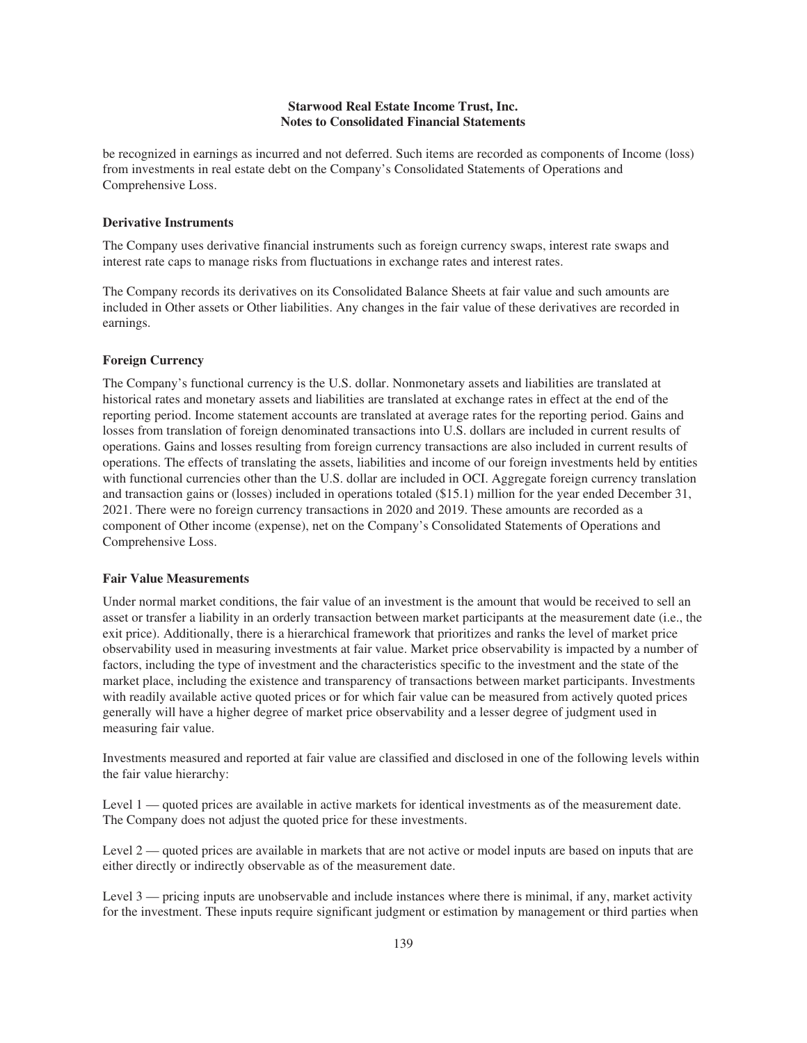be recognized in earnings as incurred and not deferred. Such items are recorded as components of Income (loss) from investments in real estate debt on the Company's Consolidated Statements of Operations and Comprehensive Loss.

### Derivative Instruments

The Company uses derivative financial instruments such as foreign currency swaps, interest rate swaps and interest rate caps to manage risks from fluctuations in exchange rates and interest rates.

The Company records its derivatives on its Consolidated Balance Sheets at fair value and such amounts are included in Other assets or Other liabilities. Any changes in the fair value of these derivatives are recorded in earnings.

### Foreign Currency

The Company's functional currency is the U.S. dollar. Nonmonetary assets and liabilities are translated at historical rates and monetary assets and liabilities are translated at exchange rates in effect at the end of the reporting period. Income statement accounts are translated at average rates for the reporting period. Gains and losses from translation of foreign denominated transactions into U.S. dollars are included in current results of operations. Gains and losses resulting from foreign currency transactions are also included in current results of operations. The effects of translating the assets, liabilities and income of our foreign investments held by entities with functional currencies other than the U.S. dollar are included in OCI. Aggregate foreign currency translation and transaction gains or (losses) included in operations totaled ($15.1) million for the year ended December 31, 2021. There were no foreign currency transactions in 2020 and 2019. These amounts are recorded as a component of Other income (expense), net on the Company's Consolidated Statements of Operations and Comprehensive Loss.

### Fair Value Measurements

Under normal market conditions, the fair value of an investment is the amount that would be received to sell an asset or transfer a liability in an orderly transaction between market participants at the measurement date (i.e., the exit price). Additionally, there is a hierarchical framework that prioritizes and ranks the level of market price observability used in measuring investments at fair value. Market price observability is impacted by a number of factors, including the type of investment and the characteristics specific to the investment and the state of the market place, including the existence and transparency of transactions between market participants. Investments with readily available active quoted prices or for which fair value can be measured from actively quoted prices generally will have a higher degree of market price observability and a lesser degree of judgment used in measuring fair value.

Investments measured and reported at fair value are classified and disclosed in one of the following levels within the fair value hierarchy:

Level 1 — quoted prices are available in active markets for identical investments as of the measurement date. The Company does not adjust the quoted price for these investments.

Level 2 — quoted prices are available in markets that are not active or model inputs are based on inputs that are either directly or indirectly observable as of the measurement date.

Level 3 — pricing inputs are unobservable and include instances where there is minimal, if any, market activity for the investment. These inputs require significant judgment or estimation by management or third parties when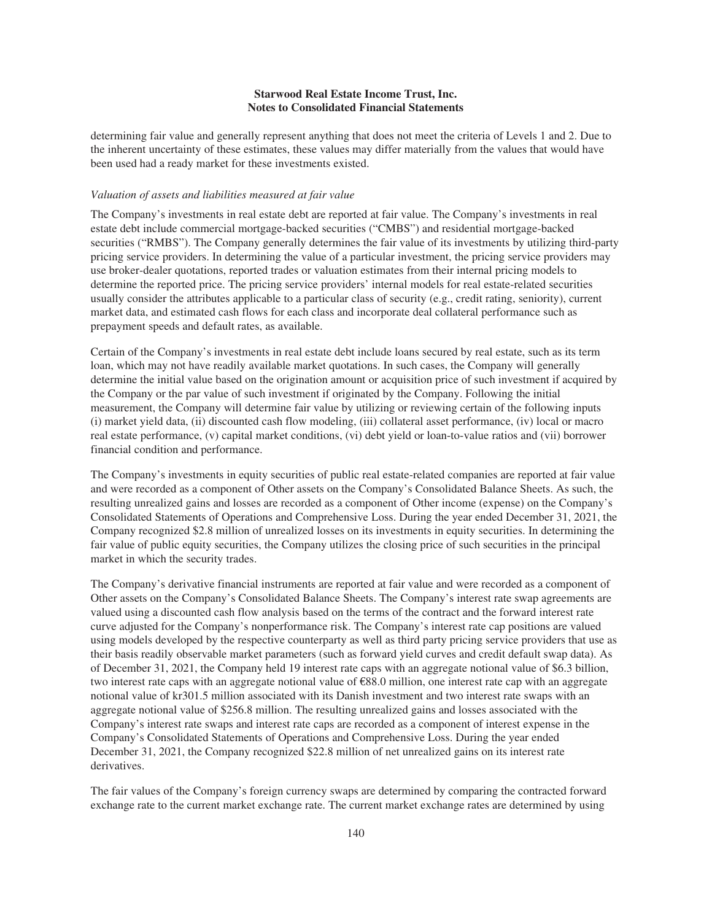determining fair value and generally represent anything that does not meet the criteria of Levels 1 and 2. Due to the inherent uncertainty of these estimates, these values may differ materially from the values that would have been used had a ready market for these investments existed.

*Valuation of assets and liabilities measured at fair value*

The Company's investments in real estate debt are reported at fair value. The Company's investments in real estate debt include commercial mortgage-backed securities ("CMBS") and residential mortgage-backed securities ("RMBS"). The Company generally determines the fair value of its investments by utilizing third-party pricing service providers. In determining the value of a particular investment, the pricing service providers may use broker-dealer quotations, reported trades or valuation estimates from their internal pricing models to determine the reported price. The pricing service providers' internal models for real estate-related securities usually consider the attributes applicable to a particular class of security (e.g., credit rating, seniority), current market data, and estimated cash flows for each class and incorporate deal collateral performance such as prepayment speeds and default rates, as available.

Certain of the Company's investments in real estate debt include loans secured by real estate, such as its term loan, which may not have readily available market quotations. In such cases, the Company will generally determine the initial value based on the origination amount or acquisition price of such investment if acquired by the Company or the par value of such investment if originated by the Company. Following the initial measurement, the Company will determine fair value by utilizing or reviewing certain of the following inputs (i) market yield data, (ii) discounted cash flow modeling, (iii) collateral asset performance, (iv) local or macro real estate performance, (v) capital market conditions, (vi) debt yield or loan-to-value ratios and (vii) borrower financial condition and performance.

The Company's investments in equity securities of public real estate-related companies are reported at fair value and were recorded as a component of Other assets on the Company's Consolidated Balance Sheets. As such, the resulting unrealized gains and losses are recorded as a component of Other income (expense) on the Company's Consolidated Statements of Operations and Comprehensive Loss. During the year ended December 31, 2021, the Company recognized $2.8 million of unrealized losses on its investments in equity securities. In determining the fair value of public equity securities, the Company utilizes the closing price of such securities in the principal market in which the security trades.

The Company's derivative financial instruments are reported at fair value and were recorded as a component of Other assets on the Company's Consolidated Balance Sheets. The Company's interest rate swap agreements are valued using a discounted cash flow analysis based on the terms of the contract and the forward interest rate curve adjusted for the Company's nonperformance risk. The Company's interest rate cap positions are valued using models developed by the respective counterparty as well as third party pricing service providers that use as their basis readily observable market parameters (such as forward yield curves and credit default swap data). As of December 31, 2021, the Company held 19 interest rate caps with an aggregate notional value of $6.3 billion, two interest rate caps with an aggregate notional value of €88.0 million, one interest rate cap with an aggregate notional value of kr301.5 million associated with its Danish investment and two interest rate swaps with an aggregate notional value of $256.8 million. The resulting unrealized gains and losses associated with the Company's interest rate swaps and interest rate caps are recorded as a component of interest expense in the Company's Consolidated Statements of Operations and Comprehensive Loss. During the year ended December 31, 2021, the Company recognized $22.8 million of net unrealized gains on its interest rate derivatives.

The fair values of the Company's foreign currency swaps are determined by comparing the contracted forward exchange rate to the current market exchange rate. The current market exchange rates are determined by using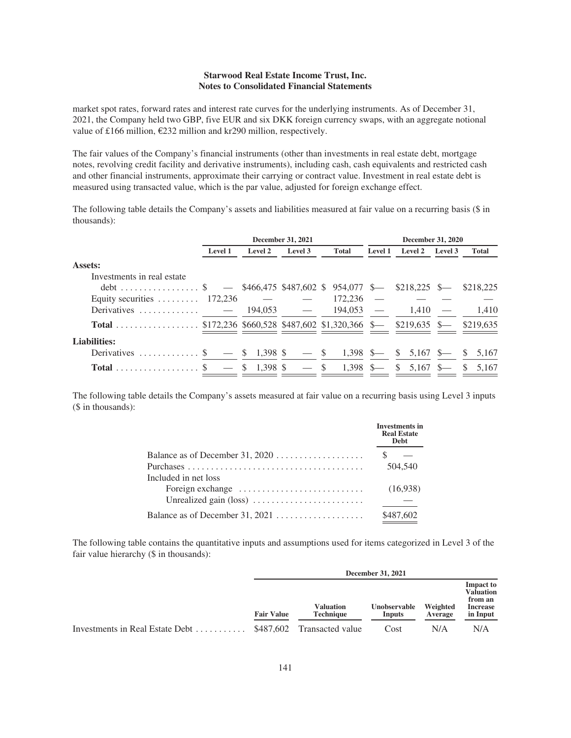market spot rates, forward rates and interest rate curves for the underlying instruments. As of December 31, 2021, the Company held two GBP, five EUR and six DKK foreign currency swaps, with an aggregate notional value of £166 million, €232 million and kr290 million, respectively.

The fair values of the Company's financial instruments (other than investments in real estate debt, mortgage notes, revolving credit facility and derivative instruments), including cash, cash equivalents and restricted cash and other financial instruments, approximate their carrying or contract value. Investment in real estate debt is measured using transacted value, which is the par value, adjusted for foreign exchange effect.

The following table details the Company's assets and liabilities measured at fair value on a recurring basis ($ in thousands):

| | December 31, 2021 | | | | December 31, 2020 | | | |
|---|---|---|---|---|---|---|---|---|
| | Level 1 | Level 2 | Level 3 | Total | Level 1 | Level 2 | Level 3 | Total |
| **Assets:** | | | | | | | | |
| Investments in real estate debt | $ — | $466,475 | $487,602 | $ 954,077 | $— | $218,225 | $— | $218,225 |
| Equity securities | 172,236 | — | — | 172,236 | — | — | — | — |
| Derivatives | — | 194,053 | — | 194,053 | — | 1,410 | — | 1,410 |
| **Total** | $172,236 | $660,528 | $487,602 | $1,320,366 | $— | $219,635 | $— | $219,635 |
| **Liabilities:** | | | | | | | | |
| Derivatives | $ — | $ 1,398 | $ — | $ 1,398 | $— | $ 5,167 | $— | $ 5,167 |
| **Total** | $ — | $ 1,398 | $ — | $ 1,398 | $— | $ 5,167 | $— | $ 5,167 |

The following table details the Company's assets measured at fair value on a recurring basis using Level 3 inputs ($ in thousands):

| | Investments in Real Estate Debt |
|---|---|
| Balance as of December 31, 2020 | $ — |
| Purchases | 504,540 |
| Included in net loss | |
| Foreign exchange | (16,938) |
| Unrealized gain (loss) | — |
| Balance as of December 31, 2021 | $487,602 |

The following table contains the quantitative inputs and assumptions used for items categorized in Level 3 of the fair value hierarchy ($ in thousands):

| | December 31, 2021 | | | | |
|---|---|---|---|---|---|
| | Fair Value | Valuation Technique | Unobservable Inputs | Weighted Average | Impact to Valuation from an Increase in Input |
| Investments in Real Estate Debt | $487,602 | Transacted value | Cost | N/A | N/A |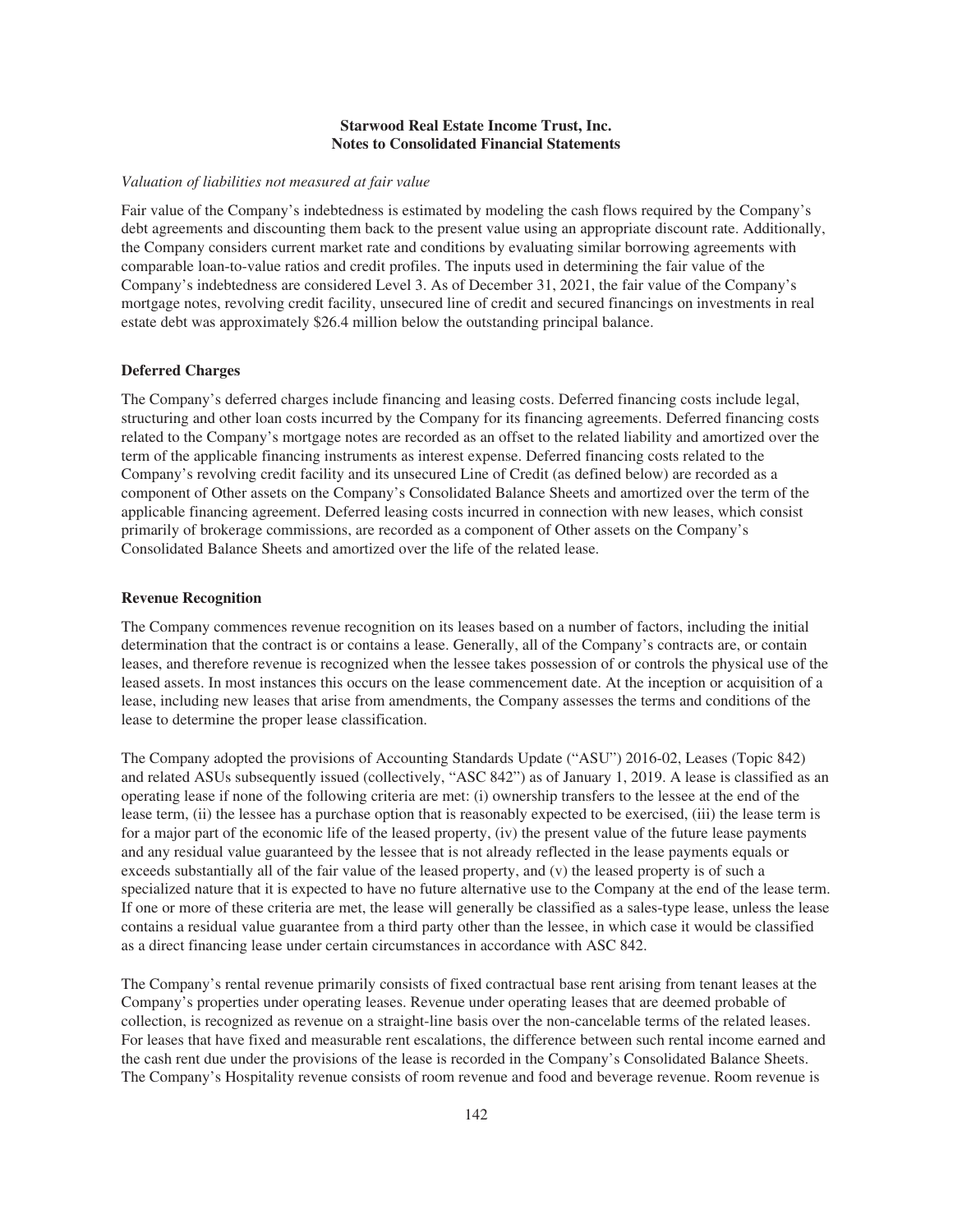*Valuation of liabilities not measured at fair value*

Fair value of the Company's indebtedness is estimated by modeling the cash flows required by the Company's debt agreements and discounting them back to the present value using an appropriate discount rate. Additionally, the Company considers current market rate and conditions by evaluating similar borrowing agreements with comparable loan-to-value ratios and credit profiles. The inputs used in determining the fair value of the Company's indebtedness are considered Level 3. As of December 31, 2021, the fair value of the Company's mortgage notes, revolving credit facility, unsecured line of credit and secured financings on investments in real estate debt was approximately $26.4 million below the outstanding principal balance.

**Deferred Charges**

The Company's deferred charges include financing and leasing costs. Deferred financing costs include legal, structuring and other loan costs incurred by the Company for its financing agreements. Deferred financing costs related to the Company's mortgage notes are recorded as an offset to the related liability and amortized over the term of the applicable financing instruments as interest expense. Deferred financing costs related to the Company's revolving credit facility and its unsecured Line of Credit (as defined below) are recorded as a component of Other assets on the Company's Consolidated Balance Sheets and amortized over the term of the applicable financing agreement. Deferred leasing costs incurred in connection with new leases, which consist primarily of brokerage commissions, are recorded as a component of Other assets on the Company's Consolidated Balance Sheets and amortized over the life of the related lease.

**Revenue Recognition**

The Company commences revenue recognition on its leases based on a number of factors, including the initial determination that the contract is or contains a lease. Generally, all of the Company's contracts are, or contain leases, and therefore revenue is recognized when the lessee takes possession of or controls the physical use of the leased assets. In most instances this occurs on the lease commencement date. At the inception or acquisition of a lease, including new leases that arise from amendments, the Company assesses the terms and conditions of the lease to determine the proper lease classification.

The Company adopted the provisions of Accounting Standards Update ("ASU") 2016-02, Leases (Topic 842) and related ASUs subsequently issued (collectively, "ASC 842") as of January 1, 2019. A lease is classified as an operating lease if none of the following criteria are met: (i) ownership transfers to the lessee at the end of the lease term, (ii) the lessee has a purchase option that is reasonably expected to be exercised, (iii) the lease term is for a major part of the economic life of the leased property, (iv) the present value of the future lease payments and any residual value guaranteed by the lessee that is not already reflected in the lease payments equals or exceeds substantially all of the fair value of the leased property, and (v) the leased property is of such a specialized nature that it is expected to have no future alternative use to the Company at the end of the lease term. If one or more of these criteria are met, the lease will generally be classified as a sales-type lease, unless the lease contains a residual value guarantee from a third party other than the lessee, in which case it would be classified as a direct financing lease under certain circumstances in accordance with ASC 842.

The Company's rental revenue primarily consists of fixed contractual base rent arising from tenant leases at the Company's properties under operating leases. Revenue under operating leases that are deemed probable of collection, is recognized as revenue on a straight-line basis over the non-cancelable terms of the related leases. For leases that have fixed and measurable rent escalations, the difference between such rental income earned and the cash rent due under the provisions of the lease is recorded in the Company's Consolidated Balance Sheets. The Company's Hospitality revenue consists of room revenue and food and beverage revenue. Room revenue is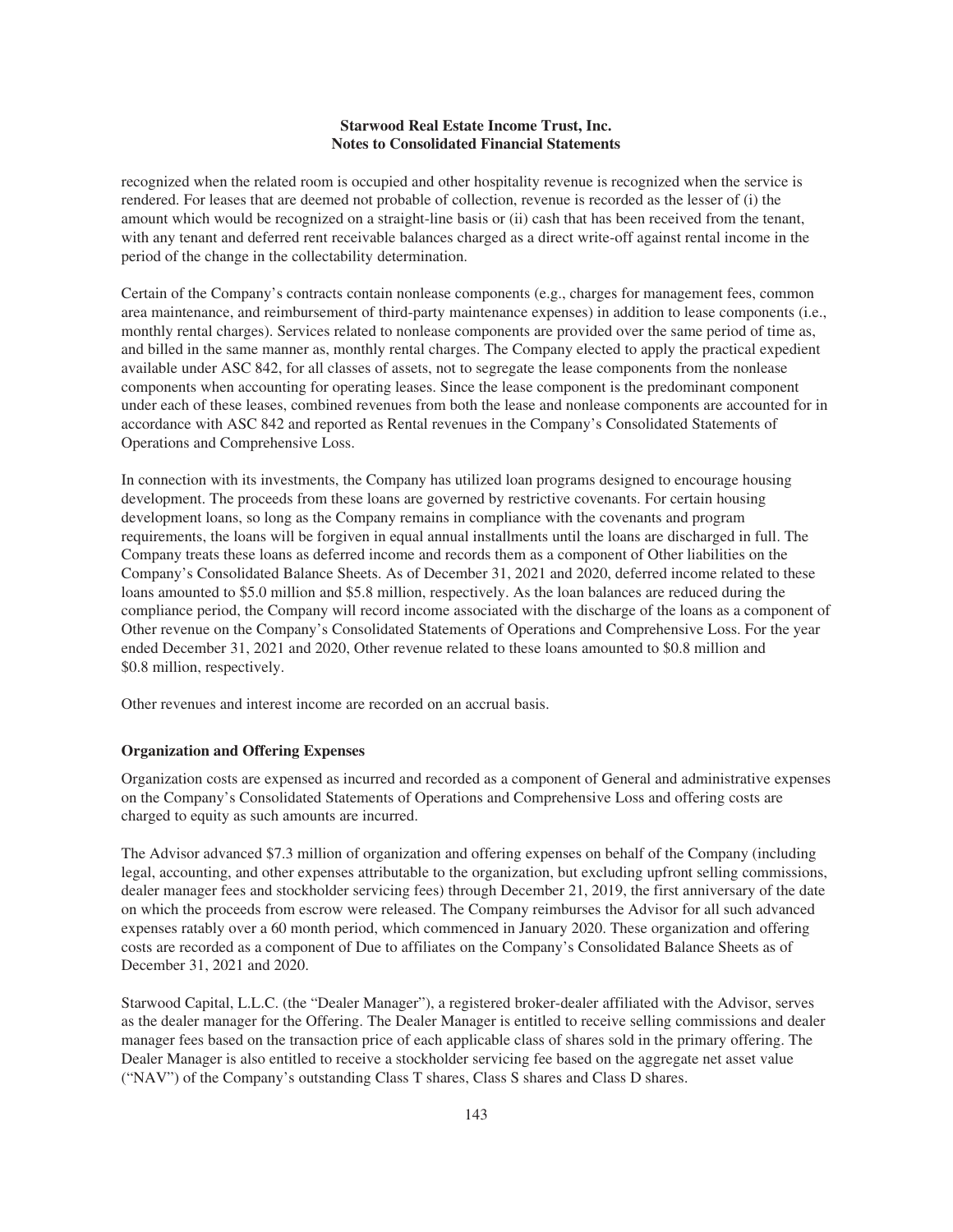recognized when the related room is occupied and other hospitality revenue is recognized when the service is rendered. For leases that are deemed not probable of collection, revenue is recorded as the lesser of (i) the amount which would be recognized on a straight-line basis or (ii) cash that has been received from the tenant, with any tenant and deferred rent receivable balances charged as a direct write-off against rental income in the period of the change in the collectability determination.

Certain of the Company's contracts contain nonlease components (e.g., charges for management fees, common area maintenance, and reimbursement of third-party maintenance expenses) in addition to lease components (i.e., monthly rental charges). Services related to nonlease components are provided over the same period of time as, and billed in the same manner as, monthly rental charges. The Company elected to apply the practical expedient available under ASC 842, for all classes of assets, not to segregate the lease components from the nonlease components when accounting for operating leases. Since the lease component is the predominant component under each of these leases, combined revenues from both the lease and nonlease components are accounted for in accordance with ASC 842 and reported as Rental revenues in the Company's Consolidated Statements of Operations and Comprehensive Loss.

In connection with its investments, the Company has utilized loan programs designed to encourage housing development. The proceeds from these loans are governed by restrictive covenants. For certain housing development loans, so long as the Company remains in compliance with the covenants and program requirements, the loans will be forgiven in equal annual installments until the loans are discharged in full. The Company treats these loans as deferred income and records them as a component of Other liabilities on the Company's Consolidated Balance Sheets. As of December 31, 2021 and 2020, deferred income related to these loans amounted to $5.0 million and $5.8 million, respectively. As the loan balances are reduced during the compliance period, the Company will record income associated with the discharge of the loans as a component of Other revenue on the Company's Consolidated Statements of Operations and Comprehensive Loss. For the year ended December 31, 2021 and 2020, Other revenue related to these loans amounted to $0.8 million and $0.8 million, respectively.

Other revenues and interest income are recorded on an accrual basis.

### Organization and Offering Expenses

Organization costs are expensed as incurred and recorded as a component of General and administrative expenses on the Company's Consolidated Statements of Operations and Comprehensive Loss and offering costs are charged to equity as such amounts are incurred.

The Advisor advanced $7.3 million of organization and offering expenses on behalf of the Company (including legal, accounting, and other expenses attributable to the organization, but excluding upfront selling commissions, dealer manager fees and stockholder servicing fees) through December 21, 2019, the first anniversary of the date on which the proceeds from escrow were released. The Company reimburses the Advisor for all such advanced expenses ratably over a 60 month period, which commenced in January 2020. These organization and offering costs are recorded as a component of Due to affiliates on the Company's Consolidated Balance Sheets as of December 31, 2021 and 2020.

Starwood Capital, L.L.C. (the "Dealer Manager"), a registered broker-dealer affiliated with the Advisor, serves as the dealer manager for the Offering. The Dealer Manager is entitled to receive selling commissions and dealer manager fees based on the transaction price of each applicable class of shares sold in the primary offering. The Dealer Manager is also entitled to receive a stockholder servicing fee based on the aggregate net asset value ("NAV") of the Company's outstanding Class T shares, Class S shares and Class D shares.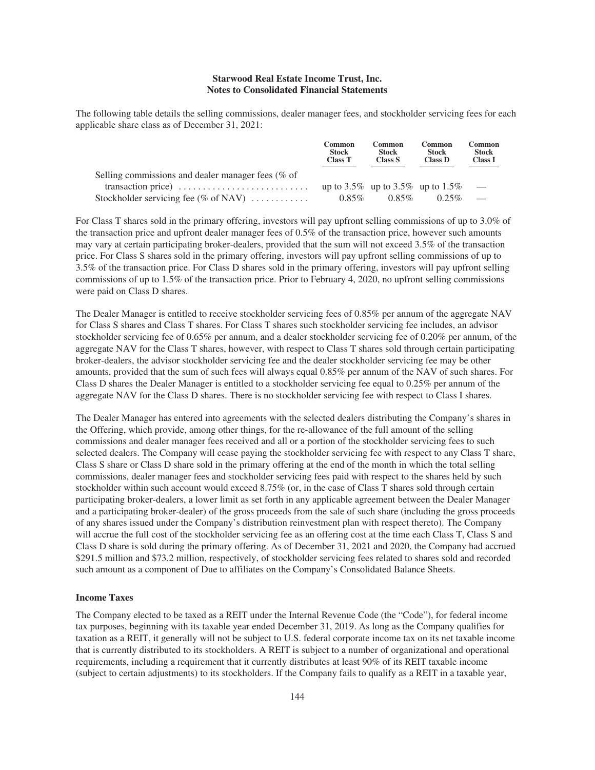The following table details the selling commissions, dealer manager fees, and stockholder servicing fees for each applicable share class as of December 31, 2021:

| | Common Stock Class T | Common Stock Class S | Common Stock Class D | Common Stock Class I |
|---|---|---|---|---|
| Selling commissions and dealer manager fees (% of transaction price) | up to 3.5% | up to 3.5% | up to 1.5% | — |
| Stockholder servicing fee (% of NAV) | 0.85% | 0.85% | 0.25% | — |

For Class T shares sold in the primary offering, investors will pay upfront selling commissions of up to 3.0% of the transaction price and upfront dealer manager fees of 0.5% of the transaction price, however such amounts may vary at certain participating broker-dealers, provided that the sum will not exceed 3.5% of the transaction price. For Class S shares sold in the primary offering, investors will pay upfront selling commissions of up to 3.5% of the transaction price. For Class D shares sold in the primary offering, investors will pay upfront selling commissions of up to 1.5% of the transaction price. Prior to February 4, 2020, no upfront selling commissions were paid on Class D shares.

The Dealer Manager is entitled to receive stockholder servicing fees of 0.85% per annum of the aggregate NAV for Class S shares and Class T shares. For Class T shares such stockholder servicing fee includes, an advisor stockholder servicing fee of 0.65% per annum, and a dealer stockholder servicing fee of 0.20% per annum, of the aggregate NAV for the Class T shares, however, with respect to Class T shares sold through certain participating broker-dealers, the advisor stockholder servicing fee and the dealer stockholder servicing fee may be other amounts, provided that the sum of such fees will always equal 0.85% per annum of the NAV of such shares. For Class D shares the Dealer Manager is entitled to a stockholder servicing fee equal to 0.25% per annum of the aggregate NAV for the Class D shares. There is no stockholder servicing fee with respect to Class I shares.

The Dealer Manager has entered into agreements with the selected dealers distributing the Company's shares in the Offering, which provide, among other things, for the re-allowance of the full amount of the selling commissions and dealer manager fees received and all or a portion of the stockholder servicing fees to such selected dealers. The Company will cease paying the stockholder servicing fee with respect to any Class T share, Class S share or Class D share sold in the primary offering at the end of the month in which the total selling commissions, dealer manager fees and stockholder servicing fees paid with respect to the shares held by such stockholder within such account would exceed 8.75% (or, in the case of Class T shares sold through certain participating broker-dealers, a lower limit as set forth in any applicable agreement between the Dealer Manager and a participating broker-dealer) of the gross proceeds from the sale of such share (including the gross proceeds of any shares issued under the Company's distribution reinvestment plan with respect thereto). The Company will accrue the full cost of the stockholder servicing fee as an offering cost at the time each Class T, Class S and Class D share is sold during the primary offering. As of December 31, 2021 and 2020, the Company had accrued $291.5 million and $73.2 million, respectively, of stockholder servicing fees related to shares sold and recorded such amount as a component of Due to affiliates on the Company's Consolidated Balance Sheets.

### Income Taxes

The Company elected to be taxed as a REIT under the Internal Revenue Code (the "Code"), for federal income tax purposes, beginning with its taxable year ended December 31, 2019. As long as the Company qualifies for taxation as a REIT, it generally will not be subject to U.S. federal corporate income tax on its net taxable income that is currently distributed to its stockholders. A REIT is subject to a number of organizational and operational requirements, including a requirement that it currently distributes at least 90% of its REIT taxable income (subject to certain adjustments) to its stockholders. If the Company fails to qualify as a REIT in a taxable year,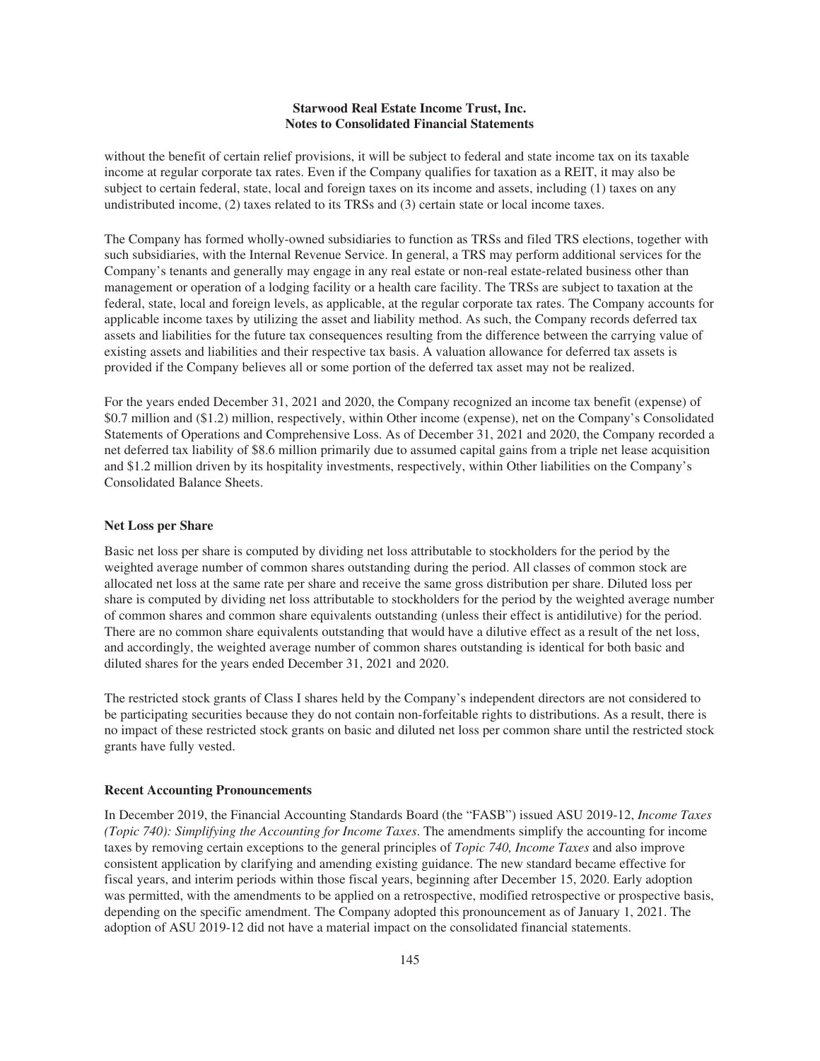without the benefit of certain relief provisions, it will be subject to federal and state income tax on its taxable income at regular corporate tax rates. Even if the Company qualifies for taxation as a REIT, it may also be subject to certain federal, state, local and foreign taxes on its income and assets, including (1) taxes on any undistributed income, (2) taxes related to its TRSs and (3) certain state or local income taxes.

The Company has formed wholly-owned subsidiaries to function as TRSs and filed TRS elections, together with such subsidiaries, with the Internal Revenue Service. In general, a TRS may perform additional services for the Company's tenants and generally may engage in any real estate or non-real estate-related business other than management or operation of a lodging facility or a health care facility. The TRSs are subject to taxation at the federal, state, local and foreign levels, as applicable, at the regular corporate tax rates. The Company accounts for applicable income taxes by utilizing the asset and liability method. As such, the Company records deferred tax assets and liabilities for the future tax consequences resulting from the difference between the carrying value of existing assets and liabilities and their respective tax basis. A valuation allowance for deferred tax assets is provided if the Company believes all or some portion of the deferred tax asset may not be realized.

For the years ended December 31, 2021 and 2020, the Company recognized an income tax benefit (expense) of $0.7 million and ($1.2) million, respectively, within Other income (expense), net on the Company's Consolidated Statements of Operations and Comprehensive Loss. As of December 31, 2021 and 2020, the Company recorded a net deferred tax liability of $8.6 million primarily due to assumed capital gains from a triple net lease acquisition and $1.2 million driven by its hospitality investments, respectively, within Other liabilities on the Company's Consolidated Balance Sheets.

**Net Loss per Share**

Basic net loss per share is computed by dividing net loss attributable to stockholders for the period by the weighted average number of common shares outstanding during the period. All classes of common stock are allocated net loss at the same rate per share and receive the same gross distribution per share. Diluted loss per share is computed by dividing net loss attributable to stockholders for the period by the weighted average number of common shares and common share equivalents outstanding (unless their effect is antidilutive) for the period. There are no common share equivalents outstanding that would have a dilutive effect as a result of the net loss, and accordingly, the weighted average number of common shares outstanding is identical for both basic and diluted shares for the years ended December 31, 2021 and 2020.

The restricted stock grants of Class I shares held by the Company's independent directors are not considered to be participating securities because they do not contain non-forfeitable rights to distributions. As a result, there is no impact of these restricted stock grants on basic and diluted net loss per common share until the restricted stock grants have fully vested.

**Recent Accounting Pronouncements**

In December 2019, the Financial Accounting Standards Board (the "FASB") issued ASU 2019-12, *Income Taxes (Topic 740): Simplifying the Accounting for Income Taxes*. The amendments simplify the accounting for income taxes by removing certain exceptions to the general principles of *Topic 740, Income Taxes* and also improve consistent application by clarifying and amending existing guidance. The new standard became effective for fiscal years, and interim periods within those fiscal years, beginning after December 15, 2020. Early adoption was permitted, with the amendments to be applied on a retrospective, modified retrospective or prospective basis, depending on the specific amendment. The Company adopted this pronouncement as of January 1, 2021. The adoption of ASU 2019-12 did not have a material impact on the consolidated financial statements.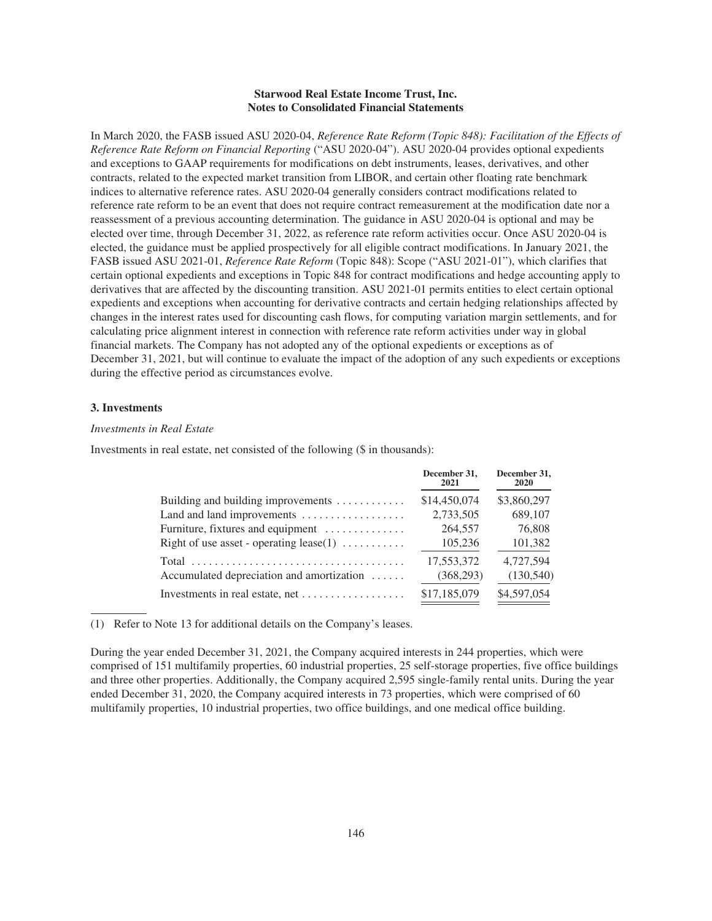In March 2020, the FASB issued ASU 2020-04, *Reference Rate Reform (Topic 848): Facilitation of the Effects of Reference Rate Reform on Financial Reporting* ("ASU 2020-04"). ASU 2020-04 provides optional expedients and exceptions to GAAP requirements for modifications on debt instruments, leases, derivatives, and other contracts, related to the expected market transition from LIBOR, and certain other floating rate benchmark indices to alternative reference rates. ASU 2020-04 generally considers contract modifications related to reference rate reform to be an event that does not require contract remeasurement at the modification date nor a reassessment of a previous accounting determination. The guidance in ASU 2020-04 is optional and may be elected over time, through December 31, 2022, as reference rate reform activities occur. Once ASU 2020-04 is elected, the guidance must be applied prospectively for all eligible contract modifications. In January 2021, the FASB issued ASU 2021-01, *Reference Rate Reform* (Topic 848): Scope ("ASU 2021-01"), which clarifies that certain optional expedients and exceptions in Topic 848 for contract modifications and hedge accounting apply to derivatives that are affected by the discounting transition. ASU 2021-01 permits entities to elect certain optional expedients and exceptions when accounting for derivative contracts and certain hedging relationships affected by changes in the interest rates used for discounting cash flows, for computing variation margin settlements, and for calculating price alignment interest in connection with reference rate reform activities under way in global financial markets. The Company has not adopted any of the optional expedients or exceptions as of December 31, 2021, but will continue to evaluate the impact of the adoption of any such expedients or exceptions during the effective period as circumstances evolve.

### 3. Investments

*Investments in Real Estate*

Investments in real estate, net consisted of the following ($ in thousands):

| | December 31, 2021 | December 31, 2020 |
|---|---|---|
| Building and building improvements | $14,450,074 | $3,860,297 |
| Land and land improvements | 2,733,505 | 689,107 |
| Furniture, fixtures and equipment | 264,557 | 76,808 |
| Right of use asset - operating lease(1) | 105,236 | 101,382 |
| Total | 17,553,372 | 4,727,594 |
| Accumulated depreciation and amortization | (368,293) | (130,540) |
| Investments in real estate, net | $17,185,079 | $4,597,054 |

(1) Refer to Note 13 for additional details on the Company's leases.

During the year ended December 31, 2021, the Company acquired interests in 244 properties, which were comprised of 151 multifamily properties, 60 industrial properties, 25 self-storage properties, five office buildings and three other properties. Additionally, the Company acquired 2,595 single-family rental units. During the year ended December 31, 2020, the Company acquired interests in 73 properties, which were comprised of 60 multifamily properties, 10 industrial properties, two office buildings, and one medical office building.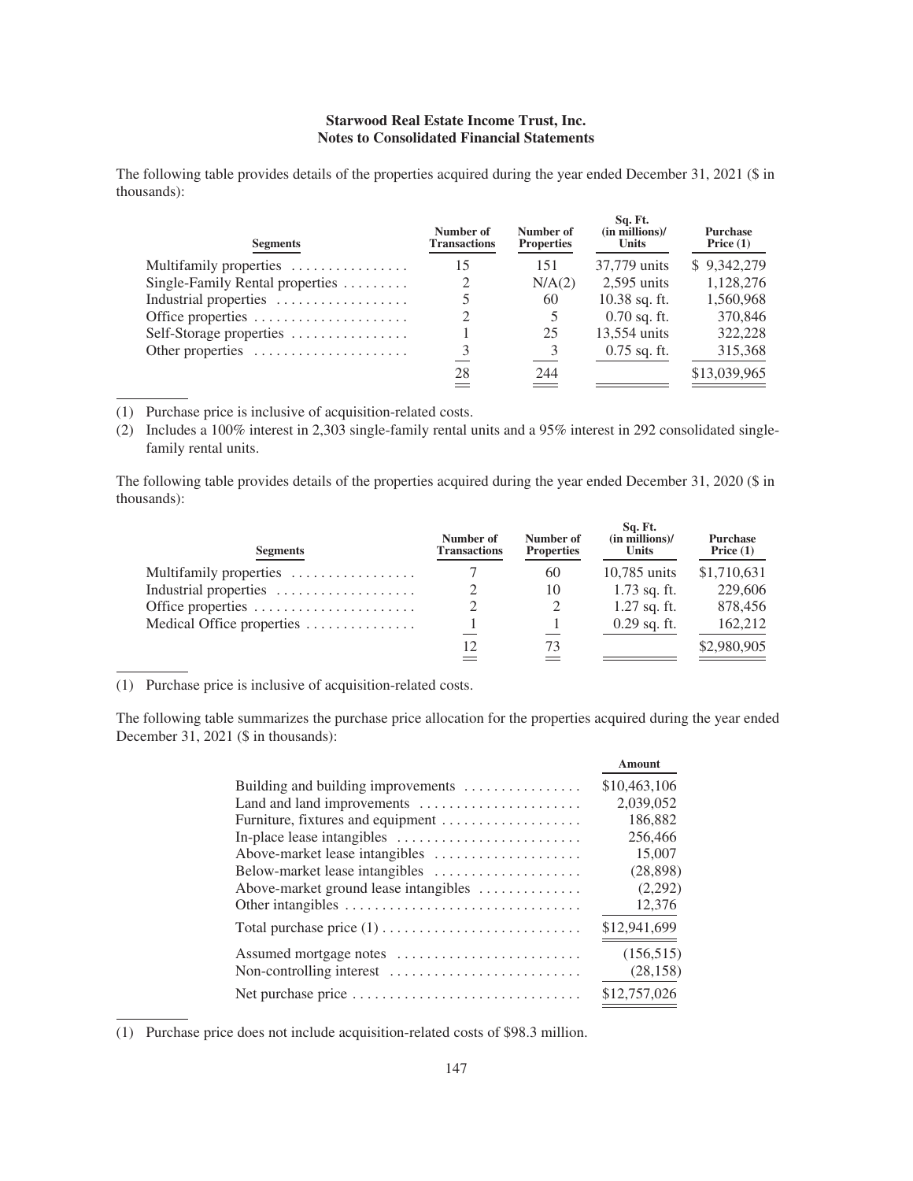The following table provides details of the properties acquired during the year ended December 31, 2021 ($ in thousands):

| Segments | Number of Transactions | Number of Properties | Sq. Ft. (in millions)/ Units | Purchase Price (1) |
|---|---|---|---|---|
| Multifamily properties | 15 | 151 | 37,779 units | $ 9,342,279 |
| Single-Family Rental properties | 2 | N/A(2) | 2,595 units | 1,128,276 |
| Industrial properties | 5 | 60 | 10.38 sq. ft. | 1,560,968 |
| Office properties | 2 | 5 | 0.70 sq. ft. | 370,846 |
| Self-Storage properties | 1 | 25 | 13,554 units | 322,228 |
| Other properties | 3 | 3 | 0.75 sq. ft. | 315,368 |
| | 28 | 244 | | $13,039,965 |

(1) Purchase price is inclusive of acquisition-related costs.

(2) Includes a 100% interest in 2,303 single-family rental units and a 95% interest in 292 consolidated single-family rental units.

The following table provides details of the properties acquired during the year ended December 31, 2020 ($ in thousands):

| Segments | Number of Transactions | Number of Properties | Sq. Ft. (in millions)/ Units | Purchase Price (1) |
|---|---|---|---|---|
| Multifamily properties | 7 | 60 | 10,785 units | $1,710,631 |
| Industrial properties | 2 | 10 | 1.73 sq. ft. | 229,606 |
| Office properties | 2 | 2 | 1.27 sq. ft. | 878,456 |
| Medical Office properties | 1 | 1 | 0.29 sq. ft. | 162,212 |
| | 12 | 73 | | $2,980,905 |

(1) Purchase price is inclusive of acquisition-related costs.

The following table summarizes the purchase price allocation for the properties acquired during the year ended December 31, 2021 ($ in thousands):

| | Amount |
|---|---|
| Building and building improvements | $10,463,106 |
| Land and land improvements | 2,039,052 |
| Furniture, fixtures and equipment | 186,882 |
| In-place lease intangibles | 256,466 |
| Above-market lease intangibles | 15,007 |
| Below-market lease intangibles | (28,898) |
| Above-market ground lease intangibles | (2,292) |
| Other intangibles | 12,376 |
| Total purchase price (1) | $12,941,699 |
| Assumed mortgage notes | (156,515) |
| Non-controlling interest | (28,158) |
| Net purchase price | $12,757,026 |

(1) Purchase price does not include acquisition-related costs of $98.3 million.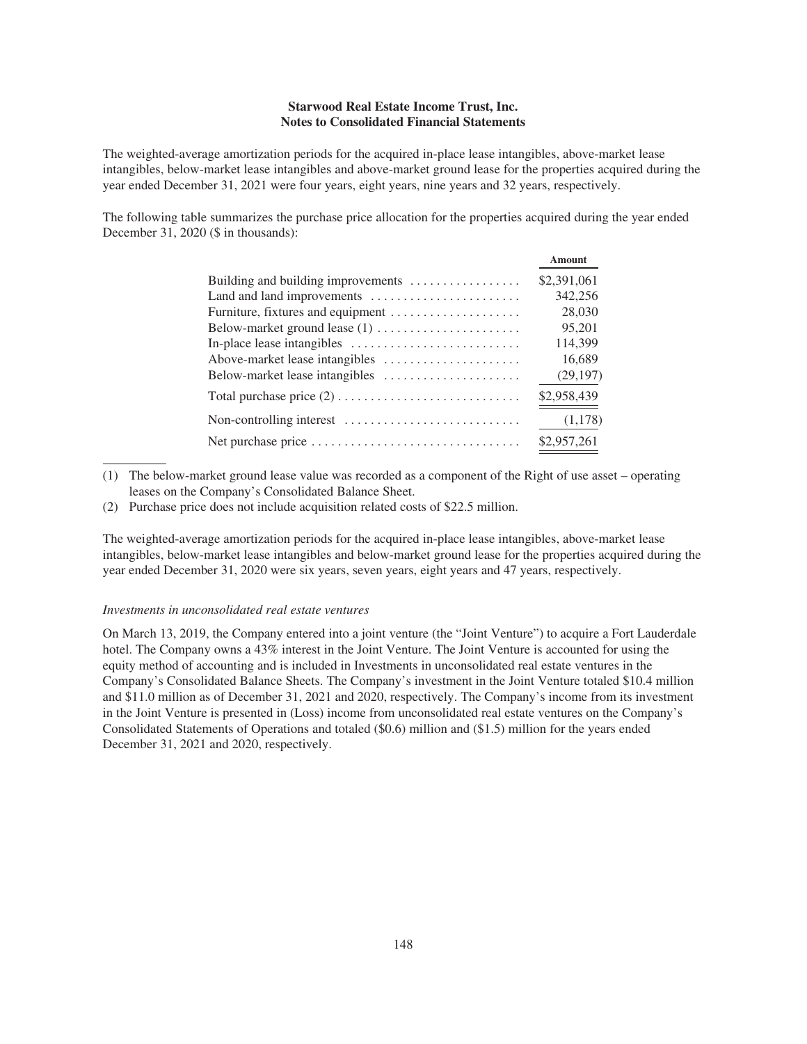The weighted-average amortization periods for the acquired in-place lease intangibles, above-market lease intangibles, below-market lease intangibles and above-market ground lease for the properties acquired during the year ended December 31, 2021 were four years, eight years, nine years and 32 years, respectively.

The following table summarizes the purchase price allocation for the properties acquired during the year ended December 31, 2020 ($ in thousands):

| | Amount |
|---|---|
| Building and building improvements | $2,391,061 |
| Land and land improvements | 342,256 |
| Furniture, fixtures and equipment | 28,030 |
| Below-market ground lease (1) | 95,201 |
| In-place lease intangibles | 114,399 |
| Above-market lease intangibles | 16,689 |
| Below-market lease intangibles | (29,197) |
| Total purchase price (2) | $2,958,439 |
| Non-controlling interest | (1,178) |
| Net purchase price | $2,957,261 |

(1) The below-market ground lease value was recorded as a component of the Right of use asset – operating leases on the Company's Consolidated Balance Sheet.

(2) Purchase price does not include acquisition related costs of $22.5 million.

The weighted-average amortization periods for the acquired in-place lease intangibles, above-market lease intangibles, below-market lease intangibles and below-market ground lease for the properties acquired during the year ended December 31, 2020 were six years, seven years, eight years and 47 years, respectively.

*Investments in unconsolidated real estate ventures*

On March 13, 2019, the Company entered into a joint venture (the "Joint Venture") to acquire a Fort Lauderdale hotel. The Company owns a 43% interest in the Joint Venture. The Joint Venture is accounted for using the equity method of accounting and is included in Investments in unconsolidated real estate ventures in the Company's Consolidated Balance Sheets. The Company's investment in the Joint Venture totaled $10.4 million and $11.0 million as of December 31, 2021 and 2020, respectively. The Company's income from its investment in the Joint Venture is presented in (Loss) income from unconsolidated real estate ventures on the Company's Consolidated Statements of Operations and totaled ($0.6) million and ($1.5) million for the years ended December 31, 2021 and 2020, respectively.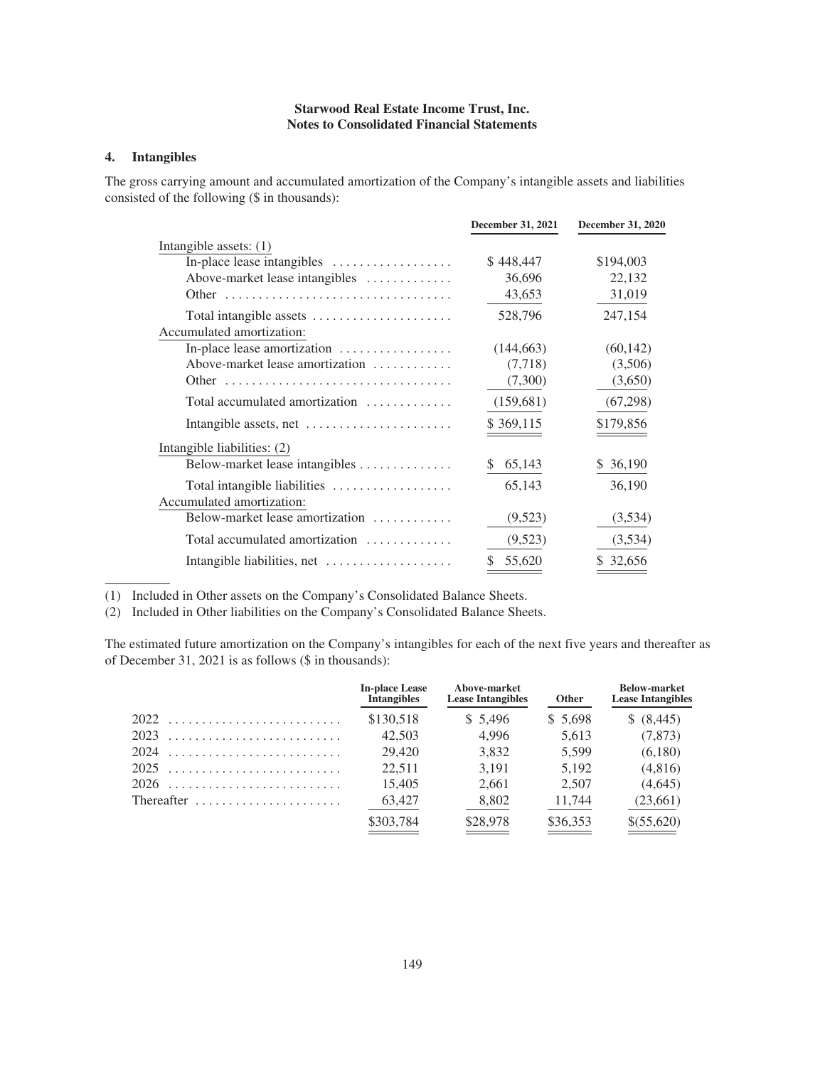**Starwood Real Estate Income Trust, Inc.**
**Notes to Consolidated Financial Statements**

## 4. Intangibles

The gross carrying amount and accumulated amortization of the Company's intangible assets and liabilities consisted of the following ($ in thousands):

| | December 31, 2021 | December 31, 2020 |
|---|---|---|
| Intangible assets: (1) | | |
| In-place lease intangibles | $ 448,447 | $194,003 |
| Above-market lease intangibles | 36,696 | 22,132 |
| Other | 43,653 | 31,019 |
| Total intangible assets | 528,796 | 247,154 |
| Accumulated amortization: | | |
| In-place lease amortization | (144,663) | (60,142) |
| Above-market lease amortization | (7,718) | (3,506) |
| Other | (7,300) | (3,650) |
| Total accumulated amortization | (159,681) | (67,298) |
| Intangible assets, net | $ 369,115 | $179,856 |
| Intangible liabilities: (2) | | |
| Below-market lease intangibles | $ 65,143 | $ 36,190 |
| Total intangible liabilities | 65,143 | 36,190 |
| Accumulated amortization: | | |
| Below-market lease amortization | (9,523) | (3,534) |
| Total accumulated amortization | (9,523) | (3,534) |
| Intangible liabilities, net | $ 55,620 | $ 32,656 |

(1) Included in Other assets on the Company's Consolidated Balance Sheets.
(2) Included in Other liabilities on the Company's Consolidated Balance Sheets.

The estimated future amortization on the Company's intangibles for each of the next five years and thereafter as of December 31, 2021 is as follows ($ in thousands):

| | In-place Lease Intangibles | Above-market Lease Intangibles | Other | Below-market Lease Intangibles |
|---|---|---|---|---|
| 2022 | $130,518 | $ 5,496 | $ 5,698 | $ (8,445) |
| 2023 | 42,503 | 4,996 | 5,613 | (7,873) |
| 2024 | 29,420 | 3,832 | 5,599 | (6,180) |
| 2025 | 22,511 | 3,191 | 5,192 | (4,816) |
| 2026 | 15,405 | 2,661 | 2,507 | (4,645) |
| Thereafter | 63,427 | 8,802 | 11,744 | (23,661) |
| | $303,784 | $28,978 | $36,353 | $(55,620) |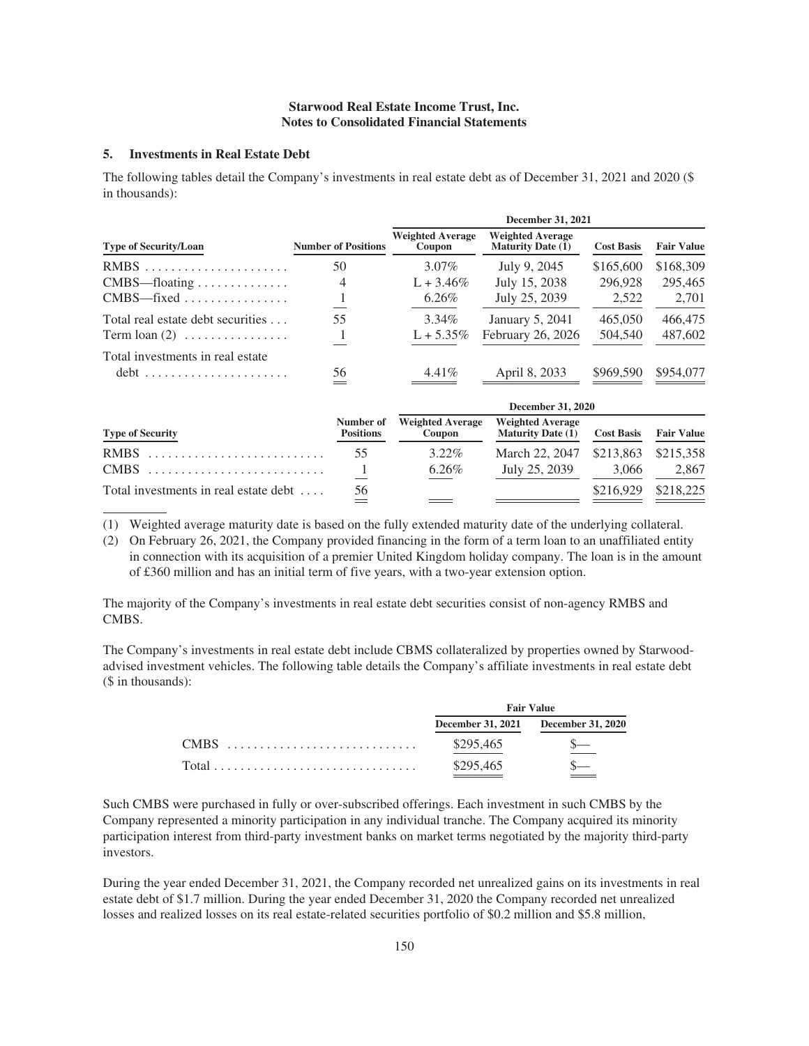**Starwood Real Estate Income Trust, Inc.**
**Notes to Consolidated Financial Statements**

## 5. Investments in Real Estate Debt

The following tables detail the Company's investments in real estate debt as of December 31, 2021 and 2020 ($ in thousands):

| | | December 31, 2021 | | | |
|---|---|---|---|---|---|
| **Type of Security/Loan** | **Number of Positions** | **Weighted Average Coupon** | **Weighted Average Maturity Date (1)** | **Cost Basis** | **Fair Value** |
| RMBS | 50 | 3.07% | July 9, 2045 | $165,600 | $168,309 |
| CMBS—floating | 4 | L + 3.46% | July 15, 2038 | 296,928 | 295,465 |
| CMBS—fixed | 1 | 6.26% | July 25, 2039 | 2,522 | 2,701 |
| Total real estate debt securities | 55 | 3.34% | January 5, 2041 | 465,050 | 466,475 |
| Term loan (2) | 1 | L + 5.35% | February 26, 2026 | 504,540 | 487,602 |
| Total investments in real estate debt | 56 | 4.41% | April 8, 2033 | $969,590 | $954,077 |

| | | December 31, 2020 | | | |
|---|---|---|---|---|---|
| **Type of Security** | **Number of Positions** | **Weighted Average Coupon** | **Weighted Average Maturity Date (1)** | **Cost Basis** | **Fair Value** |
| RMBS | 55 | 3.22% | March 22, 2047 | $213,863 | $215,358 |
| CMBS | 1 | 6.26% | July 25, 2039 | 3,066 | 2,867 |
| Total investments in real estate debt | 56 | | | $216,929 | $218,225 |

(1) Weighted average maturity date is based on the fully extended maturity date of the underlying collateral.

(2) On February 26, 2021, the Company provided financing in the form of a term loan to an unaffiliated entity in connection with its acquisition of a premier United Kingdom holiday company. The loan is in the amount of £360 million and has an initial term of five years, with a two-year extension option.

The majority of the Company's investments in real estate debt securities consist of non-agency RMBS and CMBS.

The Company's investments in real estate debt include CBMS collateralized by properties owned by Starwood-advised investment vehicles. The following table details the Company's affiliate investments in real estate debt ($ in thousands):

| | Fair Value | |
|---|---|---|
| | **December 31, 2021** | **December 31, 2020** |
| CMBS | $295,465 | $— |
| Total | $295,465 | $— |

Such CMBS were purchased in fully or over-subscribed offerings. Each investment in such CMBS by the Company represented a minority participation in any individual tranche. The Company acquired its minority participation interest from third-party investment banks on market terms negotiated by the majority third-party investors.

During the year ended December 31, 2021, the Company recorded net unrealized gains on its investments in real estate debt of $1.7 million. During the year ended December 31, 2020 the Company recorded net unrealized losses and realized losses on its real estate-related securities portfolio of $0.2 million and $5.8 million,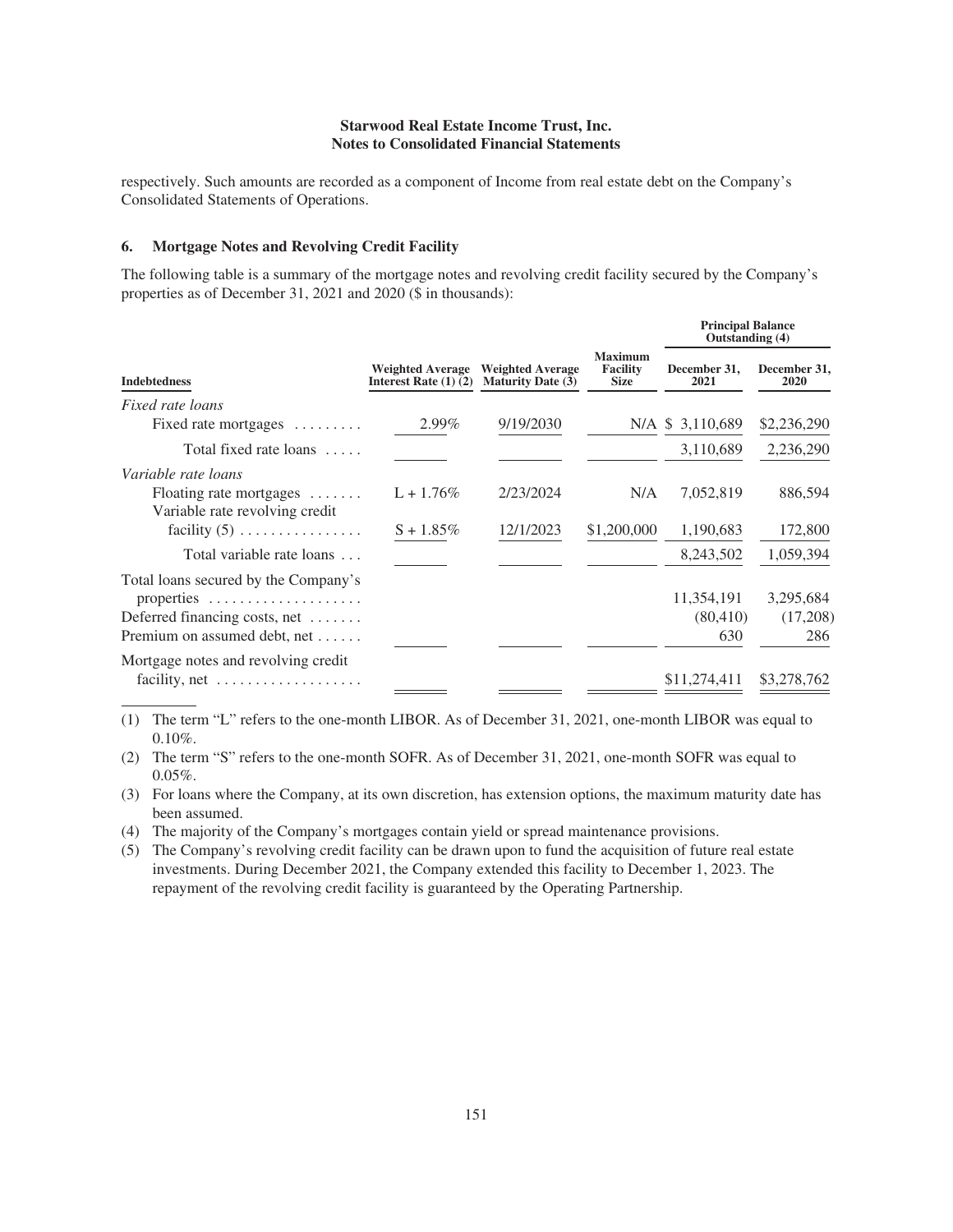respectively. Such amounts are recorded as a component of Income from real estate debt on the Company's Consolidated Statements of Operations.

## 6. Mortgage Notes and Revolving Credit Facility

The following table is a summary of the mortgage notes and revolving credit facility secured by the Company's properties as of December 31, 2021 and 2020 ($ in thousands):

| | | | | Principal Balance Outstanding (4) | |
|---|---|---|---|---|---|
| **Indebtedness** | **Weighted Average Interest Rate (1) (2)** | **Weighted Average Maturity Date (3)** | **Maximum Facility Size** | **December 31, 2021** | **December 31, 2020** |
| *Fixed rate loans* | | | | | |
| Fixed rate mortgages | 2.99% | 9/19/2030 | N/A | $ 3,110,689 | $2,236,290 |
| Total fixed rate loans | | | | 3,110,689 | 2,236,290 |
| *Variable rate loans* | | | | | |
| Floating rate mortgages | L + 1.76% | 2/23/2024 | N/A | 7,052,819 | 886,594 |
| Variable rate revolving credit facility (5) | S + 1.85% | 12/1/2023 | $1,200,000 | 1,190,683 | 172,800 |
| Total variable rate loans | | | | 8,243,502 | 1,059,394 |
| Total loans secured by the Company's properties | | | | 11,354,191 | 3,295,684 |
| Deferred financing costs, net | | | | (80,410) | (17,208) |
| Premium on assumed debt, net | | | | 630 | 286 |
| Mortgage notes and revolving credit facility, net | | | | $11,274,411 | $3,278,762 |

(1) The term "L" refers to the one-month LIBOR. As of December 31, 2021, one-month LIBOR was equal to 0.10%.

(2) The term "S" refers to the one-month SOFR. As of December 31, 2021, one-month SOFR was equal to 0.05%.

(3) For loans where the Company, at its own discretion, has extension options, the maximum maturity date has been assumed.

(4) The majority of the Company's mortgages contain yield or spread maintenance provisions.

(5) The Company's revolving credit facility can be drawn upon to fund the acquisition of future real estate investments. During December 2021, the Company extended this facility to December 1, 2023. The repayment of the revolving credit facility is guaranteed by the Operating Partnership.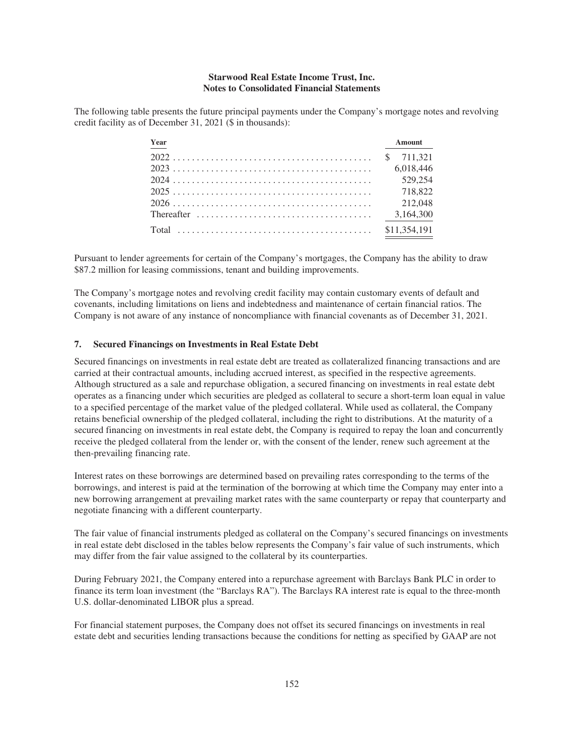The following table presents the future principal payments under the Company's mortgage notes and revolving credit facility as of December 31, 2021 ($ in thousands):

| Year | Amount |
|---|---|
| 2022 | $ 711,321 |
| 2023 | 6,018,446 |
| 2024 | 529,254 |
| 2025 | 718,822 |
| 2026 | 212,048 |
| Thereafter | 3,164,300 |
| Total | $11,354,191 |

Pursuant to lender agreements for certain of the Company's mortgages, the Company has the ability to draw $87.2 million for leasing commissions, tenant and building improvements.

The Company's mortgage notes and revolving credit facility may contain customary events of default and covenants, including limitations on liens and indebtedness and maintenance of certain financial ratios. The Company is not aware of any instance of noncompliance with financial covenants as of December 31, 2021.

## 7. Secured Financings on Investments in Real Estate Debt

Secured financings on investments in real estate debt are treated as collateralized financing transactions and are carried at their contractual amounts, including accrued interest, as specified in the respective agreements. Although structured as a sale and repurchase obligation, a secured financing on investments in real estate debt operates as a financing under which securities are pledged as collateral to secure a short-term loan equal in value to a specified percentage of the market value of the pledged collateral. While used as collateral, the Company retains beneficial ownership of the pledged collateral, including the right to distributions. At the maturity of a secured financing on investments in real estate debt, the Company is required to repay the loan and concurrently receive the pledged collateral from the lender or, with the consent of the lender, renew such agreement at the then-prevailing financing rate.

Interest rates on these borrowings are determined based on prevailing rates corresponding to the terms of the borrowings, and interest is paid at the termination of the borrowing at which time the Company may enter into a new borrowing arrangement at prevailing market rates with the same counterparty or repay that counterparty and negotiate financing with a different counterparty.

The fair value of financial instruments pledged as collateral on the Company's secured financings on investments in real estate debt disclosed in the tables below represents the Company's fair value of such instruments, which may differ from the fair value assigned to the collateral by its counterparties.

During February 2021, the Company entered into a repurchase agreement with Barclays Bank PLC in order to finance its term loan investment (the "Barclays RA"). The Barclays RA interest rate is equal to the three-month U.S. dollar-denominated LIBOR plus a spread.

For financial statement purposes, the Company does not offset its secured financings on investments in real estate debt and securities lending transactions because the conditions for netting as specified by GAAP are not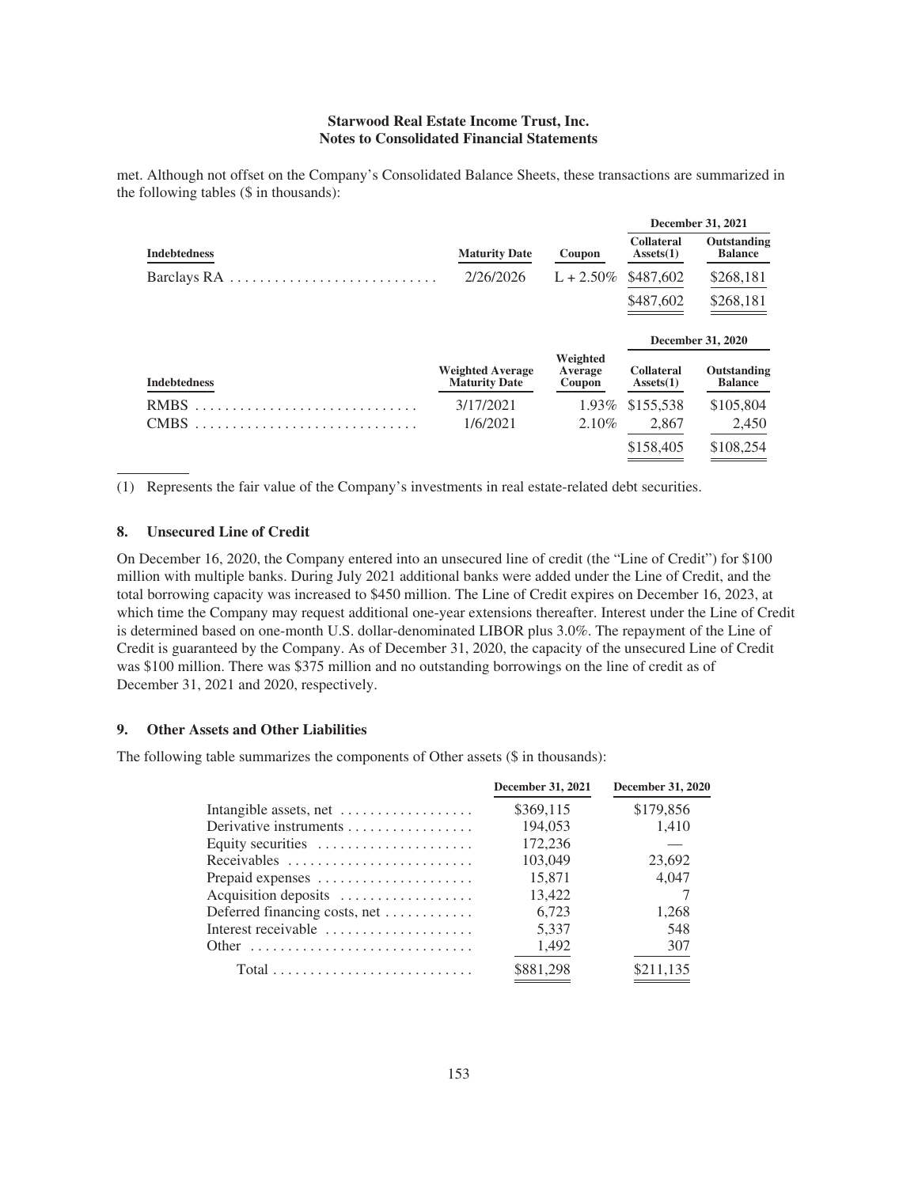met. Although not offset on the Company's Consolidated Balance Sheets, these transactions are summarized in the following tables ($ in thousands):

| | | | December 31, 2021 | |
|---|---|---|---|---|
| **Indebtedness** | **Maturity Date** | **Coupon** | **Collateral Assets(1)** | **Outstanding Balance** |
| Barclays RA | 2/26/2026 | L + 2.50% | $487,602 | $268,181 |
| | | | $487,602 | $268,181 |

| | | | December 31, 2020 | |
|---|---|---|---|---|
| **Indebtedness** | **Weighted Average Maturity Date** | **Weighted Average Coupon** | **Collateral Assets(1)** | **Outstanding Balance** |
| RMBS | 3/17/2021 | 1.93% | $155,538 | $105,804 |
| CMBS | 1/6/2021 | 2.10% | 2,867 | 2,450 |
| | | | $158,405 | $108,254 |

(1) Represents the fair value of the Company's investments in real estate-related debt securities.

## 8. Unsecured Line of Credit

On December 16, 2020, the Company entered into an unsecured line of credit (the "Line of Credit") for $100 million with multiple banks. During July 2021 additional banks were added under the Line of Credit, and the total borrowing capacity was increased to $450 million. The Line of Credit expires on December 16, 2023, at which time the Company may request additional one-year extensions thereafter. Interest under the Line of Credit is determined based on one-month U.S. dollar-denominated LIBOR plus 3.0%. The repayment of the Line of Credit is guaranteed by the Company. As of December 31, 2020, the capacity of the unsecured Line of Credit was $100 million. There was $375 million and no outstanding borrowings on the line of credit as of December 31, 2021 and 2020, respectively.

## 9. Other Assets and Other Liabilities

The following table summarizes the components of Other assets ($ in thousands):

| | December 31, 2021 | December 31, 2020 |
|---|---|---|
| Intangible assets, net | $369,115 | $179,856 |
| Derivative instruments | 194,053 | 1,410 |
| Equity securities | 172,236 | — |
| Receivables | 103,049 | 23,692 |
| Prepaid expenses | 15,871 | 4,047 |
| Acquisition deposits | 13,422 | 7 |
| Deferred financing costs, net | 6,723 | 1,268 |
| Interest receivable | 5,337 | 548 |
| Other | 1,492 | 307 |
| Total | $881,298 | $211,135 |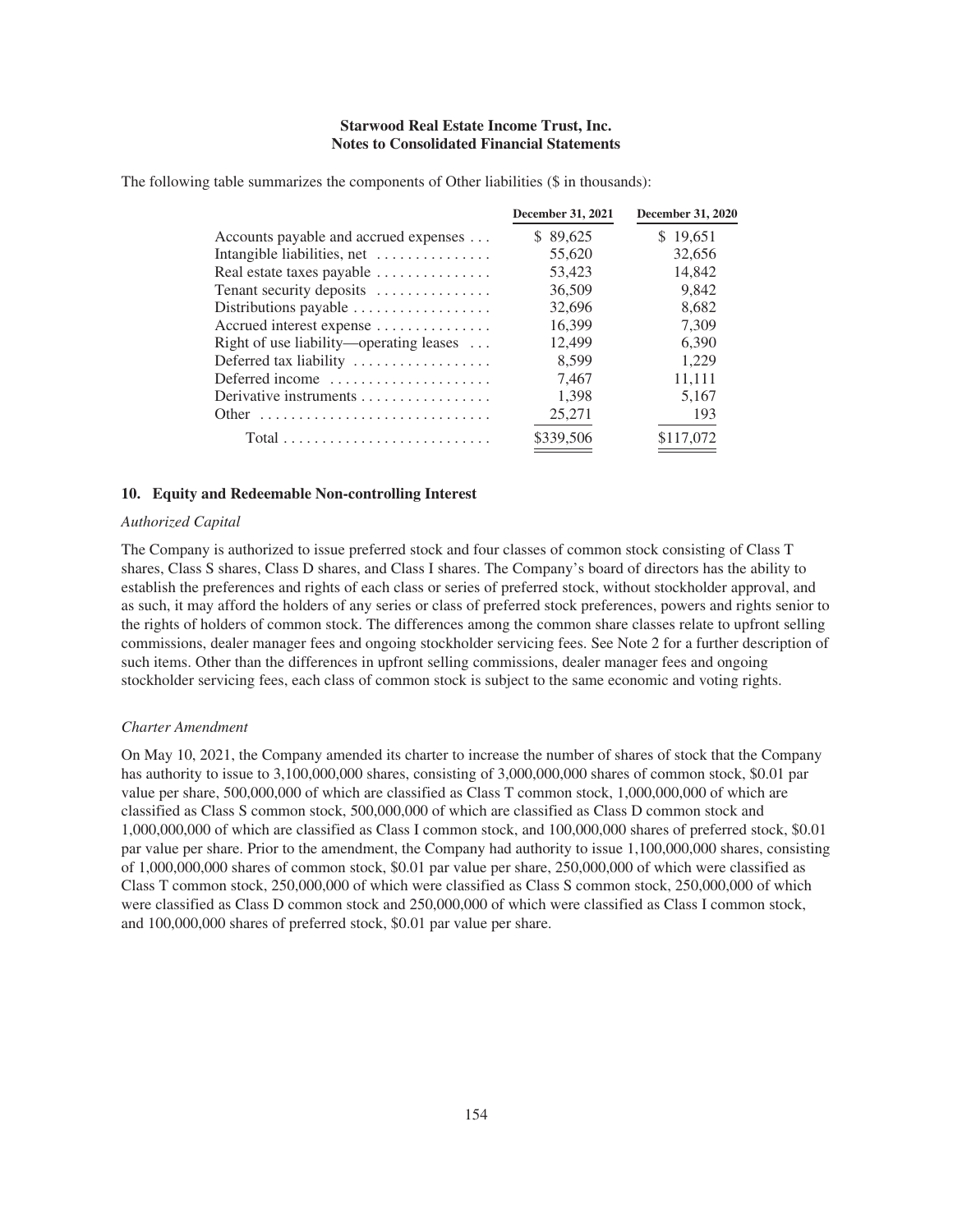The following table summarizes the components of Other liabilities ($ in thousands):

| | December 31, 2021 | December 31, 2020 |
|---|---|---|
| Accounts payable and accrued expenses | $ 89,625 | $ 19,651 |
| Intangible liabilities, net | 55,620 | 32,656 |
| Real estate taxes payable | 53,423 | 14,842 |
| Tenant security deposits | 36,509 | 9,842 |
| Distributions payable | 32,696 | 8,682 |
| Accrued interest expense | 16,399 | 7,309 |
| Right of use liability—operating leases | 12,499 | 6,390 |
| Deferred tax liability | 8,599 | 1,229 |
| Deferred income | 7,467 | 11,111 |
| Derivative instruments | 1,398 | 5,167 |
| Other | 25,271 | 193 |
| Total | $339,506 | $117,072 |

## 10. Equity and Redeemable Non-controlling Interest

*Authorized Capital*

The Company is authorized to issue preferred stock and four classes of common stock consisting of Class T shares, Class S shares, Class D shares, and Class I shares. The Company's board of directors has the ability to establish the preferences and rights of each class or series of preferred stock, without stockholder approval, and as such, it may afford the holders of any series or class of preferred stock preferences, powers and rights senior to the rights of holders of common stock. The differences among the common share classes relate to upfront selling commissions, dealer manager fees and ongoing stockholder servicing fees. See Note 2 for a further description of such items. Other than the differences in upfront selling commissions, dealer manager fees and ongoing stockholder servicing fees, each class of common stock is subject to the same economic and voting rights.

*Charter Amendment*

On May 10, 2021, the Company amended its charter to increase the number of shares of stock that the Company has authority to issue to 3,100,000,000 shares, consisting of 3,000,000,000 shares of common stock, $0.01 par value per share, 500,000,000 of which are classified as Class T common stock, 1,000,000,000 of which are classified as Class S common stock, 500,000,000 of which are classified as Class D common stock and 1,000,000,000 of which are classified as Class I common stock, and 100,000,000 shares of preferred stock, $0.01 par value per share. Prior to the amendment, the Company had authority to issue 1,100,000,000 shares, consisting of 1,000,000,000 shares of common stock, $0.01 par value per share, 250,000,000 of which were classified as Class T common stock, 250,000,000 of which were classified as Class S common stock, 250,000,000 of which were classified as Class D common stock and 250,000,000 of which were classified as Class I common stock, and 100,000,000 shares of preferred stock, $0.01 par value per share.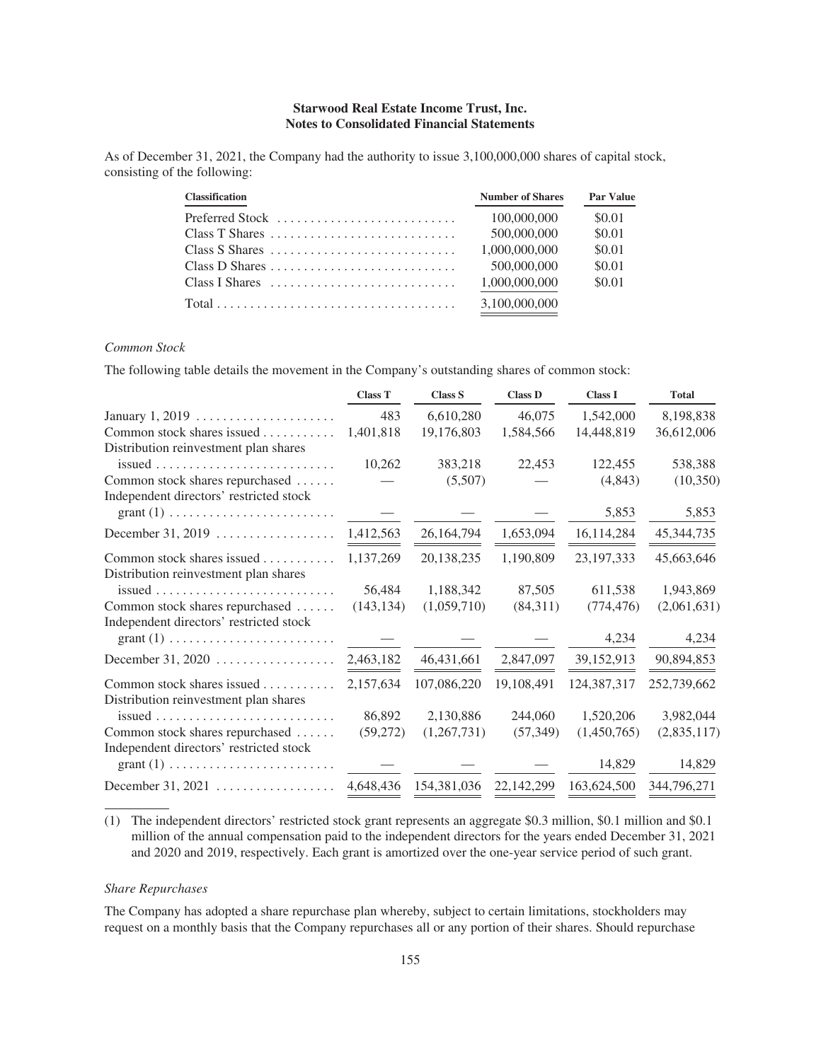As of December 31, 2021, the Company had the authority to issue 3,100,000,000 shares of capital stock, consisting of the following:

| Classification | Number of Shares | Par Value |
| --- | --- | --- |
| Preferred Stock | 100,000,000 | $0.01 |
| Class T Shares | 500,000,000 | $0.01 |
| Class S Shares | 1,000,000,000 | $0.01 |
| Class D Shares | 500,000,000 | $0.01 |
| Class I Shares | 1,000,000,000 | $0.01 |
| Total | 3,100,000,000 | |

*Common Stock*

The following table details the movement in the Company's outstanding shares of common stock:

| | Class T | Class S | Class D | Class I | Total |
| --- | --- | --- | --- | --- | --- |
| January 1, 2019 | 483 | 6,610,280 | 46,075 | 1,542,000 | 8,198,838 |
| Common stock shares issued | 1,401,818 | 19,176,803 | 1,584,566 | 14,448,819 | 36,612,006 |
| Distribution reinvestment plan shares issued | 10,262 | 383,218 | 22,453 | 122,455 | 538,388 |
| Common stock shares repurchased | — | (5,507) | — | (4,843) | (10,350) |
| Independent directors' restricted stock grant (1) | — | — | — | 5,853 | 5,853 |
| December 31, 2019 | 1,412,563 | 26,164,794 | 1,653,094 | 16,114,284 | 45,344,735 |
| Common stock shares issued | 1,137,269 | 20,138,235 | 1,190,809 | 23,197,333 | 45,663,646 |
| Distribution reinvestment plan shares issued | 56,484 | 1,188,342 | 87,505 | 611,538 | 1,943,869 |
| Common stock shares repurchased | (143,134) | (1,059,710) | (84,311) | (774,476) | (2,061,631) |
| Independent directors' restricted stock grant (1) | — | — | — | 4,234 | 4,234 |
| December 31, 2020 | 2,463,182 | 46,431,661 | 2,847,097 | 39,152,913 | 90,894,853 |
| Common stock shares issued | 2,157,634 | 107,086,220 | 19,108,491 | 124,387,317 | 252,739,662 |
| Distribution reinvestment plan shares issued | 86,892 | 2,130,886 | 244,060 | 1,520,206 | 3,982,044 |
| Common stock shares repurchased | (59,272) | (1,267,731) | (57,349) | (1,450,765) | (2,835,117) |
| Independent directors' restricted stock grant (1) | — | — | — | 14,829 | 14,829 |
| December 31, 2021 | 4,648,436 | 154,381,036 | 22,142,299 | 163,624,500 | 344,796,271 |

(1) The independent directors' restricted stock grant represents an aggregate $0.3 million, $0.1 million and $0.1 million of the annual compensation paid to the independent directors for the years ended December 31, 2021 and 2020 and 2019, respectively. Each grant is amortized over the one-year service period of such grant.

*Share Repurchases*

The Company has adopted a share repurchase plan whereby, subject to certain limitations, stockholders may request on a monthly basis that the Company repurchases all or any portion of their shares. Should repurchase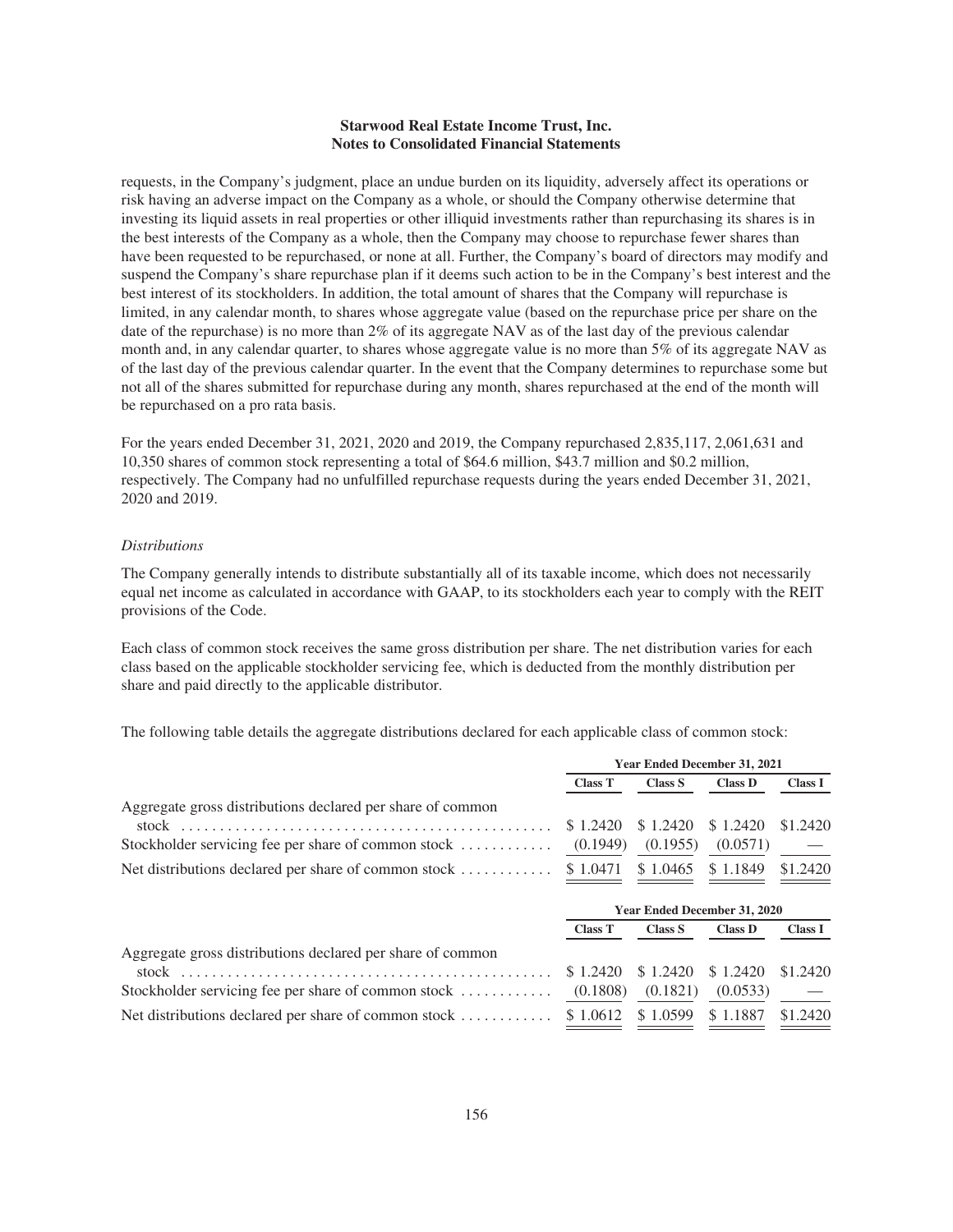requests, in the Company's judgment, place an undue burden on its liquidity, adversely affect its operations or risk having an adverse impact on the Company as a whole, or should the Company otherwise determine that investing its liquid assets in real properties or other illiquid investments rather than repurchasing its shares is in the best interests of the Company as a whole, then the Company may choose to repurchase fewer shares than have been requested to be repurchased, or none at all. Further, the Company's board of directors may modify and suspend the Company's share repurchase plan if it deems such action to be in the Company's best interest and the best interest of its stockholders. In addition, the total amount of shares that the Company will repurchase is limited, in any calendar month, to shares whose aggregate value (based on the repurchase price per share on the date of the repurchase) is no more than 2% of its aggregate NAV as of the last day of the previous calendar month and, in any calendar quarter, to shares whose aggregate value is no more than 5% of its aggregate NAV as of the last day of the previous calendar quarter. In the event that the Company determines to repurchase some but not all of the shares submitted for repurchase during any month, shares repurchased at the end of the month will be repurchased on a pro rata basis.

For the years ended December 31, 2021, 2020 and 2019, the Company repurchased 2,835,117, 2,061,631 and 10,350 shares of common stock representing a total of $64.6 million, $43.7 million and $0.2 million, respectively. The Company had no unfulfilled repurchase requests during the years ended December 31, 2021, 2020 and 2019.

*Distributions*

The Company generally intends to distribute substantially all of its taxable income, which does not necessarily equal net income as calculated in accordance with GAAP, to its stockholders each year to comply with the REIT provisions of the Code.

Each class of common stock receives the same gross distribution per share. The net distribution varies for each class based on the applicable stockholder servicing fee, which is deducted from the monthly distribution per share and paid directly to the applicable distributor.

The following table details the aggregate distributions declared for each applicable class of common stock:

| | Year Ended December 31, 2021 | | | |
|---|---|---|---|---|
| | Class T | Class S | Class D | Class I |
| Aggregate gross distributions declared per share of common stock | $ 1.2420 | $ 1.2420 | $ 1.2420 | $1.2420 |
| Stockholder servicing fee per share of common stock | (0.1949) | (0.1955) | (0.0571) | — |
| Net distributions declared per share of common stock | $ 1.0471 | $ 1.0465 | $ 1.1849 | $1.2420 |

| | Year Ended December 31, 2020 | | | |
|---|---|---|---|---|
| | Class T | Class S | Class D | Class I |
| Aggregate gross distributions declared per share of common stock | $ 1.2420 | $ 1.2420 | $ 1.2420 | $1.2420 |
| Stockholder servicing fee per share of common stock | (0.1808) | (0.1821) | (0.0533) | — |
| Net distributions declared per share of common stock | $ 1.0612 | $ 1.0599 | $ 1.1887 | $1.2420 |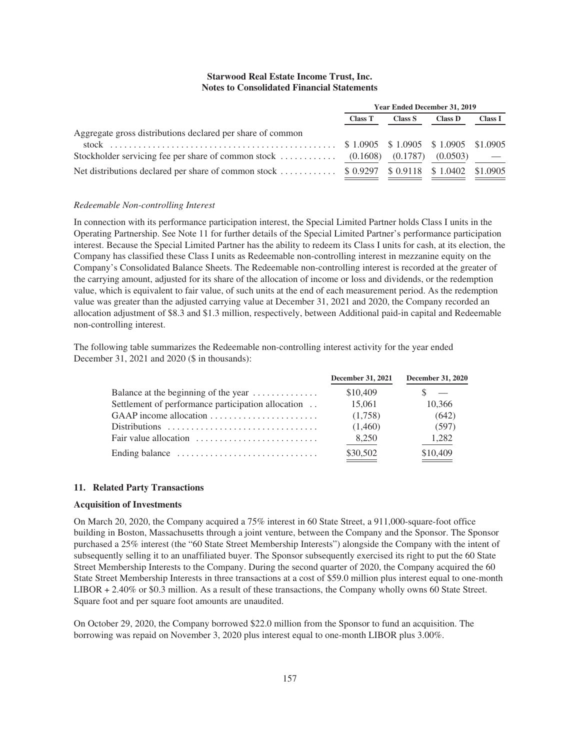| | Year Ended December 31, 2019 | | | |
|---|---|---|---|---|
| | Class T | Class S | Class D | Class I |
| Aggregate gross distributions declared per share of common stock | $ 1.0905 | $ 1.0905 | $ 1.0905 | $1.0905 |
| Stockholder servicing fee per share of common stock | (0.1608) | (0.1787) | (0.0503) | — |
| Net distributions declared per share of common stock | $ 0.9297 | $ 0.9118 | $ 1.0402 | $1.0905 |

*Redeemable Non-controlling Interest*

In connection with its performance participation interest, the Special Limited Partner holds Class I units in the Operating Partnership. See Note 11 for further details of the Special Limited Partner's performance participation interest. Because the Special Limited Partner has the ability to redeem its Class I units for cash, at its election, the Company has classified these Class I units as Redeemable non-controlling interest in mezzanine equity on the Company's Consolidated Balance Sheets. The Redeemable non-controlling interest is recorded at the greater of the carrying amount, adjusted for its share of the allocation of income or loss and dividends, or the redemption value, which is equivalent to fair value, of such units at the end of each measurement period. As the redemption value was greater than the adjusted carrying value at December 31, 2021 and 2020, the Company recorded an allocation adjustment of $8.3 and $1.3 million, respectively, between Additional paid-in capital and Redeemable non-controlling interest.

The following table summarizes the Redeemable non-controlling interest activity for the year ended December 31, 2021 and 2020 ($ in thousands):

| | December 31, 2021 | December 31, 2020 |
|---|---|---|
| Balance at the beginning of the year | $10,409 | $ — |
| Settlement of performance participation allocation | 15,061 | 10,366 |
| GAAP income allocation | (1,758) | (642) |
| Distributions | (1,460) | (597) |
| Fair value allocation | 8,250 | 1,282 |
| Ending balance | $30,502 | $10,409 |

## 11. Related Party Transactions

### Acquisition of Investments

On March 20, 2020, the Company acquired a 75% interest in 60 State Street, a 911,000-square-foot office building in Boston, Massachusetts through a joint venture, between the Company and the Sponsor. The Sponsor purchased a 25% interest (the "60 State Street Membership Interests") alongside the Company with the intent of subsequently selling it to an unaffiliated buyer. The Sponsor subsequently exercised its right to put the 60 State Street Membership Interests to the Company. During the second quarter of 2020, the Company acquired the 60 State Street Membership Interests in three transactions at a cost of $59.0 million plus interest equal to one-month LIBOR + 2.40% or $0.3 million. As a result of these transactions, the Company wholly owns 60 State Street. Square foot and per square foot amounts are unaudited.

On October 29, 2020, the Company borrowed $22.0 million from the Sponsor to fund an acquisition. The borrowing was repaid on November 3, 2020 plus interest equal to one-month LIBOR plus 3.00%.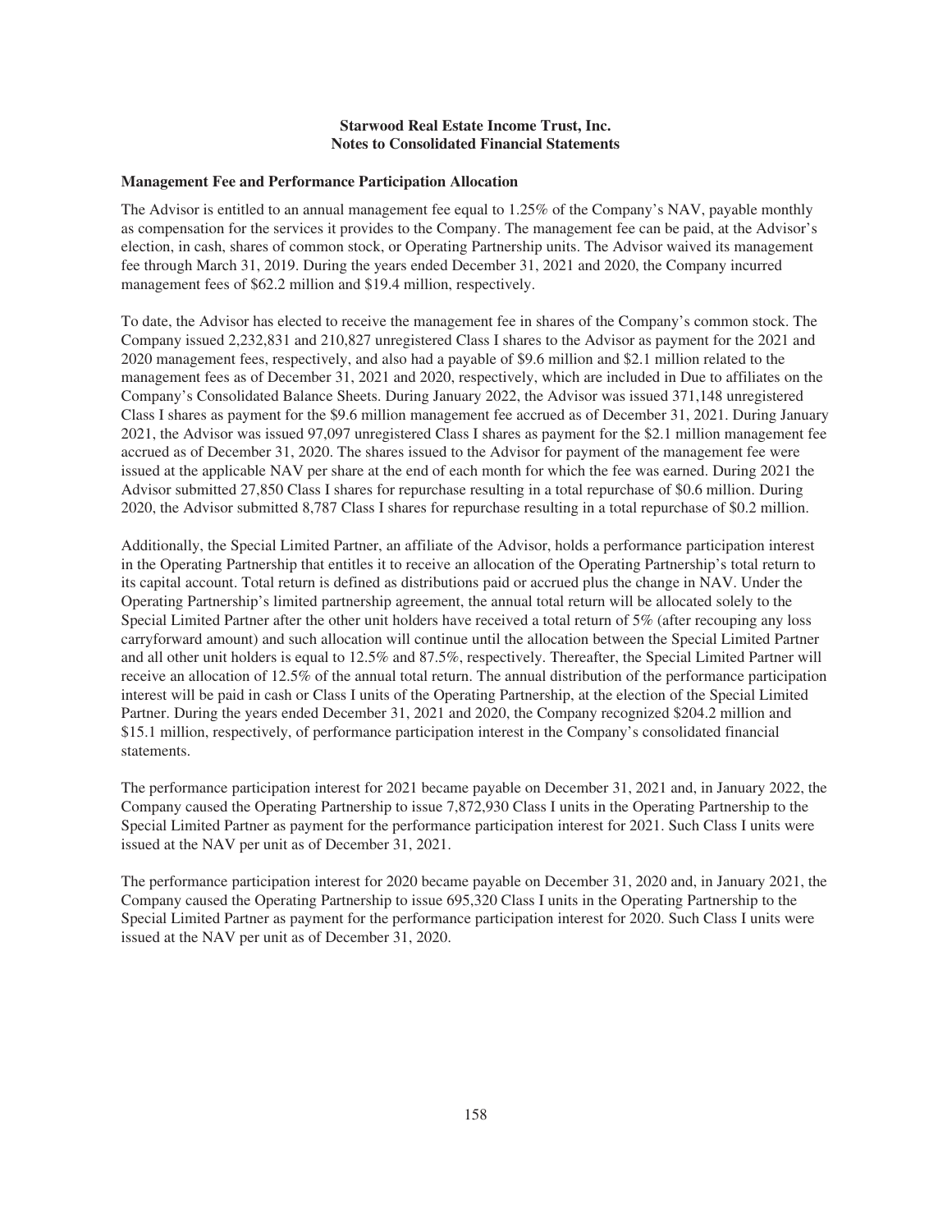**Starwood Real Estate Income Trust, Inc.**
**Notes to Consolidated Financial Statements**

**Management Fee and Performance Participation Allocation**

The Advisor is entitled to an annual management fee equal to 1.25% of the Company's NAV, payable monthly as compensation for the services it provides to the Company. The management fee can be paid, at the Advisor's election, in cash, shares of common stock, or Operating Partnership units. The Advisor waived its management fee through March 31, 2019. During the years ended December 31, 2021 and 2020, the Company incurred management fees of $62.2 million and $19.4 million, respectively.

To date, the Advisor has elected to receive the management fee in shares of the Company's common stock. The Company issued 2,232,831 and 210,827 unregistered Class I shares to the Advisor as payment for the 2021 and 2020 management fees, respectively, and also had a payable of $9.6 million and $2.1 million related to the management fees as of December 31, 2021 and 2020, respectively, which are included in Due to affiliates on the Company's Consolidated Balance Sheets. During January 2022, the Advisor was issued 371,148 unregistered Class I shares as payment for the $9.6 million management fee accrued as of December 31, 2021. During January 2021, the Advisor was issued 97,097 unregistered Class I shares as payment for the $2.1 million management fee accrued as of December 31, 2020. The shares issued to the Advisor for payment of the management fee were issued at the applicable NAV per share at the end of each month for which the fee was earned. During 2021 the Advisor submitted 27,850 Class I shares for repurchase resulting in a total repurchase of $0.6 million. During 2020, the Advisor submitted 8,787 Class I shares for repurchase resulting in a total repurchase of $0.2 million.

Additionally, the Special Limited Partner, an affiliate of the Advisor, holds a performance participation interest in the Operating Partnership that entitles it to receive an allocation of the Operating Partnership's total return to its capital account. Total return is defined as distributions paid or accrued plus the change in NAV. Under the Operating Partnership's limited partnership agreement, the annual total return will be allocated solely to the Special Limited Partner after the other unit holders have received a total return of 5% (after recouping any loss carryforward amount) and such allocation will continue until the allocation between the Special Limited Partner and all other unit holders is equal to 12.5% and 87.5%, respectively. Thereafter, the Special Limited Partner will receive an allocation of 12.5% of the annual total return. The annual distribution of the performance participation interest will be paid in cash or Class I units of the Operating Partnership, at the election of the Special Limited Partner. During the years ended December 31, 2021 and 2020, the Company recognized $204.2 million and $15.1 million, respectively, of performance participation interest in the Company's consolidated financial statements.

The performance participation interest for 2021 became payable on December 31, 2021 and, in January 2022, the Company caused the Operating Partnership to issue 7,872,930 Class I units in the Operating Partnership to the Special Limited Partner as payment for the performance participation interest for 2021. Such Class I units were issued at the NAV per unit as of December 31, 2021.

The performance participation interest for 2020 became payable on December 31, 2020 and, in January 2021, the Company caused the Operating Partnership to issue 695,320 Class I units in the Operating Partnership to the Special Limited Partner as payment for the performance participation interest for 2020. Such Class I units were issued at the NAV per unit as of December 31, 2020.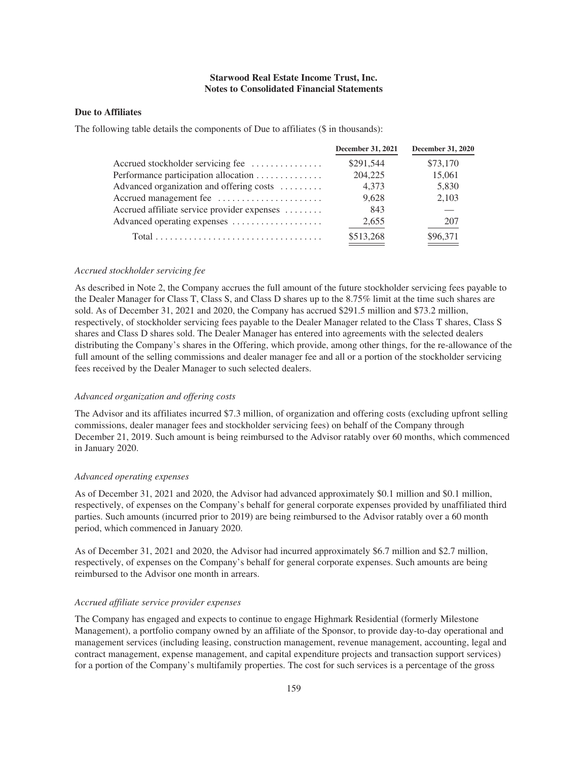## Due to Affiliates

The following table details the components of Due to affiliates ($ in thousands):

| | December 31, 2021 | December 31, 2020 |
|---|---|---|
| Accrued stockholder servicing fee | $291,544 | $73,170 |
| Performance participation allocation | 204,225 | 15,061 |
| Advanced organization and offering costs | 4,373 | 5,830 |
| Accrued management fee | 9,628 | 2,103 |
| Accrued affiliate service provider expenses | 843 | — |
| Advanced operating expenses | 2,655 | 207 |
| Total | $513,268 | $96,371 |

*Accrued stockholder servicing fee*

As described in Note 2, the Company accrues the full amount of the future stockholder servicing fees payable to the Dealer Manager for Class T, Class S, and Class D shares up to the 8.75% limit at the time such shares are sold. As of December 31, 2021 and 2020, the Company has accrued $291.5 million and $73.2 million, respectively, of stockholder servicing fees payable to the Dealer Manager related to the Class T shares, Class S shares and Class D shares sold. The Dealer Manager has entered into agreements with the selected dealers distributing the Company's shares in the Offering, which provide, among other things, for the re-allowance of the full amount of the selling commissions and dealer manager fee and all or a portion of the stockholder servicing fees received by the Dealer Manager to such selected dealers.

*Advanced organization and offering costs*

The Advisor and its affiliates incurred $7.3 million, of organization and offering costs (excluding upfront selling commissions, dealer manager fees and stockholder servicing fees) on behalf of the Company through December 21, 2019. Such amount is being reimbursed to the Advisor ratably over 60 months, which commenced in January 2020.

*Advanced operating expenses*

As of December 31, 2021 and 2020, the Advisor had advanced approximately $0.1 million and $0.1 million, respectively, of expenses on the Company's behalf for general corporate expenses provided by unaffiliated third parties. Such amounts (incurred prior to 2019) are being reimbursed to the Advisor ratably over a 60 month period, which commenced in January 2020.

As of December 31, 2021 and 2020, the Advisor had incurred approximately $6.7 million and $2.7 million, respectively, of expenses on the Company's behalf for general corporate expenses. Such amounts are being reimbursed to the Advisor one month in arrears.

*Accrued affiliate service provider expenses*

The Company has engaged and expects to continue to engage Highmark Residential (formerly Milestone Management), a portfolio company owned by an affiliate of the Sponsor, to provide day-to-day operational and management services (including leasing, construction management, revenue management, accounting, legal and contract management, expense management, and capital expenditure projects and transaction support services) for a portion of the Company's multifamily properties. The cost for such services is a percentage of the gross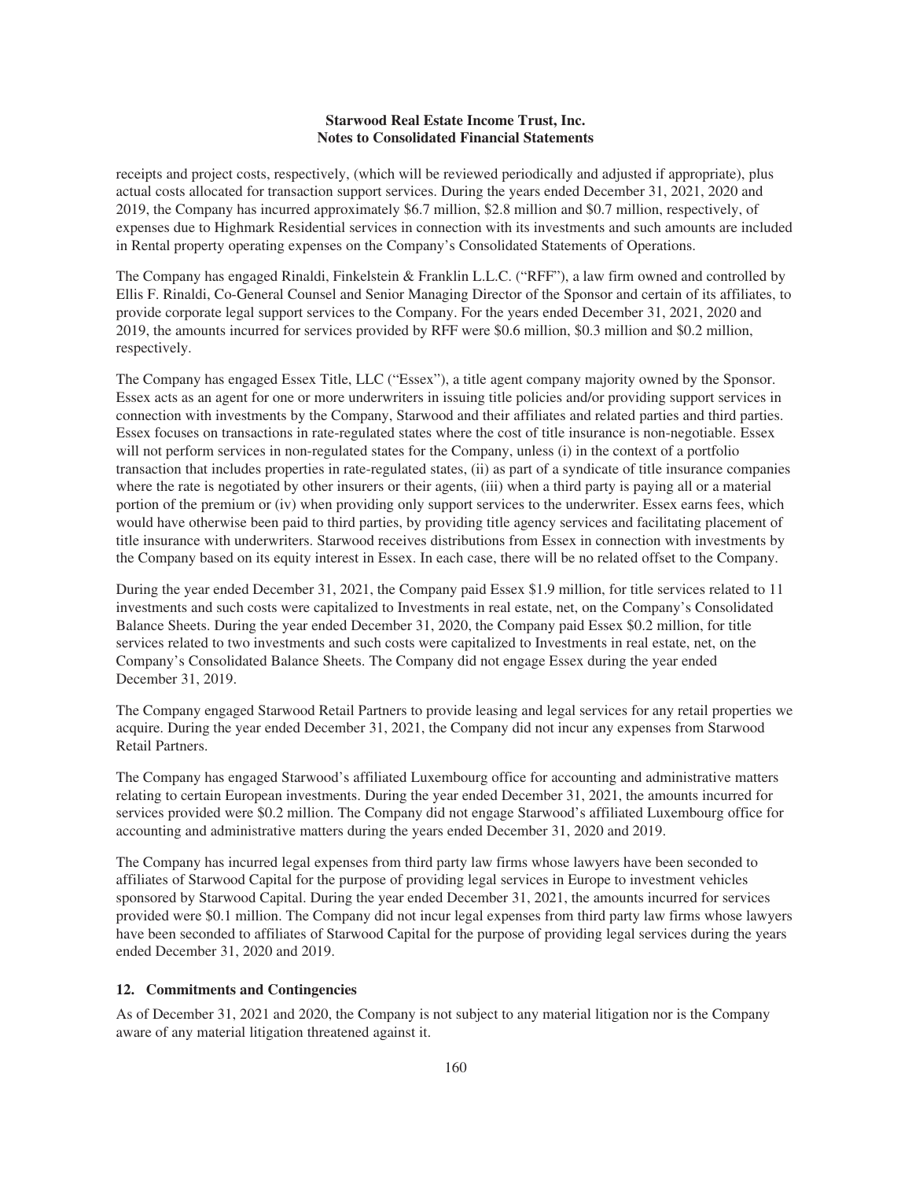receipts and project costs, respectively, (which will be reviewed periodically and adjusted if appropriate), plus actual costs allocated for transaction support services. During the years ended December 31, 2021, 2020 and 2019, the Company has incurred approximately $6.7 million, $2.8 million and $0.7 million, respectively, of expenses due to Highmark Residential services in connection with its investments and such amounts are included in Rental property operating expenses on the Company's Consolidated Statements of Operations.

The Company has engaged Rinaldi, Finkelstein & Franklin L.L.C. ("RFF"), a law firm owned and controlled by Ellis F. Rinaldi, Co-General Counsel and Senior Managing Director of the Sponsor and certain of its affiliates, to provide corporate legal support services to the Company. For the years ended December 31, 2021, 2020 and 2019, the amounts incurred for services provided by RFF were $0.6 million, $0.3 million and $0.2 million, respectively.

The Company has engaged Essex Title, LLC ("Essex"), a title agent company majority owned by the Sponsor. Essex acts as an agent for one or more underwriters in issuing title policies and/or providing support services in connection with investments by the Company, Starwood and their affiliates and related parties and third parties. Essex focuses on transactions in rate-regulated states where the cost of title insurance is non-negotiable. Essex will not perform services in non-regulated states for the Company, unless (i) in the context of a portfolio transaction that includes properties in rate-regulated states, (ii) as part of a syndicate of title insurance companies where the rate is negotiated by other insurers or their agents, (iii) when a third party is paying all or a material portion of the premium or (iv) when providing only support services to the underwriter. Essex earns fees, which would have otherwise been paid to third parties, by providing title agency services and facilitating placement of title insurance with underwriters. Starwood receives distributions from Essex in connection with investments by the Company based on its equity interest in Essex. In each case, there will be no related offset to the Company.

During the year ended December 31, 2021, the Company paid Essex $1.9 million, for title services related to 11 investments and such costs were capitalized to Investments in real estate, net, on the Company's Consolidated Balance Sheets. During the year ended December 31, 2020, the Company paid Essex $0.2 million, for title services related to two investments and such costs were capitalized to Investments in real estate, net, on the Company's Consolidated Balance Sheets. The Company did not engage Essex during the year ended December 31, 2019.

The Company engaged Starwood Retail Partners to provide leasing and legal services for any retail properties we acquire. During the year ended December 31, 2021, the Company did not incur any expenses from Starwood Retail Partners.

The Company has engaged Starwood's affiliated Luxembourg office for accounting and administrative matters relating to certain European investments. During the year ended December 31, 2021, the amounts incurred for services provided were $0.2 million. The Company did not engage Starwood's affiliated Luxembourg office for accounting and administrative matters during the years ended December 31, 2020 and 2019.

The Company has incurred legal expenses from third party law firms whose lawyers have been seconded to affiliates of Starwood Capital for the purpose of providing legal services in Europe to investment vehicles sponsored by Starwood Capital. During the year ended December 31, 2021, the amounts incurred for services provided were $0.1 million. The Company did not incur legal expenses from third party law firms whose lawyers have been seconded to affiliates of Starwood Capital for the purpose of providing legal services during the years ended December 31, 2020 and 2019.

## 12. Commitments and Contingencies

As of December 31, 2021 and 2020, the Company is not subject to any material litigation nor is the Company aware of any material litigation threatened against it.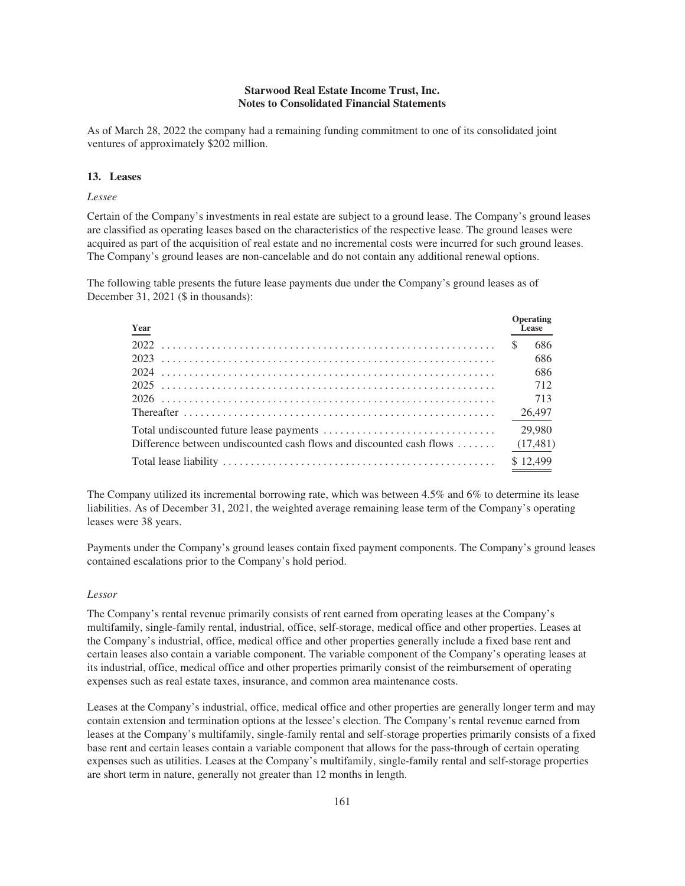**Starwood Real Estate Income Trust, Inc.**
**Notes to Consolidated Financial Statements**

As of March 28, 2022 the company had a remaining funding commitment to one of its consolidated joint ventures of approximately $202 million.

### 13. Leases

*Lessee*

Certain of the Company's investments in real estate are subject to a ground lease. The Company's ground leases are classified as operating leases based on the characteristics of the respective lease. The ground leases were acquired as part of the acquisition of real estate and no incremental costs were incurred for such ground leases. The Company's ground leases are non-cancelable and do not contain any additional renewal options.

The following table presents the future lease payments due under the Company's ground leases as of December 31, 2021 ($ in thousands):

| Year | Operating Lease |
|---|---|
| 2022 | $ 686 |
| 2023 | 686 |
| 2024 | 686 |
| 2025 | 712 |
| 2026 | 713 |
| Thereafter | 26,497 |
| Total undiscounted future lease payments | 29,980 |
| Difference between undiscounted cash flows and discounted cash flows | (17,481) |
| Total lease liability | $ 12,499 |

The Company utilized its incremental borrowing rate, which was between 4.5% and 6% to determine its lease liabilities. As of December 31, 2021, the weighted average remaining lease term of the Company's operating leases were 38 years.

Payments under the Company's ground leases contain fixed payment components. The Company's ground leases contained escalations prior to the Company's hold period.

*Lessor*

The Company's rental revenue primarily consists of rent earned from operating leases at the Company's multifamily, single-family rental, industrial, office, self-storage, medical office and other properties. Leases at the Company's industrial, office, medical office and other properties generally include a fixed base rent and certain leases also contain a variable component. The variable component of the Company's operating leases at its industrial, office, medical office and other properties primarily consist of the reimbursement of operating expenses such as real estate taxes, insurance, and common area maintenance costs.

Leases at the Company's industrial, office, medical office and other properties are generally longer term and may contain extension and termination options at the lessee's election. The Company's rental revenue earned from leases at the Company's multifamily, single-family rental and self-storage properties primarily consists of a fixed base rent and certain leases contain a variable component that allows for the pass-through of certain operating expenses such as utilities. Leases at the Company's multifamily, single-family rental and self-storage properties are short term in nature, generally not greater than 12 months in length.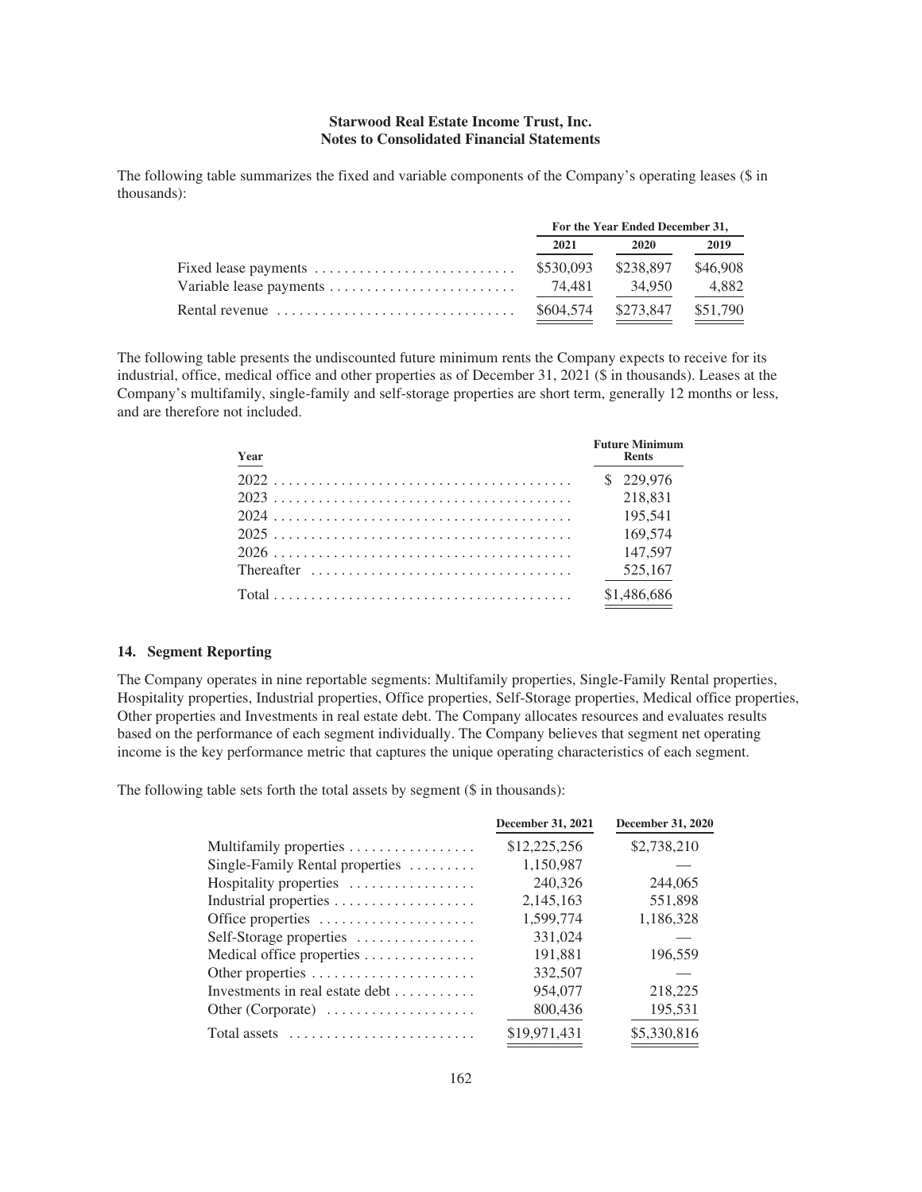The following table summarizes the fixed and variable components of the Company's operating leases ($ in thousands):

| | For the Year Ended December 31, | | |
|---|---|---|---|
| | 2021 | 2020 | 2019 |
| Fixed lease payments | $530,093 | $238,897 | $46,908 |
| Variable lease payments | 74,481 | 34,950 | 4,882 |
| Rental revenue | $604,574 | $273,847 | $51,790 |

The following table presents the undiscounted future minimum rents the Company expects to receive for its industrial, office, medical office and other properties as of December 31, 2021 ($ in thousands). Leases at the Company's multifamily, single-family and self-storage properties are short term, generally 12 months or less, and are therefore not included.

| Year | Future Minimum Rents |
|---|---|
| 2022 | $ 229,976 |
| 2023 | 218,831 |
| 2024 | 195,541 |
| 2025 | 169,574 |
| 2026 | 147,597 |
| Thereafter | 525,167 |
| Total | $1,486,686 |

### 14. Segment Reporting

The Company operates in nine reportable segments: Multifamily properties, Single-Family Rental properties, Hospitality properties, Industrial properties, Office properties, Self-Storage properties, Medical office properties, Other properties and Investments in real estate debt. The Company allocates resources and evaluates results based on the performance of each segment individually. The Company believes that segment net operating income is the key performance metric that captures the unique operating characteristics of each segment.

The following table sets forth the total assets by segment ($ in thousands):

| | December 31, 2021 | December 31, 2020 |
|---|---|---|
| Multifamily properties | $12,225,256 | $2,738,210 |
| Single-Family Rental properties | 1,150,987 | — |
| Hospitality properties | 240,326 | 244,065 |
| Industrial properties | 2,145,163 | 551,898 |
| Office properties | 1,599,774 | 1,186,328 |
| Self-Storage properties | 331,024 | — |
| Medical office properties | 191,881 | 196,559 |
| Other properties | 332,507 | — |
| Investments in real estate debt | 954,077 | 218,225 |
| Other (Corporate) | 800,436 | 195,531 |
| Total assets | $19,971,431 | $5,330,816 |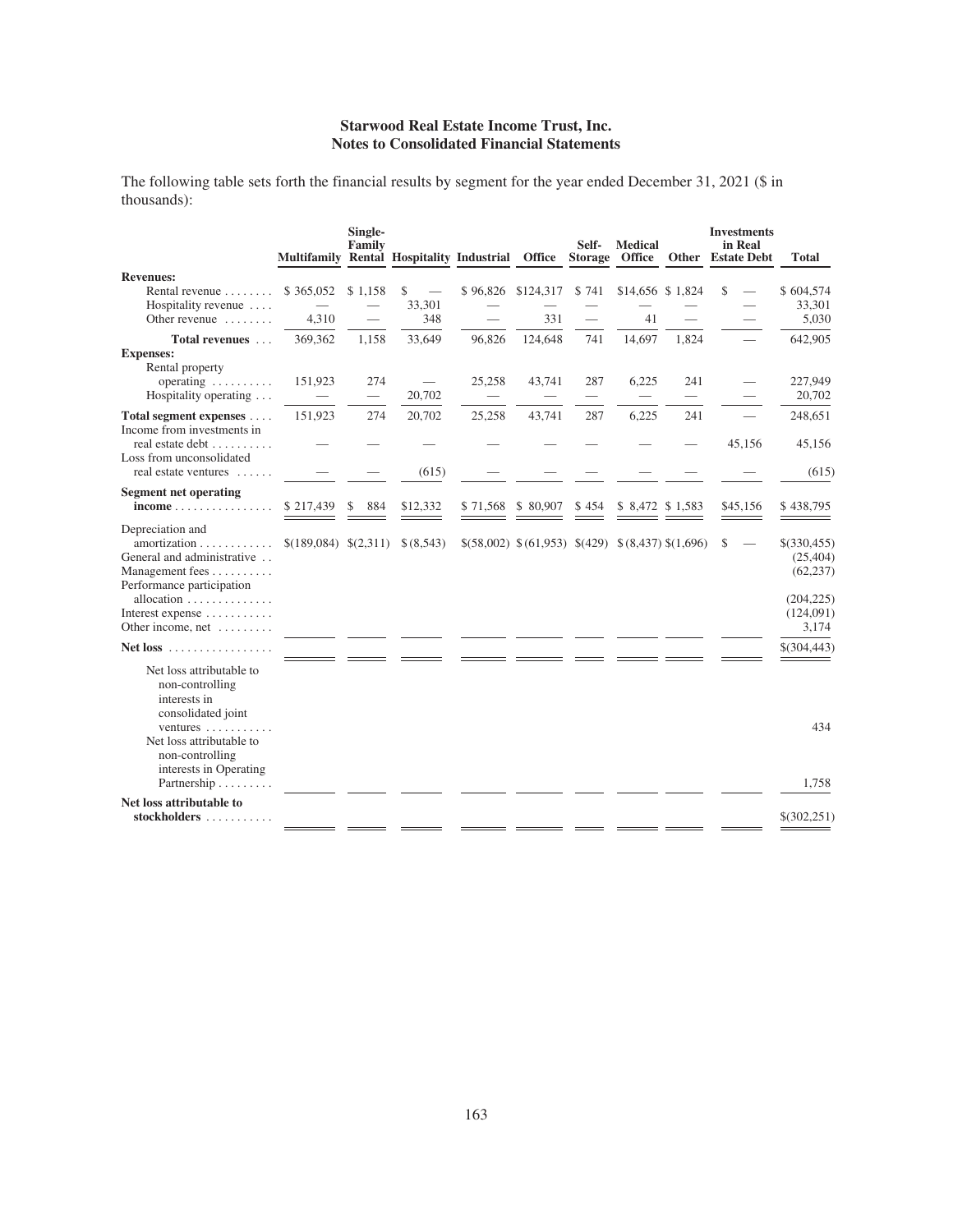## Starwood Real Estate Income Trust, Inc.
## Notes to Consolidated Financial Statements

The following table sets forth the financial results by segment for the year ended December 31, 2021 ($ in thousands):

| | Multifamily | Single-Family Rental | Hospitality | Industrial | Office | Self-Storage | Medical Office | Other | Investments in Real Estate Debt | Total |
|---|---|---|---|---|---|---|---|---|---|---|
| **Revenues:** | | | | | | | | | | |
| Rental revenue | $ 365,052 | $ 1,158 | $ — | $ 96,826 | $124,317 | $ 741 | $14,656 | $ 1,824 | $ — | $ 604,574 |
| Hospitality revenue | — | — | 33,301 | — | — | — | — | — | — | 33,301 |
| Other revenue | 4,310 | — | 348 | — | 331 | — | 41 | — | — | 5,030 |
| **Total revenues** | 369,362 | 1,158 | 33,649 | 96,826 | 124,648 | 741 | 14,697 | 1,824 | — | 642,905 |
| **Expenses:** | | | | | | | | | | |
| Rental property operating | 151,923 | 274 | — | 25,258 | 43,741 | 287 | 6,225 | 241 | — | 227,949 |
| Hospitality operating | — | — | 20,702 | — | — | — | — | — | — | 20,702 |
| **Total segment expenses** | 151,923 | 274 | 20,702 | 25,258 | 43,741 | 287 | 6,225 | 241 | — | 248,651 |
| Income from investments in real estate debt | — | — | — | — | — | — | — | — | 45,156 | 45,156 |
| Loss from unconsolidated real estate ventures | — | — | (615) | — | — | — | — | — | — | (615) |
| **Segment net operating income** | $ 217,439 | $ 884 | $12,332 | $ 71,568 | $ 80,907 | $ 454 | $ 8,472 | $ 1,583 | $45,156 | $ 438,795 |
| Depreciation and amortization | $(189,084) | $(2,311) | $ (8,543) | $(58,002) | $ (61,953) | $(429) | $ (8,437) | $(1,696) | $ — | $(330,455) |
| General and administrative | | | | | | | | | | (25,404) |
| Management fees | | | | | | | | | | (62,237) |
| Performance participation allocation | | | | | | | | | | (204,225) |
| Interest expense | | | | | | | | | | (124,091) |
| Other income, net | | | | | | | | | | 3,174 |
| **Net loss** | | | | | | | | | | $(304,443) |
| Net loss attributable to non-controlling interests in consolidated joint ventures | | | | | | | | | | 434 |
| Net loss attributable to non-controlling interests in Operating Partnership | | | | | | | | | | 1,758 |
| **Net loss attributable to stockholders** | | | | | | | | | | $(302,251) |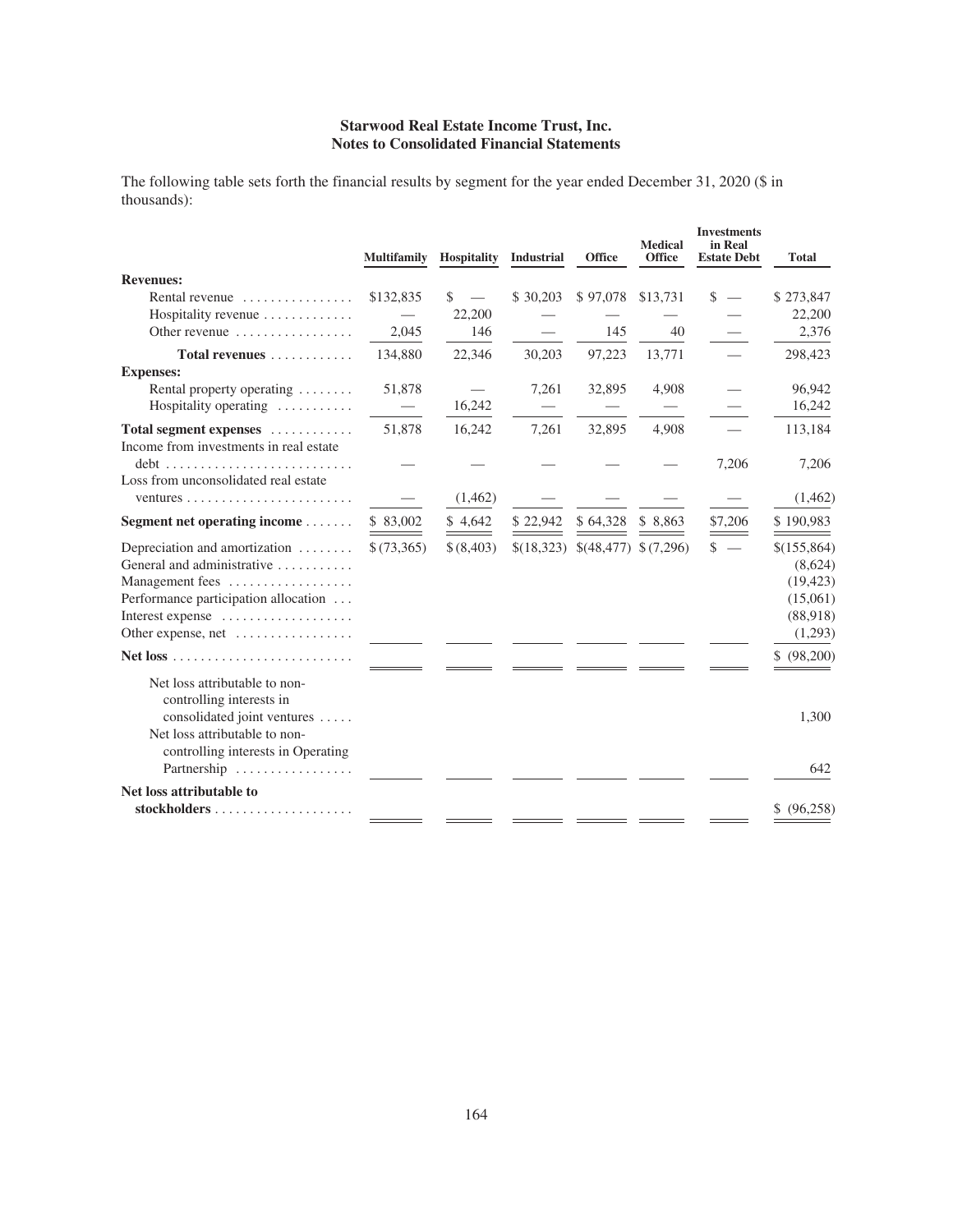**Starwood Real Estate Income Trust, Inc.**
**Notes to Consolidated Financial Statements**

The following table sets forth the financial results by segment for the year ended December 31, 2020 ($ in thousands):

| | Multifamily | Hospitality | Industrial | Office | Medical Office | Investments in Real Estate Debt | Total |
|---|---|---|---|---|---|---|---|
| **Revenues:** | | | | | | | |
| Rental revenue | $132,835 | $ — | $ 30,203 | $ 97,078 | $13,731 | $ — | $ 273,847 |
| Hospitality revenue | — | 22,200 | — | — | — | — | 22,200 |
| Other revenue | 2,045 | 146 | — | 145 | 40 | — | 2,376 |
| **Total revenues** | 134,880 | 22,346 | 30,203 | 97,223 | 13,771 | — | 298,423 |
| **Expenses:** | | | | | | | |
| Rental property operating | 51,878 | — | 7,261 | 32,895 | 4,908 | — | 96,942 |
| Hospitality operating | — | 16,242 | — | — | — | — | 16,242 |
| **Total segment expenses** | 51,878 | 16,242 | 7,261 | 32,895 | 4,908 | — | 113,184 |
| Income from investments in real estate debt | — | — | — | — | — | 7,206 | 7,206 |
| Loss from unconsolidated real estate ventures | — | (1,462) | — | — | — | — | (1,462) |
| **Segment net operating income** | $ 83,002 | $ 4,642 | $ 22,942 | $ 64,328 | $ 8,863 | $7,206 | $ 190,983 |
| Depreciation and amortization | $ (73,365) | $ (8,403) | $(18,323) | $(48,477) | $ (7,296) | $ — | $(155,864) |
| General and administrative | | | | | | | (8,624) |
| Management fees | | | | | | | (19,423) |
| Performance participation allocation | | | | | | | (15,061) |
| Interest expense | | | | | | | (88,918) |
| Other expense, net | | | | | | | (1,293) |
| **Net loss** | | | | | | | $ (98,200) |
| Net loss attributable to non-controlling interests in consolidated joint ventures | | | | | | | 1,300 |
| Net loss attributable to non-controlling interests in Operating Partnership | | | | | | | 642 |
| **Net loss attributable to stockholders** | | | | | | | $ (96,258) |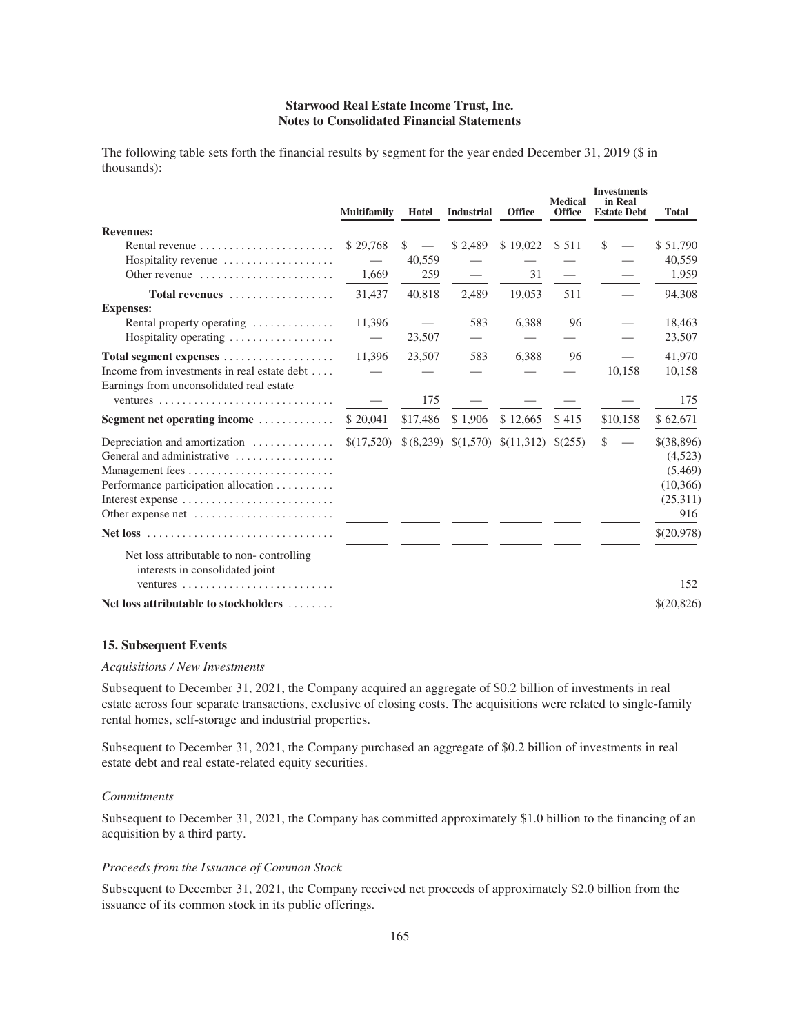The following table sets forth the financial results by segment for the year ended December 31, 2019 ($ in thousands):

| | Multifamily | Hotel | Industrial | Office | Medical Office | Investments in Real Estate Debt | Total |
|---|---|---|---|---|---|---|---|
| **Revenues:** | | | | | | | |
| Rental revenue | $ 29,768 | $ — | $ 2,489 | $ 19,022 | $ 511 | $ — | $ 51,790 |
| Hospitality revenue | — | 40,559 | — | — | — | — | 40,559 |
| Other revenue | 1,669 | 259 | — | 31 | — | — | 1,959 |
| **Total revenues** | 31,437 | 40,818 | 2,489 | 19,053 | 511 | — | 94,308 |
| **Expenses:** | | | | | | | |
| Rental property operating | 11,396 | — | 583 | 6,388 | 96 | — | 18,463 |
| Hospitality operating | — | 23,507 | — | — | — | — | 23,507 |
| **Total segment expenses** | 11,396 | 23,507 | 583 | 6,388 | 96 | — | 41,970 |
| Income from investments in real estate debt | — | — | — | — | — | 10,158 | 10,158 |
| Earnings from unconsolidated real estate ventures | — | 175 | — | — | — | — | 175 |
| **Segment net operating income** | $ 20,041 | $17,486 | $ 1,906 | $ 12,665 | $ 415 | $10,158 | $ 62,671 |
| Depreciation and amortization | $(17,520) | $ (8,239) | $(1,570) | $(11,312) | $(255) | $ — | $(38,896) |
| General and administrative | | | | | | | (4,523) |
| Management fees | | | | | | | (5,469) |
| Performance participation allocation | | | | | | | (10,366) |
| Interest expense | | | | | | | (25,311) |
| Other expense net | | | | | | | 916 |
| **Net loss** | | | | | | | $(20,978) |
| Net loss attributable to non- controlling interests in consolidated joint ventures | | | | | | | 152 |
| **Net loss attributable to stockholders** | | | | | | | $(20,826) |

### 15. Subsequent Events

*Acquisitions / New Investments*

Subsequent to December 31, 2021, the Company acquired an aggregate of $0.2 billion of investments in real estate across four separate transactions, exclusive of closing costs. The acquisitions were related to single-family rental homes, self-storage and industrial properties.

Subsequent to December 31, 2021, the Company purchased an aggregate of $0.2 billion of investments in real estate debt and real estate-related equity securities.

*Commitments*

Subsequent to December 31, 2021, the Company has committed approximately $1.0 billion to the financing of an acquisition by a third party.

*Proceeds from the Issuance of Common Stock*

Subsequent to December 31, 2021, the Company received net proceeds of approximately $2.0 billion from the issuance of its common stock in its public offerings.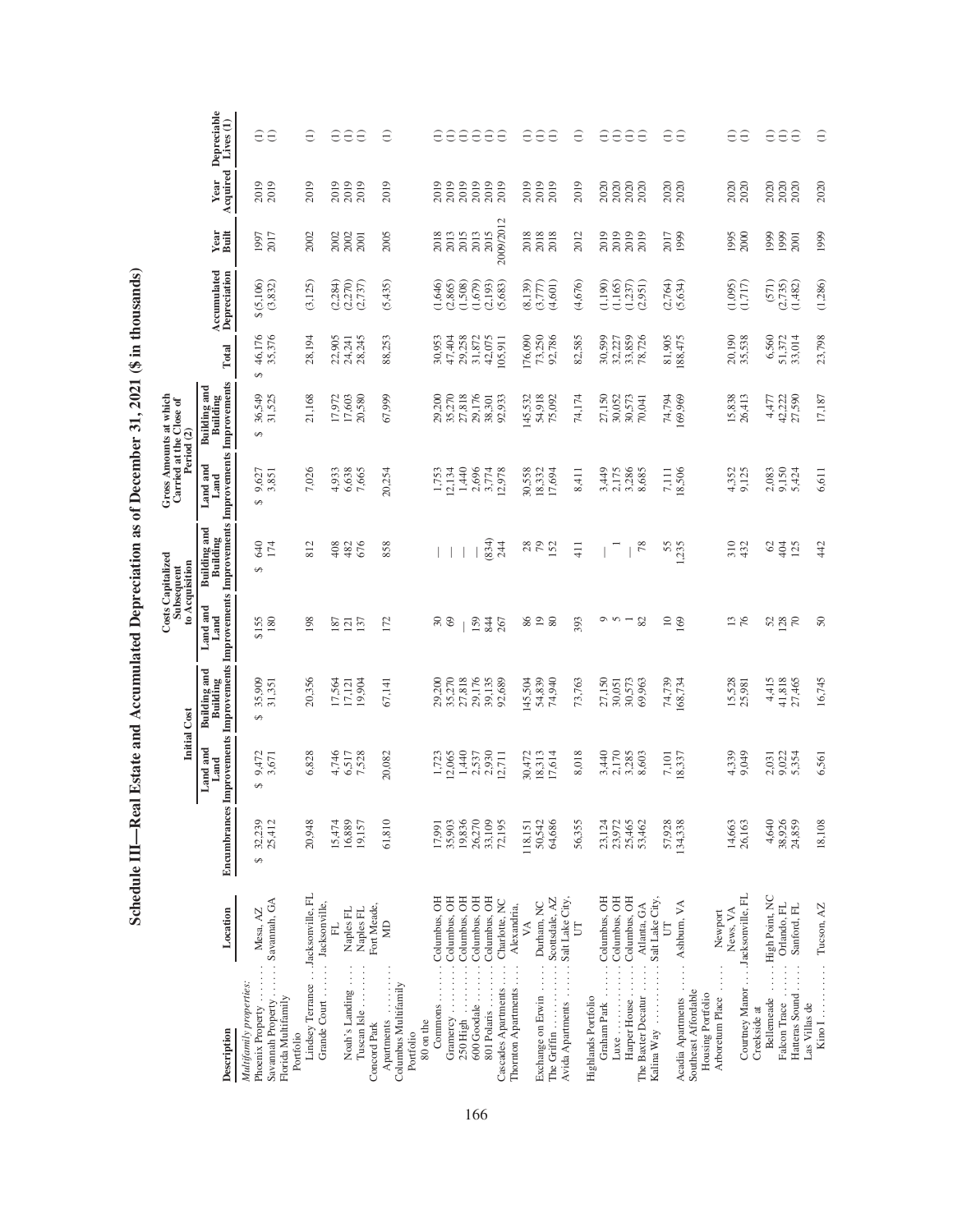# Schedule III—Real Estate and Accumulated Depreciation as of December 31, 2021 ($ in thousands)

| Description | Location | Encumbrances | Initial Cost | | Costs Capitalized Subsequent to Acquisition | | Gross Amounts at which Carried at the Close of Period (2) | | | Accumulated Depreciation | Year Built | Year Acquired | Depreciable Lives (1) |
|---|---|---|---|---|---|---|---|---|---|---|---|---|---|
| | | | Land and Land Improvements | Building and Building Improvements | Land and Land Improvements | Building and Building Improvements | Land and Land Improvements | Building and Building Improvements | Total | | | | |
| *Multifamily properties:* | | | | | | | | | | | | | |
| Phoenix Property | Mesa, AZ | $ 32,239 | $ 9,472 | $ 35,909 | $155 | $ 640 | $ 9,627 | $ 36,549 | $ 46,176 | $ (5,106) | 1997 | 2019 | (1) |
| Savannah Property | Savannah, GA | 25,412 | 3,671 | 31,351 | 180 | 174 | 3,851 | 31,525 | 35,376 | (3,832) | 2017 | 2019 | (1) |
| Florida Multifamily Portfolio | | | | | | | | | | | | | |
| Lindsey Terrance | Jacksonville, FL | 20,948 | 6,828 | 20,356 | 198 | 812 | 7,026 | 21,168 | 28,194 | (3,125) | 2002 | 2019 | (1) |
| Grande Court | Jacksonville, FL | 15,474 | 4,746 | 17,564 | 187 | 408 | 4,933 | 17,972 | 22,905 | (2,284) | 2002 | 2019 | (1) |
| Noah's Landing | Naples FL | 16,889 | 6,517 | 17,121 | 121 | 482 | 6,638 | 17,603 | 24,241 | (2,270) | 2002 | 2019 | (1) |
| Tuscan Isle | Naples FL | 19,157 | 7,528 | 19,904 | 137 | 676 | 7,665 | 20,580 | 28,245 | (2,737) | 2001 | 2019 | (1) |
| Concord Park Apartments | Fort Meade, MD | 61,810 | 20,082 | 67,141 | 172 | 858 | 20,254 | 67,999 | 88,253 | (5,435) | 2005 | 2019 | (1) |
| Columbus Multifamily Portfolio | | | | | | | | | | | | | |
| 80 on the Commons | Columbus, OH | 17,991 | 1,723 | 29,200 | 30 | — | 1,753 | 29,200 | 30,953 | (1,646) | 2018 | 2019 | (1) |
| Gramercy | Columbus, OH | 35,903 | 12,065 | 35,270 | 69 | — | 12,134 | 35,270 | 47,404 | (2,865) | 2013 | 2019 | (1) |
| 250 High | Columbus, OH | 19,836 | 1,440 | 27,818 | — | — | 1,440 | 27,818 | 29,258 | (1,508) | 2015 | 2019 | (1) |
| 600 Goodale | Columbus, OH | 26,270 | 2,537 | 29,176 | 159 | — | 2,696 | 29,176 | 31,872 | (1,679) | 2013 | 2019 | (1) |
| 801 Polaris | Columbus, OH | 33,109 | 2,930 | 39,135 | 844 | (834) | 3,774 | 38,301 | 42,075 | (2,193) | 2015 | 2019 | (1) |
| Cascades Apartments | Charlotte, NC | 72,195 | 12,711 | 92,689 | 267 | 244 | 12,978 | 92,933 | 105,911 | (5,683) | 2009/2012 | 2019 | (1) |
| Thornton Apartments | Alexandria, VA | 118,151 | 30,472 | 145,504 | 86 | 28 | 30,558 | 145,532 | 176,090 | (8,139) | 2018 | 2019 | (1) |
| Exchange on Erwin | Durham, NC | 50,542 | 18,313 | 54,839 | 19 | 79 | 18,332 | 54,918 | 73,250 | (3,777) | 2018 | 2019 | (1) |
| The Griffin | Scottsdale, AZ | 64,686 | 17,614 | 74,940 | 80 | 152 | 17,694 | 75,092 | 92,786 | (4,601) | 2018 | 2019 | (1) |
| Avida Apartments | Salt Lake City, UT | 56,355 | 8,018 | 73,763 | 393 | 411 | 8,411 | 74,174 | 82,585 | (4,676) | 2012 | 2019 | (1) |
| Highlands Portfolio | | | | | | | | | | | | | |
| Graham Park | Columbus, OH | 23,124 | 3,440 | 27,150 | 9 | — | 3,449 | 27,150 | 30,599 | (1,190) | 2019 | 2020 | (1) |
| Luxe | Columbus, OH | 23,972 | 2,170 | 30,051 | 5 | 1 | 2,175 | 30,052 | 32,227 | (1,165) | 2019 | 2020 | (1) |
| Harper House | Columbus, OH | 25,465 | 3,285 | 30,573 | 1 | — | 3,286 | 30,573 | 33,859 | (1,237) | 2019 | 2020 | (1) |
| The Baxter Decatur | Atlanta, GA | 53,462 | 8,603 | 69,963 | 82 | 78 | 8,685 | 70,041 | 78,726 | (2,951) | 2019 | 2020 | (1) |
| Kalina Way | Salt Lake City, UT | 57,928 | 7,101 | 74,739 | 10 | 55 | 7,111 | 74,794 | 81,905 | (2,764) | 2017 | 2020 | (1) |
| Acadia Apartments | Ashburn, VA | 134,338 | 18,337 | 168,734 | 169 | 1,235 | 18,506 | 169,969 | 188,475 | (5,634) | 1999 | 2020 | (1) |
| Southeast Affordable Housing Portfolio | | | | | | | | | | | | | |
| Arboretum Place | Newport News, VA | 14,663 | 4,339 | 15,528 | 13 | 310 | 4,352 | 15,838 | 20,190 | (1,095) | 1995 | 2020 | (1) |
| Courtney Manor | Jacksonville, FL | 26,163 | 9,049 | 25,981 | 76 | 432 | 9,125 | 26,413 | 35,538 | (1,717) | 2000 | 2020 | (1) |
| Creekside at Bellemeade | High Point, NC | 4,640 | 2,031 | 4,415 | 52 | 62 | 2,083 | 4,477 | 6,560 | (571) | 1999 | 2020 | (1) |
| Falcon Trace | Orlando, FL | 38,926 | 9,022 | 41,818 | 128 | 404 | 9,150 | 42,222 | 51,372 | (2,735) | 1999 | 2020 | (1) |
| Hatteras Sound | Sanford, FL | 24,859 | 5,354 | 27,465 | 70 | 125 | 5,424 | 27,590 | 33,014 | (1,482) | 2001 | 2020 | (1) |
| Las Villas de Kino I | Tucson, AZ | 18,108 | 6,561 | 16,745 | 50 | 442 | 6,611 | 17,187 | 23,798 | (1,286) | 1999 | 2020 | (1) |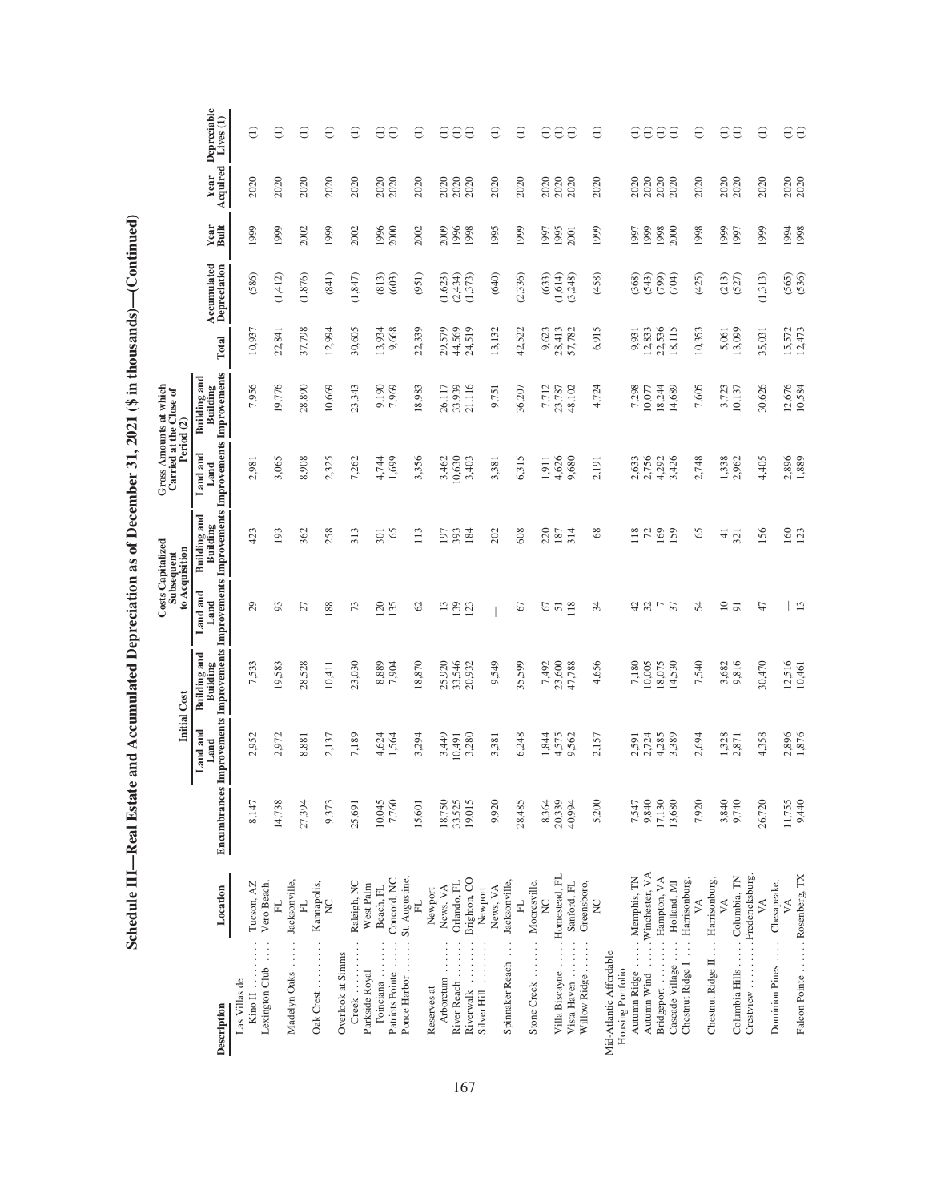# Schedule III—Real Estate and Accumulated Depreciation as of December 31, 2021 ($ in thousands)—(Continued)

| Description | Location | Encumbrances | Initial Cost | | Costs Capitalized Subsequent to Acquisition | | Gross Amounts at which Carried at the Close of Period (2) | | | Accumulated Depreciation | Year Built | Year Acquired | Depreciable Lives (1) |
|---|---|---|---|---|---|---|---|---|---|---|---|---|---|
| | | | Land and Land Improvements | Building and Building Improvements | Land and Land Improvements | Building and Building Improvements | Land and Land Improvements | Building and Building Improvements | Total | | | | |
| Las Villas de Kino II | Tucson, AZ | 8,147 | 2,952 | 7,533 | 29 | 423 | 2,981 | 7,956 | 10,937 | (586) | 1999 | 2020 | (1) |
| Lexington Club | Vero Beach, FL | 14,738 | 2,972 | 19,583 | 93 | 193 | 3,065 | 19,776 | 22,841 | (1,412) | 1999 | 2020 | (1) |
| Madelyn Oaks | Jacksonville, FL | 27,394 | 8,881 | 28,528 | 27 | 362 | 8,908 | 28,890 | 37,798 | (1,876) | 2002 | 2020 | (1) |
| Oak Crest | Kannapolis, NC | 9,373 | 2,137 | 10,411 | 188 | 258 | 2,325 | 10,669 | 12,994 | (841) | 1999 | 2020 | (1) |
| Overlook at Simms Creek | Raleigh, NC | 25,691 | 7,189 | 23,030 | 73 | 313 | 7,262 | 23,343 | 30,605 | (1,847) | 2002 | 2020 | (1) |
| Parkside Royal Poinciana | West Palm Beach, FL | 10,045 | 4,624 | 8,889 | 120 | 301 | 4,744 | 9,190 | 13,934 | (813) | 1996 | 2020 | (1) |
| Patriots Pointe | Concord, NC | 7,760 | 1,564 | 7,904 | 135 | 65 | 1,699 | 7,969 | 9,668 | (603) | 2000 | 2020 | (1) |
| Ponce Harbor | St. Augustine, FL | 15,601 | 3,294 | 18,870 | 62 | 113 | 3,356 | 18,983 | 22,339 | (951) | 2002 | 2020 | (1) |
| Reserves at Arboretum | Newport News, VA | 18,750 | 3,449 | 25,920 | 13 | 197 | 3,462 | 26,117 | 29,579 | (1,623) | 2009 | 2020 | (1) |
| River Reach | Orlando, FL | 33,525 | 10,491 | 33,546 | 139 | 393 | 10,630 | 33,939 | 44,569 | (2,434) | 1996 | 2020 | (1) |
| Riverwalk | Brighton, CO | 19,015 | 3,280 | 20,932 | 123 | 184 | 3,403 | 21,116 | 24,519 | (1,373) | 1998 | 2020 | (1) |
| Silver Hill | Newport News, VA | 9,920 | 3,381 | 9,549 | — | 202 | 3,381 | 9,751 | 13,132 | (640) | 1995 | 2020 | (1) |
| Spinnaker Reach | Jacksonville, FL | 28,485 | 6,248 | 35,599 | 67 | 608 | 6,315 | 36,207 | 42,522 | (2,336) | 1999 | 2020 | (1) |
| Stone Creek | Mooresville, NC | 8,364 | 1,844 | 7,492 | 67 | 220 | 1,911 | 7,712 | 9,623 | (633) | 1997 | 2020 | (1) |
| Villa Biscayne | Homestead, FL | 20,339 | 4,575 | 23,600 | 51 | 187 | 4,626 | 23,787 | 28,413 | (1,614) | 1995 | 2020 | (1) |
| Vista Haven | Sanford, FL | 40,994 | 9,562 | 47,788 | 118 | 314 | 9,680 | 48,102 | 57,782 | (3,248) | 2001 | 2020 | (1) |
| Willow Ridge | Greensboro, NC | 5,200 | 2,157 | 4,656 | 34 | 68 | 2,191 | 4,724 | 6,915 | (458) | 1999 | 2020 | (1) |
| Mid-Atlantic Affordable Housing Portfolio | | | | | | | | | | | | | |
| Autumn Ridge | Memphis, TN | 7,547 | 2,591 | 7,180 | 42 | 118 | 2,633 | 7,298 | 9,931 | (368) | 1997 | 2020 | (1) |
| Autumn Wind | Winchester, VA | 9,840 | 2,724 | 10,005 | 32 | 72 | 2,756 | 10,077 | 12,833 | (543) | 1999 | 2020 | (1) |
| Bridgeport | Hampton, VA | 17,130 | 4,285 | 18,075 | 7 | 169 | 4,292 | 18,244 | 22,536 | (799) | 1998 | 2020 | (1) |
| Cascade Village | Holland, MI | 13,680 | 3,389 | 14,530 | 37 | 159 | 3,426 | 14,689 | 18,115 | (704) | 2000 | 2020 | (1) |
| Chestnut Ridge I | Harrisonburg, VA | 7,920 | 2,694 | 7,540 | 54 | 65 | 2,748 | 7,605 | 10,353 | (425) | 1998 | 2020 | (1) |
| Chestnut Ridge II | Harrisonburg, VA | 3,840 | 1,328 | 3,682 | 10 | 41 | 1,338 | 3,723 | 5,061 | (213) | 1999 | 2020 | (1) |
| Columbia Hills | Columbia, TN | 9,740 | 2,871 | 9,816 | 91 | 321 | 2,962 | 10,137 | 13,099 | (527) | 1997 | 2020 | (1) |
| Crestview | Fredericksburg, VA | 26,720 | 4,358 | 30,470 | 47 | 156 | 4,405 | 30,626 | 35,031 | (1,313) | 1999 | 2020 | (1) |
| Dominion Pines | Chesapeake, VA | 11,755 | 2,896 | 12,516 | — | 160 | 2,896 | 12,676 | 15,572 | (565) | 1994 | 2020 | (1) |
| Falcon Pointe | Rosenberg, TX | 9,440 | 1,876 | 10,461 | 13 | 123 | 1,889 | 10,584 | 12,473 | (536) | 1998 | 2020 | (1) |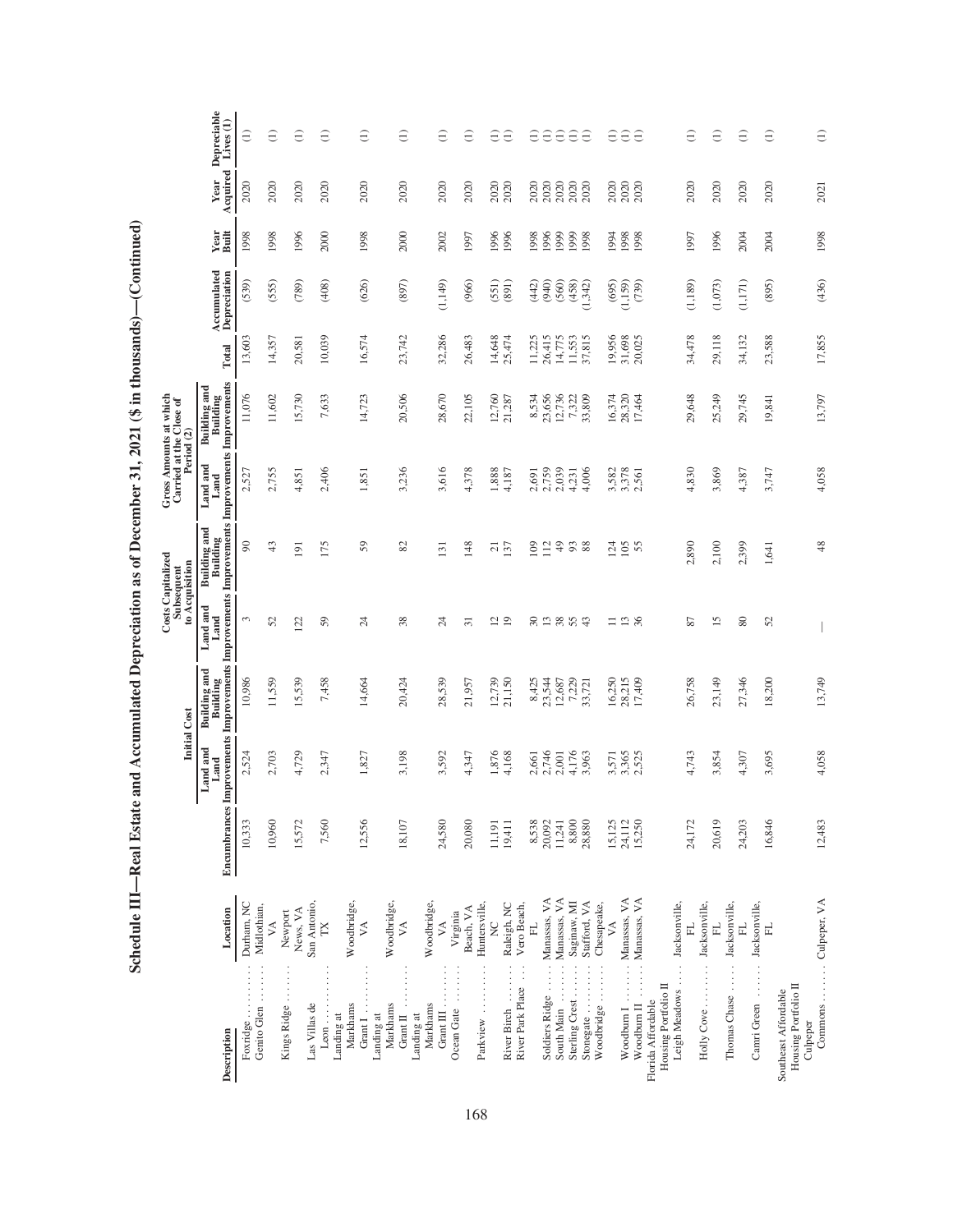## Schedule III—Real Estate and Accumulated Depreciation as of December 31, 2021 ($ in thousands)—(Continued)

| | | | Initial Cost | | Costs Capitalized Subsequent to Acquisition | | Gross Amounts at which Carried at the Close of Period (2) | | | | | | |
|---|---|---|---|---|---|---|---|---|---|---|---|---|---|
| Description | Location | Encumbrances | Land and Land Improvements | Building and Building Improvements | Land and Land Improvements | Building and Building Improvements | Land and Land Improvements | Building and Building Improvements | Total | Accumulated Depreciation | Year Built | Year Acquired | Depreciable Lives (1) |
| Foxridge | Durham, NC | 10,333 | 2,524 | 10,986 | 3 | 90 | 2,527 | 11,076 | 13,603 | (539) | 1998 | 2020 | (1) |
| Genito Glen | Midlothian, VA | 10,960 | 2,703 | 11,559 | 52 | 43 | 2,755 | 11,602 | 14,357 | (555) | 1998 | 2020 | (1) |
| Kings Ridge | Newport News, VA | 15,572 | 4,729 | 15,539 | 122 | 191 | 4,851 | 15,730 | 20,581 | (789) | 1996 | 2020 | (1) |
| Las Villas de Leon | San Antonio, TX | 7,560 | 2,347 | 7,458 | 59 | 175 | 2,406 | 7,633 | 10,039 | (408) | 2000 | 2020 | (1) |
| Landing at Markhams Grant I | Woodbridge, VA | 12,556 | 1,827 | 14,664 | 24 | 59 | 1,851 | 14,723 | 16,574 | (626) | 1998 | 2020 | (1) |
| Landing at Markhams Grant II | Woodbridge, VA | 18,107 | 3,198 | 20,424 | 38 | 82 | 3,236 | 20,506 | 23,742 | (897) | 2000 | 2020 | (1) |
| Landing at Markhams Grant III | Woodbridge, VA | 24,580 | 3,592 | 28,539 | 24 | 131 | 3,616 | 28,670 | 32,286 | (1,149) | 2002 | 2020 | (1) |
| Ocean Gate | Virginia Beach, VA | 20,080 | 4,347 | 21,957 | 31 | 148 | 4,378 | 22,105 | 26,483 | (966) | 1997 | 2020 | (1) |
| Parkview | Huntersville, NC | 11,191 | 1,876 | 12,739 | 12 | 21 | 1,888 | 12,760 | 14,648 | (551) | 1996 | 2020 | (1) |
| River Birch | Raleigh, NC | 19,411 | 4,168 | 21,150 | 19 | 137 | 4,187 | 21,287 | 25,474 | (891) | 1996 | 2020 | (1) |
| River Park Place | Vero Beach, FL | 8,538 | 2,661 | 8,425 | 30 | 109 | 2,691 | 8,534 | 11,225 | (442) | 1998 | 2020 | (1) |
| Soldiers Ridge | Manassas, VA | 20,092 | 2,746 | 23,544 | 13 | 112 | 2,759 | 23,656 | 26,415 | (940) | 1996 | 2020 | (1) |
| South Main | Manassas, VA | 11,241 | 2,001 | 12,687 | 38 | 49 | 2,039 | 12,736 | 14,775 | (560) | 1999 | 2020 | (1) |
| Sterling Crest | Saginaw, MI | 8,800 | 4,176 | 7,229 | 55 | 93 | 4,231 | 7,322 | 11,553 | (458) | 1999 | 2020 | (1) |
| Stonegate | Stafford, VA | 28,880 | 3,963 | 33,721 | 43 | 88 | 4,006 | 33,809 | 37,815 | (1,342) | 1998 | 2020 | (1) |
| Woodbridge | Chesapeake, VA | 15,125 | 3,571 | 16,250 | 11 | 124 | 3,582 | 16,374 | 19,956 | (695) | 1994 | 2020 | (1) |
| Woodburn I | Manassas, VA | 24,112 | 3,365 | 28,215 | 13 | 105 | 3,378 | 28,320 | 31,698 | (1,159) | 1998 | 2020 | (1) |
| Woodburn II | Manassas, VA | 15,250 | 2,525 | 17,409 | 36 | 55 | 2,561 | 17,464 | 20,025 | (739) | 1998 | 2020 | (1) |
| Florida Affordable Housing Portfolio II | | | | | | | | | | | | | |
| Leigh Meadows | Jacksonville, FL | 24,172 | 4,743 | 26,758 | 87 | 2,890 | 4,830 | 29,648 | 34,478 | (1,189) | 1997 | 2020 | (1) |
| Holly Cove | Jacksonville, FL | 20,619 | 3,854 | 23,149 | 15 | 2,100 | 3,869 | 25,249 | 29,118 | (1,073) | 1996 | 2020 | (1) |
| Thomas Chase | Jacksonville, FL | 24,203 | 4,307 | 27,346 | 80 | 2,399 | 4,387 | 29,745 | 34,132 | (1,171) | 2004 | 2020 | (1) |
| Camri Green | Jacksonville, FL | 16,846 | 3,695 | 18,200 | 52 | 1,641 | 3,747 | 19,841 | 23,588 | (895) | 2004 | 2020 | (1) |
| Southeast Affordable Housing Portfolio II | | | | | | | | | | | | | |
| Culpeper Commons | Culpeper, VA | 12,483 | 4,058 | 13,749 | — | 48 | 4,058 | 13,797 | 17,855 | (436) | 1998 | 2021 | (1) |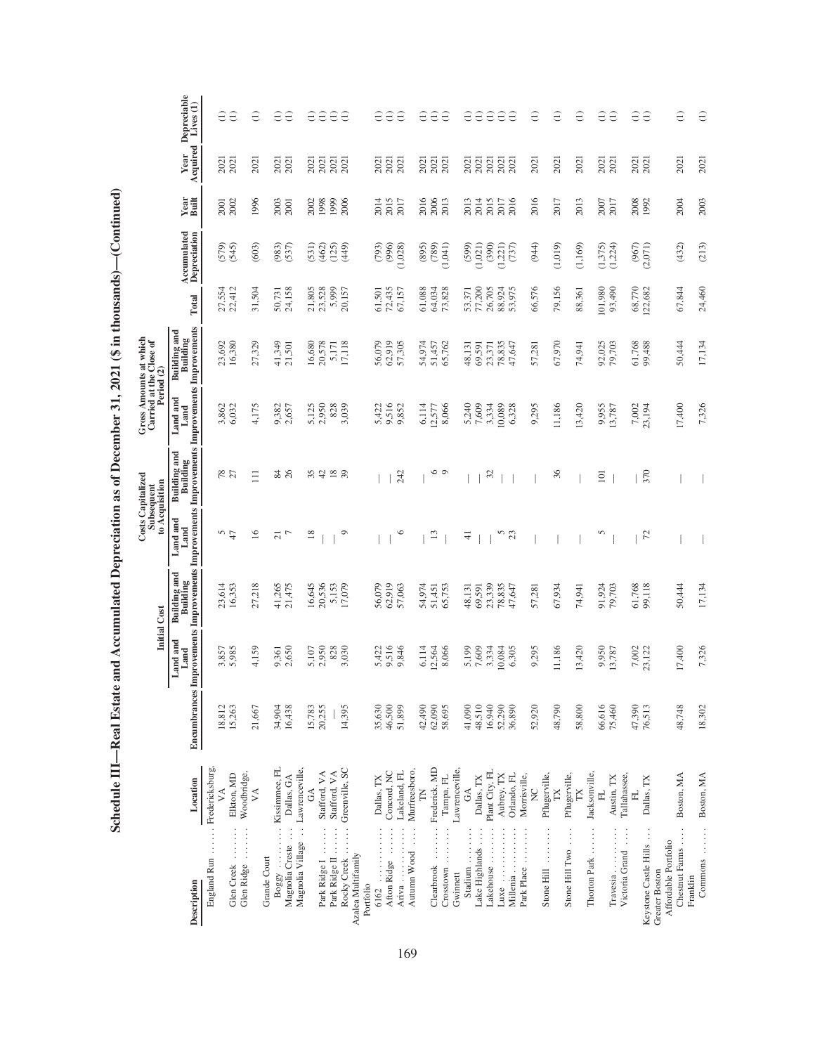# Schedule III—Real Estate and Accumulated Depreciation as of December 31, 2021 ($ in thousands)—(Continued)

| Description | Location | Encumbrances | Initial Cost | | Costs Capitalized Subsequent to Acquisition | | Gross Amounts at which Carried at the Close of Period (2) | | | Accumulated Depreciation | Year Built | Year Acquired | Depreciable Lives (1) |
|---|---|---|---|---|---|---|---|---|---|---|---|---|---|
| | | | Land and Land Improvements | Building and Building Improvements | Land and Land Improvements | Building and Building Improvements | Land and Land Improvements | Building and Building Improvements | Total | | | | |
| England Run | Fredericksburg, VA | 18,812 | 3,857 | 23,614 | 5 | 78 | 3,862 | 23,692 | 27,554 | (579) | 2001 | 2021 | (1) |
| Glen Creek | Elkton, MD | 15,263 | 5,985 | 16,353 | 47 | 27 | 6,032 | 16,380 | 22,412 | (545) | 2002 | 2021 | (1) |
| Glen Ridge | Woodbridge, VA | 21,667 | 4,159 | 27,218 | 16 | 111 | 4,175 | 27,329 | 31,504 | (603) | 1996 | 2021 | (1) |
| Grande Court Boggy | Kissimmee, FL | 34,904 | 9,361 | 41,265 | 21 | 84 | 9,382 | 41,349 | 50,731 | (983) | 2003 | 2021 | (1) |
| Magnolia Creste | Dallas, GA | 16,438 | 2,650 | 21,475 | 7 | 26 | 2,657 | 21,501 | 24,158 | (537) | 2001 | 2021 | (1) |
| Magnolia Village | Lawrenceville, GA | 15,783 | 5,107 | 16,645 | 18 | 35 | 5,125 | 16,680 | 21,805 | (531) | 2002 | 2021 | (1) |
| Park Ridge I | Stafford, VA | 20,255 | 2,950 | 20,536 | — | 42 | 2,950 | 20,578 | 23,528 | (462) | 1998 | 2021 | (1) |
| Park Ridge II | Stafford, VA | — | 828 | 5,153 | — | 18 | 828 | 5,171 | 5,999 | (125) | 1999 | 2021 | (1) |
| Rocky Creek | Greenville, SC | 14,395 | 3,030 | 17,079 | 9 | 39 | 3,039 | 17,118 | 20,157 | (449) | 2006 | 2021 | (1) |
| Azalea Multifamily Portfolio 6162 | Dallas, TX | 35,630 | 5,422 | 56,079 | — | — | 5,422 | 56,079 | 61,501 | (793) | 2014 | 2021 | (1) |
| Afton Ridge | Concord, NC | 46,500 | 9,516 | 62,919 | — | — | 9,516 | 62,919 | 72,435 | (996) | 2015 | 2021 | (1) |
| Ariva | Lakeland, FL | 51,899 | 9,846 | 57,063 | 6 | 242 | 9,852 | 57,305 | 67,157 | (1,028) | 2017 | 2021 | (1) |
| Autumn Wood | Murfreesboro, TN | 42,490 | 6,114 | 54,974 | — | — | 6,114 | 54,974 | 61,088 | (895) | 2016 | 2021 | (1) |
| Clearbrook | Frederick, MD | 62,090 | 12,564 | 51,451 | 13 | 6 | 12,577 | 51,457 | 64,034 | (789) | 2006 | 2021 | (1) |
| Crosstown | Tampa, FL | 58,695 | 8,066 | 65,753 | — | 9 | 8,066 | 65,762 | 73,828 | (1,041) | 2013 | 2021 | (1) |
| Gwinnett Stadium | Lawrenceville, GA | 41,090 | 5,199 | 48,131 | 41 | — | 5,240 | 48,131 | 53,371 | (599) | 2013 | 2021 | (1) |
| Lake Highlands | Dallas, TX | 48,510 | 7,609 | 69,591 | — | — | 7,609 | 69,591 | 77,200 | (1,021) | 2014 | 2021 | (1) |
| Lakehouse | Plant City, FL | 16,940 | 3,334 | 23,339 | — | 32 | 3,334 | 23,371 | 26,705 | (390) | 2015 | 2021 | (1) |
| Luxe | Aubrey, TX | 52,290 | 10,084 | 78,835 | 5 | — | 10,089 | 78,835 | 88,924 | (1,221) | 2017 | 2021 | (1) |
| Millenia | Orlando, FL | 36,890 | 6,305 | 47,647 | 23 | — | 6,328 | 47,647 | 53,975 | (737) | 2016 | 2021 | (1) |
| Park Place | Morrisville, NC | 52,920 | 9,295 | 57,281 | — | — | 9,295 | 57,281 | 66,576 | (944) | 2016 | 2021 | (1) |
| Stone Hill | Pflugerville, TX | 48,790 | 11,186 | 67,934 | — | 36 | 11,186 | 67,970 | 79,156 | (1,019) | 2017 | 2021 | (1) |
| Stone Hill Two | Pflugerville, TX | 58,800 | 13,420 | 74,941 | — | — | 13,420 | 74,941 | 88,361 | (1,169) | 2013 | 2021 | (1) |
| Thorton Park | Jacksonville, FL | 66,616 | 9,950 | 91,924 | 5 | 101 | 9,955 | 92,025 | 101,980 | (1,375) | 2007 | 2021 | (1) |
| Travesia | Austin, TX | 75,460 | 13,787 | 79,703 | — | — | 13,787 | 79,703 | 93,490 | (1,224) | 2017 | 2021 | (1) |
| Victoria Grand | Tallahassee, FL | 47,390 | 7,002 | 61,768 | — | — | 7,002 | 61,768 | 68,770 | (967) | 2008 | 2021 | (1) |
| Keystone Castle Hills | Dallas, TX | 76,513 | 23,122 | 99,118 | 72 | 370 | 23,194 | 99,488 | 122,682 | (2,071) | 1992 | 2021 | (1) |
| Greater Boston Affordable Portfolio Chestnut Farms | Boston, MA | 48,748 | 17,400 | 50,444 | — | — | 17,400 | 50,444 | 67,844 | (432) | 2004 | 2021 | (1) |
| Franklin Commons | Boston, MA | 18,302 | 7,326 | 17,134 | — | — | 7,326 | 17,134 | 24,460 | (213) | 2003 | 2021 | (1) |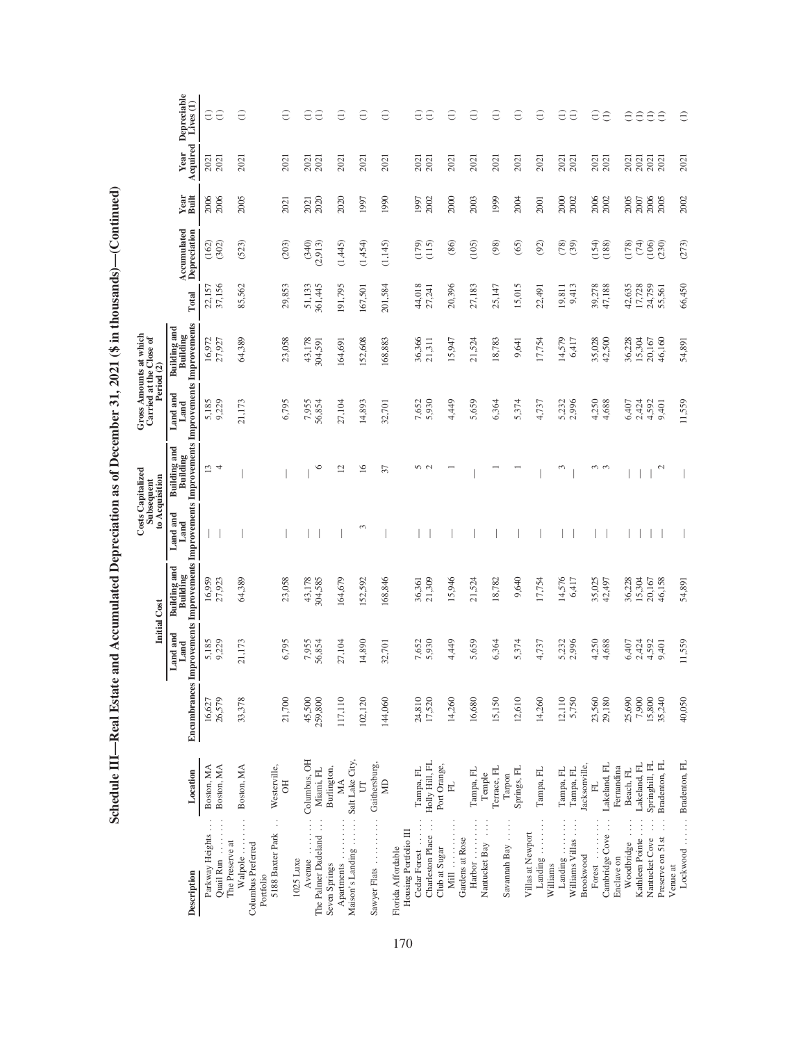# Schedule III—Real Estate and Accumulated Depreciation as of December 31, 2021 ($ in thousands)—(Continued)

| Description | Location | Encumbrances | Initial Cost | | Costs Capitalized Subsequent to Acquisition | | Gross Amounts at which Carried at the Close of Period (2) | | | Accumulated Depreciation | Year Built | Year Acquired | Depreciable Lives (1) |
|---|---|---|---|---|---|---|---|---|---|---|---|---|---|
| | | | Land and Land Improvements | Building and Building Improvements | Land and Land Improvements | Building and Building Improvements | Land and Land Improvements | Building and Building Improvements | Total | | | | |
| Parkway Heights | Boston, MA | 16,627 | 5,185 | 16,959 | — | 13 | 5,185 | 16,972 | 22,157 | (162) | 2006 | 2021 | (1) |
| Quail Run | Boston, MA | 26,579 | 9,229 | 27,923 | — | 4 | 9,229 | 27,927 | 37,156 | (302) | 2006 | 2021 | (1) |
| The Preserve at Walpole | Boston, MA | 33,378 | 21,173 | 64,389 | — | — | 21,173 | 64,389 | 85,562 | (523) | 2005 | 2021 | (1) |
| Columbus Preferred Portfolio 5188 Baxter Park | Westerville, OH | 21,700 | 6,795 | 23,058 | — | — | 6,795 | 23,058 | 29,853 | (203) | 2021 | 2021 | (1) |
| 1025 Luxe Avenue | Columbus, OH | 45,500 | 7,955 | 43,178 | — | — | 7,955 | 43,178 | 51,133 | (340) | 2021 | 2021 | (1) |
| The Palmer Dadeland | Miami, FL | 259,800 | 56,854 | 304,585 | — | 6 | 56,854 | 304,591 | 361,445 | (2,913) | 2020 | 2021 | (1) |
| Seven Springs Apartments | Burlington, MA | 117,110 | 27,104 | 164,679 | — | 12 | 27,104 | 164,691 | 191,795 | (1,445) | 2020 | 2021 | (1) |
| Maison's Landing | Salt Lake City, UT | 102,120 | 14,890 | 152,592 | 3 | 16 | 14,893 | 152,608 | 167,501 | (1,454) | 1997 | 2021 | (1) |
| Sawyer Flats | Gaithersburg, MD | 144,060 | 32,701 | 168,846 | — | 37 | 32,701 | 168,883 | 201,584 | (1,145) | 1990 | 2021 | (1) |
| Florida Affordable Housing Portfolio III Cedar Forest | Tampa, FL | 24,810 | 7,652 | 36,361 | — | 5 | 7,652 | 36,366 | 44,018 | (179) | 1997 | 2021 | (1) |
| Charleston Place | Holly Hill, FL | 17,520 | 5,930 | 21,309 | — | 2 | 5,930 | 21,311 | 27,241 | (115) | 2002 | 2021 | (1) |
| Club at Sugar Mill | Port Orange, FL | 14,260 | 4,449 | 15,946 | — | 1 | 4,449 | 15,947 | 20,396 | (86) | 2000 | 2021 | (1) |
| Gardens at Rose Harbor | Tampa, FL | 16,680 | 5,659 | 21,524 | — | — | 5,659 | 21,524 | 27,183 | (105) | 2003 | 2021 | (1) |
| Nantucket Bay | Temple Terrace, FL | 15,150 | 6,364 | 18,782 | — | 1 | 6,364 | 18,783 | 25,147 | (98) | 1999 | 2021 | (1) |
| Savannah Bay | Tarpon Springs, FL | 12,610 | 5,374 | 9,640 | — | 1 | 5,374 | 9,641 | 15,015 | (65) | 2004 | 2021 | (1) |
| Villas at Newport Landing | Tampa, FL | 14,260 | 4,737 | 17,754 | — | — | 4,737 | 17,754 | 22,491 | (92) | 2001 | 2021 | (1) |
| Williams Landing | Tampa, FL | 12,110 | 5,232 | 14,576 | — | 3 | 5,232 | 14,579 | 19,811 | (78) | 2000 | 2021 | (1) |
| Williams Villas | Tampa, FL | 5,750 | 2,996 | 6,417 | — | — | 2,996 | 6,417 | 9,413 | (39) | 2002 | 2021 | (1) |
| Brookwood Forest | Jacksonville, FL | 23,560 | 4,250 | 35,025 | — | 3 | 4,250 | 35,028 | 39,278 | (154) | 2006 | 2021 | (1) |
| Cambridge Cove | Lakeland, FL | 29,180 | 4,688 | 42,497 | — | 3 | 4,688 | 42,500 | 47,188 | (188) | 2002 | 2021 | (1) |
| Enclave on Woodbridge | Fernandina Beach, FL | 25,690 | 6,407 | 36,228 | — | — | 6,407 | 36,228 | 42,635 | (178) | 2005 | 2021 | (1) |
| Kathleen Pointe | Lakeland, FL | 7,900 | 2,424 | 15,304 | — | — | 2,424 | 15,304 | 17,728 | (74) | 2007 | 2021 | (1) |
| Nantucket Cove | Springhill, FL | 15,800 | 4,592 | 20,167 | — | — | 4,592 | 20,167 | 24,759 | (106) | 2006 | 2021 | (1) |
| Preserve on 51st | Bradenton, FL | 35,240 | 9,401 | 46,158 | — | 2 | 9,401 | 46,160 | 55,561 | (230) | 2005 | 2021 | (1) |
| Venue at Lockwood | Bradenton, FL | 40,050 | 11,559 | 54,891 | — | — | 11,559 | 54,891 | 66,450 | (273) | 2002 | 2021 | (1) |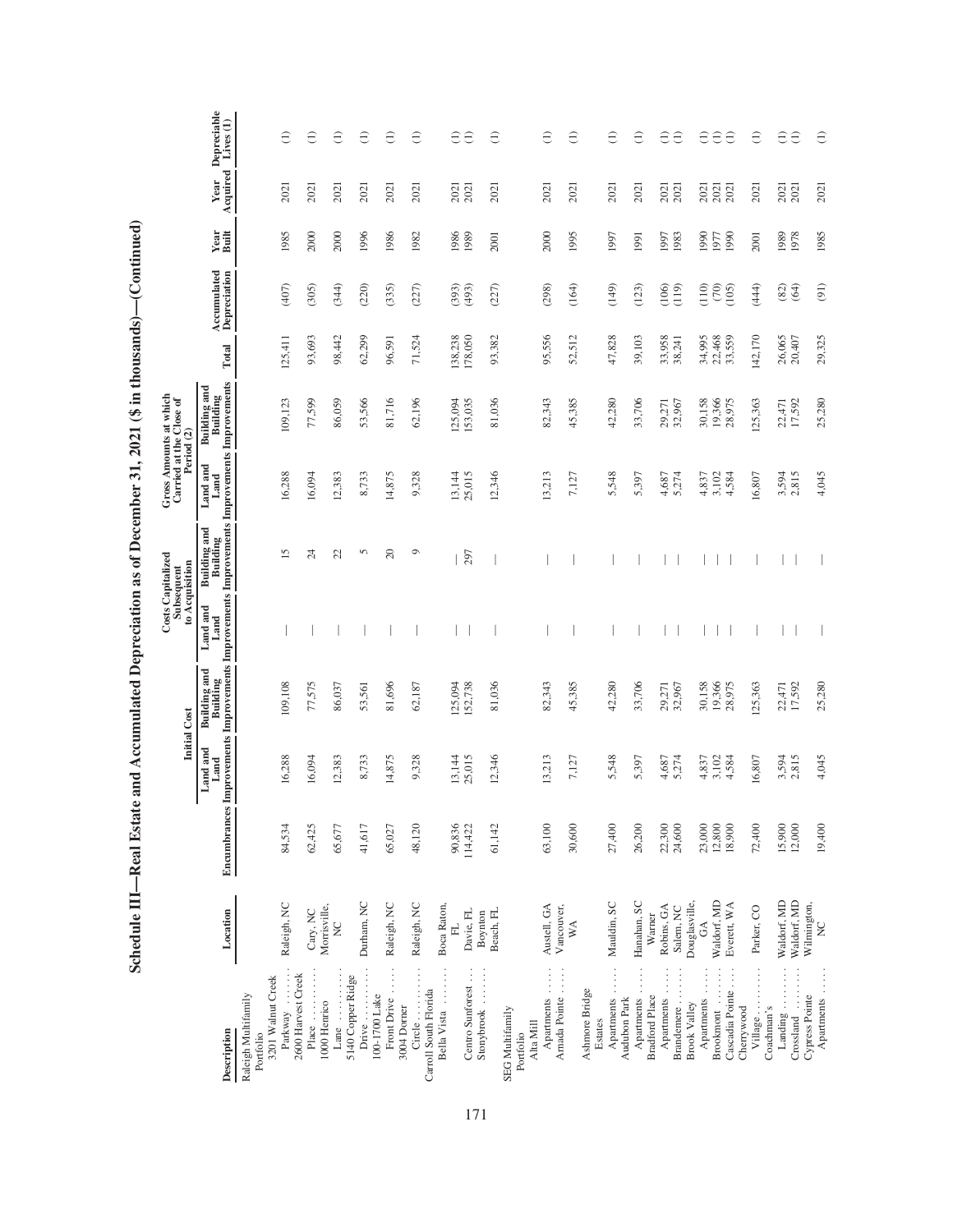# Schedule III—Real Estate and Accumulated Depreciation as of December 31, 2021 ($ in thousands)—(Continued)

| Description | Location | Encumbrances | Initial Cost | | Costs Capitalized Subsequent to Acquisition | | Gross Amounts at which Carried at the Close of Period (2) | | | Accumulated Depreciation | Year Built | Year Acquired | Depreciable Lives (1) |
|---|---|---|---|---|---|---|---|---|---|---|---|---|---|
| | | | Land and Land Improvements | Building and Building Improvements | Land and Land Improvements | Building and Building Improvements | Land and Land Improvements | Building and Building Improvements | Total | | | | |
| Raleigh Multifamily Portfolio | | | | | | | | | | | | | |
| 3201 Walnut Creek Parkway | Raleigh, NC | 84,534 | 16,288 | 109,108 | — | 15 | 16,288 | 109,123 | 125,411 | (407) | 1985 | 2021 | (1) |
| 2600 Harvest Creek Place | Cary, NC | 62,425 | 16,094 | 77,575 | — | 24 | 16,094 | 77,599 | 93,693 | (305) | 2000 | 2021 | (1) |
| 1000 Henrico Lane | Morrisville, NC | 65,677 | 12,383 | 86,037 | — | 22 | 12,383 | 86,059 | 98,442 | (344) | 2000 | 2021 | (1) |
| 5140 Copper Ridge Drive | Durham, NC | 41,617 | 8,733 | 53,561 | — | 5 | 8,733 | 53,566 | 62,299 | (220) | 1996 | 2021 | (1) |
| 100-1700 Lake Front Drive | Raleigh, NC | 65,027 | 14,875 | 81,696 | — | 20 | 14,875 | 81,716 | 96,591 | (335) | 1986 | 2021 | (1) |
| 3004 Dorner Circle | Raleigh, NC | 48,120 | 9,328 | 62,187 | — | 9 | 9,328 | 62,196 | 71,524 | (227) | 1982 | 2021 | (1) |
| Carroll South Florida | | | | | | | | | | | | | |
| Bella Vista | Boca Raton, FL | 90,836 | 13,144 | 125,094 | — | — | 13,144 | 125,094 | 138,238 | (393) | 1986 | 2021 | (1) |
| Centro Sunforest | Davie, FL | 114,422 | 25,015 | 152,738 | — | 297 | 25,015 | 153,035 | 178,050 | (493) | 1989 | 2021 | (1) |
| Stonybrook | Boynton Beach, FL | 61,142 | 12,346 | 81,036 | — | — | 12,346 | 81,036 | 93,382 | (227) | 2001 | 2021 | (1) |
| SEG Multifamily Portfolio | | | | | | | | | | | | | |
| Alta Mill Apartments | Austell, GA | 63,100 | 13,213 | 82,343 | — | — | 13,213 | 82,343 | 95,556 | (298) | 2000 | 2021 | (1) |
| Amada Pointe | Vancouver, WA | 30,600 | 7,127 | 45,385 | — | — | 7,127 | 45,385 | 52,512 | (164) | 1995 | 2021 | (1) |
| Ashmore Bridge Estates Apartments | Mauldin, SC | 27,400 | 5,548 | 42,280 | — | — | 5,548 | 42,280 | 47,828 | (149) | 1997 | 2021 | (1) |
| Audubon Park Apartments | Hanahan, SC | 26,200 | 5,397 | 33,706 | — | — | 5,397 | 33,706 | 39,103 | (123) | 1991 | 2021 | (1) |
| Bradford Place Apartments | Warner Robins, GA | 22,300 | 4,687 | 29,271 | — | — | 4,687 | 29,271 | 33,958 | (106) | 1997 | 2021 | (1) |
| Brandemere | Salem, NC | 24,600 | 5,274 | 32,967 | — | — | 5,274 | 32,967 | 38,241 | (119) | 1983 | 2021 | (1) |
| Brook Valley Apartments | Douglasville, GA | 23,000 | 4,837 | 30,158 | — | — | 4,837 | 30,158 | 34,995 | (110) | 1990 | 2021 | (1) |
| Brookmont | Waldorf, MD | 12,800 | 3,102 | 19,366 | — | — | 3,102 | 19,366 | 22,468 | (70) | 1977 | 2021 | (1) |
| Cascadia Pointe | Everett, WA | 18,900 | 4,584 | 28,975 | — | — | 4,584 | 28,975 | 33,559 | (105) | 1990 | 2021 | (1) |
| Cherrywood Village | Parker, CO | 72,400 | 16,807 | 125,363 | — | — | 16,807 | 125,363 | 142,170 | (444) | 2001 | 2021 | (1) |
| Coachman's Landing | Waldorf, MD | 15,900 | 3,594 | 22,471 | — | — | 3,594 | 22,471 | 26,065 | (82) | 1989 | 2021 | (1) |
| Crossland | Waldorf, MD | 12,000 | 2,815 | 17,592 | — | — | 2,815 | 17,592 | 20,407 | (64) | 1978 | 2021 | (1) |
| Cypress Pointe Apartments | Wilmington, NC | 19,400 | 4,045 | 25,280 | — | — | 4,045 | 25,280 | 29,325 | (91) | 1985 | 2021 | (1) |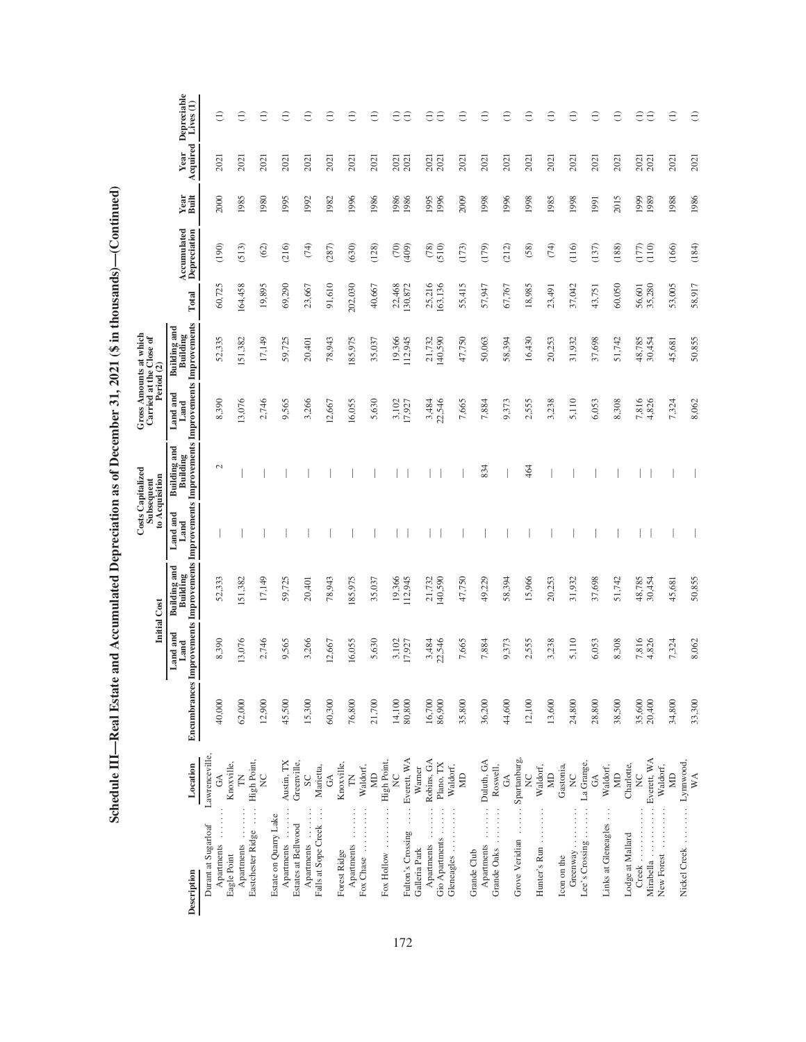# Schedule III—Real Estate and Accumulated Depreciation as of December 31, 2021 ($ in thousands)—(Continued)

| Description | Location | Encumbrances | Initial Cost | | Costs Capitalized Subsequent to Acquisition | | Gross Amounts at which Carried at the Close of Period (2) | | | Accumulated Depreciation | Year Built | Year Acquired | Depreciable Lives (1) |
|---|---|---|---|---|---|---|---|---|---|---|---|---|---|
| | | | Land and Land Improvements | Building and Building Improvements | Land and Land Improvements | Building and Building Improvements | Land and Land Improvements | Building and Building Improvements | Total | | | | |
| Durant at Sugarloaf Apartments | Lawrenceville, GA | 40,000 | 8,390 | 52,333 | — | 2 | 8,390 | 52,335 | 60,725 | (190) | 2000 | 2021 | (1) |
| Eagle Point Apartments | Knoxville, TN | 62,000 | 13,076 | 151,382 | — | — | 13,076 | 151,382 | 164,458 | (513) | 1985 | 2021 | (1) |
| Eastchester Ridge | High Point, NC | 12,900 | 2,746 | 17,149 | — | — | 2,746 | 17,149 | 19,895 | (62) | 1980 | 2021 | (1) |
| Estate on Quarry Lake Apartments | Austin, TX | 45,500 | 9,565 | 59,725 | — | — | 9,565 | 59,725 | 69,290 | (216) | 1995 | 2021 | (1) |
| Estates at Bellwood Apartments | Greenville, SC | 15,300 | 3,266 | 20,401 | — | — | 3,266 | 20,401 | 23,667 | (74) | 1992 | 2021 | (1) |
| Falls at Sope Creek | Marietta, GA | 60,300 | 12,667 | 78,943 | — | — | 12,667 | 78,943 | 91,610 | (287) | 1982 | 2021 | (1) |
| Forest Ridge Apartments | Knoxville, TN | 76,800 | 16,055 | 185,975 | — | — | 16,055 | 185,975 | 202,030 | (630) | 1996 | 2021 | (1) |
| Fox Chase | Waldorf, MD | 21,700 | 5,630 | 35,037 | — | — | 5,630 | 35,037 | 40,667 | (128) | 1986 | 2021 | (1) |
| Fox Hollow | High Point, NC | 14,100 | 3,102 | 19,366 | — | — | 3,102 | 19,366 | 22,468 | (70) | 1986 | 2021 | (1) |
| Fulton's Crossing | Everett, WA | 80,800 | 17,927 | 112,945 | — | — | 17,927 | 112,945 | 130,872 | (409) | 1986 | 2021 | (1) |
| Galleria Park Apartments | Warner Robins, GA | 16,700 | 3,484 | 21,732 | — | — | 3,484 | 21,732 | 25,216 | (78) | 1995 | 2021 | (1) |
| Gio Apartments | Plano, TX | 86,900 | 22,546 | 140,590 | — | — | 22,546 | 140,590 | 163,136 | (510) | 1996 | 2021 | (1) |
| Gleneagles | Waldorf, MD | 35,800 | 7,665 | 47,750 | — | — | 7,665 | 47,750 | 55,415 | (173) | 2009 | 2021 | (1) |
| Grande Club Apartments | Duluth, GA | 36,200 | 7,884 | 49,229 | — | 834 | 7,884 | 50,063 | 57,947 | (179) | 1998 | 2021 | (1) |
| Grande Oaks | Roswell, GA | 44,600 | 9,373 | 58,394 | — | — | 9,373 | 58,394 | 67,767 | (212) | 1996 | 2021 | (1) |
| Grove Veridian | Spartanburg, NC | 12,100 | 2,555 | 15,966 | — | 464 | 2,555 | 16,430 | 18,985 | (58) | 1998 | 2021 | (1) |
| Hunter's Run | Waldorf, MD | 13,600 | 3,238 | 20,253 | — | — | 3,238 | 20,253 | 23,491 | (74) | 1985 | 2021 | (1) |
| Icon on the Greenway | Gastonia, NC | 24,800 | 5,110 | 31,932 | — | — | 5,110 | 31,932 | 37,042 | (116) | 1998 | 2021 | (1) |
| Lee's Crossing | La Grange, GA | 28,800 | 6,053 | 37,698 | — | — | 6,053 | 37,698 | 43,751 | (137) | 1991 | 2021 | (1) |
| Links at Gleneagles | Waldorf, MD | 38,500 | 8,308 | 51,742 | — | — | 8,308 | 51,742 | 60,050 | (188) | 2015 | 2021 | (1) |
| Lodge at Mallard Creek | Charlotte, NC | 35,600 | 7,816 | 48,785 | — | — | 7,816 | 48,785 | 56,601 | (177) | 1999 | 2021 | (1) |
| Mirabella | Everett, WA | 20,400 | 4,826 | 30,454 | — | — | 4,826 | 30,454 | 35,280 | (110) | 1989 | 2021 | (1) |
| New Forest | Waldorf, MD | 34,800 | 7,324 | 45,681 | — | — | 7,324 | 45,681 | 53,005 | (166) | 1988 | 2021 | (1) |
| Nickel Creek | Lynnwood, WA | 33,300 | 8,062 | 50,855 | — | — | 8,062 | 50,855 | 58,917 | (184) | 1986 | 2021 | (1) |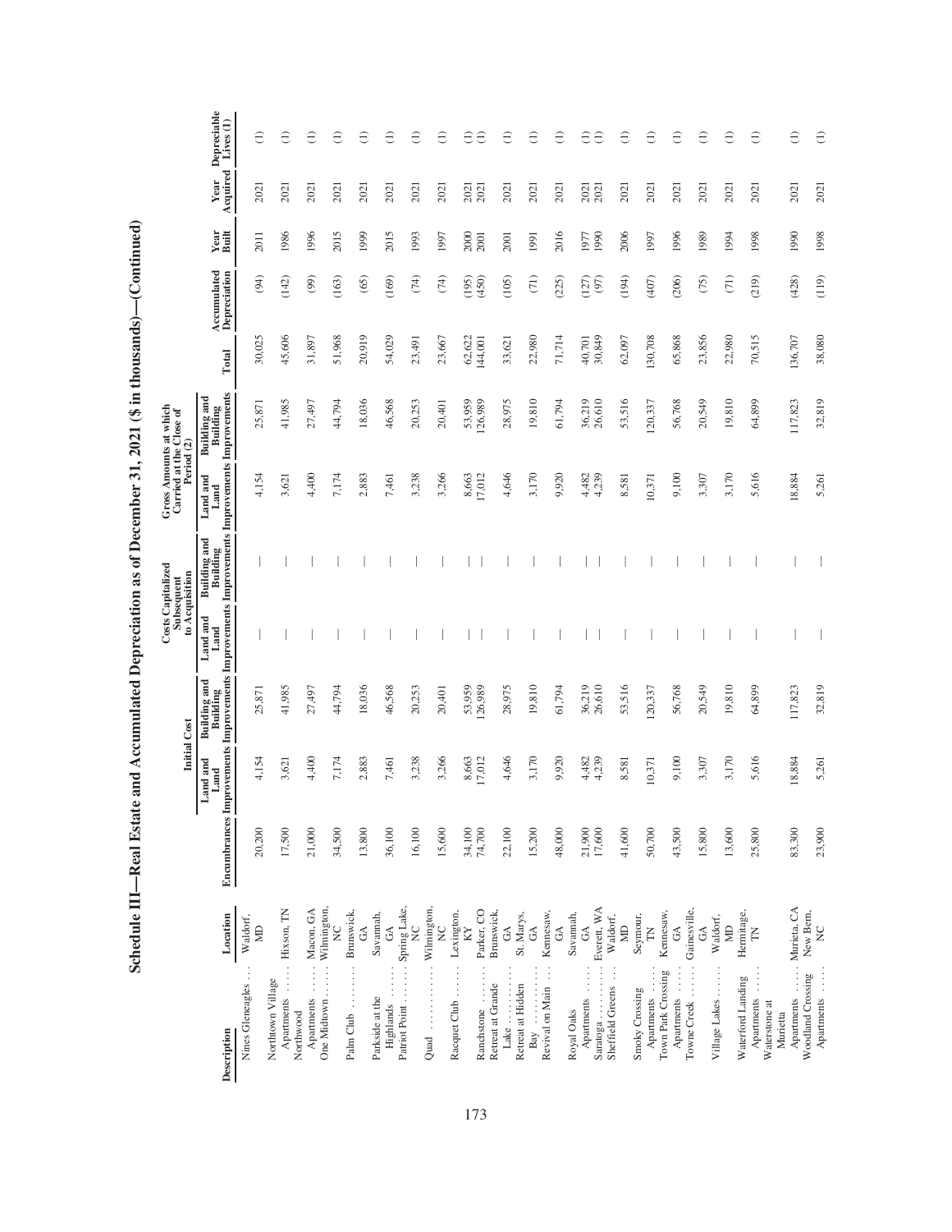# Schedule III—Real Estate and Accumulated Depreciation as of December 31, 2021 ($ in thousands)—(Continued)

| Description | Location | Encumbrances | Initial Cost | | Costs Capitalized Subsequent to Acquisition | | Gross Amounts at which Carried at the Close of Period (2) | | | Accumulated Depreciation | Year Built | Year Acquired | Depreciable Lives (1) |
|---|---|---|---|---|---|---|---|---|---|---|---|---|---|
| | | | Land and Land Improvements | Building and Building Improvements | Land and Land Improvements | Building and Building Improvements | Land and Land Improvements | Building and Building Improvements | Total | | | | |
| Nines Gleneagles | Waldorf, MD | 20,200 | 4,154 | 25,871 | — | — | 4,154 | 25,871 | 30,025 | (94) | 2011 | 2021 | (1) |
| Northtown Village Apartments | Hixson, TN | 17,500 | 3,621 | 41,985 | — | — | 3,621 | 41,985 | 45,606 | (142) | 1986 | 2021 | (1) |
| Northwood Apartments | Macon, GA | 21,000 | 4,400 | 27,497 | — | — | 4,400 | 27,497 | 31,897 | (99) | 1996 | 2021 | (1) |
| One Midtown | Wilmington, NC | 34,500 | 7,174 | 44,794 | — | — | 7,174 | 44,794 | 51,968 | (163) | 2015 | 2021 | (1) |
| Palm Club | Brunswick, GA | 13,800 | 2,883 | 18,036 | — | — | 2,883 | 18,036 | 20,919 | (65) | 1999 | 2021 | (1) |
| Parkside at the Highlands | Savannah, GA | 36,100 | 7,461 | 46,568 | — | — | 7,461 | 46,568 | 54,029 | (169) | 2015 | 2021 | (1) |
| Patriot Point | Spring Lake, NC | 16,100 | 3,238 | 20,253 | — | — | 3,238 | 20,253 | 23,491 | (74) | 1993 | 2021 | (1) |
| Quad | Wilmington, NC | 15,600 | 3,266 | 20,401 | — | — | 3,266 | 20,401 | 23,667 | (74) | 1997 | 2021 | (1) |
| Racquet Club | Lexington, KY | 34,100 | 8,663 | 53,959 | — | — | 8,663 | 53,959 | 62,622 | (195) | 2000 | 2021 | (1) |
| Ranchstone | Parker, CO | 74,700 | 17,012 | 126,989 | — | — | 17,012 | 126,989 | 144,001 | (450) | 2001 | 2021 | (1) |
| Retreat at Grande Lake | Brunswick, GA | 22,100 | 4,646 | 28,975 | — | — | 4,646 | 28,975 | 33,621 | (105) | 2001 | 2021 | (1) |
| Retreat at Hidden Bay | St. Marys, GA | 15,200 | 3,170 | 19,810 | — | — | 3,170 | 19,810 | 22,980 | (71) | 1991 | 2021 | (1) |
| Revival on Main | Kennesaw, GA | 48,000 | 9,920 | 61,794 | — | — | 9,920 | 61,794 | 71,714 | (225) | 2016 | 2021 | (1) |
| Royal Oaks Apartments | Savannah, GA | 21,900 | 4,482 | 36,219 | — | — | 4,482 | 36,219 | 40,701 | (127) | 1977 | 2021 | (1) |
| Saratoga | Everett, WA | 17,600 | 4,239 | 26,610 | — | — | 4,239 | 26,610 | 30,849 | (97) | 1990 | 2021 | (1) |
| Sheffield Greens | Waldorf, MD | 41,600 | 8,581 | 53,516 | — | — | 8,581 | 53,516 | 62,097 | (194) | 2006 | 2021 | (1) |
| Smoky Crossing Apartments | Seymour, TN | 50,700 | 10,371 | 120,337 | — | — | 10,371 | 120,337 | 130,708 | (407) | 1997 | 2021 | (1) |
| Town Park Crossing Apartments | Kennesaw, GA | 43,500 | 9,100 | 56,768 | — | — | 9,100 | 56,768 | 65,868 | (206) | 1996 | 2021 | (1) |
| Towne Creek | Gainesville, GA | 15,800 | 3,307 | 20,549 | — | — | 3,307 | 20,549 | 23,856 | (75) | 1989 | 2021 | (1) |
| Village Lakes | Waldorf, MD | 13,600 | 3,170 | 19,810 | — | — | 3,170 | 19,810 | 22,980 | (71) | 1994 | 2021 | (1) |
| Waterford Landing Apartments | Hermitage, TN | 25,800 | 5,616 | 64,899 | — | — | 5,616 | 64,899 | 70,515 | (219) | 1998 | 2021 | (1) |
| Waterstone at Murrieta Apartments | Murrieta, CA | 83,300 | 18,884 | 117,823 | — | — | 18,884 | 117,823 | 136,707 | (428) | 1990 | 2021 | (1) |
| Woodland Crossing Apartments | New Bern, NC | 23,900 | 5,261 | 32,819 | — | — | 5,261 | 32,819 | 38,080 | (119) | 1998 | 2021 | (1) |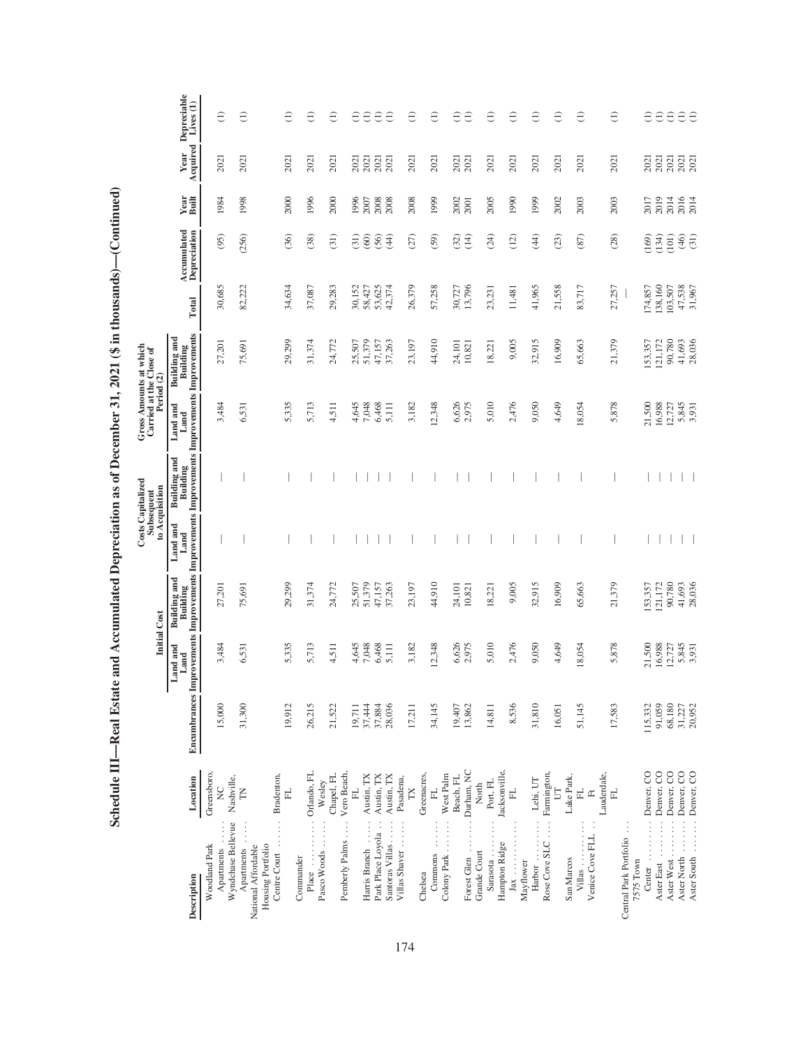# Schedule III—Real Estate and Accumulated Depreciation as of December 31, 2021 ($ in thousands)—(Continued)

| Description | Location | Encumbrances | Initial Cost | | Costs Capitalized Subsequent to Acquisition | | Gross Amounts at which Carried at the Close of Period (2) | | | Accumulated Depreciation | Year Built | Year Acquired | Depreciable Lives (1) |
|---|---|---|---|---|---|---|---|---|---|---|---|---|---|
| | | | Land and Land Improvements | Building and Building Improvements | Land and Land Improvements | Building and Building Improvements | Land and Land Improvements | Building and Building Improvements | Total | | | | |
| Woodland Park Apartments | Greensboro, NC | 15,000 | 3,484 | 27,201 | — | — | 3,484 | 27,201 | 30,685 | (95) | 1984 | 2021 | (1) |
| Wyndchase Bellevue Apartments | Nashville, TN | 31,300 | 6,531 | 75,691 | — | — | 6,531 | 75,691 | 82,222 | (256) | 1998 | 2021 | (1) |
| National Affordable Housing Portfolio | | | | | | | | | | | | | |
| Centre Court | Bradenton, FL | 19,912 | 5,335 | 29,299 | — | — | 5,335 | 29,299 | 34,634 | (36) | 2000 | 2021 | (1) |
| Commander Place | Orlando, FL | 26,215 | 5,713 | 31,374 | — | — | 5,713 | 31,374 | 37,087 | (38) | 1996 | 2021 | (1) |
| Pasco Woods | Wesley Chapel, FL | 21,522 | 4,511 | 24,772 | — | — | 4,511 | 24,772 | 29,283 | (31) | 2000 | 2021 | (1) |
| Pemberly Palms | Vero Beach, FL | 19,711 | 4,645 | 25,507 | — | — | 4,645 | 25,507 | 30,152 | (31) | 1996 | 2021 | (1) |
| Harris Branch | Austin, TX | 37,444 | 7,048 | 51,379 | — | — | 7,048 | 51,379 | 58,427 | (60) | 2007 | 2021 | (1) |
| Park Place Loyola | Austin, TX | 37,884 | 6,468 | 47,157 | — | — | 6,468 | 47,157 | 53,625 | (56) | 2008 | 2021 | (1) |
| Santoras Villas | Austin, TX | 28,036 | 5,111 | 37,263 | — | — | 5,111 | 37,263 | 42,374 | (44) | 2008 | 2021 | (1) |
| Villas Shaver | Pasadena, TX | 17,211 | 3,182 | 23,197 | — | — | 3,182 | 23,197 | 26,379 | (27) | 2008 | 2021 | (1) |
| Chelsea Commons | Greenacres, FL | 34,145 | 12,348 | 44,910 | — | — | 12,348 | 44,910 | 57,258 | (59) | 1999 | 2021 | (1) |
| Colony Park | West Palm Beach, FL | 19,407 | 6,626 | 24,101 | — | — | 6,626 | 24,101 | 30,727 | (32) | 2002 | 2021 | (1) |
| Forest Glen | Durham, NC | 13,862 | 2,975 | 10,821 | — | — | 2,975 | 10,821 | 13,796 | (14) | 2001 | 2021 | (1) |
| Grande Court Sarasota | North Port, FL | 14,811 | 5,010 | 18,221 | — | — | 5,010 | 18,221 | 23,231 | (24) | 2005 | 2021 | (1) |
| Hampton Ridge Jax | Jacksonville, FL | 8,536 | 2,476 | 9,005 | — | — | 2,476 | 9,005 | 11,481 | (12) | 1990 | 2021 | (1) |
| Mayflower Harbor | Lehi, UT | 31,810 | 9,050 | 32,915 | — | — | 9,050 | 32,915 | 41,965 | (44) | 1999 | 2021 | (1) |
| Rose Cove SLC | Farmington, UT | 16,051 | 4,649 | 16,909 | — | — | 4,649 | 16,909 | 21,558 | (23) | 2002 | 2021 | (1) |
| San Marcos Villas | Lake Park, FL | 51,145 | 18,054 | 65,663 | — | — | 18,054 | 65,663 | 83,717 | (87) | 2003 | 2021 | (1) |
| Venice Cove FLL | Ft Lauderdale, FL | 17,583 | 5,878 | 21,379 | — | — | 5,878 | 21,379 | 27,257 | (28) | 2003 | 2021 | (1) |
| Central Park Portfolio | | | | | | | | | — | | | | |
| 7575 Town Center | Denver, CO | 115,332 | 21,500 | 153,357 | — | — | 21,500 | 153,357 | 174,857 | (169) | 2017 | 2021 | (1) |
| Aster East | Denver, CO | 91,059 | 16,988 | 121,172 | — | — | 16,988 | 121,172 | 138,160 | (134) | 2019 | 2021 | (1) |
| Aster West | Denver, CO | 68,180 | 12,727 | 90,780 | — | — | 12,727 | 90,780 | 103,507 | (101) | 2014 | 2021 | (1) |
| Aster North | Denver, CO | 31,227 | 5,845 | 41,693 | — | — | 5,845 | 41,693 | 47,538 | (46) | 2016 | 2021 | (1) |
| Aster South | Denver, CO | 20,952 | 3,931 | 28,036 | — | — | 3,931 | 28,036 | 31,967 | (31) | 2014 | 2021 | (1) |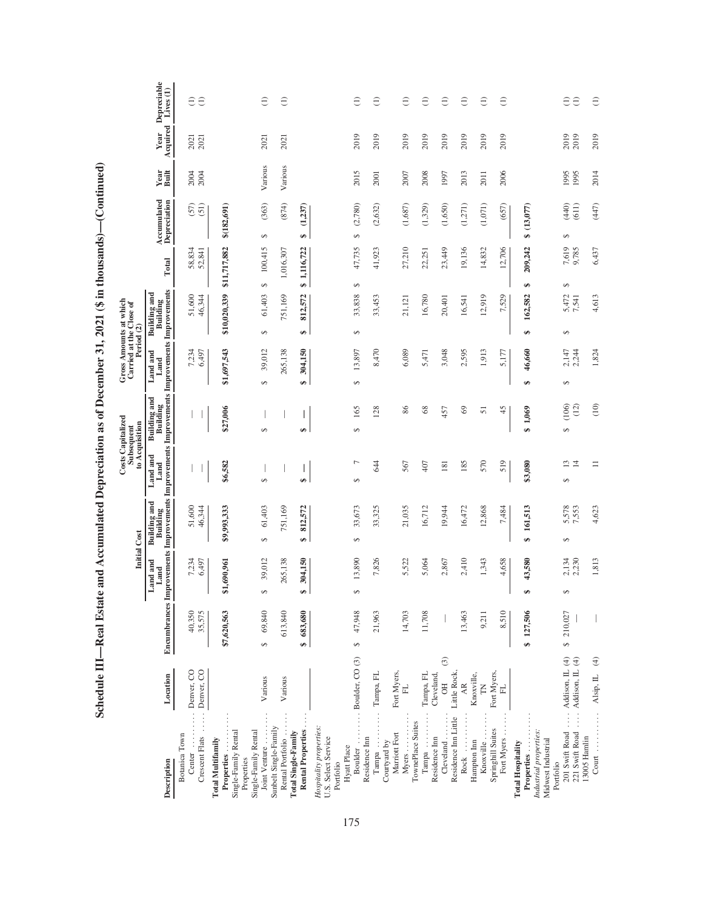# Schedule III—Real Estate and Accumulated Depreciation as of December 31, 2021 ($ in thousands)—(Continued)

| | | | Initial Cost | | Costs Capitalized Subsequent to Acquisition | | Gross Amounts at which Carried at the Close of Period (2) | | | | | | |
|---|---|---|---|---|---|---|---|---|---|---|---|---|---|
| Description | Location | Encumbrances | Land and Land Improvements | Building and Building Improvements | Land and Land Improvements | Building and Building Improvements | Land and Land Improvements | Building and Building Improvements | Total | Accumulated Depreciation | Year Built | Year Acquired | Depreciable Lives (1) |
| Botanica Town Center | Denver, CO | 40,350 | 7,234 | 51,600 | — | — | 7,234 | 51,600 | 58,834 | (57) | 2004 | 2021 | (1) |
| Crescent Flats | Denver, CO | 35,575 | 6,497 | 46,344 | — | — | 6,497 | 46,344 | 52,841 | (51) | 2004 | 2021 | (1) |
| **Total Multifamily Properties** | | $7,620,563 | $1,690,961 | $9,993,333 | $6,582 | $27,006 | $1,697,543 | $10,020,339 | $11,717,882 | $(182,691) | | | |
| Single-Family Rental Properties | | | | | | | | | | | | | |
| Single-Family Rental Joint Venture | Various | $ 69,840 | $ 39,012 | $ 61,403 | $ — | $ — | $ 39,012 | $ 61,403 | $ 100,415 | $ (363) | Various | 2021 | (1) |
| Sunbelt Single-Family Rental Portfolio | Various | 613,840 | 265,138 | 751,169 | — | — | 265,138 | 751,169 | 1,016,307 | (874) | Various | 2021 | (1) |
| **Total Single-Family Rental Properties** | | $ 683,680 | $ 304,150 | $ 812,572 | $ — | $ — | $ 304,150 | $ 812,572 | $ 1,116,722 | $ (1,237) | | | |
| *Hospitality properties:* | | | | | | | | | | | | | |
| U.S. Select Service Portfolio | | | | | | | | | | | | | |
| Hyatt Place Boulder | Boulder, CO (3) | $ 47,948 | $ 13,890 | $ 33,673 | $ 7 | $ 165 | $ 13,897 | $ 33,838 | $ 47,735 | $ (2,780) | 2015 | 2019 | (1) |
| Residence Inn Tampa | Tampa, FL | 21,963 | 7,826 | 33,325 | 644 | 128 | 8,470 | 33,453 | 41,923 | (2,632) | 2001 | 2019 | (1) |
| Courtyard by Marriott Fort Myers | Fort Myers, FL | 14,703 | 5,522 | 21,035 | 567 | 86 | 6,089 | 21,121 | 27,210 | (1,687) | 2007 | 2019 | (1) |
| TownePlace Suites Tampa | Tampa, FL | 11,708 | 5,064 | 16,712 | 407 | 68 | 5,471 | 16,780 | 22,251 | (1,329) | 2008 | 2019 | (1) |
| Residence Inn Cleveland | Cleveland, OH (3) | — | 2,867 | 19,944 | 181 | 457 | 3,048 | 20,401 | 23,449 | (1,650) | 1997 | 2019 | (1) |
| Residence Inn Little Rock | Little Rock, AR | 13,463 | 2,410 | 16,472 | 185 | 69 | 2,595 | 16,541 | 19,136 | (1,271) | 2013 | 2019 | (1) |
| Hampton Inn Knoxville | Knoxville, TN | 9,211 | 1,343 | 12,868 | 570 | 51 | 1,913 | 12,919 | 14,832 | (1,071) | 2011 | 2019 | (1) |
| Springhill Suites Fort Myers | Fort Myers, FL | 8,510 | 4,658 | 7,484 | 519 | 45 | 5,177 | 7,529 | 12,706 | (657) | 2006 | 2019 | (1) |
| **Total Hospitality Properties** | | $ 127,506 | $ 43,580 | $ 161,513 | $3,080 | $ 1,069 | $ 46,660 | $ 162,582 | $ 209,242 | $ (13,077) | | | |
| *Industrial properties:* | | | | | | | | | | | | | |
| Midwest Industrial Portfolio | | | | | | | | | | | | | |
| 201 Swift Road | Addison, IL (4) | $ 210,027 | $ 2,134 | $ 5,578 | $ 13 | $ (106) | $ 2,147 | $ 5,472 | $ 7,619 | $ (440) | 1995 | 2019 | (1) |
| 221 Swift Road | Addison, IL (4) | — | 2,230 | 7,553 | 14 | (12) | 2,244 | 7,541 | 9,785 | (611) | 1995 | 2019 | (1) |
| 13005 Hamlin Court | Alsip, IL (4) | — | 1,813 | 4,623 | 11 | (10) | 1,824 | 4,613 | 6,437 | (447) | 2014 | 2019 | (1) |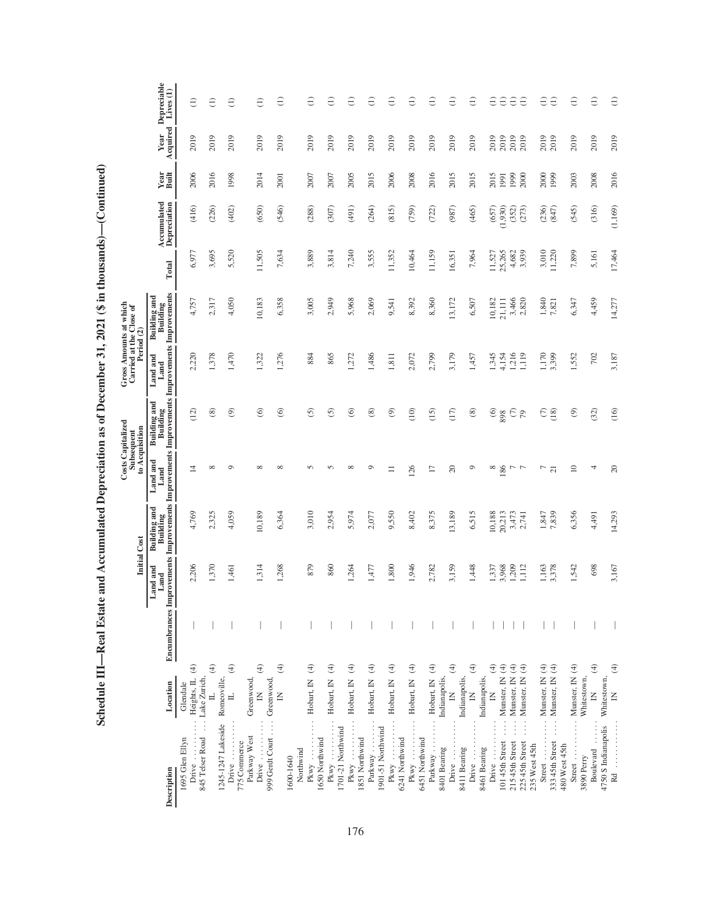# Schedule III—Real Estate and Accumulated Depreciation as of December 31, 2021 ($ in thousands)—(Continued)

| Description | Location | Encumbrances | Initial Cost | | Costs Capitalized Subsequent to Acquisition | | Gross Amounts at which Carried at the Close of Period (2) | | | Accumulated Depreciation | Year Built | Year Acquired | Depreciable Lives (1) |
|---|---|---|---|---|---|---|---|---|---|---|---|---|---|
| | | | Land and Land Improvements | Building and Building Improvements | Land and Land Improvements | Building and Building Improvements | Land and Land Improvements | Building and Building Improvements | Total | | | | |
| 1695 Glen Ellyn Drive | Glendale Heights, IL (4) | — | 2,206 | 4,769 | 14 | (12) | 2,220 | 4,757 | 6,977 | (416) | 2006 | 2019 | (1) |
| 845 Telser Road | Lake Zurich, IL (4) | — | 1,370 | 2,325 | 8 | (8) | 1,378 | 2,317 | 3,695 | (226) | 2016 | 2019 | (1) |
| 1245-1247 Lakeside Drive | Romeoville, IL (4) | — | 1,461 | 4,059 | 9 | (9) | 1,470 | 4,050 | 5,520 | (402) | 1998 | 2019 | (1) |
| 775 Commerce Parkway West Drive | Greenwood, IN (4) | — | 1,314 | 10,189 | 8 | (6) | 1,322 | 10,183 | 11,505 | (650) | 2014 | 2019 | (1) |
| 999 Gerdt Court | Greenwood, IN (4) | — | 1,268 | 6,364 | 8 | (6) | 1,276 | 6,358 | 7,634 | (546) | 2001 | 2019 | (1) |
| 1600-1640 Northwind Pkwy | Hobart, IN (4) | — | 879 | 3,010 | 5 | (5) | 884 | 3,005 | 3,889 | (288) | 2007 | 2019 | (1) |
| 1650 Northwind Pkwy | Hobart, IN (4) | — | 860 | 2,954 | 5 | (5) | 865 | 2,949 | 3,814 | (307) | 2007 | 2019 | (1) |
| 1701-21 Northwind Pkwy | Hobart, IN (4) | — | 1,264 | 5,974 | 8 | (6) | 1,272 | 5,968 | 7,240 | (491) | 2005 | 2019 | (1) |
| 1851 Northwind Parkway | Hobart, IN (4) | — | 1,477 | 2,077 | 9 | (8) | 1,486 | 2,069 | 3,555 | (264) | 2015 | 2019 | (1) |
| 1901-51 Northwind Pkwy | Hobart, IN (4) | — | 1,800 | 9,550 | 11 | (9) | 1,811 | 9,541 | 11,352 | (815) | 2006 | 2019 | (1) |
| 6241 Northwind Pkwy | Hobart, IN (4) | — | 1,946 | 8,402 | 126 | (10) | 2,072 | 8,392 | 10,464 | (759) | 2008 | 2019 | (1) |
| 6451 Northwind Parkway | Hobart, IN (4) | — | 2,782 | 8,375 | 17 | (15) | 2,799 | 8,360 | 11,159 | (722) | 2016 | 2019 | (1) |
| 8401 Bearing Drive | Indianapolis, IN (4) | — | 3,159 | 13,189 | 20 | (17) | 3,179 | 13,172 | 16,351 | (987) | 2015 | 2019 | (1) |
| 8411 Bearing Drive | Indianapolis, IN (4) | — | 1,448 | 6,515 | 9 | (8) | 1,457 | 6,507 | 7,964 | (465) | 2015 | 2019 | (1) |
| 8461 Bearing Drive | Indianapolis, IN (4) | — | 1,337 | 10,188 | 8 | (6) | 1,345 | 10,182 | 11,527 | (657) | 2015 | 2019 | (1) |
| 101 45th Street | Munster, IN (4) | — | 3,968 | 20,213 | 186 | 898 | 4,154 | 21,111 | 25,265 | (1,930) | 1991 | 2019 | (1) |
| 215 45th Street | Munster, IN (4) | — | 1,209 | 3,473 | 7 | (7) | 1,216 | 3,466 | 4,682 | (352) | 1999 | 2019 | (1) |
| 225 45th Street | Munster, IN (4) | — | 1,112 | 2,741 | 7 | 79 | 1,119 | 2,820 | 3,939 | (273) | 2000 | 2019 | (1) |
| 235 West 45th Street | Munster, IN (4) | — | 1,163 | 1,847 | 7 | (7) | 1,170 | 1,840 | 3,010 | (236) | 2000 | 2019 | (1) |
| 333 45th Street | Munster, IN (4) | — | 3,378 | 7,839 | 21 | (18) | 3,399 | 7,821 | 11,220 | (847) | 1999 | 2019 | (1) |
| 480 West 45th Street | Munster, IN (4) | — | 1,542 | 6,356 | 10 | (9) | 1,552 | 6,347 | 7,899 | (545) | 2003 | 2019 | (1) |
| 3890 Perry Boulevard | Whitestown, IN (4) | — | 698 | 4,491 | 4 | (32) | 702 | 4,459 | 5,161 | (316) | 2008 | 2019 | (1) |
| 4750 S Indianapolis Rd | Whitestown, IN (4) | — | 3,167 | 14,293 | 20 | (16) | 3,187 | 14,277 | 17,464 | (1,169) | 2016 | 2019 | (1) |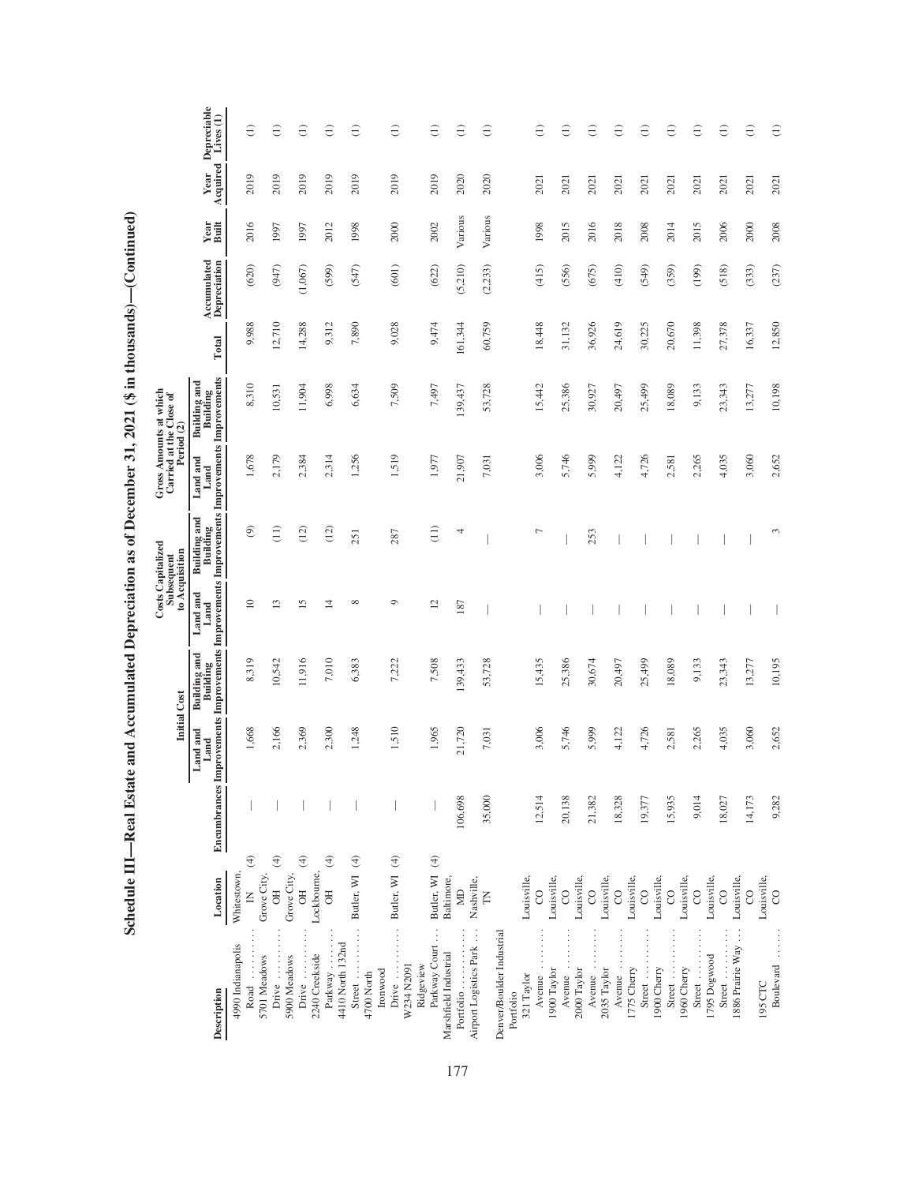# Schedule III—Real Estate and Accumulated Depreciation as of December 31, 2021 ($ in thousands)—(Continued)

| Description | Location | | Encumbrances | Initial Cost | | Costs Capitalized Subsequent to Acquisition | | Gross Amounts at which Carried at the Close of Period (2) | | Total | Accumulated Depreciation | Year Built | Year Acquired | Depreciable Lives (1) |
|---|---|---|---|---|---|---|---|---|---|---|---|---|---|---|
| | | | | Land and Land Improvements | Building and Building Improvements | Land and Land Improvements | Building and Building Improvements | Land and Land Improvements | Building and Building Improvements | | | | | |
| 4990 Indianapolis Road | Whitestown, IN | (4) | — | 1,668 | 8,319 | 10 | (9) | 1,678 | 8,310 | 9,988 | (620) | 2016 | 2019 | (1) |
| 5701 Meadows Drive | Grove City, OH | (4) | — | 2,166 | 10,542 | 13 | (11) | 2,179 | 10,531 | 12,710 | (947) | 1997 | 2019 | (1) |
| 5900 Meadows Drive | Grove City, OH | (4) | — | 2,369 | 11,916 | 15 | (12) | 2,384 | 11,904 | 14,288 | (1,067) | 1997 | 2019 | (1) |
| 2240 Creekside Parkway | Lockbourne, OH | (4) | — | 2,300 | 7,010 | 14 | (12) | 2,314 | 6,998 | 9,312 | (599) | 2012 | 2019 | (1) |
| 4410 North 132nd Street | Butler, WI | (4) | — | 1,248 | 6,383 | 8 | 251 | 1,256 | 6,634 | 7,890 | (547) | 1998 | 2019 | (1) |
| 4700 North Ironwood Drive | Butler, WI | (4) | — | 1,510 | 7,222 | 9 | 287 | 1,519 | 7,509 | 9,028 | (601) | 2000 | 2019 | (1) |
| W234 N2091 Ridgeview Parkway Court | Butler, WI | (4) | — | 1,965 | 7,508 | 12 | (11) | 1,977 | 7,497 | 9,474 | (622) | 2002 | 2019 | (1) |
| Marshfield Industrial Portfolio | Baltimore, MD | | 106,698 | 21,720 | 139,433 | 187 | 4 | 21,907 | 139,437 | 161,344 | (5,210) | Various | 2020 | (1) |
| Airport Logistics Park | Nashville, TN | | 35,000 | 7,031 | 53,728 | — | — | 7,031 | 53,728 | 60,759 | (2,233) | Various | 2020 | (1) |
| Denver/Boulder Industrial Portfolio | | | | | | | | | | | | | | |
| 321 Taylor Avenue | Louisville, CO | | 12,514 | 3,006 | 15,435 | — | 7 | 3,006 | 15,442 | 18,448 | (415) | 1998 | 2021 | (1) |
| 1900 Taylor Avenue | Louisville, CO | | 20,138 | 5,746 | 25,386 | — | — | 5,746 | 25,386 | 31,132 | (556) | 2015 | 2021 | (1) |
| 2000 Taylor Avenue | Louisville, CO | | 21,382 | 5,999 | 30,674 | — | 253 | 5,999 | 30,927 | 36,926 | (675) | 2016 | 2021 | (1) |
| 2035 Taylor Avenue | Louisville, CO | | 18,328 | 4,122 | 20,497 | — | — | 4,122 | 20,497 | 24,619 | (410) | 2018 | 2021 | (1) |
| 1775 Cherry Street | Louisville, CO | | 19,377 | 4,726 | 25,499 | — | — | 4,726 | 25,499 | 30,225 | (549) | 2008 | 2021 | (1) |
| 1900 Cherry Street | Louisville, CO | | 15,935 | 2,581 | 18,089 | — | — | 2,581 | 18,089 | 20,670 | (359) | 2014 | 2021 | (1) |
| 1960 Cherry Street | Louisville, CO | | 9,014 | 2,265 | 9,133 | — | — | 2,265 | 9,133 | 11,398 | (199) | 2015 | 2021 | (1) |
| 1795 Dogwood Street | Louisville, CO | | 18,027 | 4,035 | 23,343 | — | — | 4,035 | 23,343 | 27,378 | (518) | 2006 | 2021 | (1) |
| 1886 Prairie Way | Louisville, CO | | 14,173 | 3,060 | 13,277 | — | — | 3,060 | 13,277 | 16,337 | (333) | 2000 | 2021 | (1) |
| 195 CTC Boulevard | Louisville, CO | | 9,282 | 2,652 | 10,195 | — | 3 | 2,652 | 10,198 | 12,850 | (237) | 2008 | 2021 | (1) |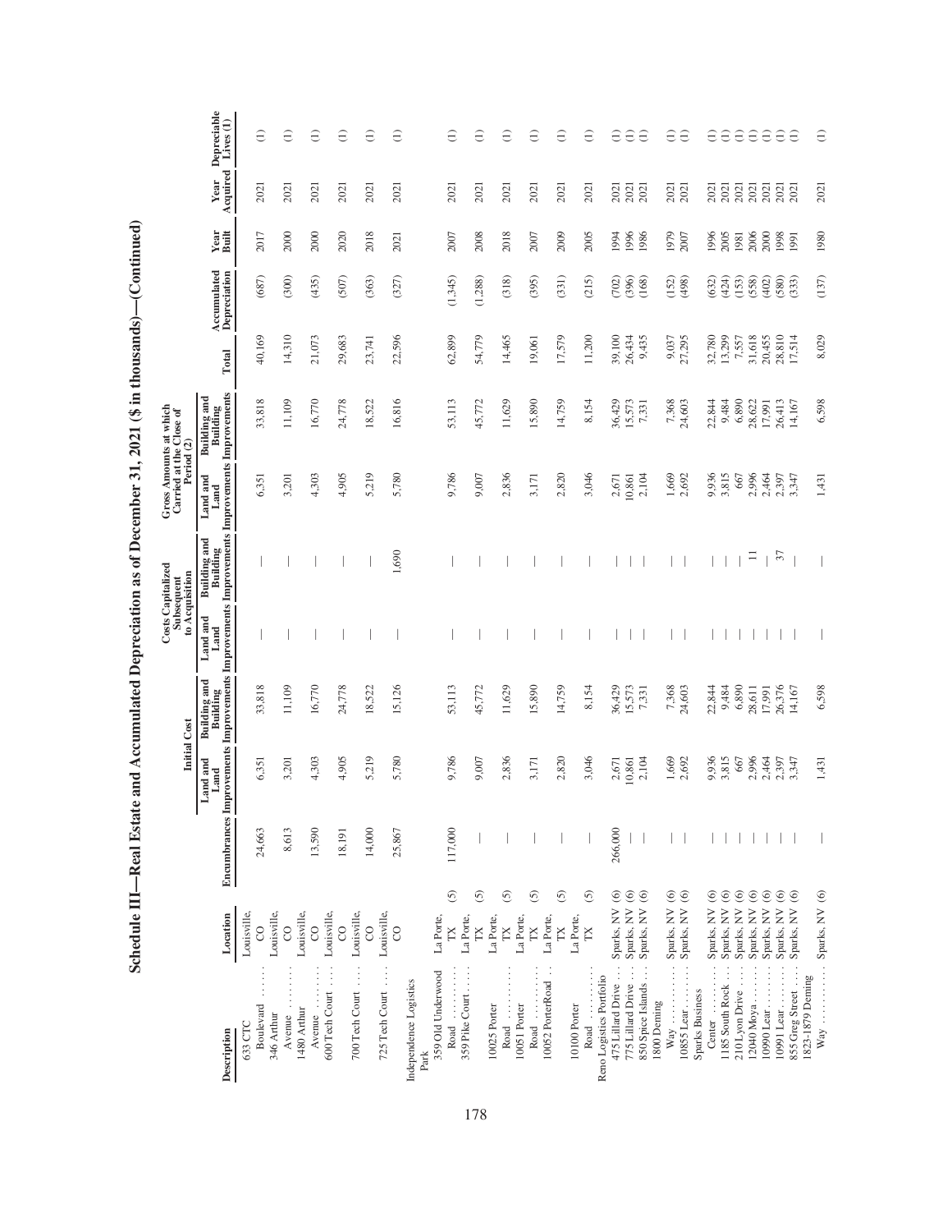# Schedule III—Real Estate and Accumulated Depreciation as of December 31, 2021 ($ in thousands)—(Continued)

| Description | Location | Encumbrances | Initial Cost | | Costs Capitalized Subsequent to Acquisition | | Gross Amounts at which Carried at the Close of Period (2) | | | Accumulated Depreciation | Year Built | Year Acquired | Depreciable Lives (1) |
|---|---|---|---|---|---|---|---|---|---|---|---|---|---|
| | | | Land and Land Improvements | Building and Building Improvements | Land and Land Improvements | Building and Building Improvements | Land and Land Improvements | Building and Building Improvements | Total | | | | |
| 633 CTC Boulevard | Louisville, CO | 24,663 | 6,351 | 33,818 | — | — | 6,351 | 33,818 | 40,169 | (687) | 2017 | 2021 | (1) |
| 346 Arthur Avenue | Louisville, CO | 8,613 | 3,201 | 11,109 | — | — | 3,201 | 11,109 | 14,310 | (300) | 2000 | 2021 | (1) |
| 1480 Arthur Avenue | Louisville, CO | 13,590 | 4,303 | 16,770 | — | — | 4,303 | 16,770 | 21,073 | (435) | 2000 | 2021 | (1) |
| 600 Tech Court | Louisville, CO | 18,191 | 4,905 | 24,778 | — | — | 4,905 | 24,778 | 29,683 | (507) | 2020 | 2021 | (1) |
| 700 Tech Court | Louisville, CO | 14,000 | 5,219 | 18,522 | — | — | 5,219 | 18,522 | 23,741 | (363) | 2018 | 2021 | (1) |
| 725 Tech Court | Louisville, CO | 25,867 | 5,780 | 15,126 | — | 1,690 | 5,780 | 16,816 | 22,596 | (327) | 2021 | 2021 | (1) |
| Independence Logistics Park | | | | | | | | | | | | | |
| 359 Old Underwood Road | La Porte, TX (5) | 117,000 | 9,786 | 53,113 | — | — | 9,786 | 53,113 | 62,899 | (1,345) | 2007 | 2021 | (1) |
| 359 Pike Court | La Porte, TX (5) | — | 9,007 | 45,772 | — | — | 9,007 | 45,772 | 54,779 | (1,288) | 2008 | 2021 | (1) |
| 10025 Porter Road | La Porte, TX (5) | — | 2,836 | 11,629 | — | — | 2,836 | 11,629 | 14,465 | (318) | 2018 | 2021 | (1) |
| 10051 Porter Road | La Porte, TX (5) | — | 3,171 | 15,890 | — | — | 3,171 | 15,890 | 19,061 | (395) | 2007 | 2021 | (1) |
| 10052 PorterRoad | La Porte, TX (5) | — | 2,820 | 14,759 | — | — | 2,820 | 14,759 | 17,579 | (331) | 2009 | 2021 | (1) |
| 10100 Porter Road | La Porte, TX (5) | — | 3,046 | 8,154 | — | — | 3,046 | 8,154 | 11,200 | (215) | 2005 | 2021 | (1) |
| Reno Logistics Portfolio | | | | | | | | | | | | | |
| 475 Lillard Drive | Sparks, NV (6) | 266,000 | 2,671 | 36,429 | — | — | 2,671 | 36,429 | 39,100 | (702) | 1994 | 2021 | (1) |
| 775 Lillard Drive | Sparks, NV (6) | — | 10,861 | 15,573 | — | — | 10,861 | 15,573 | 26,434 | (396) | 1996 | 2021 | (1) |
| 850 Spice Islands | Sparks, NV (6) | — | 2,104 | 7,331 | — | — | 2,104 | 7,331 | 9,435 | (168) | 1986 | 2021 | (1) |
| 1800 Deming Way | Sparks, NV (6) | — | 1,669 | 7,368 | — | — | 1,669 | 7,368 | 9,037 | (152) | 1979 | 2021 | (1) |
| 10855 Lear | Sparks, NV (6) | — | 2,692 | 24,603 | — | — | 2,692 | 24,603 | 27,295 | (498) | 2007 | 2021 | (1) |
| Sparks Business Center | Sparks, NV (6) | — | 9,936 | 22,844 | — | — | 9,936 | 22,844 | 32,780 | (632) | 1996 | 2021 | (1) |
| 1185 South Rock | Sparks, NV (6) | — | 3,815 | 9,484 | — | — | 3,815 | 9,484 | 13,299 | (424) | 2005 | 2021 | (1) |
| 210 Lyon Drive | Sparks, NV (6) | — | 667 | 6,890 | — | — | 667 | 6,890 | 7,557 | (153) | 1981 | 2021 | (1) |
| 12040 Moya | Sparks, NV (6) | — | 2,996 | 28,611 | — | 11 | 2,996 | 28,622 | 31,618 | (558) | 2006 | 2021 | (1) |
| 10990 Lear | Sparks, NV (6) | — | 2,464 | 17,991 | — | — | 2,464 | 17,991 | 20,455 | (402) | 2000 | 2021 | (1) |
| 10991 Lear | Sparks, NV (6) | — | 2,397 | 26,376 | — | 37 | 2,397 | 26,413 | 28,810 | (580) | 1998 | 2021 | (1) |
| 855 Greg Street | Sparks, NV (6) | — | 3,347 | 14,167 | — | — | 3,347 | 14,167 | 17,514 | (333) | 1991 | 2021 | (1) |
| 1823-1879 Deming Way | Sparks, NV (6) | — | 1,431 | 6,598 | — | — | 1,431 | 6,598 | 8,029 | (137) | 1980 | 2021 | (1) |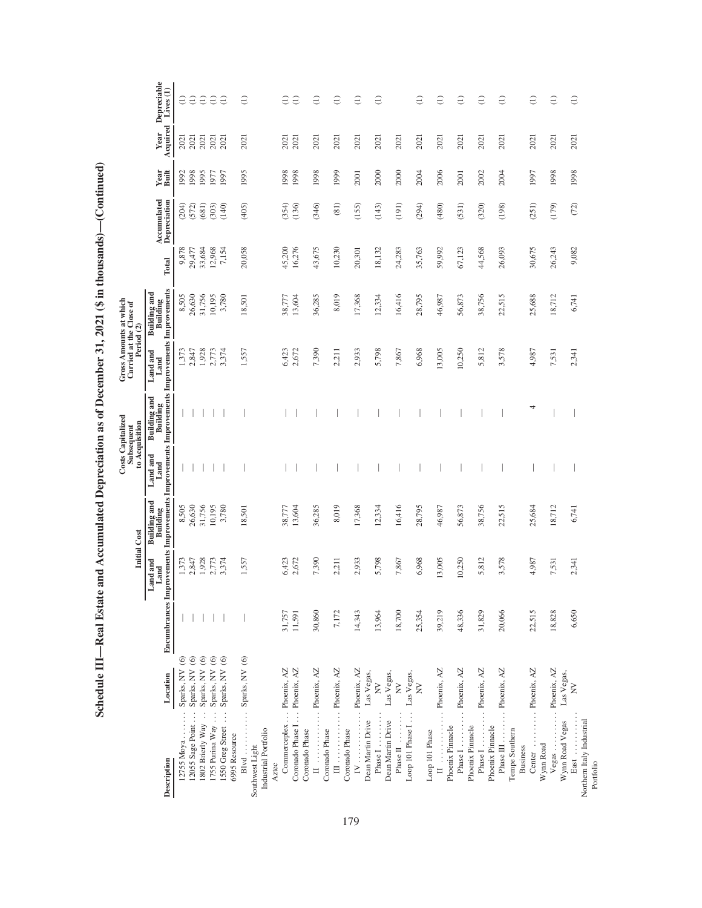# Schedule III—Real Estate and Accumulated Depreciation as of December 31, 2021 ($ in thousands)—(Continued)

| Description | Location | Encumbrances | Initial Cost | | Costs Capitalized Subsequent to Acquisition | | Gross Amounts at which Carried at the Close of Period (2) | | | Accumulated Depreciation | Year Built | Year Acquired | Depreciable Lives (1) |
|---|---|---|---|---|---|---|---|---|---|---|---|---|---|
| | | | Land and Land Improvements | Building and Building Improvements | Land and Land Improvements | Building and Building Improvements | Land and Land Improvements | Building and Building Improvements | Total | | | | |
| 12755 Moya | Sparks, NV (6) | — | 1,373 | 8,505 | — | — | 1,373 | 8,505 | 9,878 | (204) | 1992 | 2021 | (1) |
| 12055 Sage Point | Sparks, NV (6) | — | 2,847 | 26,630 | — | — | 2,847 | 26,630 | 29,477 | (572) | 1998 | 2021 | (1) |
| 1802 Brierly Way | Sparks, NV (6) | — | 1,928 | 31,756 | — | — | 1,928 | 31,756 | 33,684 | (681) | 1995 | 2021 | (1) |
| 1755 Purina Way | Sparks, NV (6) | — | 2,773 | 10,195 | — | — | 2,773 | 10,195 | 12,968 | (303) | 1977 | 2021 | (1) |
| 1550 Greg Street | Sparks, NV (6) | — | 3,374 | 3,780 | — | — | 3,374 | 3,780 | 7,154 | (140) | 1997 | 2021 | (1) |
| 6995 Resource Blvd | Sparks, NV (6) | — | 1,557 | 18,501 | — | — | 1,557 | 18,501 | 20,058 | (405) | 1995 | 2021 | (1) |
| Southwest Light Industrial Portfolio | | | | | | | | | | | | | |
| Aztec Commerceplex | Phoenix, AZ | 31,757 | 6,423 | 38,777 | — | — | 6,423 | 38,777 | 45,200 | (354) | 1998 | 2021 | (1) |
| Coronado Phase I | Phoenix, AZ | 11,591 | 2,672 | 13,604 | — | — | 2,672 | 13,604 | 16,276 | (136) | 1998 | 2021 | (1) |
| Coronado Phase II | Phoenix, AZ | 30,860 | 7,390 | 36,285 | — | — | 7,390 | 36,285 | 43,675 | (346) | 1998 | 2021 | (1) |
| Coronado Phase III | Phoenix, AZ | 7,172 | 2,211 | 8,019 | — | — | 2,211 | 8,019 | 10,230 | (81) | 1999 | 2021 | (1) |
| Coronado Phase IV | Phoenix, AZ | 14,343 | 2,933 | 17,368 | — | — | 2,933 | 17,368 | 20,301 | (155) | 2001 | 2021 | (1) |
| Dean Martin Drive Phase I | Las Vegas, NV | 13,964 | 5,798 | 12,334 | — | — | 5,798 | 12,334 | 18,132 | (143) | 2000 | 2021 | (1) |
| Dean Martin Drive Phase II | Las Vegas, NV | 18,700 | 7,867 | 16,416 | — | — | 7,867 | 16,416 | 24,283 | (191) | 2000 | 2021 | |
| Loop 101 Phase I | Las Vegas, NV | 25,354 | 6,968 | 28,795 | — | — | 6,968 | 28,795 | 35,763 | (294) | 2004 | 2021 | (1) |
| Loop 101 Phase II | Phoenix, AZ | 39,219 | 13,005 | 46,987 | — | — | 13,005 | 46,987 | 59,992 | (480) | 2006 | 2021 | (1) |
| Phoenix Pinnacle Phase I | Phoenix, AZ | 48,336 | 10,250 | 56,873 | — | — | 10,250 | 56,873 | 67,123 | (531) | 2001 | 2021 | (1) |
| Phoenix Pinnacle Phase I | Phoenix, AZ | 31,829 | 5,812 | 38,756 | — | — | 5,812 | 38,756 | 44,568 | (320) | 2002 | 2021 | (1) |
| Phoenix Pinnacle Phase III | Phoenix, AZ | 20,066 | 3,578 | 22,515 | — | — | 3,578 | 22,515 | 26,093 | (198) | 2004 | 2021 | (1) |
| Tempe Southern Business Center | Phoenix, AZ | 22,515 | 4,987 | 25,684 | — | 4 | 4,987 | 25,688 | 30,675 | (251) | 1997 | 2021 | (1) |
| Wynn Road Vegas | Phoenix, AZ | 18,828 | 7,531 | 18,712 | — | — | 7,531 | 18,712 | 26,243 | (179) | 1998 | 2021 | (1) |
| Wynn Road Vegas East | Las Vegas, NV | 6,650 | 2,341 | 6,741 | — | — | 2,341 | 6,741 | 9,082 | (72) | 1998 | 2021 | (1) |
| Northern Italy Industrial Portfolio | | | | | | | | | | | | | |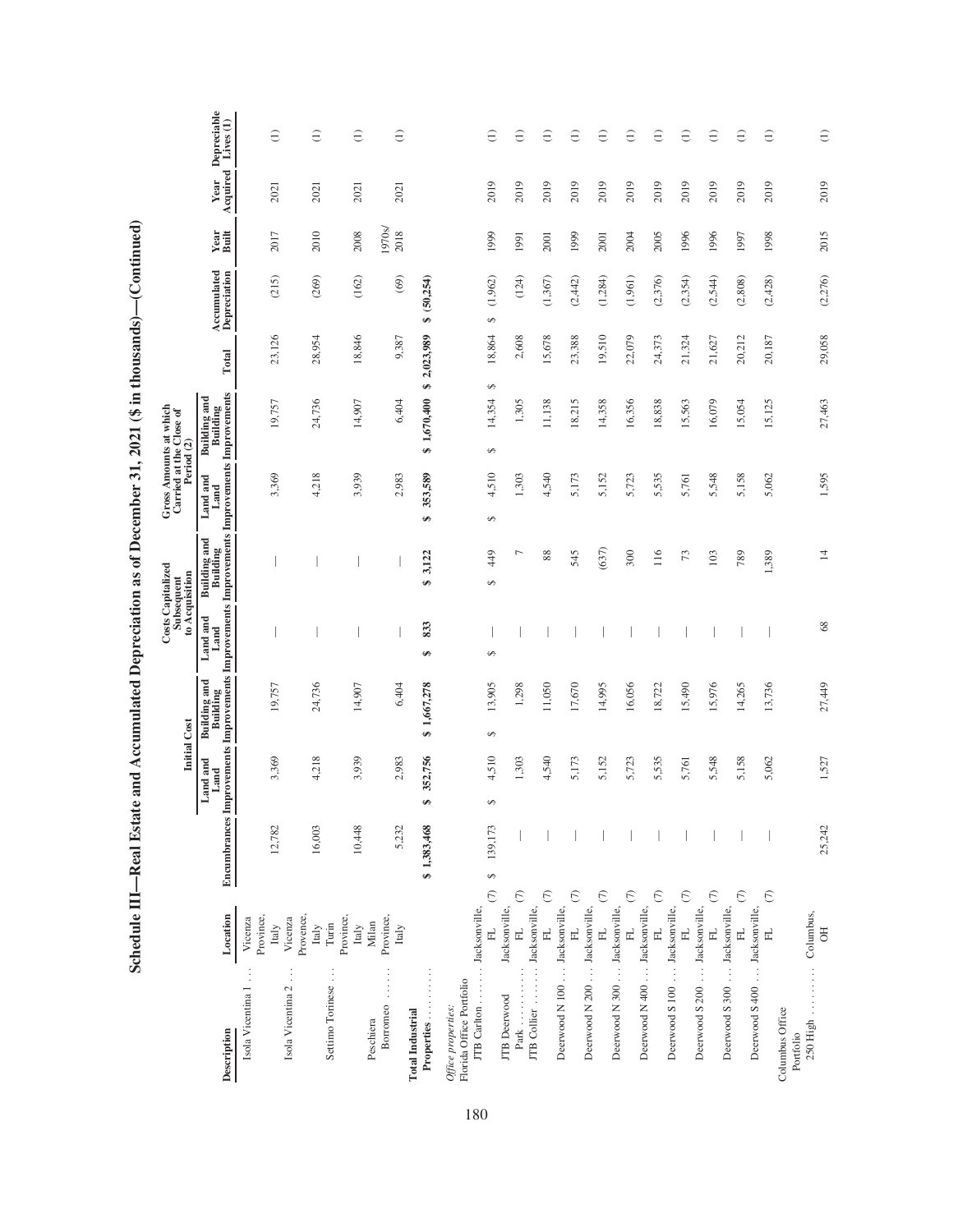# Schedule III—Real Estate and Accumulated Depreciation as of December 31, 2021 ($ in thousands)—(Continued)

| Description | Location | Encumbrances | Initial Cost | | Costs Capitalized Subsequent to Acquisition | | Gross Amounts at which Carried at the Close of Period (2) | | | Accumulated Depreciation | Year Built | Year Acquired | Depreciable Lives (1) |
|---|---|---|---|---|---|---|---|---|---|---|---|---|---|
| | | | Land and Land Improvements | Building and Building Improvements | Land and Land Improvements | Building and Building Improvements | Land and Land Improvements | Building and Building Improvements | Total | | | | |
| Isola Vicentina 1 | Vicenza Province, Italy | 12,782 | 3,369 | 19,757 | — | — | 3,369 | 19,757 | 23,126 | (215) | 2017 | 2021 | (1) |
| Isola Vicentina 2 | Vicenza Provence, Italy | 16,003 | 4,218 | 24,736 | — | — | 4,218 | 24,736 | 28,954 | (269) | 2010 | 2021 | (1) |
| Settimo Torinese | Turin Province, Italy | 10,448 | 3,939 | 14,907 | — | — | 3,939 | 14,907 | 18,846 | (162) | 2008 | 2021 | (1) |
| Peschiera Borromeo | Milan Province, Italy | 5,232 | 2,983 | 6,404 | — | — | 2,983 | 6,404 | 9,387 | (69) | 1970s/ 2018 | 2021 | (1) |
| **Total Industrial Properties** | | $ 1,383,468 | $ 352,756 | $ 1,667,278 | $ 833 | $ 3,122 | $ 353,589 | $ 1,670,400 | $ 2,023,989 | $ (50,254) | | | |
| *Office properties:* | | | | | | | | | | | | | |
| Florida Office Portfolio | | | | | | | | | | | | | |
| JTB Carlton | Jacksonville, FL (7) | $ 139,173 | $ 4,510 | $ 13,905 | $ — | $ 449 | $ 4,510 | $ 14,354 | $ 18,864 | $ (1,962) | 1999 | 2019 | (1) |
| JTB Deerwood Park | Jacksonville, FL (7) | — | 1,303 | 1,298 | — | 7 | 1,303 | 1,305 | 2,608 | (124) | 1991 | 2019 | (1) |
| JTB Collier | Jacksonville, FL (7) | — | 4,540 | 11,050 | — | 88 | 4,540 | 11,138 | 15,678 | (1,367) | 2001 | 2019 | (1) |
| Deerwood N 100 | Jacksonville, FL (7) | — | 5,173 | 17,670 | — | 545 | 5,173 | 18,215 | 23,388 | (2,442) | 1999 | 2019 | (1) |
| Deerwood N 200 | Jacksonville, FL (7) | — | 5,152 | 14,995 | — | (637) | 5,152 | 14,358 | 19,510 | (1,284) | 2001 | 2019 | (1) |
| Deerwood N 300 | Jacksonville, FL (7) | — | 5,723 | 16,056 | — | 300 | 5,723 | 16,356 | 22,079 | (1,961) | 2004 | 2019 | (1) |
| Deerwood N 400 | Jacksonville, FL (7) | — | 5,535 | 18,722 | — | 116 | 5,535 | 18,838 | 24,373 | (2,376) | 2005 | 2019 | (1) |
| Deerwood S 100 | Jacksonville, FL (7) | — | 5,761 | 15,490 | — | 73 | 5,761 | 15,563 | 21,324 | (2,354) | 1996 | 2019 | (1) |
| Deerwood S 200 | Jacksonville, FL (7) | — | 5,548 | 15,976 | — | 103 | 5,548 | 16,079 | 21,627 | (2,544) | 1996 | 2019 | (1) |
| Deerwood S 300 | Jacksonville, FL (7) | — | 5,158 | 14,265 | — | 789 | 5,158 | 15,054 | 20,212 | (2,808) | 1997 | 2019 | (1) |
| Deerwood S 400 | Jacksonville, FL (7) | — | 5,062 | 13,736 | — | 1,389 | 5,062 | 15,125 | 20,187 | (2,428) | 1998 | 2019 | (1) |
| Columbus Office Portfolio | | | | | | | | | | | | | |
| 250 High | Columbus, OH | 25,242 | 1,527 | 27,449 | 68 | 14 | 1,595 | 27,463 | 29,058 | (2,276) | 2015 | 2019 | (1) |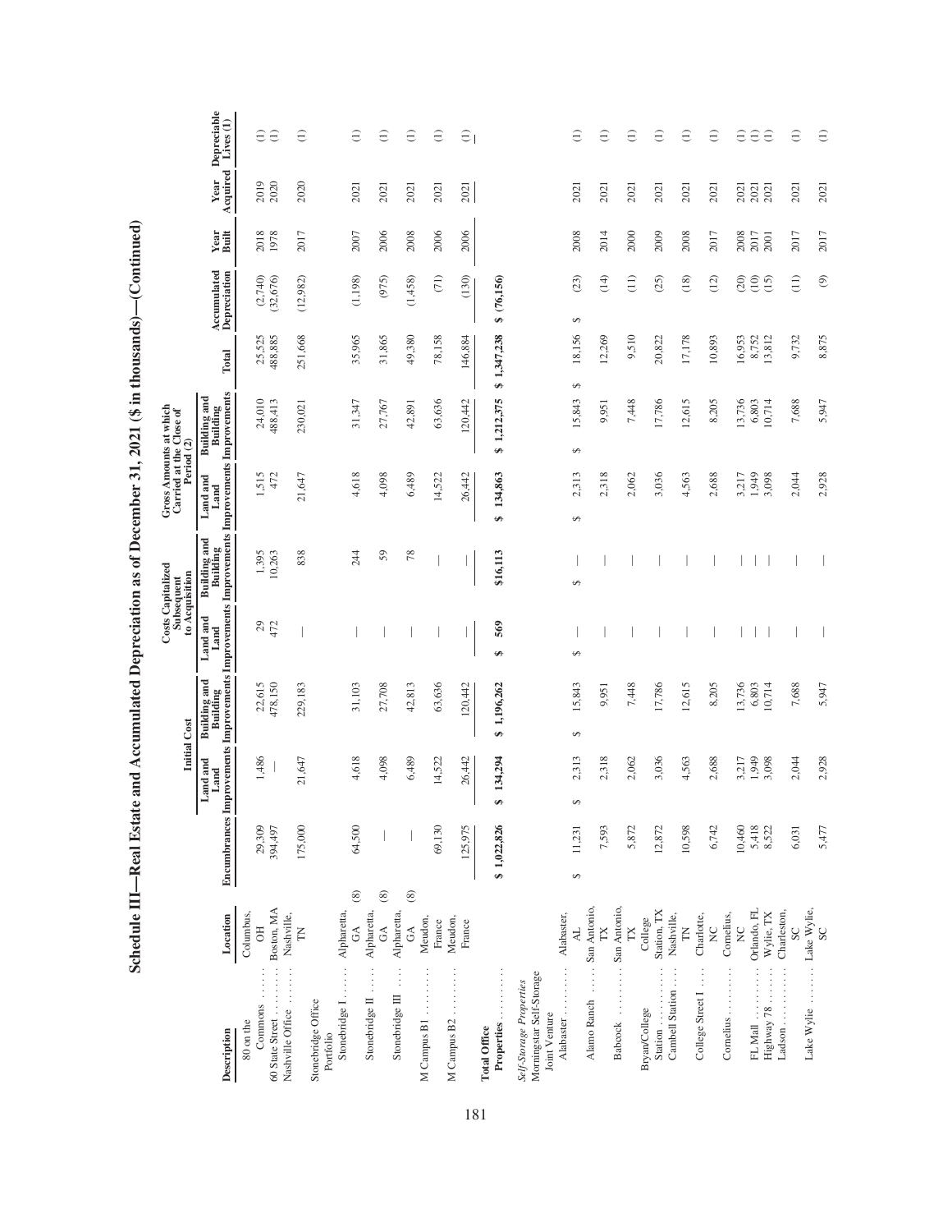# Schedule III—Real Estate and Accumulated Depreciation as of December 31, 2021 ($ in thousands)—(Continued)

| Description | Location | Encumbrances | Initial Cost: Land and Land Improvements | Initial Cost: Building and Building Improvements | Costs Capitalized Subsequent to Acquisition: Land and Land Improvements | Costs Capitalized Subsequent to Acquisition: Building and Building Improvements | Gross Amounts at which Carried at the Close of Period (2): Land and Land Improvements | Gross Amounts at which Carried at the Close of Period (2): Building and Building Improvements | Total | Accumulated Depreciation | Year Built | Year Acquired | Depreciable Lives (1) |
|---|---|---|---|---|---|---|---|---|---|---|---|---|---|
| 80 on the Commons | Columbus, OH | 29,309 | 1,486 | 22,615 | 29 | 1,395 | 1,515 | 24,010 | 25,525 | (2,740) | 2018 | 2019 | (1) |
| 60 State Street | Boston, MA | 394,497 | — | 478,150 | 472 | 10,263 | 472 | 488,413 | 488,885 | (32,676) | 1978 | 2020 | (1) |
| Nashville Office | Nashville, TN | 175,000 | 21,647 | 229,183 | — | 838 | 21,647 | 230,021 | 251,668 | (12,982) | 2017 | 2020 | (1) |
| Stonebridge Office Portfolio | | | | | | | | | | | | | |
| Stonebridge I | Alpharetta, GA (8) | 64,500 | 4,618 | 31,103 | — | 244 | 4,618 | 31,347 | 35,965 | (1,198) | 2007 | 2021 | (1) |
| Stonebridge II | Alpharetta, GA (8) | — | 4,098 | 27,708 | — | 59 | 4,098 | 27,767 | 31,865 | (975) | 2006 | 2021 | (1) |
| Stonebridge III | Alpharetta, GA (8) | — | 6,489 | 42,813 | — | 78 | 6,489 | 42,891 | 49,380 | (1,458) | 2008 | 2021 | (1) |
| M Campus B1 | Meudon, France | 69,130 | 14,522 | 63,636 | — | — | 14,522 | 63,636 | 78,158 | (71) | 2006 | 2021 | (1) |
| M Campus B2 | Meudon, France | 125,975 | 26,442 | 120,442 | — | — | 26,442 | 120,442 | 146,884 | (130) | 2006 | 2021 | (1) |
| Total Office Properties | | $ 1,022,826 | $ 134,294 | $ 1,196,262 | $ 569 | $16,113 | $ 134,863 | $ 1,212,375 | $ 1,347,238 | $ (76,156) | | | |
| *Self-Storage Properties* | | | | | | | | | | | | | |
| Morningstar Self-Storage Joint Venture | | | | | | | | | | | | | |
| Alabaster | Alabaster, AL | $ 11,231 | $ 2,313 | $ 15,843 | $ — | $ — | $ 2,313 | $ 15,843 | $ 18,156 | $ (23) | 2008 | 2021 | (1) |
| Alamo Ranch | San Antonio, TX | 7,593 | 2,318 | 9,951 | — | — | 2,318 | 9,951 | 12,269 | (14) | 2014 | 2021 | (1) |
| Babcock | San Antonio, TX | 5,872 | 2,062 | 7,448 | — | — | 2,062 | 7,448 | 9,510 | (11) | 2000 | 2021 | (1) |
| Bryan/College Station | College Station, TX | 12,872 | 3,036 | 17,786 | — | — | 3,036 | 17,786 | 20,822 | (25) | 2009 | 2021 | (1) |
| Cambell Station | Nashville, TN | 10,598 | 4,563 | 12,615 | — | — | 4,563 | 12,615 | 17,178 | (18) | 2008 | 2021 | (1) |
| College Street I | Charlotte, NC | 6,742 | 2,688 | 8,205 | — | — | 2,688 | 8,205 | 10,893 | (12) | 2017 | 2021 | (1) |
| Cornelius | Cornelius, NC | 10,460 | 3,217 | 13,736 | — | — | 3,217 | 13,736 | 16,953 | (20) | 2008 | 2021 | (1) |
| FL Mall | Orlando, FL | 5,418 | 1,949 | 6,803 | — | — | 1,949 | 6,803 | 8,752 | (10) | 2017 | 2021 | (1) |
| Highway 78 | Wylie, TX | 8,522 | 3,098 | 10,714 | — | — | 3,098 | 10,714 | 13,812 | (15) | 2001 | 2021 | (1) |
| Ladson | Charleston, SC | 6,031 | 2,044 | 7,688 | — | — | 2,044 | 7,688 | 9,732 | (11) | 2017 | 2021 | (1) |
| Lake Wylie | Lake Wylie, SC | 5,477 | 2,928 | 5,947 | — | — | 2,928 | 5,947 | 8,875 | (9) | 2017 | 2021 | (1) |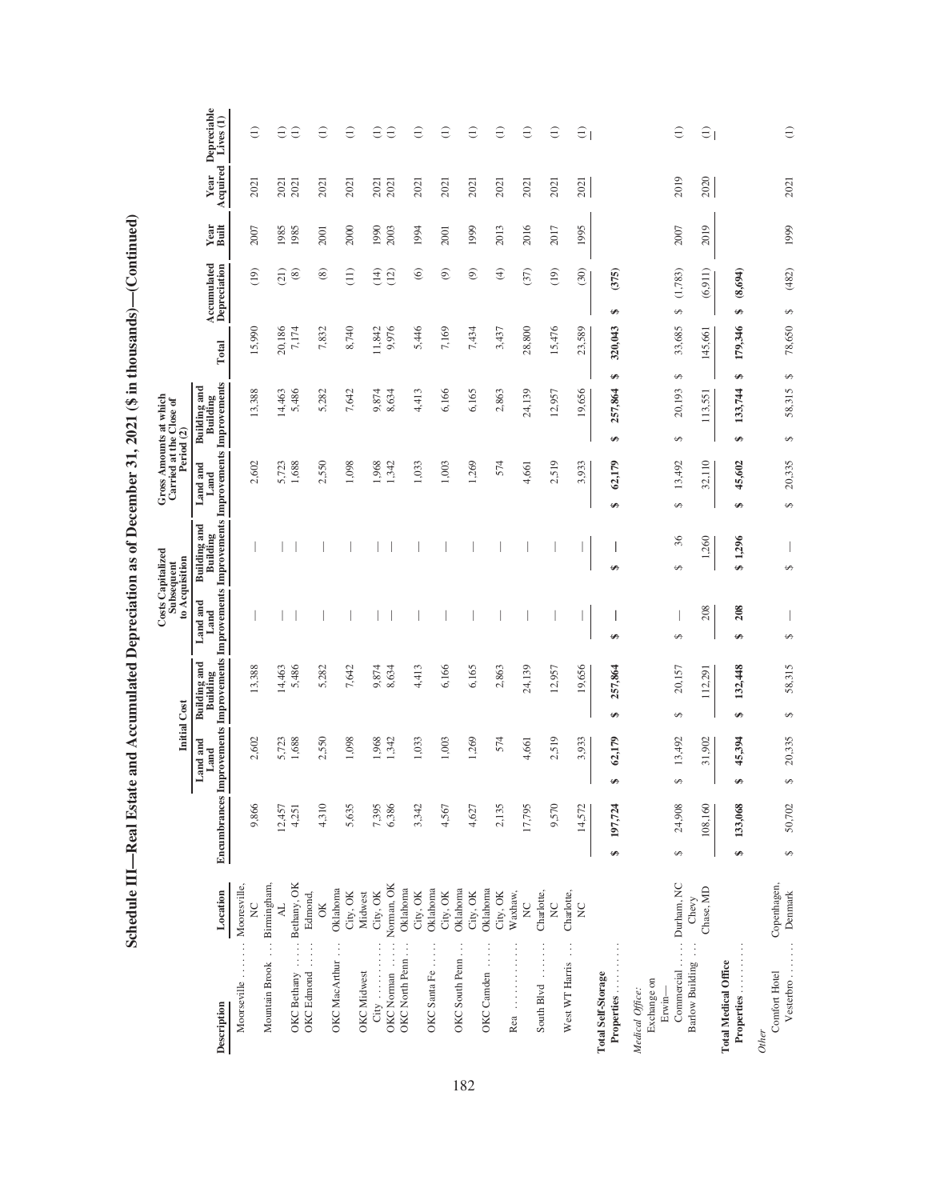# Schedule III—Real Estate and Accumulated Depreciation as of December 31, 2021 ($ in thousands)—(Continued)

| Description | Location | Encumbrances | Initial Cost | | Costs Capitalized Subsequent to Acquisition | | Gross Amounts at which Carried at the Close of Period (2) | | | Accumulated Depreciation | Year Built | Year Acquired | Depreciable Lives (1) |
|---|---|---|---|---|---|---|---|---|---|---|---|---|---|
| | | | Land and Land Improvements | Building and Building Improvements | Land and Land Improvements | Building and Building Improvements | Land and Land Improvements | Building and Building Improvements | Total | | | | |
| Moorseville | Mooresville, NC | 9,866 | 2,602 | 13,388 | — | — | 2,602 | 13,388 | 15,990 | (19) | 2007 | 2021 | (1) |
| Mountain Brook | Birmingham, AL | 12,457 | 5,723 | 14,463 | — | — | 5,723 | 14,463 | 20,186 | (21) | 1985 | 2021 | (1) |
| OKC Bethany | Bethany, OK | 4,251 | 1,688 | 5,486 | — | — | 1,688 | 5,486 | 7,174 | (8) | 1985 | 2021 | (1) |
| OKC Edmond | Edmond, OK | 4,310 | 2,550 | 5,282 | — | — | 2,550 | 5,282 | 7,832 | (8) | 2001 | 2021 | (1) |
| OKC MacArthur | Oklahoma City, OK | 5,635 | 1,098 | 7,642 | — | — | 1,098 | 7,642 | 8,740 | (11) | 2000 | 2021 | (1) |
| OKC Midwest City | Midwest City, OK | 7,395 | 1,968 | 9,874 | — | — | 1,968 | 9,874 | 11,842 | (14) | 1990 | 2021 | (1) |
| OKC Norman | Norman, OK | 6,386 | 1,342 | 8,634 | — | — | 1,342 | 8,634 | 9,976 | (12) | 2003 | 2021 | (1) |
| OKC North Penn | Oklahoma City, OK | 3,342 | 1,033 | 4,413 | — | — | 1,033 | 4,413 | 5,446 | (6) | 1994 | 2021 | (1) |
| OKC Santa Fe | Oklahoma City, OK | 4,567 | 1,003 | 6,166 | — | — | 1,003 | 6,166 | 7,169 | (9) | 2001 | 2021 | (1) |
| OKC South Penn | Oklahoma City, OK | 4,627 | 1,269 | 6,165 | — | — | 1,269 | 6,165 | 7,434 | (9) | 1999 | 2021 | (1) |
| OKC Camden | Oklahoma City, OK | 2,135 | 574 | 2,863 | — | — | 574 | 2,863 | 3,437 | (4) | 2013 | 2021 | (1) |
| Rea | Waxhaw, NC | 17,795 | 4,661 | 24,139 | — | — | 4,661 | 24,139 | 28,800 | (37) | 2016 | 2021 | (1) |
| South Blvd | Charlotte, NC | 9,570 | 2,519 | 12,957 | — | — | 2,519 | 12,957 | 15,476 | (19) | 2017 | 2021 | (1) |
| West WT Harris | Charlotte, NC | 14,572 | 3,933 | 19,656 | — | — | 3,933 | 19,656 | 23,589 | (30) | 1995 | 2021 | (1) |
| **Total Self-Storage Properties** | | **$ 197,724** | **$ 62,179** | **$ 257,864** | **$ —** | **$ —** | **$ 62,179** | **$ 257,864** | **$ 320,043** | **$ (375)** | | | |
| *Medical Office:* | | | | | | | | | | | | | |
| Exchange on Erwin—Commercial | Durham, NC | $ 24,908 | $ 13,492 | $ 20,157 | $ — | $ 36 | $ 13,492 | $ 20,193 | $ 33,685 | $ (1,783) | 2007 | 2019 | (1) |
| Barlow Building | Chevy Chase, MD | 108,160 | 31,902 | 112,291 | 208 | 1,260 | 32,110 | 113,551 | 145,661 | (6,911) | 2019 | 2020 | (1) |
| **Total Medical Office Properties** | | **$ 133,068** | **$ 45,394** | **$ 132,448** | **$ 208** | **$ 1,296** | **$ 45,602** | **$ 133,744** | **$ 179,346** | **$ (8,694)** | | | |
| *Other* | | | | | | | | | | | | | |
| Comfort Hotel Vesterbro | Copenhagen, Denmark | $ 50,702 | $ 20,335 | $ 58,315 | $ — | $ — | $ 20,335 | $ 58,315 | $ 78,650 | $ (482) | 1999 | 2021 | (1) |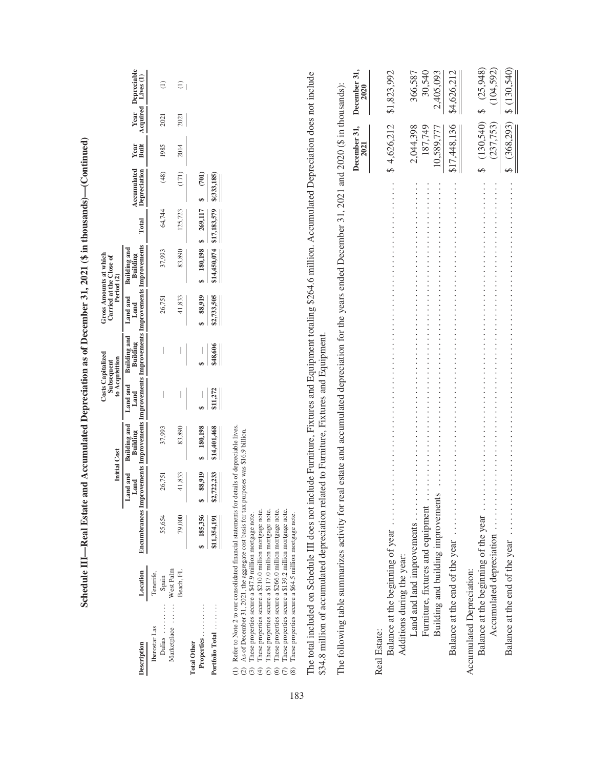# Schedule III—Real Estate and Accumulated Depreciation as of December 31, 2021 ($ in thousands)—(Continued)

| Description | Location | Encumbrances | Initial Cost: Land and Land Improvements | Initial Cost: Building and Building Improvements | Costs Capitalized Subsequent to Acquisition: Land and Land Improvements | Costs Capitalized Subsequent to Acquisition: Building and Building Improvements | Gross Amounts at which Carried at the Close of Period (2): Land and Land Improvements | Gross Amounts at which Carried at the Close of Period (2): Building and Building Improvements | Total | Accumulated Depreciation | Year Built | Year Acquired | Depreciable Lives (1) |
|---|---|---|---|---|---|---|---|---|---|---|---|---|---|
| Iberostar Las Dalias | Tenerife, Spain | 55,654 | 26,751 | 37,993 | — | — | 26,751 | 37,993 | 64,744 | (48) | 1985 | 2021 | (1) |
| Marketplace | West Palm Beach, FL | 79,000 | 41,833 | 83,890 | — | — | 41,833 | 83,890 | 125,723 | (171) | 2014 | 2021 | (1) |
| **Total Other Properties** | | $ 185,356 | $ 88,919 | $ 180,198 | $ — | $ — | $ 88,919 | $ 180,198 | $ 269,117 | $ (701) | | | |
| **Portfolio Total** | | $11,354,191 | $2,722,233 | $14,401,468 | $11,272 | $48,606 | $2,733,505 | $14,450,074 | $17,183,579 | $(333,185) | | | |

(1) Refer to Note 2 to our consolidated financial statements for details of depreciable lives.
(2) As of December 31, 2021, the aggregate cost basis for tax purposes was $16.9 billion.
(3) These properties secure a $47.9 million mortgage note.
(4) These properties secure a $210.0 million mortgage note.
(5) These properties secure a $117.0 million mortgage note.
(6) These properties secure a $266.0 million mortgage note.
(7) These properties secure a $139.2 million mortgage note.
(8) These properties secure a $64.5 million mortgage note.

The total included on Schedule III does not include Furniture, Fixtures and Equipment totaling $264.6 million. Accumulated Depreciation does not include $34.8 million of accumulated depreciation related to Furniture, Fixtures and Equipment.

The following table summarizes activity for real estate and accumulated depreciation for the years ended December 31, 2021 and 2020 ($ in thousands):

| | December 31, 2021 | December 31, 2020 |
|---|---|---|
| Real Estate: | | |
| Balance at the beginning of year | $ 4,626,212 | $1,823,992 |
| Additions during the year: | | |
| Land and land improvements | 2,044,398 | 366,587 |
| Furniture, fixtures and equipment | 187,749 | 30,540 |
| Building and building improvements | 10,589,777 | 2,405,093 |
| Balance at the end of the year | $17,448,136 | $4,626,212 |
| Accumulated Depreciation: | | |
| Balance at the beginning of the year | $ (130,540) | $ (25,948) |
| Accumulated depreciation | (237,753) | (104,592) |
| Balance at the end of the year | $ (368,293) | $ (130,540) |